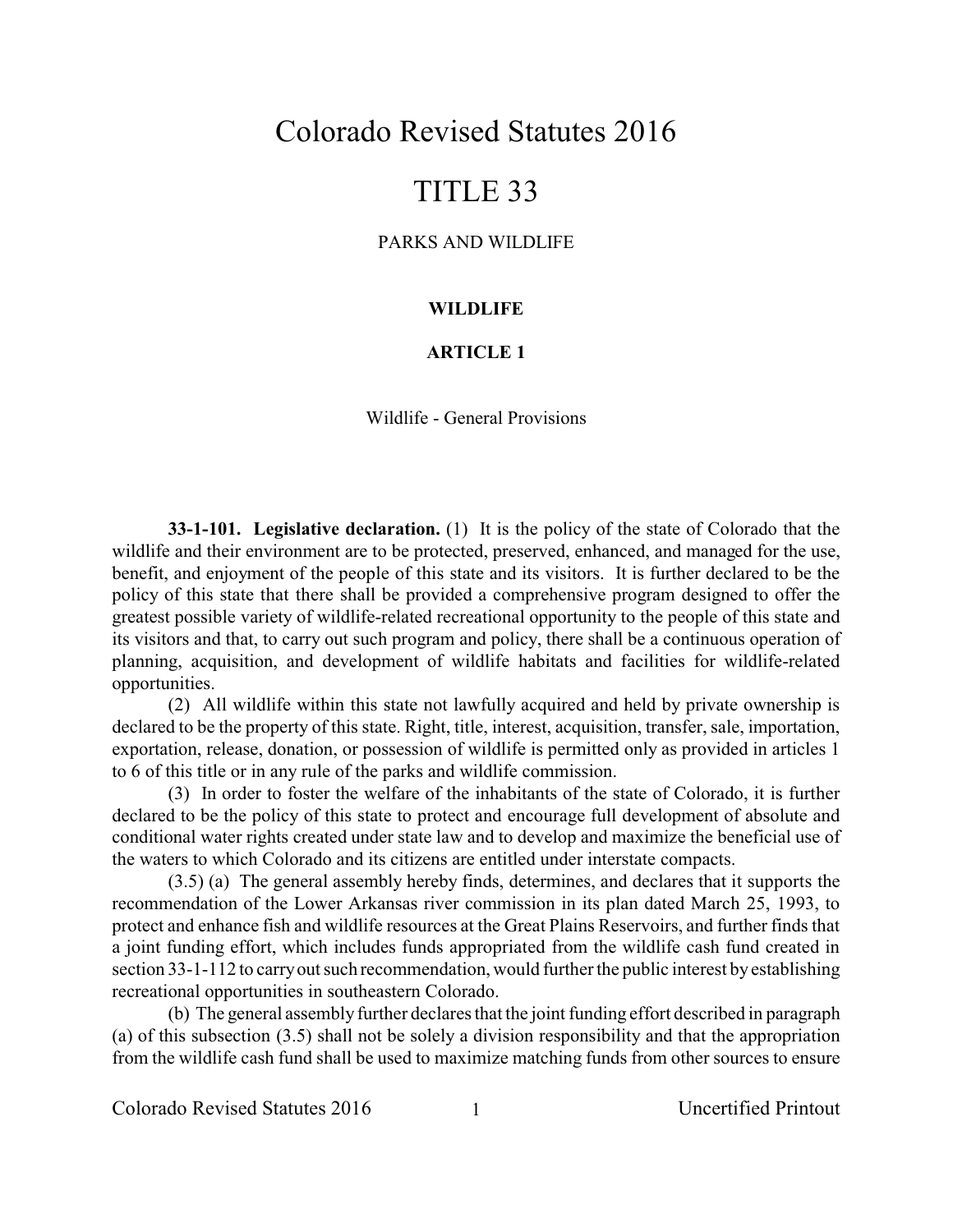# Colorado Revised Statutes 2016

# TITLE 33

## PARKS AND WILDLIFE

### WILDLIFE

### ARTICLE 1

Wildlife - General Provisions

**33-1-101. Legislative declaration.** (1) It is the policy of the state of Colorado that the wildlife and their environment are to be protected, preserved, enhanced, and managed for the use, benefit, and enjoyment of the people of this state and its visitors. It is further declared to be the policy of this state that there shall be provided a comprehensive program designed to offer the greatest possible variety of wildlife-related recreational opportunity to the people of this state and its visitors and that, to carry out such program and policy, there shall be a continuous operation of planning, acquisition, and development of wildlife habitats and facilities for wildlife-related opportunities.

(2) All wildlife within this state not lawfully acquired and held by private ownership is declared to be the property of this state. Right, title, interest, acquisition, transfer, sale, importation, exportation, release, donation, or possession of wildlife is permitted only as provided in articles 1 to 6 of this title or in any rule of the parks and wildlife commission.

(3) In order to foster the welfare of the inhabitants of the state of Colorado, it is further declared to be the policy of this state to protect and encourage full development of absolute and conditional water rights created under state law and to develop and maximize the beneficial use of the waters to which Colorado and its citizens are entitled under interstate compacts.

(3.5) (a) The general assembly hereby finds, determines, and declares that it supports the recommendation of the Lower Arkansas river commission in its plan dated March 25, 1993, to protect and enhance fish and wildlife resources at the Great Plains Reservoirs, and further finds that a joint funding effort, which includes funds appropriated from the wildlife cash fund created in section 33-1-112 to carry out such recommendation, would further the public interest by establishing recreational opportunities in southeastern Colorado.

(b) The general assembly further declares that the joint funding effort described in paragraph (a) of this subsection (3.5) shall not be solely a division responsibility and that the appropriation from the wildlife cash fund shall be used to maximize matching funds from other sources to ensure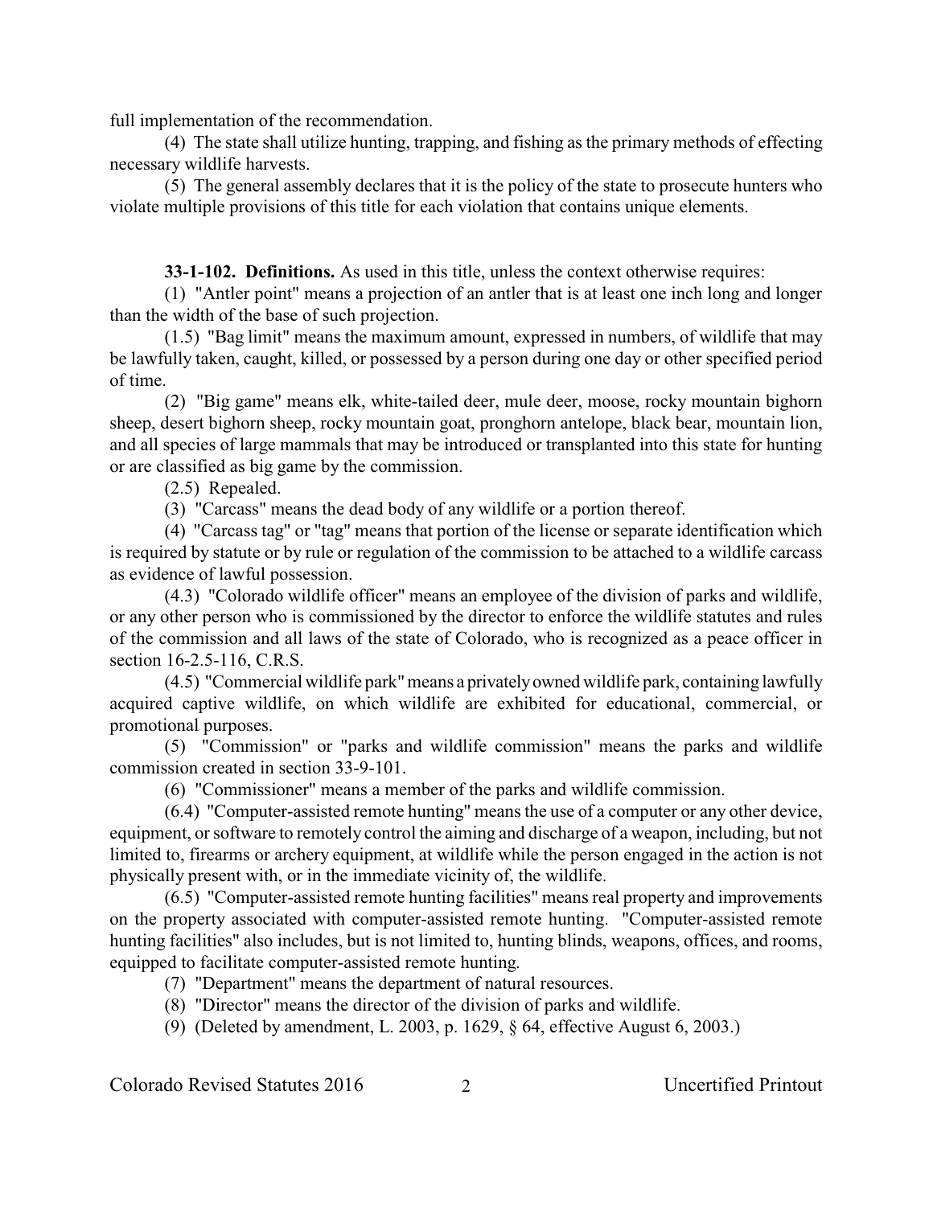full implementation of the recommendation.

(4) The state shall utilize hunting, trapping, and fishing as the primary methods of effecting necessary wildlife harvests.

(5) The general assembly declares that it is the policy of the state to prosecute hunters who violate multiple provisions of this title for each violation that contains unique elements.

**33-1-102. Definitions.** As used in this title, unless the context otherwise requires:

(1) "Antler point" means a projection of an antler that is at least one inch long and longer than the width of the base of such projection.

(1.5) "Bag limit" means the maximum amount, expressed in numbers, of wildlife that may be lawfully taken, caught, killed, or possessed by a person during one day or other specified period of time.

(2) "Big game" means elk, white-tailed deer, mule deer, moose, rocky mountain bighorn sheep, desert bighorn sheep, rocky mountain goat, pronghorn antelope, black bear, mountain lion, and all species of large mammals that may be introduced or transplanted into this state for hunting or are classified as big game by the commission.

(2.5) Repealed.

(3) "Carcass" means the dead body of any wildlife or a portion thereof.

(4) "Carcass tag" or "tag" means that portion of the license or separate identification which is required by statute or by rule or regulation of the commission to be attached to a wildlife carcass as evidence of lawful possession.

(4.3) "Colorado wildlife officer" means an employee of the division of parks and wildlife, or any other person who is commissioned by the director to enforce the wildlife statutes and rules of the commission and all laws of the state of Colorado, who is recognized as a peace officer in section 16-2.5-116, C.R.S.

(4.5) "Commercial wildlife park" means a privately owned wildlife park, containing lawfully acquired captive wildlife, on which wildlife are exhibited for educational, commercial, or promotional purposes.

(5) "Commission" or "parks and wildlife commission" means the parks and wildlife commission created in section 33-9-101.

(6) "Commissioner" means a member of the parks and wildlife commission.

(6.4) "Computer-assisted remote hunting" means the use of a computer or any other device, equipment, or software to remotely control the aiming and discharge of a weapon, including, but not limited to, firearms or archery equipment, at wildlife while the person engaged in the action is not physically present with, or in the immediate vicinity of, the wildlife.

(6.5) "Computer-assisted remote hunting facilities" means real property and improvements on the property associated with computer-assisted remote hunting. "Computer-assisted remote hunting facilities" also includes, but is not limited to, hunting blinds, weapons, offices, and rooms, equipped to facilitate computer-assisted remote hunting.

(7) "Department" means the department of natural resources.

(8) "Director" means the director of the division of parks and wildlife.

(9) (Deleted by amendment, L. 2003, p. 1629, § 64, effective August 6, 2003.)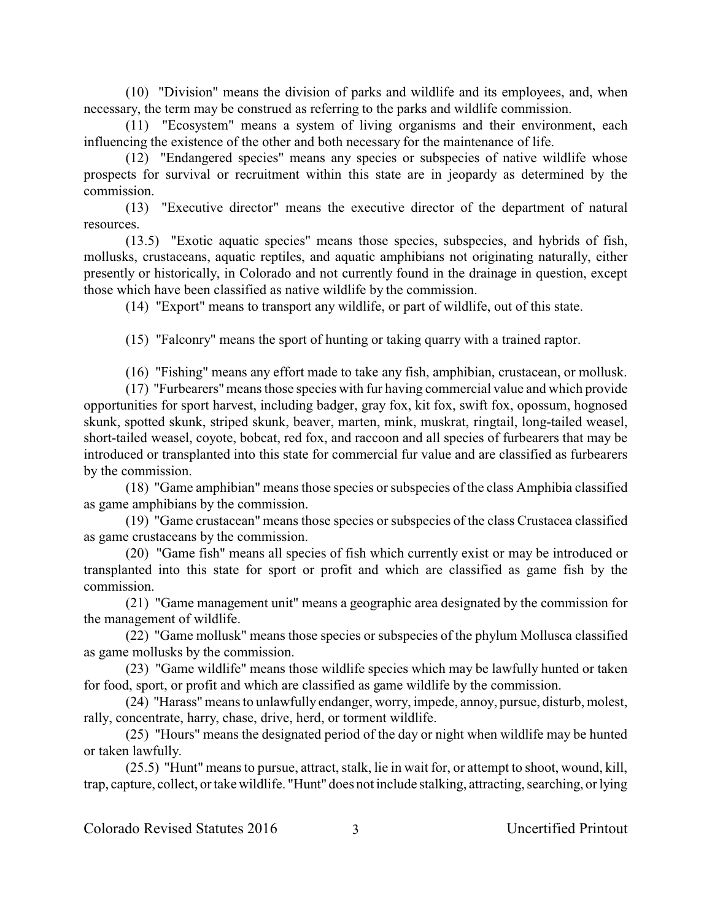(10) "Division" means the division of parks and wildlife and its employees, and, when necessary, the term may be construed as referring to the parks and wildlife commission.

(11) "Ecosystem" means a system of living organisms and their environment, each influencing the existence of the other and both necessary for the maintenance of life.

(12) "Endangered species" means any species or subspecies of native wildlife whose prospects for survival or recruitment within this state are in jeopardy as determined by the commission.

(13) "Executive director" means the executive director of the department of natural resources.

(13.5) "Exotic aquatic species" means those species, subspecies, and hybrids of fish, mollusks, crustaceans, aquatic reptiles, and aquatic amphibians not originating naturally, either presently or historically, in Colorado and not currently found in the drainage in question, except those which have been classified as native wildlife by the commission.

(14) "Export" means to transport any wildlife, or part of wildlife, out of this state.

(15) "Falconry" means the sport of hunting or taking quarry with a trained raptor.

(16) "Fishing" means any effort made to take any fish, amphibian, crustacean, or mollusk.

(17) "Furbearers" means those species with fur having commercial value and which provide opportunities for sport harvest, including badger, gray fox, kit fox, swift fox, opossum, hognosed skunk, spotted skunk, striped skunk, beaver, marten, mink, muskrat, ringtail, long-tailed weasel, short-tailed weasel, coyote, bobcat, red fox, and raccoon and all species of furbearers that may be introduced or transplanted into this state for commercial fur value and are classified as furbearers by the commission.

(18) "Game amphibian" means those species or subspecies of the class Amphibia classified as game amphibians by the commission.

(19) "Game crustacean" means those species or subspecies of the class Crustacea classified as game crustaceans by the commission.

(20) "Game fish" means all species of fish which currently exist or may be introduced or transplanted into this state for sport or profit and which are classified as game fish by the commission.

(21) "Game management unit" means a geographic area designated by the commission for the management of wildlife.

(22) "Game mollusk" means those species or subspecies of the phylum Mollusca classified as game mollusks by the commission.

(23) "Game wildlife" means those wildlife species which may be lawfully hunted or taken for food, sport, or profit and which are classified as game wildlife by the commission.

(24) "Harass" means to unlawfully endanger, worry, impede, annoy, pursue, disturb, molest, rally, concentrate, harry, chase, drive, herd, or torment wildlife.

(25) "Hours" means the designated period of the day or night when wildlife may be hunted or taken lawfully.

(25.5) "Hunt" means to pursue, attract, stalk, lie in wait for, or attempt to shoot, wound, kill, trap, capture, collect, or take wildlife. "Hunt" does not include stalking, attracting, searching, or lying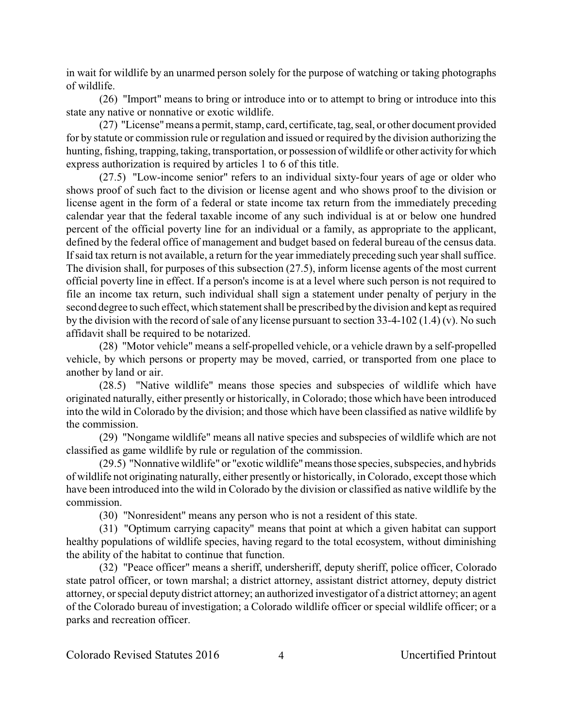in wait for wildlife by an unarmed person solely for the purpose of watching or taking photographs of wildlife.

(26) "Import" means to bring or introduce into or to attempt to bring or introduce into this state any native or nonnative or exotic wildlife.

(27) "License" means a permit, stamp, card, certificate, tag, seal, or other document provided for by statute or commission rule or regulation and issued or required by the division authorizing the hunting, fishing, trapping, taking, transportation, or possession of wildlife or other activity for which express authorization is required by articles 1 to 6 of this title.

(27.5) "Low-income senior" refers to an individual sixty-four years of age or older who shows proof of such fact to the division or license agent and who shows proof to the division or license agent in the form of a federal or state income tax return from the immediately preceding calendar year that the federal taxable income of any such individual is at or below one hundred percent of the official poverty line for an individual or a family, as appropriate to the applicant, defined by the federal office of management and budget based on federal bureau of the census data. If said tax return is not available, a return for the year immediately preceding such year shall suffice. The division shall, for purposes of this subsection (27.5), inform license agents of the most current official poverty line in effect. If a person's income is at a level where such person is not required to file an income tax return, such individual shall sign a statement under penalty of perjury in the second degree to such effect, which statement shall be prescribed by the division and kept as required by the division with the record of sale of any license pursuant to section 33-4-102 (1.4) (v). No such affidavit shall be required to be notarized.

(28) "Motor vehicle" means a self-propelled vehicle, or a vehicle drawn by a self-propelled vehicle, by which persons or property may be moved, carried, or transported from one place to another by land or air.

(28.5) "Native wildlife" means those species and subspecies of wildlife which have originated naturally, either presently or historically, in Colorado; those which have been introduced into the wild in Colorado by the division; and those which have been classified as native wildlife by the commission.

(29) "Nongame wildlife" means all native species and subspecies of wildlife which are not classified as game wildlife by rule or regulation of the commission.

(29.5) "Nonnative wildlife" or "exotic wildlife" means those species, subspecies, and hybrids of wildlife not originating naturally, either presently or historically, in Colorado, except those which have been introduced into the wild in Colorado by the division or classified as native wildlife by the commission.

(30) "Nonresident" means any person who is not a resident of this state.

(31) "Optimum carrying capacity" means that point at which a given habitat can support healthy populations of wildlife species, having regard to the total ecosystem, without diminishing the ability of the habitat to continue that function.

(32) "Peace officer" means a sheriff, undersheriff, deputy sheriff, police officer, Colorado state patrol officer, or town marshal; a district attorney, assistant district attorney, deputy district attorney, or special deputy district attorney; an authorized investigator of a district attorney; an agent of the Colorado bureau of investigation; a Colorado wildlife officer or special wildlife officer; or a parks and recreation officer.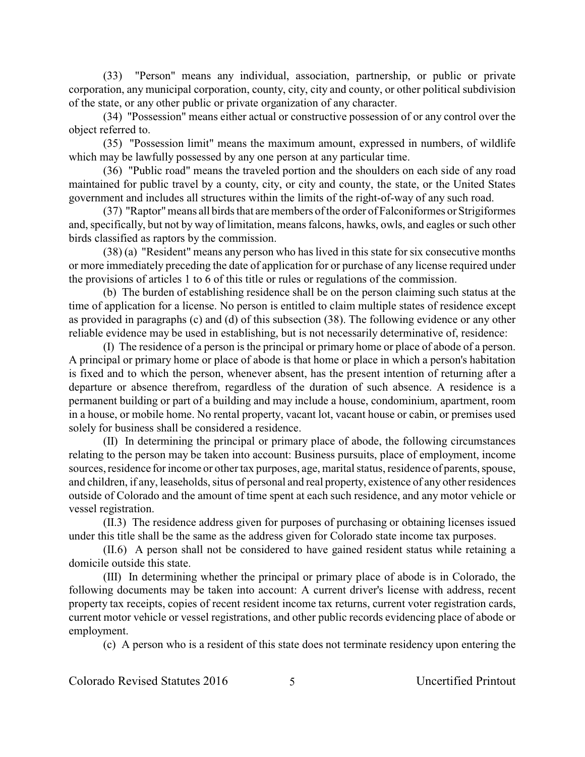(33) "Person" means any individual, association, partnership, or public or private corporation, any municipal corporation, county, city, city and county, or other political subdivision of the state, or any other public or private organization of any character.

(34) "Possession" means either actual or constructive possession of or any control over the object referred to.

(35) "Possession limit" means the maximum amount, expressed in numbers, of wildlife which may be lawfully possessed by any one person at any particular time.

(36) "Public road" means the traveled portion and the shoulders on each side of any road maintained for public travel by a county, city, or city and county, the state, or the United States government and includes all structures within the limits of the right-of-way of any such road.

(37) "Raptor" means all birds that are members of the order of Falconiformes or Strigiformes and, specifically, but not by way of limitation, means falcons, hawks, owls, and eagles or such other birds classified as raptors by the commission.

(38) (a) "Resident" means any person who has lived in this state for six consecutive months or more immediately preceding the date of application for or purchase of any license required under the provisions of articles 1 to 6 of this title or rules or regulations of the commission.

(b) The burden of establishing residence shall be on the person claiming such status at the time of application for a license. No person is entitled to claim multiple states of residence except as provided in paragraphs (c) and (d) of this subsection (38). The following evidence or any other reliable evidence may be used in establishing, but is not necessarily determinative of, residence:

(I) The residence of a person is the principal or primary home or place of abode of a person. A principal or primary home or place of abode is that home or place in which a person's habitation is fixed and to which the person, whenever absent, has the present intention of returning after a departure or absence therefrom, regardless of the duration of such absence. A residence is a permanent building or part of a building and may include a house, condominium, apartment, room in a house, or mobile home. No rental property, vacant lot, vacant house or cabin, or premises used solely for business shall be considered a residence.

(II) In determining the principal or primary place of abode, the following circumstances relating to the person may be taken into account: Business pursuits, place of employment, income sources, residence for income or other tax purposes, age, marital status, residence of parents, spouse, and children, if any, leaseholds, situs of personal and real property, existence of any other residences outside of Colorado and the amount of time spent at each such residence, and any motor vehicle or vessel registration.

(II.3) The residence address given for purposes of purchasing or obtaining licenses issued under this title shall be the same as the address given for Colorado state income tax purposes.

(II.6) A person shall not be considered to have gained resident status while retaining a domicile outside this state.

(III) In determining whether the principal or primary place of abode is in Colorado, the following documents may be taken into account: A current driver's license with address, recent property tax receipts, copies of recent resident income tax returns, current voter registration cards, current motor vehicle or vessel registrations, and other public records evidencing place of abode or employment.

(c) A person who is a resident of this state does not terminate residency upon entering the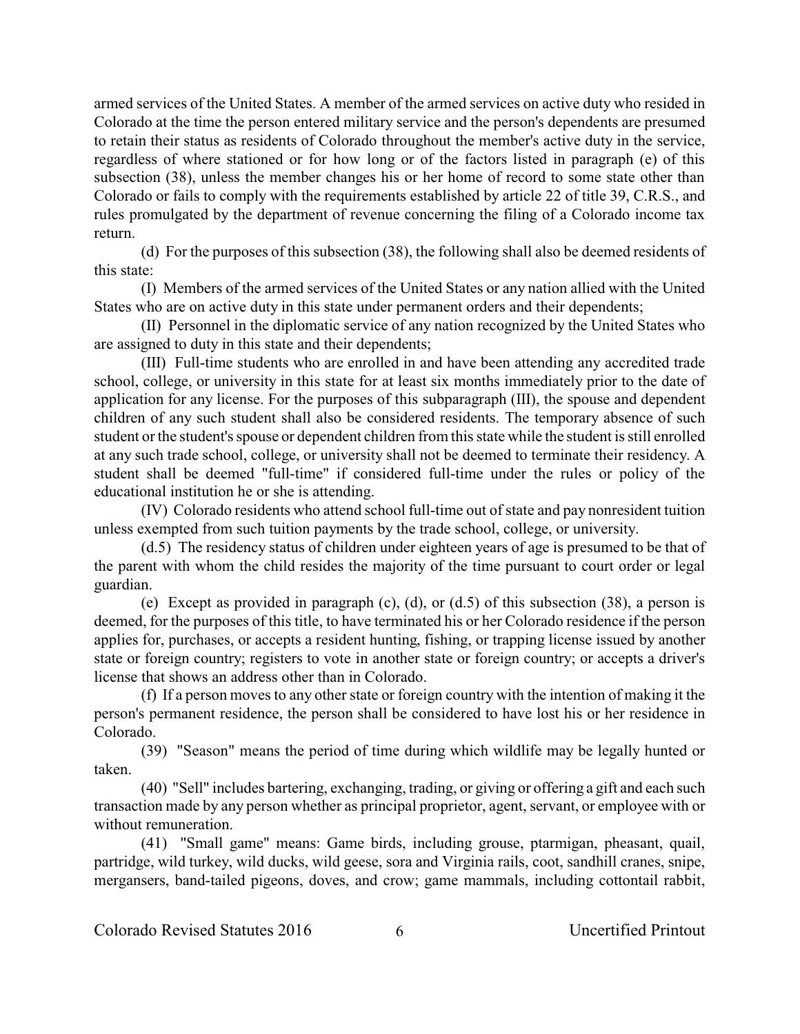armed services of the United States. A member of the armed services on active duty who resided in Colorado at the time the person entered military service and the person's dependents are presumed to retain their status as residents of Colorado throughout the member's active duty in the service, regardless of where stationed or for how long or of the factors listed in paragraph (e) of this subsection (38), unless the member changes his or her home of record to some state other than Colorado or fails to comply with the requirements established by article 22 of title 39, C.R.S., and rules promulgated by the department of revenue concerning the filing of a Colorado income tax return.

(d) For the purposes of this subsection (38), the following shall also be deemed residents of this state:

(I) Members of the armed services of the United States or any nation allied with the United States who are on active duty in this state under permanent orders and their dependents;

(II) Personnel in the diplomatic service of any nation recognized by the United States who are assigned to duty in this state and their dependents;

(III) Full-time students who are enrolled in and have been attending any accredited trade school, college, or university in this state for at least six months immediately prior to the date of application for any license. For the purposes of this subparagraph (III), the spouse and dependent children of any such student shall also be considered residents. The temporary absence of such student or the student's spouse or dependent children from this state while the student is still enrolled at any such trade school, college, or university shall not be deemed to terminate their residency. A student shall be deemed "full-time" if considered full-time under the rules or policy of the educational institution he or she is attending.

(IV) Colorado residents who attend school full-time out of state and pay nonresident tuition unless exempted from such tuition payments by the trade school, college, or university.

(d.5) The residency status of children under eighteen years of age is presumed to be that of the parent with whom the child resides the majority of the time pursuant to court order or legal guardian.

(e) Except as provided in paragraph (c), (d), or (d.5) of this subsection (38), a person is deemed, for the purposes of this title, to have terminated his or her Colorado residence if the person applies for, purchases, or accepts a resident hunting, fishing, or trapping license issued by another state or foreign country; registers to vote in another state or foreign country; or accepts a driver's license that shows an address other than in Colorado.

(f) If a person moves to any other state or foreign country with the intention of making it the person's permanent residence, the person shall be considered to have lost his or her residence in Colorado.

(39) "Season" means the period of time during which wildlife may be legally hunted or taken.

(40) "Sell" includes bartering, exchanging, trading, or giving or offering a gift and each such transaction made by any person whether as principal proprietor, agent, servant, or employee with or without remuneration.

(41) "Small game" means: Game birds, including grouse, ptarmigan, pheasant, quail, partridge, wild turkey, wild ducks, wild geese, sora and Virginia rails, coot, sandhill cranes, snipe, mergansers, band-tailed pigeons, doves, and crow; game mammals, including cottontail rabbit,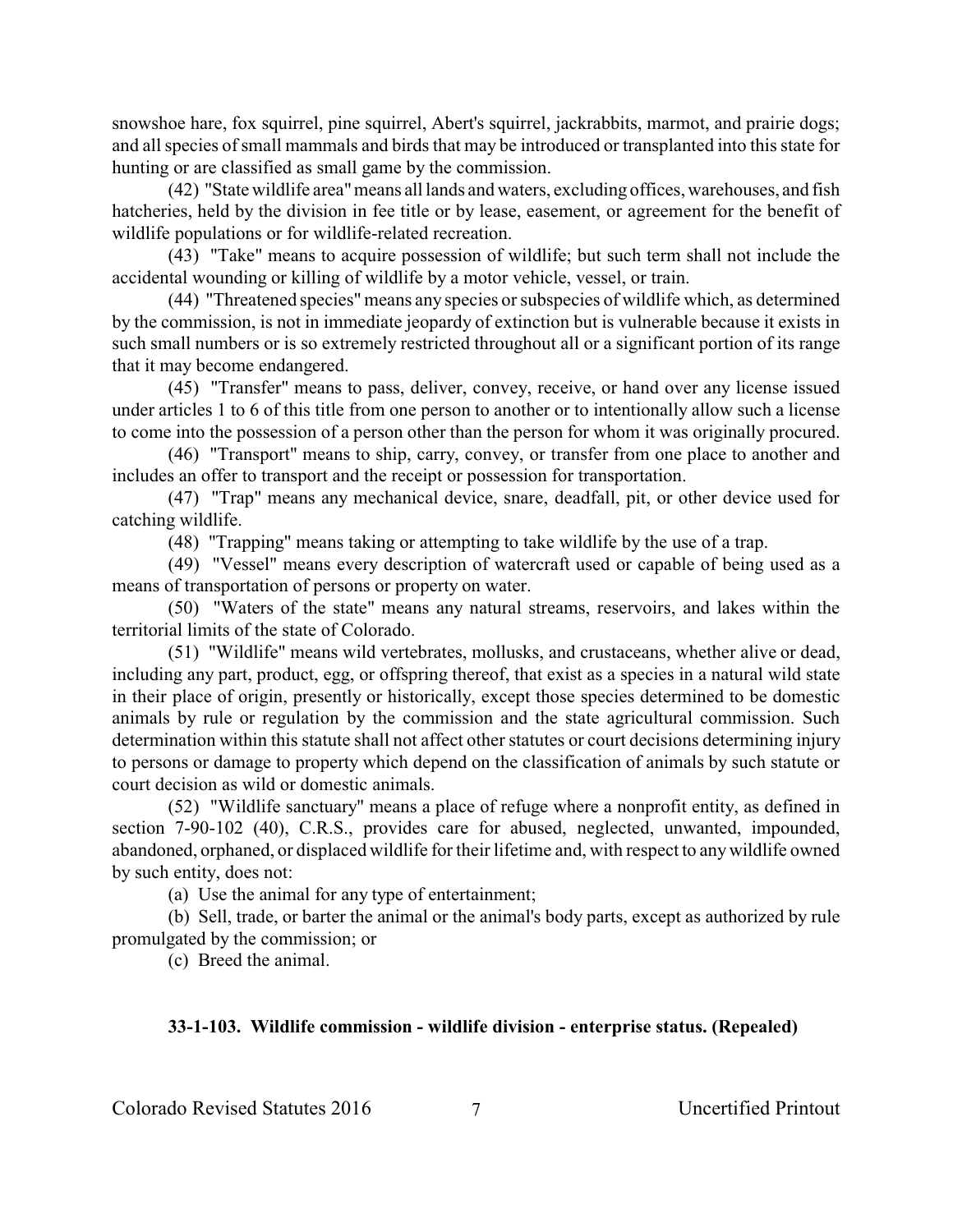snowshoe hare, fox squirrel, pine squirrel, Abert's squirrel, jackrabbits, marmot, and prairie dogs; and all species of small mammals and birds that may be introduced or transplanted into this state for hunting or are classified as small game by the commission.

(42) "State wildlife area" means all lands and waters, excluding offices, warehouses, and fish hatcheries, held by the division in fee title or by lease, easement, or agreement for the benefit of wildlife populations or for wildlife-related recreation.

(43) "Take" means to acquire possession of wildlife; but such term shall not include the accidental wounding or killing of wildlife by a motor vehicle, vessel, or train.

(44) "Threatened species" means any species or subspecies of wildlife which, as determined by the commission, is not in immediate jeopardy of extinction but is vulnerable because it exists in such small numbers or is so extremely restricted throughout all or a significant portion of its range that it may become endangered.

(45) "Transfer" means to pass, deliver, convey, receive, or hand over any license issued under articles 1 to 6 of this title from one person to another or to intentionally allow such a license to come into the possession of a person other than the person for whom it was originally procured.

(46) "Transport" means to ship, carry, convey, or transfer from one place to another and includes an offer to transport and the receipt or possession for transportation.

(47) "Trap" means any mechanical device, snare, deadfall, pit, or other device used for catching wildlife.

(48) "Trapping" means taking or attempting to take wildlife by the use of a trap.

(49) "Vessel" means every description of watercraft used or capable of being used as a means of transportation of persons or property on water.

(50) "Waters of the state" means any natural streams, reservoirs, and lakes within the territorial limits of the state of Colorado.

(51) "Wildlife" means wild vertebrates, mollusks, and crustaceans, whether alive or dead, including any part, product, egg, or offspring thereof, that exist as a species in a natural wild state in their place of origin, presently or historically, except those species determined to be domestic animals by rule or regulation by the commission and the state agricultural commission. Such determination within this statute shall not affect other statutes or court decisions determining injury to persons or damage to property which depend on the classification of animals by such statute or court decision as wild or domestic animals.

(52) "Wildlife sanctuary" means a place of refuge where a nonprofit entity, as defined in section 7-90-102 (40), C.R.S., provides care for abused, neglected, unwanted, impounded, abandoned, orphaned, or displaced wildlife for their lifetime and, with respect to any wildlife owned by such entity, does not:

(a) Use the animal for any type of entertainment;

(b) Sell, trade, or barter the animal or the animal's body parts, except as authorized by rule promulgated by the commission; or

(c) Breed the animal.

**33-1-103. Wildlife commission - wildlife division - enterprise status. (Repealed)**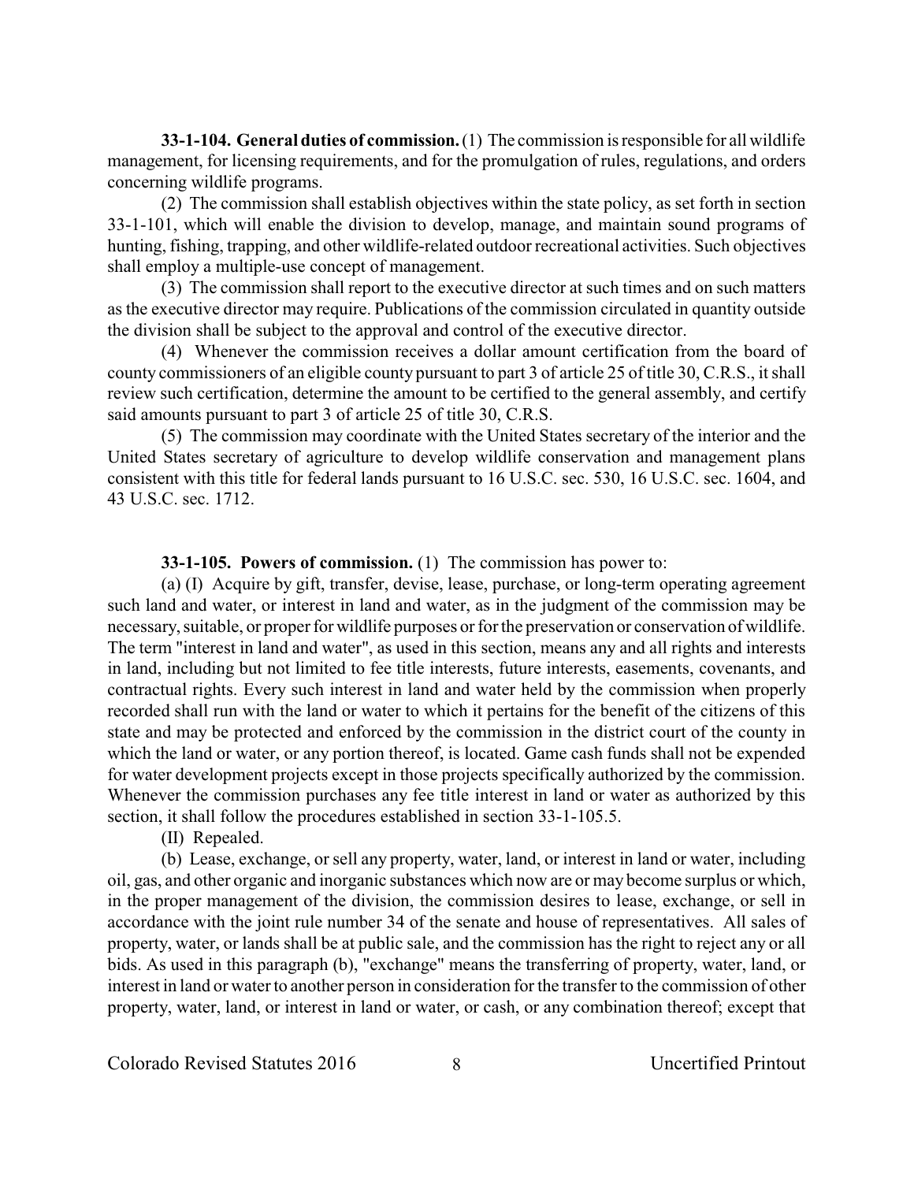**33-1-104. General duties of commission.** (1) The commission is responsible for all wildlife management, for licensing requirements, and for the promulgation of rules, regulations, and orders concerning wildlife programs.

(2) The commission shall establish objectives within the state policy, as set forth in section 33-1-101, which will enable the division to develop, manage, and maintain sound programs of hunting, fishing, trapping, and other wildlife-related outdoor recreational activities. Such objectives shall employ a multiple-use concept of management.

(3) The commission shall report to the executive director at such times and on such matters as the executive director may require. Publications of the commission circulated in quantity outside the division shall be subject to the approval and control of the executive director.

(4) Whenever the commission receives a dollar amount certification from the board of county commissioners of an eligible county pursuant to part 3 of article 25 of title 30, C.R.S., it shall review such certification, determine the amount to be certified to the general assembly, and certify said amounts pursuant to part 3 of article 25 of title 30, C.R.S.

(5) The commission may coordinate with the United States secretary of the interior and the United States secretary of agriculture to develop wildlife conservation and management plans consistent with this title for federal lands pursuant to 16 U.S.C. sec. 530, 16 U.S.C. sec. 1604, and 43 U.S.C. sec. 1712.

**33-1-105. Powers of commission.** (1) The commission has power to:

(a) (I) Acquire by gift, transfer, devise, lease, purchase, or long-term operating agreement such land and water, or interest in land and water, as in the judgment of the commission may be necessary, suitable, or proper for wildlife purposes or for the preservation or conservation of wildlife. The term "interest in land and water", as used in this section, means any and all rights and interests in land, including but not limited to fee title interests, future interests, easements, covenants, and contractual rights. Every such interest in land and water held by the commission when properly recorded shall run with the land or water to which it pertains for the benefit of the citizens of this state and may be protected and enforced by the commission in the district court of the county in which the land or water, or any portion thereof, is located. Game cash funds shall not be expended for water development projects except in those projects specifically authorized by the commission. Whenever the commission purchases any fee title interest in land or water as authorized by this section, it shall follow the procedures established in section 33-1-105.5.

(II) Repealed.

(b) Lease, exchange, or sell any property, water, land, or interest in land or water, including oil, gas, and other organic and inorganic substances which now are or may become surplus or which, in the proper management of the division, the commission desires to lease, exchange, or sell in accordance with the joint rule number 34 of the senate and house of representatives. All sales of property, water, or lands shall be at public sale, and the commission has the right to reject any or all bids. As used in this paragraph (b), "exchange" means the transferring of property, water, land, or interest in land or water to another person in consideration for the transfer to the commission of other property, water, land, or interest in land or water, or cash, or any combination thereof; except that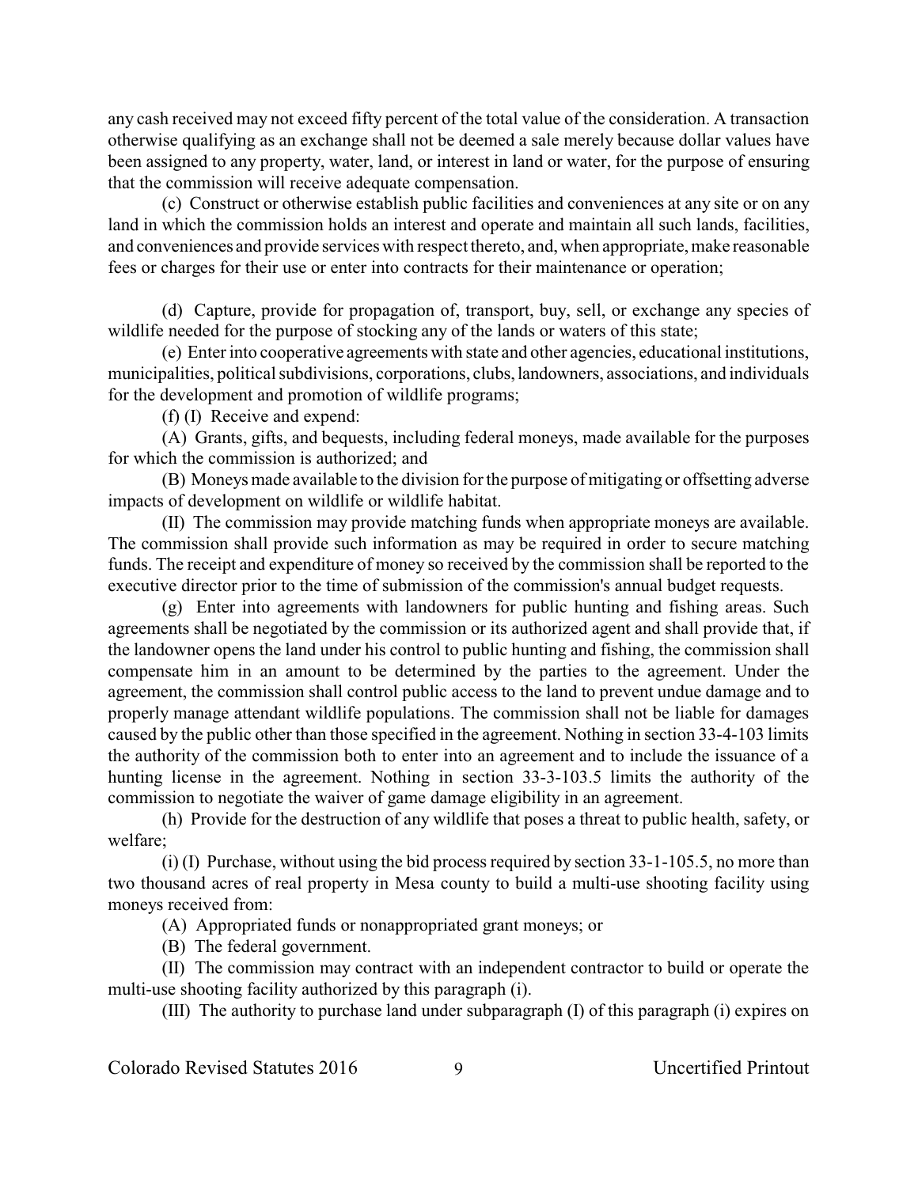any cash received may not exceed fifty percent of the total value of the consideration. A transaction otherwise qualifying as an exchange shall not be deemed a sale merely because dollar values have been assigned to any property, water, land, or interest in land or water, for the purpose of ensuring that the commission will receive adequate compensation.

(c) Construct or otherwise establish public facilities and conveniences at any site or on any land in which the commission holds an interest and operate and maintain all such lands, facilities, and conveniences and provide services with respect thereto, and, when appropriate, make reasonable fees or charges for their use or enter into contracts for their maintenance or operation;

(d) Capture, provide for propagation of, transport, buy, sell, or exchange any species of wildlife needed for the purpose of stocking any of the lands or waters of this state;

(e) Enter into cooperative agreements with state and other agencies, educational institutions, municipalities, political subdivisions, corporations, clubs, landowners, associations, and individuals for the development and promotion of wildlife programs;

(f) (I) Receive and expend:

(A) Grants, gifts, and bequests, including federal moneys, made available for the purposes for which the commission is authorized; and

(B) Moneys made available to the division for the purpose of mitigating or offsetting adverse impacts of development on wildlife or wildlife habitat.

(II) The commission may provide matching funds when appropriate moneys are available. The commission shall provide such information as may be required in order to secure matching funds. The receipt and expenditure of money so received by the commission shall be reported to the executive director prior to the time of submission of the commission's annual budget requests.

(g) Enter into agreements with landowners for public hunting and fishing areas. Such agreements shall be negotiated by the commission or its authorized agent and shall provide that, if the landowner opens the land under his control to public hunting and fishing, the commission shall compensate him in an amount to be determined by the parties to the agreement. Under the agreement, the commission shall control public access to the land to prevent undue damage and to properly manage attendant wildlife populations. The commission shall not be liable for damages caused by the public other than those specified in the agreement. Nothing in section 33-4-103 limits the authority of the commission both to enter into an agreement and to include the issuance of a hunting license in the agreement. Nothing in section 33-3-103.5 limits the authority of the commission to negotiate the waiver of game damage eligibility in an agreement.

(h) Provide for the destruction of any wildlife that poses a threat to public health, safety, or welfare;

(i) (I) Purchase, without using the bid process required by section 33-1-105.5, no more than two thousand acres of real property in Mesa county to build a multi-use shooting facility using moneys received from:

(A) Appropriated funds or nonappropriated grant moneys; or

(B) The federal government.

(II) The commission may contract with an independent contractor to build or operate the multi-use shooting facility authorized by this paragraph (i).

(III) The authority to purchase land under subparagraph (I) of this paragraph (i) expires on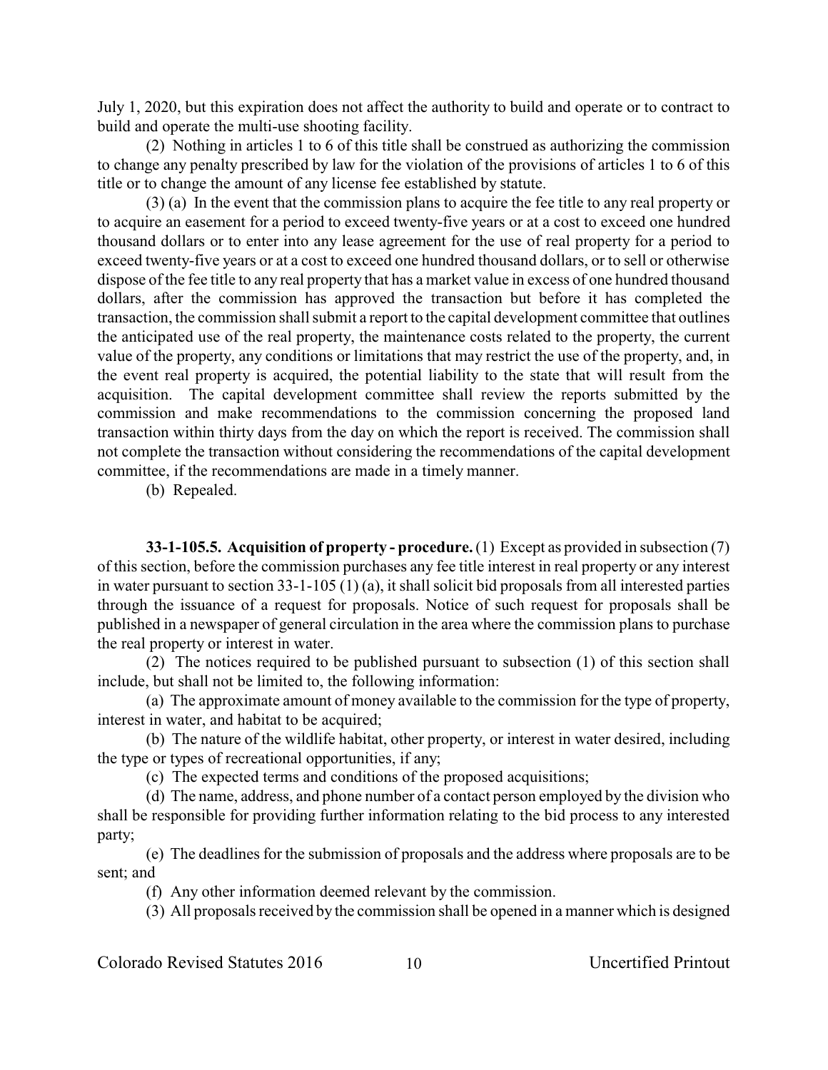July 1, 2020, but this expiration does not affect the authority to build and operate or to contract to build and operate the multi-use shooting facility.

(2) Nothing in articles 1 to 6 of this title shall be construed as authorizing the commission to change any penalty prescribed by law for the violation of the provisions of articles 1 to 6 of this title or to change the amount of any license fee established by statute.

(3) (a) In the event that the commission plans to acquire the fee title to any real property or to acquire an easement for a period to exceed twenty-five years or at a cost to exceed one hundred thousand dollars or to enter into any lease agreement for the use of real property for a period to exceed twenty-five years or at a cost to exceed one hundred thousand dollars, or to sell or otherwise dispose of the fee title to any real property that has a market value in excess of one hundred thousand dollars, after the commission has approved the transaction but before it has completed the transaction, the commission shall submit a report to the capital development committee that outlines the anticipated use of the real property, the maintenance costs related to the property, the current value of the property, any conditions or limitations that may restrict the use of the property, and, in the event real property is acquired, the potential liability to the state that will result from the acquisition. The capital development committee shall review the reports submitted by the commission and make recommendations to the commission concerning the proposed land transaction within thirty days from the day on which the report is received. The commission shall not complete the transaction without considering the recommendations of the capital development committee, if the recommendations are made in a timely manner.

(b) Repealed.

**33-1-105.5. Acquisition of property - procedure.** (1) Except as provided in subsection (7) of this section, before the commission purchases any fee title interest in real property or any interest in water pursuant to section 33-1-105 (1) (a), it shall solicit bid proposals from all interested parties through the issuance of a request for proposals. Notice of such request for proposals shall be published in a newspaper of general circulation in the area where the commission plans to purchase the real property or interest in water.

(2) The notices required to be published pursuant to subsection (1) of this section shall include, but shall not be limited to, the following information:

(a) The approximate amount of money available to the commission for the type of property, interest in water, and habitat to be acquired;

(b) The nature of the wildlife habitat, other property, or interest in water desired, including the type or types of recreational opportunities, if any;

(c) The expected terms and conditions of the proposed acquisitions;

(d) The name, address, and phone number of a contact person employed by the division who shall be responsible for providing further information relating to the bid process to any interested party;

(e) The deadlines for the submission of proposals and the address where proposals are to be sent; and

(f) Any other information deemed relevant by the commission.

(3) All proposals received by the commission shall be opened in a manner which is designed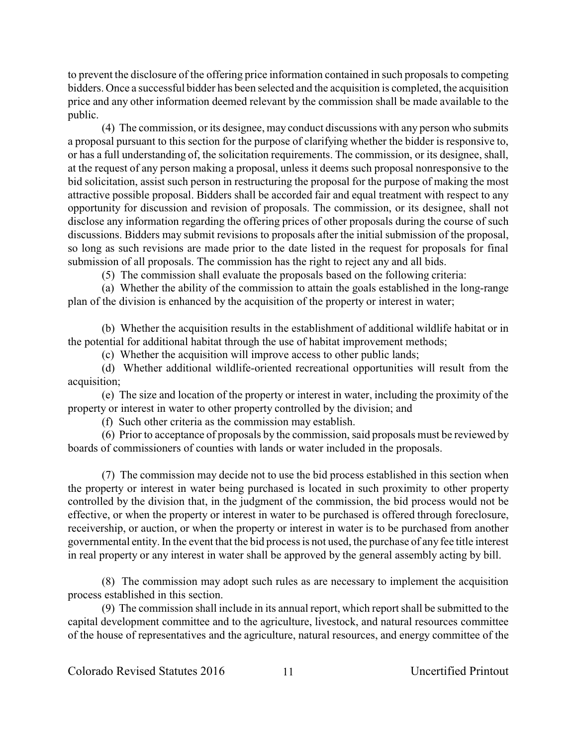to prevent the disclosure of the offering price information contained in such proposals to competing bidders. Once a successful bidder has been selected and the acquisition is completed, the acquisition price and any other information deemed relevant by the commission shall be made available to the public.

(4) The commission, or its designee, may conduct discussions with any person who submits a proposal pursuant to this section for the purpose of clarifying whether the bidder is responsive to, or has a full understanding of, the solicitation requirements. The commission, or its designee, shall, at the request of any person making a proposal, unless it deems such proposal nonresponsive to the bid solicitation, assist such person in restructuring the proposal for the purpose of making the most attractive possible proposal. Bidders shall be accorded fair and equal treatment with respect to any opportunity for discussion and revision of proposals. The commission, or its designee, shall not disclose any information regarding the offering prices of other proposals during the course of such discussions. Bidders may submit revisions to proposals after the initial submission of the proposal, so long as such revisions are made prior to the date listed in the request for proposals for final submission of all proposals. The commission has the right to reject any and all bids.

(5) The commission shall evaluate the proposals based on the following criteria:

(a) Whether the ability of the commission to attain the goals established in the long-range plan of the division is enhanced by the acquisition of the property or interest in water;

(b) Whether the acquisition results in the establishment of additional wildlife habitat or in the potential for additional habitat through the use of habitat improvement methods;

(c) Whether the acquisition will improve access to other public lands;

(d) Whether additional wildlife-oriented recreational opportunities will result from the acquisition;

(e) The size and location of the property or interest in water, including the proximity of the property or interest in water to other property controlled by the division; and

(f) Such other criteria as the commission may establish.

(6) Prior to acceptance of proposals by the commission, said proposals must be reviewed by boards of commissioners of counties with lands or water included in the proposals.

(7) The commission may decide not to use the bid process established in this section when the property or interest in water being purchased is located in such proximity to other property controlled by the division that, in the judgment of the commission, the bid process would not be effective, or when the property or interest in water to be purchased is offered through foreclosure, receivership, or auction, or when the property or interest in water is to be purchased from another governmental entity. In the event that the bid process is not used, the purchase of any fee title interest in real property or any interest in water shall be approved by the general assembly acting by bill.

(8) The commission may adopt such rules as are necessary to implement the acquisition process established in this section.

(9) The commission shall include in its annual report, which report shall be submitted to the capital development committee and to the agriculture, livestock, and natural resources committee of the house of representatives and the agriculture, natural resources, and energy committee of the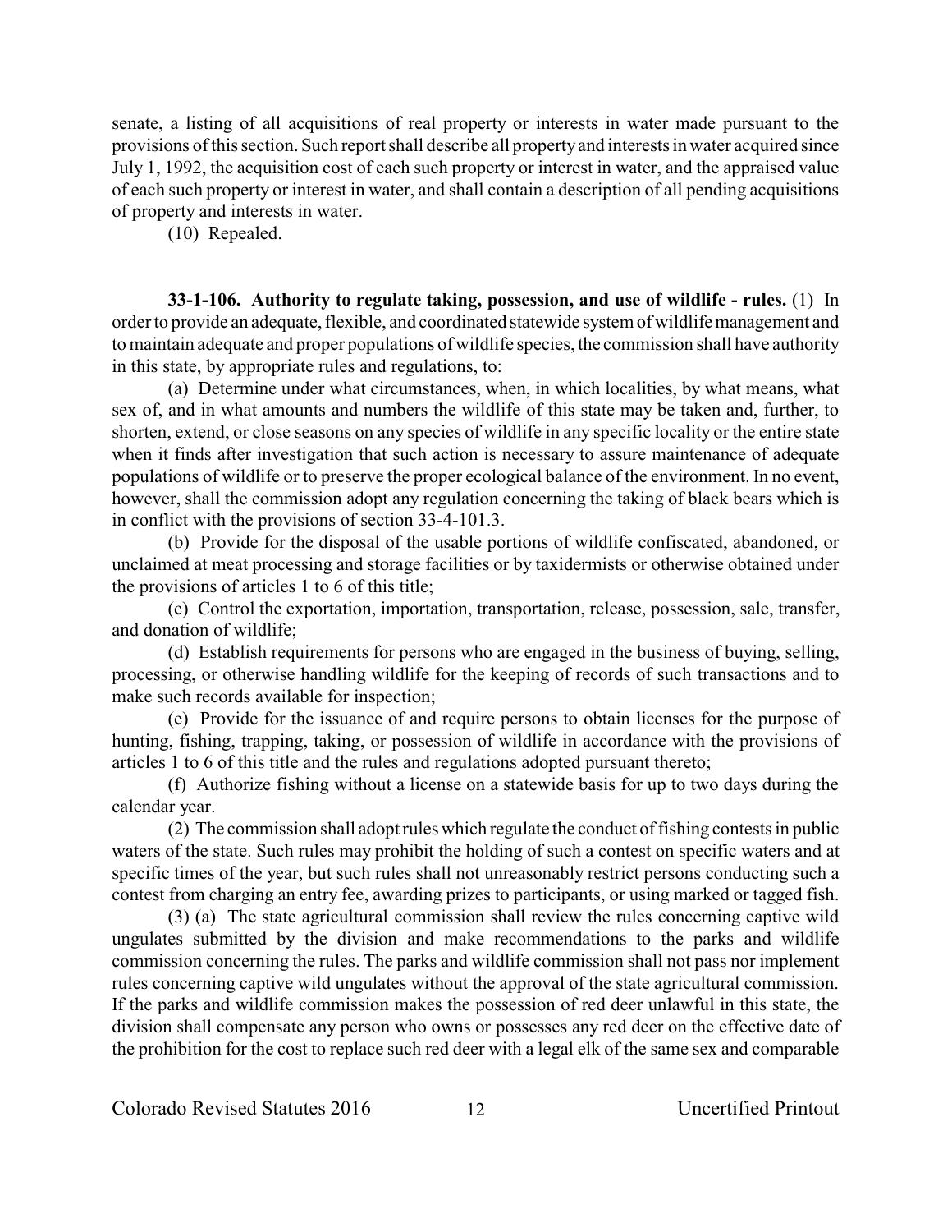senate, a listing of all acquisitions of real property or interests in water made pursuant to the provisions of this section. Such report shall describe all property and interests in water acquired since July 1, 1992, the acquisition cost of each such property or interest in water, and the appraised value of each such property or interest in water, and shall contain a description of all pending acquisitions of property and interests in water.

(10) Repealed.

**33-1-106. Authority to regulate taking, possession, and use of wildlife - rules.** (1) In order to provide an adequate, flexible, and coordinated statewide system of wildlife management and to maintain adequate and proper populations of wildlife species, the commission shall have authority in this state, by appropriate rules and regulations, to:

(a) Determine under what circumstances, when, in which localities, by what means, what sex of, and in what amounts and numbers the wildlife of this state may be taken and, further, to shorten, extend, or close seasons on any species of wildlife in any specific locality or the entire state when it finds after investigation that such action is necessary to assure maintenance of adequate populations of wildlife or to preserve the proper ecological balance of the environment. In no event, however, shall the commission adopt any regulation concerning the taking of black bears which is in conflict with the provisions of section 33-4-101.3.

(b) Provide for the disposal of the usable portions of wildlife confiscated, abandoned, or unclaimed at meat processing and storage facilities or by taxidermists or otherwise obtained under the provisions of articles 1 to 6 of this title;

(c) Control the exportation, importation, transportation, release, possession, sale, transfer, and donation of wildlife;

(d) Establish requirements for persons who are engaged in the business of buying, selling, processing, or otherwise handling wildlife for the keeping of records of such transactions and to make such records available for inspection;

(e) Provide for the issuance of and require persons to obtain licenses for the purpose of hunting, fishing, trapping, taking, or possession of wildlife in accordance with the provisions of articles 1 to 6 of this title and the rules and regulations adopted pursuant thereto;

(f) Authorize fishing without a license on a statewide basis for up to two days during the calendar year.

(2) The commission shall adopt rules which regulate the conduct of fishing contests in public waters of the state. Such rules may prohibit the holding of such a contest on specific waters and at specific times of the year, but such rules shall not unreasonably restrict persons conducting such a contest from charging an entry fee, awarding prizes to participants, or using marked or tagged fish.

(3) (a) The state agricultural commission shall review the rules concerning captive wild ungulates submitted by the division and make recommendations to the parks and wildlife commission concerning the rules. The parks and wildlife commission shall not pass nor implement rules concerning captive wild ungulates without the approval of the state agricultural commission. If the parks and wildlife commission makes the possession of red deer unlawful in this state, the division shall compensate any person who owns or possesses any red deer on the effective date of the prohibition for the cost to replace such red deer with a legal elk of the same sex and comparable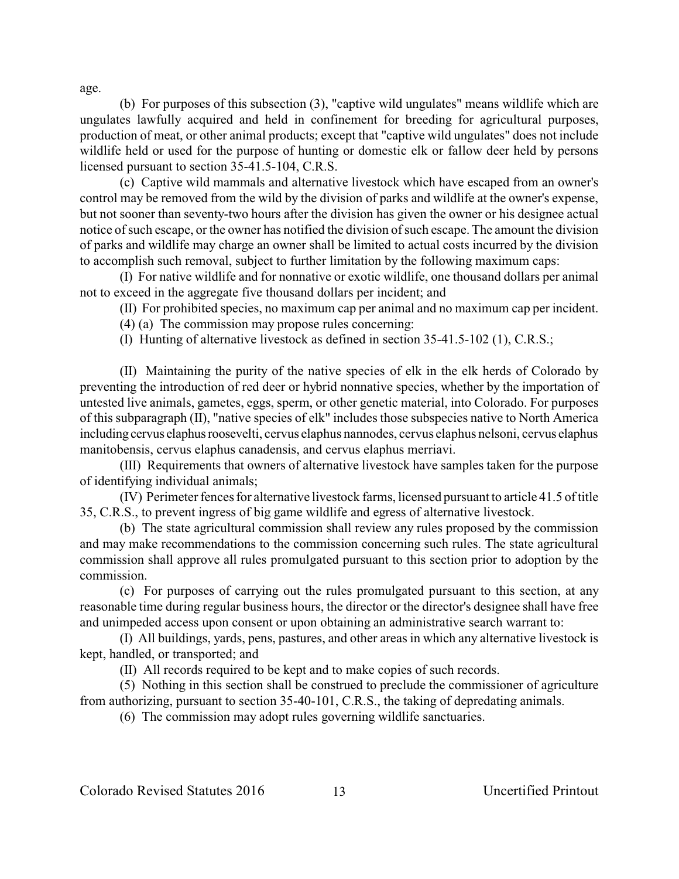age.

(b) For purposes of this subsection (3), "captive wild ungulates" means wildlife which are ungulates lawfully acquired and held in confinement for breeding for agricultural purposes, production of meat, or other animal products; except that "captive wild ungulates" does not include wildlife held or used for the purpose of hunting or domestic elk or fallow deer held by persons licensed pursuant to section 35-41.5-104, C.R.S.

(c) Captive wild mammals and alternative livestock which have escaped from an owner's control may be removed from the wild by the division of parks and wildlife at the owner's expense, but not sooner than seventy-two hours after the division has given the owner or his designee actual notice of such escape, or the owner has notified the division of such escape. The amount the division of parks and wildlife may charge an owner shall be limited to actual costs incurred by the division to accomplish such removal, subject to further limitation by the following maximum caps:

(I) For native wildlife and for nonnative or exotic wildlife, one thousand dollars per animal not to exceed in the aggregate five thousand dollars per incident; and

(II) For prohibited species, no maximum cap per animal and no maximum cap per incident.

(4) (a) The commission may propose rules concerning:

(I) Hunting of alternative livestock as defined in section 35-41.5-102 (1), C.R.S.;

(II) Maintaining the purity of the native species of elk in the elk herds of Colorado by preventing the introduction of red deer or hybrid nonnative species, whether by the importation of untested live animals, gametes, eggs, sperm, or other genetic material, into Colorado. For purposes of this subparagraph (II), "native species of elk" includes those subspecies native to North America including cervus elaphus roosevelti, cervus elaphus nannodes, cervus elaphus nelsoni, cervus elaphus manitobensis, cervus elaphus canadensis, and cervus elaphus merriavi.

(III) Requirements that owners of alternative livestock have samples taken for the purpose of identifying individual animals;

(IV) Perimeter fences for alternative livestock farms, licensed pursuant to article 41.5 of title 35, C.R.S., to prevent ingress of big game wildlife and egress of alternative livestock.

(b) The state agricultural commission shall review any rules proposed by the commission and may make recommendations to the commission concerning such rules. The state agricultural commission shall approve all rules promulgated pursuant to this section prior to adoption by the commission.

(c) For purposes of carrying out the rules promulgated pursuant to this section, at any reasonable time during regular business hours, the director or the director's designee shall have free and unimpeded access upon consent or upon obtaining an administrative search warrant to:

(I) All buildings, yards, pens, pastures, and other areas in which any alternative livestock is kept, handled, or transported; and

(II) All records required to be kept and to make copies of such records.

(5) Nothing in this section shall be construed to preclude the commissioner of agriculture from authorizing, pursuant to section 35-40-101, C.R.S., the taking of depredating animals.

(6) The commission may adopt rules governing wildlife sanctuaries.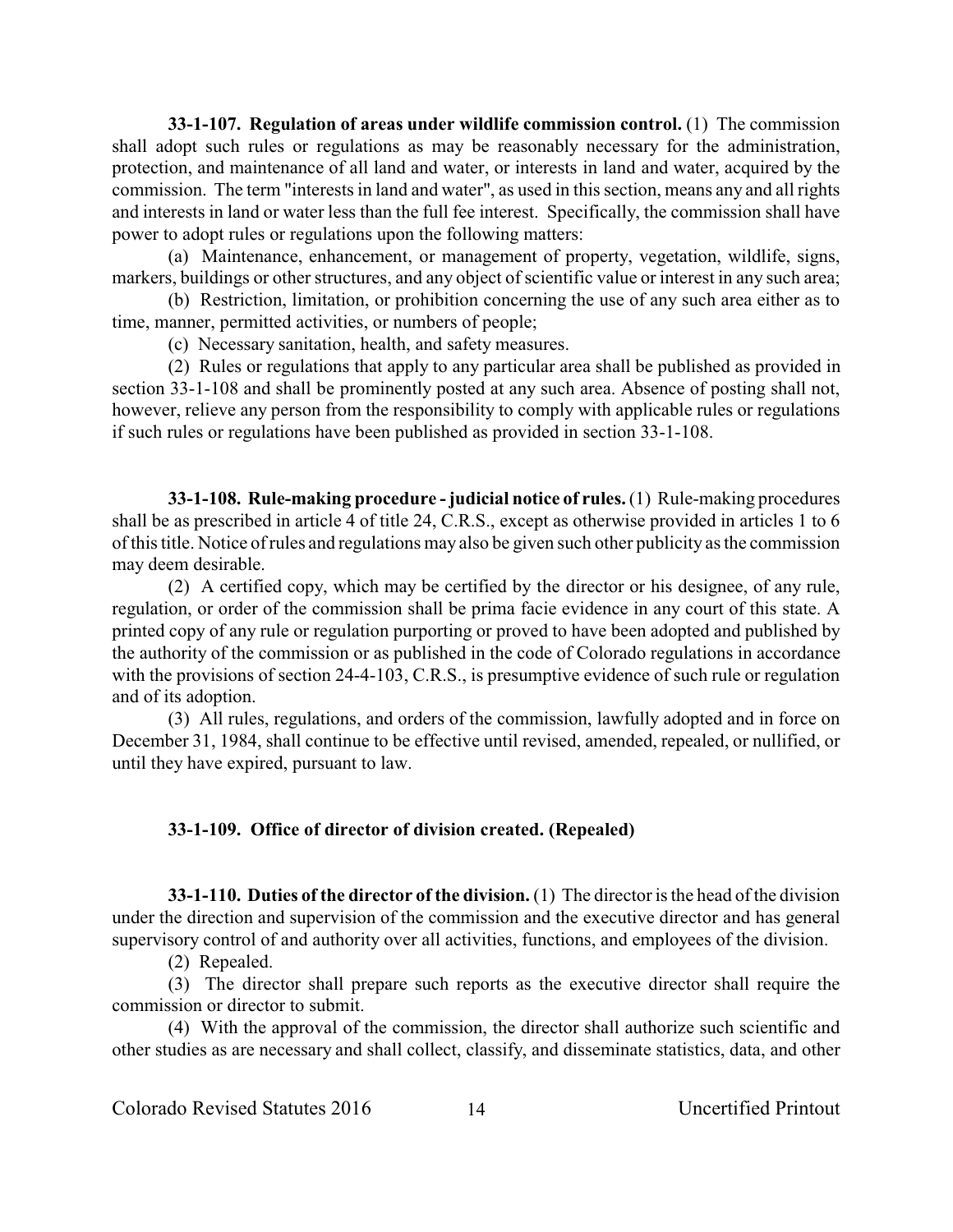**33-1-107. Regulation of areas under wildlife commission control.** (1) The commission shall adopt such rules or regulations as may be reasonably necessary for the administration, protection, and maintenance of all land and water, or interests in land and water, acquired by the commission. The term "interests in land and water", as used in this section, means any and all rights and interests in land or water less than the full fee interest. Specifically, the commission shall have power to adopt rules or regulations upon the following matters:

(a) Maintenance, enhancement, or management of property, vegetation, wildlife, signs, markers, buildings or other structures, and any object of scientific value or interest in any such area;

(b) Restriction, limitation, or prohibition concerning the use of any such area either as to time, manner, permitted activities, or numbers of people;

(c) Necessary sanitation, health, and safety measures.

(2) Rules or regulations that apply to any particular area shall be published as provided in section 33-1-108 and shall be prominently posted at any such area. Absence of posting shall not, however, relieve any person from the responsibility to comply with applicable rules or regulations if such rules or regulations have been published as provided in section 33-1-108.

**33-1-108. Rule-making procedure - judicial notice of rules.** (1) Rule-making procedures shall be as prescribed in article 4 of title 24, C.R.S., except as otherwise provided in articles 1 to 6 of this title. Notice of rules and regulations may also be given such other publicity as the commission may deem desirable.

(2) A certified copy, which may be certified by the director or his designee, of any rule, regulation, or order of the commission shall be prima facie evidence in any court of this state. A printed copy of any rule or regulation purporting or proved to have been adopted and published by the authority of the commission or as published in the code of Colorado regulations in accordance with the provisions of section 24-4-103, C.R.S., is presumptive evidence of such rule or regulation and of its adoption.

(3) All rules, regulations, and orders of the commission, lawfully adopted and in force on December 31, 1984, shall continue to be effective until revised, amended, repealed, or nullified, or until they have expired, pursuant to law.

**33-1-109. Office of director of division created. (Repealed)**

**33-1-110. Duties of the director of the division.** (1) The director is the head of the division under the direction and supervision of the commission and the executive director and has general supervisory control of and authority over all activities, functions, and employees of the division.

(2) Repealed.

(3) The director shall prepare such reports as the executive director shall require the commission or director to submit.

(4) With the approval of the commission, the director shall authorize such scientific and other studies as are necessary and shall collect, classify, and disseminate statistics, data, and other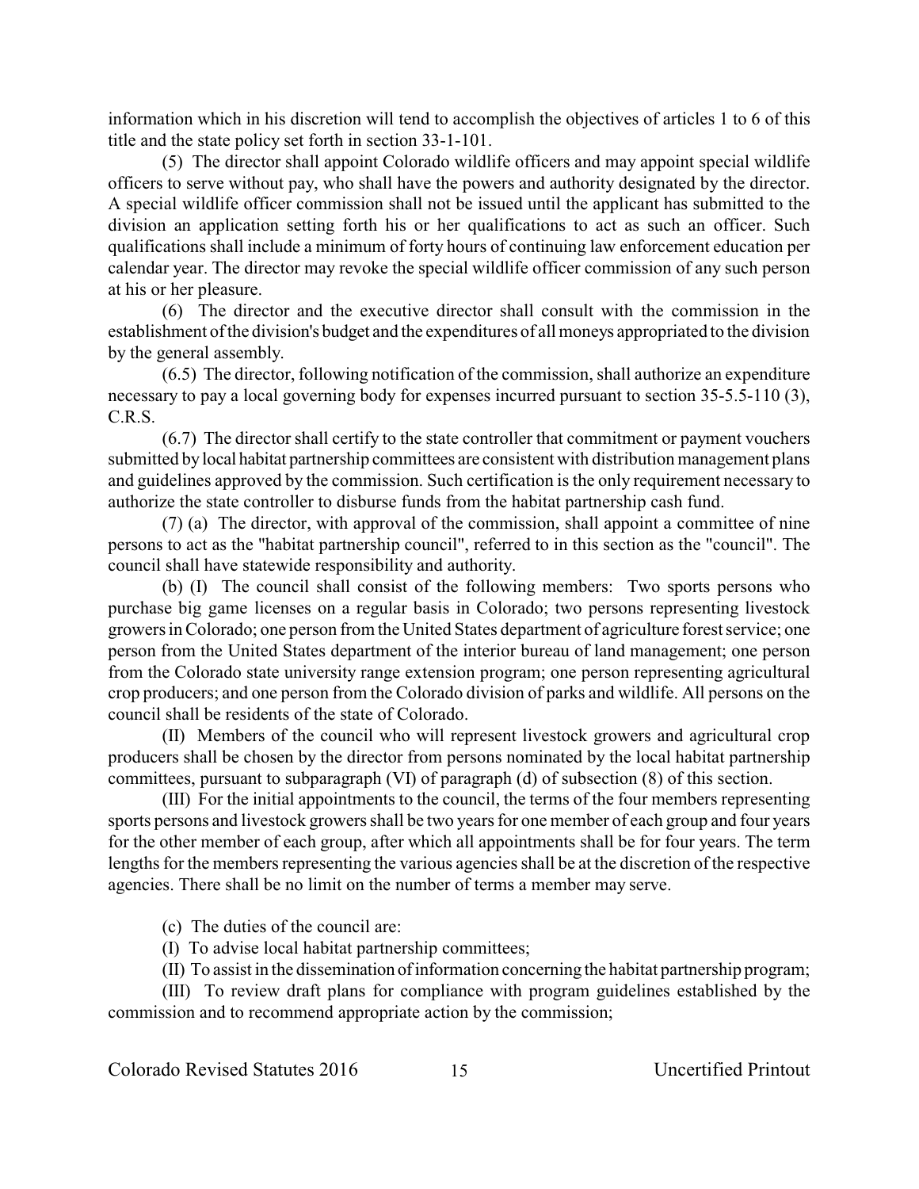information which in his discretion will tend to accomplish the objectives of articles 1 to 6 of this title and the state policy set forth in section 33-1-101.

(5) The director shall appoint Colorado wildlife officers and may appoint special wildlife officers to serve without pay, who shall have the powers and authority designated by the director. A special wildlife officer commission shall not be issued until the applicant has submitted to the division an application setting forth his or her qualifications to act as such an officer. Such qualifications shall include a minimum of forty hours of continuing law enforcement education per calendar year. The director may revoke the special wildlife officer commission of any such person at his or her pleasure.

(6) The director and the executive director shall consult with the commission in the establishment of the division's budget and the expenditures of all moneys appropriated to the division by the general assembly.

(6.5) The director, following notification of the commission, shall authorize an expenditure necessary to pay a local governing body for expenses incurred pursuant to section 35-5.5-110 (3), C.R.S.

(6.7) The director shall certify to the state controller that commitment or payment vouchers submitted by local habitat partnership committees are consistent with distribution management plans and guidelines approved by the commission. Such certification is the only requirement necessary to authorize the state controller to disburse funds from the habitat partnership cash fund.

(7) (a) The director, with approval of the commission, shall appoint a committee of nine persons to act as the "habitat partnership council", referred to in this section as the "council". The council shall have statewide responsibility and authority.

(b) (I) The council shall consist of the following members: Two sports persons who purchase big game licenses on a regular basis in Colorado; two persons representing livestock growers in Colorado; one person from the United States department of agriculture forest service; one person from the United States department of the interior bureau of land management; one person from the Colorado state university range extension program; one person representing agricultural crop producers; and one person from the Colorado division of parks and wildlife. All persons on the council shall be residents of the state of Colorado.

(II) Members of the council who will represent livestock growers and agricultural crop producers shall be chosen by the director from persons nominated by the local habitat partnership committees, pursuant to subparagraph (VI) of paragraph (d) of subsection (8) of this section.

(III) For the initial appointments to the council, the terms of the four members representing sports persons and livestock growers shall be two years for one member of each group and four years for the other member of each group, after which all appointments shall be for four years. The term lengths for the members representing the various agencies shall be at the discretion of the respective agencies. There shall be no limit on the number of terms a member may serve.

(c) The duties of the council are:

(I) To advise local habitat partnership committees;

(II) To assist in the dissemination of information concerning the habitat partnership program;

(III) To review draft plans for compliance with program guidelines established by the commission and to recommend appropriate action by the commission;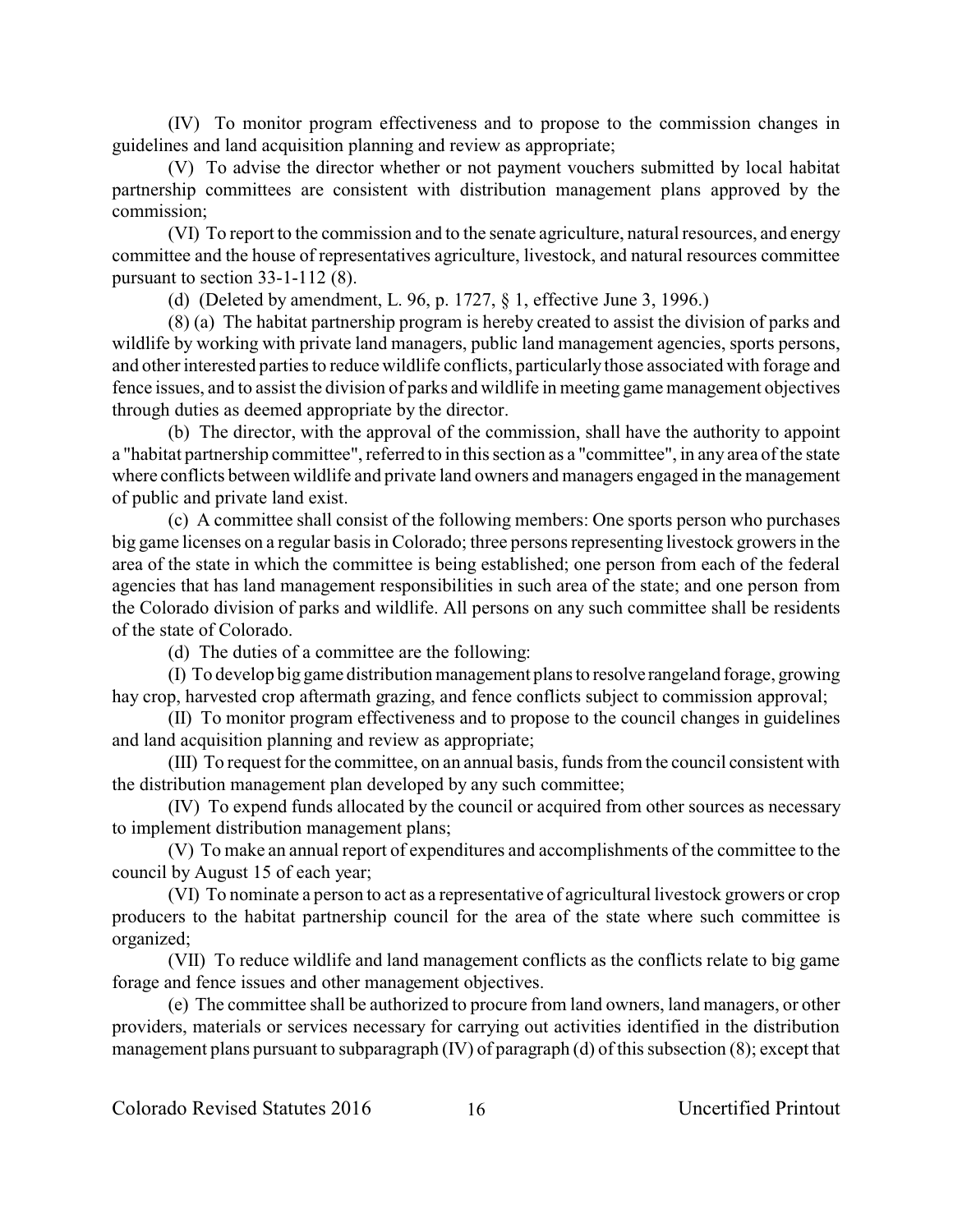(IV) To monitor program effectiveness and to propose to the commission changes in guidelines and land acquisition planning and review as appropriate;

(V) To advise the director whether or not payment vouchers submitted by local habitat partnership committees are consistent with distribution management plans approved by the commission;

(VI) To report to the commission and to the senate agriculture, natural resources, and energy committee and the house of representatives agriculture, livestock, and natural resources committee pursuant to section 33-1-112 (8).

(d) (Deleted by amendment, L. 96, p. 1727, § 1, effective June 3, 1996.)

(8) (a) The habitat partnership program is hereby created to assist the division of parks and wildlife by working with private land managers, public land management agencies, sports persons, and other interested parties to reduce wildlife conflicts, particularly those associated with forage and fence issues, and to assist the division of parks and wildlife in meeting game management objectives through duties as deemed appropriate by the director.

(b) The director, with the approval of the commission, shall have the authority to appoint a "habitat partnership committee", referred to in this section as a "committee", in any area of the state where conflicts between wildlife and private land owners and managers engaged in the management of public and private land exist.

(c) A committee shall consist of the following members: One sports person who purchases big game licenses on a regular basis in Colorado; three persons representing livestock growers in the area of the state in which the committee is being established; one person from each of the federal agencies that has land management responsibilities in such area of the state; and one person from the Colorado division of parks and wildlife. All persons on any such committee shall be residents of the state of Colorado.

(d) The duties of a committee are the following:

(I) To develop big game distribution management plans to resolve rangeland forage, growing hay crop, harvested crop aftermath grazing, and fence conflicts subject to commission approval;

(II) To monitor program effectiveness and to propose to the council changes in guidelines and land acquisition planning and review as appropriate;

(III) To request for the committee, on an annual basis, funds from the council consistent with the distribution management plan developed by any such committee;

(IV) To expend funds allocated by the council or acquired from other sources as necessary to implement distribution management plans;

(V) To make an annual report of expenditures and accomplishments of the committee to the council by August 15 of each year;

(VI) To nominate a person to act as a representative of agricultural livestock growers or crop producers to the habitat partnership council for the area of the state where such committee is organized;

(VII) To reduce wildlife and land management conflicts as the conflicts relate to big game forage and fence issues and other management objectives.

(e) The committee shall be authorized to procure from land owners, land managers, or other providers, materials or services necessary for carrying out activities identified in the distribution management plans pursuant to subparagraph (IV) of paragraph (d) of this subsection (8); except that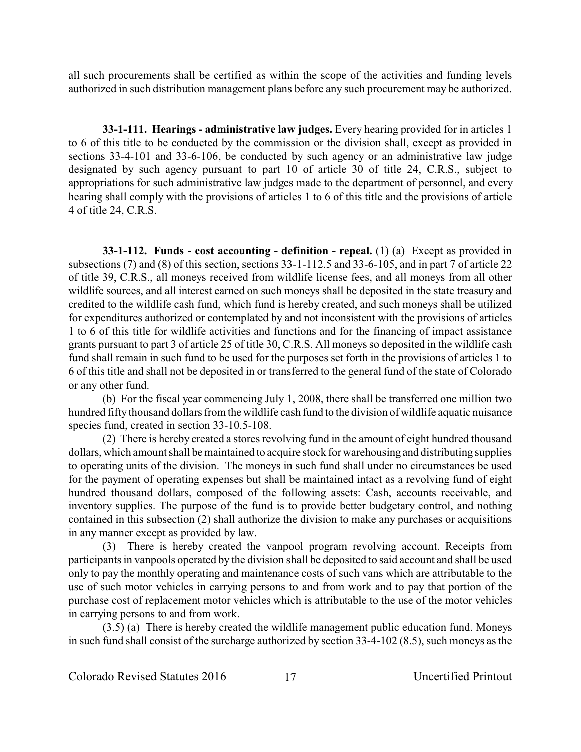all such procurements shall be certified as within the scope of the activities and funding levels authorized in such distribution management plans before any such procurement may be authorized.

**33-1-111. Hearings - administrative law judges.** Every hearing provided for in articles 1 to 6 of this title to be conducted by the commission or the division shall, except as provided in sections 33-4-101 and 33-6-106, be conducted by such agency or an administrative law judge designated by such agency pursuant to part 10 of article 30 of title 24, C.R.S., subject to appropriations for such administrative law judges made to the department of personnel, and every hearing shall comply with the provisions of articles 1 to 6 of this title and the provisions of article 4 of title 24, C.R.S.

**33-1-112. Funds - cost accounting - definition - repeal.** (1) (a) Except as provided in subsections (7) and (8) of this section, sections 33-1-112.5 and 33-6-105, and in part 7 of article 22 of title 39, C.R.S., all moneys received from wildlife license fees, and all moneys from all other wildlife sources, and all interest earned on such moneys shall be deposited in the state treasury and credited to the wildlife cash fund, which fund is hereby created, and such moneys shall be utilized for expenditures authorized or contemplated by and not inconsistent with the provisions of articles 1 to 6 of this title for wildlife activities and functions and for the financing of impact assistance grants pursuant to part 3 of article 25 of title 30, C.R.S. All moneys so deposited in the wildlife cash fund shall remain in such fund to be used for the purposes set forth in the provisions of articles 1 to 6 of this title and shall not be deposited in or transferred to the general fund of the state of Colorado or any other fund.

(b) For the fiscal year commencing July 1, 2008, there shall be transferred one million two hundred fifty thousand dollars from the wildlife cash fund to the division of wildlife aquatic nuisance species fund, created in section 33-10.5-108.

(2) There is hereby created a stores revolving fund in the amount of eight hundred thousand dollars, which amount shall be maintained to acquire stock for warehousing and distributing supplies to operating units of the division. The moneys in such fund shall under no circumstances be used for the payment of operating expenses but shall be maintained intact as a revolving fund of eight hundred thousand dollars, composed of the following assets: Cash, accounts receivable, and inventory supplies. The purpose of the fund is to provide better budgetary control, and nothing contained in this subsection (2) shall authorize the division to make any purchases or acquisitions in any manner except as provided by law.

(3) There is hereby created the vanpool program revolving account. Receipts from participants in vanpools operated by the division shall be deposited to said account and shall be used only to pay the monthly operating and maintenance costs of such vans which are attributable to the use of such motor vehicles in carrying persons to and from work and to pay that portion of the purchase cost of replacement motor vehicles which is attributable to the use of the motor vehicles in carrying persons to and from work.

(3.5) (a) There is hereby created the wildlife management public education fund. Moneys in such fund shall consist of the surcharge authorized by section 33-4-102 (8.5), such moneys as the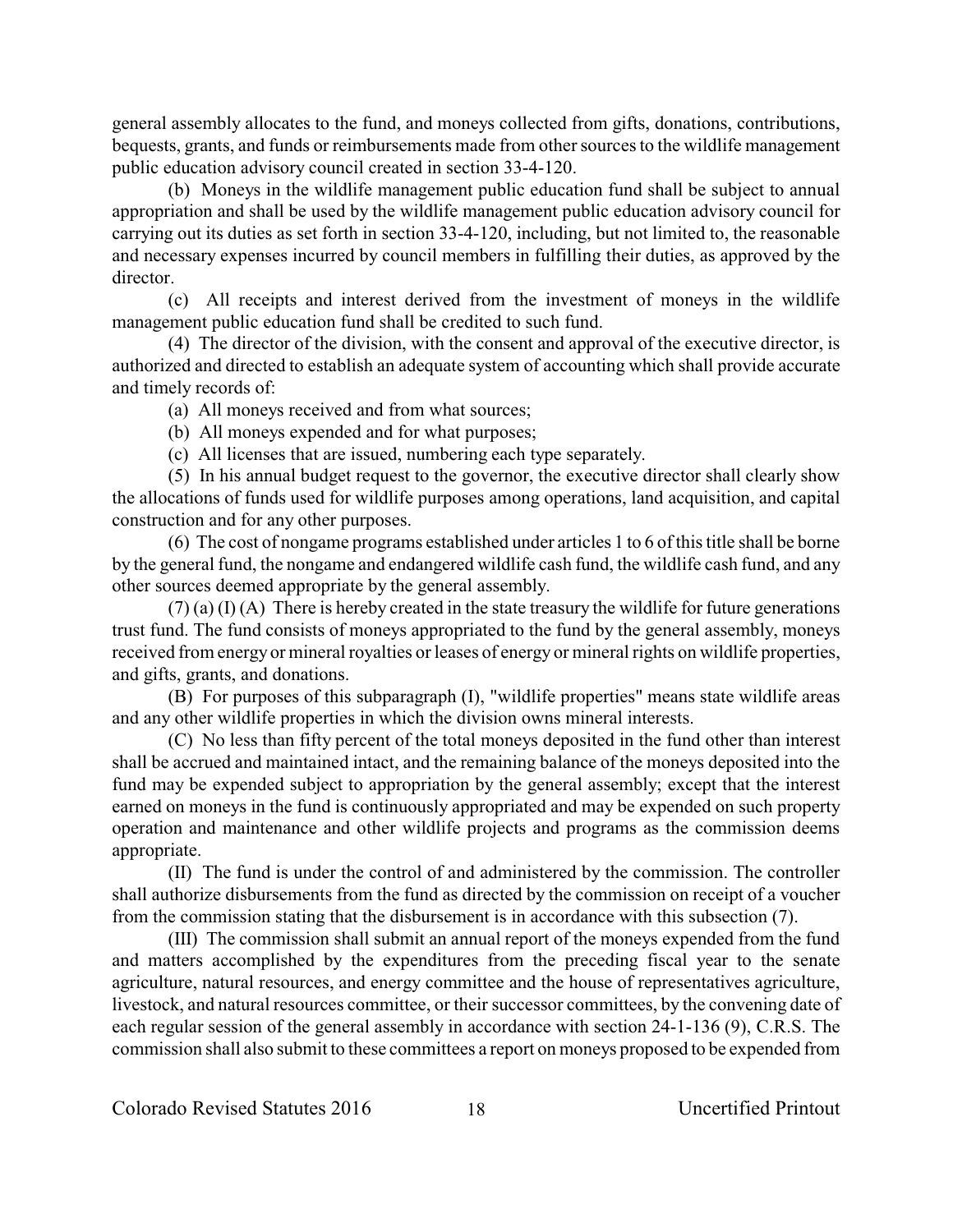general assembly allocates to the fund, and moneys collected from gifts, donations, contributions, bequests, grants, and funds or reimbursements made from other sources to the wildlife management public education advisory council created in section 33-4-120.

(b) Moneys in the wildlife management public education fund shall be subject to annual appropriation and shall be used by the wildlife management public education advisory council for carrying out its duties as set forth in section 33-4-120, including, but not limited to, the reasonable and necessary expenses incurred by council members in fulfilling their duties, as approved by the director.

(c) All receipts and interest derived from the investment of moneys in the wildlife management public education fund shall be credited to such fund.

(4) The director of the division, with the consent and approval of the executive director, is authorized and directed to establish an adequate system of accounting which shall provide accurate and timely records of:

(a) All moneys received and from what sources;

(b) All moneys expended and for what purposes;

(c) All licenses that are issued, numbering each type separately.

(5) In his annual budget request to the governor, the executive director shall clearly show the allocations of funds used for wildlife purposes among operations, land acquisition, and capital construction and for any other purposes.

(6) The cost of nongame programs established under articles 1 to 6 of this title shall be borne by the general fund, the nongame and endangered wildlife cash fund, the wildlife cash fund, and any other sources deemed appropriate by the general assembly.

(7) (a) (I) (A) There is hereby created in the state treasury the wildlife for future generations trust fund. The fund consists of moneys appropriated to the fund by the general assembly, moneys received from energy or mineral royalties or leases of energy or mineral rights on wildlife properties, and gifts, grants, and donations.

(B) For purposes of this subparagraph (I), "wildlife properties" means state wildlife areas and any other wildlife properties in which the division owns mineral interests.

(C) No less than fifty percent of the total moneys deposited in the fund other than interest shall be accrued and maintained intact, and the remaining balance of the moneys deposited into the fund may be expended subject to appropriation by the general assembly; except that the interest earned on moneys in the fund is continuously appropriated and may be expended on such property operation and maintenance and other wildlife projects and programs as the commission deems appropriate.

(II) The fund is under the control of and administered by the commission. The controller shall authorize disbursements from the fund as directed by the commission on receipt of a voucher from the commission stating that the disbursement is in accordance with this subsection (7).

(III) The commission shall submit an annual report of the moneys expended from the fund and matters accomplished by the expenditures from the preceding fiscal year to the senate agriculture, natural resources, and energy committee and the house of representatives agriculture, livestock, and natural resources committee, or their successor committees, by the convening date of each regular session of the general assembly in accordance with section 24-1-136 (9), C.R.S. The commission shall also submit to these committees a report on moneys proposed to be expended from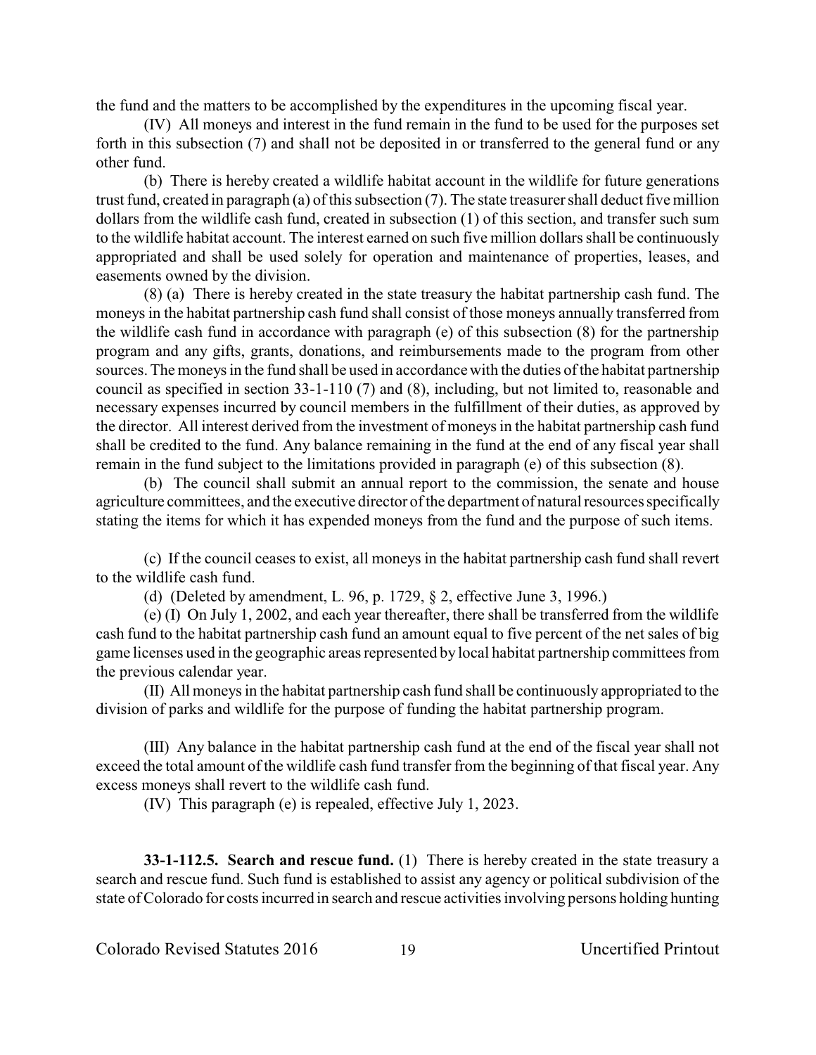the fund and the matters to be accomplished by the expenditures in the upcoming fiscal year.

(IV) All moneys and interest in the fund remain in the fund to be used for the purposes set forth in this subsection (7) and shall not be deposited in or transferred to the general fund or any other fund.

(b) There is hereby created a wildlife habitat account in the wildlife for future generations trust fund, created in paragraph (a) of this subsection (7). The state treasurer shall deduct five million dollars from the wildlife cash fund, created in subsection (1) of this section, and transfer such sum to the wildlife habitat account. The interest earned on such five million dollars shall be continuously appropriated and shall be used solely for operation and maintenance of properties, leases, and easements owned by the division.

(8) (a) There is hereby created in the state treasury the habitat partnership cash fund. The moneys in the habitat partnership cash fund shall consist of those moneys annually transferred from the wildlife cash fund in accordance with paragraph (e) of this subsection (8) for the partnership program and any gifts, grants, donations, and reimbursements made to the program from other sources. The moneys in the fund shall be used in accordance with the duties of the habitat partnership council as specified in section 33-1-110 (7) and (8), including, but not limited to, reasonable and necessary expenses incurred by council members in the fulfillment of their duties, as approved by the director. All interest derived from the investment of moneys in the habitat partnership cash fund shall be credited to the fund. Any balance remaining in the fund at the end of any fiscal year shall remain in the fund subject to the limitations provided in paragraph (e) of this subsection (8).

(b) The council shall submit an annual report to the commission, the senate and house agriculture committees, and the executive director of the department of natural resources specifically stating the items for which it has expended moneys from the fund and the purpose of such items.

(c) If the council ceases to exist, all moneys in the habitat partnership cash fund shall revert to the wildlife cash fund.

(d) (Deleted by amendment, L. 96, p. 1729, § 2, effective June 3, 1996.)

(e) (I) On July 1, 2002, and each year thereafter, there shall be transferred from the wildlife cash fund to the habitat partnership cash fund an amount equal to five percent of the net sales of big game licenses used in the geographic areas represented by local habitat partnership committees from the previous calendar year.

(II) All moneys in the habitat partnership cash fund shall be continuously appropriated to the division of parks and wildlife for the purpose of funding the habitat partnership program.

(III) Any balance in the habitat partnership cash fund at the end of the fiscal year shall not exceed the total amount of the wildlife cash fund transfer from the beginning of that fiscal year. Any excess moneys shall revert to the wildlife cash fund.

(IV) This paragraph (e) is repealed, effective July 1, 2023.

**33-1-112.5. Search and rescue fund.** (1) There is hereby created in the state treasury a search and rescue fund. Such fund is established to assist any agency or political subdivision of the state of Colorado for costs incurred in search and rescue activities involving persons holding hunting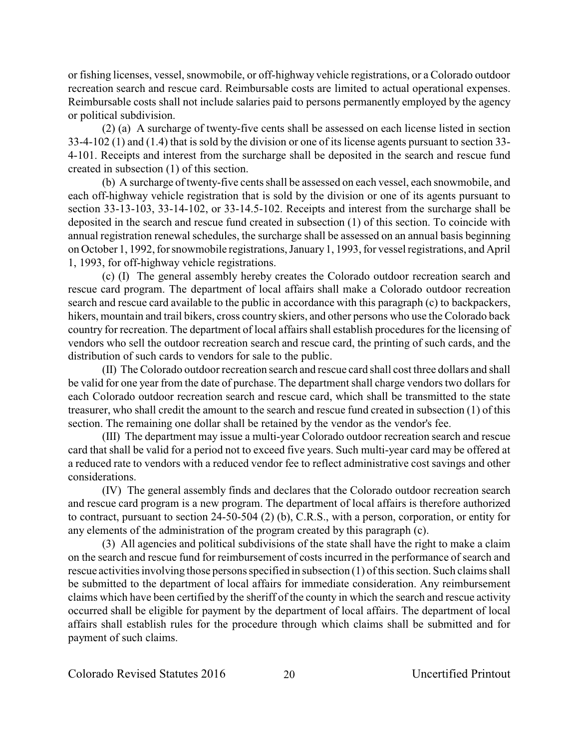or fishing licenses, vessel, snowmobile, or off-highway vehicle registrations, or a Colorado outdoor recreation search and rescue card. Reimbursable costs are limited to actual operational expenses. Reimbursable costs shall not include salaries paid to persons permanently employed by the agency or political subdivision.

(2) (a) A surcharge of twenty-five cents shall be assessed on each license listed in section 33-4-102 (1) and (1.4) that is sold by the division or one of its license agents pursuant to section 33-4-101. Receipts and interest from the surcharge shall be deposited in the search and rescue fund created in subsection (1) of this section.

(b) A surcharge of twenty-five cents shall be assessed on each vessel, each snowmobile, and each off-highway vehicle registration that is sold by the division or one of its agents pursuant to section 33-13-103, 33-14-102, or 33-14.5-102. Receipts and interest from the surcharge shall be deposited in the search and rescue fund created in subsection (1) of this section. To coincide with annual registration renewal schedules, the surcharge shall be assessed on an annual basis beginning on October 1, 1992, for snowmobile registrations, January 1, 1993, for vessel registrations, and April 1, 1993, for off-highway vehicle registrations.

(c) (I) The general assembly hereby creates the Colorado outdoor recreation search and rescue card program. The department of local affairs shall make a Colorado outdoor recreation search and rescue card available to the public in accordance with this paragraph (c) to backpackers, hikers, mountain and trail bikers, cross country skiers, and other persons who use the Colorado back country for recreation. The department of local affairs shall establish procedures for the licensing of vendors who sell the outdoor recreation search and rescue card, the printing of such cards, and the distribution of such cards to vendors for sale to the public.

(II) The Colorado outdoor recreation search and rescue card shall cost three dollars and shall be valid for one year from the date of purchase. The department shall charge vendors two dollars for each Colorado outdoor recreation search and rescue card, which shall be transmitted to the state treasurer, who shall credit the amount to the search and rescue fund created in subsection (1) of this section. The remaining one dollar shall be retained by the vendor as the vendor's fee.

(III) The department may issue a multi-year Colorado outdoor recreation search and rescue card that shall be valid for a period not to exceed five years. Such multi-year card may be offered at a reduced rate to vendors with a reduced vendor fee to reflect administrative cost savings and other considerations.

(IV) The general assembly finds and declares that the Colorado outdoor recreation search and rescue card program is a new program. The department of local affairs is therefore authorized to contract, pursuant to section 24-50-504 (2) (b), C.R.S., with a person, corporation, or entity for any elements of the administration of the program created by this paragraph (c).

(3) All agencies and political subdivisions of the state shall have the right to make a claim on the search and rescue fund for reimbursement of costs incurred in the performance of search and rescue activities involving those persons specified in subsection (1) of this section. Such claims shall be submitted to the department of local affairs for immediate consideration. Any reimbursement claims which have been certified by the sheriff of the county in which the search and rescue activity occurred shall be eligible for payment by the department of local affairs. The department of local affairs shall establish rules for the procedure through which claims shall be submitted and for payment of such claims.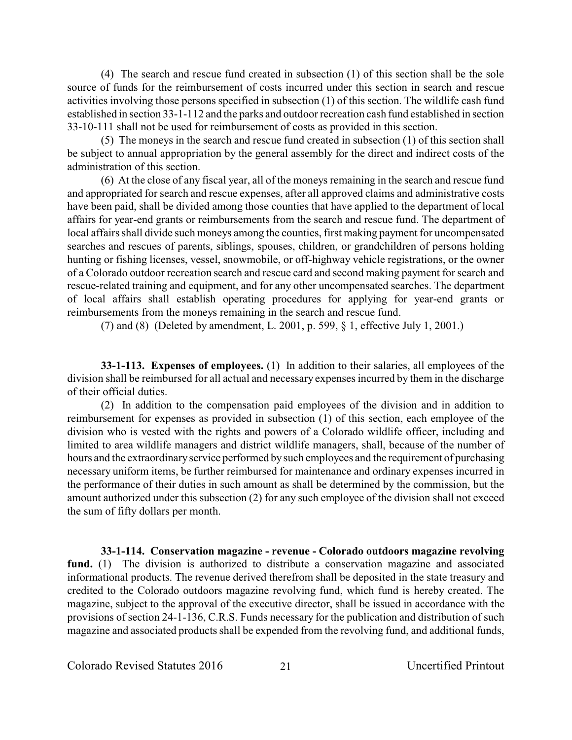(4) The search and rescue fund created in subsection (1) of this section shall be the sole source of funds for the reimbursement of costs incurred under this section in search and rescue activities involving those persons specified in subsection (1) of this section. The wildlife cash fund established in section 33-1-112 and the parks and outdoor recreation cash fund established in section 33-10-111 shall not be used for reimbursement of costs as provided in this section.

(5) The moneys in the search and rescue fund created in subsection (1) of this section shall be subject to annual appropriation by the general assembly for the direct and indirect costs of the administration of this section.

(6) At the close of any fiscal year, all of the moneys remaining in the search and rescue fund and appropriated for search and rescue expenses, after all approved claims and administrative costs have been paid, shall be divided among those counties that have applied to the department of local affairs for year-end grants or reimbursements from the search and rescue fund. The department of local affairs shall divide such moneys among the counties, first making payment for uncompensated searches and rescues of parents, siblings, spouses, children, or grandchildren of persons holding hunting or fishing licenses, vessel, snowmobile, or off-highway vehicle registrations, or the owner of a Colorado outdoor recreation search and rescue card and second making payment for search and rescue-related training and equipment, and for any other uncompensated searches. The department of local affairs shall establish operating procedures for applying for year-end grants or reimbursements from the moneys remaining in the search and rescue fund.

(7) and (8) (Deleted by amendment, L. 2001, p. 599, § 1, effective July 1, 2001.)

**33-1-113. Expenses of employees.** (1) In addition to their salaries, all employees of the division shall be reimbursed for all actual and necessary expenses incurred by them in the discharge of their official duties.

(2) In addition to the compensation paid employees of the division and in addition to reimbursement for expenses as provided in subsection (1) of this section, each employee of the division who is vested with the rights and powers of a Colorado wildlife officer, including and limited to area wildlife managers and district wildlife managers, shall, because of the number of hours and the extraordinary service performed by such employees and the requirement of purchasing necessary uniform items, be further reimbursed for maintenance and ordinary expenses incurred in the performance of their duties in such amount as shall be determined by the commission, but the amount authorized under this subsection (2) for any such employee of the division shall not exceed the sum of fifty dollars per month.

**33-1-114. Conservation magazine - revenue - Colorado outdoors magazine revolving fund.** (1) The division is authorized to distribute a conservation magazine and associated informational products. The revenue derived therefrom shall be deposited in the state treasury and credited to the Colorado outdoors magazine revolving fund, which fund is hereby created. The magazine, subject to the approval of the executive director, shall be issued in accordance with the provisions of section 24-1-136, C.R.S. Funds necessary for the publication and distribution of such magazine and associated products shall be expended from the revolving fund, and additional funds,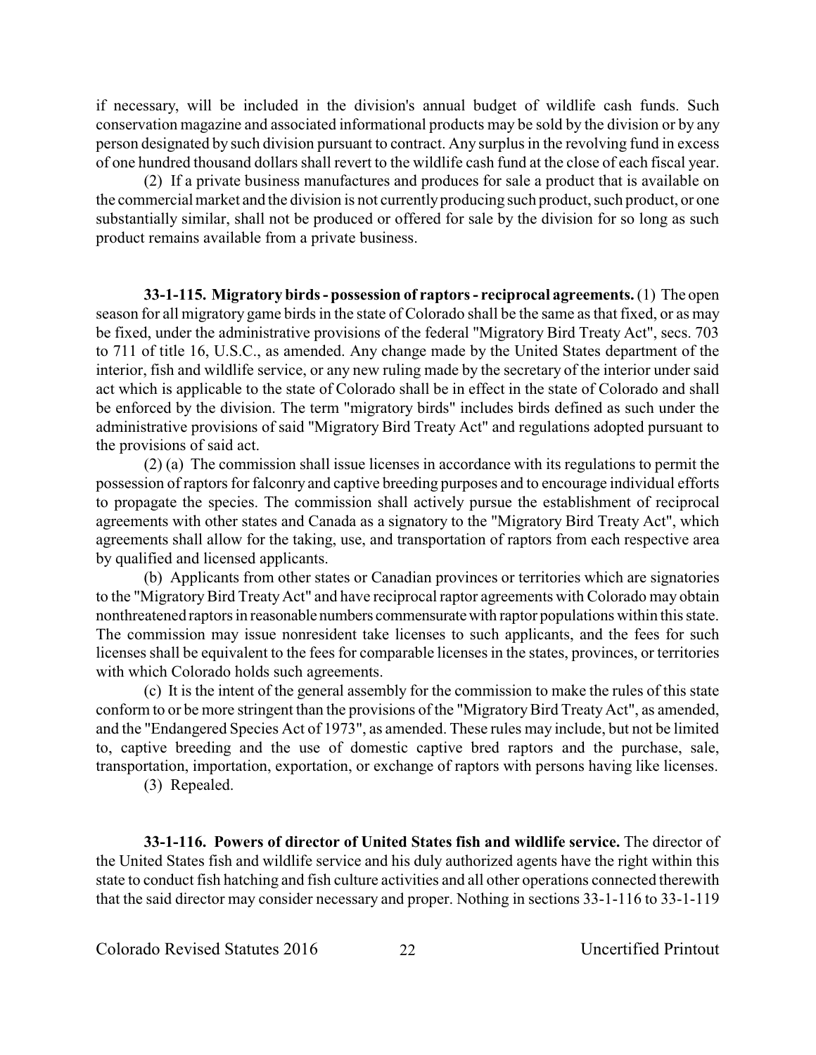if necessary, will be included in the division's annual budget of wildlife cash funds. Such conservation magazine and associated informational products may be sold by the division or by any person designated by such division pursuant to contract. Any surplus in the revolving fund in excess of one hundred thousand dollars shall revert to the wildlife cash fund at the close of each fiscal year.

(2) If a private business manufactures and produces for sale a product that is available on the commercial market and the division is not currently producing such product, such product, or one substantially similar, shall not be produced or offered for sale by the division for so long as such product remains available from a private business.

**33-1-115. Migratory birds - possession of raptors - reciprocal agreements.** (1) The open season for all migratory game birds in the state of Colorado shall be the same as that fixed, or as may be fixed, under the administrative provisions of the federal "Migratory Bird Treaty Act", secs. 703 to 711 of title 16, U.S.C., as amended. Any change made by the United States department of the interior, fish and wildlife service, or any new ruling made by the secretary of the interior under said act which is applicable to the state of Colorado shall be in effect in the state of Colorado and shall be enforced by the division. The term "migratory birds" includes birds defined as such under the administrative provisions of said "Migratory Bird Treaty Act" and regulations adopted pursuant to the provisions of said act.

(2) (a) The commission shall issue licenses in accordance with its regulations to permit the possession of raptors for falconry and captive breeding purposes and to encourage individual efforts to propagate the species. The commission shall actively pursue the establishment of reciprocal agreements with other states and Canada as a signatory to the "Migratory Bird Treaty Act", which agreements shall allow for the taking, use, and transportation of raptors from each respective area by qualified and licensed applicants.

(b) Applicants from other states or Canadian provinces or territories which are signatories to the "Migratory Bird Treaty Act" and have reciprocal raptor agreements with Colorado may obtain nonthreatened raptors in reasonable numbers commensurate with raptor populations within this state. The commission may issue nonresident take licenses to such applicants, and the fees for such licenses shall be equivalent to the fees for comparable licenses in the states, provinces, or territories with which Colorado holds such agreements.

(c) It is the intent of the general assembly for the commission to make the rules of this state conform to or be more stringent than the provisions of the "Migratory Bird Treaty Act", as amended, and the "Endangered Species Act of 1973", as amended. These rules may include, but not be limited to, captive breeding and the use of domestic captive bred raptors and the purchase, sale, transportation, importation, exportation, or exchange of raptors with persons having like licenses.

(3) Repealed.

**33-1-116. Powers of director of United States fish and wildlife service.** The director of the United States fish and wildlife service and his duly authorized agents have the right within this state to conduct fish hatching and fish culture activities and all other operations connected therewith that the said director may consider necessary and proper. Nothing in sections 33-1-116 to 33-1-119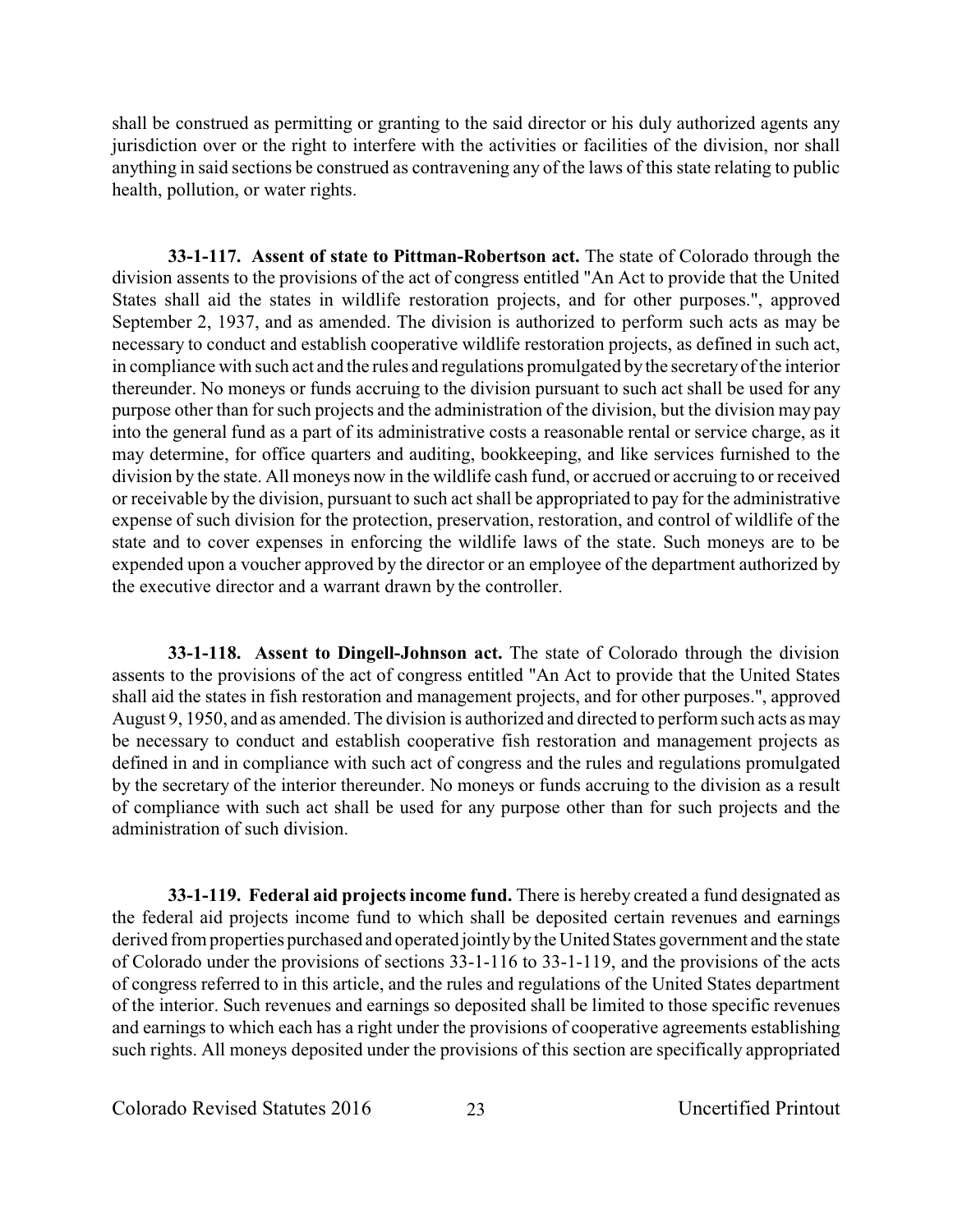shall be construed as permitting or granting to the said director or his duly authorized agents any jurisdiction over or the right to interfere with the activities or facilities of the division, nor shall anything in said sections be construed as contravening any of the laws of this state relating to public health, pollution, or water rights.

**33-1-117. Assent of state to Pittman-Robertson act.** The state of Colorado through the division assents to the provisions of the act of congress entitled "An Act to provide that the United States shall aid the states in wildlife restoration projects, and for other purposes.", approved September 2, 1937, and as amended. The division is authorized to perform such acts as may be necessary to conduct and establish cooperative wildlife restoration projects, as defined in such act, in compliance with such act and the rules and regulations promulgated by the secretary of the interior thereunder. No moneys or funds accruing to the division pursuant to such act shall be used for any purpose other than for such projects and the administration of the division, but the division may pay into the general fund as a part of its administrative costs a reasonable rental or service charge, as it may determine, for office quarters and auditing, bookkeeping, and like services furnished to the division by the state. All moneys now in the wildlife cash fund, or accrued or accruing to or received or receivable by the division, pursuant to such act shall be appropriated to pay for the administrative expense of such division for the protection, preservation, restoration, and control of wildlife of the state and to cover expenses in enforcing the wildlife laws of the state. Such moneys are to be expended upon a voucher approved by the director or an employee of the department authorized by the executive director and a warrant drawn by the controller.

**33-1-118. Assent to Dingell-Johnson act.** The state of Colorado through the division assents to the provisions of the act of congress entitled "An Act to provide that the United States shall aid the states in fish restoration and management projects, and for other purposes.", approved August 9, 1950, and as amended. The division is authorized and directed to perform such acts as may be necessary to conduct and establish cooperative fish restoration and management projects as defined in and in compliance with such act of congress and the rules and regulations promulgated by the secretary of the interior thereunder. No moneys or funds accruing to the division as a result of compliance with such act shall be used for any purpose other than for such projects and the administration of such division.

**33-1-119. Federal aid projects income fund.** There is hereby created a fund designated as the federal aid projects income fund to which shall be deposited certain revenues and earnings derived from properties purchased and operated jointly by the United States government and the state of Colorado under the provisions of sections 33-1-116 to 33-1-119, and the provisions of the acts of congress referred to in this article, and the rules and regulations of the United States department of the interior. Such revenues and earnings so deposited shall be limited to those specific revenues and earnings to which each has a right under the provisions of cooperative agreements establishing such rights. All moneys deposited under the provisions of this section are specifically appropriated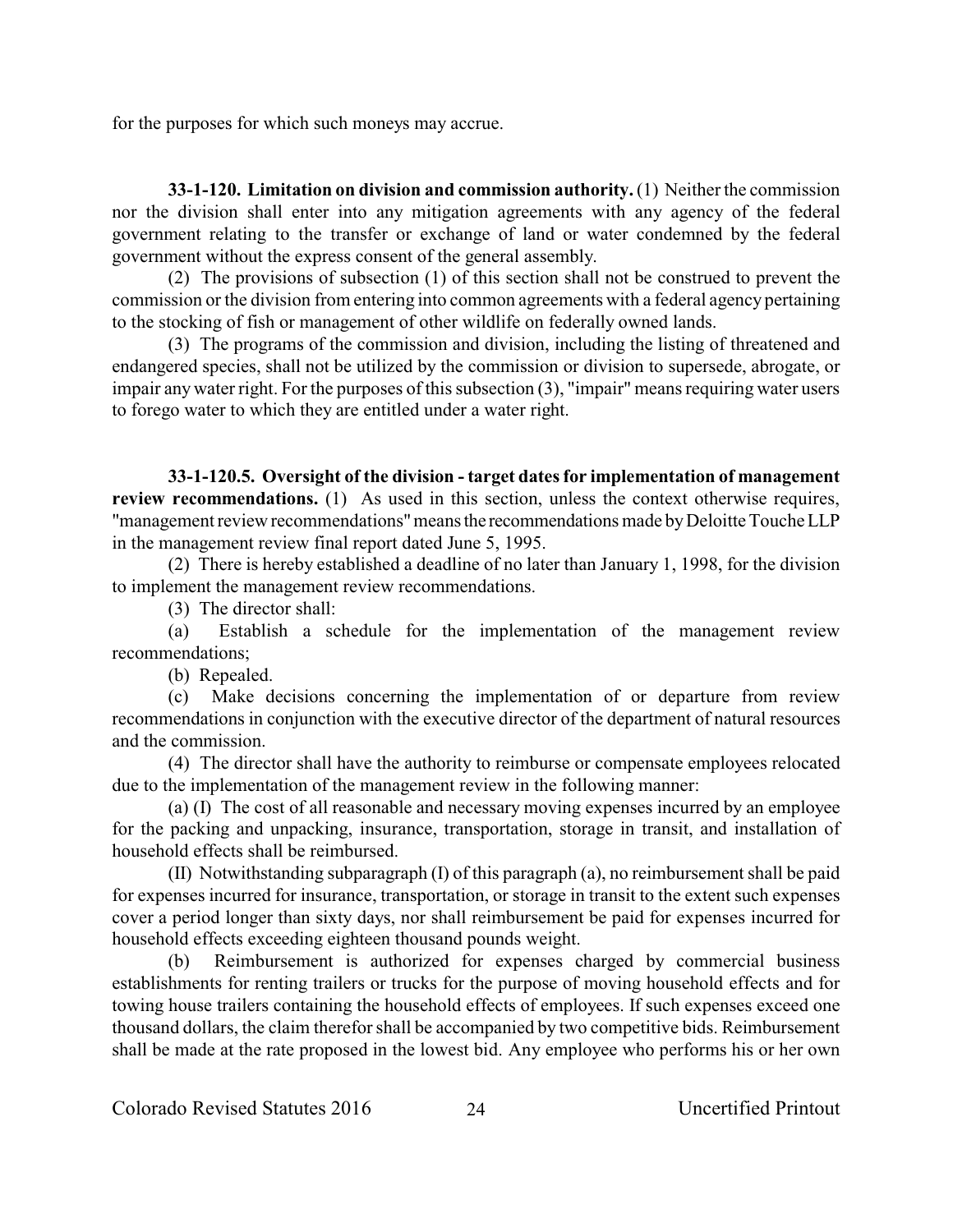for the purposes for which such moneys may accrue.

**33-1-120. Limitation on division and commission authority.** (1) Neither the commission nor the division shall enter into any mitigation agreements with any agency of the federal government relating to the transfer or exchange of land or water condemned by the federal government without the express consent of the general assembly.

(2) The provisions of subsection (1) of this section shall not be construed to prevent the commission or the division from entering into common agreements with a federal agency pertaining to the stocking of fish or management of other wildlife on federally owned lands.

(3) The programs of the commission and division, including the listing of threatened and endangered species, shall not be utilized by the commission or division to supersede, abrogate, or impair any water right. For the purposes of this subsection (3), "impair" means requiring water users to forego water to which they are entitled under a water right.

**33-1-120.5. Oversight of the division - target dates for implementation of management review recommendations.** (1) As used in this section, unless the context otherwise requires, "management review recommendations" means the recommendations made by Deloitte Touche LLP in the management review final report dated June 5, 1995.

(2) There is hereby established a deadline of no later than January 1, 1998, for the division to implement the management review recommendations.

(3) The director shall:

(a) Establish a schedule for the implementation of the management review recommendations;

(b) Repealed.

(c) Make decisions concerning the implementation of or departure from review recommendations in conjunction with the executive director of the department of natural resources and the commission.

(4) The director shall have the authority to reimburse or compensate employees relocated due to the implementation of the management review in the following manner:

(a) (I) The cost of all reasonable and necessary moving expenses incurred by an employee for the packing and unpacking, insurance, transportation, storage in transit, and installation of household effects shall be reimbursed.

(II) Notwithstanding subparagraph (I) of this paragraph (a), no reimbursement shall be paid for expenses incurred for insurance, transportation, or storage in transit to the extent such expenses cover a period longer than sixty days, nor shall reimbursement be paid for expenses incurred for household effects exceeding eighteen thousand pounds weight.

(b) Reimbursement is authorized for expenses charged by commercial business establishments for renting trailers or trucks for the purpose of moving household effects and for towing house trailers containing the household effects of employees. If such expenses exceed one thousand dollars, the claim therefor shall be accompanied by two competitive bids. Reimbursement shall be made at the rate proposed in the lowest bid. Any employee who performs his or her own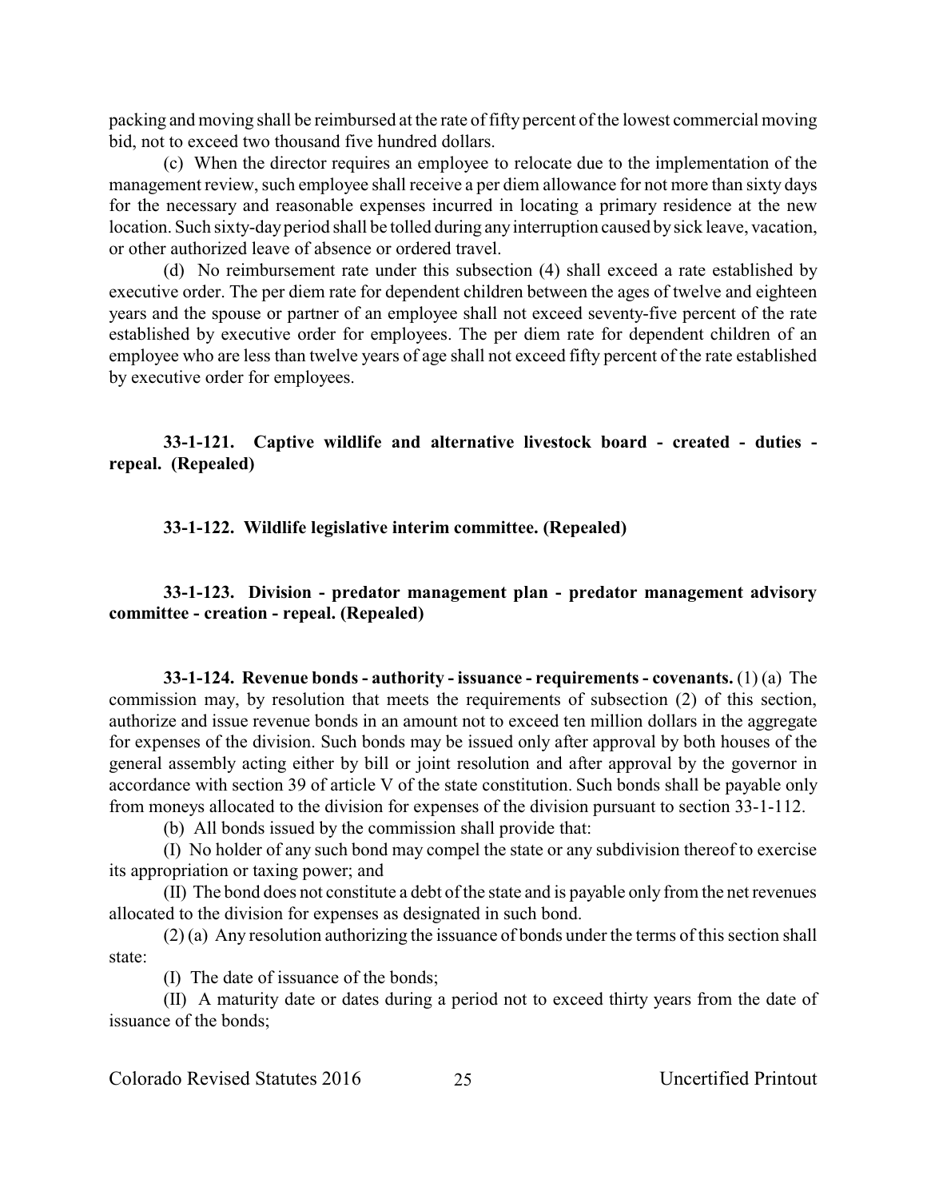packing and moving shall be reimbursed at the rate of fifty percent of the lowest commercial moving bid, not to exceed two thousand five hundred dollars.

(c) When the director requires an employee to relocate due to the implementation of the management review, such employee shall receive a per diem allowance for not more than sixty days for the necessary and reasonable expenses incurred in locating a primary residence at the new location. Such sixty-day period shall be tolled during any interruption caused by sick leave, vacation, or other authorized leave of absence or ordered travel.

(d) No reimbursement rate under this subsection (4) shall exceed a rate established by executive order. The per diem rate for dependent children between the ages of twelve and eighteen years and the spouse or partner of an employee shall not exceed seventy-five percent of the rate established by executive order for employees. The per diem rate for dependent children of an employee who are less than twelve years of age shall not exceed fifty percent of the rate established by executive order for employees.

**33-1-121. Captive wildlife and alternative livestock board - created - duties - repeal. (Repealed)**

**33-1-122. Wildlife legislative interim committee. (Repealed)**

**33-1-123. Division - predator management plan - predator management advisory committee - creation - repeal. (Repealed)**

**33-1-124. Revenue bonds - authority - issuance - requirements - covenants.** (1) (a) The commission may, by resolution that meets the requirements of subsection (2) of this section, authorize and issue revenue bonds in an amount not to exceed ten million dollars in the aggregate for expenses of the division. Such bonds may be issued only after approval by both houses of the general assembly acting either by bill or joint resolution and after approval by the governor in accordance with section 39 of article V of the state constitution. Such bonds shall be payable only from moneys allocated to the division for expenses of the division pursuant to section 33-1-112.

(b) All bonds issued by the commission shall provide that:

(I) No holder of any such bond may compel the state or any subdivision thereof to exercise its appropriation or taxing power; and

(II) The bond does not constitute a debt of the state and is payable only from the net revenues allocated to the division for expenses as designated in such bond.

(2) (a) Any resolution authorizing the issuance of bonds under the terms of this section shall state:

(I) The date of issuance of the bonds;

(II) A maturity date or dates during a period not to exceed thirty years from the date of issuance of the bonds;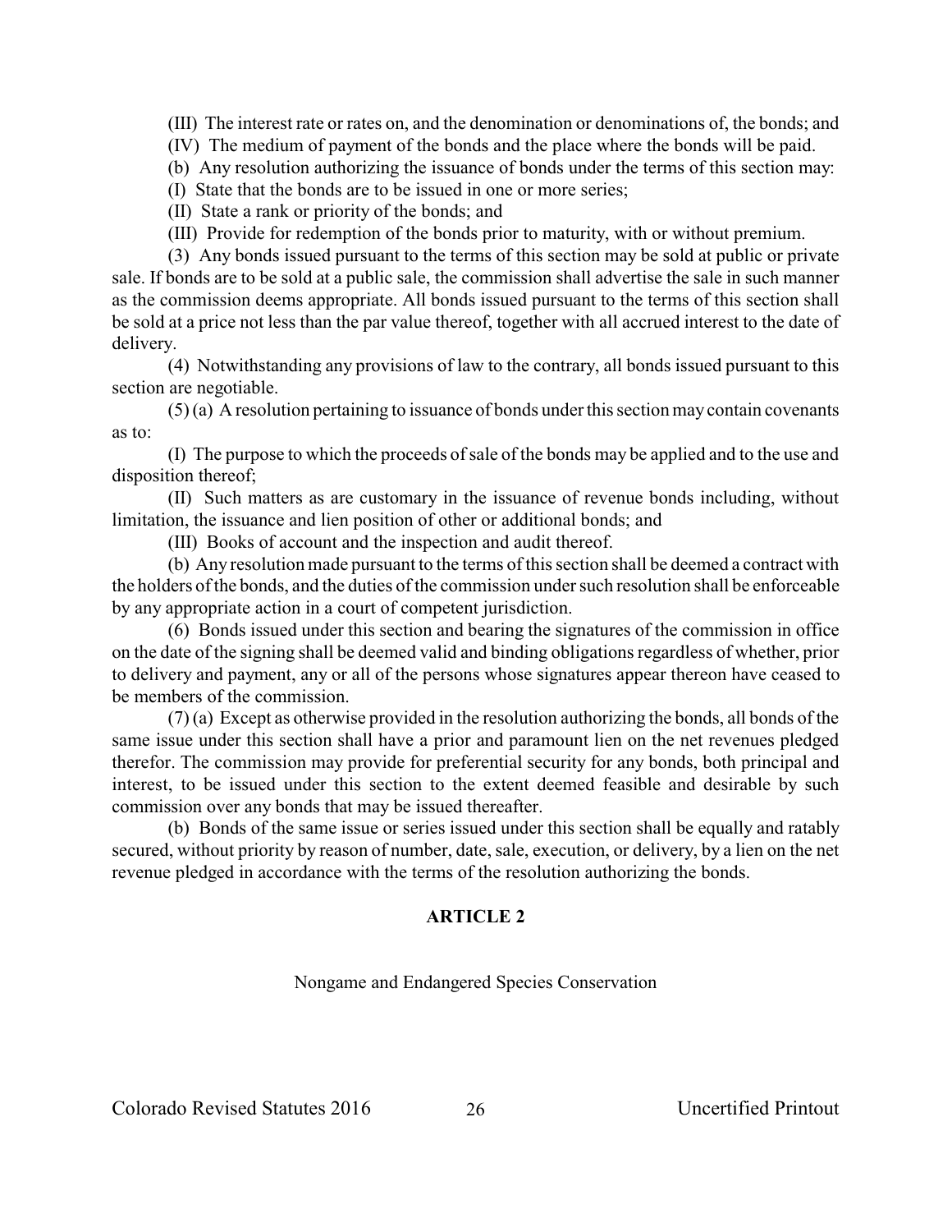(III) The interest rate or rates on, and the denomination or denominations of, the bonds; and

(IV) The medium of payment of the bonds and the place where the bonds will be paid.

(b) Any resolution authorizing the issuance of bonds under the terms of this section may:

(I) State that the bonds are to be issued in one or more series;

(II) State a rank or priority of the bonds; and

(III) Provide for redemption of the bonds prior to maturity, with or without premium.

(3) Any bonds issued pursuant to the terms of this section may be sold at public or private sale. If bonds are to be sold at a public sale, the commission shall advertise the sale in such manner as the commission deems appropriate. All bonds issued pursuant to the terms of this section shall be sold at a price not less than the par value thereof, together with all accrued interest to the date of delivery.

(4) Notwithstanding any provisions of law to the contrary, all bonds issued pursuant to this section are negotiable.

(5) (a) A resolution pertaining to issuance of bonds under this section may contain covenants as to:

(I) The purpose to which the proceeds of sale of the bonds may be applied and to the use and disposition thereof;

(II) Such matters as are customary in the issuance of revenue bonds including, without limitation, the issuance and lien position of other or additional bonds; and

(III) Books of account and the inspection and audit thereof.

(b) Any resolution made pursuant to the terms of this section shall be deemed a contract with the holders of the bonds, and the duties of the commission under such resolution shall be enforceable by any appropriate action in a court of competent jurisdiction.

(6) Bonds issued under this section and bearing the signatures of the commission in office on the date of the signing shall be deemed valid and binding obligations regardless of whether, prior to delivery and payment, any or all of the persons whose signatures appear thereon have ceased to be members of the commission.

(7) (a) Except as otherwise provided in the resolution authorizing the bonds, all bonds of the same issue under this section shall have a prior and paramount lien on the net revenues pledged therefor. The commission may provide for preferential security for any bonds, both principal and interest, to be issued under this section to the extent deemed feasible and desirable by such commission over any bonds that may be issued thereafter.

(b) Bonds of the same issue or series issued under this section shall be equally and ratably secured, without priority by reason of number, date, sale, execution, or delivery, by a lien on the net revenue pledged in accordance with the terms of the resolution authorizing the bonds.

## ARTICLE 2

Nongame and Endangered Species Conservation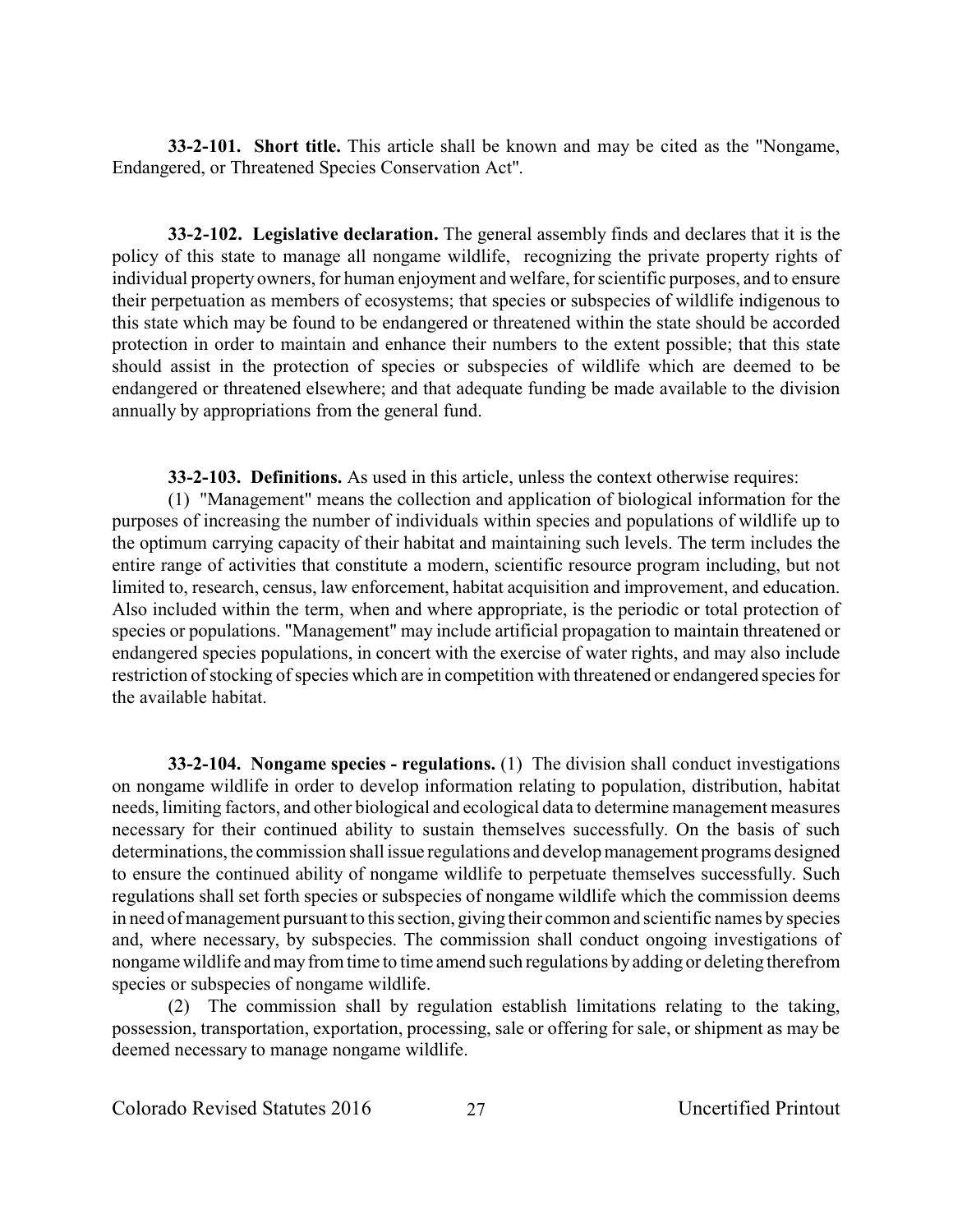**33-2-101. Short title.** This article shall be known and may be cited as the "Nongame, Endangered, or Threatened Species Conservation Act".

**33-2-102. Legislative declaration.** The general assembly finds and declares that it is the policy of this state to manage all nongame wildlife, recognizing the private property rights of individual property owners, for human enjoyment and welfare, for scientific purposes, and to ensure their perpetuation as members of ecosystems; that species or subspecies of wildlife indigenous to this state which may be found to be endangered or threatened within the state should be accorded protection in order to maintain and enhance their numbers to the extent possible; that this state should assist in the protection of species or subspecies of wildlife which are deemed to be endangered or threatened elsewhere; and that adequate funding be made available to the division annually by appropriations from the general fund.

**33-2-103. Definitions.** As used in this article, unless the context otherwise requires:

(1) "Management" means the collection and application of biological information for the purposes of increasing the number of individuals within species and populations of wildlife up to the optimum carrying capacity of their habitat and maintaining such levels. The term includes the entire range of activities that constitute a modern, scientific resource program including, but not limited to, research, census, law enforcement, habitat acquisition and improvement, and education. Also included within the term, when and where appropriate, is the periodic or total protection of species or populations. "Management" may include artificial propagation to maintain threatened or endangered species populations, in concert with the exercise of water rights, and may also include restriction of stocking of species which are in competition with threatened or endangered species for the available habitat.

**33-2-104. Nongame species - regulations.** (1) The division shall conduct investigations on nongame wildlife in order to develop information relating to population, distribution, habitat needs, limiting factors, and other biological and ecological data to determine management measures necessary for their continued ability to sustain themselves successfully. On the basis of such determinations, the commission shall issue regulations and develop management programs designed to ensure the continued ability of nongame wildlife to perpetuate themselves successfully. Such regulations shall set forth species or subspecies of nongame wildlife which the commission deems in need of management pursuant to this section, giving their common and scientific names by species and, where necessary, by subspecies. The commission shall conduct ongoing investigations of nongame wildlife and may from time to time amend such regulations by adding or deleting therefrom species or subspecies of nongame wildlife.

(2) The commission shall by regulation establish limitations relating to the taking, possession, transportation, exportation, processing, sale or offering for sale, or shipment as may be deemed necessary to manage nongame wildlife.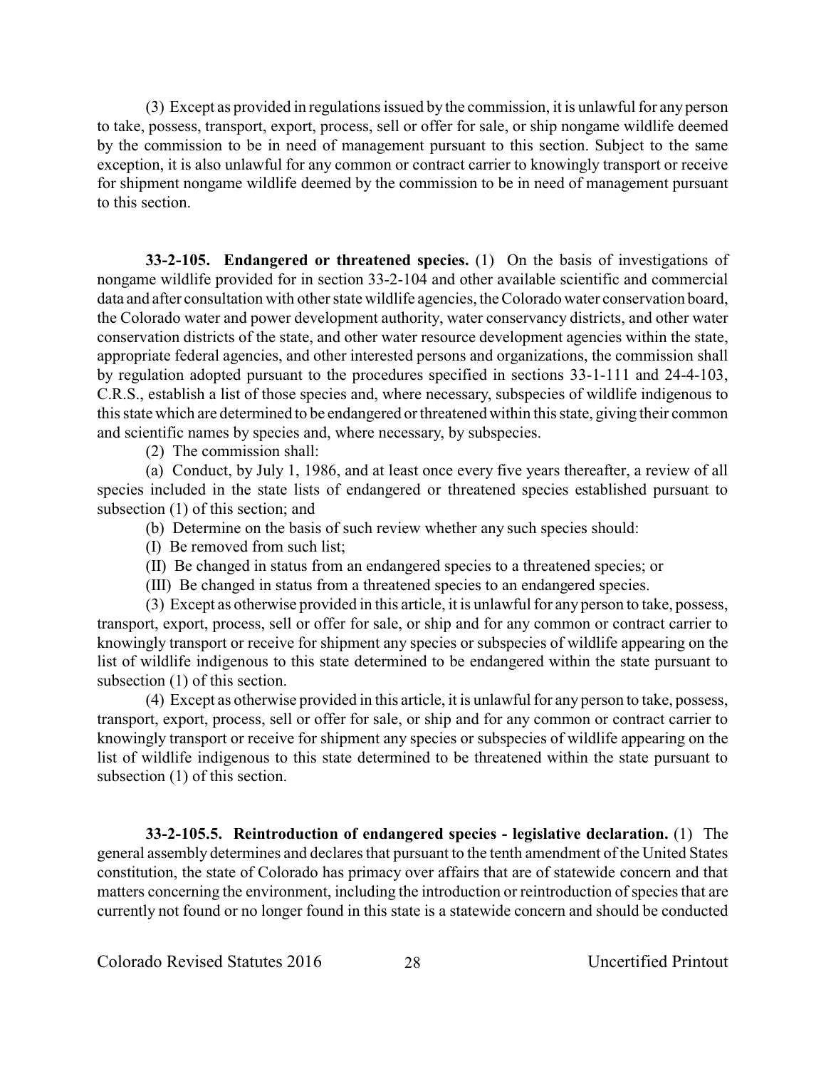(3) Except as provided in regulations issued by the commission, it is unlawful for any person to take, possess, transport, export, process, sell or offer for sale, or ship nongame wildlife deemed by the commission to be in need of management pursuant to this section. Subject to the same exception, it is also unlawful for any common or contract carrier to knowingly transport or receive for shipment nongame wildlife deemed by the commission to be in need of management pursuant to this section.

**33-2-105. Endangered or threatened species.** (1) On the basis of investigations of nongame wildlife provided for in section 33-2-104 and other available scientific and commercial data and after consultation with other state wildlife agencies, the Colorado water conservation board, the Colorado water and power development authority, water conservancy districts, and other water conservation districts of the state, and other water resource development agencies within the state, appropriate federal agencies, and other interested persons and organizations, the commission shall by regulation adopted pursuant to the procedures specified in sections 33-1-111 and 24-4-103, C.R.S., establish a list of those species and, where necessary, subspecies of wildlife indigenous to this state which are determined to be endangered or threatened within this state, giving their common and scientific names by species and, where necessary, by subspecies.

(2) The commission shall:

(a) Conduct, by July 1, 1986, and at least once every five years thereafter, a review of all species included in the state lists of endangered or threatened species established pursuant to subsection (1) of this section; and

(b) Determine on the basis of such review whether any such species should:

(I) Be removed from such list;

(II) Be changed in status from an endangered species to a threatened species; or

(III) Be changed in status from a threatened species to an endangered species.

(3) Except as otherwise provided in this article, it is unlawful for any person to take, possess, transport, export, process, sell or offer for sale, or ship and for any common or contract carrier to knowingly transport or receive for shipment any species or subspecies of wildlife appearing on the list of wildlife indigenous to this state determined to be endangered within the state pursuant to subsection (1) of this section.

(4) Except as otherwise provided in this article, it is unlawful for any person to take, possess, transport, export, process, sell or offer for sale, or ship and for any common or contract carrier to knowingly transport or receive for shipment any species or subspecies of wildlife appearing on the list of wildlife indigenous to this state determined to be threatened within the state pursuant to subsection (1) of this section.

**33-2-105.5. Reintroduction of endangered species - legislative declaration.** (1) The general assembly determines and declares that pursuant to the tenth amendment of the United States constitution, the state of Colorado has primacy over affairs that are of statewide concern and that matters concerning the environment, including the introduction or reintroduction of species that are currently not found or no longer found in this state is a statewide concern and should be conducted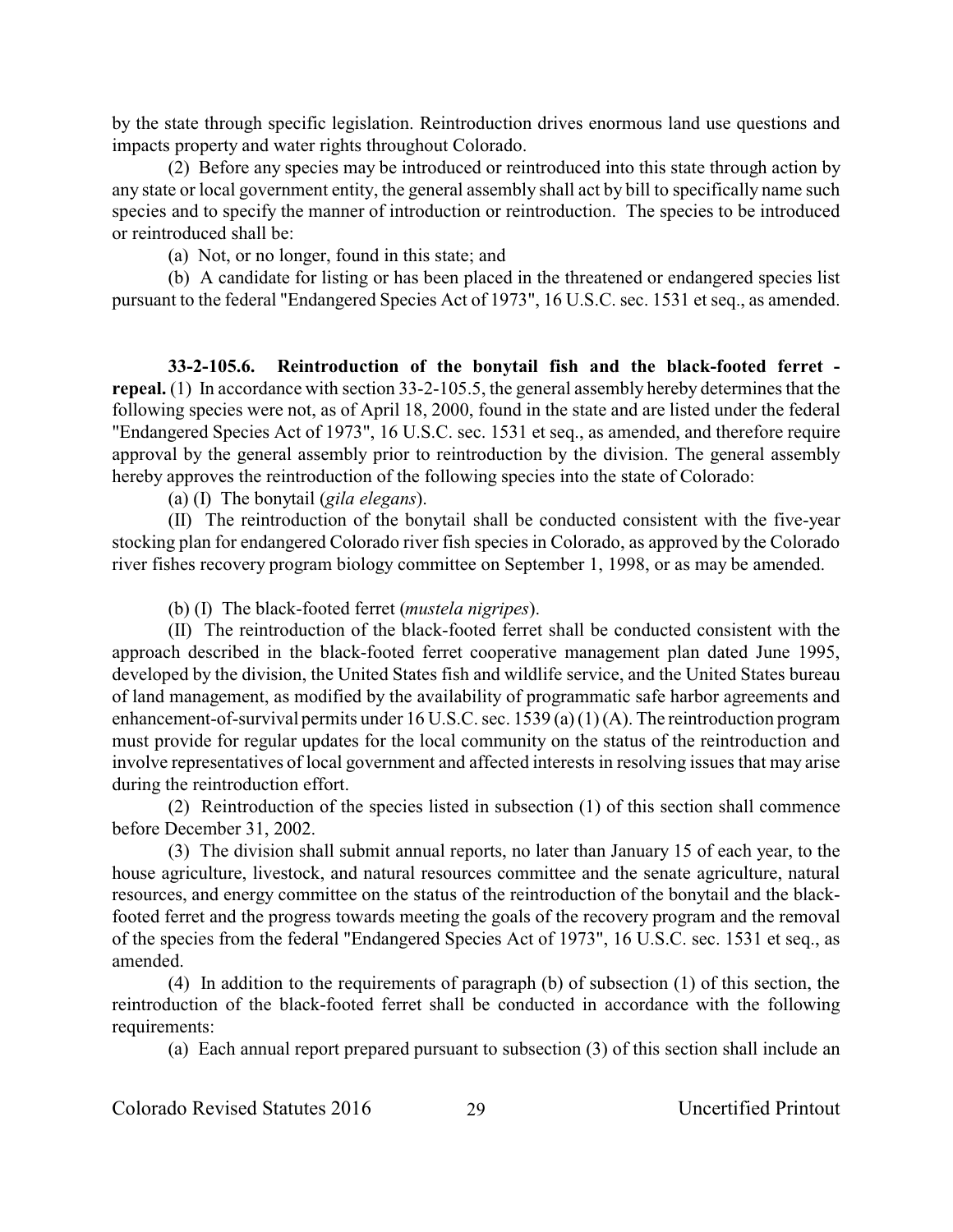by the state through specific legislation. Reintroduction drives enormous land use questions and impacts property and water rights throughout Colorado.

(2) Before any species may be introduced or reintroduced into this state through action by any state or local government entity, the general assembly shall act by bill to specifically name such species and to specify the manner of introduction or reintroduction. The species to be introduced or reintroduced shall be:

(a) Not, or no longer, found in this state; and

(b) A candidate for listing or has been placed in the threatened or endangered species list pursuant to the federal "Endangered Species Act of 1973", 16 U.S.C. sec. 1531 et seq., as amended.

**33-2-105.6. Reintroduction of the bonytail fish and the black-footed ferret - repeal.** (1) In accordance with section 33-2-105.5, the general assembly hereby determines that the following species were not, as of April 18, 2000, found in the state and are listed under the federal "Endangered Species Act of 1973", 16 U.S.C. sec. 1531 et seq., as amended, and therefore require approval by the general assembly prior to reintroduction by the division. The general assembly hereby approves the reintroduction of the following species into the state of Colorado:

(a) (I) The bonytail (*gila elegans*).

(II) The reintroduction of the bonytail shall be conducted consistent with the five-year stocking plan for endangered Colorado river fish species in Colorado, as approved by the Colorado river fishes recovery program biology committee on September 1, 1998, or as may be amended.

(b) (I) The black-footed ferret (*mustela nigripes*).

(II) The reintroduction of the black-footed ferret shall be conducted consistent with the approach described in the black-footed ferret cooperative management plan dated June 1995, developed by the division, the United States fish and wildlife service, and the United States bureau of land management, as modified by the availability of programmatic safe harbor agreements and enhancement-of-survival permits under 16 U.S.C. sec. 1539 (a) (1) (A). The reintroduction program must provide for regular updates for the local community on the status of the reintroduction and involve representatives of local government and affected interests in resolving issues that may arise during the reintroduction effort.

(2) Reintroduction of the species listed in subsection (1) of this section shall commence before December 31, 2002.

(3) The division shall submit annual reports, no later than January 15 of each year, to the house agriculture, livestock, and natural resources committee and the senate agriculture, natural resources, and energy committee on the status of the reintroduction of the bonytail and the black-footed ferret and the progress towards meeting the goals of the recovery program and the removal of the species from the federal "Endangered Species Act of 1973", 16 U.S.C. sec. 1531 et seq., as amended.

(4) In addition to the requirements of paragraph (b) of subsection (1) of this section, the reintroduction of the black-footed ferret shall be conducted in accordance with the following requirements:

(a) Each annual report prepared pursuant to subsection (3) of this section shall include an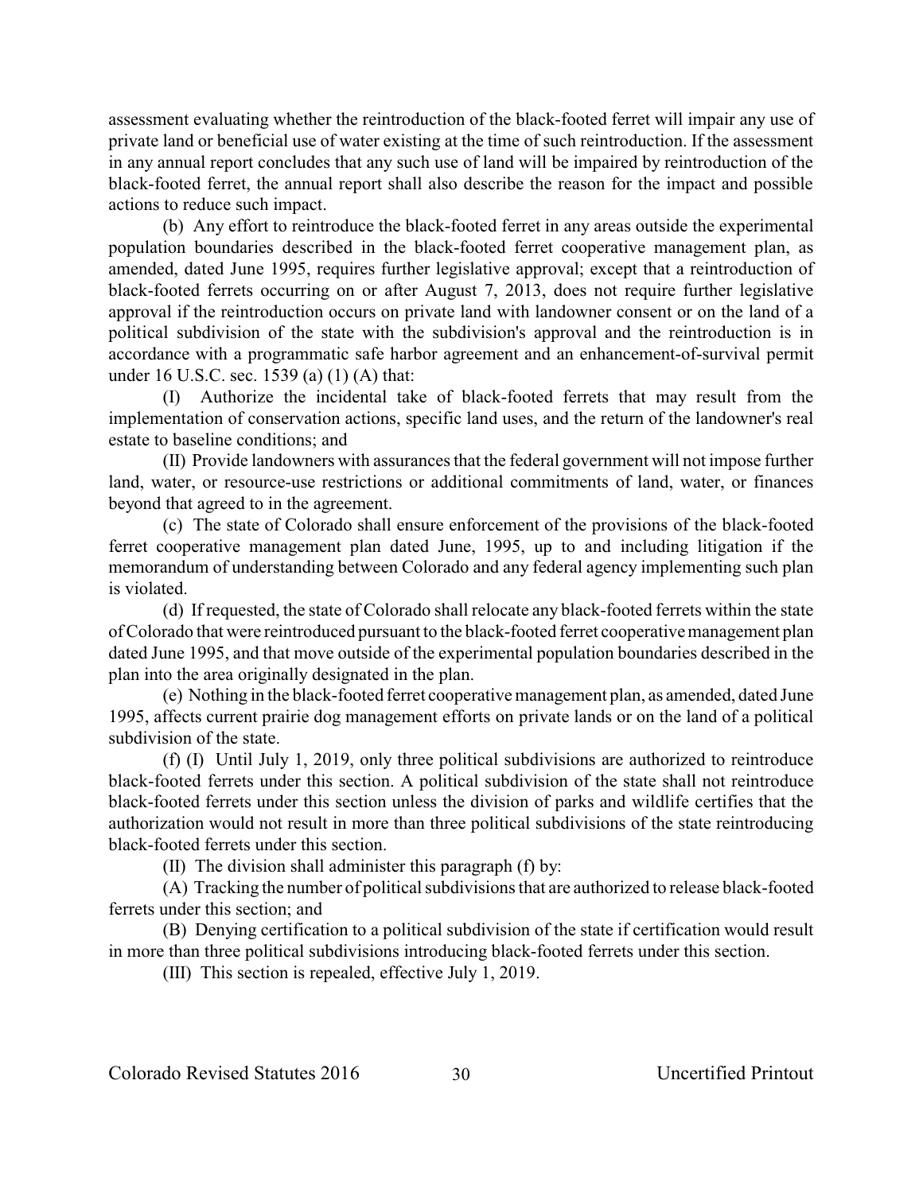assessment evaluating whether the reintroduction of the black-footed ferret will impair any use of private land or beneficial use of water existing at the time of such reintroduction. If the assessment in any annual report concludes that any such use of land will be impaired by reintroduction of the black-footed ferret, the annual report shall also describe the reason for the impact and possible actions to reduce such impact.

(b) Any effort to reintroduce the black-footed ferret in any areas outside the experimental population boundaries described in the black-footed ferret cooperative management plan, as amended, dated June 1995, requires further legislative approval; except that a reintroduction of black-footed ferrets occurring on or after August 7, 2013, does not require further legislative approval if the reintroduction occurs on private land with landowner consent or on the land of a political subdivision of the state with the subdivision's approval and the reintroduction is in accordance with a programmatic safe harbor agreement and an enhancement-of-survival permit under 16 U.S.C. sec. 1539 (a) (1) (A) that:

(I) Authorize the incidental take of black-footed ferrets that may result from the implementation of conservation actions, specific land uses, and the return of the landowner's real estate to baseline conditions; and

(II) Provide landowners with assurances that the federal government will not impose further land, water, or resource-use restrictions or additional commitments of land, water, or finances beyond that agreed to in the agreement.

(c) The state of Colorado shall ensure enforcement of the provisions of the black-footed ferret cooperative management plan dated June, 1995, up to and including litigation if the memorandum of understanding between Colorado and any federal agency implementing such plan is violated.

(d) If requested, the state of Colorado shall relocate any black-footed ferrets within the state of Colorado that were reintroduced pursuant to the black-footed ferret cooperative management plan dated June 1995, and that move outside of the experimental population boundaries described in the plan into the area originally designated in the plan.

(e) Nothing in the black-footed ferret cooperative management plan, as amended, dated June 1995, affects current prairie dog management efforts on private lands or on the land of a political subdivision of the state.

(f) (I) Until July 1, 2019, only three political subdivisions are authorized to reintroduce black-footed ferrets under this section. A political subdivision of the state shall not reintroduce black-footed ferrets under this section unless the division of parks and wildlife certifies that the authorization would not result in more than three political subdivisions of the state reintroducing black-footed ferrets under this section.

(II) The division shall administer this paragraph (f) by:

(A) Tracking the number of political subdivisions that are authorized to release black-footed ferrets under this section; and

(B) Denying certification to a political subdivision of the state if certification would result in more than three political subdivisions introducing black-footed ferrets under this section.

(III) This section is repealed, effective July 1, 2019.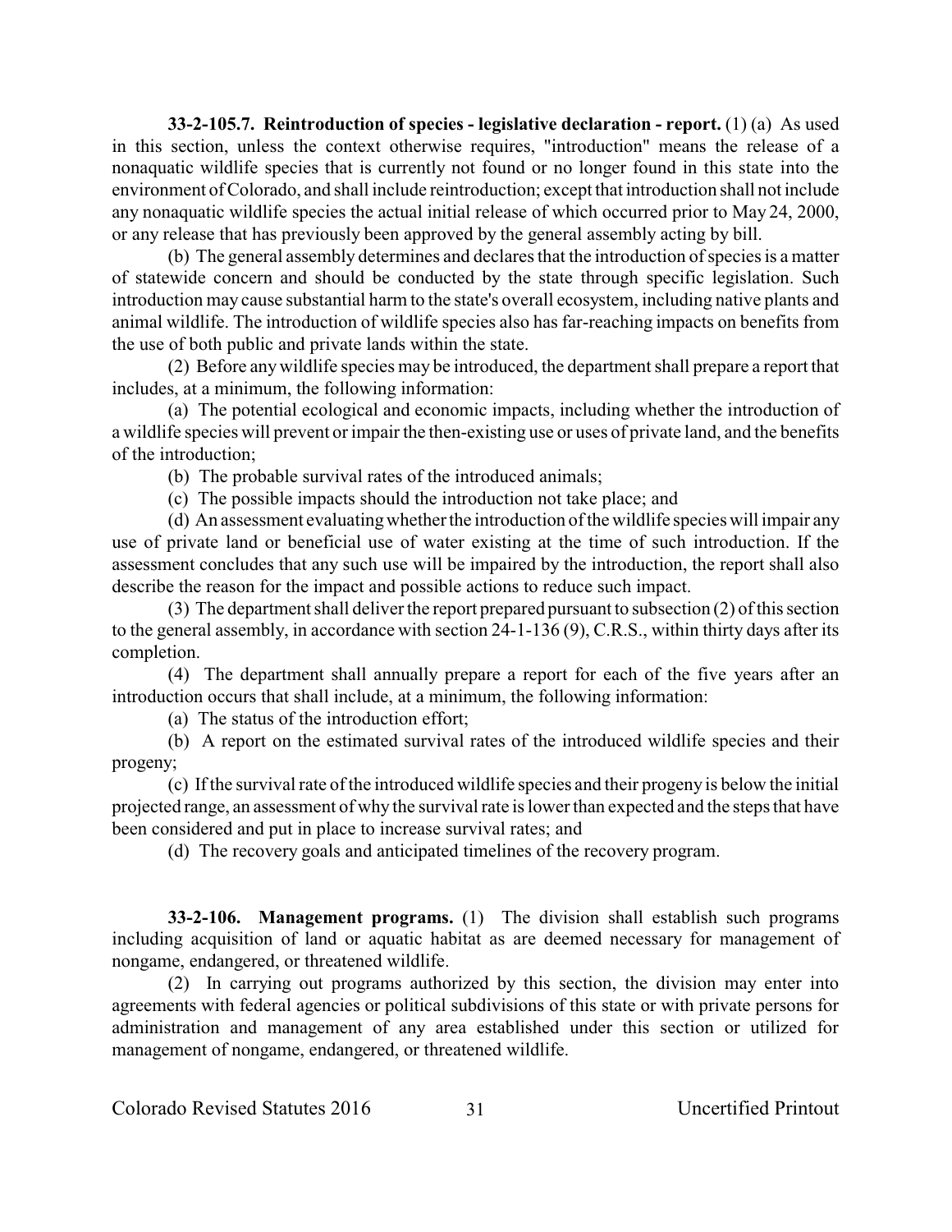**33-2-105.7. Reintroduction of species - legislative declaration - report.** (1) (a) As used in this section, unless the context otherwise requires, "introduction" means the release of a nonaquatic wildlife species that is currently not found or no longer found in this state into the environment of Colorado, and shall include reintroduction; except that introduction shall not include any nonaquatic wildlife species the actual initial release of which occurred prior to May 24, 2000, or any release that has previously been approved by the general assembly acting by bill.

(b) The general assembly determines and declares that the introduction of species is a matter of statewide concern and should be conducted by the state through specific legislation. Such introduction may cause substantial harm to the state's overall ecosystem, including native plants and animal wildlife. The introduction of wildlife species also has far-reaching impacts on benefits from the use of both public and private lands within the state.

(2) Before any wildlife species may be introduced, the department shall prepare a report that includes, at a minimum, the following information:

(a) The potential ecological and economic impacts, including whether the introduction of a wildlife species will prevent or impair the then-existing use or uses of private land, and the benefits of the introduction;

(b) The probable survival rates of the introduced animals;

(c) The possible impacts should the introduction not take place; and

(d) An assessment evaluating whether the introduction of the wildlife species will impair any use of private land or beneficial use of water existing at the time of such introduction. If the assessment concludes that any such use will be impaired by the introduction, the report shall also describe the reason for the impact and possible actions to reduce such impact.

(3) The department shall deliver the report prepared pursuant to subsection (2) of this section to the general assembly, in accordance with section 24-1-136 (9), C.R.S., within thirty days after its completion.

(4) The department shall annually prepare a report for each of the five years after an introduction occurs that shall include, at a minimum, the following information:

(a) The status of the introduction effort;

(b) A report on the estimated survival rates of the introduced wildlife species and their progeny;

(c) If the survival rate of the introduced wildlife species and their progeny is below the initial projected range, an assessment of why the survival rate is lower than expected and the steps that have been considered and put in place to increase survival rates; and

(d) The recovery goals and anticipated timelines of the recovery program.

**33-2-106. Management programs.** (1) The division shall establish such programs including acquisition of land or aquatic habitat as are deemed necessary for management of nongame, endangered, or threatened wildlife.

(2) In carrying out programs authorized by this section, the division may enter into agreements with federal agencies or political subdivisions of this state or with private persons for administration and management of any area established under this section or utilized for management of nongame, endangered, or threatened wildlife.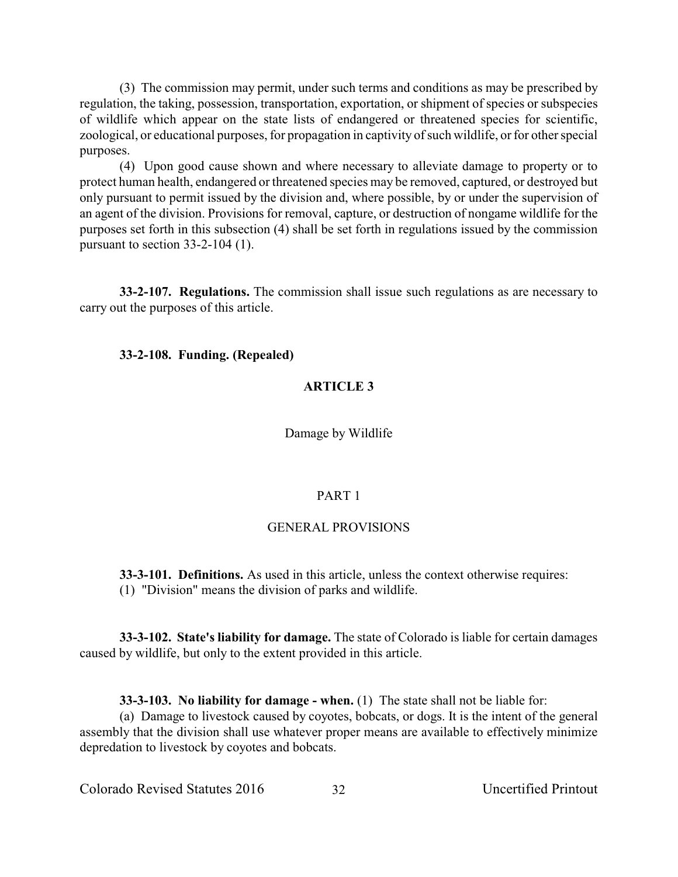(3) The commission may permit, under such terms and conditions as may be prescribed by regulation, the taking, possession, transportation, exportation, or shipment of species or subspecies of wildlife which appear on the state lists of endangered or threatened species for scientific, zoological, or educational purposes, for propagation in captivity of such wildlife, or for other special purposes.

(4) Upon good cause shown and where necessary to alleviate damage to property or to protect human health, endangered or threatened species may be removed, captured, or destroyed but only pursuant to permit issued by the division and, where possible, by or under the supervision of an agent of the division. Provisions for removal, capture, or destruction of nongame wildlife for the purposes set forth in this subsection (4) shall be set forth in regulations issued by the commission pursuant to section 33-2-104 (1).

**33-2-107. Regulations.** The commission shall issue such regulations as are necessary to carry out the purposes of this article.

**33-2-108. Funding. (Repealed)**

## ARTICLE 3

Damage by Wildlife

### PART 1

### GENERAL PROVISIONS

**33-3-101. Definitions.** As used in this article, unless the context otherwise requires:

(1) "Division" means the division of parks and wildlife.

**33-3-102. State's liability for damage.** The state of Colorado is liable for certain damages caused by wildlife, but only to the extent provided in this article.

**33-3-103. No liability for damage - when.** (1) The state shall not be liable for:

(a) Damage to livestock caused by coyotes, bobcats, or dogs. It is the intent of the general assembly that the division shall use whatever proper means are available to effectively minimize depredation to livestock by coyotes and bobcats.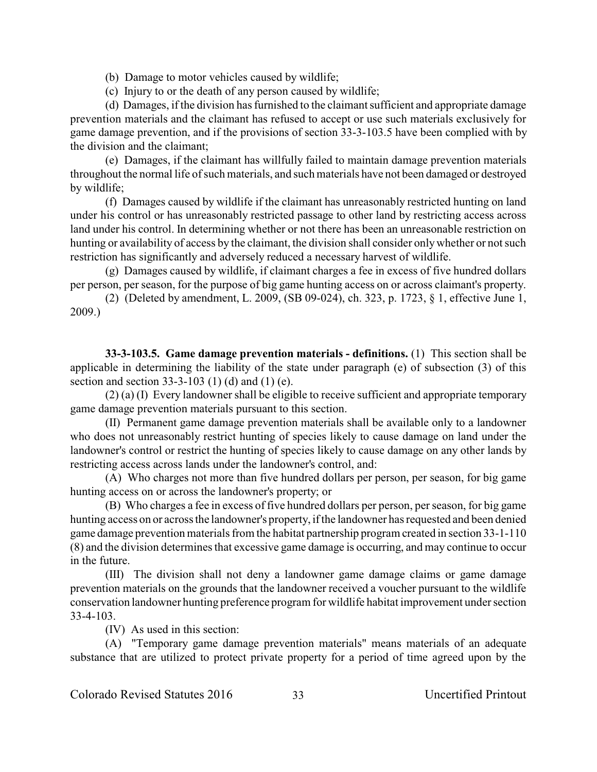(b) Damage to motor vehicles caused by wildlife;

(c) Injury to or the death of any person caused by wildlife;

(d) Damages, if the division has furnished to the claimant sufficient and appropriate damage prevention materials and the claimant has refused to accept or use such materials exclusively for game damage prevention, and if the provisions of section 33-3-103.5 have been complied with by the division and the claimant;

(e) Damages, if the claimant has willfully failed to maintain damage prevention materials throughout the normal life of such materials, and such materials have not been damaged or destroyed by wildlife;

(f) Damages caused by wildlife if the claimant has unreasonably restricted hunting on land under his control or has unreasonably restricted passage to other land by restricting access across land under his control. In determining whether or not there has been an unreasonable restriction on hunting or availability of access by the claimant, the division shall consider only whether or not such restriction has significantly and adversely reduced a necessary harvest of wildlife.

(g) Damages caused by wildlife, if claimant charges a fee in excess of five hundred dollars per person, per season, for the purpose of big game hunting access on or across claimant's property.

(2) (Deleted by amendment, L. 2009, (SB 09-024), ch. 323, p. 1723, § 1, effective June 1, 2009.)

**33-3-103.5. Game damage prevention materials - definitions.** (1) This section shall be applicable in determining the liability of the state under paragraph (e) of subsection (3) of this section and section 33-3-103 (1) (d) and (1) (e).

(2) (a) (I) Every landowner shall be eligible to receive sufficient and appropriate temporary game damage prevention materials pursuant to this section.

(II) Permanent game damage prevention materials shall be available only to a landowner who does not unreasonably restrict hunting of species likely to cause damage on land under the landowner's control or restrict the hunting of species likely to cause damage on any other lands by restricting access across lands under the landowner's control, and:

(A) Who charges not more than five hundred dollars per person, per season, for big game hunting access on or across the landowner's property; or

(B) Who charges a fee in excess of five hundred dollars per person, per season, for big game hunting access on or across the landowner's property, if the landowner has requested and been denied game damage prevention materials from the habitat partnership program created in section 33-1-110 (8) and the division determines that excessive game damage is occurring, and may continue to occur in the future.

(III) The division shall not deny a landowner game damage claims or game damage prevention materials on the grounds that the landowner received a voucher pursuant to the wildlife conservation landowner hunting preference program for wildlife habitat improvement under section 33-4-103.

(IV) As used in this section:

(A) "Temporary game damage prevention materials" means materials of an adequate substance that are utilized to protect private property for a period of time agreed upon by the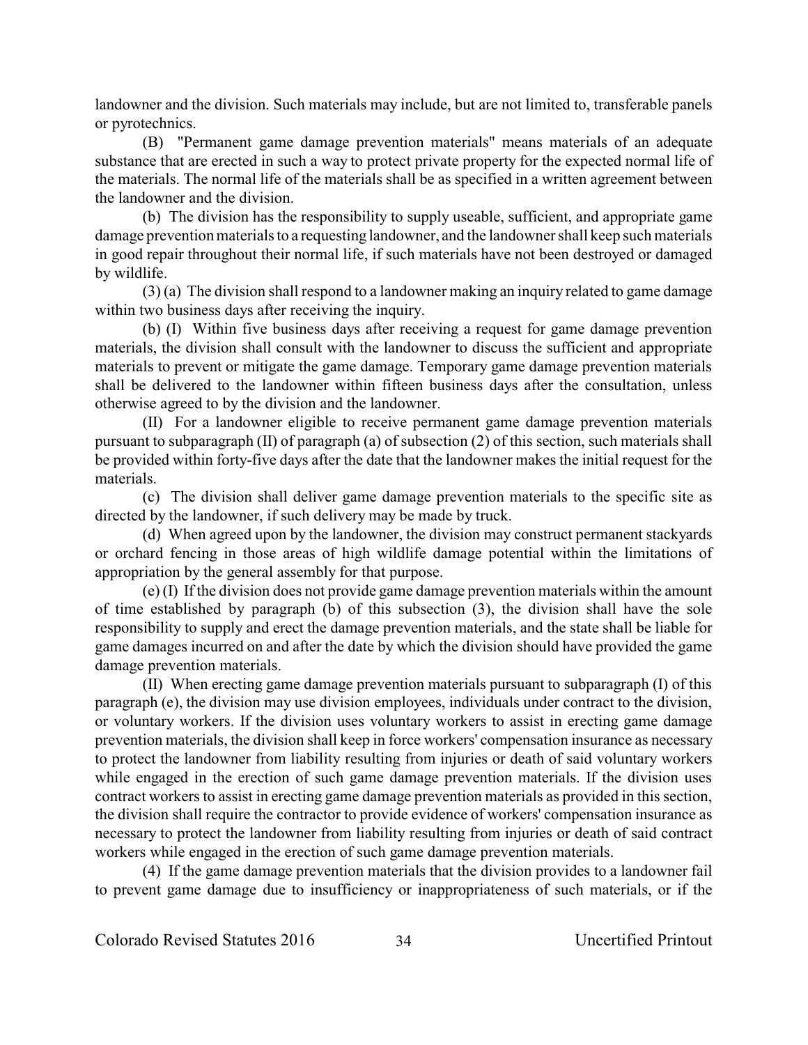landowner and the division. Such materials may include, but are not limited to, transferable panels or pyrotechnics.

(B) "Permanent game damage prevention materials" means materials of an adequate substance that are erected in such a way to protect private property for the expected normal life of the materials. The normal life of the materials shall be as specified in a written agreement between the landowner and the division.

(b) The division has the responsibility to supply useable, sufficient, and appropriate game damage prevention materials to a requesting landowner, and the landowner shall keep such materials in good repair throughout their normal life, if such materials have not been destroyed or damaged by wildlife.

(3) (a) The division shall respond to a landowner making an inquiry related to game damage within two business days after receiving the inquiry.

(b) (I) Within five business days after receiving a request for game damage prevention materials, the division shall consult with the landowner to discuss the sufficient and appropriate materials to prevent or mitigate the game damage. Temporary game damage prevention materials shall be delivered to the landowner within fifteen business days after the consultation, unless otherwise agreed to by the division and the landowner.

(II) For a landowner eligible to receive permanent game damage prevention materials pursuant to subparagraph (II) of paragraph (a) of subsection (2) of this section, such materials shall be provided within forty-five days after the date that the landowner makes the initial request for the materials.

(c) The division shall deliver game damage prevention materials to the specific site as directed by the landowner, if such delivery may be made by truck.

(d) When agreed upon by the landowner, the division may construct permanent stackyards or orchard fencing in those areas of high wildlife damage potential within the limitations of appropriation by the general assembly for that purpose.

(e) (I) If the division does not provide game damage prevention materials within the amount of time established by paragraph (b) of this subsection (3), the division shall have the sole responsibility to supply and erect the damage prevention materials, and the state shall be liable for game damages incurred on and after the date by which the division should have provided the game damage prevention materials.

(II) When erecting game damage prevention materials pursuant to subparagraph (I) of this paragraph (e), the division may use division employees, individuals under contract to the division, or voluntary workers. If the division uses voluntary workers to assist in erecting game damage prevention materials, the division shall keep in force workers' compensation insurance as necessary to protect the landowner from liability resulting from injuries or death of said voluntary workers while engaged in the erection of such game damage prevention materials. If the division uses contract workers to assist in erecting game damage prevention materials as provided in this section, the division shall require the contractor to provide evidence of workers' compensation insurance as necessary to protect the landowner from liability resulting from injuries or death of said contract workers while engaged in the erection of such game damage prevention materials.

(4) If the game damage prevention materials that the division provides to a landowner fail to prevent game damage due to insufficiency or inappropriateness of such materials, or if the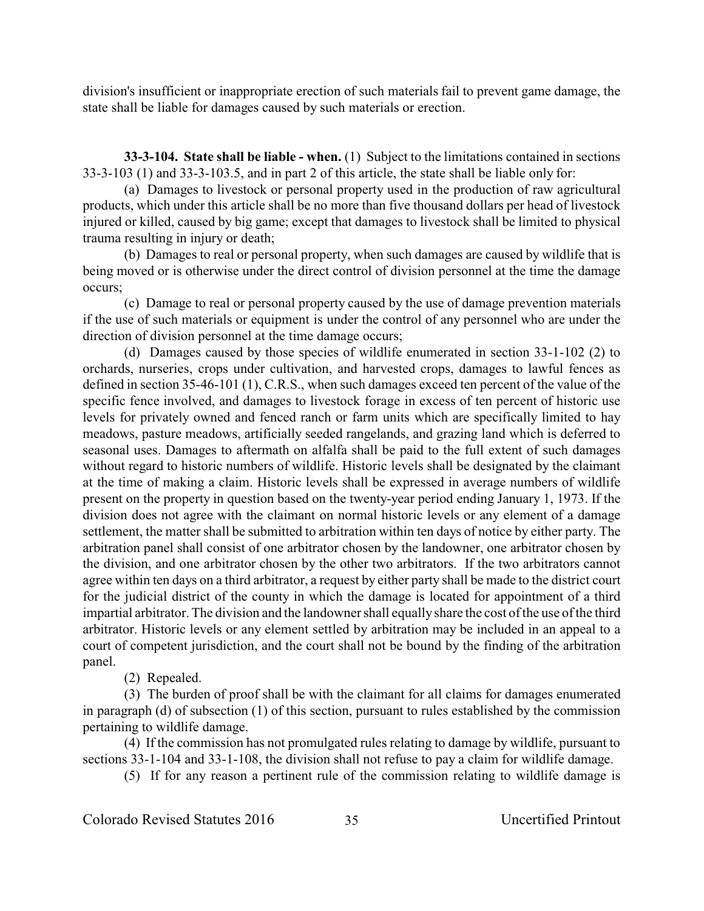division's insufficient or inappropriate erection of such materials fail to prevent game damage, the state shall be liable for damages caused by such materials or erection.

**33-3-104. State shall be liable - when.** (1) Subject to the limitations contained in sections 33-3-103 (1) and 33-3-103.5, and in part 2 of this article, the state shall be liable only for:

(a) Damages to livestock or personal property used in the production of raw agricultural products, which under this article shall be no more than five thousand dollars per head of livestock injured or killed, caused by big game; except that damages to livestock shall be limited to physical trauma resulting in injury or death;

(b) Damages to real or personal property, when such damages are caused by wildlife that is being moved or is otherwise under the direct control of division personnel at the time the damage occurs;

(c) Damage to real or personal property caused by the use of damage prevention materials if the use of such materials or equipment is under the control of any personnel who are under the direction of division personnel at the time damage occurs;

(d) Damages caused by those species of wildlife enumerated in section 33-1-102 (2) to orchards, nurseries, crops under cultivation, and harvested crops, damages to lawful fences as defined in section 35-46-101 (1), C.R.S., when such damages exceed ten percent of the value of the specific fence involved, and damages to livestock forage in excess of ten percent of historic use levels for privately owned and fenced ranch or farm units which are specifically limited to hay meadows, pasture meadows, artificially seeded rangelands, and grazing land which is deferred to seasonal uses. Damages to aftermath on alfalfa shall be paid to the full extent of such damages without regard to historic numbers of wildlife. Historic levels shall be designated by the claimant at the time of making a claim. Historic levels shall be expressed in average numbers of wildlife present on the property in question based on the twenty-year period ending January 1, 1973. If the division does not agree with the claimant on normal historic levels or any element of a damage settlement, the matter shall be submitted to arbitration within ten days of notice by either party. The arbitration panel shall consist of one arbitrator chosen by the landowner, one arbitrator chosen by the division, and one arbitrator chosen by the other two arbitrators. If the two arbitrators cannot agree within ten days on a third arbitrator, a request by either party shall be made to the district court for the judicial district of the county in which the damage is located for appointment of a third impartial arbitrator. The division and the landowner shall equally share the cost of the use of the third arbitrator. Historic levels or any element settled by arbitration may be included in an appeal to a court of competent jurisdiction, and the court shall not be bound by the finding of the arbitration panel.

(2) Repealed.

(3) The burden of proof shall be with the claimant for all claims for damages enumerated in paragraph (d) of subsection (1) of this section, pursuant to rules established by the commission pertaining to wildlife damage.

(4) If the commission has not promulgated rules relating to damage by wildlife, pursuant to sections 33-1-104 and 33-1-108, the division shall not refuse to pay a claim for wildlife damage.

(5) If for any reason a pertinent rule of the commission relating to wildlife damage is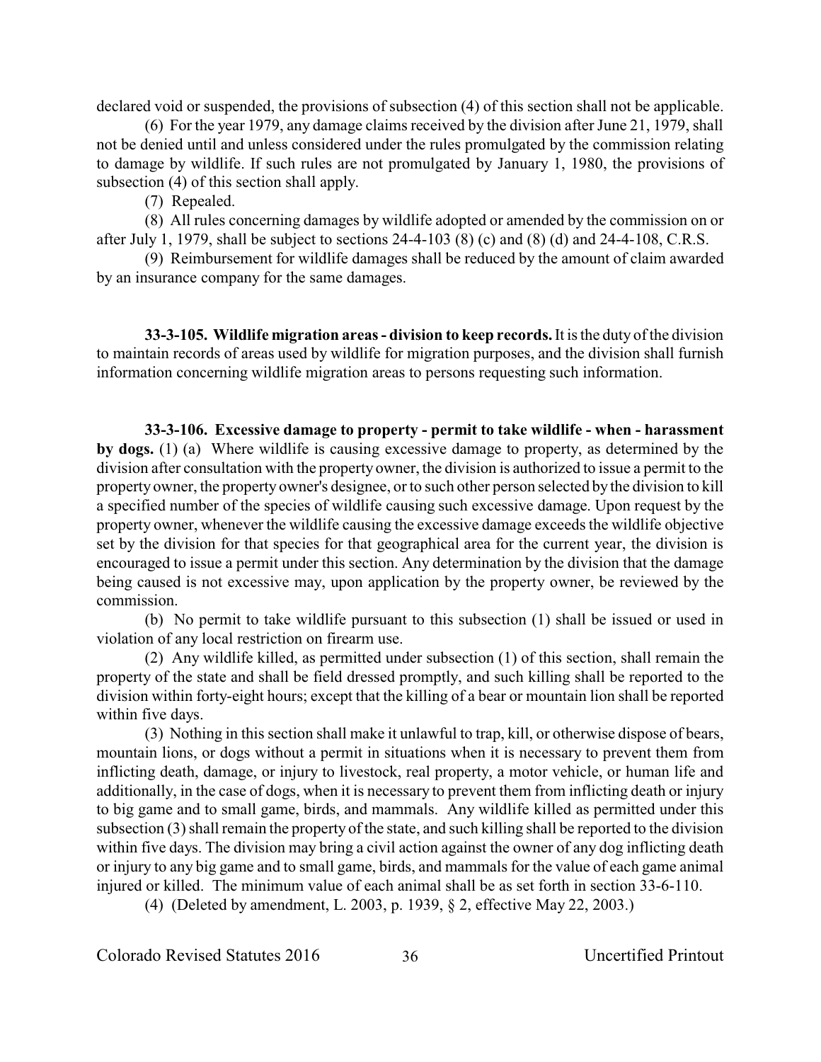declared void or suspended, the provisions of subsection (4) of this section shall not be applicable.

(6) For the year 1979, any damage claims received by the division after June 21, 1979, shall not be denied until and unless considered under the rules promulgated by the commission relating to damage by wildlife. If such rules are not promulgated by January 1, 1980, the provisions of subsection (4) of this section shall apply.

(7) Repealed.

(8) All rules concerning damages by wildlife adopted or amended by the commission on or after July 1, 1979, shall be subject to sections 24-4-103 (8) (c) and (8) (d) and 24-4-108, C.R.S.

(9) Reimbursement for wildlife damages shall be reduced by the amount of claim awarded by an insurance company for the same damages.

**33-3-105. Wildlife migration areas - division to keep records.** It is the duty of the division to maintain records of areas used by wildlife for migration purposes, and the division shall furnish information concerning wildlife migration areas to persons requesting such information.

**33-3-106. Excessive damage to property - permit to take wildlife - when - harassment by dogs.** (1) (a) Where wildlife is causing excessive damage to property, as determined by the division after consultation with the property owner, the division is authorized to issue a permit to the property owner, the property owner's designee, or to such other person selected by the division to kill a specified number of the species of wildlife causing such excessive damage. Upon request by the property owner, whenever the wildlife causing the excessive damage exceeds the wildlife objective set by the division for that species for that geographical area for the current year, the division is encouraged to issue a permit under this section. Any determination by the division that the damage being caused is not excessive may, upon application by the property owner, be reviewed by the commission.

(b) No permit to take wildlife pursuant to this subsection (1) shall be issued or used in violation of any local restriction on firearm use.

(2) Any wildlife killed, as permitted under subsection (1) of this section, shall remain the property of the state and shall be field dressed promptly, and such killing shall be reported to the division within forty-eight hours; except that the killing of a bear or mountain lion shall be reported within five days.

(3) Nothing in this section shall make it unlawful to trap, kill, or otherwise dispose of bears, mountain lions, or dogs without a permit in situations when it is necessary to prevent them from inflicting death, damage, or injury to livestock, real property, a motor vehicle, or human life and additionally, in the case of dogs, when it is necessary to prevent them from inflicting death or injury to big game and to small game, birds, and mammals. Any wildlife killed as permitted under this subsection (3) shall remain the property of the state, and such killing shall be reported to the division within five days. The division may bring a civil action against the owner of any dog inflicting death or injury to any big game and to small game, birds, and mammals for the value of each game animal injured or killed. The minimum value of each animal shall be as set forth in section 33-6-110.

(4) (Deleted by amendment, L. 2003, p. 1939, § 2, effective May 22, 2003.)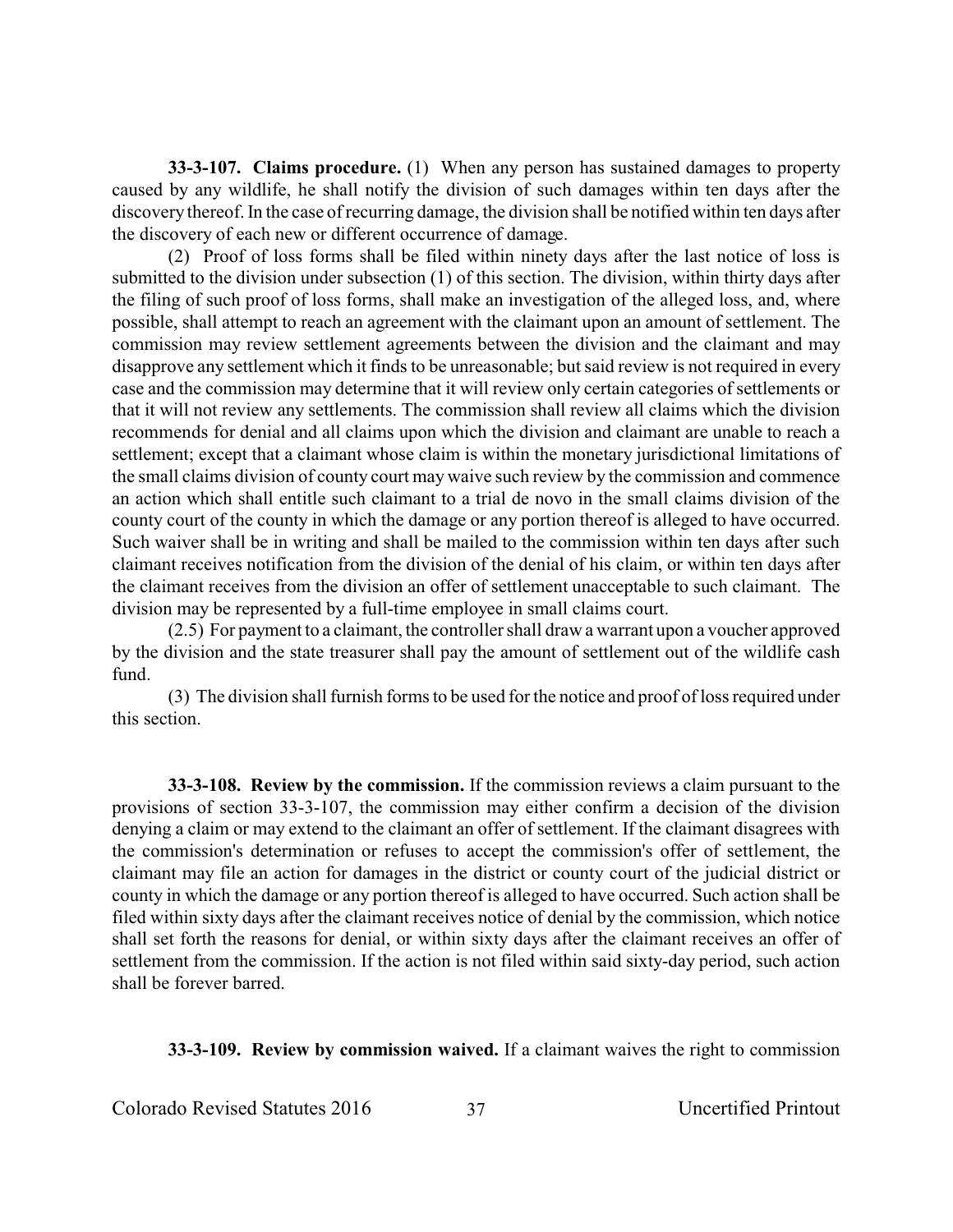**33-3-107. Claims procedure.** (1) When any person has sustained damages to property caused by any wildlife, he shall notify the division of such damages within ten days after the discovery thereof. In the case of recurring damage, the division shall be notified within ten days after the discovery of each new or different occurrence of damage.

(2) Proof of loss forms shall be filed within ninety days after the last notice of loss is submitted to the division under subsection (1) of this section. The division, within thirty days after the filing of such proof of loss forms, shall make an investigation of the alleged loss, and, where possible, shall attempt to reach an agreement with the claimant upon an amount of settlement. The commission may review settlement agreements between the division and the claimant and may disapprove any settlement which it finds to be unreasonable; but said review is not required in every case and the commission may determine that it will review only certain categories of settlements or that it will not review any settlements. The commission shall review all claims which the division recommends for denial and all claims upon which the division and claimant are unable to reach a settlement; except that a claimant whose claim is within the monetary jurisdictional limitations of the small claims division of county court may waive such review by the commission and commence an action which shall entitle such claimant to a trial de novo in the small claims division of the county court of the county in which the damage or any portion thereof is alleged to have occurred. Such waiver shall be in writing and shall be mailed to the commission within ten days after such claimant receives notification from the division of the denial of his claim, or within ten days after the claimant receives from the division an offer of settlement unacceptable to such claimant. The division may be represented by a full-time employee in small claims court.

(2.5) For payment to a claimant, the controller shall draw a warrant upon a voucher approved by the division and the state treasurer shall pay the amount of settlement out of the wildlife cash fund.

(3) The division shall furnish forms to be used for the notice and proof of loss required under this section.

**33-3-108. Review by the commission.** If the commission reviews a claim pursuant to the provisions of section 33-3-107, the commission may either confirm a decision of the division denying a claim or may extend to the claimant an offer of settlement. If the claimant disagrees with the commission's determination or refuses to accept the commission's offer of settlement, the claimant may file an action for damages in the district or county court of the judicial district or county in which the damage or any portion thereof is alleged to have occurred. Such action shall be filed within sixty days after the claimant receives notice of denial by the commission, which notice shall set forth the reasons for denial, or within sixty days after the claimant receives an offer of settlement from the commission. If the action is not filed within said sixty-day period, such action shall be forever barred.

**33-3-109. Review by commission waived.** If a claimant waives the right to commission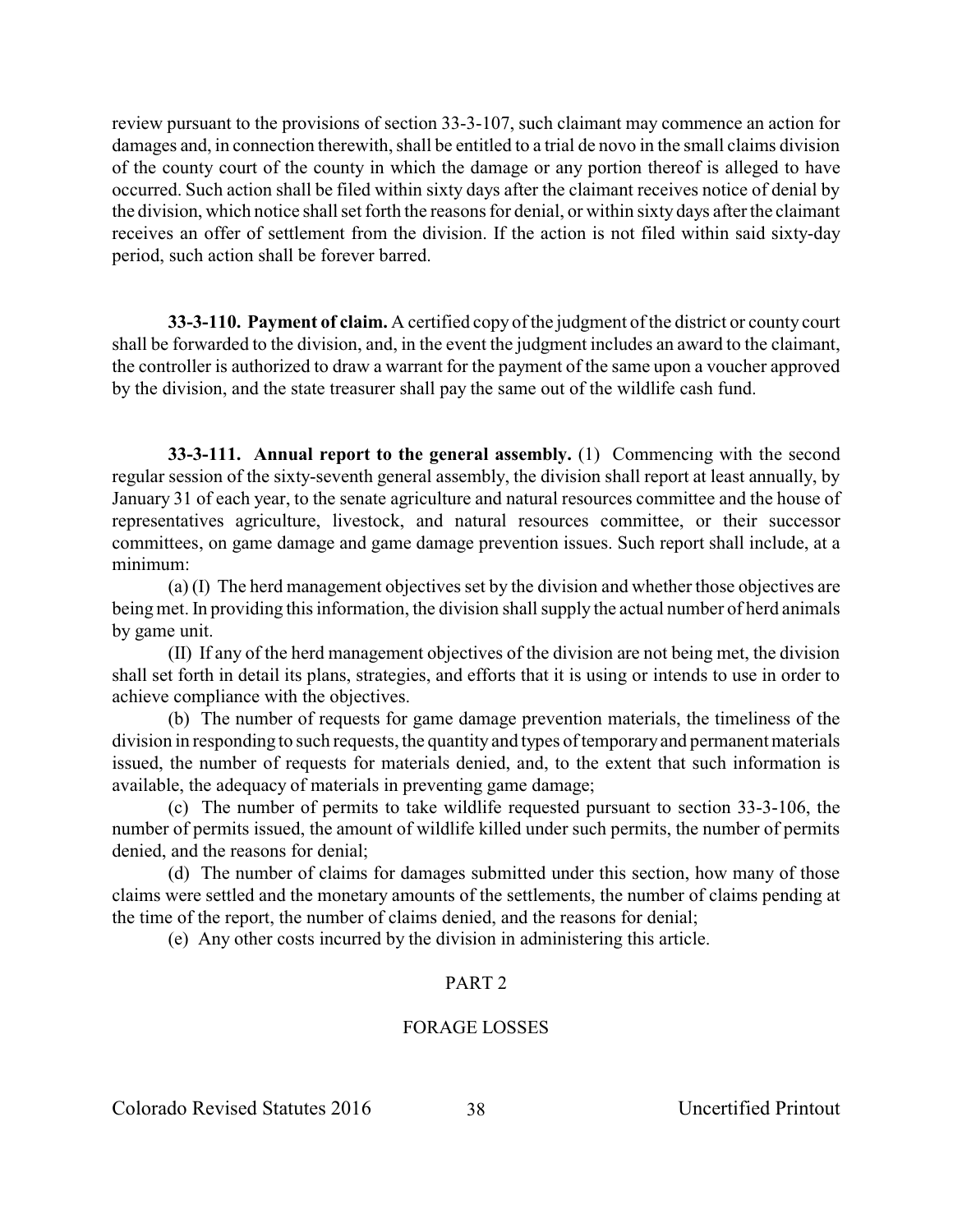review pursuant to the provisions of section 33-3-107, such claimant may commence an action for damages and, in connection therewith, shall be entitled to a trial de novo in the small claims division of the county court of the county in which the damage or any portion thereof is alleged to have occurred. Such action shall be filed within sixty days after the claimant receives notice of denial by the division, which notice shall set forth the reasons for denial, or within sixty days after the claimant receives an offer of settlement from the division. If the action is not filed within said sixty-day period, such action shall be forever barred.

**33-3-110. Payment of claim.** A certified copy of the judgment of the district or county court shall be forwarded to the division, and, in the event the judgment includes an award to the claimant, the controller is authorized to draw a warrant for the payment of the same upon a voucher approved by the division, and the state treasurer shall pay the same out of the wildlife cash fund.

**33-3-111. Annual report to the general assembly.** (1) Commencing with the second regular session of the sixty-seventh general assembly, the division shall report at least annually, by January 31 of each year, to the senate agriculture and natural resources committee and the house of representatives agriculture, livestock, and natural resources committee, or their successor committees, on game damage and game damage prevention issues. Such report shall include, at a minimum:

(a) (I) The herd management objectives set by the division and whether those objectives are being met. In providing this information, the division shall supply the actual number of herd animals by game unit.

(II) If any of the herd management objectives of the division are not being met, the division shall set forth in detail its plans, strategies, and efforts that it is using or intends to use in order to achieve compliance with the objectives.

(b) The number of requests for game damage prevention materials, the timeliness of the division in responding to such requests, the quantity and types of temporary and permanent materials issued, the number of requests for materials denied, and, to the extent that such information is available, the adequacy of materials in preventing game damage;

(c) The number of permits to take wildlife requested pursuant to section 33-3-106, the number of permits issued, the amount of wildlife killed under such permits, the number of permits denied, and the reasons for denial;

(d) The number of claims for damages submitted under this section, how many of those claims were settled and the monetary amounts of the settlements, the number of claims pending at the time of the report, the number of claims denied, and the reasons for denial;

(e) Any other costs incurred by the division in administering this article.

## PART 2

## FORAGE LOSSES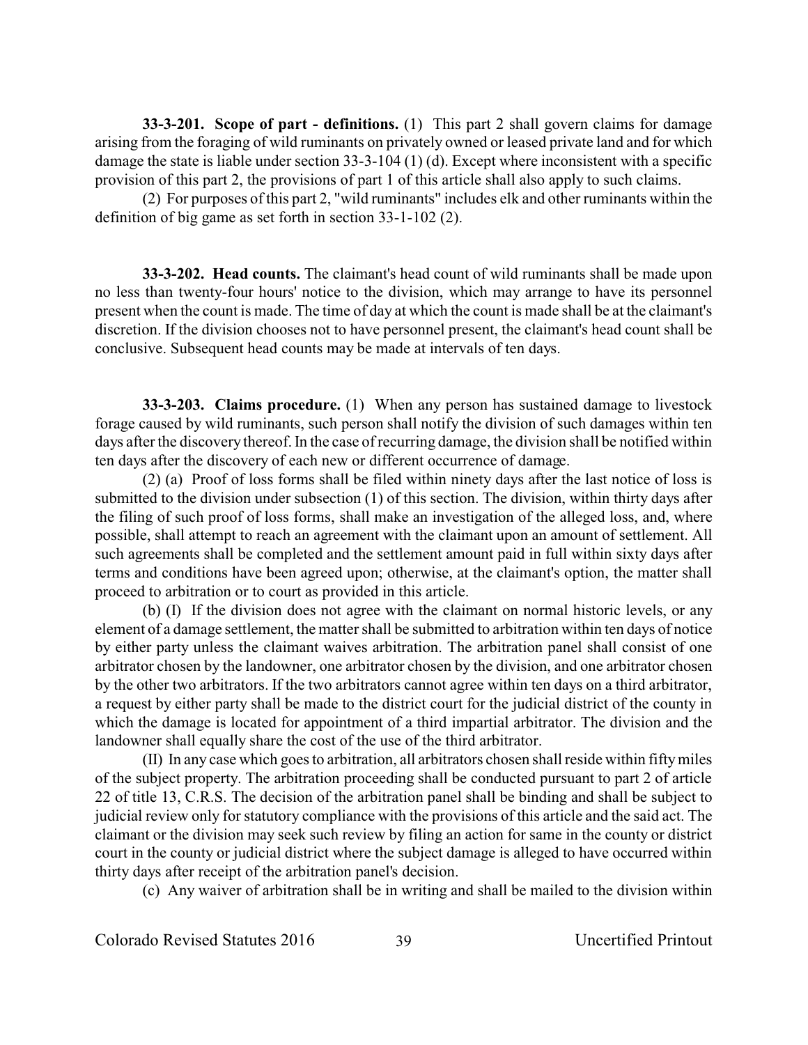**33-3-201. Scope of part - definitions.** (1) This part 2 shall govern claims for damage arising from the foraging of wild ruminants on privately owned or leased private land and for which damage the state is liable under section 33-3-104 (1) (d). Except where inconsistent with a specific provision of this part 2, the provisions of part 1 of this article shall also apply to such claims.

(2) For purposes of this part 2, "wild ruminants" includes elk and other ruminants within the definition of big game as set forth in section 33-1-102 (2).

**33-3-202. Head counts.** The claimant's head count of wild ruminants shall be made upon no less than twenty-four hours' notice to the division, which may arrange to have its personnel present when the count is made. The time of day at which the count is made shall be at the claimant's discretion. If the division chooses not to have personnel present, the claimant's head count shall be conclusive. Subsequent head counts may be made at intervals of ten days.

**33-3-203. Claims procedure.** (1) When any person has sustained damage to livestock forage caused by wild ruminants, such person shall notify the division of such damages within ten days after the discovery thereof. In the case of recurring damage, the division shall be notified within ten days after the discovery of each new or different occurrence of damage.

(2) (a) Proof of loss forms shall be filed within ninety days after the last notice of loss is submitted to the division under subsection (1) of this section. The division, within thirty days after the filing of such proof of loss forms, shall make an investigation of the alleged loss, and, where possible, shall attempt to reach an agreement with the claimant upon an amount of settlement. All such agreements shall be completed and the settlement amount paid in full within sixty days after terms and conditions have been agreed upon; otherwise, at the claimant's option, the matter shall proceed to arbitration or to court as provided in this article.

(b) (I) If the division does not agree with the claimant on normal historic levels, or any element of a damage settlement, the matter shall be submitted to arbitration within ten days of notice by either party unless the claimant waives arbitration. The arbitration panel shall consist of one arbitrator chosen by the landowner, one arbitrator chosen by the division, and one arbitrator chosen by the other two arbitrators. If the two arbitrators cannot agree within ten days on a third arbitrator, a request by either party shall be made to the district court for the judicial district of the county in which the damage is located for appointment of a third impartial arbitrator. The division and the landowner shall equally share the cost of the use of the third arbitrator.

(II) In any case which goes to arbitration, all arbitrators chosen shall reside within fifty miles of the subject property. The arbitration proceeding shall be conducted pursuant to part 2 of article 22 of title 13, C.R.S. The decision of the arbitration panel shall be binding and shall be subject to judicial review only for statutory compliance with the provisions of this article and the said act. The claimant or the division may seek such review by filing an action for same in the county or district court in the county or judicial district where the subject damage is alleged to have occurred within thirty days after receipt of the arbitration panel's decision.

(c) Any waiver of arbitration shall be in writing and shall be mailed to the division within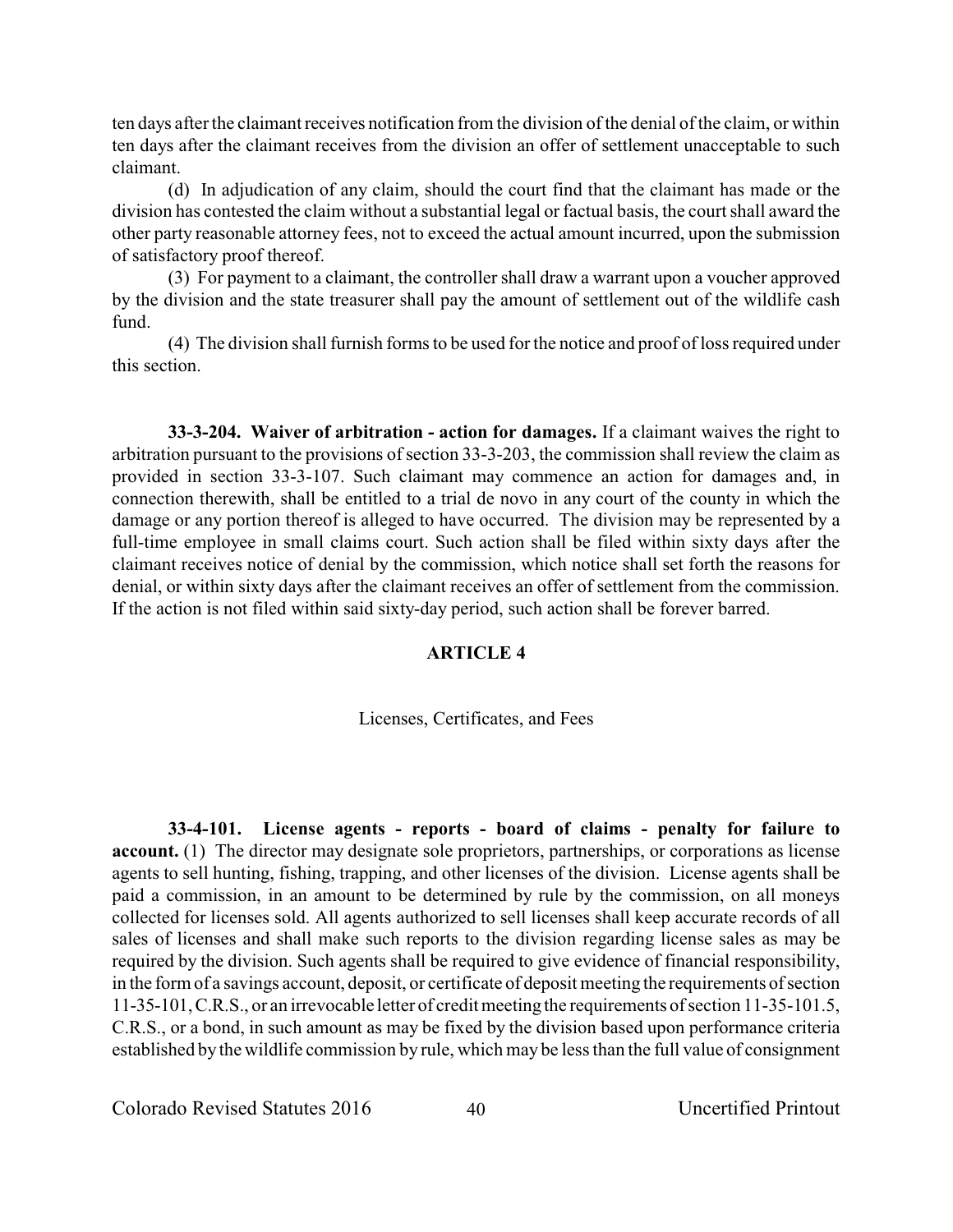ten days after the claimant receives notification from the division of the denial of the claim, or within ten days after the claimant receives from the division an offer of settlement unacceptable to such claimant.

(d) In adjudication of any claim, should the court find that the claimant has made or the division has contested the claim without a substantial legal or factual basis, the court shall award the other party reasonable attorney fees, not to exceed the actual amount incurred, upon the submission of satisfactory proof thereof.

(3) For payment to a claimant, the controller shall draw a warrant upon a voucher approved by the division and the state treasurer shall pay the amount of settlement out of the wildlife cash fund.

(4) The division shall furnish forms to be used for the notice and proof of loss required under this section.

**33-3-204. Waiver of arbitration - action for damages.** If a claimant waives the right to arbitration pursuant to the provisions of section 33-3-203, the commission shall review the claim as provided in section 33-3-107. Such claimant may commence an action for damages and, in connection therewith, shall be entitled to a trial de novo in any court of the county in which the damage or any portion thereof is alleged to have occurred. The division may be represented by a full-time employee in small claims court. Such action shall be filed within sixty days after the claimant receives notice of denial by the commission, which notice shall set forth the reasons for denial, or within sixty days after the claimant receives an offer of settlement from the commission. If the action is not filed within said sixty-day period, such action shall be forever barred.

## ARTICLE 4

Licenses, Certificates, and Fees

**33-4-101. License agents - reports - board of claims - penalty for failure to account.** (1) The director may designate sole proprietors, partnerships, or corporations as license agents to sell hunting, fishing, trapping, and other licenses of the division. License agents shall be paid a commission, in an amount to be determined by rule by the commission, on all moneys collected for licenses sold. All agents authorized to sell licenses shall keep accurate records of all sales of licenses and shall make such reports to the division regarding license sales as may be required by the division. Such agents shall be required to give evidence of financial responsibility, in the form of a savings account, deposit, or certificate of deposit meeting the requirements of section 11-35-101, C.R.S., or an irrevocable letter of credit meeting the requirements of section 11-35-101.5, C.R.S., or a bond, in such amount as may be fixed by the division based upon performance criteria established by the wildlife commission by rule, which may be less than the full value of consignment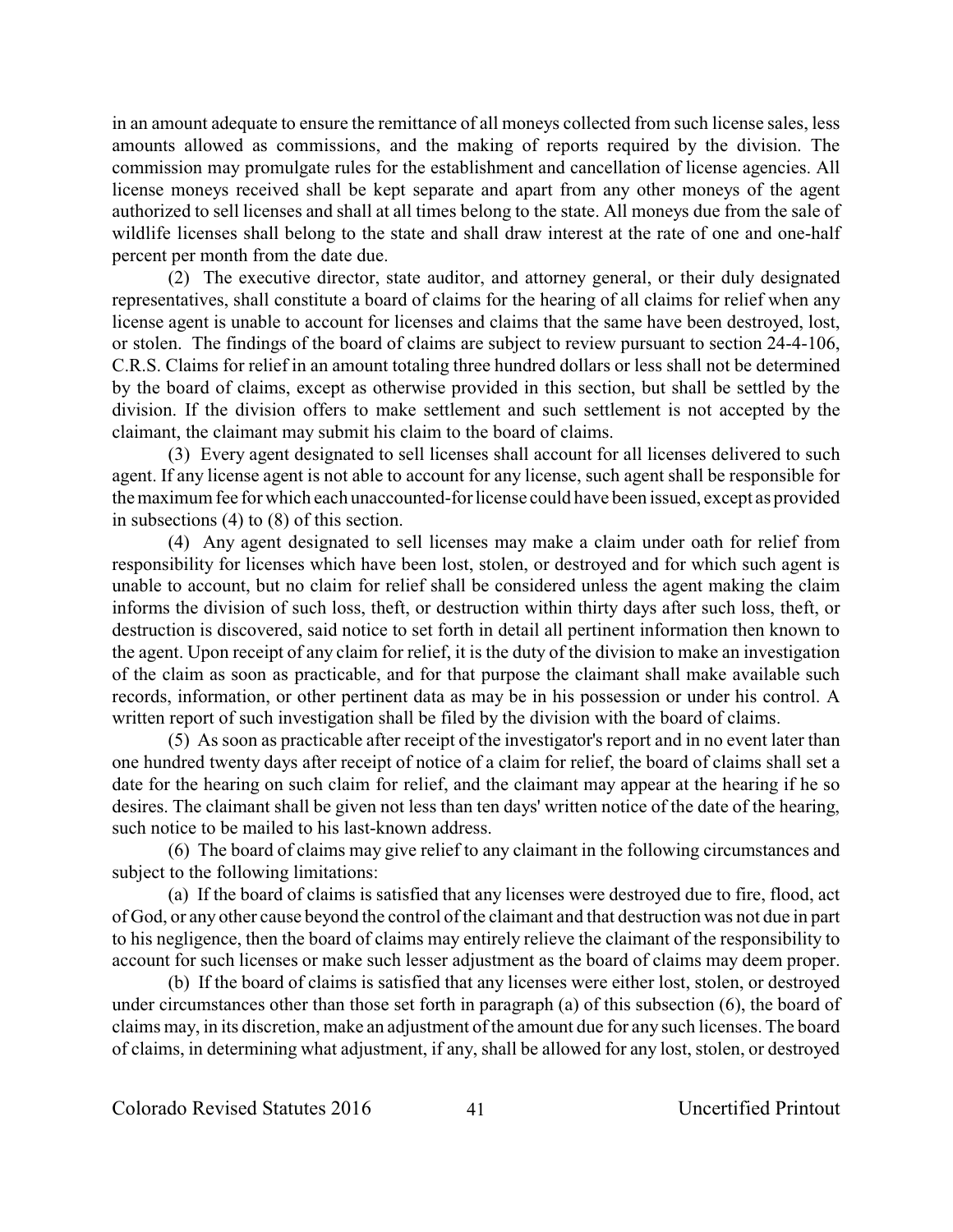in an amount adequate to ensure the remittance of all moneys collected from such license sales, less amounts allowed as commissions, and the making of reports required by the division. The commission may promulgate rules for the establishment and cancellation of license agencies. All license moneys received shall be kept separate and apart from any other moneys of the agent authorized to sell licenses and shall at all times belong to the state. All moneys due from the sale of wildlife licenses shall belong to the state and shall draw interest at the rate of one and one-half percent per month from the date due.

(2) The executive director, state auditor, and attorney general, or their duly designated representatives, shall constitute a board of claims for the hearing of all claims for relief when any license agent is unable to account for licenses and claims that the same have been destroyed, lost, or stolen. The findings of the board of claims are subject to review pursuant to section 24-4-106, C.R.S. Claims for relief in an amount totaling three hundred dollars or less shall not be determined by the board of claims, except as otherwise provided in this section, but shall be settled by the division. If the division offers to make settlement and such settlement is not accepted by the claimant, the claimant may submit his claim to the board of claims.

(3) Every agent designated to sell licenses shall account for all licenses delivered to such agent. If any license agent is not able to account for any license, such agent shall be responsible for the maximum fee for which each unaccounted-for license could have been issued, except as provided in subsections (4) to (8) of this section.

(4) Any agent designated to sell licenses may make a claim under oath for relief from responsibility for licenses which have been lost, stolen, or destroyed and for which such agent is unable to account, but no claim for relief shall be considered unless the agent making the claim informs the division of such loss, theft, or destruction within thirty days after such loss, theft, or destruction is discovered, said notice to set forth in detail all pertinent information then known to the agent. Upon receipt of any claim for relief, it is the duty of the division to make an investigation of the claim as soon as practicable, and for that purpose the claimant shall make available such records, information, or other pertinent data as may be in his possession or under his control. A written report of such investigation shall be filed by the division with the board of claims.

(5) As soon as practicable after receipt of the investigator's report and in no event later than one hundred twenty days after receipt of notice of a claim for relief, the board of claims shall set a date for the hearing on such claim for relief, and the claimant may appear at the hearing if he so desires. The claimant shall be given not less than ten days' written notice of the date of the hearing, such notice to be mailed to his last-known address.

(6) The board of claims may give relief to any claimant in the following circumstances and subject to the following limitations:

(a) If the board of claims is satisfied that any licenses were destroyed due to fire, flood, act of God, or any other cause beyond the control of the claimant and that destruction was not due in part to his negligence, then the board of claims may entirely relieve the claimant of the responsibility to account for such licenses or make such lesser adjustment as the board of claims may deem proper.

(b) If the board of claims is satisfied that any licenses were either lost, stolen, or destroyed under circumstances other than those set forth in paragraph (a) of this subsection (6), the board of claims may, in its discretion, make an adjustment of the amount due for any such licenses. The board of claims, in determining what adjustment, if any, shall be allowed for any lost, stolen, or destroyed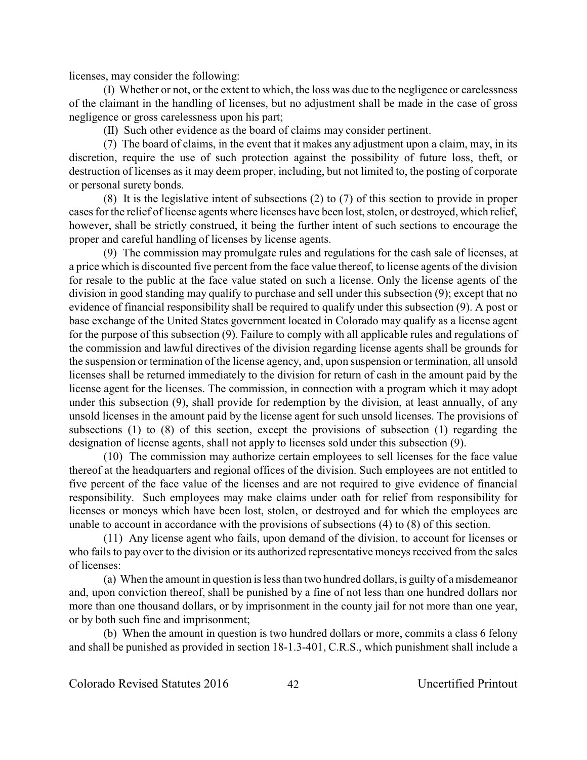licenses, may consider the following:

(I) Whether or not, or the extent to which, the loss was due to the negligence or carelessness of the claimant in the handling of licenses, but no adjustment shall be made in the case of gross negligence or gross carelessness upon his part;

(II) Such other evidence as the board of claims may consider pertinent.

(7) The board of claims, in the event that it makes any adjustment upon a claim, may, in its discretion, require the use of such protection against the possibility of future loss, theft, or destruction of licenses as it may deem proper, including, but not limited to, the posting of corporate or personal surety bonds.

(8) It is the legislative intent of subsections (2) to (7) of this section to provide in proper cases for the relief of license agents where licenses have been lost, stolen, or destroyed, which relief, however, shall be strictly construed, it being the further intent of such sections to encourage the proper and careful handling of licenses by license agents.

(9) The commission may promulgate rules and regulations for the cash sale of licenses, at a price which is discounted five percent from the face value thereof, to license agents of the division for resale to the public at the face value stated on such a license. Only the license agents of the division in good standing may qualify to purchase and sell under this subsection (9); except that no evidence of financial responsibility shall be required to qualify under this subsection (9). A post or base exchange of the United States government located in Colorado may qualify as a license agent for the purpose of this subsection (9). Failure to comply with all applicable rules and regulations of the commission and lawful directives of the division regarding license agents shall be grounds for the suspension or termination of the license agency, and, upon suspension or termination, all unsold licenses shall be returned immediately to the division for return of cash in the amount paid by the license agent for the licenses. The commission, in connection with a program which it may adopt under this subsection (9), shall provide for redemption by the division, at least annually, of any unsold licenses in the amount paid by the license agent for such unsold licenses. The provisions of subsections (1) to (8) of this section, except the provisions of subsection (1) regarding the designation of license agents, shall not apply to licenses sold under this subsection (9).

(10) The commission may authorize certain employees to sell licenses for the face value thereof at the headquarters and regional offices of the division. Such employees are not entitled to five percent of the face value of the licenses and are not required to give evidence of financial responsibility. Such employees may make claims under oath for relief from responsibility for licenses or moneys which have been lost, stolen, or destroyed and for which the employees are unable to account in accordance with the provisions of subsections (4) to (8) of this section.

(11) Any license agent who fails, upon demand of the division, to account for licenses or who fails to pay over to the division or its authorized representative moneys received from the sales of licenses:

(a) When the amount in question is less than two hundred dollars, is guilty of a misdemeanor and, upon conviction thereof, shall be punished by a fine of not less than one hundred dollars nor more than one thousand dollars, or by imprisonment in the county jail for not more than one year, or by both such fine and imprisonment;

(b) When the amount in question is two hundred dollars or more, commits a class 6 felony and shall be punished as provided in section 18-1.3-401, C.R.S., which punishment shall include a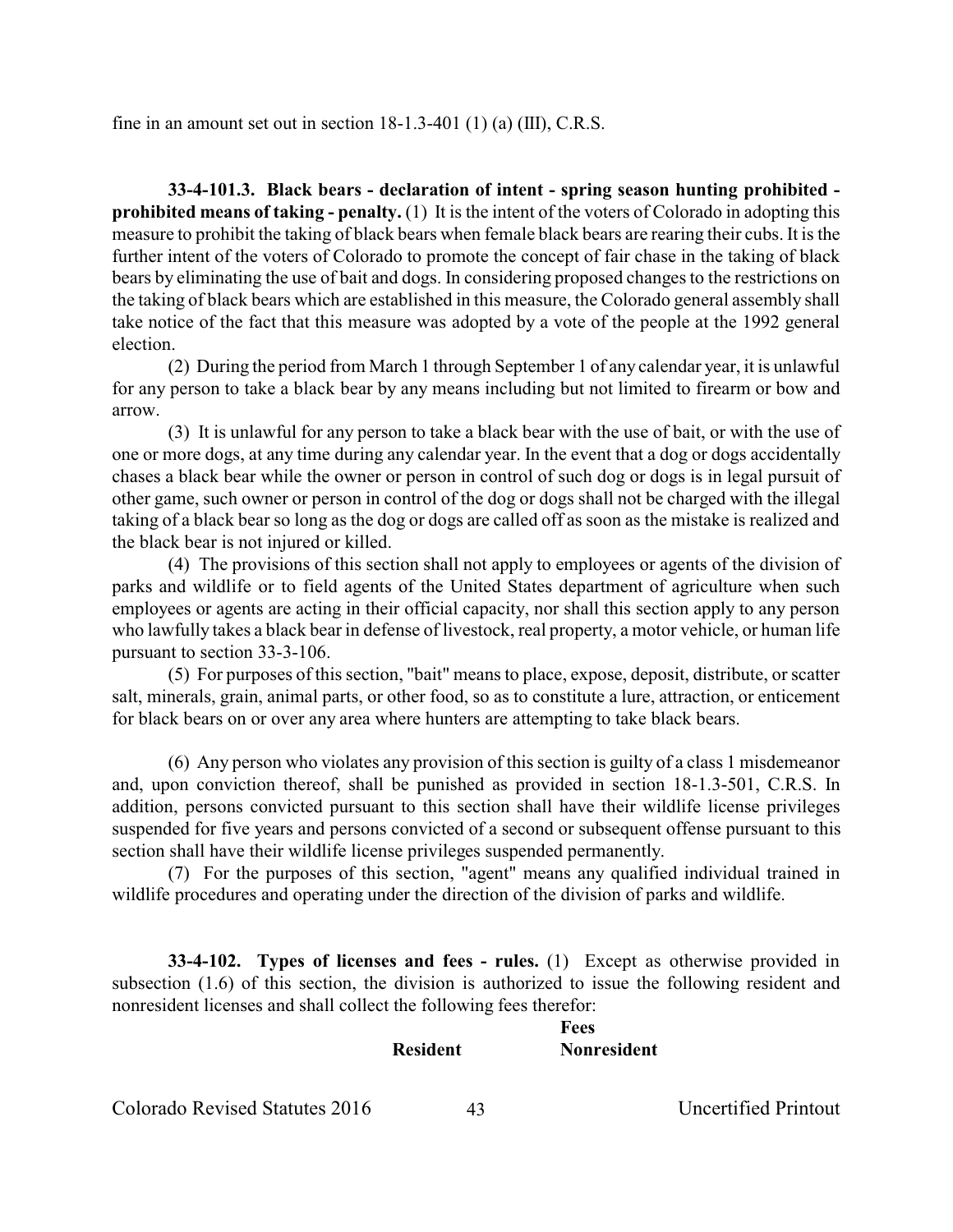fine in an amount set out in section 18-1.3-401 (1) (a) (III), C.R.S.

**33-4-101.3. Black bears - declaration of intent - spring season hunting prohibited - prohibited means of taking - penalty.** (1) It is the intent of the voters of Colorado in adopting this measure to prohibit the taking of black bears when female black bears are rearing their cubs. It is the further intent of the voters of Colorado to promote the concept of fair chase in the taking of black bears by eliminating the use of bait and dogs. In considering proposed changes to the restrictions on the taking of black bears which are established in this measure, the Colorado general assembly shall take notice of the fact that this measure was adopted by a vote of the people at the 1992 general election.

(2) During the period from March 1 through September 1 of any calendar year, it is unlawful for any person to take a black bear by any means including but not limited to firearm or bow and arrow.

(3) It is unlawful for any person to take a black bear with the use of bait, or with the use of one or more dogs, at any time during any calendar year. In the event that a dog or dogs accidentally chases a black bear while the owner or person in control of such dog or dogs is in legal pursuit of other game, such owner or person in control of the dog or dogs shall not be charged with the illegal taking of a black bear so long as the dog or dogs are called off as soon as the mistake is realized and the black bear is not injured or killed.

(4) The provisions of this section shall not apply to employees or agents of the division of parks and wildlife or to field agents of the United States department of agriculture when such employees or agents are acting in their official capacity, nor shall this section apply to any person who lawfully takes a black bear in defense of livestock, real property, a motor vehicle, or human life pursuant to section 33-3-106.

(5) For purposes of this section, "bait" means to place, expose, deposit, distribute, or scatter salt, minerals, grain, animal parts, or other food, so as to constitute a lure, attraction, or enticement for black bears on or over any area where hunters are attempting to take black bears.

(6) Any person who violates any provision of this section is guilty of a class 1 misdemeanor and, upon conviction thereof, shall be punished as provided in section 18-1.3-501, C.R.S. In addition, persons convicted pursuant to this section shall have their wildlife license privileges suspended for five years and persons convicted of a second or subsequent offense pursuant to this section shall have their wildlife license privileges suspended permanently.

(7) For the purposes of this section, "agent" means any qualified individual trained in wildlife procedures and operating under the direction of the division of parks and wildlife.

**33-4-102. Types of licenses and fees - rules.** (1) Except as otherwise provided in subsection (1.6) of this section, the division is authorized to issue the following resident and nonresident licenses and shall collect the following fees therefor:

| | Fees | |
|---|---|---|
| | **Resident** | **Nonresident** |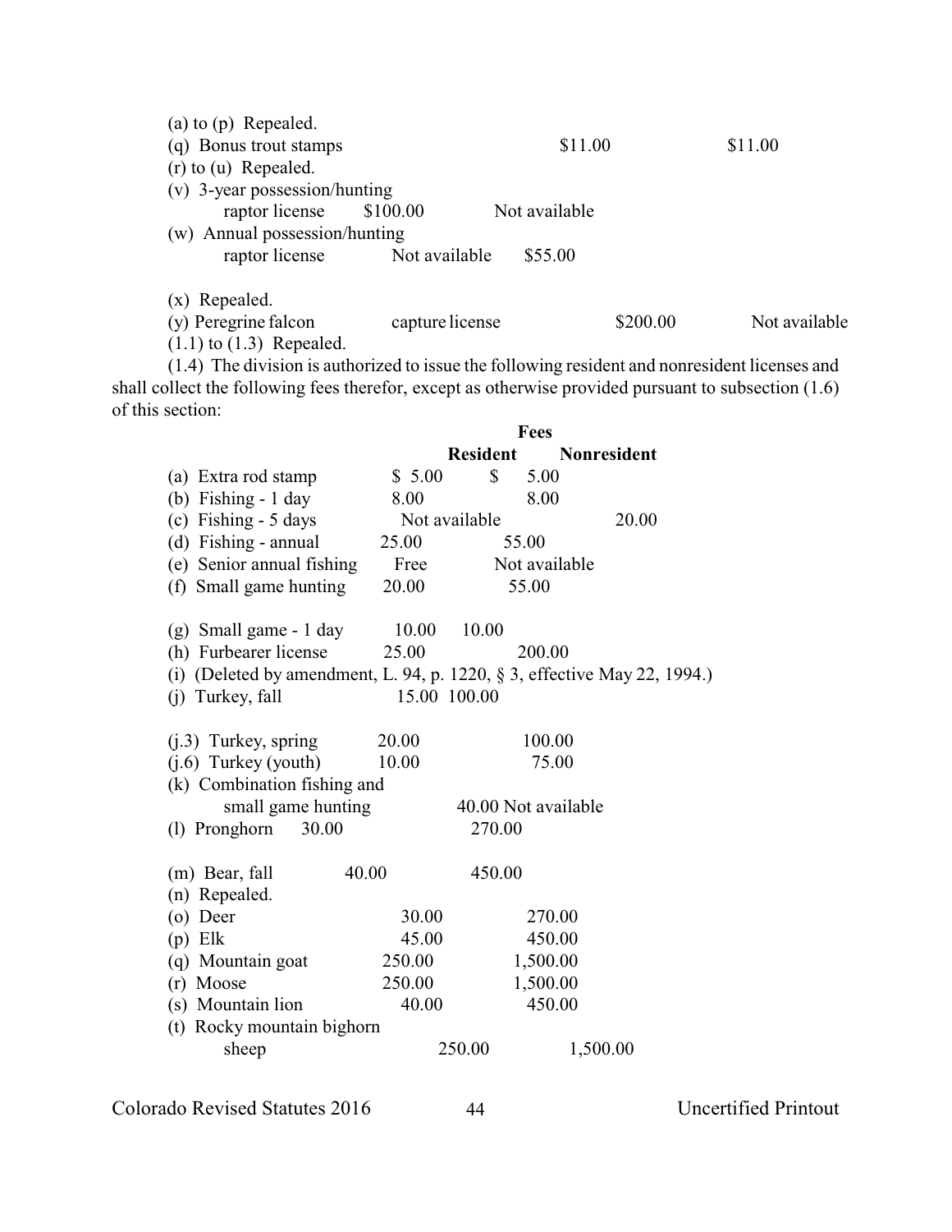| | Resident | Nonresident |
|---|---|---|
| (a) to (p) Repealed. | | |
| (q) Bonus trout stamps | $11.00 | $11.00 |
| (r) to (u) Repealed. | | |
| (v) 3-year possession/hunting raptor license | $100.00 | Not available |
| (w) Annual possession/hunting raptor license | Not available | $55.00 |
| (x) Repealed. | | |
| (y) Peregrine falcon capture license | $200.00 | Not available |

(1.1) to (1.3) Repealed.

(1.4) The division is authorized to issue the following resident and nonresident licenses and shall collect the following fees therefor, except as otherwise provided pursuant to subsection (1.6) of this section:

| | Fees | |
|---|---|---|
| | **Resident** | **Nonresident** |
| (a) Extra rod stamp | $ 5.00 | $ 5.00 |
| (b) Fishing - 1 day | 8.00 | 8.00 |
| (c) Fishing - 5 days | Not available | 20.00 |
| (d) Fishing - annual | 25.00 | 55.00 |
| (e) Senior annual fishing | Free | Not available |
| (f) Small game hunting | 20.00 | 55.00 |
| (g) Small game - 1 day | 10.00 | 10.00 |
| (h) Furbearer license | 25.00 | 200.00 |
| (i) (Deleted by amendment, L. 94, p. 1220, § 3, effective May 22, 1994.) | | |
| (j) Turkey, fall | 15.00 | 100.00 |
| (j.3) Turkey, spring | 20.00 | 100.00 |
| (j.6) Turkey (youth) | 10.00 | 75.00 |
| (k) Combination fishing and small game hunting | 40.00 | Not available |
| (l) Pronghorn | 30.00 | 270.00 |
| (m) Bear, fall | 40.00 | 450.00 |
| (n) Repealed. | | |
| (o) Deer | 30.00 | 270.00 |
| (p) Elk | 45.00 | 450.00 |
| (q) Mountain goat | 250.00 | 1,500.00 |
| (r) Moose | 250.00 | 1,500.00 |
| (s) Mountain lion | 40.00 | 450.00 |
| (t) Rocky mountain bighorn sheep | 250.00 | 1,500.00 |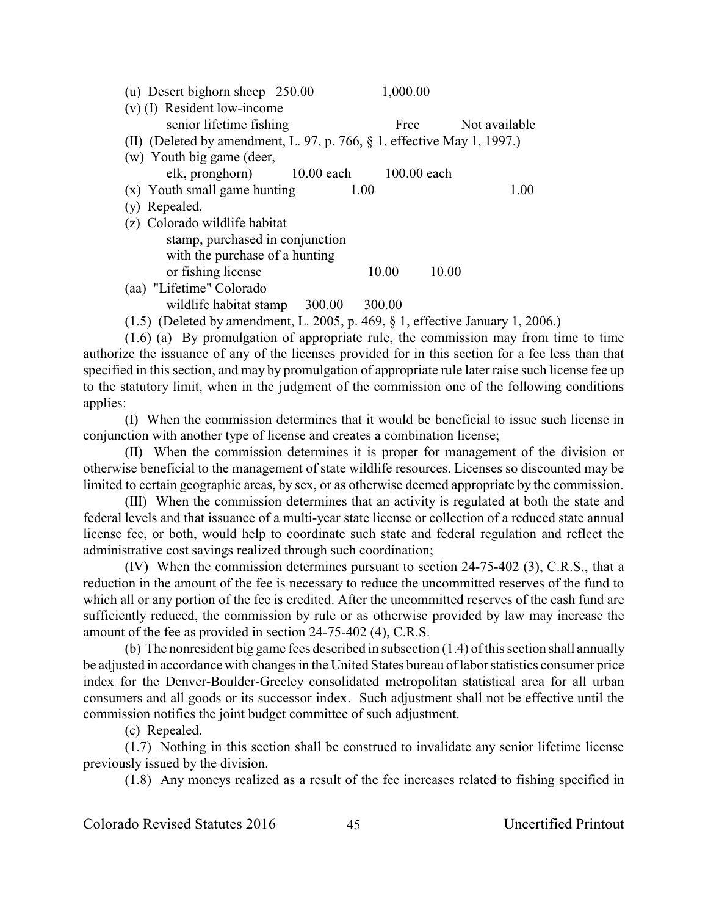(u) Desert bighorn sheep 250.00 1,000.00

(v) (I) Resident low-income senior lifetime fishing Free Not available

(II) (Deleted by amendment, L. 97, p. 766, § 1, effective May 1, 1997.)

(w) Youth big game (deer, elk, pronghorn) 10.00 each 100.00 each

(x) Youth small game hunting 1.00 1.00

(y) Repealed.

(z) Colorado wildlife habitat stamp, purchased in conjunction with the purchase of a hunting or fishing license 10.00 10.00

(aa) "Lifetime" Colorado wildlife habitat stamp 300.00 300.00

(1.5) (Deleted by amendment, L. 2005, p. 469, § 1, effective January 1, 2006.)

(1.6) (a) By promulgation of appropriate rule, the commission may from time to time authorize the issuance of any of the licenses provided for in this section for a fee less than that specified in this section, and may by promulgation of appropriate rule later raise such license fee up to the statutory limit, when in the judgment of the commission one of the following conditions applies:

(I) When the commission determines that it would be beneficial to issue such license in conjunction with another type of license and creates a combination license;

(II) When the commission determines it is proper for management of the division or otherwise beneficial to the management of state wildlife resources. Licenses so discounted may be limited to certain geographic areas, by sex, or as otherwise deemed appropriate by the commission.

(III) When the commission determines that an activity is regulated at both the state and federal levels and that issuance of a multi-year state license or collection of a reduced state annual license fee, or both, would help to coordinate such state and federal regulation and reflect the administrative cost savings realized through such coordination;

(IV) When the commission determines pursuant to section 24-75-402 (3), C.R.S., that a reduction in the amount of the fee is necessary to reduce the uncommitted reserves of the fund to which all or any portion of the fee is credited. After the uncommitted reserves of the cash fund are sufficiently reduced, the commission by rule or as otherwise provided by law may increase the amount of the fee as provided in section 24-75-402 (4), C.R.S.

(b) The nonresident big game fees described in subsection (1.4) of this section shall annually be adjusted in accordance with changes in the United States bureau of labor statistics consumer price index for the Denver-Boulder-Greeley consolidated metropolitan statistical area for all urban consumers and all goods or its successor index. Such adjustment shall not be effective until the commission notifies the joint budget committee of such adjustment.

(c) Repealed.

(1.7) Nothing in this section shall be construed to invalidate any senior lifetime license previously issued by the division.

(1.8) Any moneys realized as a result of the fee increases related to fishing specified in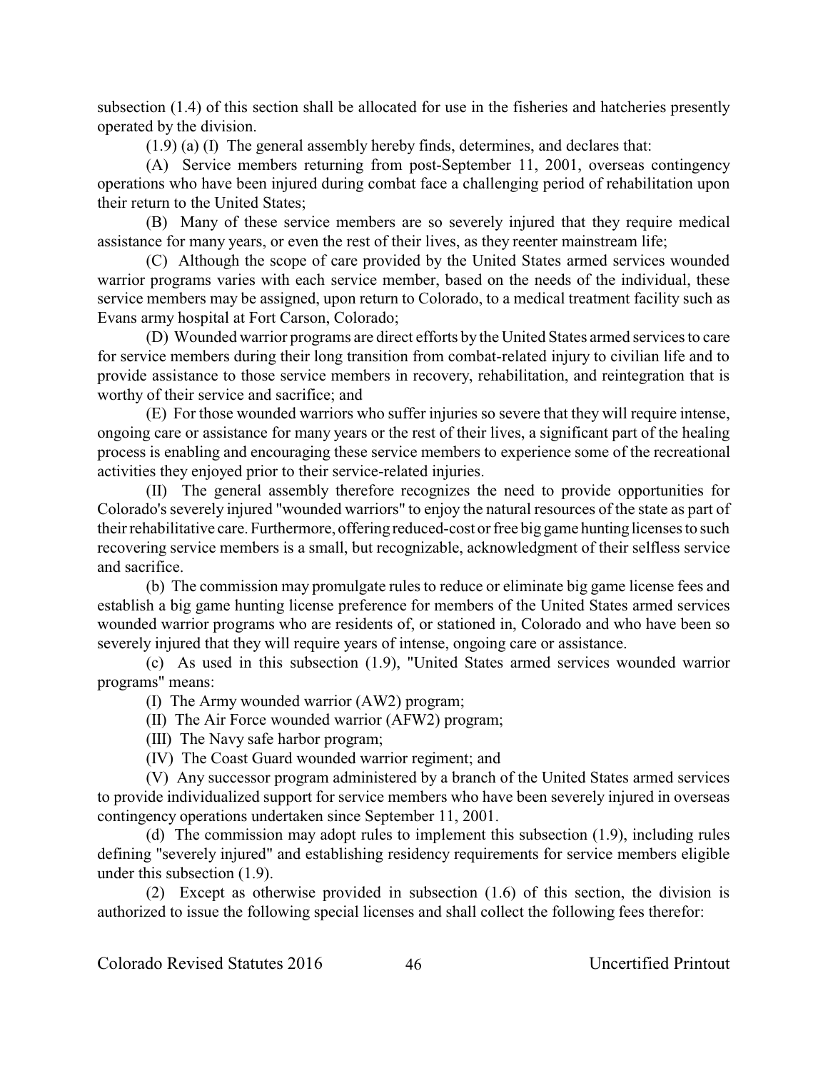subsection (1.4) of this section shall be allocated for use in the fisheries and hatcheries presently operated by the division.

(1.9) (a) (I) The general assembly hereby finds, determines, and declares that:

(A) Service members returning from post-September 11, 2001, overseas contingency operations who have been injured during combat face a challenging period of rehabilitation upon their return to the United States;

(B) Many of these service members are so severely injured that they require medical assistance for many years, or even the rest of their lives, as they reenter mainstream life;

(C) Although the scope of care provided by the United States armed services wounded warrior programs varies with each service member, based on the needs of the individual, these service members may be assigned, upon return to Colorado, to a medical treatment facility such as Evans army hospital at Fort Carson, Colorado;

(D) Wounded warrior programs are direct efforts by the United States armed services to care for service members during their long transition from combat-related injury to civilian life and to provide assistance to those service members in recovery, rehabilitation, and reintegration that is worthy of their service and sacrifice; and

(E) For those wounded warriors who suffer injuries so severe that they will require intense, ongoing care or assistance for many years or the rest of their lives, a significant part of the healing process is enabling and encouraging these service members to experience some of the recreational activities they enjoyed prior to their service-related injuries.

(II) The general assembly therefore recognizes the need to provide opportunities for Colorado's severely injured "wounded warriors" to enjoy the natural resources of the state as part of their rehabilitative care. Furthermore, offering reduced-cost or free big game hunting licenses to such recovering service members is a small, but recognizable, acknowledgment of their selfless service and sacrifice.

(b) The commission may promulgate rules to reduce or eliminate big game license fees and establish a big game hunting license preference for members of the United States armed services wounded warrior programs who are residents of, or stationed in, Colorado and who have been so severely injured that they will require years of intense, ongoing care or assistance.

(c) As used in this subsection (1.9), "United States armed services wounded warrior programs" means:

(I) The Army wounded warrior (AW2) program;

(II) The Air Force wounded warrior (AFW2) program;

(III) The Navy safe harbor program;

(IV) The Coast Guard wounded warrior regiment; and

(V) Any successor program administered by a branch of the United States armed services to provide individualized support for service members who have been severely injured in overseas contingency operations undertaken since September 11, 2001.

(d) The commission may adopt rules to implement this subsection (1.9), including rules defining "severely injured" and establishing residency requirements for service members eligible under this subsection (1.9).

(2) Except as otherwise provided in subsection (1.6) of this section, the division is authorized to issue the following special licenses and shall collect the following fees therefor: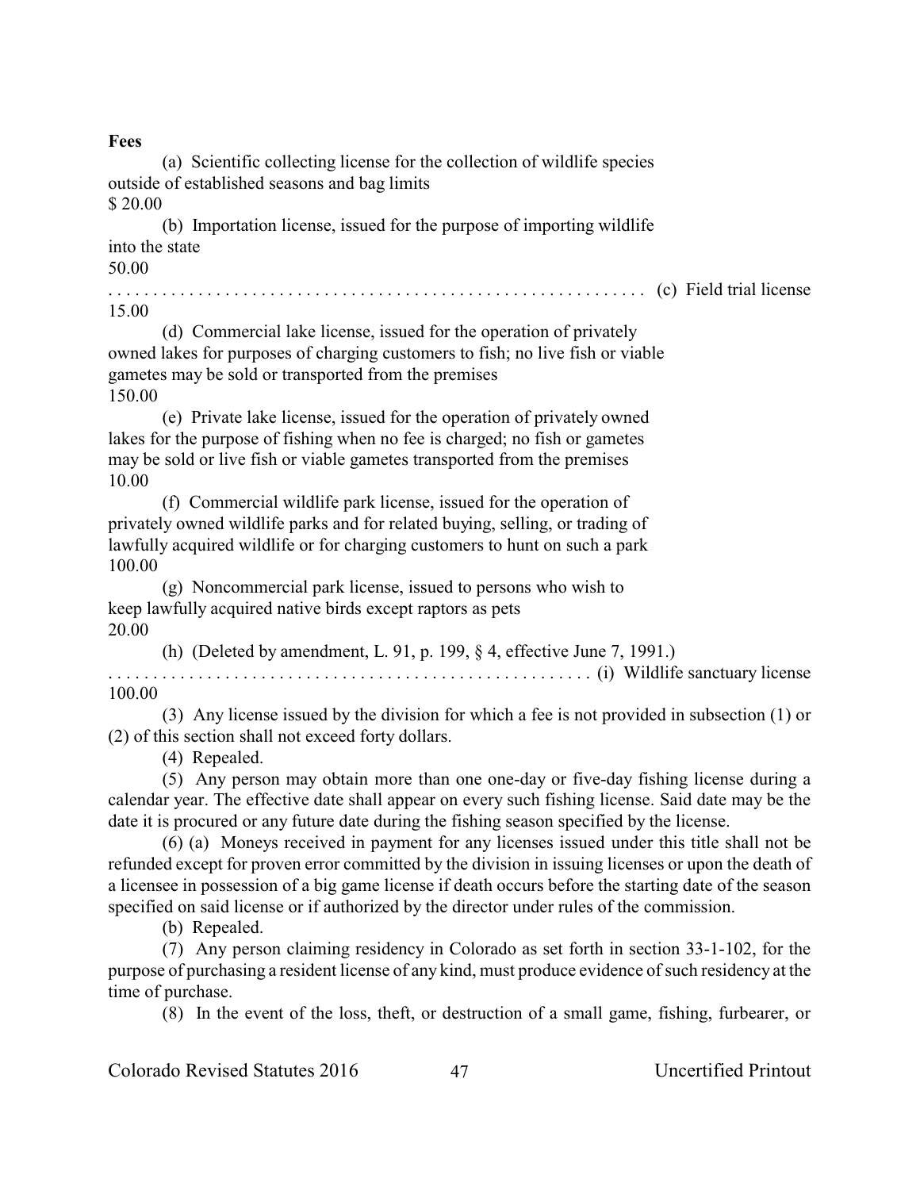**Fees**

(a) Scientific collecting license for the collection of wildlife species outside of established seasons and bag limits
$ 20.00

(b) Importation license, issued for the purpose of importing wildlife into the state
50.00

. . . . . . . . . . . . . . . . . . . . . . . . . . . . . . . . . . . . . . . . . . . . . . . . . . . . . . . . . . . (c) Field trial license
15.00

(d) Commercial lake license, issued for the operation of privately owned lakes for purposes of charging customers to fish; no live fish or viable gametes may be sold or transported from the premises
150.00

(e) Private lake license, issued for the operation of privately owned lakes for the purpose of fishing when no fee is charged; no fish or gametes may be sold or live fish or viable gametes transported from the premises
10.00

(f) Commercial wildlife park license, issued for the operation of privately owned wildlife parks and for related buying, selling, or trading of lawfully acquired wildlife or for charging customers to hunt on such a park
100.00

(g) Noncommercial park license, issued to persons who wish to keep lawfully acquired native birds except raptors as pets
20.00

(h) (Deleted by amendment, L. 91, p. 199, § 4, effective June 7, 1991.)

. . . . . . . . . . . . . . . . . . . . . . . . . . . . . . . . . . . . . . . . . . . . . . . . . . . . . (i) Wildlife sanctuary license
100.00

(3) Any license issued by the division for which a fee is not provided in subsection (1) or (2) of this section shall not exceed forty dollars.

(4) Repealed.

(5) Any person may obtain more than one one-day or five-day fishing license during a calendar year. The effective date shall appear on every such fishing license. Said date may be the date it is procured or any future date during the fishing season specified by the license.

(6) (a) Moneys received in payment for any licenses issued under this title shall not be refunded except for proven error committed by the division in issuing licenses or upon the death of a licensee in possession of a big game license if death occurs before the starting date of the season specified on said license or if authorized by the director under rules of the commission.

(b) Repealed.

(7) Any person claiming residency in Colorado as set forth in section 33-1-102, for the purpose of purchasing a resident license of any kind, must produce evidence of such residency at the time of purchase.

(8) In the event of the loss, theft, or destruction of a small game, fishing, furbearer, or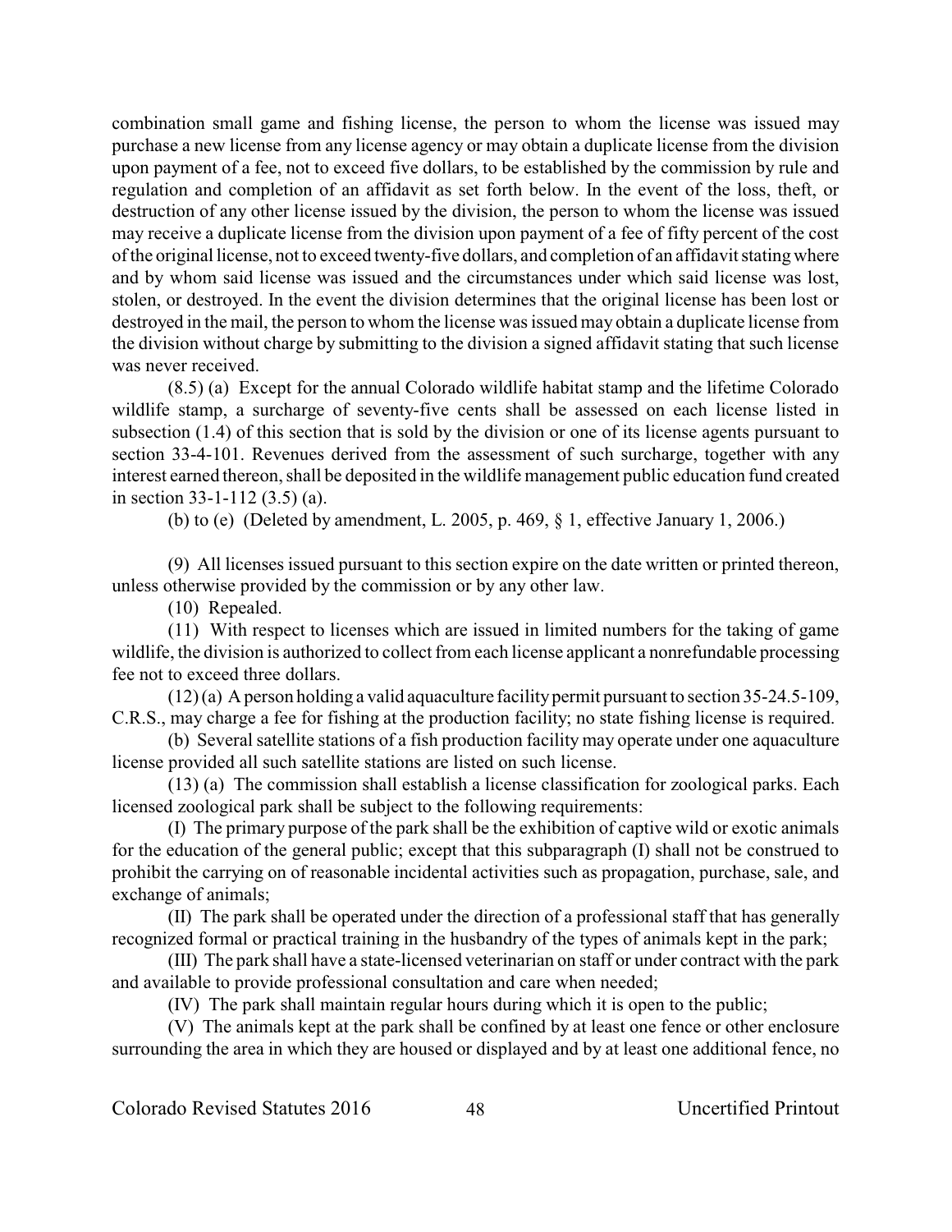combination small game and fishing license, the person to whom the license was issued may purchase a new license from any license agency or may obtain a duplicate license from the division upon payment of a fee, not to exceed five dollars, to be established by the commission by rule and regulation and completion of an affidavit as set forth below. In the event of the loss, theft, or destruction of any other license issued by the division, the person to whom the license was issued may receive a duplicate license from the division upon payment of a fee of fifty percent of the cost of the original license, not to exceed twenty-five dollars, and completion of an affidavit stating where and by whom said license was issued and the circumstances under which said license was lost, stolen, or destroyed. In the event the division determines that the original license has been lost or destroyed in the mail, the person to whom the license was issued may obtain a duplicate license from the division without charge by submitting to the division a signed affidavit stating that such license was never received.

(8.5) (a) Except for the annual Colorado wildlife habitat stamp and the lifetime Colorado wildlife stamp, a surcharge of seventy-five cents shall be assessed on each license listed in subsection (1.4) of this section that is sold by the division or one of its license agents pursuant to section 33-4-101. Revenues derived from the assessment of such surcharge, together with any interest earned thereon, shall be deposited in the wildlife management public education fund created in section 33-1-112 (3.5) (a).

(b) to (e) (Deleted by amendment, L. 2005, p. 469, § 1, effective January 1, 2006.)

(9) All licenses issued pursuant to this section expire on the date written or printed thereon, unless otherwise provided by the commission or by any other law.

(10) Repealed.

(11) With respect to licenses which are issued in limited numbers for the taking of game wildlife, the division is authorized to collect from each license applicant a nonrefundable processing fee not to exceed three dollars.

(12) (a) A person holding a valid aquaculture facility permit pursuant to section 35-24.5-109, C.R.S., may charge a fee for fishing at the production facility; no state fishing license is required.

(b) Several satellite stations of a fish production facility may operate under one aquaculture license provided all such satellite stations are listed on such license.

(13) (a) The commission shall establish a license classification for zoological parks. Each licensed zoological park shall be subject to the following requirements:

(I) The primary purpose of the park shall be the exhibition of captive wild or exotic animals for the education of the general public; except that this subparagraph (I) shall not be construed to prohibit the carrying on of reasonable incidental activities such as propagation, purchase, sale, and exchange of animals;

(II) The park shall be operated under the direction of a professional staff that has generally recognized formal or practical training in the husbandry of the types of animals kept in the park;

(III) The park shall have a state-licensed veterinarian on staff or under contract with the park and available to provide professional consultation and care when needed;

(IV) The park shall maintain regular hours during which it is open to the public;

(V) The animals kept at the park shall be confined by at least one fence or other enclosure surrounding the area in which they are housed or displayed and by at least one additional fence, no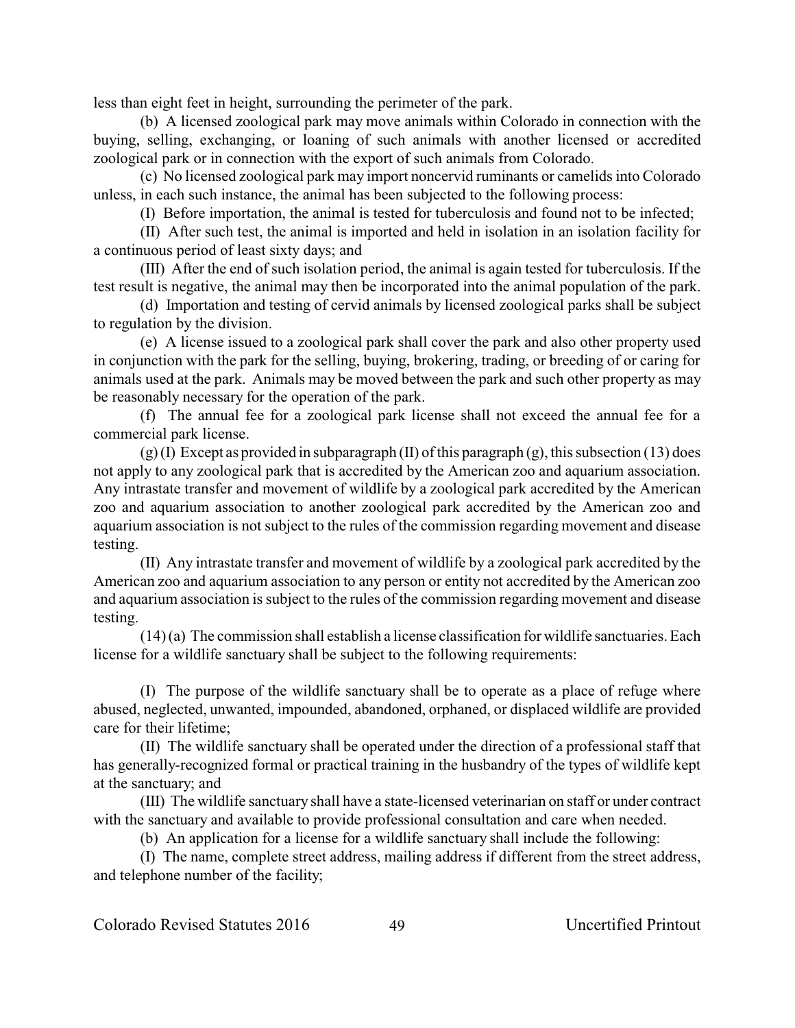less than eight feet in height, surrounding the perimeter of the park.

(b) A licensed zoological park may move animals within Colorado in connection with the buying, selling, exchanging, or loaning of such animals with another licensed or accredited zoological park or in connection with the export of such animals from Colorado.

(c) No licensed zoological park may import noncervid ruminants or camelids into Colorado unless, in each such instance, the animal has been subjected to the following process:

(I) Before importation, the animal is tested for tuberculosis and found not to be infected;

(II) After such test, the animal is imported and held in isolation in an isolation facility for a continuous period of least sixty days; and

(III) After the end of such isolation period, the animal is again tested for tuberculosis. If the test result is negative, the animal may then be incorporated into the animal population of the park.

(d) Importation and testing of cervid animals by licensed zoological parks shall be subject to regulation by the division.

(e) A license issued to a zoological park shall cover the park and also other property used in conjunction with the park for the selling, buying, brokering, trading, or breeding of or caring for animals used at the park. Animals may be moved between the park and such other property as may be reasonably necessary for the operation of the park.

(f) The annual fee for a zoological park license shall not exceed the annual fee for a commercial park license.

(g) (I) Except as provided in subparagraph (II) of this paragraph (g), this subsection (13) does not apply to any zoological park that is accredited by the American zoo and aquarium association. Any intrastate transfer and movement of wildlife by a zoological park accredited by the American zoo and aquarium association to another zoological park accredited by the American zoo and aquarium association is not subject to the rules of the commission regarding movement and disease testing.

(II) Any intrastate transfer and movement of wildlife by a zoological park accredited by the American zoo and aquarium association to any person or entity not accredited by the American zoo and aquarium association is subject to the rules of the commission regarding movement and disease testing.

(14) (a) The commission shall establish a license classification for wildlife sanctuaries. Each license for a wildlife sanctuary shall be subject to the following requirements:

(I) The purpose of the wildlife sanctuary shall be to operate as a place of refuge where abused, neglected, unwanted, impounded, abandoned, orphaned, or displaced wildlife are provided care for their lifetime;

(II) The wildlife sanctuary shall be operated under the direction of a professional staff that has generally-recognized formal or practical training in the husbandry of the types of wildlife kept at the sanctuary; and

(III) The wildlife sanctuary shall have a state-licensed veterinarian on staff or under contract with the sanctuary and available to provide professional consultation and care when needed.

(b) An application for a license for a wildlife sanctuary shall include the following:

(I) The name, complete street address, mailing address if different from the street address, and telephone number of the facility;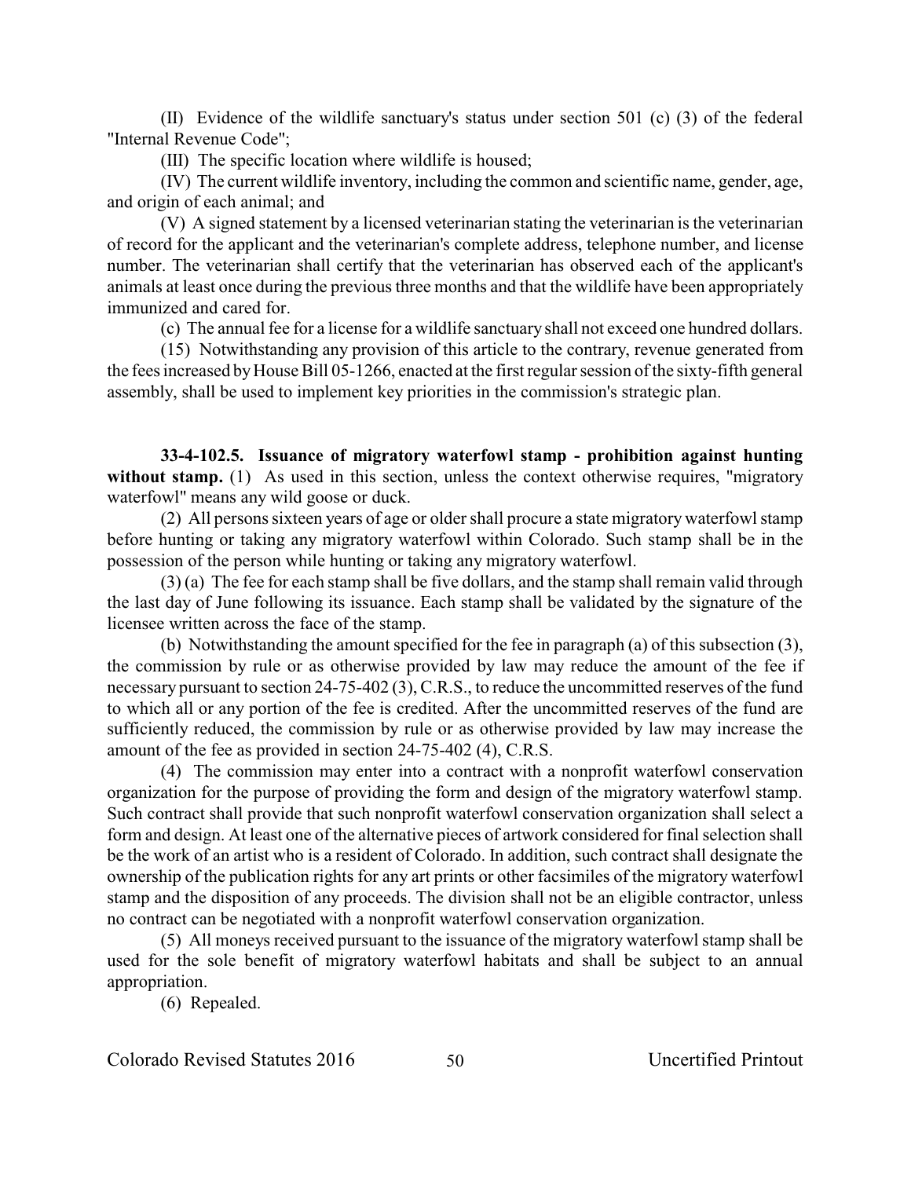(II) Evidence of the wildlife sanctuary's status under section 501 (c) (3) of the federal "Internal Revenue Code";

(III) The specific location where wildlife is housed;

(IV) The current wildlife inventory, including the common and scientific name, gender, age, and origin of each animal; and

(V) A signed statement by a licensed veterinarian stating the veterinarian is the veterinarian of record for the applicant and the veterinarian's complete address, telephone number, and license number. The veterinarian shall certify that the veterinarian has observed each of the applicant's animals at least once during the previous three months and that the wildlife have been appropriately immunized and cared for.

(c) The annual fee for a license for a wildlife sanctuary shall not exceed one hundred dollars.

(15) Notwithstanding any provision of this article to the contrary, revenue generated from the fees increased by House Bill 05-1266, enacted at the first regular session of the sixty-fifth general assembly, shall be used to implement key priorities in the commission's strategic plan.

**33-4-102.5. Issuance of migratory waterfowl stamp - prohibition against hunting without stamp.** (1) As used in this section, unless the context otherwise requires, "migratory waterfowl" means any wild goose or duck.

(2) All persons sixteen years of age or older shall procure a state migratory waterfowl stamp before hunting or taking any migratory waterfowl within Colorado. Such stamp shall be in the possession of the person while hunting or taking any migratory waterfowl.

(3) (a) The fee for each stamp shall be five dollars, and the stamp shall remain valid through the last day of June following its issuance. Each stamp shall be validated by the signature of the licensee written across the face of the stamp.

(b) Notwithstanding the amount specified for the fee in paragraph (a) of this subsection (3), the commission by rule or as otherwise provided by law may reduce the amount of the fee if necessary pursuant to section 24-75-402 (3), C.R.S., to reduce the uncommitted reserves of the fund to which all or any portion of the fee is credited. After the uncommitted reserves of the fund are sufficiently reduced, the commission by rule or as otherwise provided by law may increase the amount of the fee as provided in section 24-75-402 (4), C.R.S.

(4) The commission may enter into a contract with a nonprofit waterfowl conservation organization for the purpose of providing the form and design of the migratory waterfowl stamp. Such contract shall provide that such nonprofit waterfowl conservation organization shall select a form and design. At least one of the alternative pieces of artwork considered for final selection shall be the work of an artist who is a resident of Colorado. In addition, such contract shall designate the ownership of the publication rights for any art prints or other facsimiles of the migratory waterfowl stamp and the disposition of any proceeds. The division shall not be an eligible contractor, unless no contract can be negotiated with a nonprofit waterfowl conservation organization.

(5) All moneys received pursuant to the issuance of the migratory waterfowl stamp shall be used for the sole benefit of migratory waterfowl habitats and shall be subject to an annual appropriation.

(6) Repealed.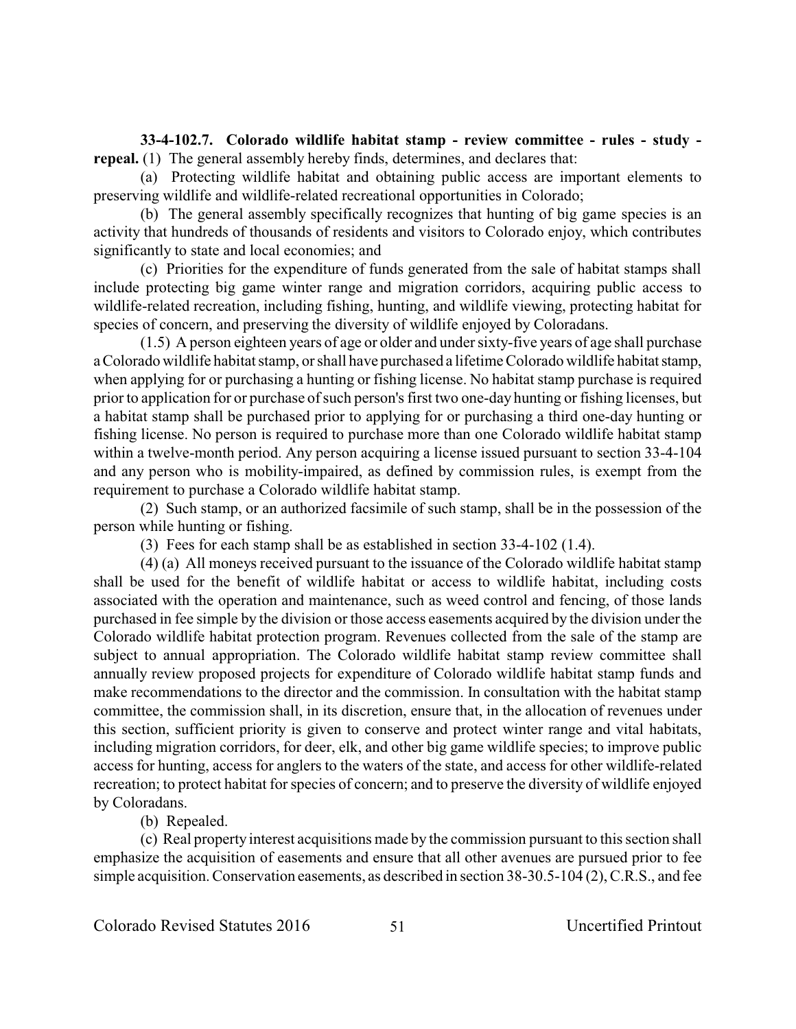**33-4-102.7. Colorado wildlife habitat stamp - review committee - rules - study - repeal.** (1) The general assembly hereby finds, determines, and declares that:

(a) Protecting wildlife habitat and obtaining public access are important elements to preserving wildlife and wildlife-related recreational opportunities in Colorado;

(b) The general assembly specifically recognizes that hunting of big game species is an activity that hundreds of thousands of residents and visitors to Colorado enjoy, which contributes significantly to state and local economies; and

(c) Priorities for the expenditure of funds generated from the sale of habitat stamps shall include protecting big game winter range and migration corridors, acquiring public access to wildlife-related recreation, including fishing, hunting, and wildlife viewing, protecting habitat for species of concern, and preserving the diversity of wildlife enjoyed by Coloradans.

(1.5) A person eighteen years of age or older and under sixty-five years of age shall purchase a Colorado wildlife habitat stamp, or shall have purchased a lifetime Colorado wildlife habitat stamp, when applying for or purchasing a hunting or fishing license. No habitat stamp purchase is required prior to application for or purchase of such person's first two one-day hunting or fishing licenses, but a habitat stamp shall be purchased prior to applying for or purchasing a third one-day hunting or fishing license. No person is required to purchase more than one Colorado wildlife habitat stamp within a twelve-month period. Any person acquiring a license issued pursuant to section 33-4-104 and any person who is mobility-impaired, as defined by commission rules, is exempt from the requirement to purchase a Colorado wildlife habitat stamp.

(2) Such stamp, or an authorized facsimile of such stamp, shall be in the possession of the person while hunting or fishing.

(3) Fees for each stamp shall be as established in section 33-4-102 (1.4).

(4) (a) All moneys received pursuant to the issuance of the Colorado wildlife habitat stamp shall be used for the benefit of wildlife habitat or access to wildlife habitat, including costs associated with the operation and maintenance, such as weed control and fencing, of those lands purchased in fee simple by the division or those access easements acquired by the division under the Colorado wildlife habitat protection program. Revenues collected from the sale of the stamp are subject to annual appropriation. The Colorado wildlife habitat stamp review committee shall annually review proposed projects for expenditure of Colorado wildlife habitat stamp funds and make recommendations to the director and the commission. In consultation with the habitat stamp committee, the commission shall, in its discretion, ensure that, in the allocation of revenues under this section, sufficient priority is given to conserve and protect winter range and vital habitats, including migration corridors, for deer, elk, and other big game wildlife species; to improve public access for hunting, access for anglers to the waters of the state, and access for other wildlife-related recreation; to protect habitat for species of concern; and to preserve the diversity of wildlife enjoyed by Coloradans.

(b) Repealed.

(c) Real property interest acquisitions made by the commission pursuant to this section shall emphasize the acquisition of easements and ensure that all other avenues are pursued prior to fee simple acquisition. Conservation easements, as described in section 38-30.5-104 (2), C.R.S., and fee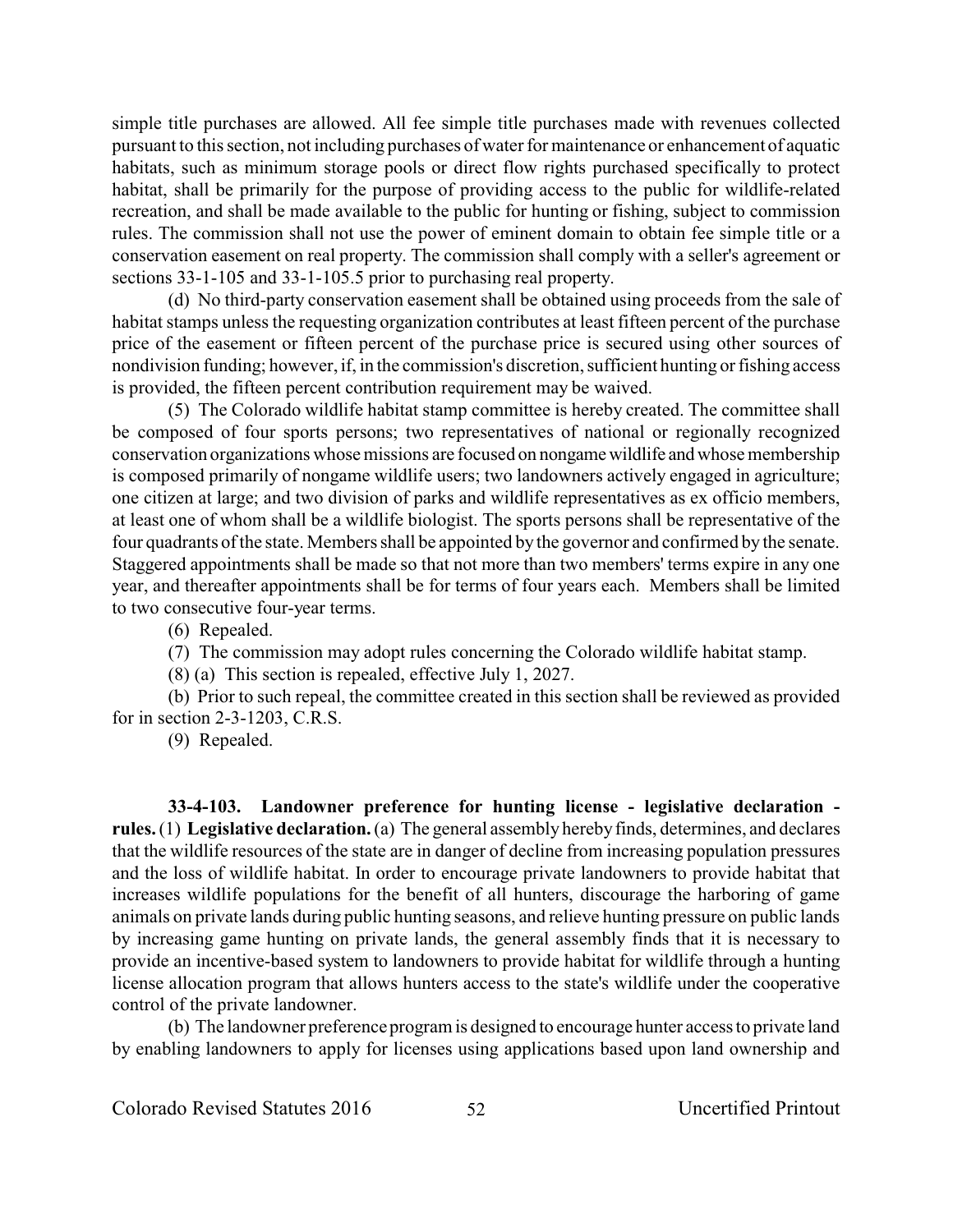simple title purchases are allowed. All fee simple title purchases made with revenues collected pursuant to this section, not including purchases of water for maintenance or enhancement of aquatic habitats, such as minimum storage pools or direct flow rights purchased specifically to protect habitat, shall be primarily for the purpose of providing access to the public for wildlife-related recreation, and shall be made available to the public for hunting or fishing, subject to commission rules. The commission shall not use the power of eminent domain to obtain fee simple title or a conservation easement on real property. The commission shall comply with a seller's agreement or sections 33-1-105 and 33-1-105.5 prior to purchasing real property.

(d) No third-party conservation easement shall be obtained using proceeds from the sale of habitat stamps unless the requesting organization contributes at least fifteen percent of the purchase price of the easement or fifteen percent of the purchase price is secured using other sources of nondivision funding; however, if, in the commission's discretion, sufficient hunting or fishing access is provided, the fifteen percent contribution requirement may be waived.

(5) The Colorado wildlife habitat stamp committee is hereby created. The committee shall be composed of four sports persons; two representatives of national or regionally recognized conservation organizations whose missions are focused on nongame wildlife and whose membership is composed primarily of nongame wildlife users; two landowners actively engaged in agriculture; one citizen at large; and two division of parks and wildlife representatives as ex officio members, at least one of whom shall be a wildlife biologist. The sports persons shall be representative of the four quadrants of the state. Members shall be appointed by the governor and confirmed by the senate. Staggered appointments shall be made so that not more than two members' terms expire in any one year, and thereafter appointments shall be for terms of four years each. Members shall be limited to two consecutive four-year terms.

(6) Repealed.

(7) The commission may adopt rules concerning the Colorado wildlife habitat stamp.

(8) (a) This section is repealed, effective July 1, 2027.

(b) Prior to such repeal, the committee created in this section shall be reviewed as provided for in section 2-3-1203, C.R.S.

(9) Repealed.

**33-4-103. Landowner preference for hunting license - legislative declaration - rules.** (1) **Legislative declaration.** (a) The general assembly hereby finds, determines, and declares that the wildlife resources of the state are in danger of decline from increasing population pressures and the loss of wildlife habitat. In order to encourage private landowners to provide habitat that increases wildlife populations for the benefit of all hunters, discourage the harboring of game animals on private lands during public hunting seasons, and relieve hunting pressure on public lands by increasing game hunting on private lands, the general assembly finds that it is necessary to provide an incentive-based system to landowners to provide habitat for wildlife through a hunting license allocation program that allows hunters access to the state's wildlife under the cooperative control of the private landowner.

(b) The landowner preference program is designed to encourage hunter access to private land by enabling landowners to apply for licenses using applications based upon land ownership and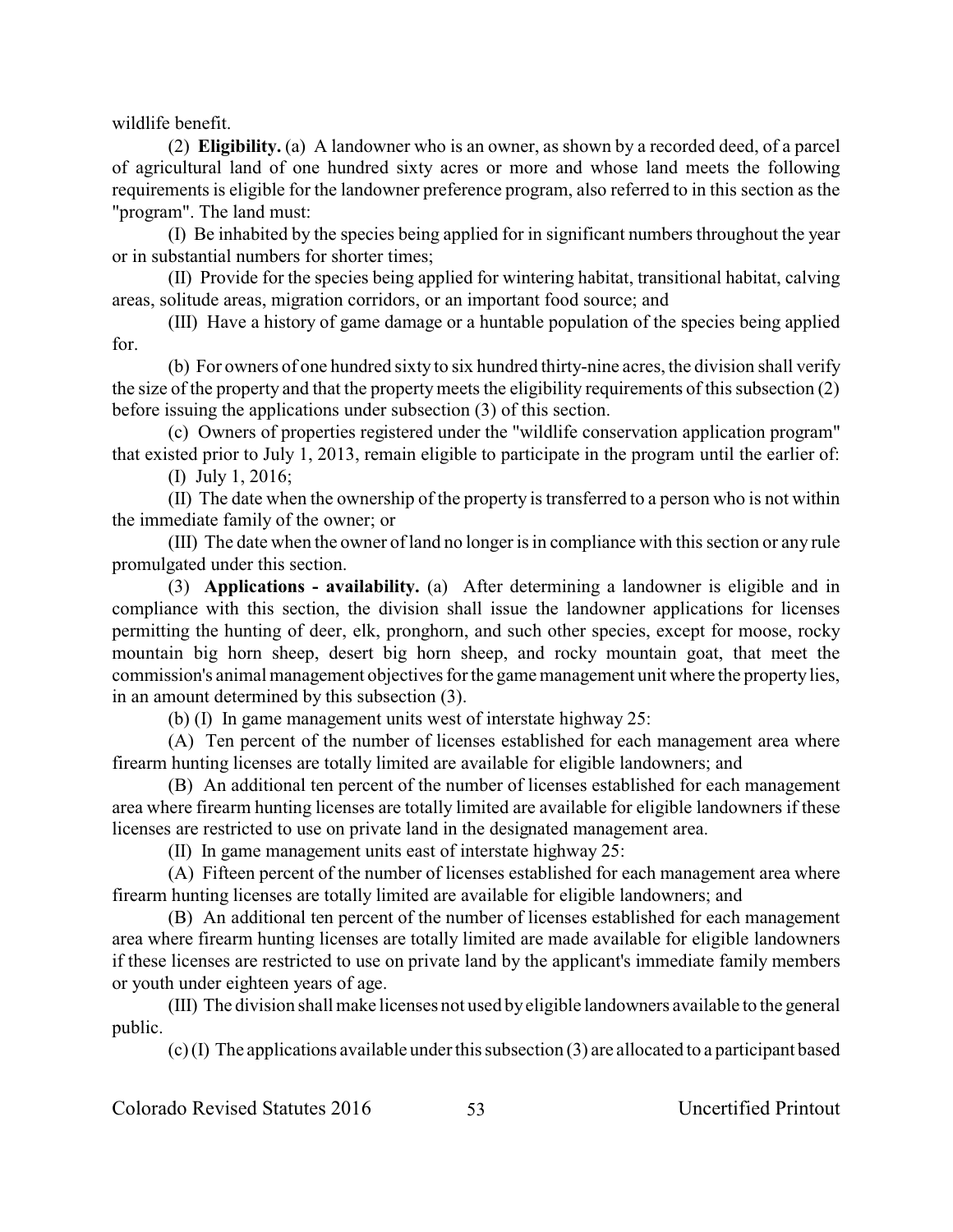wildlife benefit.

(2) **Eligibility.** (a) A landowner who is an owner, as shown by a recorded deed, of a parcel of agricultural land of one hundred sixty acres or more and whose land meets the following requirements is eligible for the landowner preference program, also referred to in this section as the "program". The land must:

(I) Be inhabited by the species being applied for in significant numbers throughout the year or in substantial numbers for shorter times;

(II) Provide for the species being applied for wintering habitat, transitional habitat, calving areas, solitude areas, migration corridors, or an important food source; and

(III) Have a history of game damage or a huntable population of the species being applied for.

(b) For owners of one hundred sixty to six hundred thirty-nine acres, the division shall verify the size of the property and that the property meets the eligibility requirements of this subsection (2) before issuing the applications under subsection (3) of this section.

(c) Owners of properties registered under the "wildlife conservation application program" that existed prior to July 1, 2013, remain eligible to participate in the program until the earlier of:

(I) July 1, 2016;

(II) The date when the ownership of the property is transferred to a person who is not within the immediate family of the owner; or

(III) The date when the owner of land no longer is in compliance with this section or any rule promulgated under this section.

(3) **Applications - availability.** (a) After determining a landowner is eligible and in compliance with this section, the division shall issue the landowner applications for licenses permitting the hunting of deer, elk, pronghorn, and such other species, except for moose, rocky mountain big horn sheep, desert big horn sheep, and rocky mountain goat, that meet the commission's animal management objectives for the game management unit where the property lies, in an amount determined by this subsection (3).

(b) (I) In game management units west of interstate highway 25:

(A) Ten percent of the number of licenses established for each management area where firearm hunting licenses are totally limited are available for eligible landowners; and

(B) An additional ten percent of the number of licenses established for each management area where firearm hunting licenses are totally limited are available for eligible landowners if these licenses are restricted to use on private land in the designated management area.

(II) In game management units east of interstate highway 25:

(A) Fifteen percent of the number of licenses established for each management area where firearm hunting licenses are totally limited are available for eligible landowners; and

(B) An additional ten percent of the number of licenses established for each management area where firearm hunting licenses are totally limited are made available for eligible landowners if these licenses are restricted to use on private land by the applicant's immediate family members or youth under eighteen years of age.

(III) The division shall make licenses not used by eligible landowners available to the general public.

(c) (I) The applications available under this subsection (3) are allocated to a participant based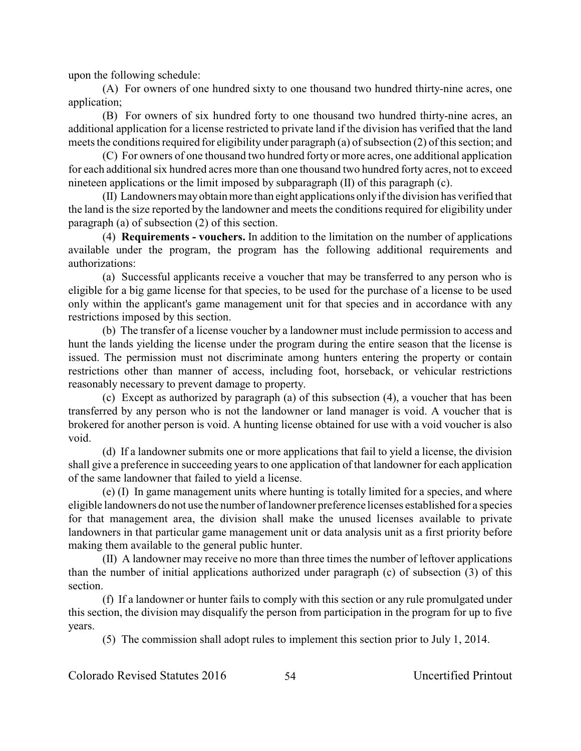upon the following schedule:

(A) For owners of one hundred sixty to one thousand two hundred thirty-nine acres, one application;

(B) For owners of six hundred forty to one thousand two hundred thirty-nine acres, an additional application for a license restricted to private land if the division has verified that the land meets the conditions required for eligibility under paragraph (a) of subsection (2) of this section; and

(C) For owners of one thousand two hundred forty or more acres, one additional application for each additional six hundred acres more than one thousand two hundred forty acres, not to exceed nineteen applications or the limit imposed by subparagraph (II) of this paragraph (c).

(II) Landowners may obtain more than eight applications only if the division has verified that the land is the size reported by the landowner and meets the conditions required for eligibility under paragraph (a) of subsection (2) of this section.

(4) **Requirements - vouchers.** In addition to the limitation on the number of applications available under the program, the program has the following additional requirements and authorizations:

(a) Successful applicants receive a voucher that may be transferred to any person who is eligible for a big game license for that species, to be used for the purchase of a license to be used only within the applicant's game management unit for that species and in accordance with any restrictions imposed by this section.

(b) The transfer of a license voucher by a landowner must include permission to access and hunt the lands yielding the license under the program during the entire season that the license is issued. The permission must not discriminate among hunters entering the property or contain restrictions other than manner of access, including foot, horseback, or vehicular restrictions reasonably necessary to prevent damage to property.

(c) Except as authorized by paragraph (a) of this subsection (4), a voucher that has been transferred by any person who is not the landowner or land manager is void. A voucher that is brokered for another person is void. A hunting license obtained for use with a void voucher is also void.

(d) If a landowner submits one or more applications that fail to yield a license, the division shall give a preference in succeeding years to one application of that landowner for each application of the same landowner that failed to yield a license.

(e) (I) In game management units where hunting is totally limited for a species, and where eligible landowners do not use the number of landowner preference licenses established for a species for that management area, the division shall make the unused licenses available to private landowners in that particular game management unit or data analysis unit as a first priority before making them available to the general public hunter.

(II) A landowner may receive no more than three times the number of leftover applications than the number of initial applications authorized under paragraph (c) of subsection (3) of this section.

(f) If a landowner or hunter fails to comply with this section or any rule promulgated under this section, the division may disqualify the person from participation in the program for up to five years.

(5) The commission shall adopt rules to implement this section prior to July 1, 2014.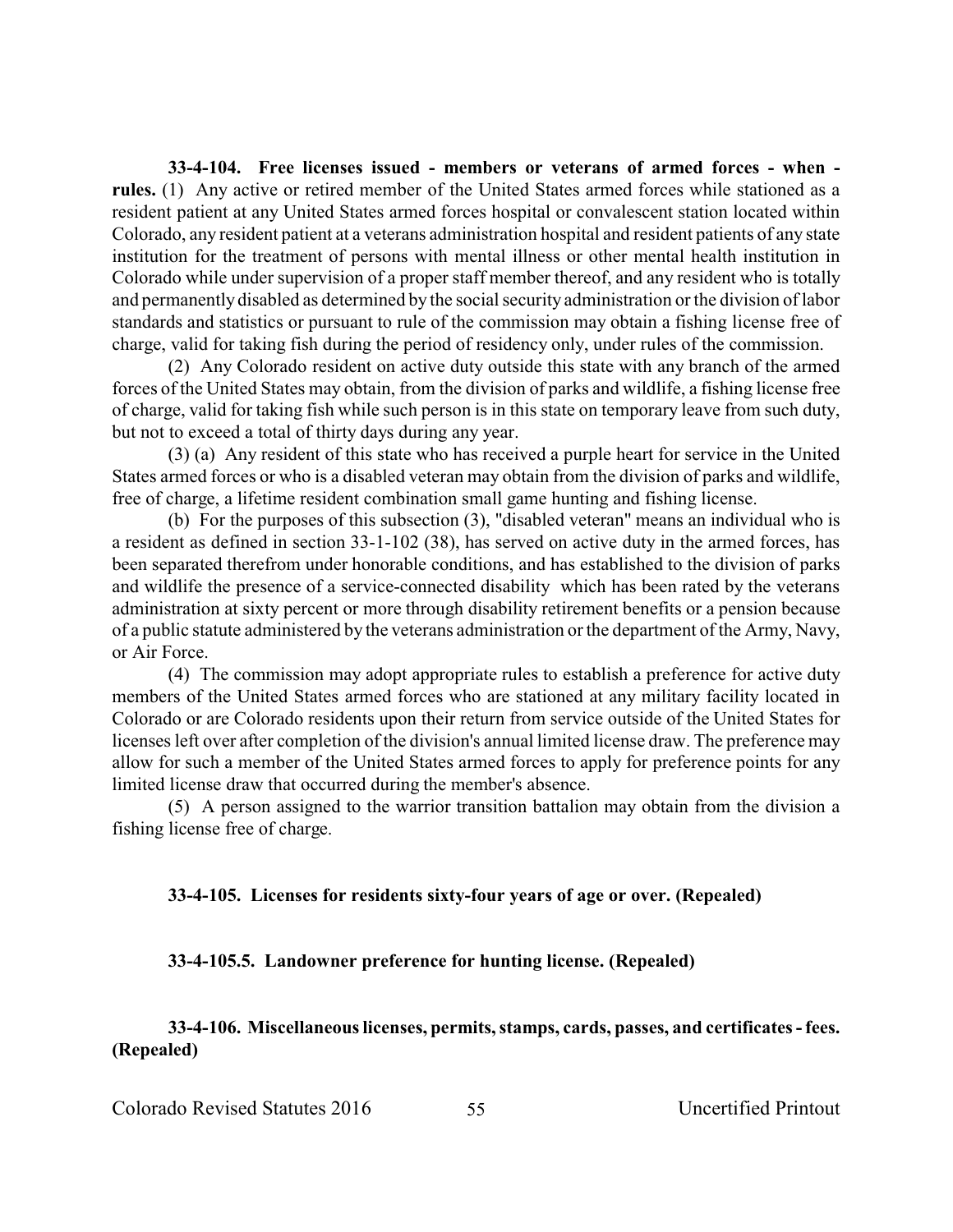**33-4-104. Free licenses issued - members or veterans of armed forces - when - rules.** (1) Any active or retired member of the United States armed forces while stationed as a resident patient at any United States armed forces hospital or convalescent station located within Colorado, any resident patient at a veterans administration hospital and resident patients of any state institution for the treatment of persons with mental illness or other mental health institution in Colorado while under supervision of a proper staff member thereof, and any resident who is totally and permanently disabled as determined by the social security administration or the division of labor standards and statistics or pursuant to rule of the commission may obtain a fishing license free of charge, valid for taking fish during the period of residency only, under rules of the commission.

(2) Any Colorado resident on active duty outside this state with any branch of the armed forces of the United States may obtain, from the division of parks and wildlife, a fishing license free of charge, valid for taking fish while such person is in this state on temporary leave from such duty, but not to exceed a total of thirty days during any year.

(3) (a) Any resident of this state who has received a purple heart for service in the United States armed forces or who is a disabled veteran may obtain from the division of parks and wildlife, free of charge, a lifetime resident combination small game hunting and fishing license.

(b) For the purposes of this subsection (3), "disabled veteran" means an individual who is a resident as defined in section 33-1-102 (38), has served on active duty in the armed forces, has been separated therefrom under honorable conditions, and has established to the division of parks and wildlife the presence of a service-connected disability which has been rated by the veterans administration at sixty percent or more through disability retirement benefits or a pension because of a public statute administered by the veterans administration or the department of the Army, Navy, or Air Force.

(4) The commission may adopt appropriate rules to establish a preference for active duty members of the United States armed forces who are stationed at any military facility located in Colorado or are Colorado residents upon their return from service outside of the United States for licenses left over after completion of the division's annual limited license draw. The preference may allow for such a member of the United States armed forces to apply for preference points for any limited license draw that occurred during the member's absence.

(5) A person assigned to the warrior transition battalion may obtain from the division a fishing license free of charge.

**33-4-105. Licenses for residents sixty-four years of age or over. (Repealed)**

**33-4-105.5. Landowner preference for hunting license. (Repealed)**

**33-4-106. Miscellaneous licenses, permits, stamps, cards, passes, and certificates - fees. (Repealed)**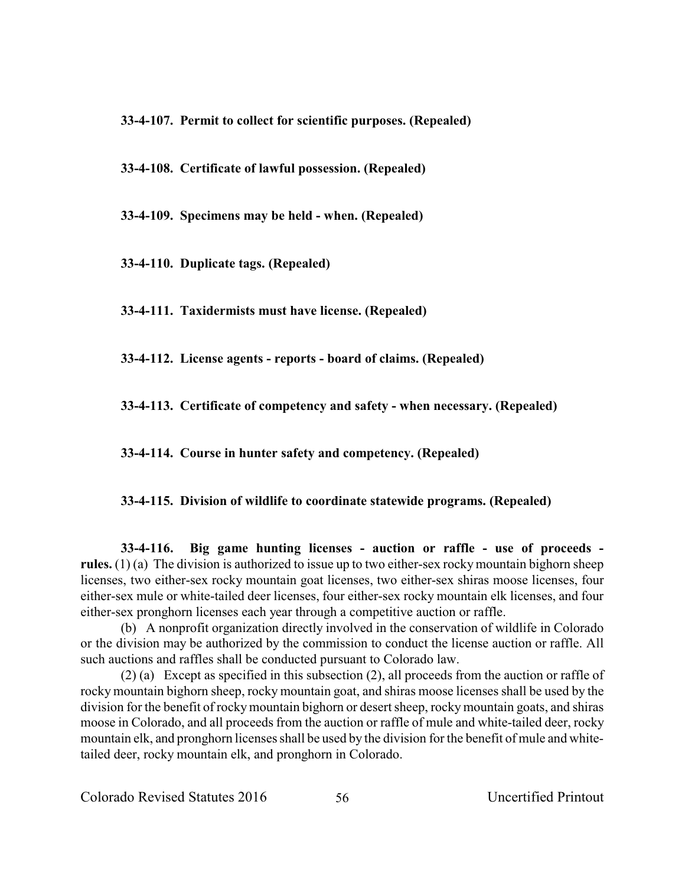**33-4-107. Permit to collect for scientific purposes. (Repealed)**

**33-4-108. Certificate of lawful possession. (Repealed)**

**33-4-109. Specimens may be held - when. (Repealed)**

**33-4-110. Duplicate tags. (Repealed)**

**33-4-111. Taxidermists must have license. (Repealed)**

**33-4-112. License agents - reports - board of claims. (Repealed)**

**33-4-113. Certificate of competency and safety - when necessary. (Repealed)**

**33-4-114. Course in hunter safety and competency. (Repealed)**

**33-4-115. Division of wildlife to coordinate statewide programs. (Repealed)**

**33-4-116. Big game hunting licenses - auction or raffle - use of proceeds - rules.** (1) (a) The division is authorized to issue up to two either-sex rocky mountain bighorn sheep licenses, two either-sex rocky mountain goat licenses, two either-sex shiras moose licenses, four either-sex mule or white-tailed deer licenses, four either-sex rocky mountain elk licenses, and four either-sex pronghorn licenses each year through a competitive auction or raffle.

(b) A nonprofit organization directly involved in the conservation of wildlife in Colorado or the division may be authorized by the commission to conduct the license auction or raffle. All such auctions and raffles shall be conducted pursuant to Colorado law.

(2) (a) Except as specified in this subsection (2), all proceeds from the auction or raffle of rocky mountain bighorn sheep, rocky mountain goat, and shiras moose licenses shall be used by the division for the benefit of rocky mountain bighorn or desert sheep, rocky mountain goats, and shiras moose in Colorado, and all proceeds from the auction or raffle of mule and white-tailed deer, rocky mountain elk, and pronghorn licenses shall be used by the division for the benefit of mule and white-tailed deer, rocky mountain elk, and pronghorn in Colorado.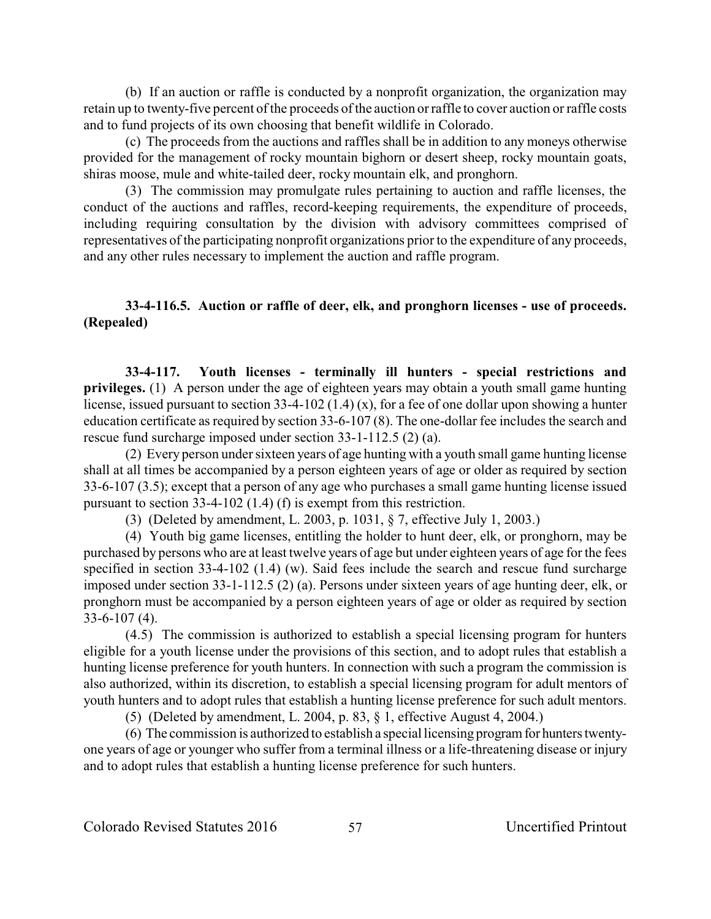(b) If an auction or raffle is conducted by a nonprofit organization, the organization may retain up to twenty-five percent of the proceeds of the auction or raffle to cover auction or raffle costs and to fund projects of its own choosing that benefit wildlife in Colorado.

(c) The proceeds from the auctions and raffles shall be in addition to any moneys otherwise provided for the management of rocky mountain bighorn or desert sheep, rocky mountain goats, shiras moose, mule and white-tailed deer, rocky mountain elk, and pronghorn.

(3) The commission may promulgate rules pertaining to auction and raffle licenses, the conduct of the auctions and raffles, record-keeping requirements, the expenditure of proceeds, including requiring consultation by the division with advisory committees comprised of representatives of the participating nonprofit organizations prior to the expenditure of any proceeds, and any other rules necessary to implement the auction and raffle program.

**33-4-116.5. Auction or raffle of deer, elk, and pronghorn licenses - use of proceeds. (Repealed)**

**33-4-117. Youth licenses - terminally ill hunters - special restrictions and privileges.** (1) A person under the age of eighteen years may obtain a youth small game hunting license, issued pursuant to section 33-4-102 (1.4) (x), for a fee of one dollar upon showing a hunter education certificate as required by section 33-6-107 (8). The one-dollar fee includes the search and rescue fund surcharge imposed under section 33-1-112.5 (2) (a).

(2) Every person under sixteen years of age hunting with a youth small game hunting license shall at all times be accompanied by a person eighteen years of age or older as required by section 33-6-107 (3.5); except that a person of any age who purchases a small game hunting license issued pursuant to section 33-4-102 (1.4) (f) is exempt from this restriction.

(3) (Deleted by amendment, L. 2003, p. 1031, § 7, effective July 1, 2003.)

(4) Youth big game licenses, entitling the holder to hunt deer, elk, or pronghorn, may be purchased by persons who are at least twelve years of age but under eighteen years of age for the fees specified in section 33-4-102 (1.4) (w). Said fees include the search and rescue fund surcharge imposed under section 33-1-112.5 (2) (a). Persons under sixteen years of age hunting deer, elk, or pronghorn must be accompanied by a person eighteen years of age or older as required by section 33-6-107 (4).

(4.5) The commission is authorized to establish a special licensing program for hunters eligible for a youth license under the provisions of this section, and to adopt rules that establish a hunting license preference for youth hunters. In connection with such a program the commission is also authorized, within its discretion, to establish a special licensing program for adult mentors of youth hunters and to adopt rules that establish a hunting license preference for such adult mentors.

(5) (Deleted by amendment, L. 2004, p. 83, § 1, effective August 4, 2004.)

(6) The commission is authorized to establish a special licensing program for hunters twenty-one years of age or younger who suffer from a terminal illness or a life-threatening disease or injury and to adopt rules that establish a hunting license preference for such hunters.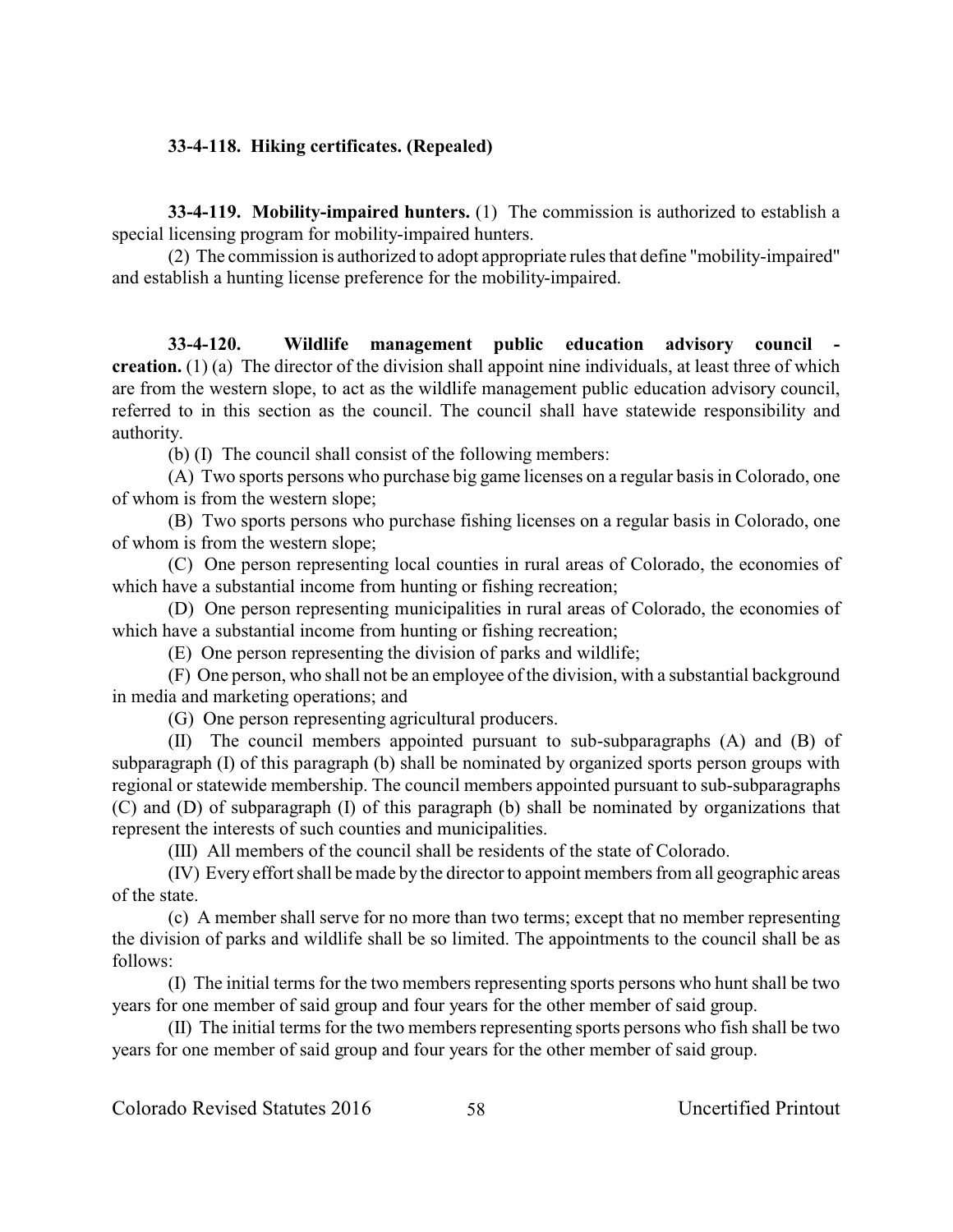**33-4-118. Hiking certificates. (Repealed)**

**33-4-119. Mobility-impaired hunters.** (1) The commission is authorized to establish a special licensing program for mobility-impaired hunters.

(2) The commission is authorized to adopt appropriate rules that define "mobility-impaired" and establish a hunting license preference for the mobility-impaired.

**33-4-120. Wildlife management public education advisory council - creation.** (1) (a) The director of the division shall appoint nine individuals, at least three of which are from the western slope, to act as the wildlife management public education advisory council, referred to in this section as the council. The council shall have statewide responsibility and authority.

(b) (I) The council shall consist of the following members:

(A) Two sports persons who purchase big game licenses on a regular basis in Colorado, one of whom is from the western slope;

(B) Two sports persons who purchase fishing licenses on a regular basis in Colorado, one of whom is from the western slope;

(C) One person representing local counties in rural areas of Colorado, the economies of which have a substantial income from hunting or fishing recreation;

(D) One person representing municipalities in rural areas of Colorado, the economies of which have a substantial income from hunting or fishing recreation;

(E) One person representing the division of parks and wildlife;

(F) One person, who shall not be an employee of the division, with a substantial background in media and marketing operations; and

(G) One person representing agricultural producers.

(II) The council members appointed pursuant to sub-subparagraphs (A) and (B) of subparagraph (I) of this paragraph (b) shall be nominated by organized sports person groups with regional or statewide membership. The council members appointed pursuant to sub-subparagraphs (C) and (D) of subparagraph (I) of this paragraph (b) shall be nominated by organizations that represent the interests of such counties and municipalities.

(III) All members of the council shall be residents of the state of Colorado.

(IV) Every effort shall be made by the director to appoint members from all geographic areas of the state.

(c) A member shall serve for no more than two terms; except that no member representing the division of parks and wildlife shall be so limited. The appointments to the council shall be as follows:

(I) The initial terms for the two members representing sports persons who hunt shall be two years for one member of said group and four years for the other member of said group.

(II) The initial terms for the two members representing sports persons who fish shall be two years for one member of said group and four years for the other member of said group.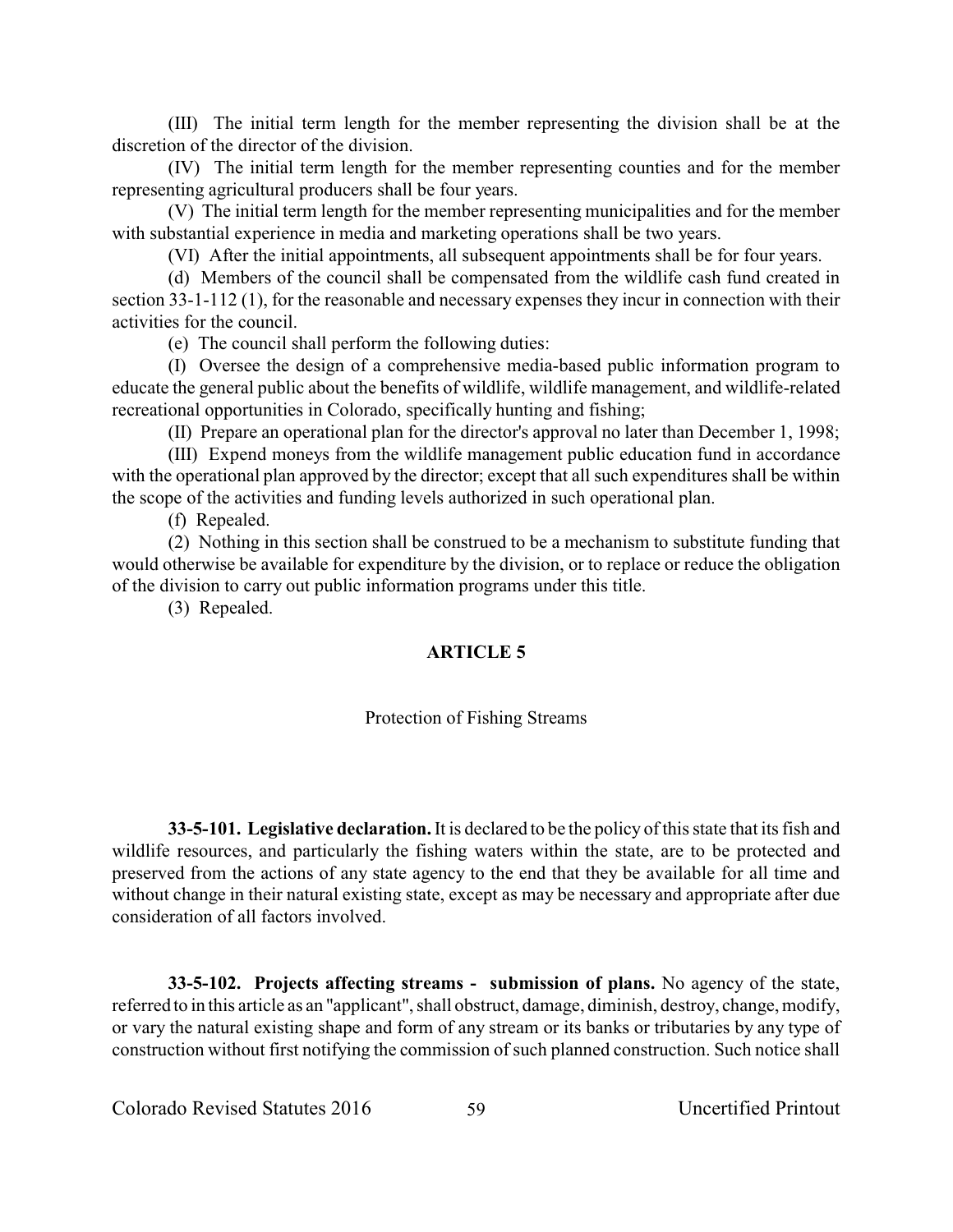(III) The initial term length for the member representing the division shall be at the discretion of the director of the division.

(IV) The initial term length for the member representing counties and for the member representing agricultural producers shall be four years.

(V) The initial term length for the member representing municipalities and for the member with substantial experience in media and marketing operations shall be two years.

(VI) After the initial appointments, all subsequent appointments shall be for four years.

(d) Members of the council shall be compensated from the wildlife cash fund created in section 33-1-112 (1), for the reasonable and necessary expenses they incur in connection with their activities for the council.

(e) The council shall perform the following duties:

(I) Oversee the design of a comprehensive media-based public information program to educate the general public about the benefits of wildlife, wildlife management, and wildlife-related recreational opportunities in Colorado, specifically hunting and fishing;

(II) Prepare an operational plan for the director's approval no later than December 1, 1998;

(III) Expend moneys from the wildlife management public education fund in accordance with the operational plan approved by the director; except that all such expenditures shall be within the scope of the activities and funding levels authorized in such operational plan.

(f) Repealed.

(2) Nothing in this section shall be construed to be a mechanism to substitute funding that would otherwise be available for expenditure by the division, or to replace or reduce the obligation of the division to carry out public information programs under this title.

(3) Repealed.

## ARTICLE 5

### Protection of Fishing Streams

**33-5-101. Legislative declaration.** It is declared to be the policy of this state that its fish and wildlife resources, and particularly the fishing waters within the state, are to be protected and preserved from the actions of any state agency to the end that they be available for all time and without change in their natural existing state, except as may be necessary and appropriate after due consideration of all factors involved.

**33-5-102. Projects affecting streams - submission of plans.** No agency of the state, referred to in this article as an "applicant", shall obstruct, damage, diminish, destroy, change, modify, or vary the natural existing shape and form of any stream or its banks or tributaries by any type of construction without first notifying the commission of such planned construction. Such notice shall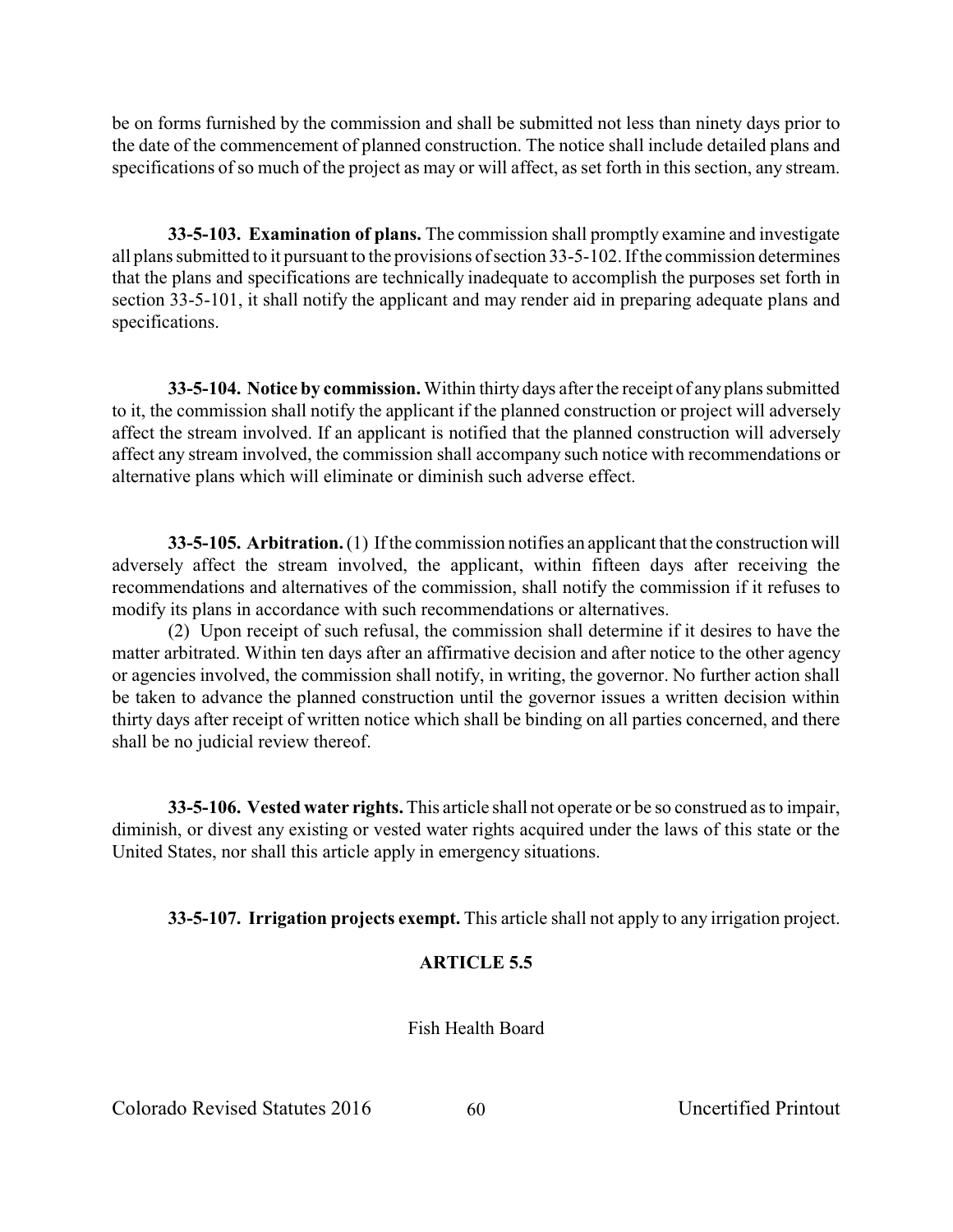be on forms furnished by the commission and shall be submitted not less than ninety days prior to the date of the commencement of planned construction. The notice shall include detailed plans and specifications of so much of the project as may or will affect, as set forth in this section, any stream.

**33-5-103. Examination of plans.** The commission shall promptly examine and investigate all plans submitted to it pursuant to the provisions of section 33-5-102. If the commission determines that the plans and specifications are technically inadequate to accomplish the purposes set forth in section 33-5-101, it shall notify the applicant and may render aid in preparing adequate plans and specifications.

**33-5-104. Notice by commission.** Within thirty days after the receipt of any plans submitted to it, the commission shall notify the applicant if the planned construction or project will adversely affect the stream involved. If an applicant is notified that the planned construction will adversely affect any stream involved, the commission shall accompany such notice with recommendations or alternative plans which will eliminate or diminish such adverse effect.

**33-5-105. Arbitration.** (1) If the commission notifies an applicant that the construction will adversely affect the stream involved, the applicant, within fifteen days after receiving the recommendations and alternatives of the commission, shall notify the commission if it refuses to modify its plans in accordance with such recommendations or alternatives.

(2) Upon receipt of such refusal, the commission shall determine if it desires to have the matter arbitrated. Within ten days after an affirmative decision and after notice to the other agency or agencies involved, the commission shall notify, in writing, the governor. No further action shall be taken to advance the planned construction until the governor issues a written decision within thirty days after receipt of written notice which shall be binding on all parties concerned, and there shall be no judicial review thereof.

**33-5-106. Vested water rights.** This article shall not operate or be so construed as to impair, diminish, or divest any existing or vested water rights acquired under the laws of this state or the United States, nor shall this article apply in emergency situations.

**33-5-107. Irrigation projects exempt.** This article shall not apply to any irrigation project.

## ARTICLE 5.5

Fish Health Board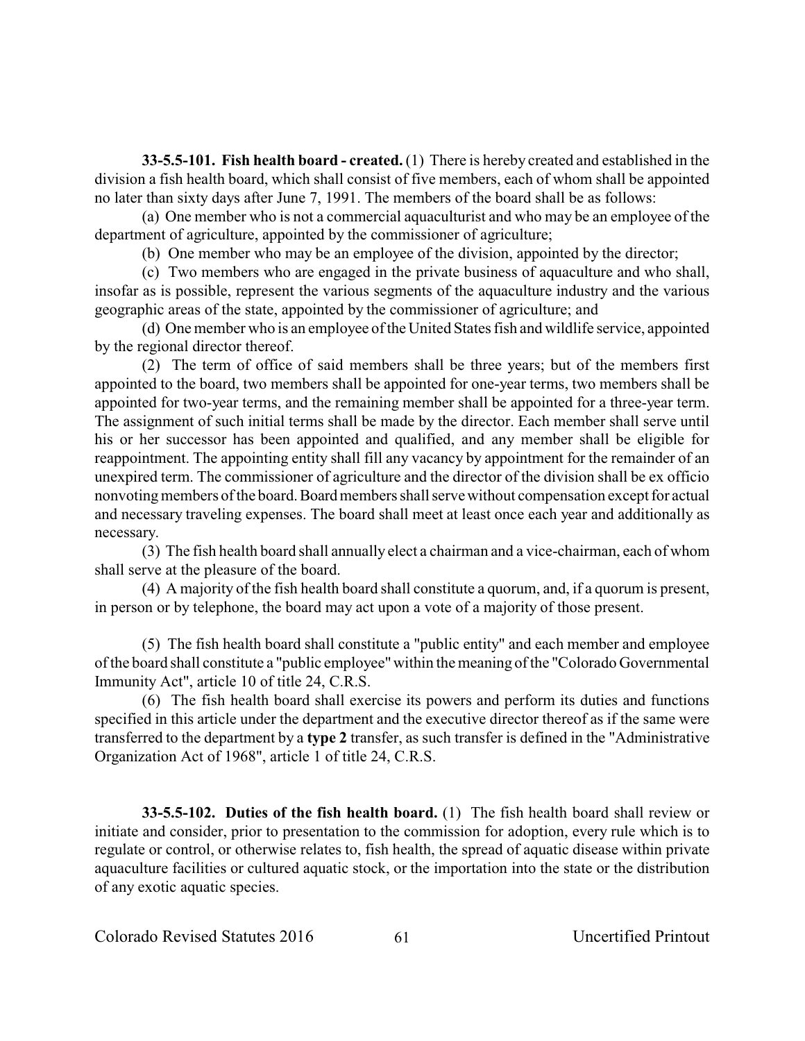**33-5.5-101. Fish health board - created.** (1) There is hereby created and established in the division a fish health board, which shall consist of five members, each of whom shall be appointed no later than sixty days after June 7, 1991. The members of the board shall be as follows:

(a) One member who is not a commercial aquaculturist and who may be an employee of the department of agriculture, appointed by the commissioner of agriculture;

(b) One member who may be an employee of the division, appointed by the director;

(c) Two members who are engaged in the private business of aquaculture and who shall, insofar as is possible, represent the various segments of the aquaculture industry and the various geographic areas of the state, appointed by the commissioner of agriculture; and

(d) One member who is an employee of the United States fish and wildlife service, appointed by the regional director thereof.

(2) The term of office of said members shall be three years; but of the members first appointed to the board, two members shall be appointed for one-year terms, two members shall be appointed for two-year terms, and the remaining member shall be appointed for a three-year term. The assignment of such initial terms shall be made by the director. Each member shall serve until his or her successor has been appointed and qualified, and any member shall be eligible for reappointment. The appointing entity shall fill any vacancy by appointment for the remainder of an unexpired term. The commissioner of agriculture and the director of the division shall be ex officio nonvoting members of the board. Board members shall serve without compensation except for actual and necessary traveling expenses. The board shall meet at least once each year and additionally as necessary.

(3) The fish health board shall annually elect a chairman and a vice-chairman, each of whom shall serve at the pleasure of the board.

(4) A majority of the fish health board shall constitute a quorum, and, if a quorum is present, in person or by telephone, the board may act upon a vote of a majority of those present.

(5) The fish health board shall constitute a "public entity" and each member and employee of the board shall constitute a "public employee" within the meaning of the "Colorado Governmental Immunity Act", article 10 of title 24, C.R.S.

(6) The fish health board shall exercise its powers and perform its duties and functions specified in this article under the department and the executive director thereof as if the same were transferred to the department by a **type 2** transfer, as such transfer is defined in the "Administrative Organization Act of 1968", article 1 of title 24, C.R.S.

**33-5.5-102. Duties of the fish health board.** (1) The fish health board shall review or initiate and consider, prior to presentation to the commission for adoption, every rule which is to regulate or control, or otherwise relates to, fish health, the spread of aquatic disease within private aquaculture facilities or cultured aquatic stock, or the importation into the state or the distribution of any exotic aquatic species.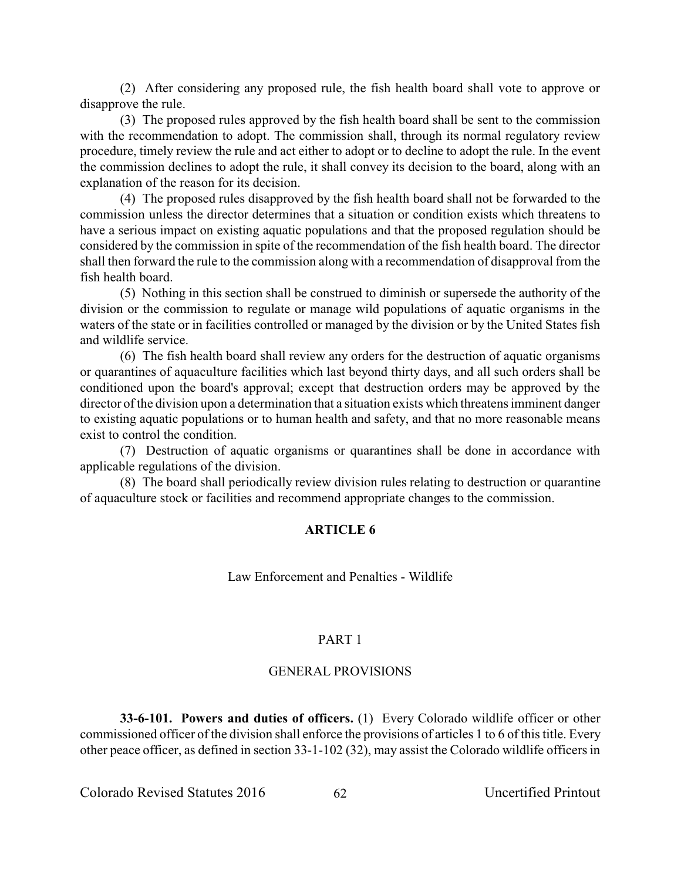(2) After considering any proposed rule, the fish health board shall vote to approve or disapprove the rule.

(3) The proposed rules approved by the fish health board shall be sent to the commission with the recommendation to adopt. The commission shall, through its normal regulatory review procedure, timely review the rule and act either to adopt or to decline to adopt the rule. In the event the commission declines to adopt the rule, it shall convey its decision to the board, along with an explanation of the reason for its decision.

(4) The proposed rules disapproved by the fish health board shall not be forwarded to the commission unless the director determines that a situation or condition exists which threatens to have a serious impact on existing aquatic populations and that the proposed regulation should be considered by the commission in spite of the recommendation of the fish health board. The director shall then forward the rule to the commission along with a recommendation of disapproval from the fish health board.

(5) Nothing in this section shall be construed to diminish or supersede the authority of the division or the commission to regulate or manage wild populations of aquatic organisms in the waters of the state or in facilities controlled or managed by the division or by the United States fish and wildlife service.

(6) The fish health board shall review any orders for the destruction of aquatic organisms or quarantines of aquaculture facilities which last beyond thirty days, and all such orders shall be conditioned upon the board's approval; except that destruction orders may be approved by the director of the division upon a determination that a situation exists which threatens imminent danger to existing aquatic populations or to human health and safety, and that no more reasonable means exist to control the condition.

(7) Destruction of aquatic organisms or quarantines shall be done in accordance with applicable regulations of the division.

(8) The board shall periodically review division rules relating to destruction or quarantine of aquaculture stock or facilities and recommend appropriate changes to the commission.

# ARTICLE 6

Law Enforcement and Penalties - Wildlife

## PART 1

## GENERAL PROVISIONS

**33-6-101. Powers and duties of officers.** (1) Every Colorado wildlife officer or other commissioned officer of the division shall enforce the provisions of articles 1 to 6 of this title. Every other peace officer, as defined in section 33-1-102 (32), may assist the Colorado wildlife officers in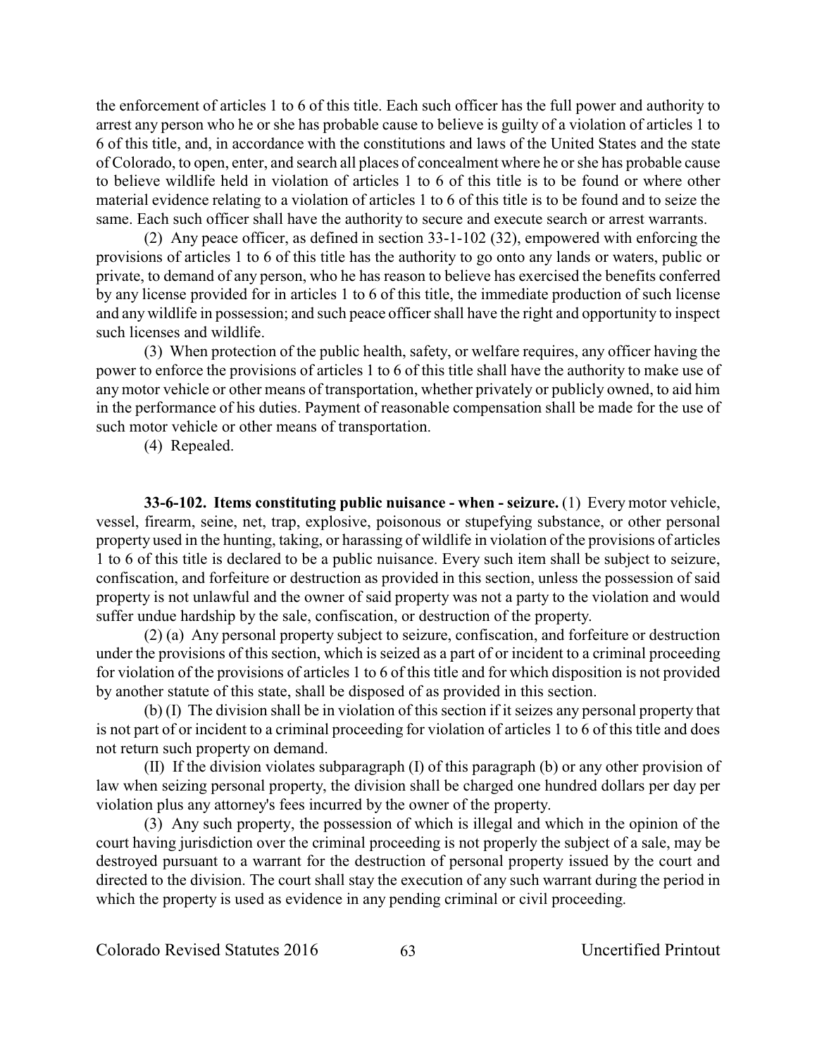the enforcement of articles 1 to 6 of this title. Each such officer has the full power and authority to arrest any person who he or she has probable cause to believe is guilty of a violation of articles 1 to 6 of this title, and, in accordance with the constitutions and laws of the United States and the state of Colorado, to open, enter, and search all places of concealment where he or she has probable cause to believe wildlife held in violation of articles 1 to 6 of this title is to be found or where other material evidence relating to a violation of articles 1 to 6 of this title is to be found and to seize the same. Each such officer shall have the authority to secure and execute search or arrest warrants.

(2) Any peace officer, as defined in section 33-1-102 (32), empowered with enforcing the provisions of articles 1 to 6 of this title has the authority to go onto any lands or waters, public or private, to demand of any person, who he has reason to believe has exercised the benefits conferred by any license provided for in articles 1 to 6 of this title, the immediate production of such license and any wildlife in possession; and such peace officer shall have the right and opportunity to inspect such licenses and wildlife.

(3) When protection of the public health, safety, or welfare requires, any officer having the power to enforce the provisions of articles 1 to 6 of this title shall have the authority to make use of any motor vehicle or other means of transportation, whether privately or publicly owned, to aid him in the performance of his duties. Payment of reasonable compensation shall be made for the use of such motor vehicle or other means of transportation.

(4) Repealed.

**33-6-102. Items constituting public nuisance - when - seizure.** (1) Every motor vehicle, vessel, firearm, seine, net, trap, explosive, poisonous or stupefying substance, or other personal property used in the hunting, taking, or harassing of wildlife in violation of the provisions of articles 1 to 6 of this title is declared to be a public nuisance. Every such item shall be subject to seizure, confiscation, and forfeiture or destruction as provided in this section, unless the possession of said property is not unlawful and the owner of said property was not a party to the violation and would suffer undue hardship by the sale, confiscation, or destruction of the property.

(2) (a) Any personal property subject to seizure, confiscation, and forfeiture or destruction under the provisions of this section, which is seized as a part of or incident to a criminal proceeding for violation of the provisions of articles 1 to 6 of this title and for which disposition is not provided by another statute of this state, shall be disposed of as provided in this section.

(b) (I) The division shall be in violation of this section if it seizes any personal property that is not part of or incident to a criminal proceeding for violation of articles 1 to 6 of this title and does not return such property on demand.

(II) If the division violates subparagraph (I) of this paragraph (b) or any other provision of law when seizing personal property, the division shall be charged one hundred dollars per day per violation plus any attorney's fees incurred by the owner of the property.

(3) Any such property, the possession of which is illegal and which in the opinion of the court having jurisdiction over the criminal proceeding is not properly the subject of a sale, may be destroyed pursuant to a warrant for the destruction of personal property issued by the court and directed to the division. The court shall stay the execution of any such warrant during the period in which the property is used as evidence in any pending criminal or civil proceeding.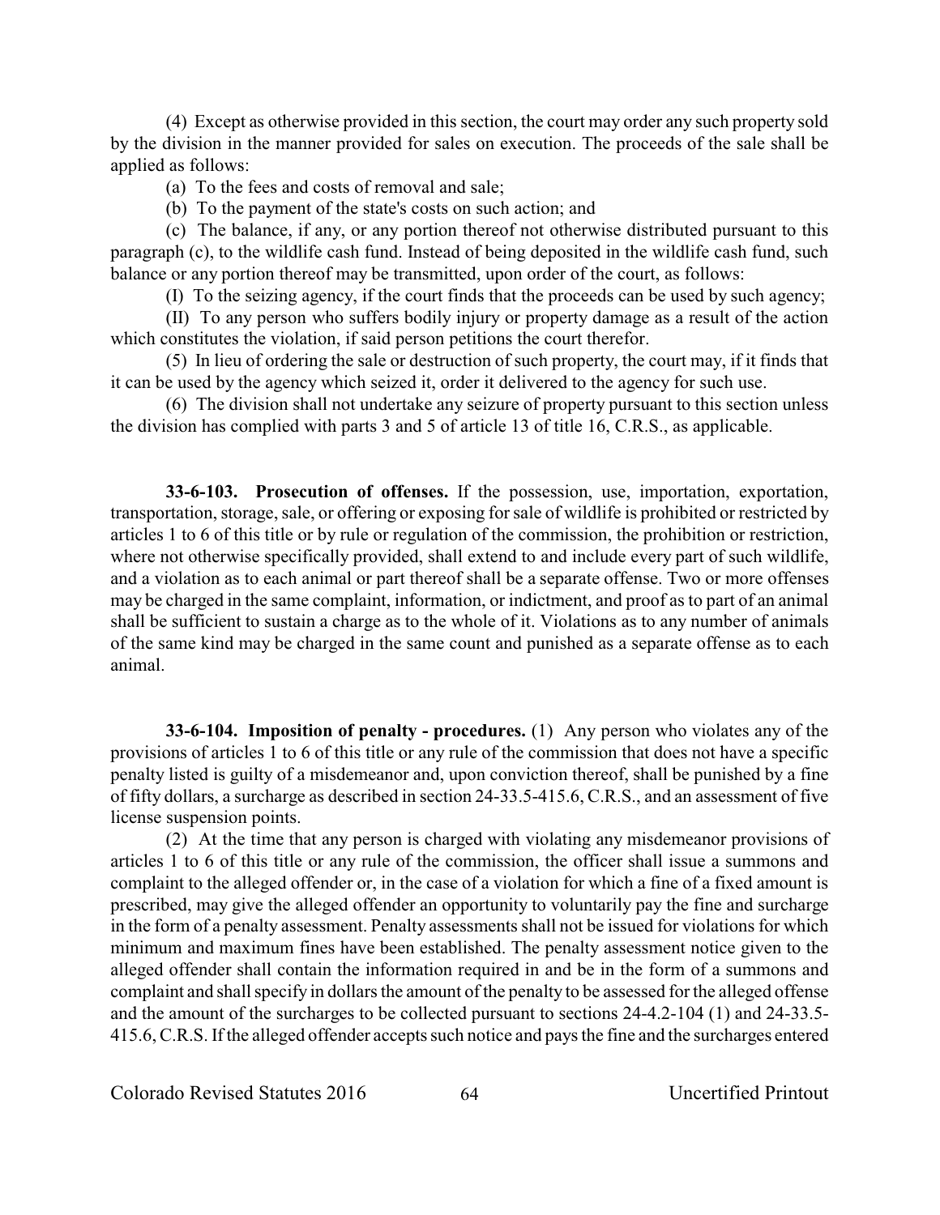(4) Except as otherwise provided in this section, the court may order any such property sold by the division in the manner provided for sales on execution. The proceeds of the sale shall be applied as follows:

(a) To the fees and costs of removal and sale;

(b) To the payment of the state's costs on such action; and

(c) The balance, if any, or any portion thereof not otherwise distributed pursuant to this paragraph (c), to the wildlife cash fund. Instead of being deposited in the wildlife cash fund, such balance or any portion thereof may be transmitted, upon order of the court, as follows:

(I) To the seizing agency, if the court finds that the proceeds can be used by such agency;

(II) To any person who suffers bodily injury or property damage as a result of the action which constitutes the violation, if said person petitions the court therefor.

(5) In lieu of ordering the sale or destruction of such property, the court may, if it finds that it can be used by the agency which seized it, order it delivered to the agency for such use.

(6) The division shall not undertake any seizure of property pursuant to this section unless the division has complied with parts 3 and 5 of article 13 of title 16, C.R.S., as applicable.

**33-6-103. Prosecution of offenses.** If the possession, use, importation, exportation, transportation, storage, sale, or offering or exposing for sale of wildlife is prohibited or restricted by articles 1 to 6 of this title or by rule or regulation of the commission, the prohibition or restriction, where not otherwise specifically provided, shall extend to and include every part of such wildlife, and a violation as to each animal or part thereof shall be a separate offense. Two or more offenses may be charged in the same complaint, information, or indictment, and proof as to part of an animal shall be sufficient to sustain a charge as to the whole of it. Violations as to any number of animals of the same kind may be charged in the same count and punished as a separate offense as to each animal.

**33-6-104. Imposition of penalty - procedures.** (1) Any person who violates any of the provisions of articles 1 to 6 of this title or any rule of the commission that does not have a specific penalty listed is guilty of a misdemeanor and, upon conviction thereof, shall be punished by a fine of fifty dollars, a surcharge as described in section 24-33.5-415.6, C.R.S., and an assessment of five license suspension points.

(2) At the time that any person is charged with violating any misdemeanor provisions of articles 1 to 6 of this title or any rule of the commission, the officer shall issue a summons and complaint to the alleged offender or, in the case of a violation for which a fine of a fixed amount is prescribed, may give the alleged offender an opportunity to voluntarily pay the fine and surcharge in the form of a penalty assessment. Penalty assessments shall not be issued for violations for which minimum and maximum fines have been established. The penalty assessment notice given to the alleged offender shall contain the information required in and be in the form of a summons and complaint and shall specify in dollars the amount of the penalty to be assessed for the alleged offense and the amount of the surcharges to be collected pursuant to sections 24-4.2-104 (1) and 24-33.5-415.6, C.R.S. If the alleged offender accepts such notice and pays the fine and the surcharges entered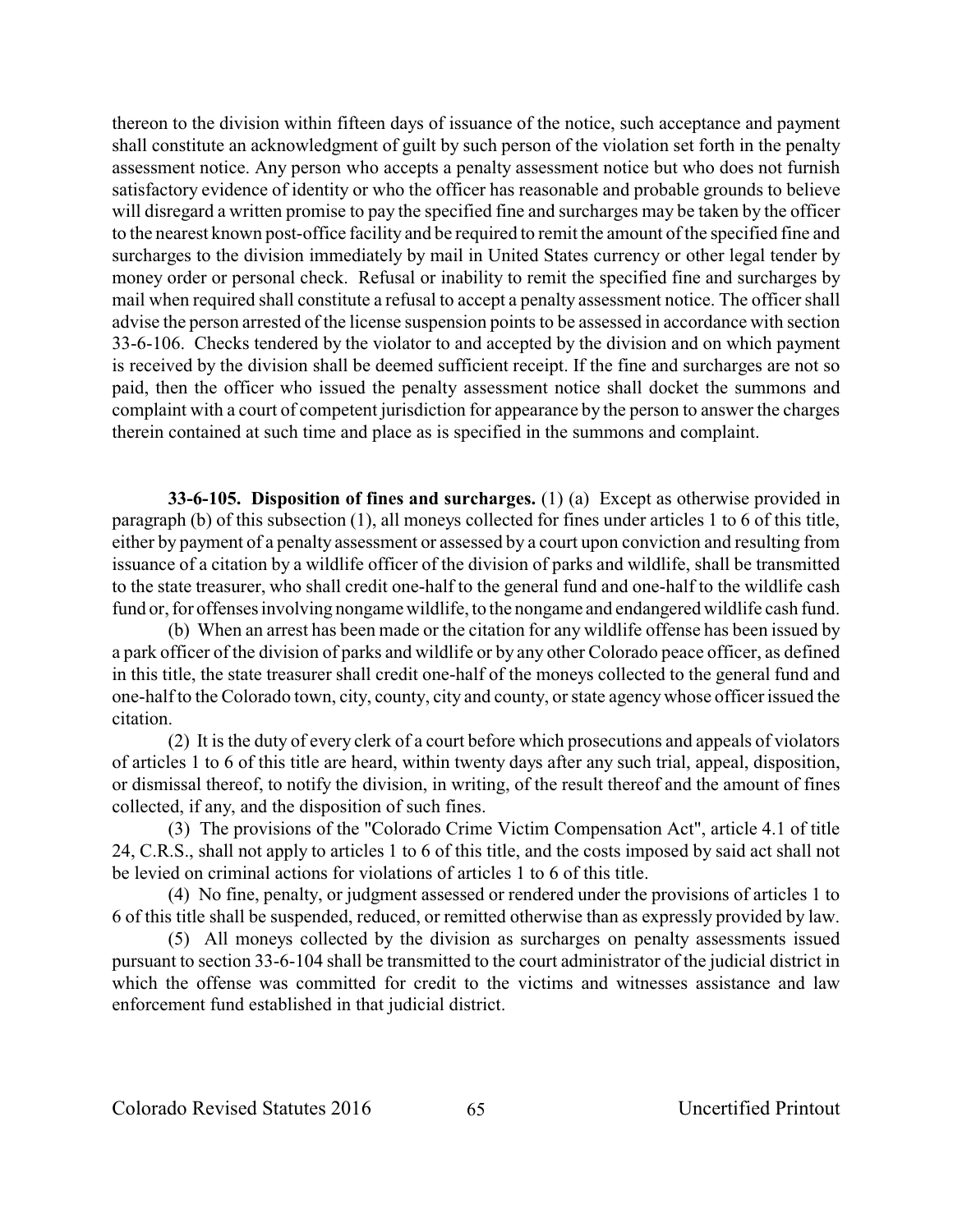thereon to the division within fifteen days of issuance of the notice, such acceptance and payment shall constitute an acknowledgment of guilt by such person of the violation set forth in the penalty assessment notice. Any person who accepts a penalty assessment notice but who does not furnish satisfactory evidence of identity or who the officer has reasonable and probable grounds to believe will disregard a written promise to pay the specified fine and surcharges may be taken by the officer to the nearest known post-office facility and be required to remit the amount of the specified fine and surcharges to the division immediately by mail in United States currency or other legal tender by money order or personal check. Refusal or inability to remit the specified fine and surcharges by mail when required shall constitute a refusal to accept a penalty assessment notice. The officer shall advise the person arrested of the license suspension points to be assessed in accordance with section 33-6-106. Checks tendered by the violator to and accepted by the division and on which payment is received by the division shall be deemed sufficient receipt. If the fine and surcharges are not so paid, then the officer who issued the penalty assessment notice shall docket the summons and complaint with a court of competent jurisdiction for appearance by the person to answer the charges therein contained at such time and place as is specified in the summons and complaint.

**33-6-105. Disposition of fines and surcharges.** (1) (a) Except as otherwise provided in paragraph (b) of this subsection (1), all moneys collected for fines under articles 1 to 6 of this title, either by payment of a penalty assessment or assessed by a court upon conviction and resulting from issuance of a citation by a wildlife officer of the division of parks and wildlife, shall be transmitted to the state treasurer, who shall credit one-half to the general fund and one-half to the wildlife cash fund or, for offenses involving nongame wildlife, to the nongame and endangered wildlife cash fund.

(b) When an arrest has been made or the citation for any wildlife offense has been issued by a park officer of the division of parks and wildlife or by any other Colorado peace officer, as defined in this title, the state treasurer shall credit one-half of the moneys collected to the general fund and one-half to the Colorado town, city, county, city and county, or state agency whose officer issued the citation.

(2) It is the duty of every clerk of a court before which prosecutions and appeals of violators of articles 1 to 6 of this title are heard, within twenty days after any such trial, appeal, disposition, or dismissal thereof, to notify the division, in writing, of the result thereof and the amount of fines collected, if any, and the disposition of such fines.

(3) The provisions of the "Colorado Crime Victim Compensation Act", article 4.1 of title 24, C.R.S., shall not apply to articles 1 to 6 of this title, and the costs imposed by said act shall not be levied on criminal actions for violations of articles 1 to 6 of this title.

(4) No fine, penalty, or judgment assessed or rendered under the provisions of articles 1 to 6 of this title shall be suspended, reduced, or remitted otherwise than as expressly provided by law.

(5) All moneys collected by the division as surcharges on penalty assessments issued pursuant to section 33-6-104 shall be transmitted to the court administrator of the judicial district in which the offense was committed for credit to the victims and witnesses assistance and law enforcement fund established in that judicial district.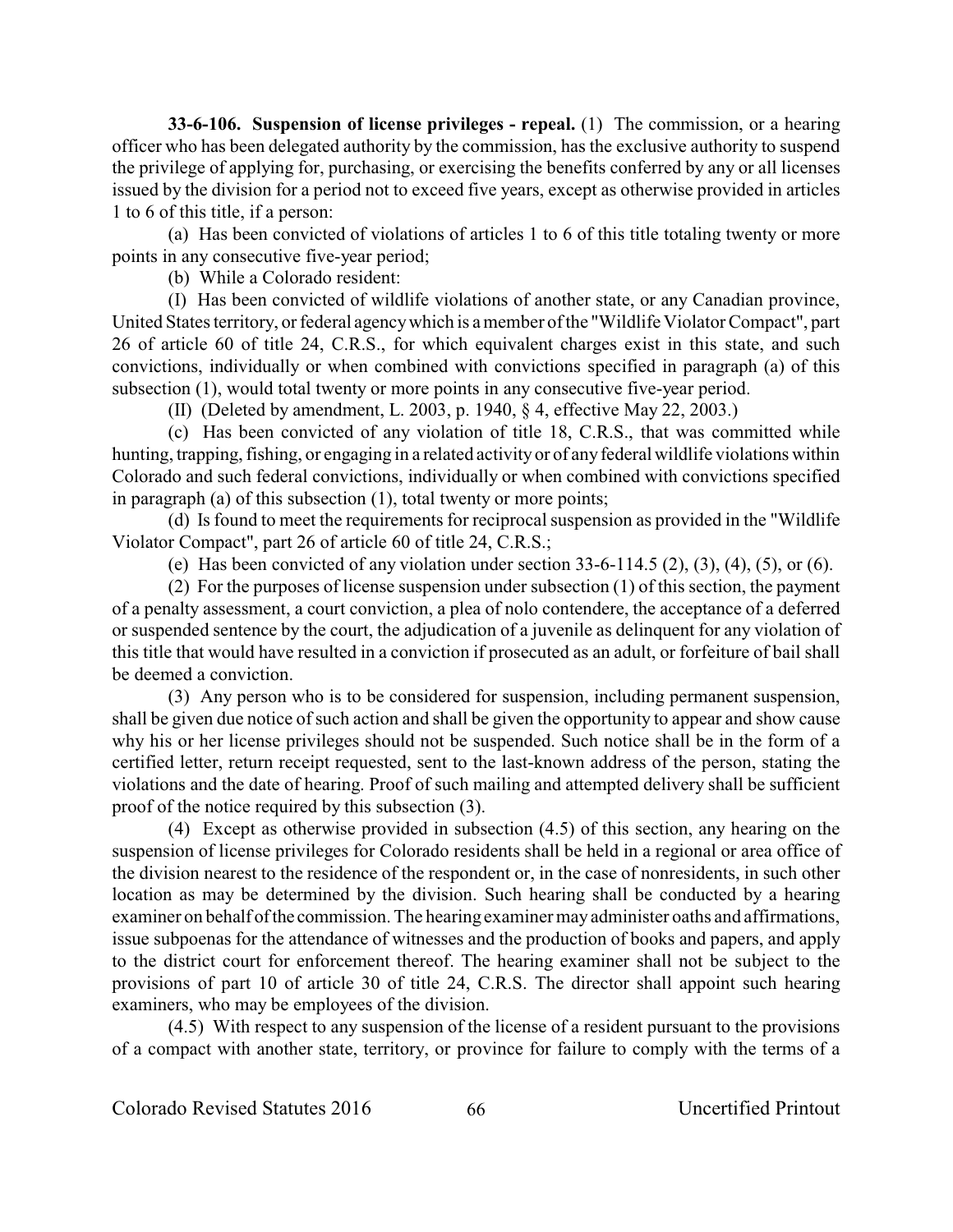**33-6-106. Suspension of license privileges - repeal.** (1) The commission, or a hearing officer who has been delegated authority by the commission, has the exclusive authority to suspend the privilege of applying for, purchasing, or exercising the benefits conferred by any or all licenses issued by the division for a period not to exceed five years, except as otherwise provided in articles 1 to 6 of this title, if a person:

(a) Has been convicted of violations of articles 1 to 6 of this title totaling twenty or more points in any consecutive five-year period;

(b) While a Colorado resident:

(I) Has been convicted of wildlife violations of another state, or any Canadian province, United States territory, or federal agency which is a member of the "Wildlife Violator Compact", part 26 of article 60 of title 24, C.R.S., for which equivalent charges exist in this state, and such convictions, individually or when combined with convictions specified in paragraph (a) of this subsection (1), would total twenty or more points in any consecutive five-year period.

(II) (Deleted by amendment, L. 2003, p. 1940, § 4, effective May 22, 2003.)

(c) Has been convicted of any violation of title 18, C.R.S., that was committed while hunting, trapping, fishing, or engaging in a related activity or of any federal wildlife violations within Colorado and such federal convictions, individually or when combined with convictions specified in paragraph (a) of this subsection (1), total twenty or more points;

(d) Is found to meet the requirements for reciprocal suspension as provided in the "Wildlife Violator Compact", part 26 of article 60 of title 24, C.R.S.;

(e) Has been convicted of any violation under section 33-6-114.5 (2), (3), (4), (5), or (6).

(2) For the purposes of license suspension under subsection (1) of this section, the payment of a penalty assessment, a court conviction, a plea of nolo contendere, the acceptance of a deferred or suspended sentence by the court, the adjudication of a juvenile as delinquent for any violation of this title that would have resulted in a conviction if prosecuted as an adult, or forfeiture of bail shall be deemed a conviction.

(3) Any person who is to be considered for suspension, including permanent suspension, shall be given due notice of such action and shall be given the opportunity to appear and show cause why his or her license privileges should not be suspended. Such notice shall be in the form of a certified letter, return receipt requested, sent to the last-known address of the person, stating the violations and the date of hearing. Proof of such mailing and attempted delivery shall be sufficient proof of the notice required by this subsection (3).

(4) Except as otherwise provided in subsection (4.5) of this section, any hearing on the suspension of license privileges for Colorado residents shall be held in a regional or area office of the division nearest to the residence of the respondent or, in the case of nonresidents, in such other location as may be determined by the division. Such hearing shall be conducted by a hearing examiner on behalf of the commission. The hearing examiner may administer oaths and affirmations, issue subpoenas for the attendance of witnesses and the production of books and papers, and apply to the district court for enforcement thereof. The hearing examiner shall not be subject to the provisions of part 10 of article 30 of title 24, C.R.S. The director shall appoint such hearing examiners, who may be employees of the division.

(4.5) With respect to any suspension of the license of a resident pursuant to the provisions of a compact with another state, territory, or province for failure to comply with the terms of a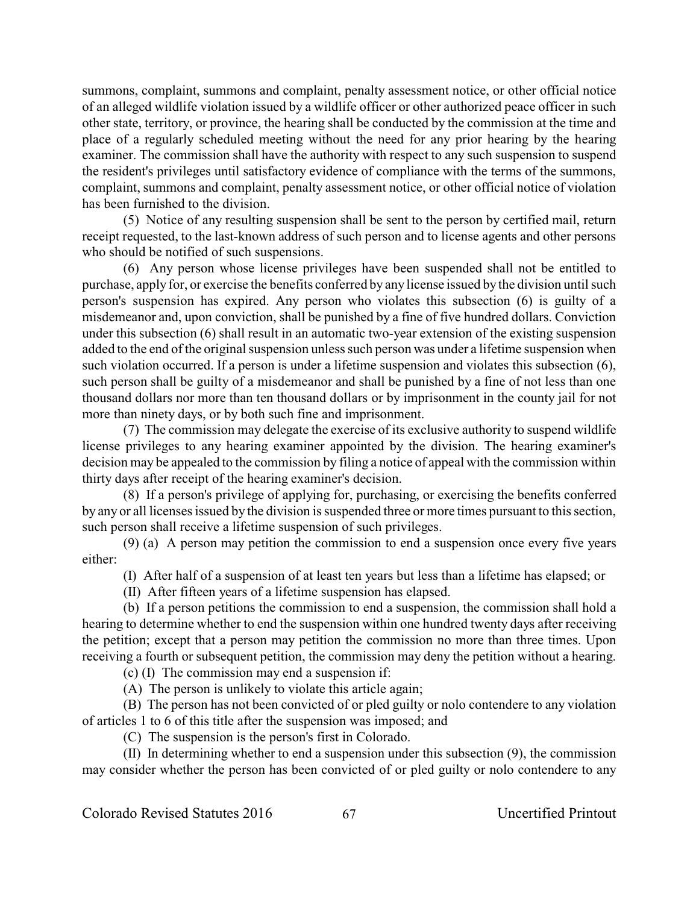summons, complaint, summons and complaint, penalty assessment notice, or other official notice of an alleged wildlife violation issued by a wildlife officer or other authorized peace officer in such other state, territory, or province, the hearing shall be conducted by the commission at the time and place of a regularly scheduled meeting without the need for any prior hearing by the hearing examiner. The commission shall have the authority with respect to any such suspension to suspend the resident's privileges until satisfactory evidence of compliance with the terms of the summons, complaint, summons and complaint, penalty assessment notice, or other official notice of violation has been furnished to the division.

(5) Notice of any resulting suspension shall be sent to the person by certified mail, return receipt requested, to the last-known address of such person and to license agents and other persons who should be notified of such suspensions.

(6) Any person whose license privileges have been suspended shall not be entitled to purchase, apply for, or exercise the benefits conferred by any license issued by the division until such person's suspension has expired. Any person who violates this subsection (6) is guilty of a misdemeanor and, upon conviction, shall be punished by a fine of five hundred dollars. Conviction under this subsection (6) shall result in an automatic two-year extension of the existing suspension added to the end of the original suspension unless such person was under a lifetime suspension when such violation occurred. If a person is under a lifetime suspension and violates this subsection (6), such person shall be guilty of a misdemeanor and shall be punished by a fine of not less than one thousand dollars nor more than ten thousand dollars or by imprisonment in the county jail for not more than ninety days, or by both such fine and imprisonment.

(7) The commission may delegate the exercise of its exclusive authority to suspend wildlife license privileges to any hearing examiner appointed by the division. The hearing examiner's decision may be appealed to the commission by filing a notice of appeal with the commission within thirty days after receipt of the hearing examiner's decision.

(8) If a person's privilege of applying for, purchasing, or exercising the benefits conferred by any or all licenses issued by the division is suspended three or more times pursuant to this section, such person shall receive a lifetime suspension of such privileges.

(9) (a) A person may petition the commission to end a suspension once every five years either:

(I) After half of a suspension of at least ten years but less than a lifetime has elapsed; or

(II) After fifteen years of a lifetime suspension has elapsed.

(b) If a person petitions the commission to end a suspension, the commission shall hold a hearing to determine whether to end the suspension within one hundred twenty days after receiving the petition; except that a person may petition the commission no more than three times. Upon receiving a fourth or subsequent petition, the commission may deny the petition without a hearing.

(c) (I) The commission may end a suspension if:

(A) The person is unlikely to violate this article again;

(B) The person has not been convicted of or pled guilty or nolo contendere to any violation of articles 1 to 6 of this title after the suspension was imposed; and

(C) The suspension is the person's first in Colorado.

(II) In determining whether to end a suspension under this subsection (9), the commission may consider whether the person has been convicted of or pled guilty or nolo contendere to any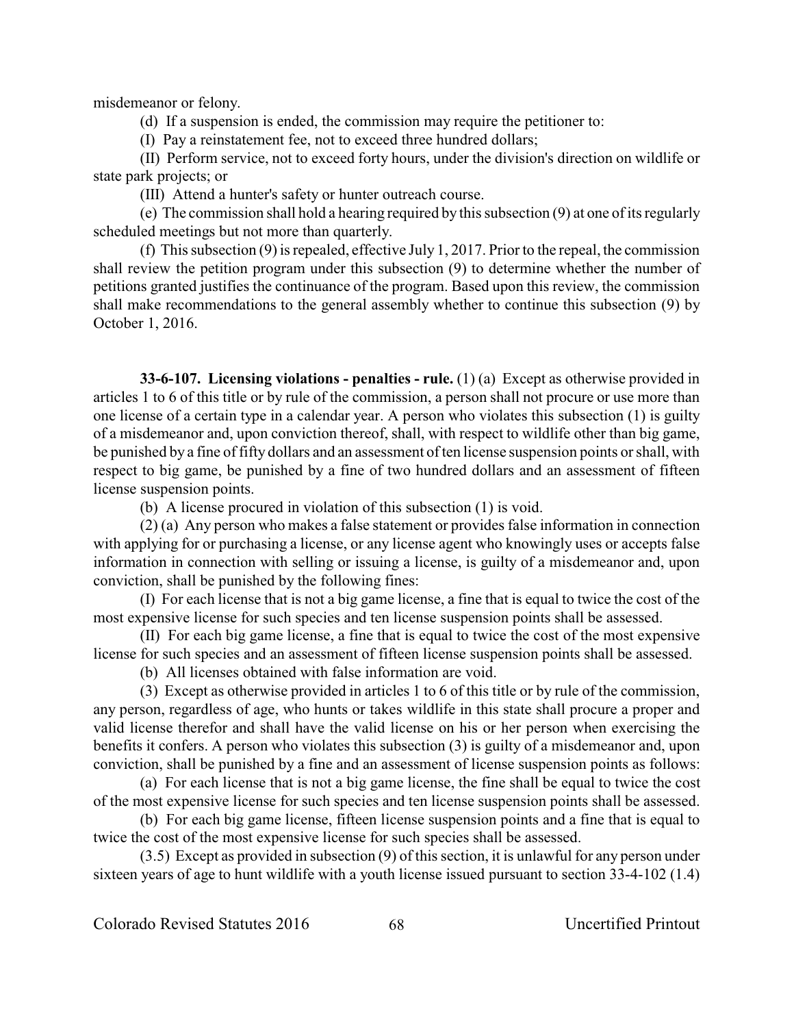misdemeanor or felony.

(d) If a suspension is ended, the commission may require the petitioner to:

(I) Pay a reinstatement fee, not to exceed three hundred dollars;

(II) Perform service, not to exceed forty hours, under the division's direction on wildlife or state park projects; or

(III) Attend a hunter's safety or hunter outreach course.

(e) The commission shall hold a hearing required by this subsection (9) at one of its regularly scheduled meetings but not more than quarterly.

(f) This subsection (9) is repealed, effective July 1, 2017. Prior to the repeal, the commission shall review the petition program under this subsection (9) to determine whether the number of petitions granted justifies the continuance of the program. Based upon this review, the commission shall make recommendations to the general assembly whether to continue this subsection (9) by October 1, 2016.

**33-6-107. Licensing violations - penalties - rule.** (1) (a) Except as otherwise provided in articles 1 to 6 of this title or by rule of the commission, a person shall not procure or use more than one license of a certain type in a calendar year. A person who violates this subsection (1) is guilty of a misdemeanor and, upon conviction thereof, shall, with respect to wildlife other than big game, be punished by a fine of fifty dollars and an assessment of ten license suspension points or shall, with respect to big game, be punished by a fine of two hundred dollars and an assessment of fifteen license suspension points.

(b) A license procured in violation of this subsection (1) is void.

(2) (a) Any person who makes a false statement or provides false information in connection with applying for or purchasing a license, or any license agent who knowingly uses or accepts false information in connection with selling or issuing a license, is guilty of a misdemeanor and, upon conviction, shall be punished by the following fines:

(I) For each license that is not a big game license, a fine that is equal to twice the cost of the most expensive license for such species and ten license suspension points shall be assessed.

(II) For each big game license, a fine that is equal to twice the cost of the most expensive license for such species and an assessment of fifteen license suspension points shall be assessed.

(b) All licenses obtained with false information are void.

(3) Except as otherwise provided in articles 1 to 6 of this title or by rule of the commission, any person, regardless of age, who hunts or takes wildlife in this state shall procure a proper and valid license therefor and shall have the valid license on his or her person when exercising the benefits it confers. A person who violates this subsection (3) is guilty of a misdemeanor and, upon conviction, shall be punished by a fine and an assessment of license suspension points as follows:

(a) For each license that is not a big game license, the fine shall be equal to twice the cost of the most expensive license for such species and ten license suspension points shall be assessed.

(b) For each big game license, fifteen license suspension points and a fine that is equal to twice the cost of the most expensive license for such species shall be assessed.

(3.5) Except as provided in subsection (9) of this section, it is unlawful for any person under sixteen years of age to hunt wildlife with a youth license issued pursuant to section 33-4-102 (1.4)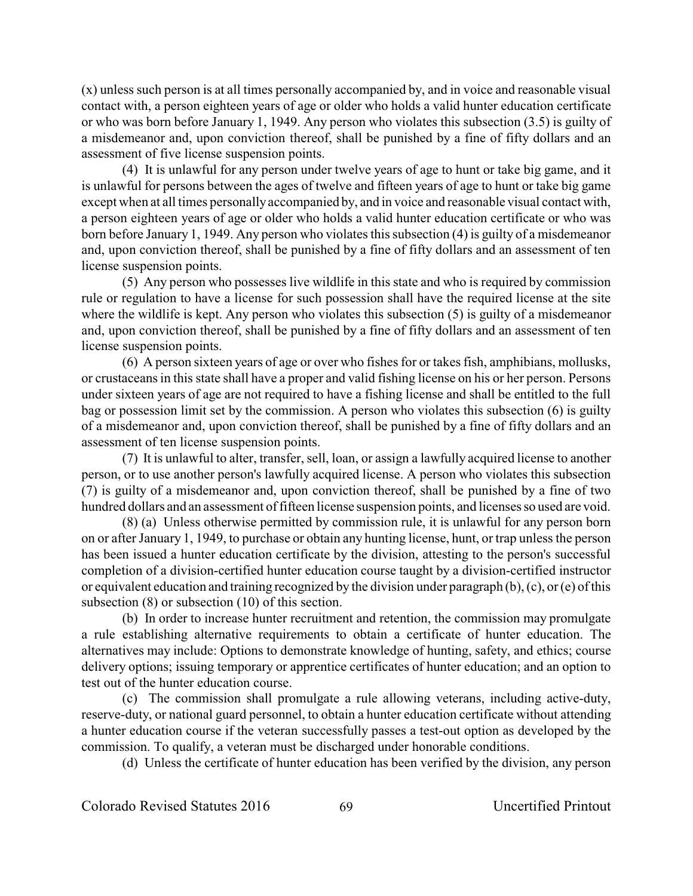(x) unless such person is at all times personally accompanied by, and in voice and reasonable visual contact with, a person eighteen years of age or older who holds a valid hunter education certificate or who was born before January 1, 1949. Any person who violates this subsection (3.5) is guilty of a misdemeanor and, upon conviction thereof, shall be punished by a fine of fifty dollars and an assessment of five license suspension points.

(4) It is unlawful for any person under twelve years of age to hunt or take big game, and it is unlawful for persons between the ages of twelve and fifteen years of age to hunt or take big game except when at all times personally accompanied by, and in voice and reasonable visual contact with, a person eighteen years of age or older who holds a valid hunter education certificate or who was born before January 1, 1949. Any person who violates this subsection (4) is guilty of a misdemeanor and, upon conviction thereof, shall be punished by a fine of fifty dollars and an assessment of ten license suspension points.

(5) Any person who possesses live wildlife in this state and who is required by commission rule or regulation to have a license for such possession shall have the required license at the site where the wildlife is kept. Any person who violates this subsection (5) is guilty of a misdemeanor and, upon conviction thereof, shall be punished by a fine of fifty dollars and an assessment of ten license suspension points.

(6) A person sixteen years of age or over who fishes for or takes fish, amphibians, mollusks, or crustaceans in this state shall have a proper and valid fishing license on his or her person. Persons under sixteen years of age are not required to have a fishing license and shall be entitled to the full bag or possession limit set by the commission. A person who violates this subsection (6) is guilty of a misdemeanor and, upon conviction thereof, shall be punished by a fine of fifty dollars and an assessment of ten license suspension points.

(7) It is unlawful to alter, transfer, sell, loan, or assign a lawfully acquired license to another person, or to use another person's lawfully acquired license. A person who violates this subsection (7) is guilty of a misdemeanor and, upon conviction thereof, shall be punished by a fine of two hundred dollars and an assessment of fifteen license suspension points, and licenses so used are void.

(8) (a) Unless otherwise permitted by commission rule, it is unlawful for any person born on or after January 1, 1949, to purchase or obtain any hunting license, hunt, or trap unless the person has been issued a hunter education certificate by the division, attesting to the person's successful completion of a division-certified hunter education course taught by a division-certified instructor or equivalent education and training recognized by the division under paragraph (b), (c), or (e) of this subsection (8) or subsection (10) of this section.

(b) In order to increase hunter recruitment and retention, the commission may promulgate a rule establishing alternative requirements to obtain a certificate of hunter education. The alternatives may include: Options to demonstrate knowledge of hunting, safety, and ethics; course delivery options; issuing temporary or apprentice certificates of hunter education; and an option to test out of the hunter education course.

(c) The commission shall promulgate a rule allowing veterans, including active-duty, reserve-duty, or national guard personnel, to obtain a hunter education certificate without attending a hunter education course if the veteran successfully passes a test-out option as developed by the commission. To qualify, a veteran must be discharged under honorable conditions.

(d) Unless the certificate of hunter education has been verified by the division, any person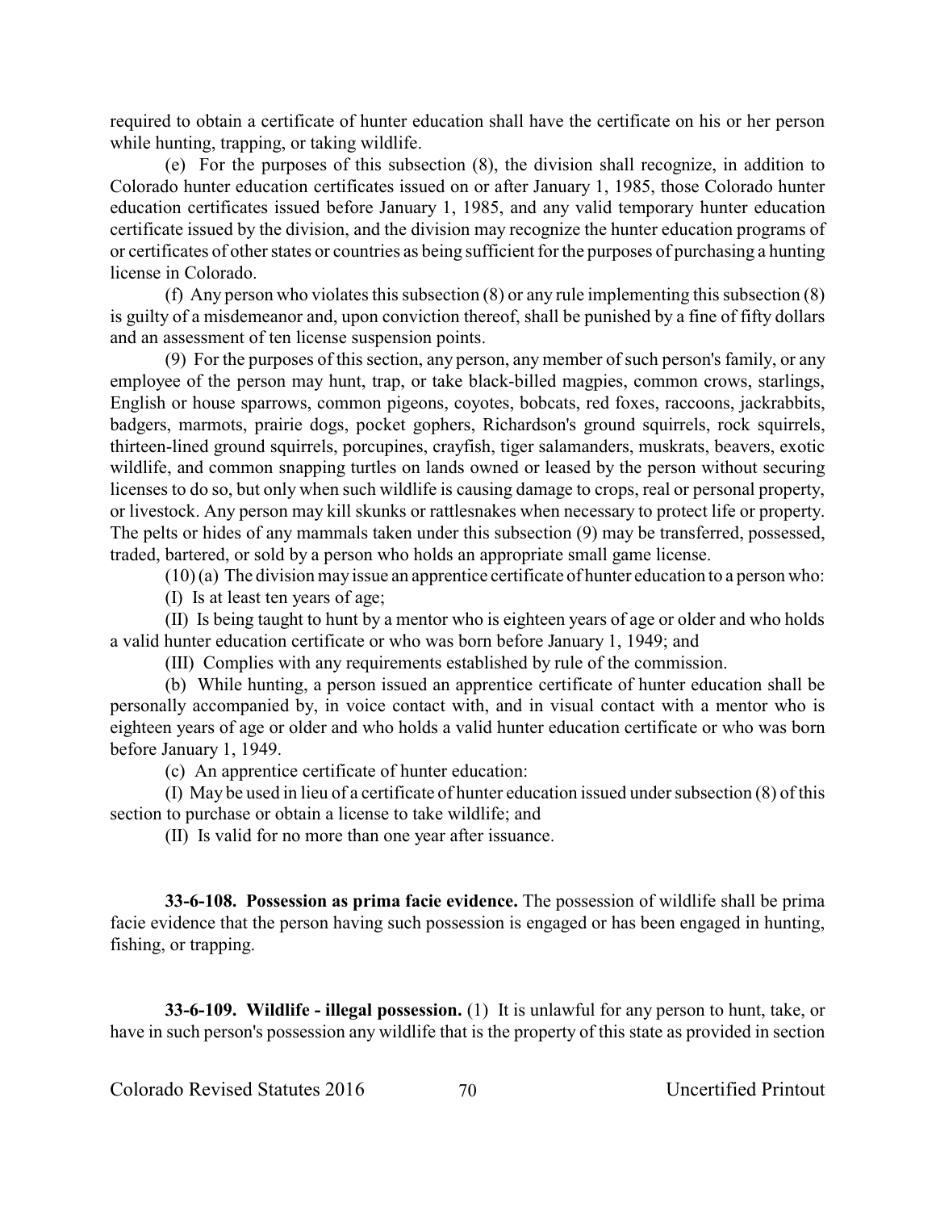required to obtain a certificate of hunter education shall have the certificate on his or her person while hunting, trapping, or taking wildlife.

(e) For the purposes of this subsection (8), the division shall recognize, in addition to Colorado hunter education certificates issued on or after January 1, 1985, those Colorado hunter education certificates issued before January 1, 1985, and any valid temporary hunter education certificate issued by the division, and the division may recognize the hunter education programs of or certificates of other states or countries as being sufficient for the purposes of purchasing a hunting license in Colorado.

(f) Any person who violates this subsection (8) or any rule implementing this subsection (8) is guilty of a misdemeanor and, upon conviction thereof, shall be punished by a fine of fifty dollars and an assessment of ten license suspension points.

(9) For the purposes of this section, any person, any member of such person's family, or any employee of the person may hunt, trap, or take black-billed magpies, common crows, starlings, English or house sparrows, common pigeons, coyotes, bobcats, red foxes, raccoons, jackrabbits, badgers, marmots, prairie dogs, pocket gophers, Richardson's ground squirrels, rock squirrels, thirteen-lined ground squirrels, porcupines, crayfish, tiger salamanders, muskrats, beavers, exotic wildlife, and common snapping turtles on lands owned or leased by the person without securing licenses to do so, but only when such wildlife is causing damage to crops, real or personal property, or livestock. Any person may kill skunks or rattlesnakes when necessary to protect life or property. The pelts or hides of any mammals taken under this subsection (9) may be transferred, possessed, traded, bartered, or sold by a person who holds an appropriate small game license.

(10) (a) The division may issue an apprentice certificate of hunter education to a person who:

(I) Is at least ten years of age;

(II) Is being taught to hunt by a mentor who is eighteen years of age or older and who holds a valid hunter education certificate or who was born before January 1, 1949; and

(III) Complies with any requirements established by rule of the commission.

(b) While hunting, a person issued an apprentice certificate of hunter education shall be personally accompanied by, in voice contact with, and in visual contact with a mentor who is eighteen years of age or older and who holds a valid hunter education certificate or who was born before January 1, 1949.

(c) An apprentice certificate of hunter education:

(I) May be used in lieu of a certificate of hunter education issued under subsection (8) of this section to purchase or obtain a license to take wildlife; and

(II) Is valid for no more than one year after issuance.

**33-6-108. Possession as prima facie evidence.** The possession of wildlife shall be prima facie evidence that the person having such possession is engaged or has been engaged in hunting, fishing, or trapping.

**33-6-109. Wildlife - illegal possession.** (1) It is unlawful for any person to hunt, take, or have in such person's possession any wildlife that is the property of this state as provided in section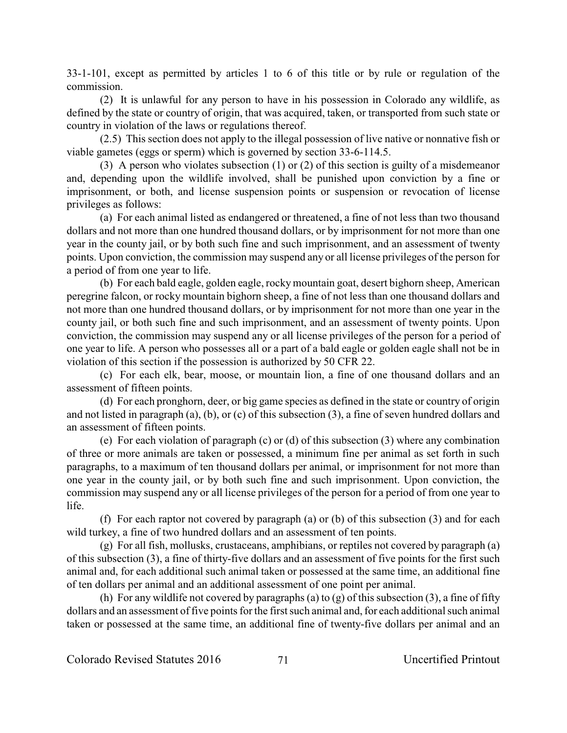33-1-101, except as permitted by articles 1 to 6 of this title or by rule or regulation of the commission.

(2) It is unlawful for any person to have in his possession in Colorado any wildlife, as defined by the state or country of origin, that was acquired, taken, or transported from such state or country in violation of the laws or regulations thereof.

(2.5) This section does not apply to the illegal possession of live native or nonnative fish or viable gametes (eggs or sperm) which is governed by section 33-6-114.5.

(3) A person who violates subsection (1) or (2) of this section is guilty of a misdemeanor and, depending upon the wildlife involved, shall be punished upon conviction by a fine or imprisonment, or both, and license suspension points or suspension or revocation of license privileges as follows:

(a) For each animal listed as endangered or threatened, a fine of not less than two thousand dollars and not more than one hundred thousand dollars, or by imprisonment for not more than one year in the county jail, or by both such fine and such imprisonment, and an assessment of twenty points. Upon conviction, the commission may suspend any or all license privileges of the person for a period of from one year to life.

(b) For each bald eagle, golden eagle, rocky mountain goat, desert bighorn sheep, American peregrine falcon, or rocky mountain bighorn sheep, a fine of not less than one thousand dollars and not more than one hundred thousand dollars, or by imprisonment for not more than one year in the county jail, or both such fine and such imprisonment, and an assessment of twenty points. Upon conviction, the commission may suspend any or all license privileges of the person for a period of one year to life. A person who possesses all or a part of a bald eagle or golden eagle shall not be in violation of this section if the possession is authorized by 50 CFR 22.

(c) For each elk, bear, moose, or mountain lion, a fine of one thousand dollars and an assessment of fifteen points.

(d) For each pronghorn, deer, or big game species as defined in the state or country of origin and not listed in paragraph (a), (b), or (c) of this subsection (3), a fine of seven hundred dollars and an assessment of fifteen points.

(e) For each violation of paragraph (c) or (d) of this subsection (3) where any combination of three or more animals are taken or possessed, a minimum fine per animal as set forth in such paragraphs, to a maximum of ten thousand dollars per animal, or imprisonment for not more than one year in the county jail, or by both such fine and such imprisonment. Upon conviction, the commission may suspend any or all license privileges of the person for a period of from one year to life.

(f) For each raptor not covered by paragraph (a) or (b) of this subsection (3) and for each wild turkey, a fine of two hundred dollars and an assessment of ten points.

(g) For all fish, mollusks, crustaceans, amphibians, or reptiles not covered by paragraph (a) of this subsection (3), a fine of thirty-five dollars and an assessment of five points for the first such animal and, for each additional such animal taken or possessed at the same time, an additional fine of ten dollars per animal and an additional assessment of one point per animal.

(h) For any wildlife not covered by paragraphs (a) to (g) of this subsection (3), a fine of fifty dollars and an assessment of five points for the first such animal and, for each additional such animal taken or possessed at the same time, an additional fine of twenty-five dollars per animal and an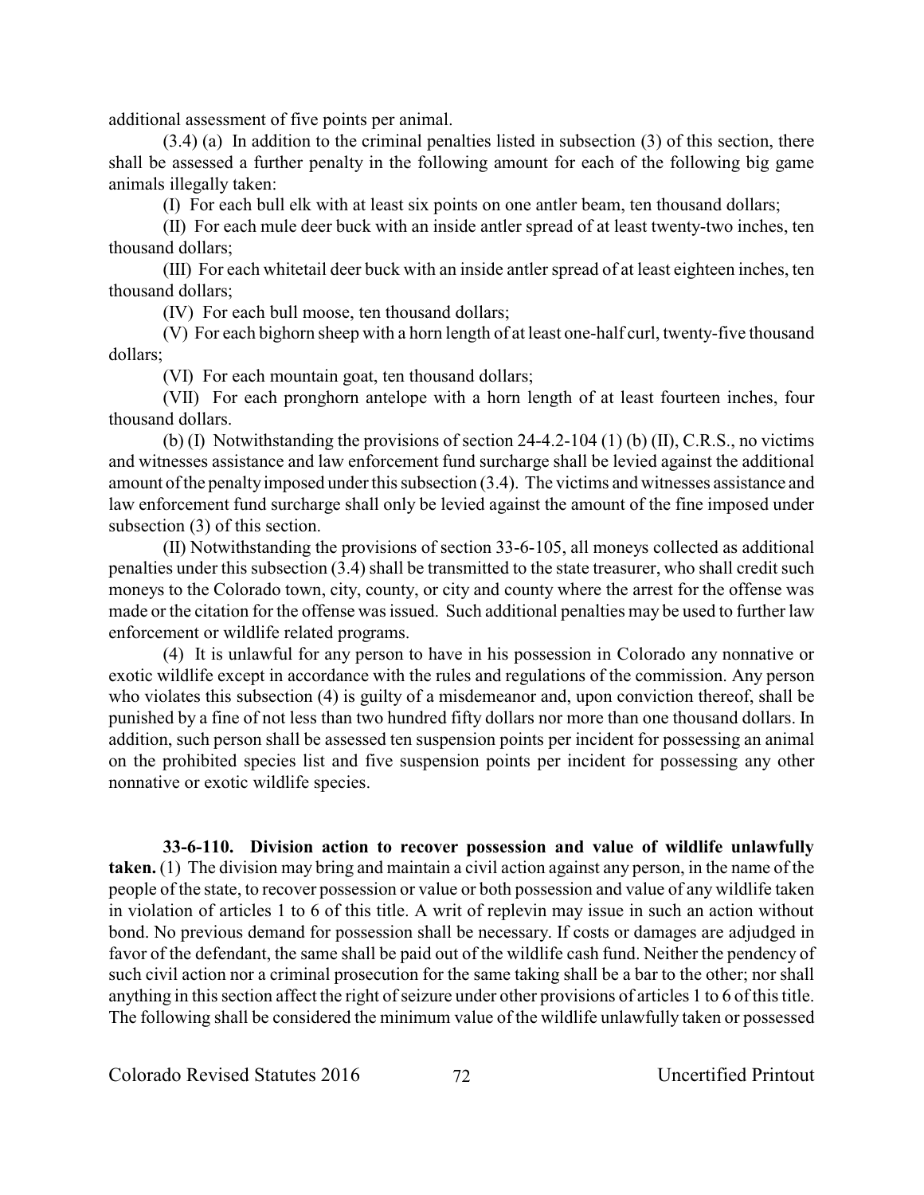additional assessment of five points per animal.

(3.4) (a) In addition to the criminal penalties listed in subsection (3) of this section, there shall be assessed a further penalty in the following amount for each of the following big game animals illegally taken:

(I) For each bull elk with at least six points on one antler beam, ten thousand dollars;

(II) For each mule deer buck with an inside antler spread of at least twenty-two inches, ten thousand dollars;

(III) For each whitetail deer buck with an inside antler spread of at least eighteen inches, ten thousand dollars;

(IV) For each bull moose, ten thousand dollars;

(V) For each bighorn sheep with a horn length of at least one-half curl, twenty-five thousand dollars;

(VI) For each mountain goat, ten thousand dollars;

(VII) For each pronghorn antelope with a horn length of at least fourteen inches, four thousand dollars.

(b) (I) Notwithstanding the provisions of section 24-4.2-104 (1) (b) (II), C.R.S., no victims and witnesses assistance and law enforcement fund surcharge shall be levied against the additional amount of the penalty imposed under this subsection (3.4). The victims and witnesses assistance and law enforcement fund surcharge shall only be levied against the amount of the fine imposed under subsection (3) of this section.

(II) Notwithstanding the provisions of section 33-6-105, all moneys collected as additional penalties under this subsection (3.4) shall be transmitted to the state treasurer, who shall credit such moneys to the Colorado town, city, county, or city and county where the arrest for the offense was made or the citation for the offense was issued. Such additional penalties may be used to further law enforcement or wildlife related programs.

(4) It is unlawful for any person to have in his possession in Colorado any nonnative or exotic wildlife except in accordance with the rules and regulations of the commission. Any person who violates this subsection (4) is guilty of a misdemeanor and, upon conviction thereof, shall be punished by a fine of not less than two hundred fifty dollars nor more than one thousand dollars. In addition, such person shall be assessed ten suspension points per incident for possessing an animal on the prohibited species list and five suspension points per incident for possessing any other nonnative or exotic wildlife species.

**33-6-110. Division action to recover possession and value of wildlife unlawfully taken.** (1) The division may bring and maintain a civil action against any person, in the name of the people of the state, to recover possession or value or both possession and value of any wildlife taken in violation of articles 1 to 6 of this title. A writ of replevin may issue in such an action without bond. No previous demand for possession shall be necessary. If costs or damages are adjudged in favor of the defendant, the same shall be paid out of the wildlife cash fund. Neither the pendency of such civil action nor a criminal prosecution for the same taking shall be a bar to the other; nor shall anything in this section affect the right of seizure under other provisions of articles 1 to 6 of this title. The following shall be considered the minimum value of the wildlife unlawfully taken or possessed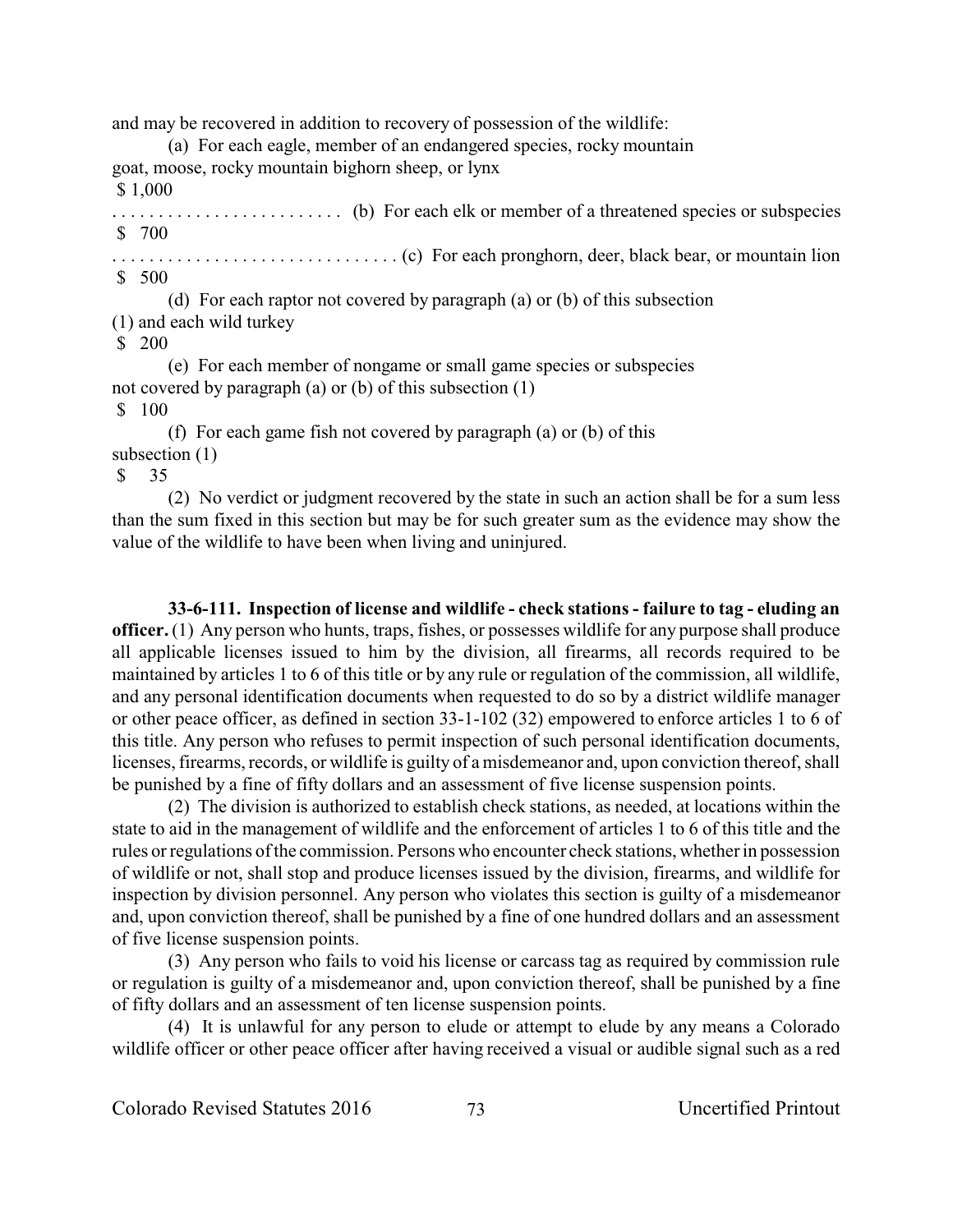and may be recovered in addition to recovery of possession of the wildlife:

(a) For each eagle, member of an endangered species, rocky mountain goat, moose, rocky mountain bighorn sheep, or lynx
$ 1,000

(b) For each elk or member of a threatened species or subspecies
$ 700

(c) For each pronghorn, deer, black bear, or mountain lion
$ 500

(d) For each raptor not covered by paragraph (a) or (b) of this subsection (1) and each wild turkey
$ 200

(e) For each member of nongame or small game species or subspecies not covered by paragraph (a) or (b) of this subsection (1)
$ 100

(f) For each game fish not covered by paragraph (a) or (b) of this subsection (1)
$ 35

(2) No verdict or judgment recovered by the state in such an action shall be for a sum less than the sum fixed in this section but may be for such greater sum as the evidence may show the value of the wildlife to have been when living and uninjured.

**33-6-111. Inspection of license and wildlife - check stations - failure to tag - eluding an officer.** (1) Any person who hunts, traps, fishes, or possesses wildlife for any purpose shall produce all applicable licenses issued to him by the division, all firearms, all records required to be maintained by articles 1 to 6 of this title or by any rule or regulation of the commission, all wildlife, and any personal identification documents when requested to do so by a district wildlife manager or other peace officer, as defined in section 33-1-102 (32) empowered to enforce articles 1 to 6 of this title. Any person who refuses to permit inspection of such personal identification documents, licenses, firearms, records, or wildlife is guilty of a misdemeanor and, upon conviction thereof, shall be punished by a fine of fifty dollars and an assessment of five license suspension points.

(2) The division is authorized to establish check stations, as needed, at locations within the state to aid in the management of wildlife and the enforcement of articles 1 to 6 of this title and the rules or regulations of the commission. Persons who encounter check stations, whether in possession of wildlife or not, shall stop and produce licenses issued by the division, firearms, and wildlife for inspection by division personnel. Any person who violates this section is guilty of a misdemeanor and, upon conviction thereof, shall be punished by a fine of one hundred dollars and an assessment of five license suspension points.

(3) Any person who fails to void his license or carcass tag as required by commission rule or regulation is guilty of a misdemeanor and, upon conviction thereof, shall be punished by a fine of fifty dollars and an assessment of ten license suspension points.

(4) It is unlawful for any person to elude or attempt to elude by any means a Colorado wildlife officer or other peace officer after having received a visual or audible signal such as a red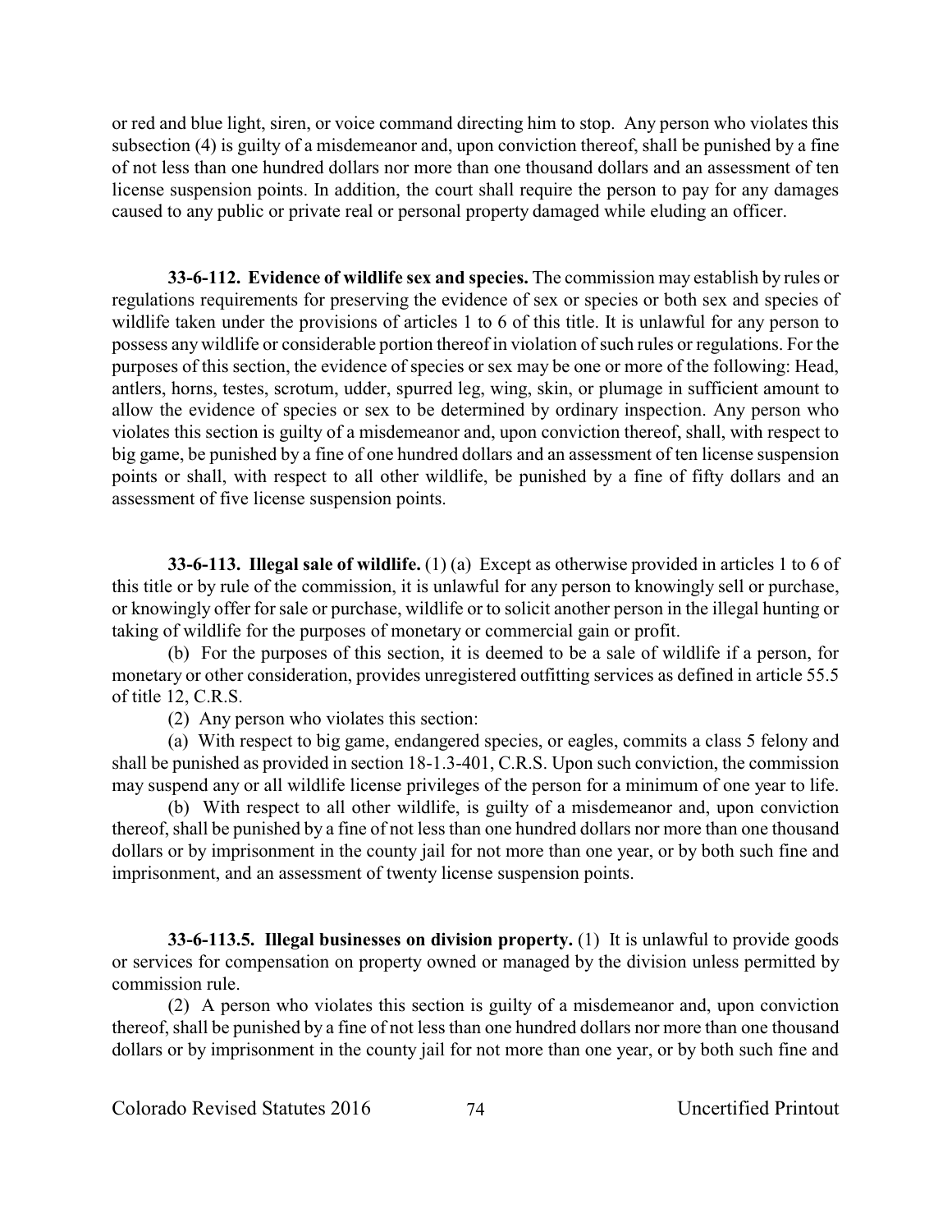or red and blue light, siren, or voice command directing him to stop. Any person who violates this subsection (4) is guilty of a misdemeanor and, upon conviction thereof, shall be punished by a fine of not less than one hundred dollars nor more than one thousand dollars and an assessment of ten license suspension points. In addition, the court shall require the person to pay for any damages caused to any public or private real or personal property damaged while eluding an officer.

**33-6-112. Evidence of wildlife sex and species.** The commission may establish by rules or regulations requirements for preserving the evidence of sex or species or both sex and species of wildlife taken under the provisions of articles 1 to 6 of this title. It is unlawful for any person to possess any wildlife or considerable portion thereof in violation of such rules or regulations. For the purposes of this section, the evidence of species or sex may be one or more of the following: Head, antlers, horns, testes, scrotum, udder, spurred leg, wing, skin, or plumage in sufficient amount to allow the evidence of species or sex to be determined by ordinary inspection. Any person who violates this section is guilty of a misdemeanor and, upon conviction thereof, shall, with respect to big game, be punished by a fine of one hundred dollars and an assessment of ten license suspension points or shall, with respect to all other wildlife, be punished by a fine of fifty dollars and an assessment of five license suspension points.

**33-6-113. Illegal sale of wildlife.** (1) (a) Except as otherwise provided in articles 1 to 6 of this title or by rule of the commission, it is unlawful for any person to knowingly sell or purchase, or knowingly offer for sale or purchase, wildlife or to solicit another person in the illegal hunting or taking of wildlife for the purposes of monetary or commercial gain or profit.

(b) For the purposes of this section, it is deemed to be a sale of wildlife if a person, for monetary or other consideration, provides unregistered outfitting services as defined in article 55.5 of title 12, C.R.S.

(2) Any person who violates this section:

(a) With respect to big game, endangered species, or eagles, commits a class 5 felony and shall be punished as provided in section 18-1.3-401, C.R.S. Upon such conviction, the commission may suspend any or all wildlife license privileges of the person for a minimum of one year to life.

(b) With respect to all other wildlife, is guilty of a misdemeanor and, upon conviction thereof, shall be punished by a fine of not less than one hundred dollars nor more than one thousand dollars or by imprisonment in the county jail for not more than one year, or by both such fine and imprisonment, and an assessment of twenty license suspension points.

**33-6-113.5. Illegal businesses on division property.** (1) It is unlawful to provide goods or services for compensation on property owned or managed by the division unless permitted by commission rule.

(2) A person who violates this section is guilty of a misdemeanor and, upon conviction thereof, shall be punished by a fine of not less than one hundred dollars nor more than one thousand dollars or by imprisonment in the county jail for not more than one year, or by both such fine and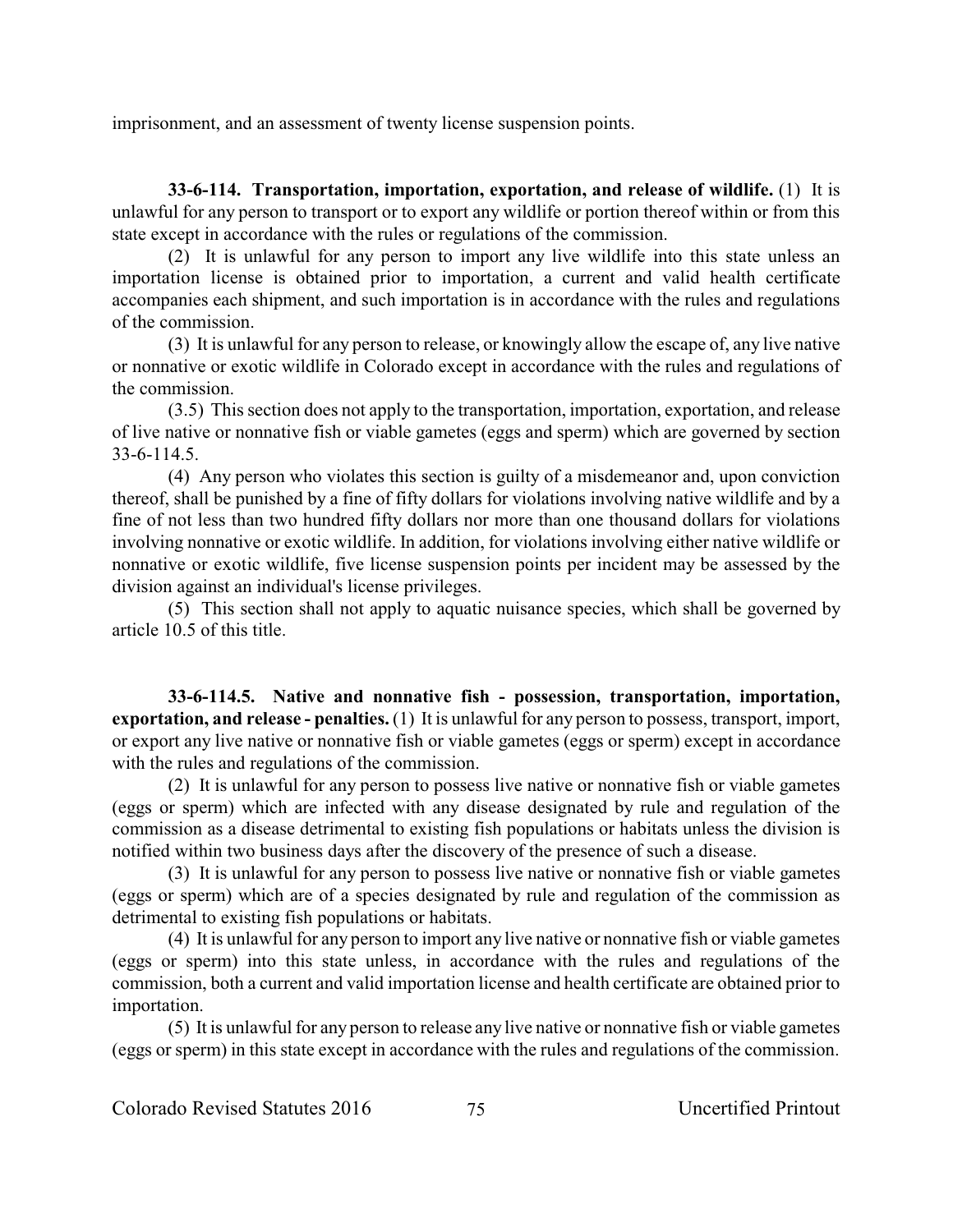imprisonment, and an assessment of twenty license suspension points.

**33-6-114. Transportation, importation, exportation, and release of wildlife.** (1) It is unlawful for any person to transport or to export any wildlife or portion thereof within or from this state except in accordance with the rules or regulations of the commission.

(2) It is unlawful for any person to import any live wildlife into this state unless an importation license is obtained prior to importation, a current and valid health certificate accompanies each shipment, and such importation is in accordance with the rules and regulations of the commission.

(3) It is unlawful for any person to release, or knowingly allow the escape of, any live native or nonnative or exotic wildlife in Colorado except in accordance with the rules and regulations of the commission.

(3.5) This section does not apply to the transportation, importation, exportation, and release of live native or nonnative fish or viable gametes (eggs and sperm) which are governed by section 33-6-114.5.

(4) Any person who violates this section is guilty of a misdemeanor and, upon conviction thereof, shall be punished by a fine of fifty dollars for violations involving native wildlife and by a fine of not less than two hundred fifty dollars nor more than one thousand dollars for violations involving nonnative or exotic wildlife. In addition, for violations involving either native wildlife or nonnative or exotic wildlife, five license suspension points per incident may be assessed by the division against an individual's license privileges.

(5) This section shall not apply to aquatic nuisance species, which shall be governed by article 10.5 of this title.

**33-6-114.5. Native and nonnative fish - possession, transportation, importation, exportation, and release - penalties.** (1) It is unlawful for any person to possess, transport, import, or export any live native or nonnative fish or viable gametes (eggs or sperm) except in accordance with the rules and regulations of the commission.

(2) It is unlawful for any person to possess live native or nonnative fish or viable gametes (eggs or sperm) which are infected with any disease designated by rule and regulation of the commission as a disease detrimental to existing fish populations or habitats unless the division is notified within two business days after the discovery of the presence of such a disease.

(3) It is unlawful for any person to possess live native or nonnative fish or viable gametes (eggs or sperm) which are of a species designated by rule and regulation of the commission as detrimental to existing fish populations or habitats.

(4) It is unlawful for any person to import any live native or nonnative fish or viable gametes (eggs or sperm) into this state unless, in accordance with the rules and regulations of the commission, both a current and valid importation license and health certificate are obtained prior to importation.

(5) It is unlawful for any person to release any live native or nonnative fish or viable gametes (eggs or sperm) in this state except in accordance with the rules and regulations of the commission.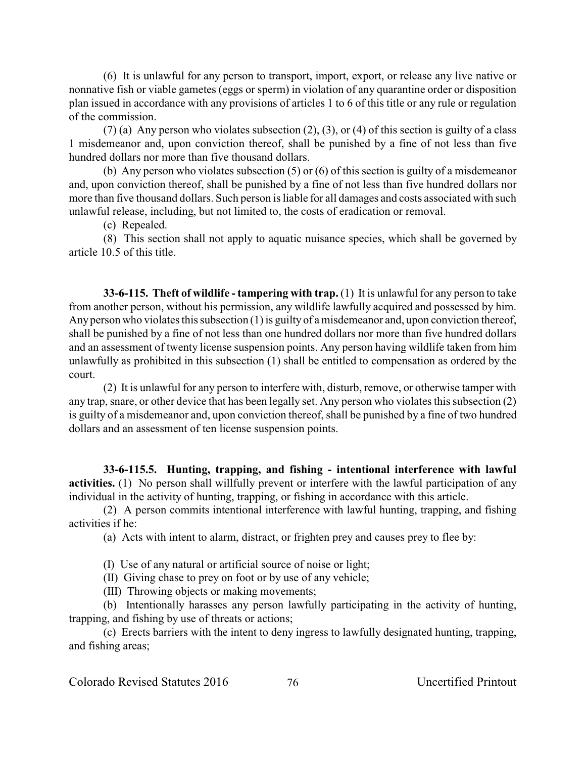(6) It is unlawful for any person to transport, import, export, or release any live native or nonnative fish or viable gametes (eggs or sperm) in violation of any quarantine order or disposition plan issued in accordance with any provisions of articles 1 to 6 of this title or any rule or regulation of the commission.

(7) (a) Any person who violates subsection (2), (3), or (4) of this section is guilty of a class 1 misdemeanor and, upon conviction thereof, shall be punished by a fine of not less than five hundred dollars nor more than five thousand dollars.

(b) Any person who violates subsection (5) or (6) of this section is guilty of a misdemeanor and, upon conviction thereof, shall be punished by a fine of not less than five hundred dollars nor more than five thousand dollars. Such person is liable for all damages and costs associated with such unlawful release, including, but not limited to, the costs of eradication or removal.

(c) Repealed.

(8) This section shall not apply to aquatic nuisance species, which shall be governed by article 10.5 of this title.

**33-6-115. Theft of wildlife - tampering with trap.** (1) It is unlawful for any person to take from another person, without his permission, any wildlife lawfully acquired and possessed by him. Any person who violates this subsection (1) is guilty of a misdemeanor and, upon conviction thereof, shall be punished by a fine of not less than one hundred dollars nor more than five hundred dollars and an assessment of twenty license suspension points. Any person having wildlife taken from him unlawfully as prohibited in this subsection (1) shall be entitled to compensation as ordered by the court.

(2) It is unlawful for any person to interfere with, disturb, remove, or otherwise tamper with any trap, snare, or other device that has been legally set. Any person who violates this subsection (2) is guilty of a misdemeanor and, upon conviction thereof, shall be punished by a fine of two hundred dollars and an assessment of ten license suspension points.

**33-6-115.5. Hunting, trapping, and fishing - intentional interference with lawful activities.** (1) No person shall willfully prevent or interfere with the lawful participation of any individual in the activity of hunting, trapping, or fishing in accordance with this article.

(2) A person commits intentional interference with lawful hunting, trapping, and fishing activities if he:

(a) Acts with intent to alarm, distract, or frighten prey and causes prey to flee by:

(I) Use of any natural or artificial source of noise or light;

(II) Giving chase to prey on foot or by use of any vehicle;

(III) Throwing objects or making movements;

(b) Intentionally harasses any person lawfully participating in the activity of hunting, trapping, and fishing by use of threats or actions;

(c) Erects barriers with the intent to deny ingress to lawfully designated hunting, trapping, and fishing areas;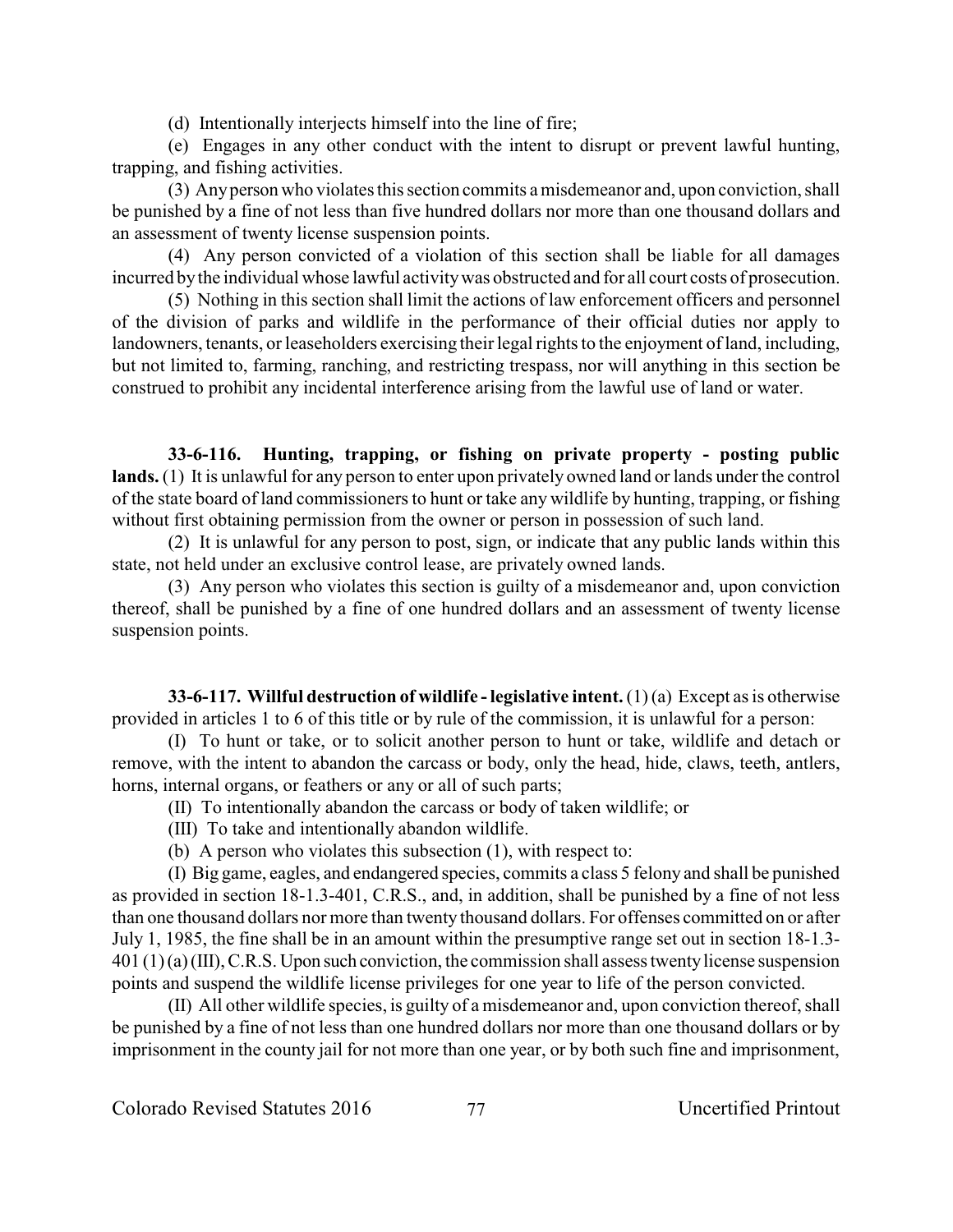(d) Intentionally interjects himself into the line of fire;

(e) Engages in any other conduct with the intent to disrupt or prevent lawful hunting, trapping, and fishing activities.

(3) Any person who violates this section commits a misdemeanor and, upon conviction, shall be punished by a fine of not less than five hundred dollars nor more than one thousand dollars and an assessment of twenty license suspension points.

(4) Any person convicted of a violation of this section shall be liable for all damages incurred by the individual whose lawful activity was obstructed and for all court costs of prosecution.

(5) Nothing in this section shall limit the actions of law enforcement officers and personnel of the division of parks and wildlife in the performance of their official duties nor apply to landowners, tenants, or leaseholders exercising their legal rights to the enjoyment of land, including, but not limited to, farming, ranching, and restricting trespass, nor will anything in this section be construed to prohibit any incidental interference arising from the lawful use of land or water.

**33-6-116. Hunting, trapping, or fishing on private property - posting public lands.** (1) It is unlawful for any person to enter upon privately owned land or lands under the control of the state board of land commissioners to hunt or take any wildlife by hunting, trapping, or fishing without first obtaining permission from the owner or person in possession of such land.

(2) It is unlawful for any person to post, sign, or indicate that any public lands within this state, not held under an exclusive control lease, are privately owned lands.

(3) Any person who violates this section is guilty of a misdemeanor and, upon conviction thereof, shall be punished by a fine of one hundred dollars and an assessment of twenty license suspension points.

**33-6-117. Willful destruction of wildlife - legislative intent.** (1) (a) Except as is otherwise provided in articles 1 to 6 of this title or by rule of the commission, it is unlawful for a person:

(I) To hunt or take, or to solicit another person to hunt or take, wildlife and detach or remove, with the intent to abandon the carcass or body, only the head, hide, claws, teeth, antlers, horns, internal organs, or feathers or any or all of such parts;

(II) To intentionally abandon the carcass or body of taken wildlife; or

(III) To take and intentionally abandon wildlife.

(b) A person who violates this subsection (1), with respect to:

(I) Big game, eagles, and endangered species, commits a class 5 felony and shall be punished as provided in section 18-1.3-401, C.R.S., and, in addition, shall be punished by a fine of not less than one thousand dollars nor more than twenty thousand dollars. For offenses committed on or after July 1, 1985, the fine shall be in an amount within the presumptive range set out in section 18-1.3-401 (1) (a) (III), C.R.S. Upon such conviction, the commission shall assess twenty license suspension points and suspend the wildlife license privileges for one year to life of the person convicted.

(II) All other wildlife species, is guilty of a misdemeanor and, upon conviction thereof, shall be punished by a fine of not less than one hundred dollars nor more than one thousand dollars or by imprisonment in the county jail for not more than one year, or by both such fine and imprisonment,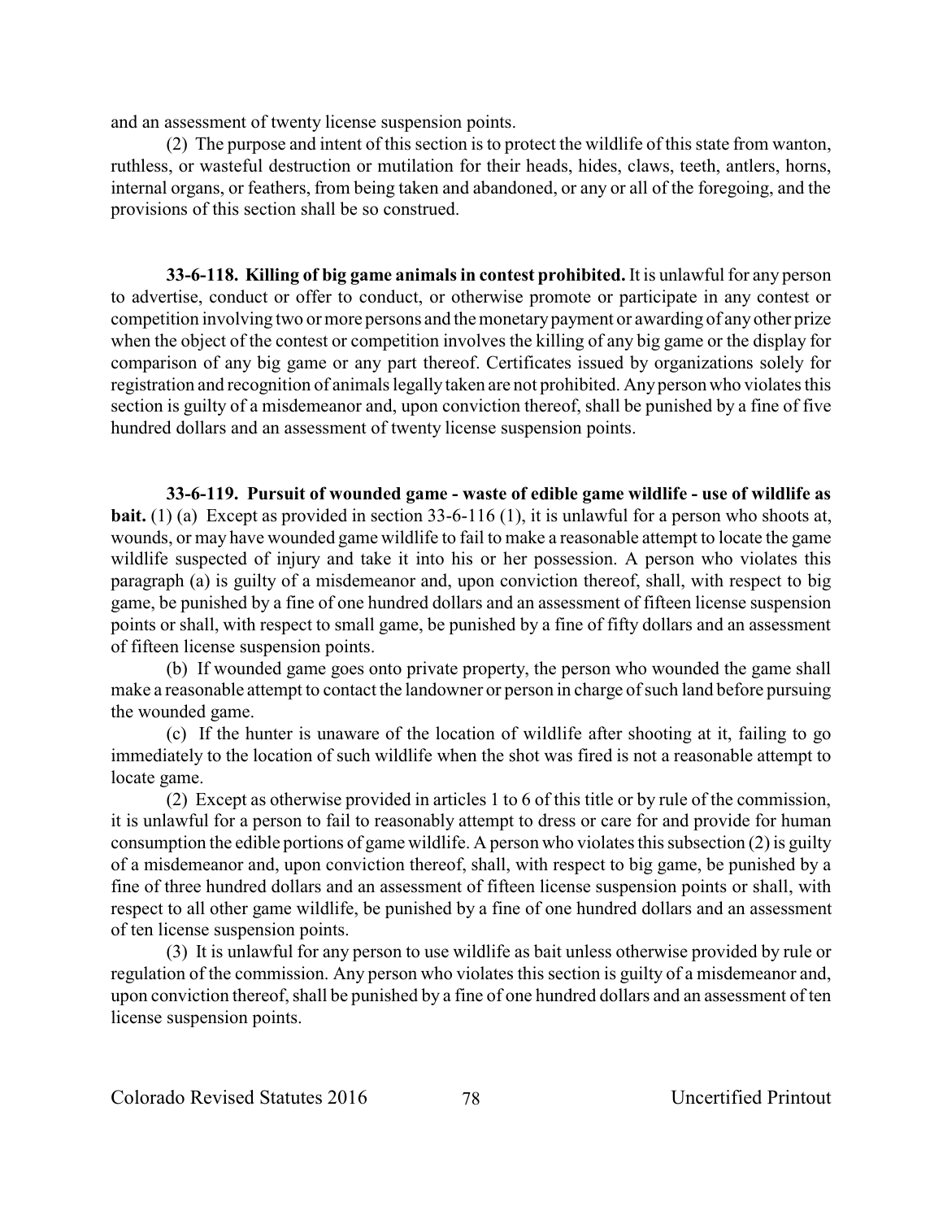and an assessment of twenty license suspension points.

(2) The purpose and intent of this section is to protect the wildlife of this state from wanton, ruthless, or wasteful destruction or mutilation for their heads, hides, claws, teeth, antlers, horns, internal organs, or feathers, from being taken and abandoned, or any or all of the foregoing, and the provisions of this section shall be so construed.

**33-6-118. Killing of big game animals in contest prohibited.** It is unlawful for any person to advertise, conduct or offer to conduct, or otherwise promote or participate in any contest or competition involving two or more persons and the monetary payment or awarding of any other prize when the object of the contest or competition involves the killing of any big game or the display for comparison of any big game or any part thereof. Certificates issued by organizations solely for registration and recognition of animals legally taken are not prohibited. Any person who violates this section is guilty of a misdemeanor and, upon conviction thereof, shall be punished by a fine of five hundred dollars and an assessment of twenty license suspension points.

**33-6-119. Pursuit of wounded game - waste of edible game wildlife - use of wildlife as bait.** (1) (a) Except as provided in section 33-6-116 (1), it is unlawful for a person who shoots at, wounds, or may have wounded game wildlife to fail to make a reasonable attempt to locate the game wildlife suspected of injury and take it into his or her possession. A person who violates this paragraph (a) is guilty of a misdemeanor and, upon conviction thereof, shall, with respect to big game, be punished by a fine of one hundred dollars and an assessment of fifteen license suspension points or shall, with respect to small game, be punished by a fine of fifty dollars and an assessment of fifteen license suspension points.

(b) If wounded game goes onto private property, the person who wounded the game shall make a reasonable attempt to contact the landowner or person in charge of such land before pursuing the wounded game.

(c) If the hunter is unaware of the location of wildlife after shooting at it, failing to go immediately to the location of such wildlife when the shot was fired is not a reasonable attempt to locate game.

(2) Except as otherwise provided in articles 1 to 6 of this title or by rule of the commission, it is unlawful for a person to fail to reasonably attempt to dress or care for and provide for human consumption the edible portions of game wildlife. A person who violates this subsection (2) is guilty of a misdemeanor and, upon conviction thereof, shall, with respect to big game, be punished by a fine of three hundred dollars and an assessment of fifteen license suspension points or shall, with respect to all other game wildlife, be punished by a fine of one hundred dollars and an assessment of ten license suspension points.

(3) It is unlawful for any person to use wildlife as bait unless otherwise provided by rule or regulation of the commission. Any person who violates this section is guilty of a misdemeanor and, upon conviction thereof, shall be punished by a fine of one hundred dollars and an assessment of ten license suspension points.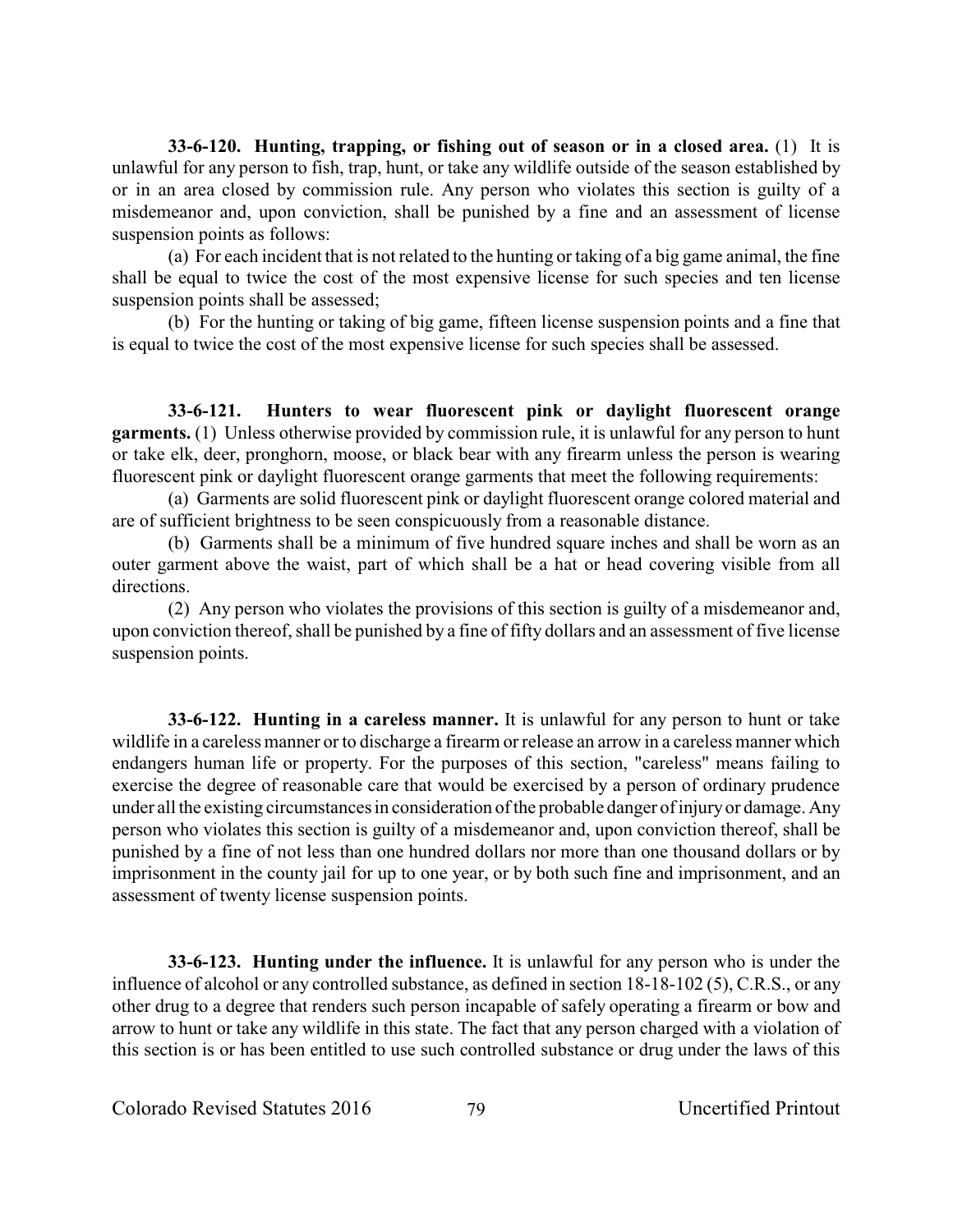**33-6-120. Hunting, trapping, or fishing out of season or in a closed area.** (1) It is unlawful for any person to fish, trap, hunt, or take any wildlife outside of the season established by or in an area closed by commission rule. Any person who violates this section is guilty of a misdemeanor and, upon conviction, shall be punished by a fine and an assessment of license suspension points as follows:

(a) For each incident that is not related to the hunting or taking of a big game animal, the fine shall be equal to twice the cost of the most expensive license for such species and ten license suspension points shall be assessed;

(b) For the hunting or taking of big game, fifteen license suspension points and a fine that is equal to twice the cost of the most expensive license for such species shall be assessed.

**33-6-121. Hunters to wear fluorescent pink or daylight fluorescent orange garments.** (1) Unless otherwise provided by commission rule, it is unlawful for any person to hunt or take elk, deer, pronghorn, moose, or black bear with any firearm unless the person is wearing fluorescent pink or daylight fluorescent orange garments that meet the following requirements:

(a) Garments are solid fluorescent pink or daylight fluorescent orange colored material and are of sufficient brightness to be seen conspicuously from a reasonable distance.

(b) Garments shall be a minimum of five hundred square inches and shall be worn as an outer garment above the waist, part of which shall be a hat or head covering visible from all directions.

(2) Any person who violates the provisions of this section is guilty of a misdemeanor and, upon conviction thereof, shall be punished by a fine of fifty dollars and an assessment of five license suspension points.

**33-6-122. Hunting in a careless manner.** It is unlawful for any person to hunt or take wildlife in a careless manner or to discharge a firearm or release an arrow in a careless manner which endangers human life or property. For the purposes of this section, "careless" means failing to exercise the degree of reasonable care that would be exercised by a person of ordinary prudence under all the existing circumstances in consideration of the probable danger of injury or damage. Any person who violates this section is guilty of a misdemeanor and, upon conviction thereof, shall be punished by a fine of not less than one hundred dollars nor more than one thousand dollars or by imprisonment in the county jail for up to one year, or by both such fine and imprisonment, and an assessment of twenty license suspension points.

**33-6-123. Hunting under the influence.** It is unlawful for any person who is under the influence of alcohol or any controlled substance, as defined in section 18-18-102 (5), C.R.S., or any other drug to a degree that renders such person incapable of safely operating a firearm or bow and arrow to hunt or take any wildlife in this state. The fact that any person charged with a violation of this section is or has been entitled to use such controlled substance or drug under the laws of this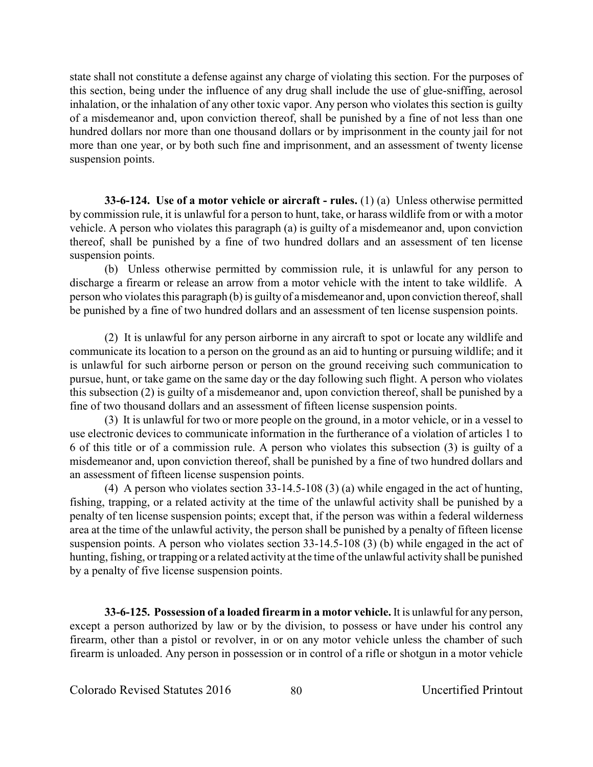state shall not constitute a defense against any charge of violating this section. For the purposes of this section, being under the influence of any drug shall include the use of glue-sniffing, aerosol inhalation, or the inhalation of any other toxic vapor. Any person who violates this section is guilty of a misdemeanor and, upon conviction thereof, shall be punished by a fine of not less than one hundred dollars nor more than one thousand dollars or by imprisonment in the county jail for not more than one year, or by both such fine and imprisonment, and an assessment of twenty license suspension points.

**33-6-124. Use of a motor vehicle or aircraft - rules.** (1) (a) Unless otherwise permitted by commission rule, it is unlawful for a person to hunt, take, or harass wildlife from or with a motor vehicle. A person who violates this paragraph (a) is guilty of a misdemeanor and, upon conviction thereof, shall be punished by a fine of two hundred dollars and an assessment of ten license suspension points.

(b) Unless otherwise permitted by commission rule, it is unlawful for any person to discharge a firearm or release an arrow from a motor vehicle with the intent to take wildlife. A person who violates this paragraph (b) is guilty of a misdemeanor and, upon conviction thereof, shall be punished by a fine of two hundred dollars and an assessment of ten license suspension points.

(2) It is unlawful for any person airborne in any aircraft to spot or locate any wildlife and communicate its location to a person on the ground as an aid to hunting or pursuing wildlife; and it is unlawful for such airborne person or person on the ground receiving such communication to pursue, hunt, or take game on the same day or the day following such flight. A person who violates this subsection (2) is guilty of a misdemeanor and, upon conviction thereof, shall be punished by a fine of two thousand dollars and an assessment of fifteen license suspension points.

(3) It is unlawful for two or more people on the ground, in a motor vehicle, or in a vessel to use electronic devices to communicate information in the furtherance of a violation of articles 1 to 6 of this title or of a commission rule. A person who violates this subsection (3) is guilty of a misdemeanor and, upon conviction thereof, shall be punished by a fine of two hundred dollars and an assessment of fifteen license suspension points.

(4) A person who violates section 33-14.5-108 (3) (a) while engaged in the act of hunting, fishing, trapping, or a related activity at the time of the unlawful activity shall be punished by a penalty of ten license suspension points; except that, if the person was within a federal wilderness area at the time of the unlawful activity, the person shall be punished by a penalty of fifteen license suspension points. A person who violates section 33-14.5-108 (3) (b) while engaged in the act of hunting, fishing, or trapping or a related activity at the time of the unlawful activity shall be punished by a penalty of five license suspension points.

**33-6-125. Possession of a loaded firearm in a motor vehicle.** It is unlawful for any person, except a person authorized by law or by the division, to possess or have under his control any firearm, other than a pistol or revolver, in or on any motor vehicle unless the chamber of such firearm is unloaded. Any person in possession or in control of a rifle or shotgun in a motor vehicle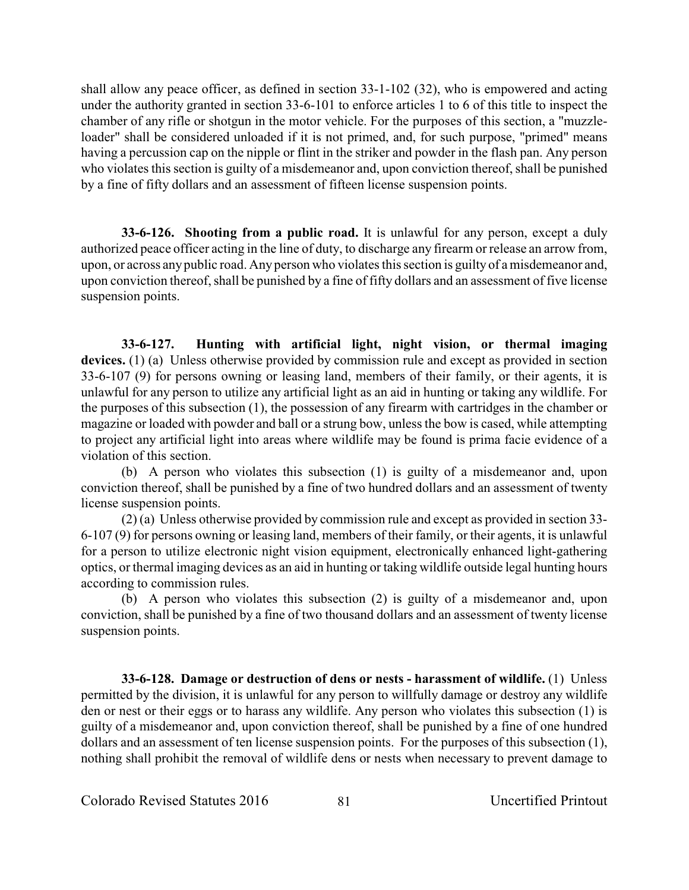shall allow any peace officer, as defined in section 33-1-102 (32), who is empowered and acting under the authority granted in section 33-6-101 to enforce articles 1 to 6 of this title to inspect the chamber of any rifle or shotgun in the motor vehicle. For the purposes of this section, a "muzzle-loader" shall be considered unloaded if it is not primed, and, for such purpose, "primed" means having a percussion cap on the nipple or flint in the striker and powder in the flash pan. Any person who violates this section is guilty of a misdemeanor and, upon conviction thereof, shall be punished by a fine of fifty dollars and an assessment of fifteen license suspension points.

**33-6-126. Shooting from a public road.** It is unlawful for any person, except a duly authorized peace officer acting in the line of duty, to discharge any firearm or release an arrow from, upon, or across any public road. Any person who violates this section is guilty of a misdemeanor and, upon conviction thereof, shall be punished by a fine of fifty dollars and an assessment of five license suspension points.

**33-6-127. Hunting with artificial light, night vision, or thermal imaging devices.** (1) (a) Unless otherwise provided by commission rule and except as provided in section 33-6-107 (9) for persons owning or leasing land, members of their family, or their agents, it is unlawful for any person to utilize any artificial light as an aid in hunting or taking any wildlife. For the purposes of this subsection (1), the possession of any firearm with cartridges in the chamber or magazine or loaded with powder and ball or a strung bow, unless the bow is cased, while attempting to project any artificial light into areas where wildlife may be found is prima facie evidence of a violation of this section.

(b) A person who violates this subsection (1) is guilty of a misdemeanor and, upon conviction thereof, shall be punished by a fine of two hundred dollars and an assessment of twenty license suspension points.

(2) (a) Unless otherwise provided by commission rule and except as provided in section 33-6-107 (9) for persons owning or leasing land, members of their family, or their agents, it is unlawful for a person to utilize electronic night vision equipment, electronically enhanced light-gathering optics, or thermal imaging devices as an aid in hunting or taking wildlife outside legal hunting hours according to commission rules.

(b) A person who violates this subsection (2) is guilty of a misdemeanor and, upon conviction, shall be punished by a fine of two thousand dollars and an assessment of twenty license suspension points.

**33-6-128. Damage or destruction of dens or nests - harassment of wildlife.** (1) Unless permitted by the division, it is unlawful for any person to willfully damage or destroy any wildlife den or nest or their eggs or to harass any wildlife. Any person who violates this subsection (1) is guilty of a misdemeanor and, upon conviction thereof, shall be punished by a fine of one hundred dollars and an assessment of ten license suspension points. For the purposes of this subsection (1), nothing shall prohibit the removal of wildlife dens or nests when necessary to prevent damage to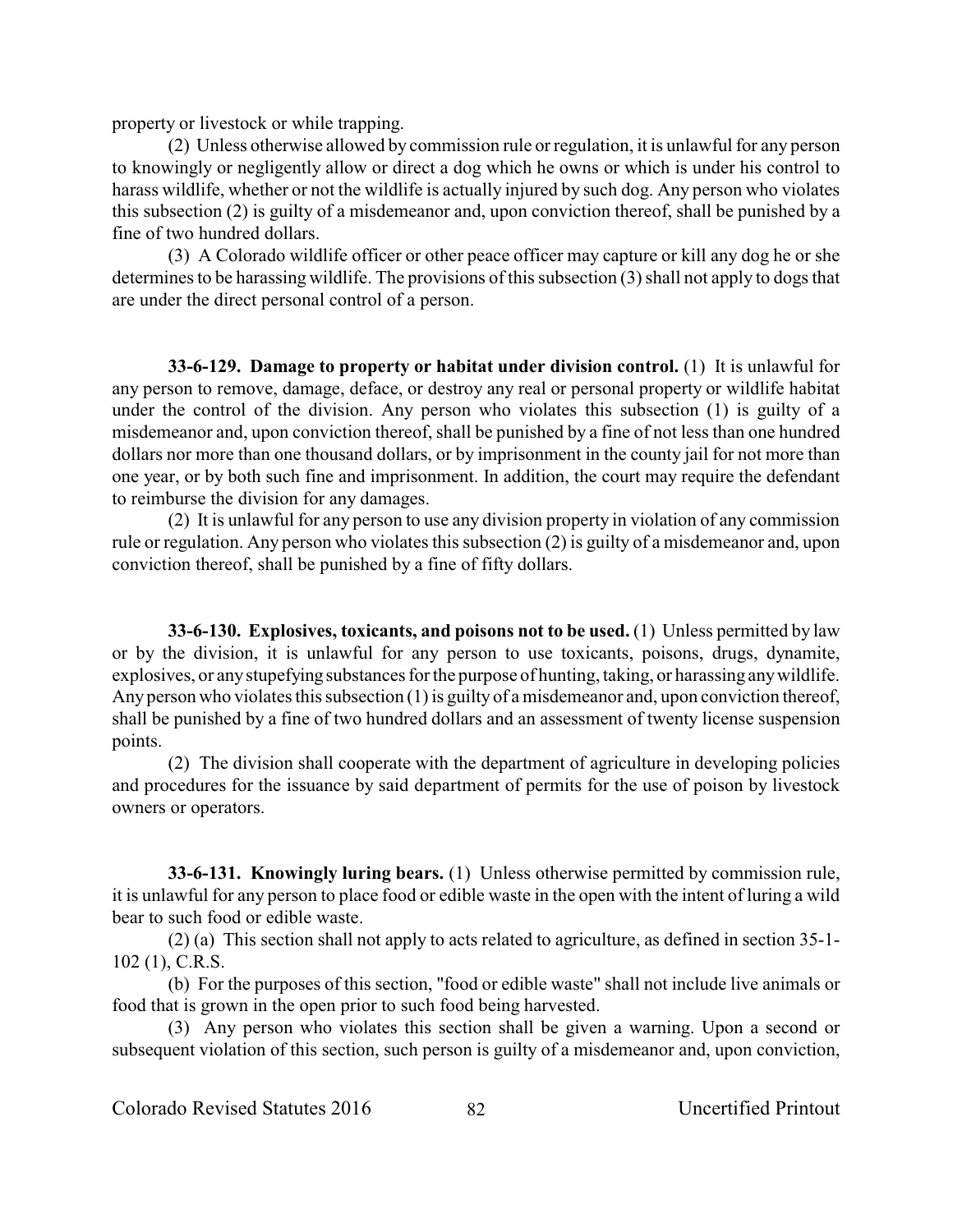property or livestock or while trapping.

(2) Unless otherwise allowed by commission rule or regulation, it is unlawful for any person to knowingly or negligently allow or direct a dog which he owns or which is under his control to harass wildlife, whether or not the wildlife is actually injured by such dog. Any person who violates this subsection (2) is guilty of a misdemeanor and, upon conviction thereof, shall be punished by a fine of two hundred dollars.

(3) A Colorado wildlife officer or other peace officer may capture or kill any dog he or she determines to be harassing wildlife. The provisions of this subsection (3) shall not apply to dogs that are under the direct personal control of a person.

**33-6-129. Damage to property or habitat under division control.** (1) It is unlawful for any person to remove, damage, deface, or destroy any real or personal property or wildlife habitat under the control of the division. Any person who violates this subsection (1) is guilty of a misdemeanor and, upon conviction thereof, shall be punished by a fine of not less than one hundred dollars nor more than one thousand dollars, or by imprisonment in the county jail for not more than one year, or by both such fine and imprisonment. In addition, the court may require the defendant to reimburse the division for any damages.

(2) It is unlawful for any person to use any division property in violation of any commission rule or regulation. Any person who violates this subsection (2) is guilty of a misdemeanor and, upon conviction thereof, shall be punished by a fine of fifty dollars.

**33-6-130. Explosives, toxicants, and poisons not to be used.** (1) Unless permitted by law or by the division, it is unlawful for any person to use toxicants, poisons, drugs, dynamite, explosives, or any stupefying substances for the purpose of hunting, taking, or harassing any wildlife. Any person who violates this subsection (1) is guilty of a misdemeanor and, upon conviction thereof, shall be punished by a fine of two hundred dollars and an assessment of twenty license suspension points.

(2) The division shall cooperate with the department of agriculture in developing policies and procedures for the issuance by said department of permits for the use of poison by livestock owners or operators.

**33-6-131. Knowingly luring bears.** (1) Unless otherwise permitted by commission rule, it is unlawful for any person to place food or edible waste in the open with the intent of luring a wild bear to such food or edible waste.

(2) (a) This section shall not apply to acts related to agriculture, as defined in section 35-1-102 (1), C.R.S.

(b) For the purposes of this section, "food or edible waste" shall not include live animals or food that is grown in the open prior to such food being harvested.

(3) Any person who violates this section shall be given a warning. Upon a second or subsequent violation of this section, such person is guilty of a misdemeanor and, upon conviction,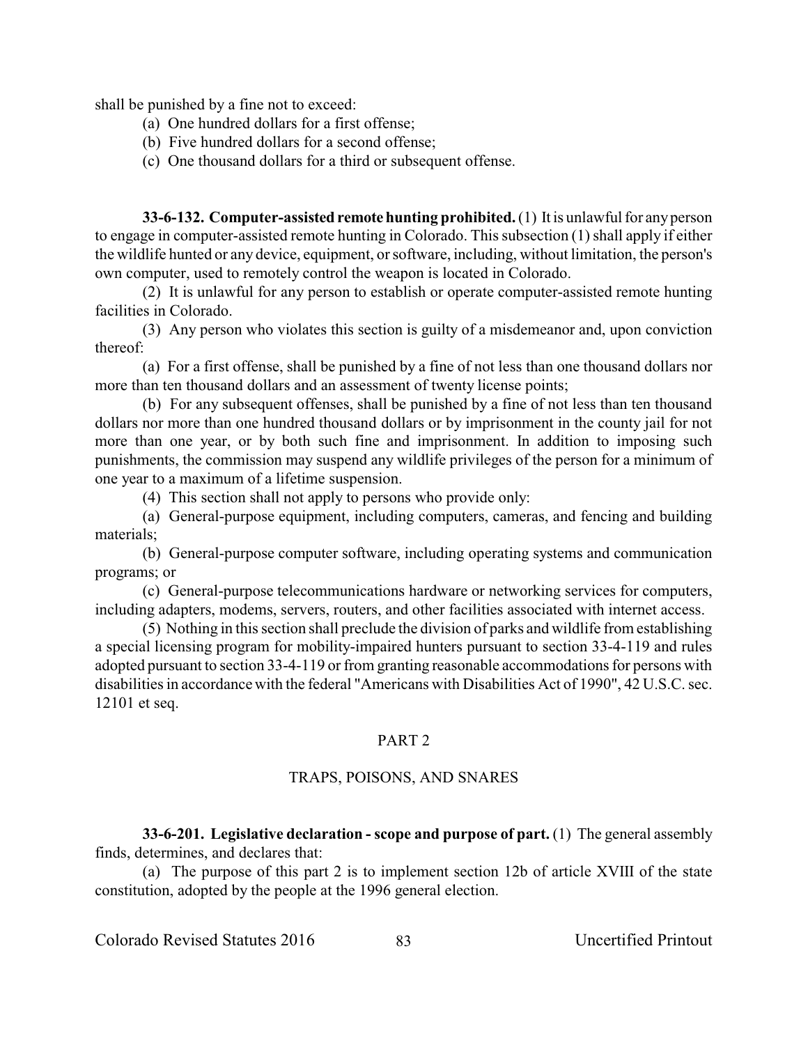shall be punished by a fine not to exceed:

(a) One hundred dollars for a first offense;

(b) Five hundred dollars for a second offense;

(c) One thousand dollars for a third or subsequent offense.

**33-6-132. Computer-assisted remote hunting prohibited.** (1) It is unlawful for any person to engage in computer-assisted remote hunting in Colorado. This subsection (1) shall apply if either the wildlife hunted or any device, equipment, or software, including, without limitation, the person's own computer, used to remotely control the weapon is located in Colorado.

(2) It is unlawful for any person to establish or operate computer-assisted remote hunting facilities in Colorado.

(3) Any person who violates this section is guilty of a misdemeanor and, upon conviction thereof:

(a) For a first offense, shall be punished by a fine of not less than one thousand dollars nor more than ten thousand dollars and an assessment of twenty license points;

(b) For any subsequent offenses, shall be punished by a fine of not less than ten thousand dollars nor more than one hundred thousand dollars or by imprisonment in the county jail for not more than one year, or by both such fine and imprisonment. In addition to imposing such punishments, the commission may suspend any wildlife privileges of the person for a minimum of one year to a maximum of a lifetime suspension.

(4) This section shall not apply to persons who provide only:

(a) General-purpose equipment, including computers, cameras, and fencing and building materials;

(b) General-purpose computer software, including operating systems and communication programs; or

(c) General-purpose telecommunications hardware or networking services for computers, including adapters, modems, servers, routers, and other facilities associated with internet access.

(5) Nothing in this section shall preclude the division of parks and wildlife from establishing a special licensing program for mobility-impaired hunters pursuant to section 33-4-119 and rules adopted pursuant to section 33-4-119 or from granting reasonable accommodations for persons with disabilities in accordance with the federal "Americans with Disabilities Act of 1990", 42 U.S.C. sec. 12101 et seq.

## PART 2

## TRAPS, POISONS, AND SNARES

**33-6-201. Legislative declaration - scope and purpose of part.** (1) The general assembly finds, determines, and declares that:

(a) The purpose of this part 2 is to implement section 12b of article XVIII of the state constitution, adopted by the people at the 1996 general election.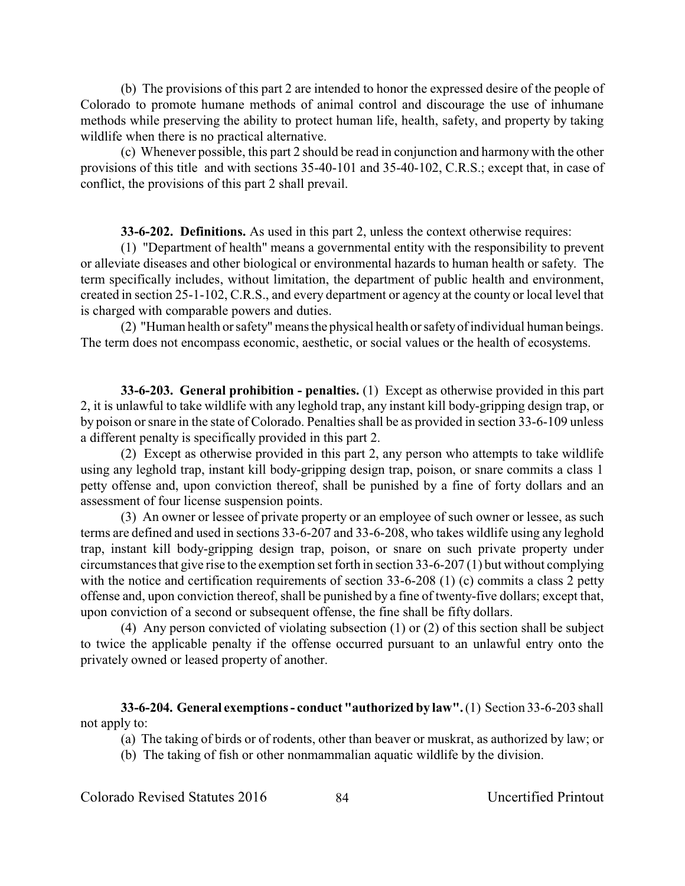(b) The provisions of this part 2 are intended to honor the expressed desire of the people of Colorado to promote humane methods of animal control and discourage the use of inhumane methods while preserving the ability to protect human life, health, safety, and property by taking wildlife when there is no practical alternative.

(c) Whenever possible, this part 2 should be read in conjunction and harmony with the other provisions of this title and with sections 35-40-101 and 35-40-102, C.R.S.; except that, in case of conflict, the provisions of this part 2 shall prevail.

**33-6-202. Definitions.** As used in this part 2, unless the context otherwise requires:

(1) "Department of health" means a governmental entity with the responsibility to prevent or alleviate diseases and other biological or environmental hazards to human health or safety. The term specifically includes, without limitation, the department of public health and environment, created in section 25-1-102, C.R.S., and every department or agency at the county or local level that is charged with comparable powers and duties.

(2) "Human health or safety" means the physical health or safety of individual human beings. The term does not encompass economic, aesthetic, or social values or the health of ecosystems.

**33-6-203. General prohibition - penalties.** (1) Except as otherwise provided in this part 2, it is unlawful to take wildlife with any leghold trap, any instant kill body-gripping design trap, or by poison or snare in the state of Colorado. Penalties shall be as provided in section 33-6-109 unless a different penalty is specifically provided in this part 2.

(2) Except as otherwise provided in this part 2, any person who attempts to take wildlife using any leghold trap, instant kill body-gripping design trap, poison, or snare commits a class 1 petty offense and, upon conviction thereof, shall be punished by a fine of forty dollars and an assessment of four license suspension points.

(3) An owner or lessee of private property or an employee of such owner or lessee, as such terms are defined and used in sections 33-6-207 and 33-6-208, who takes wildlife using any leghold trap, instant kill body-gripping design trap, poison, or snare on such private property under circumstances that give rise to the exemption set forth in section 33-6-207 (1) but without complying with the notice and certification requirements of section 33-6-208 (1) (c) commits a class 2 petty offense and, upon conviction thereof, shall be punished by a fine of twenty-five dollars; except that, upon conviction of a second or subsequent offense, the fine shall be fifty dollars.

(4) Any person convicted of violating subsection (1) or (2) of this section shall be subject to twice the applicable penalty if the offense occurred pursuant to an unlawful entry onto the privately owned or leased property of another.

**33-6-204. General exemptions - conduct "authorized by law".** (1) Section 33-6-203 shall not apply to:

(a) The taking of birds or of rodents, other than beaver or muskrat, as authorized by law; or

(b) The taking of fish or other nonmammalian aquatic wildlife by the division.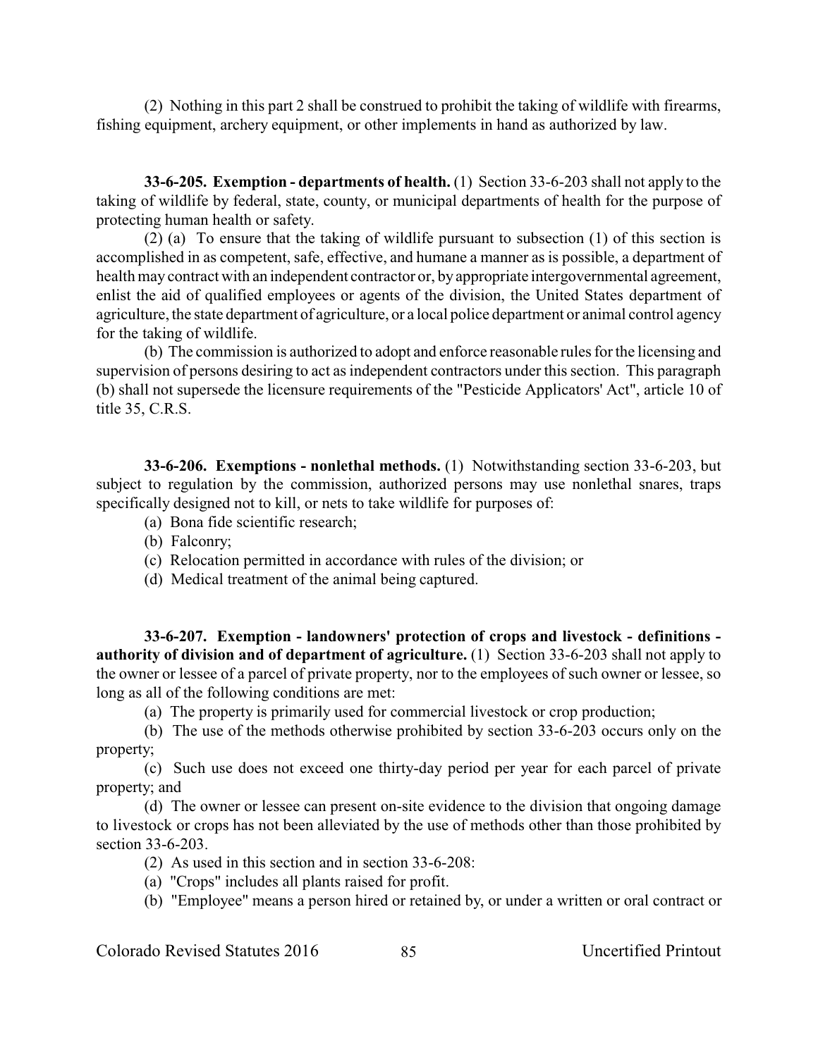(2) Nothing in this part 2 shall be construed to prohibit the taking of wildlife with firearms, fishing equipment, archery equipment, or other implements in hand as authorized by law.

**33-6-205. Exemption - departments of health.** (1) Section 33-6-203 shall not apply to the taking of wildlife by federal, state, county, or municipal departments of health for the purpose of protecting human health or safety.

(2) (a) To ensure that the taking of wildlife pursuant to subsection (1) of this section is accomplished in as competent, safe, effective, and humane a manner as is possible, a department of health may contract with an independent contractor or, by appropriate intergovernmental agreement, enlist the aid of qualified employees or agents of the division, the United States department of agriculture, the state department of agriculture, or a local police department or animal control agency for the taking of wildlife.

(b) The commission is authorized to adopt and enforce reasonable rules for the licensing and supervision of persons desiring to act as independent contractors under this section. This paragraph (b) shall not supersede the licensure requirements of the "Pesticide Applicators' Act", article 10 of title 35, C.R.S.

**33-6-206. Exemptions - nonlethal methods.** (1) Notwithstanding section 33-6-203, but subject to regulation by the commission, authorized persons may use nonlethal snares, traps specifically designed not to kill, or nets to take wildlife for purposes of:

(a) Bona fide scientific research;

(b) Falconry;

(c) Relocation permitted in accordance with rules of the division; or

(d) Medical treatment of the animal being captured.

**33-6-207. Exemption - landowners' protection of crops and livestock - definitions - authority of division and of department of agriculture.** (1) Section 33-6-203 shall not apply to the owner or lessee of a parcel of private property, nor to the employees of such owner or lessee, so long as all of the following conditions are met:

(a) The property is primarily used for commercial livestock or crop production;

(b) The use of the methods otherwise prohibited by section 33-6-203 occurs only on the property;

(c) Such use does not exceed one thirty-day period per year for each parcel of private property; and

(d) The owner or lessee can present on-site evidence to the division that ongoing damage to livestock or crops has not been alleviated by the use of methods other than those prohibited by section 33-6-203.

(2) As used in this section and in section 33-6-208:

(a) "Crops" includes all plants raised for profit.

(b) "Employee" means a person hired or retained by, or under a written or oral contract or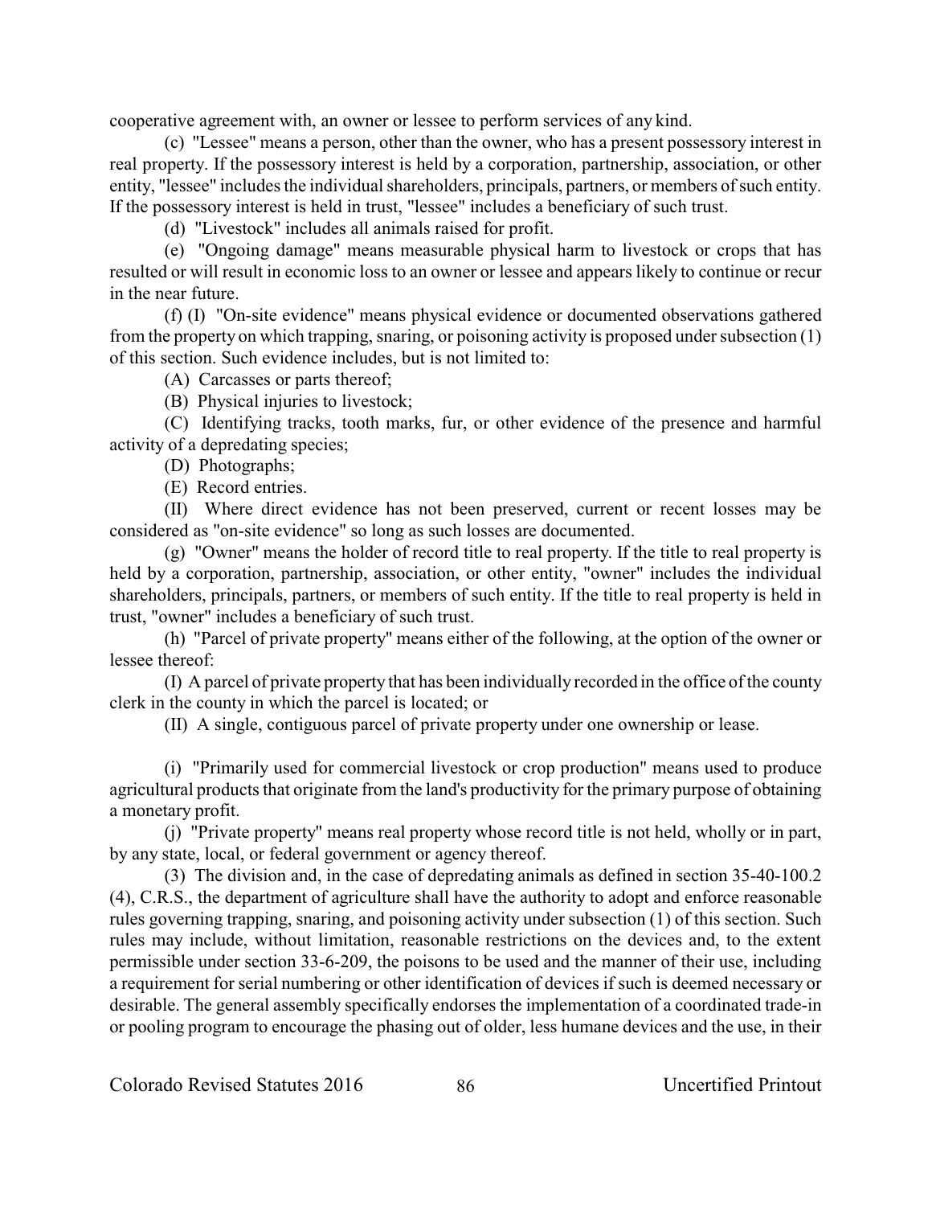cooperative agreement with, an owner or lessee to perform services of any kind.

(c) "Lessee" means a person, other than the owner, who has a present possessory interest in real property. If the possessory interest is held by a corporation, partnership, association, or other entity, "lessee" includes the individual shareholders, principals, partners, or members of such entity. If the possessory interest is held in trust, "lessee" includes a beneficiary of such trust.

(d) "Livestock" includes all animals raised for profit.

(e) "Ongoing damage" means measurable physical harm to livestock or crops that has resulted or will result in economic loss to an owner or lessee and appears likely to continue or recur in the near future.

(f) (I) "On-site evidence" means physical evidence or documented observations gathered from the property on which trapping, snaring, or poisoning activity is proposed under subsection (1) of this section. Such evidence includes, but is not limited to:

(A) Carcasses or parts thereof;

(B) Physical injuries to livestock;

(C) Identifying tracks, tooth marks, fur, or other evidence of the presence and harmful activity of a depredating species;

(D) Photographs;

(E) Record entries.

(II) Where direct evidence has not been preserved, current or recent losses may be considered as "on-site evidence" so long as such losses are documented.

(g) "Owner" means the holder of record title to real property. If the title to real property is held by a corporation, partnership, association, or other entity, "owner" includes the individual shareholders, principals, partners, or members of such entity. If the title to real property is held in trust, "owner" includes a beneficiary of such trust.

(h) "Parcel of private property" means either of the following, at the option of the owner or lessee thereof:

(I) A parcel of private property that has been individually recorded in the office of the county clerk in the county in which the parcel is located; or

(II) A single, contiguous parcel of private property under one ownership or lease.

(i) "Primarily used for commercial livestock or crop production" means used to produce agricultural products that originate from the land's productivity for the primary purpose of obtaining a monetary profit.

(j) "Private property" means real property whose record title is not held, wholly or in part, by any state, local, or federal government or agency thereof.

(3) The division and, in the case of depredating animals as defined in section 35-40-100.2 (4), C.R.S., the department of agriculture shall have the authority to adopt and enforce reasonable rules governing trapping, snaring, and poisoning activity under subsection (1) of this section. Such rules may include, without limitation, reasonable restrictions on the devices and, to the extent permissible under section 33-6-209, the poisons to be used and the manner of their use, including a requirement for serial numbering or other identification of devices if such is deemed necessary or desirable. The general assembly specifically endorses the implementation of a coordinated trade-in or pooling program to encourage the phasing out of older, less humane devices and the use, in their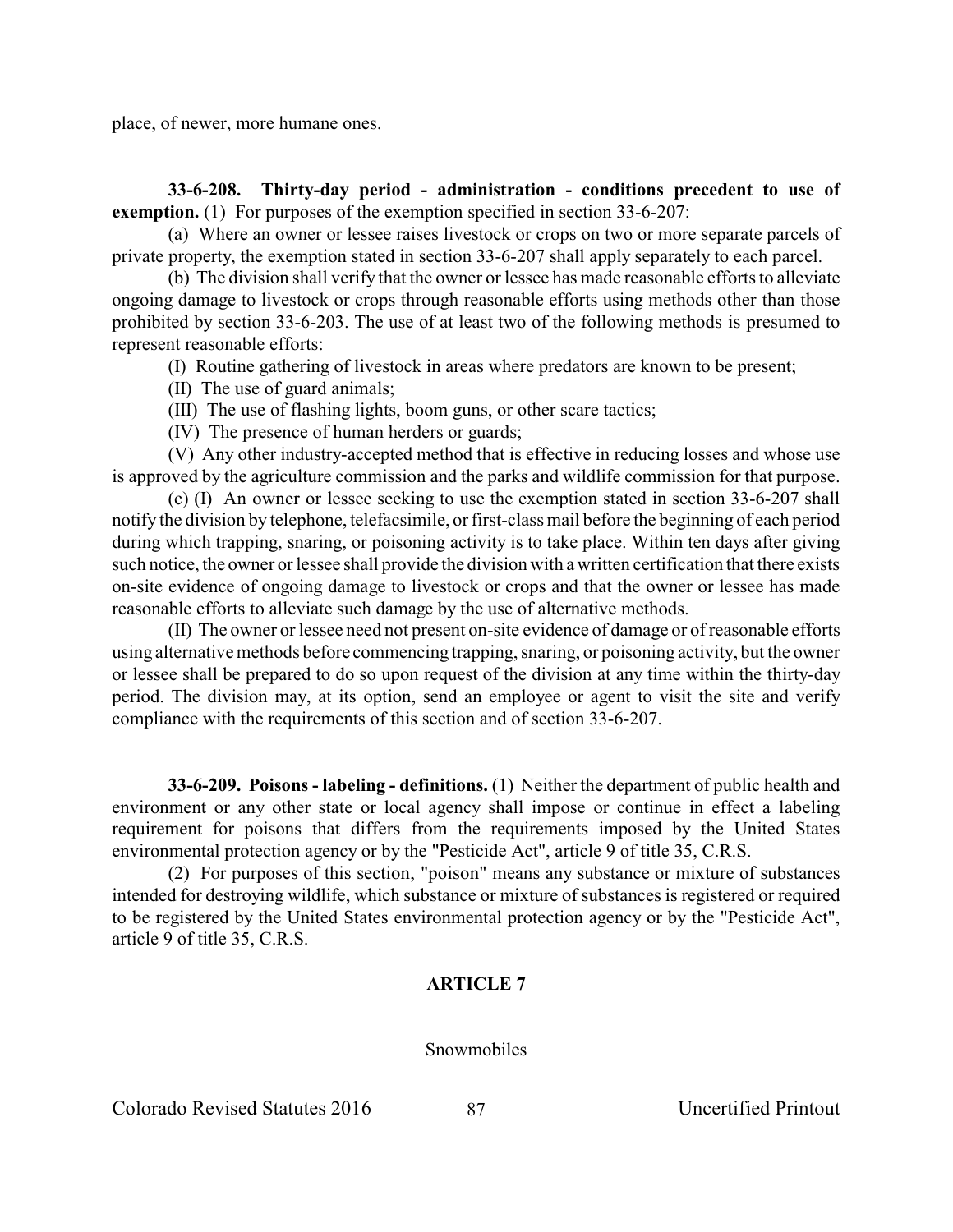place, of newer, more humane ones.

**33-6-208. Thirty-day period - administration - conditions precedent to use of exemption.** (1) For purposes of the exemption specified in section 33-6-207:

(a) Where an owner or lessee raises livestock or crops on two or more separate parcels of private property, the exemption stated in section 33-6-207 shall apply separately to each parcel.

(b) The division shall verify that the owner or lessee has made reasonable efforts to alleviate ongoing damage to livestock or crops through reasonable efforts using methods other than those prohibited by section 33-6-203. The use of at least two of the following methods is presumed to represent reasonable efforts:

(I) Routine gathering of livestock in areas where predators are known to be present;

(II) The use of guard animals;

(III) The use of flashing lights, boom guns, or other scare tactics;

(IV) The presence of human herders or guards;

(V) Any other industry-accepted method that is effective in reducing losses and whose use is approved by the agriculture commission and the parks and wildlife commission for that purpose.

(c) (I) An owner or lessee seeking to use the exemption stated in section 33-6-207 shall notify the division by telephone, telefacsimile, or first-class mail before the beginning of each period during which trapping, snaring, or poisoning activity is to take place. Within ten days after giving such notice, the owner or lessee shall provide the division with a written certification that there exists on-site evidence of ongoing damage to livestock or crops and that the owner or lessee has made reasonable efforts to alleviate such damage by the use of alternative methods.

(II) The owner or lessee need not present on-site evidence of damage or of reasonable efforts using alternative methods before commencing trapping, snaring, or poisoning activity, but the owner or lessee shall be prepared to do so upon request of the division at any time within the thirty-day period. The division may, at its option, send an employee or agent to visit the site and verify compliance with the requirements of this section and of section 33-6-207.

**33-6-209. Poisons - labeling - definitions.** (1) Neither the department of public health and environment or any other state or local agency shall impose or continue in effect a labeling requirement for poisons that differs from the requirements imposed by the United States environmental protection agency or by the "Pesticide Act", article 9 of title 35, C.R.S.

(2) For purposes of this section, "poison" means any substance or mixture of substances intended for destroying wildlife, which substance or mixture of substances is registered or required to be registered by the United States environmental protection agency or by the "Pesticide Act", article 9 of title 35, C.R.S.

## ARTICLE 7

Snowmobiles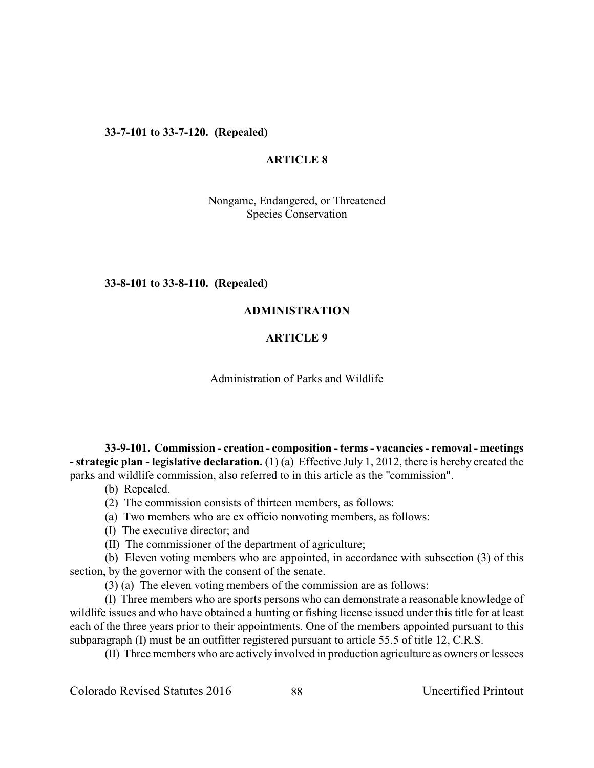**33-7-101 to 33-7-120. (Repealed)**

## ARTICLE 8

Nongame, Endangered, or Threatened Species Conservation

**33-8-101 to 33-8-110. (Repealed)**

## ADMINISTRATION

## ARTICLE 9

Administration of Parks and Wildlife

**33-9-101. Commission - creation - composition - terms - vacancies - removal - meetings - strategic plan - legislative declaration.** (1) (a) Effective July 1, 2012, there is hereby created the parks and wildlife commission, also referred to in this article as the "commission".

(b) Repealed.

(2) The commission consists of thirteen members, as follows:

(a) Two members who are ex officio nonvoting members, as follows:

(I) The executive director; and

(II) The commissioner of the department of agriculture;

(b) Eleven voting members who are appointed, in accordance with subsection (3) of this section, by the governor with the consent of the senate.

(3) (a) The eleven voting members of the commission are as follows:

(I) Three members who are sports persons who can demonstrate a reasonable knowledge of wildlife issues and who have obtained a hunting or fishing license issued under this title for at least each of the three years prior to their appointments. One of the members appointed pursuant to this subparagraph (I) must be an outfitter registered pursuant to article 55.5 of title 12, C.R.S.

(II) Three members who are actively involved in production agriculture as owners or lessees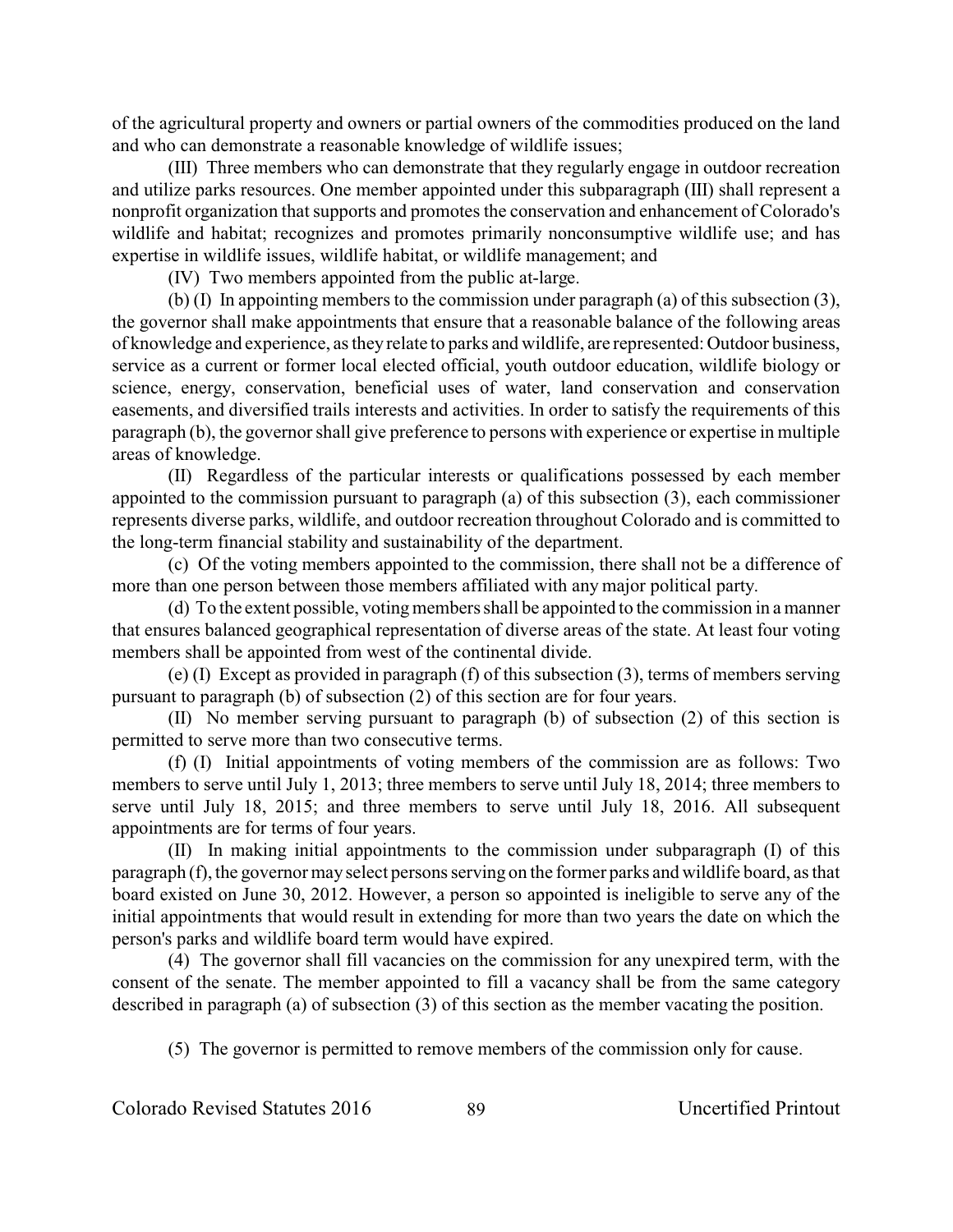of the agricultural property and owners or partial owners of the commodities produced on the land and who can demonstrate a reasonable knowledge of wildlife issues;

(III) Three members who can demonstrate that they regularly engage in outdoor recreation and utilize parks resources. One member appointed under this subparagraph (III) shall represent a nonprofit organization that supports and promotes the conservation and enhancement of Colorado's wildlife and habitat; recognizes and promotes primarily nonconsumptive wildlife use; and has expertise in wildlife issues, wildlife habitat, or wildlife management; and

(IV) Two members appointed from the public at-large.

(b) (I) In appointing members to the commission under paragraph (a) of this subsection (3), the governor shall make appointments that ensure that a reasonable balance of the following areas of knowledge and experience, as they relate to parks and wildlife, are represented: Outdoor business, service as a current or former local elected official, youth outdoor education, wildlife biology or science, energy, conservation, beneficial uses of water, land conservation and conservation easements, and diversified trails interests and activities. In order to satisfy the requirements of this paragraph (b), the governor shall give preference to persons with experience or expertise in multiple areas of knowledge.

(II) Regardless of the particular interests or qualifications possessed by each member appointed to the commission pursuant to paragraph (a) of this subsection (3), each commissioner represents diverse parks, wildlife, and outdoor recreation throughout Colorado and is committed to the long-term financial stability and sustainability of the department.

(c) Of the voting members appointed to the commission, there shall not be a difference of more than one person between those members affiliated with any major political party.

(d) To the extent possible, voting members shall be appointed to the commission in a manner that ensures balanced geographical representation of diverse areas of the state. At least four voting members shall be appointed from west of the continental divide.

(e) (I) Except as provided in paragraph (f) of this subsection (3), terms of members serving pursuant to paragraph (b) of subsection (2) of this section are for four years.

(II) No member serving pursuant to paragraph (b) of subsection (2) of this section is permitted to serve more than two consecutive terms.

(f) (I) Initial appointments of voting members of the commission are as follows: Two members to serve until July 1, 2013; three members to serve until July 18, 2014; three members to serve until July 18, 2015; and three members to serve until July 18, 2016. All subsequent appointments are for terms of four years.

(II) In making initial appointments to the commission under subparagraph (I) of this paragraph (f), the governor may select persons serving on the former parks and wildlife board, as that board existed on June 30, 2012. However, a person so appointed is ineligible to serve any of the initial appointments that would result in extending for more than two years the date on which the person's parks and wildlife board term would have expired.

(4) The governor shall fill vacancies on the commission for any unexpired term, with the consent of the senate. The member appointed to fill a vacancy shall be from the same category described in paragraph (a) of subsection (3) of this section as the member vacating the position.

(5) The governor is permitted to remove members of the commission only for cause.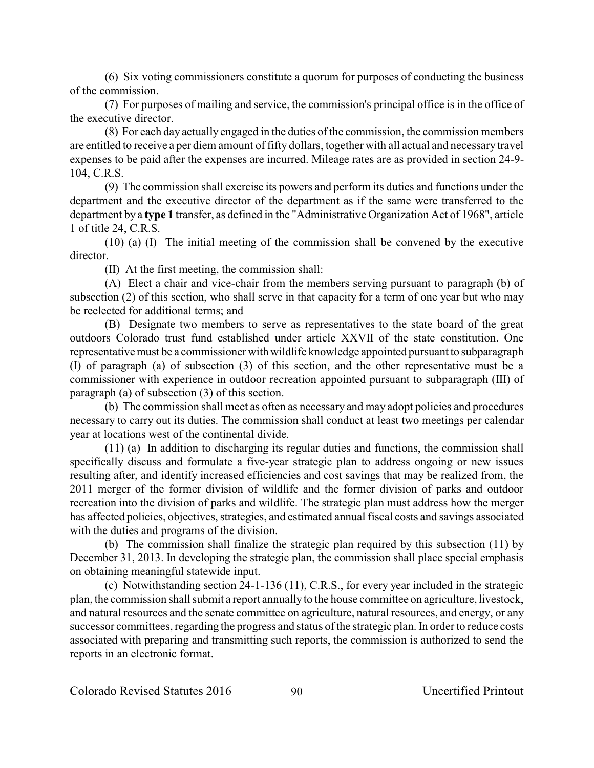(6) Six voting commissioners constitute a quorum for purposes of conducting the business of the commission.

(7) For purposes of mailing and service, the commission's principal office is in the office of the executive director.

(8) For each day actually engaged in the duties of the commission, the commission members are entitled to receive a per diem amount of fifty dollars, together with all actual and necessary travel expenses to be paid after the expenses are incurred. Mileage rates are as provided in section 24-9-104, C.R.S.

(9) The commission shall exercise its powers and perform its duties and functions under the department and the executive director of the department as if the same were transferred to the department by a **type 1** transfer, as defined in the "Administrative Organization Act of 1968", article 1 of title 24, C.R.S.

(10) (a) (I) The initial meeting of the commission shall be convened by the executive director.

(II) At the first meeting, the commission shall:

(A) Elect a chair and vice-chair from the members serving pursuant to paragraph (b) of subsection (2) of this section, who shall serve in that capacity for a term of one year but who may be reelected for additional terms; and

(B) Designate two members to serve as representatives to the state board of the great outdoors Colorado trust fund established under article XXVII of the state constitution. One representative must be a commissioner with wildlife knowledge appointed pursuant to subparagraph (I) of paragraph (a) of subsection (3) of this section, and the other representative must be a commissioner with experience in outdoor recreation appointed pursuant to subparagraph (III) of paragraph (a) of subsection (3) of this section.

(b) The commission shall meet as often as necessary and may adopt policies and procedures necessary to carry out its duties. The commission shall conduct at least two meetings per calendar year at locations west of the continental divide.

(11) (a) In addition to discharging its regular duties and functions, the commission shall specifically discuss and formulate a five-year strategic plan to address ongoing or new issues resulting after, and identify increased efficiencies and cost savings that may be realized from, the 2011 merger of the former division of wildlife and the former division of parks and outdoor recreation into the division of parks and wildlife. The strategic plan must address how the merger has affected policies, objectives, strategies, and estimated annual fiscal costs and savings associated with the duties and programs of the division.

(b) The commission shall finalize the strategic plan required by this subsection (11) by December 31, 2013. In developing the strategic plan, the commission shall place special emphasis on obtaining meaningful statewide input.

(c) Notwithstanding section 24-1-136 (11), C.R.S., for every year included in the strategic plan, the commission shall submit a report annually to the house committee on agriculture, livestock, and natural resources and the senate committee on agriculture, natural resources, and energy, or any successor committees, regarding the progress and status of the strategic plan. In order to reduce costs associated with preparing and transmitting such reports, the commission is authorized to send the reports in an electronic format.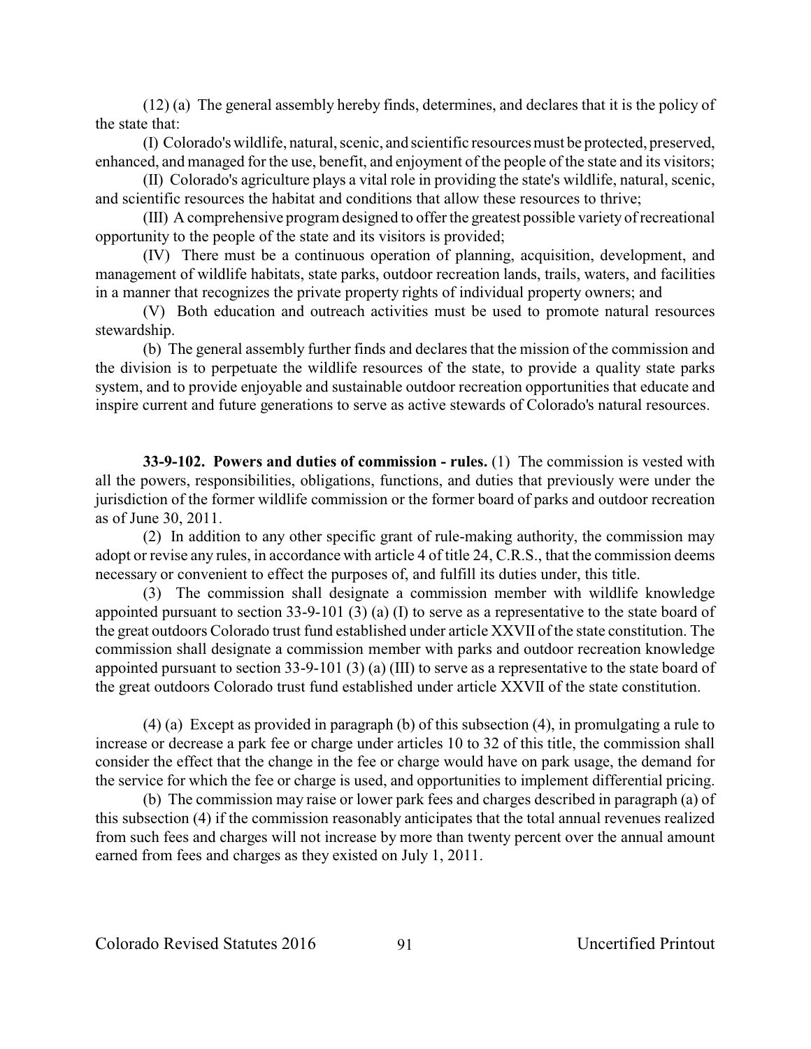(12) (a) The general assembly hereby finds, determines, and declares that it is the policy of the state that:

(I) Colorado's wildlife, natural, scenic, and scientific resources must be protected, preserved, enhanced, and managed for the use, benefit, and enjoyment of the people of the state and its visitors;

(II) Colorado's agriculture plays a vital role in providing the state's wildlife, natural, scenic, and scientific resources the habitat and conditions that allow these resources to thrive;

(III) A comprehensive program designed to offer the greatest possible variety of recreational opportunity to the people of the state and its visitors is provided;

(IV) There must be a continuous operation of planning, acquisition, development, and management of wildlife habitats, state parks, outdoor recreation lands, trails, waters, and facilities in a manner that recognizes the private property rights of individual property owners; and

(V) Both education and outreach activities must be used to promote natural resources stewardship.

(b) The general assembly further finds and declares that the mission of the commission and the division is to perpetuate the wildlife resources of the state, to provide a quality state parks system, and to provide enjoyable and sustainable outdoor recreation opportunities that educate and inspire current and future generations to serve as active stewards of Colorado's natural resources.

**33-9-102. Powers and duties of commission - rules.** (1) The commission is vested with all the powers, responsibilities, obligations, functions, and duties that previously were under the jurisdiction of the former wildlife commission or the former board of parks and outdoor recreation as of June 30, 2011.

(2) In addition to any other specific grant of rule-making authority, the commission may adopt or revise any rules, in accordance with article 4 of title 24, C.R.S., that the commission deems necessary or convenient to effect the purposes of, and fulfill its duties under, this title.

(3) The commission shall designate a commission member with wildlife knowledge appointed pursuant to section 33-9-101 (3) (a) (I) to serve as a representative to the state board of the great outdoors Colorado trust fund established under article XXVII of the state constitution. The commission shall designate a commission member with parks and outdoor recreation knowledge appointed pursuant to section 33-9-101 (3) (a) (III) to serve as a representative to the state board of the great outdoors Colorado trust fund established under article XXVII of the state constitution.

(4) (a) Except as provided in paragraph (b) of this subsection (4), in promulgating a rule to increase or decrease a park fee or charge under articles 10 to 32 of this title, the commission shall consider the effect that the change in the fee or charge would have on park usage, the demand for the service for which the fee or charge is used, and opportunities to implement differential pricing.

(b) The commission may raise or lower park fees and charges described in paragraph (a) of this subsection (4) if the commission reasonably anticipates that the total annual revenues realized from such fees and charges will not increase by more than twenty percent over the annual amount earned from fees and charges as they existed on July 1, 2011.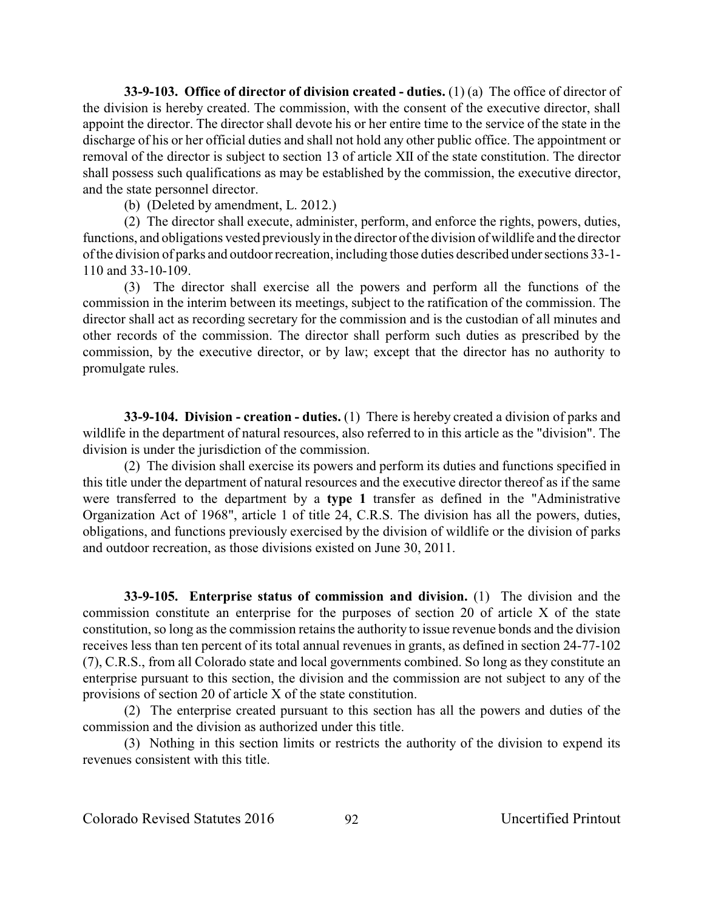**33-9-103. Office of director of division created - duties.** (1) (a) The office of director of the division is hereby created. The commission, with the consent of the executive director, shall appoint the director. The director shall devote his or her entire time to the service of the state in the discharge of his or her official duties and shall not hold any other public office. The appointment or removal of the director is subject to section 13 of article XII of the state constitution. The director shall possess such qualifications as may be established by the commission, the executive director, and the state personnel director.

(b) (Deleted by amendment, L. 2012.)

(2) The director shall execute, administer, perform, and enforce the rights, powers, duties, functions, and obligations vested previously in the director of the division of wildlife and the director of the division of parks and outdoor recreation, including those duties described under sections 33-1-110 and 33-10-109.

(3) The director shall exercise all the powers and perform all the functions of the commission in the interim between its meetings, subject to the ratification of the commission. The director shall act as recording secretary for the commission and is the custodian of all minutes and other records of the commission. The director shall perform such duties as prescribed by the commission, by the executive director, or by law; except that the director has no authority to promulgate rules.

**33-9-104. Division - creation - duties.** (1) There is hereby created a division of parks and wildlife in the department of natural resources, also referred to in this article as the "division". The division is under the jurisdiction of the commission.

(2) The division shall exercise its powers and perform its duties and functions specified in this title under the department of natural resources and the executive director thereof as if the same were transferred to the department by a **type 1** transfer as defined in the "Administrative Organization Act of 1968", article 1 of title 24, C.R.S. The division has all the powers, duties, obligations, and functions previously exercised by the division of wildlife or the division of parks and outdoor recreation, as those divisions existed on June 30, 2011.

**33-9-105. Enterprise status of commission and division.** (1) The division and the commission constitute an enterprise for the purposes of section 20 of article X of the state constitution, so long as the commission retains the authority to issue revenue bonds and the division receives less than ten percent of its total annual revenues in grants, as defined in section 24-77-102 (7), C.R.S., from all Colorado state and local governments combined. So long as they constitute an enterprise pursuant to this section, the division and the commission are not subject to any of the provisions of section 20 of article X of the state constitution.

(2) The enterprise created pursuant to this section has all the powers and duties of the commission and the division as authorized under this title.

(3) Nothing in this section limits or restricts the authority of the division to expend its revenues consistent with this title.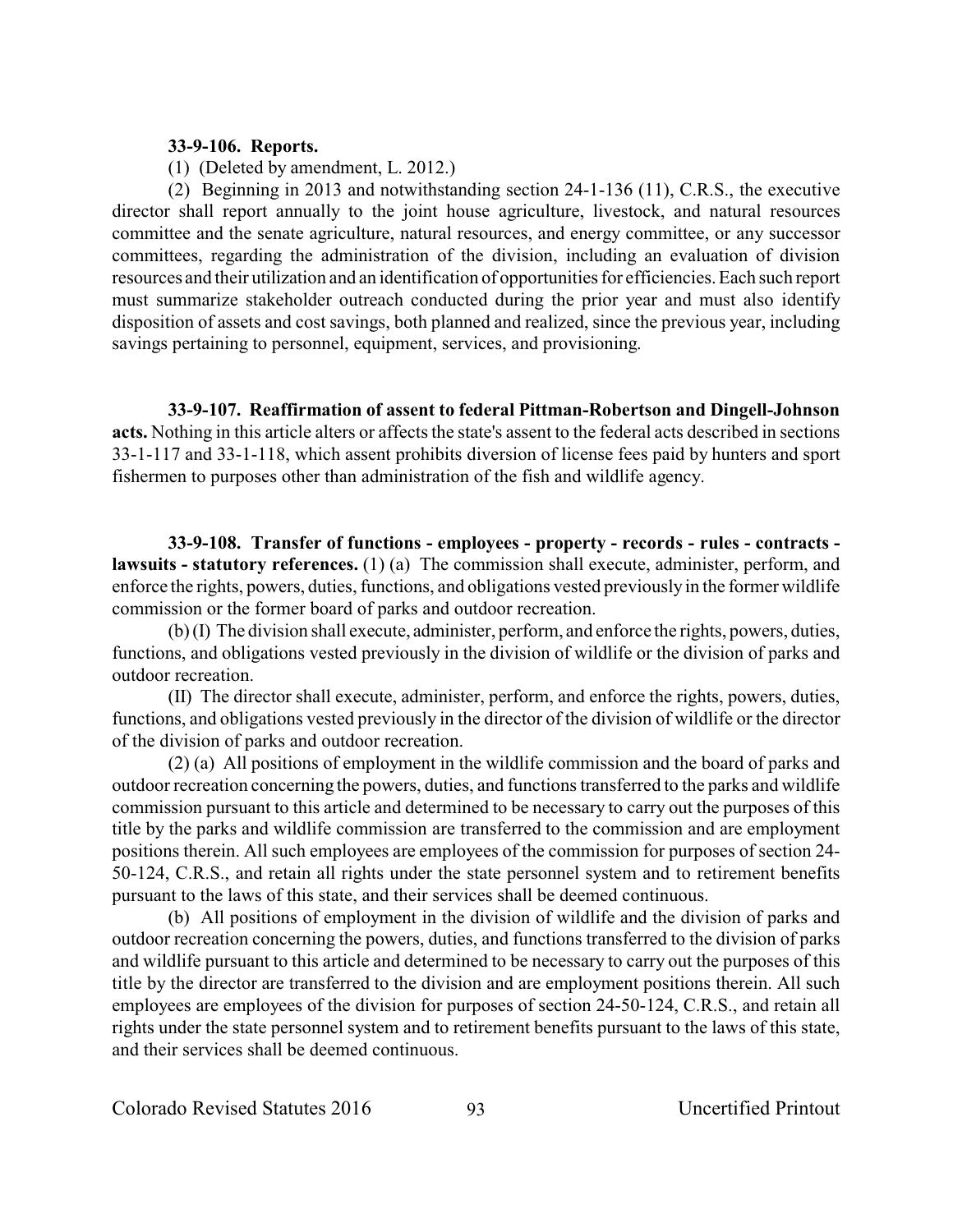**33-9-106. Reports.**

(1) (Deleted by amendment, L. 2012.)

(2) Beginning in 2013 and notwithstanding section 24-1-136 (11), C.R.S., the executive director shall report annually to the joint house agriculture, livestock, and natural resources committee and the senate agriculture, natural resources, and energy committee, or any successor committees, regarding the administration of the division, including an evaluation of division resources and their utilization and an identification of opportunities for efficiencies. Each such report must summarize stakeholder outreach conducted during the prior year and must also identify disposition of assets and cost savings, both planned and realized, since the previous year, including savings pertaining to personnel, equipment, services, and provisioning.

**33-9-107. Reaffirmation of assent to federal Pittman-Robertson and Dingell-Johnson acts.** Nothing in this article alters or affects the state's assent to the federal acts described in sections 33-1-117 and 33-1-118, which assent prohibits diversion of license fees paid by hunters and sport fishermen to purposes other than administration of the fish and wildlife agency.

**33-9-108. Transfer of functions - employees - property - records - rules - contracts - lawsuits - statutory references.** (1) (a) The commission shall execute, administer, perform, and enforce the rights, powers, duties, functions, and obligations vested previously in the former wildlife commission or the former board of parks and outdoor recreation.

(b) (I) The division shall execute, administer, perform, and enforce the rights, powers, duties, functions, and obligations vested previously in the division of wildlife or the division of parks and outdoor recreation.

(II) The director shall execute, administer, perform, and enforce the rights, powers, duties, functions, and obligations vested previously in the director of the division of wildlife or the director of the division of parks and outdoor recreation.

(2) (a) All positions of employment in the wildlife commission and the board of parks and outdoor recreation concerning the powers, duties, and functions transferred to the parks and wildlife commission pursuant to this article and determined to be necessary to carry out the purposes of this title by the parks and wildlife commission are transferred to the commission and are employment positions therein. All such employees are employees of the commission for purposes of section 24-50-124, C.R.S., and retain all rights under the state personnel system and to retirement benefits pursuant to the laws of this state, and their services shall be deemed continuous.

(b) All positions of employment in the division of wildlife and the division of parks and outdoor recreation concerning the powers, duties, and functions transferred to the division of parks and wildlife pursuant to this article and determined to be necessary to carry out the purposes of this title by the director are transferred to the division and are employment positions therein. All such employees are employees of the division for purposes of section 24-50-124, C.R.S., and retain all rights under the state personnel system and to retirement benefits pursuant to the laws of this state, and their services shall be deemed continuous.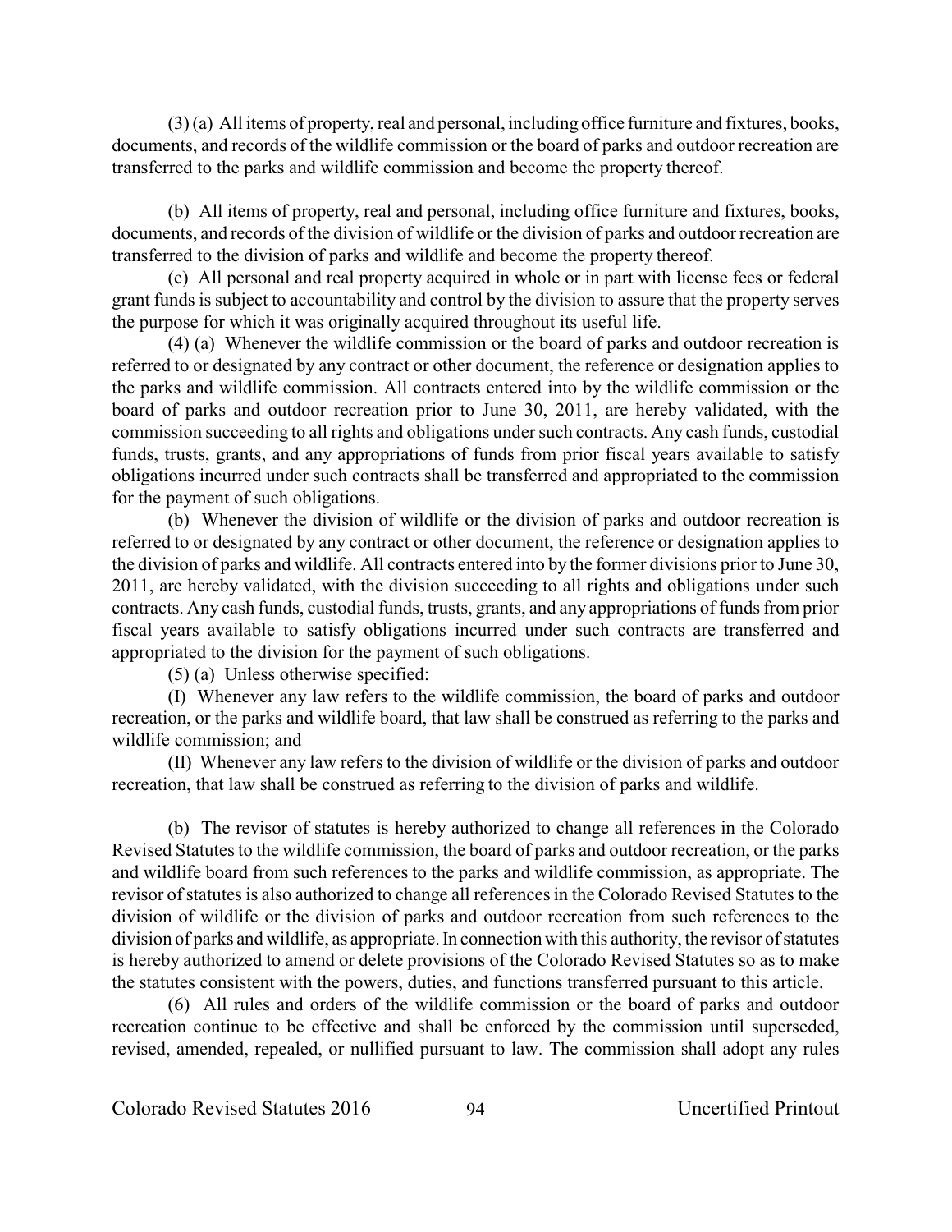(3) (a) All items of property, real and personal, including office furniture and fixtures, books, documents, and records of the wildlife commission or the board of parks and outdoor recreation are transferred to the parks and wildlife commission and become the property thereof.

(b) All items of property, real and personal, including office furniture and fixtures, books, documents, and records of the division of wildlife or the division of parks and outdoor recreation are transferred to the division of parks and wildlife and become the property thereof.

(c) All personal and real property acquired in whole or in part with license fees or federal grant funds is subject to accountability and control by the division to assure that the property serves the purpose for which it was originally acquired throughout its useful life.

(4) (a) Whenever the wildlife commission or the board of parks and outdoor recreation is referred to or designated by any contract or other document, the reference or designation applies to the parks and wildlife commission. All contracts entered into by the wildlife commission or the board of parks and outdoor recreation prior to June 30, 2011, are hereby validated, with the commission succeeding to all rights and obligations under such contracts. Any cash funds, custodial funds, trusts, grants, and any appropriations of funds from prior fiscal years available to satisfy obligations incurred under such contracts shall be transferred and appropriated to the commission for the payment of such obligations.

(b) Whenever the division of wildlife or the division of parks and outdoor recreation is referred to or designated by any contract or other document, the reference or designation applies to the division of parks and wildlife. All contracts entered into by the former divisions prior to June 30, 2011, are hereby validated, with the division succeeding to all rights and obligations under such contracts. Any cash funds, custodial funds, trusts, grants, and any appropriations of funds from prior fiscal years available to satisfy obligations incurred under such contracts are transferred and appropriated to the division for the payment of such obligations.

(5) (a) Unless otherwise specified:

(I) Whenever any law refers to the wildlife commission, the board of parks and outdoor recreation, or the parks and wildlife board, that law shall be construed as referring to the parks and wildlife commission; and

(II) Whenever any law refers to the division of wildlife or the division of parks and outdoor recreation, that law shall be construed as referring to the division of parks and wildlife.

(b) The revisor of statutes is hereby authorized to change all references in the Colorado Revised Statutes to the wildlife commission, the board of parks and outdoor recreation, or the parks and wildlife board from such references to the parks and wildlife commission, as appropriate. The revisor of statutes is also authorized to change all references in the Colorado Revised Statutes to the division of wildlife or the division of parks and outdoor recreation from such references to the division of parks and wildlife, as appropriate. In connection with this authority, the revisor of statutes is hereby authorized to amend or delete provisions of the Colorado Revised Statutes so as to make the statutes consistent with the powers, duties, and functions transferred pursuant to this article.

(6) All rules and orders of the wildlife commission or the board of parks and outdoor recreation continue to be effective and shall be enforced by the commission until superseded, revised, amended, repealed, or nullified pursuant to law. The commission shall adopt any rules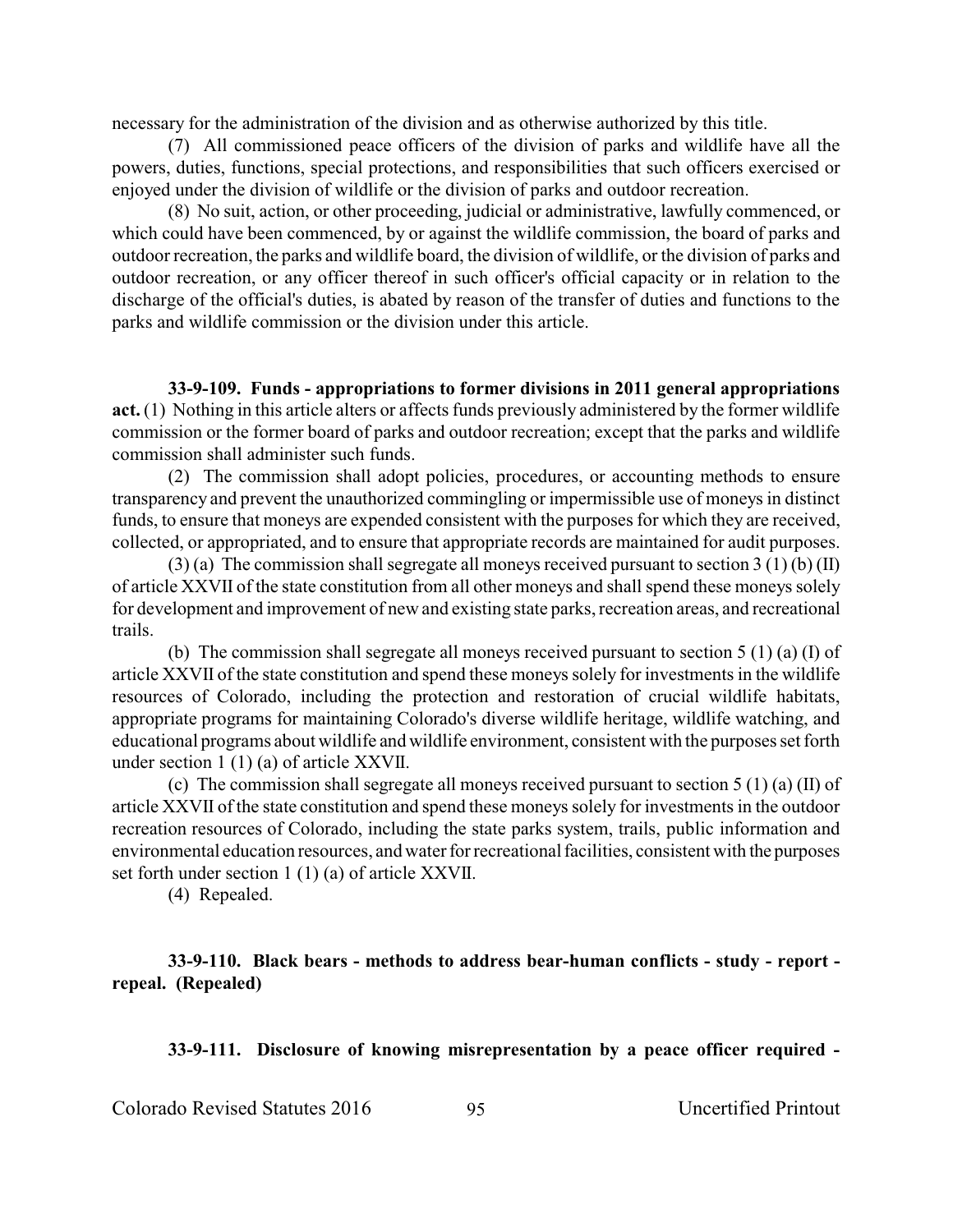necessary for the administration of the division and as otherwise authorized by this title.

(7) All commissioned peace officers of the division of parks and wildlife have all the powers, duties, functions, special protections, and responsibilities that such officers exercised or enjoyed under the division of wildlife or the division of parks and outdoor recreation.

(8) No suit, action, or other proceeding, judicial or administrative, lawfully commenced, or which could have been commenced, by or against the wildlife commission, the board of parks and outdoor recreation, the parks and wildlife board, the division of wildlife, or the division of parks and outdoor recreation, or any officer thereof in such officer's official capacity or in relation to the discharge of the official's duties, is abated by reason of the transfer of duties and functions to the parks and wildlife commission or the division under this article.

**33-9-109. Funds - appropriations to former divisions in 2011 general appropriations act.** (1) Nothing in this article alters or affects funds previously administered by the former wildlife commission or the former board of parks and outdoor recreation; except that the parks and wildlife commission shall administer such funds.

(2) The commission shall adopt policies, procedures, or accounting methods to ensure transparency and prevent the unauthorized commingling or impermissible use of moneys in distinct funds, to ensure that moneys are expended consistent with the purposes for which they are received, collected, or appropriated, and to ensure that appropriate records are maintained for audit purposes.

(3) (a) The commission shall segregate all moneys received pursuant to section 3 (1) (b) (II) of article XXVII of the state constitution from all other moneys and shall spend these moneys solely for development and improvement of new and existing state parks, recreation areas, and recreational trails.

(b) The commission shall segregate all moneys received pursuant to section 5 (1) (a) (I) of article XXVII of the state constitution and spend these moneys solely for investments in the wildlife resources of Colorado, including the protection and restoration of crucial wildlife habitats, appropriate programs for maintaining Colorado's diverse wildlife heritage, wildlife watching, and educational programs about wildlife and wildlife environment, consistent with the purposes set forth under section 1 (1) (a) of article XXVII.

(c) The commission shall segregate all moneys received pursuant to section 5 (1) (a) (II) of article XXVII of the state constitution and spend these moneys solely for investments in the outdoor recreation resources of Colorado, including the state parks system, trails, public information and environmental education resources, and water for recreational facilities, consistent with the purposes set forth under section 1 (1) (a) of article XXVII.

(4) Repealed.

**33-9-110. Black bears - methods to address bear-human conflicts - study - report - repeal. (Repealed)**

**33-9-111. Disclosure of knowing misrepresentation by a peace officer required -**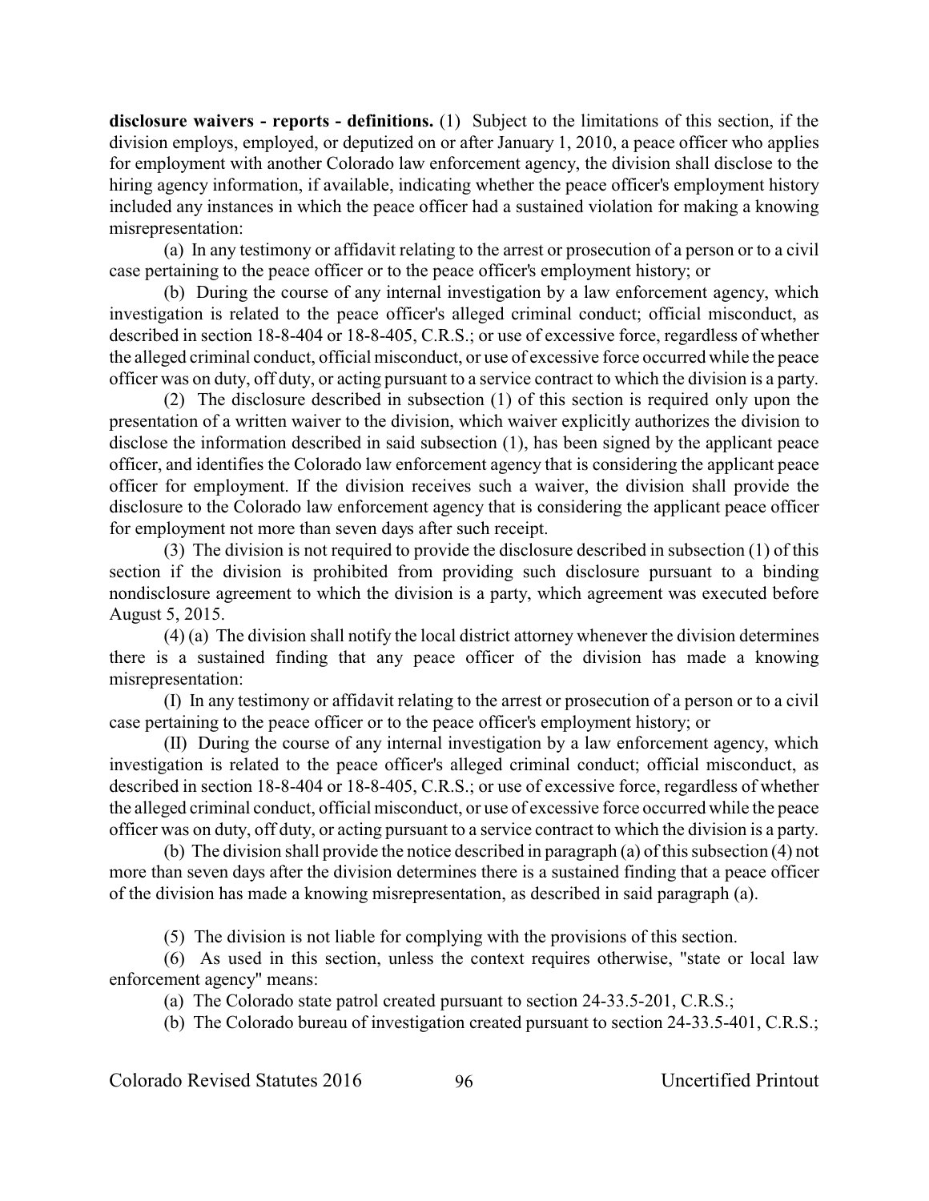**disclosure waivers - reports - definitions.** (1) Subject to the limitations of this section, if the division employs, employed, or deputized on or after January 1, 2010, a peace officer who applies for employment with another Colorado law enforcement agency, the division shall disclose to the hiring agency information, if available, indicating whether the peace officer's employment history included any instances in which the peace officer had a sustained violation for making a knowing misrepresentation:

(a) In any testimony or affidavit relating to the arrest or prosecution of a person or to a civil case pertaining to the peace officer or to the peace officer's employment history; or

(b) During the course of any internal investigation by a law enforcement agency, which investigation is related to the peace officer's alleged criminal conduct; official misconduct, as described in section 18-8-404 or 18-8-405, C.R.S.; or use of excessive force, regardless of whether the alleged criminal conduct, official misconduct, or use of excessive force occurred while the peace officer was on duty, off duty, or acting pursuant to a service contract to which the division is a party.

(2) The disclosure described in subsection (1) of this section is required only upon the presentation of a written waiver to the division, which waiver explicitly authorizes the division to disclose the information described in said subsection (1), has been signed by the applicant peace officer, and identifies the Colorado law enforcement agency that is considering the applicant peace officer for employment. If the division receives such a waiver, the division shall provide the disclosure to the Colorado law enforcement agency that is considering the applicant peace officer for employment not more than seven days after such receipt.

(3) The division is not required to provide the disclosure described in subsection (1) of this section if the division is prohibited from providing such disclosure pursuant to a binding nondisclosure agreement to which the division is a party, which agreement was executed before August 5, 2015.

(4) (a) The division shall notify the local district attorney whenever the division determines there is a sustained finding that any peace officer of the division has made a knowing misrepresentation:

(I) In any testimony or affidavit relating to the arrest or prosecution of a person or to a civil case pertaining to the peace officer or to the peace officer's employment history; or

(II) During the course of any internal investigation by a law enforcement agency, which investigation is related to the peace officer's alleged criminal conduct; official misconduct, as described in section 18-8-404 or 18-8-405, C.R.S.; or use of excessive force, regardless of whether the alleged criminal conduct, official misconduct, or use of excessive force occurred while the peace officer was on duty, off duty, or acting pursuant to a service contract to which the division is a party.

(b) The division shall provide the notice described in paragraph (a) of this subsection (4) not more than seven days after the division determines there is a sustained finding that a peace officer of the division has made a knowing misrepresentation, as described in said paragraph (a).

(5) The division is not liable for complying with the provisions of this section.

(6) As used in this section, unless the context requires otherwise, "state or local law enforcement agency" means:

(a) The Colorado state patrol created pursuant to section 24-33.5-201, C.R.S.;

(b) The Colorado bureau of investigation created pursuant to section 24-33.5-401, C.R.S.;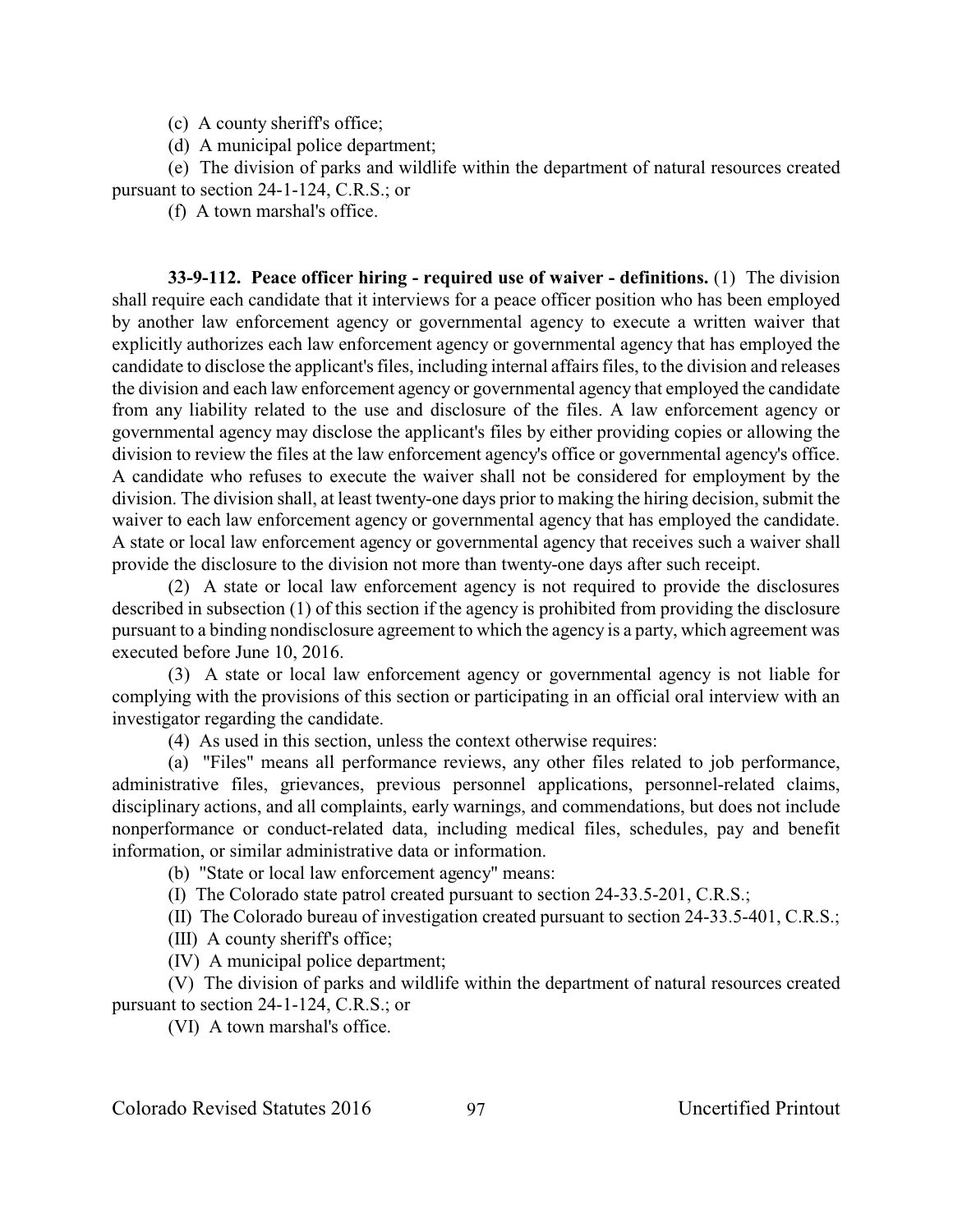(c) A county sheriff's office;

(d) A municipal police department;

(e) The division of parks and wildlife within the department of natural resources created pursuant to section 24-1-124, C.R.S.; or

(f) A town marshal's office.

**33-9-112. Peace officer hiring - required use of waiver - definitions.** (1) The division shall require each candidate that it interviews for a peace officer position who has been employed by another law enforcement agency or governmental agency to execute a written waiver that explicitly authorizes each law enforcement agency or governmental agency that has employed the candidate to disclose the applicant's files, including internal affairs files, to the division and releases the division and each law enforcement agency or governmental agency that employed the candidate from any liability related to the use and disclosure of the files. A law enforcement agency or governmental agency may disclose the applicant's files by either providing copies or allowing the division to review the files at the law enforcement agency's office or governmental agency's office. A candidate who refuses to execute the waiver shall not be considered for employment by the division. The division shall, at least twenty-one days prior to making the hiring decision, submit the waiver to each law enforcement agency or governmental agency that has employed the candidate. A state or local law enforcement agency or governmental agency that receives such a waiver shall provide the disclosure to the division not more than twenty-one days after such receipt.

(2) A state or local law enforcement agency is not required to provide the disclosures described in subsection (1) of this section if the agency is prohibited from providing the disclosure pursuant to a binding nondisclosure agreement to which the agency is a party, which agreement was executed before June 10, 2016.

(3) A state or local law enforcement agency or governmental agency is not liable for complying with the provisions of this section or participating in an official oral interview with an investigator regarding the candidate.

(4) As used in this section, unless the context otherwise requires:

(a) "Files" means all performance reviews, any other files related to job performance, administrative files, grievances, previous personnel applications, personnel-related claims, disciplinary actions, and all complaints, early warnings, and commendations, but does not include nonperformance or conduct-related data, including medical files, schedules, pay and benefit information, or similar administrative data or information.

(b) "State or local law enforcement agency" means:

(I) The Colorado state patrol created pursuant to section 24-33.5-201, C.R.S.;

(II) The Colorado bureau of investigation created pursuant to section 24-33.5-401, C.R.S.;

(III) A county sheriff's office;

(IV) A municipal police department;

(V) The division of parks and wildlife within the department of natural resources created pursuant to section 24-1-124, C.R.S.; or

(VI) A town marshal's office.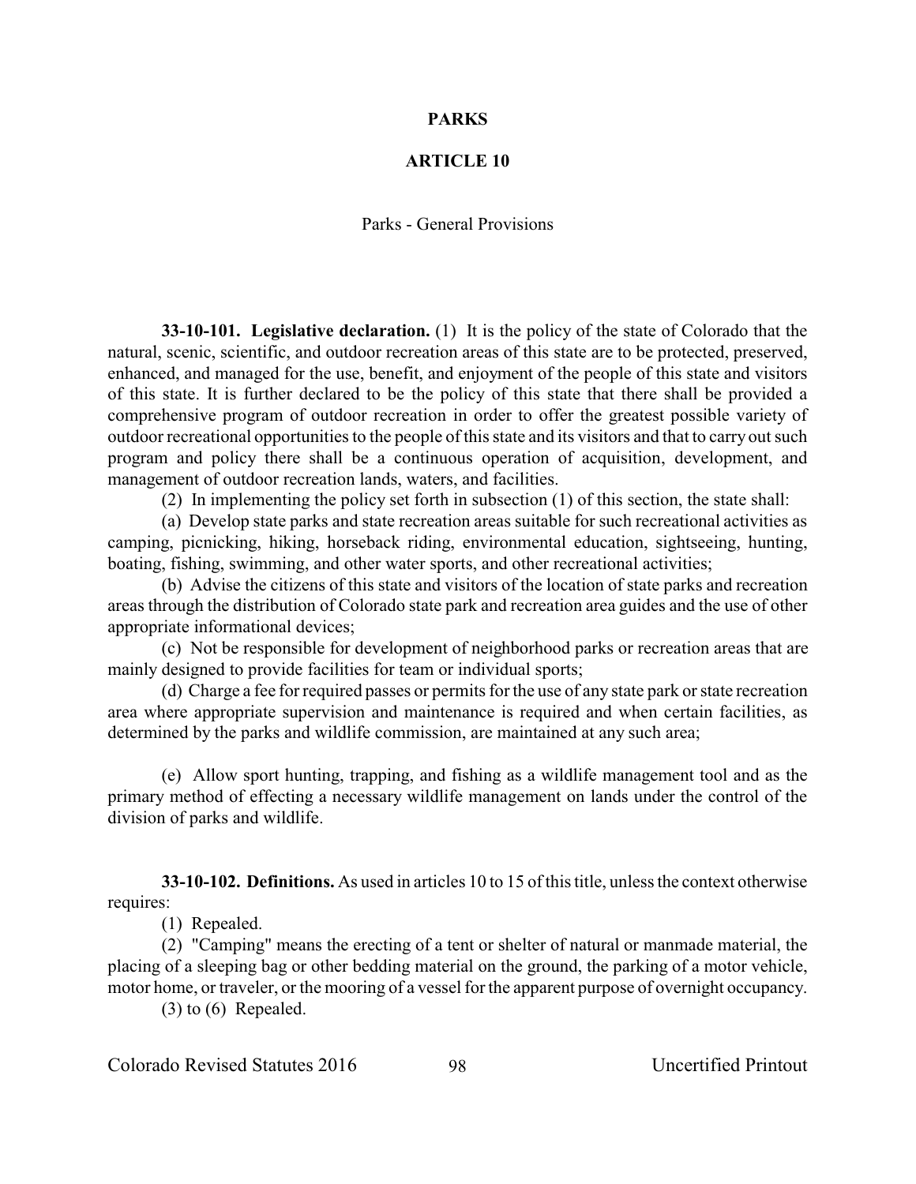# PARKS

## ARTICLE 10

### Parks - General Provisions

**33-10-101. Legislative declaration.** (1) It is the policy of the state of Colorado that the natural, scenic, scientific, and outdoor recreation areas of this state are to be protected, preserved, enhanced, and managed for the use, benefit, and enjoyment of the people of this state and visitors of this state. It is further declared to be the policy of this state that there shall be provided a comprehensive program of outdoor recreation in order to offer the greatest possible variety of outdoor recreational opportunities to the people of this state and its visitors and that to carry out such program and policy there shall be a continuous operation of acquisition, development, and management of outdoor recreation lands, waters, and facilities.

(2) In implementing the policy set forth in subsection (1) of this section, the state shall:

(a) Develop state parks and state recreation areas suitable for such recreational activities as camping, picnicking, hiking, horseback riding, environmental education, sightseeing, hunting, boating, fishing, swimming, and other water sports, and other recreational activities;

(b) Advise the citizens of this state and visitors of the location of state parks and recreation areas through the distribution of Colorado state park and recreation area guides and the use of other appropriate informational devices;

(c) Not be responsible for development of neighborhood parks or recreation areas that are mainly designed to provide facilities for team or individual sports;

(d) Charge a fee for required passes or permits for the use of any state park or state recreation area where appropriate supervision and maintenance is required and when certain facilities, as determined by the parks and wildlife commission, are maintained at any such area;

(e) Allow sport hunting, trapping, and fishing as a wildlife management tool and as the primary method of effecting a necessary wildlife management on lands under the control of the division of parks and wildlife.

**33-10-102. Definitions.** As used in articles 10 to 15 of this title, unless the context otherwise requires:

(1) Repealed.

(2) "Camping" means the erecting of a tent or shelter of natural or manmade material, the placing of a sleeping bag or other bedding material on the ground, the parking of a motor vehicle, motor home, or traveler, or the mooring of a vessel for the apparent purpose of overnight occupancy.

(3) to (6) Repealed.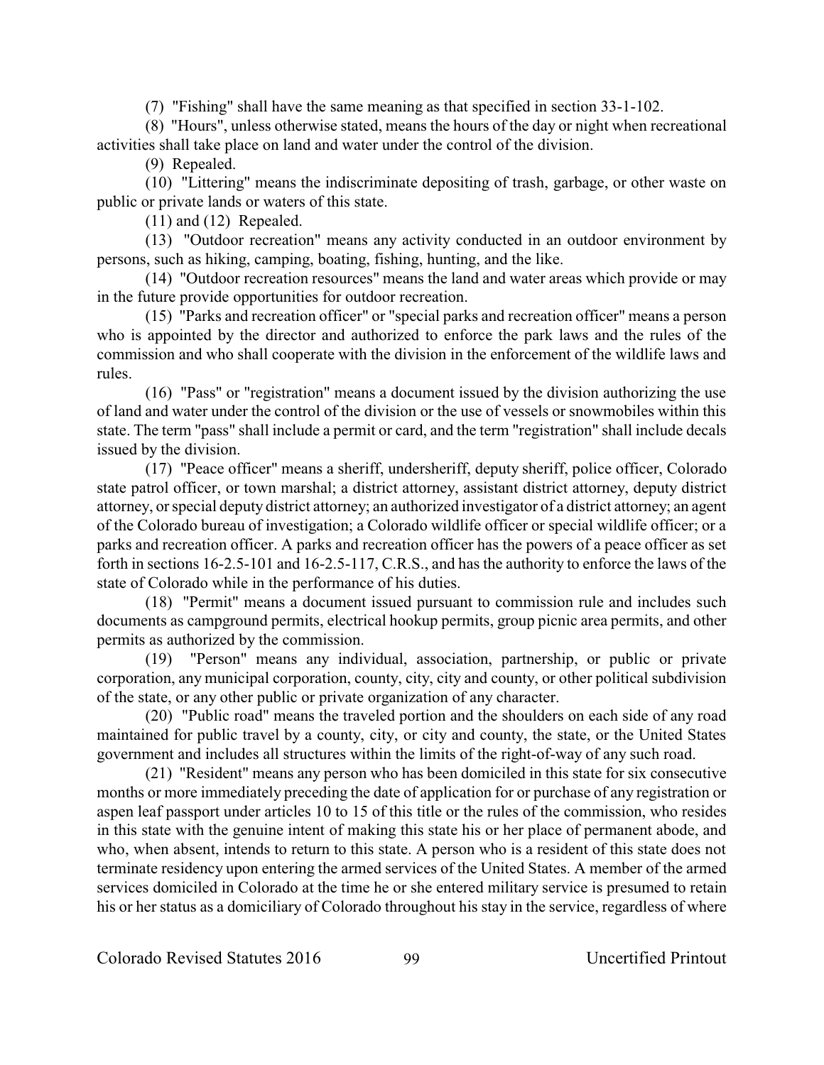(7) "Fishing" shall have the same meaning as that specified in section 33-1-102.

(8) "Hours", unless otherwise stated, means the hours of the day or night when recreational activities shall take place on land and water under the control of the division.

(9) Repealed.

(10) "Littering" means the indiscriminate depositing of trash, garbage, or other waste on public or private lands or waters of this state.

(11) and (12) Repealed.

(13) "Outdoor recreation" means any activity conducted in an outdoor environment by persons, such as hiking, camping, boating, fishing, hunting, and the like.

(14) "Outdoor recreation resources" means the land and water areas which provide or may in the future provide opportunities for outdoor recreation.

(15) "Parks and recreation officer" or "special parks and recreation officer" means a person who is appointed by the director and authorized to enforce the park laws and the rules of the commission and who shall cooperate with the division in the enforcement of the wildlife laws and rules.

(16) "Pass" or "registration" means a document issued by the division authorizing the use of land and water under the control of the division or the use of vessels or snowmobiles within this state. The term "pass" shall include a permit or card, and the term "registration" shall include decals issued by the division.

(17) "Peace officer" means a sheriff, undersheriff, deputy sheriff, police officer, Colorado state patrol officer, or town marshal; a district attorney, assistant district attorney, deputy district attorney, or special deputy district attorney; an authorized investigator of a district attorney; an agent of the Colorado bureau of investigation; a Colorado wildlife officer or special wildlife officer; or a parks and recreation officer. A parks and recreation officer has the powers of a peace officer as set forth in sections 16-2.5-101 and 16-2.5-117, C.R.S., and has the authority to enforce the laws of the state of Colorado while in the performance of his duties.

(18) "Permit" means a document issued pursuant to commission rule and includes such documents as campground permits, electrical hookup permits, group picnic area permits, and other permits as authorized by the commission.

(19) "Person" means any individual, association, partnership, or public or private corporation, any municipal corporation, county, city, city and county, or other political subdivision of the state, or any other public or private organization of any character.

(20) "Public road" means the traveled portion and the shoulders on each side of any road maintained for public travel by a county, city, or city and county, the state, or the United States government and includes all structures within the limits of the right-of-way of any such road.

(21) "Resident" means any person who has been domiciled in this state for six consecutive months or more immediately preceding the date of application for or purchase of any registration or aspen leaf passport under articles 10 to 15 of this title or the rules of the commission, who resides in this state with the genuine intent of making this state his or her place of permanent abode, and who, when absent, intends to return to this state. A person who is a resident of this state does not terminate residency upon entering the armed services of the United States. A member of the armed services domiciled in Colorado at the time he or she entered military service is presumed to retain his or her status as a domiciliary of Colorado throughout his stay in the service, regardless of where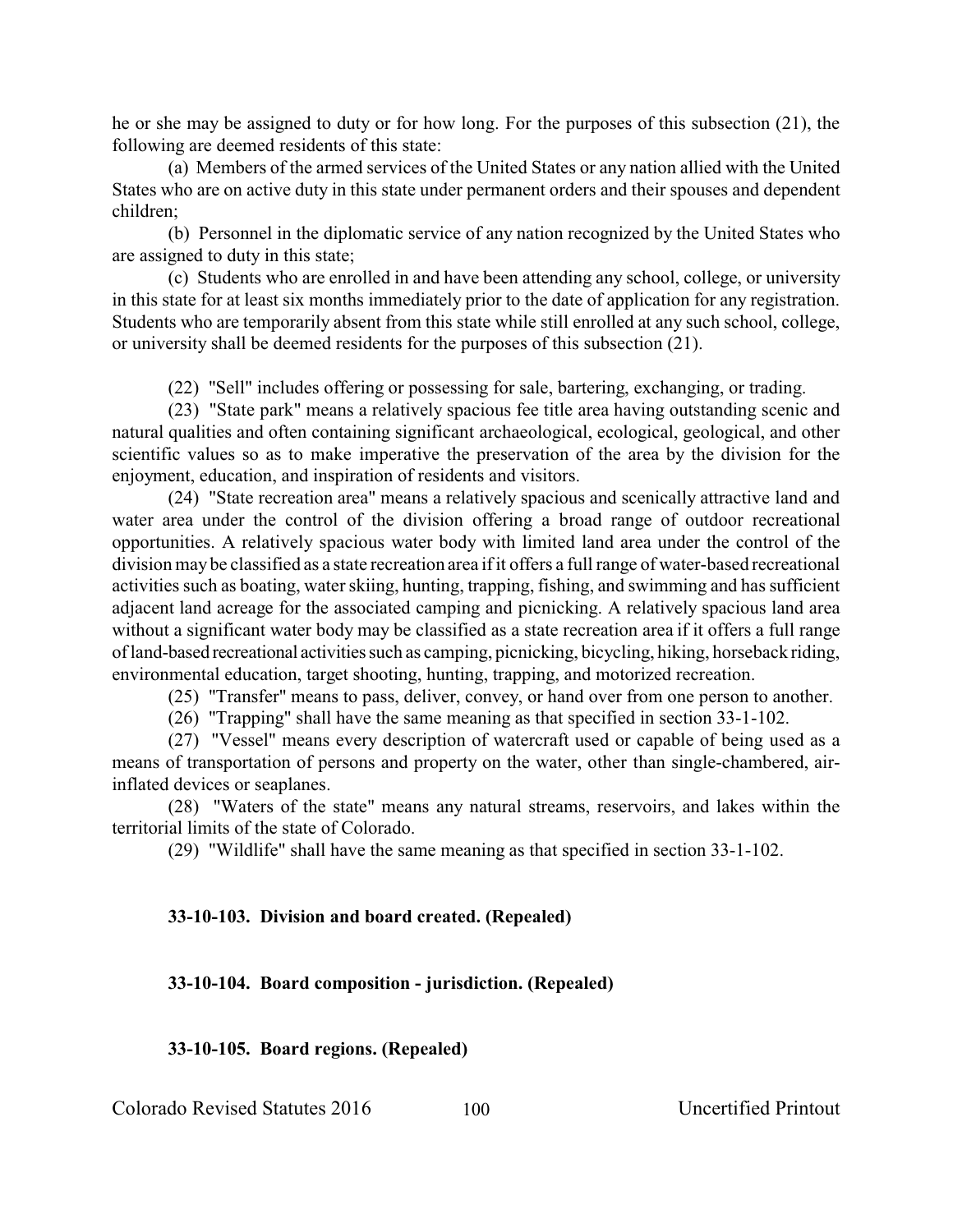he or she may be assigned to duty or for how long. For the purposes of this subsection (21), the following are deemed residents of this state:

(a) Members of the armed services of the United States or any nation allied with the United States who are on active duty in this state under permanent orders and their spouses and dependent children;

(b) Personnel in the diplomatic service of any nation recognized by the United States who are assigned to duty in this state;

(c) Students who are enrolled in and have been attending any school, college, or university in this state for at least six months immediately prior to the date of application for any registration. Students who are temporarily absent from this state while still enrolled at any such school, college, or university shall be deemed residents for the purposes of this subsection (21).

(22) "Sell" includes offering or possessing for sale, bartering, exchanging, or trading.

(23) "State park" means a relatively spacious fee title area having outstanding scenic and natural qualities and often containing significant archaeological, ecological, geological, and other scientific values so as to make imperative the preservation of the area by the division for the enjoyment, education, and inspiration of residents and visitors.

(24) "State recreation area" means a relatively spacious and scenically attractive land and water area under the control of the division offering a broad range of outdoor recreational opportunities. A relatively spacious water body with limited land area under the control of the division may be classified as a state recreation area if it offers a full range of water-based recreational activities such as boating, water skiing, hunting, trapping, fishing, and swimming and has sufficient adjacent land acreage for the associated camping and picnicking. A relatively spacious land area without a significant water body may be classified as a state recreation area if it offers a full range of land-based recreational activities such as camping, picnicking, bicycling, hiking, horseback riding, environmental education, target shooting, hunting, trapping, and motorized recreation.

(25) "Transfer" means to pass, deliver, convey, or hand over from one person to another.

(26) "Trapping" shall have the same meaning as that specified in section 33-1-102.

(27) "Vessel" means every description of watercraft used or capable of being used as a means of transportation of persons and property on the water, other than single-chambered, air-inflated devices or seaplanes.

(28) "Waters of the state" means any natural streams, reservoirs, and lakes within the territorial limits of the state of Colorado.

(29) "Wildlife" shall have the same meaning as that specified in section 33-1-102.

**33-10-103. Division and board created. (Repealed)**

**33-10-104. Board composition - jurisdiction. (Repealed)**

**33-10-105. Board regions. (Repealed)**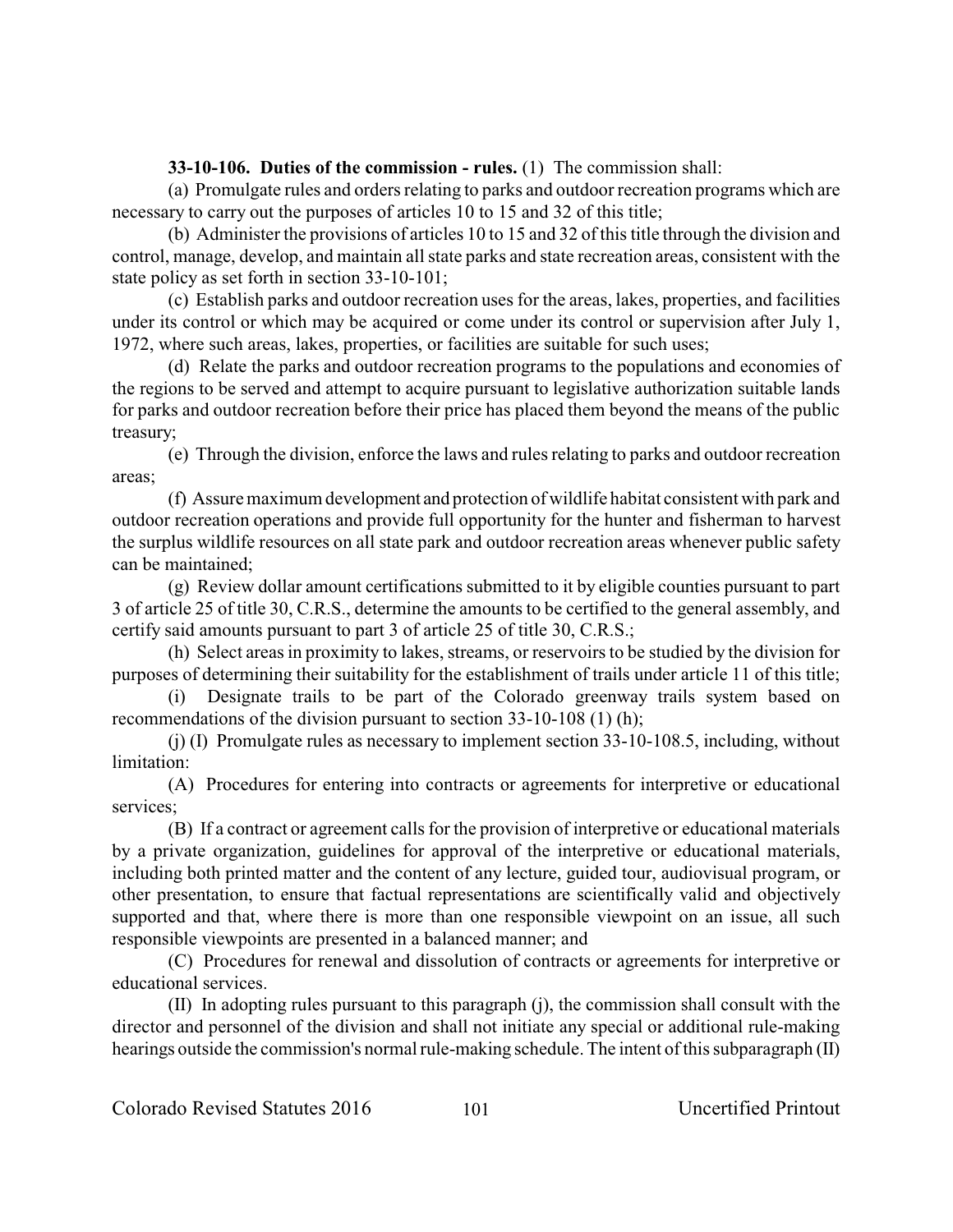**33-10-106. Duties of the commission - rules.** (1) The commission shall:

(a) Promulgate rules and orders relating to parks and outdoor recreation programs which are necessary to carry out the purposes of articles 10 to 15 and 32 of this title;

(b) Administer the provisions of articles 10 to 15 and 32 of this title through the division and control, manage, develop, and maintain all state parks and state recreation areas, consistent with the state policy as set forth in section 33-10-101;

(c) Establish parks and outdoor recreation uses for the areas, lakes, properties, and facilities under its control or which may be acquired or come under its control or supervision after July 1, 1972, where such areas, lakes, properties, or facilities are suitable for such uses;

(d) Relate the parks and outdoor recreation programs to the populations and economies of the regions to be served and attempt to acquire pursuant to legislative authorization suitable lands for parks and outdoor recreation before their price has placed them beyond the means of the public treasury;

(e) Through the division, enforce the laws and rules relating to parks and outdoor recreation areas;

(f) Assure maximum development and protection of wildlife habitat consistent with park and outdoor recreation operations and provide full opportunity for the hunter and fisherman to harvest the surplus wildlife resources on all state park and outdoor recreation areas whenever public safety can be maintained;

(g) Review dollar amount certifications submitted to it by eligible counties pursuant to part 3 of article 25 of title 30, C.R.S., determine the amounts to be certified to the general assembly, and certify said amounts pursuant to part 3 of article 25 of title 30, C.R.S.;

(h) Select areas in proximity to lakes, streams, or reservoirs to be studied by the division for purposes of determining their suitability for the establishment of trails under article 11 of this title;

(i) Designate trails to be part of the Colorado greenway trails system based on recommendations of the division pursuant to section 33-10-108 (1) (h);

(j) (I) Promulgate rules as necessary to implement section 33-10-108.5, including, without limitation:

(A) Procedures for entering into contracts or agreements for interpretive or educational services;

(B) If a contract or agreement calls for the provision of interpretive or educational materials by a private organization, guidelines for approval of the interpretive or educational materials, including both printed matter and the content of any lecture, guided tour, audiovisual program, or other presentation, to ensure that factual representations are scientifically valid and objectively supported and that, where there is more than one responsible viewpoint on an issue, all such responsible viewpoints are presented in a balanced manner; and

(C) Procedures for renewal and dissolution of contracts or agreements for interpretive or educational services.

(II) In adopting rules pursuant to this paragraph (j), the commission shall consult with the director and personnel of the division and shall not initiate any special or additional rule-making hearings outside the commission's normal rule-making schedule. The intent of this subparagraph (II)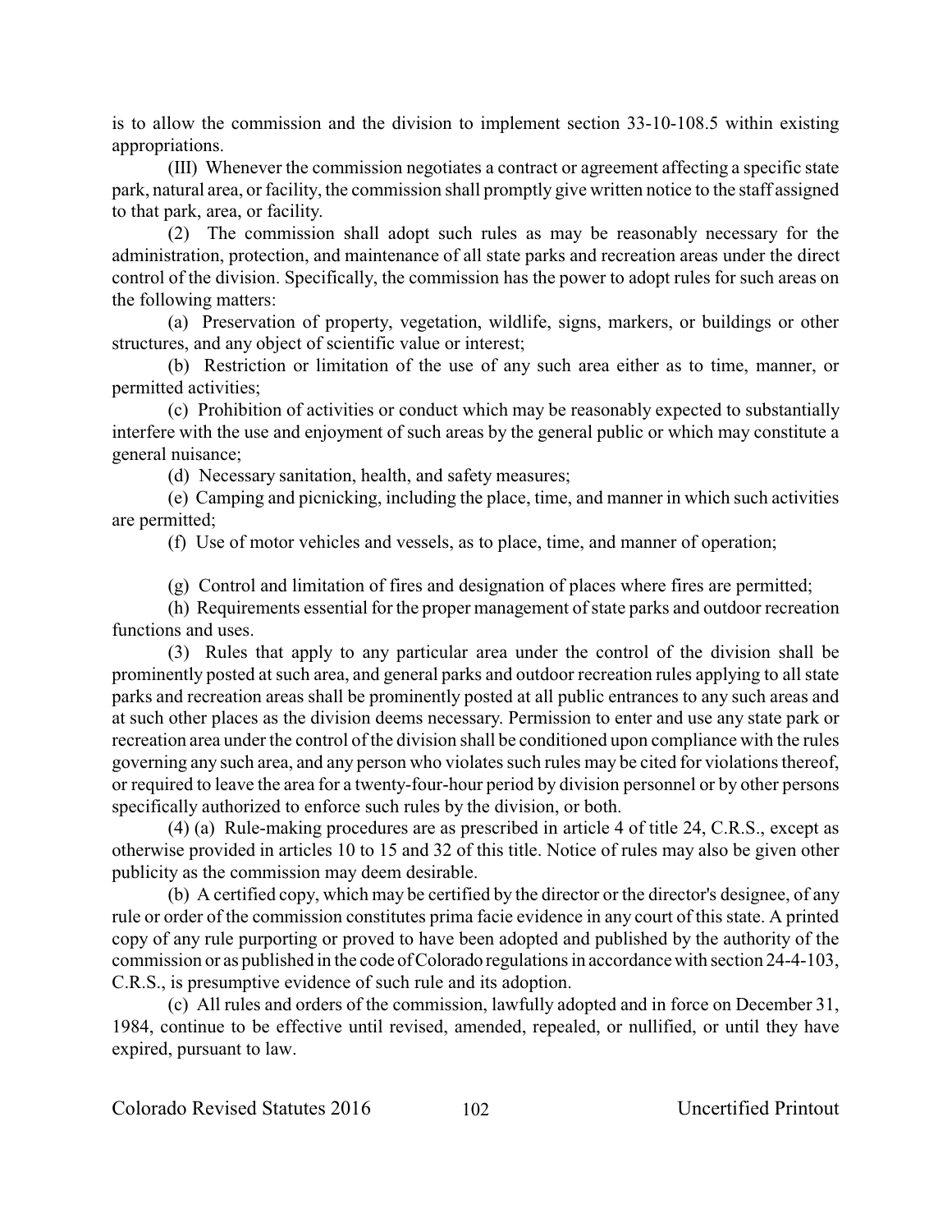is to allow the commission and the division to implement section 33-10-108.5 within existing appropriations.

(III) Whenever the commission negotiates a contract or agreement affecting a specific state park, natural area, or facility, the commission shall promptly give written notice to the staff assigned to that park, area, or facility.

(2) The commission shall adopt such rules as may be reasonably necessary for the administration, protection, and maintenance of all state parks and recreation areas under the direct control of the division. Specifically, the commission has the power to adopt rules for such areas on the following matters:

(a) Preservation of property, vegetation, wildlife, signs, markers, or buildings or other structures, and any object of scientific value or interest;

(b) Restriction or limitation of the use of any such area either as to time, manner, or permitted activities;

(c) Prohibition of activities or conduct which may be reasonably expected to substantially interfere with the use and enjoyment of such areas by the general public or which may constitute a general nuisance;

(d) Necessary sanitation, health, and safety measures;

(e) Camping and picnicking, including the place, time, and manner in which such activities are permitted;

(f) Use of motor vehicles and vessels, as to place, time, and manner of operation;

(g) Control and limitation of fires and designation of places where fires are permitted;

(h) Requirements essential for the proper management of state parks and outdoor recreation functions and uses.

(3) Rules that apply to any particular area under the control of the division shall be prominently posted at such area, and general parks and outdoor recreation rules applying to all state parks and recreation areas shall be prominently posted at all public entrances to any such areas and at such other places as the division deems necessary. Permission to enter and use any state park or recreation area under the control of the division shall be conditioned upon compliance with the rules governing any such area, and any person who violates such rules may be cited for violations thereof, or required to leave the area for a twenty-four-hour period by division personnel or by other persons specifically authorized to enforce such rules by the division, or both.

(4) (a) Rule-making procedures are as prescribed in article 4 of title 24, C.R.S., except as otherwise provided in articles 10 to 15 and 32 of this title. Notice of rules may also be given other publicity as the commission may deem desirable.

(b) A certified copy, which may be certified by the director or the director's designee, of any rule or order of the commission constitutes prima facie evidence in any court of this state. A printed copy of any rule purporting or proved to have been adopted and published by the authority of the commission or as published in the code of Colorado regulations in accordance with section 24-4-103, C.R.S., is presumptive evidence of such rule and its adoption.

(c) All rules and orders of the commission, lawfully adopted and in force on December 31, 1984, continue to be effective until revised, amended, repealed, or nullified, or until they have expired, pursuant to law.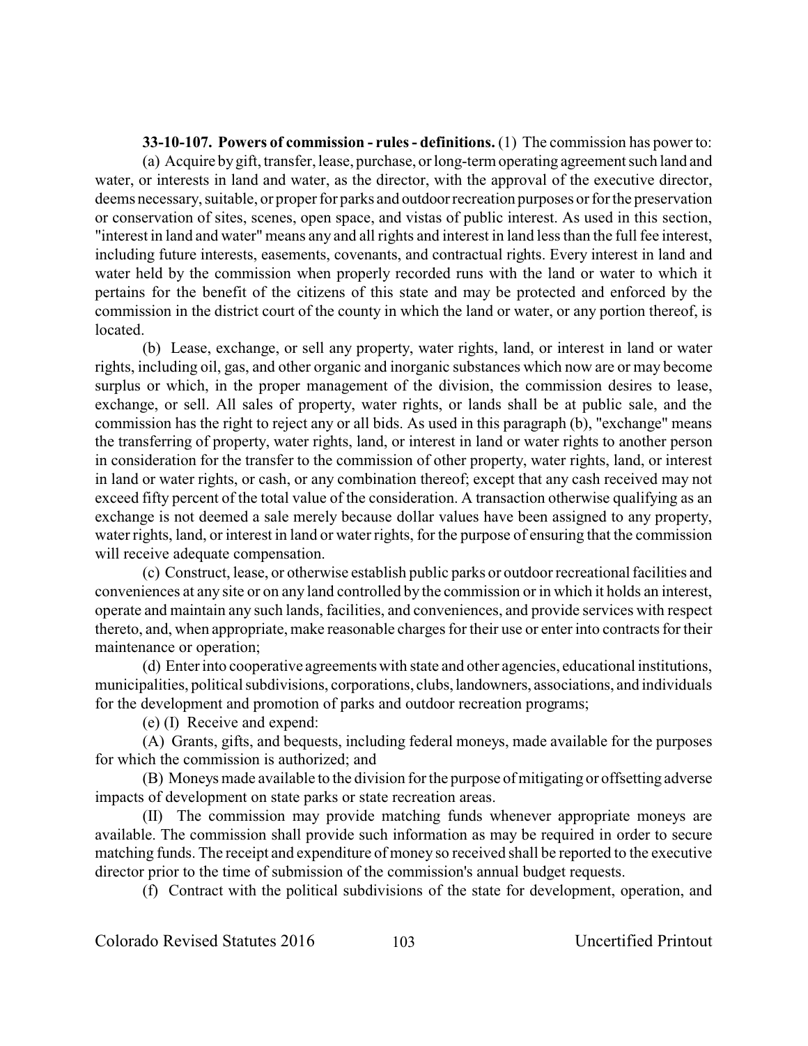**33-10-107. Powers of commission - rules - definitions.** (1) The commission has power to:

(a) Acquire by gift, transfer, lease, purchase, or long-term operating agreement such land and water, or interests in land and water, as the director, with the approval of the executive director, deems necessary, suitable, or proper for parks and outdoor recreation purposes or for the preservation or conservation of sites, scenes, open space, and vistas of public interest. As used in this section, "interest in land and water" means any and all rights and interest in land less than the full fee interest, including future interests, easements, covenants, and contractual rights. Every interest in land and water held by the commission when properly recorded runs with the land or water to which it pertains for the benefit of the citizens of this state and may be protected and enforced by the commission in the district court of the county in which the land or water, or any portion thereof, is located.

(b) Lease, exchange, or sell any property, water rights, land, or interest in land or water rights, including oil, gas, and other organic and inorganic substances which now are or may become surplus or which, in the proper management of the division, the commission desires to lease, exchange, or sell. All sales of property, water rights, or lands shall be at public sale, and the commission has the right to reject any or all bids. As used in this paragraph (b), "exchange" means the transferring of property, water rights, land, or interest in land or water rights to another person in consideration for the transfer to the commission of other property, water rights, land, or interest in land or water rights, or cash, or any combination thereof; except that any cash received may not exceed fifty percent of the total value of the consideration. A transaction otherwise qualifying as an exchange is not deemed a sale merely because dollar values have been assigned to any property, water rights, land, or interest in land or water rights, for the purpose of ensuring that the commission will receive adequate compensation.

(c) Construct, lease, or otherwise establish public parks or outdoor recreational facilities and conveniences at any site or on any land controlled by the commission or in which it holds an interest, operate and maintain any such lands, facilities, and conveniences, and provide services with respect thereto, and, when appropriate, make reasonable charges for their use or enter into contracts for their maintenance or operation;

(d) Enter into cooperative agreements with state and other agencies, educational institutions, municipalities, political subdivisions, corporations, clubs, landowners, associations, and individuals for the development and promotion of parks and outdoor recreation programs;

(e) (I) Receive and expend:

(A) Grants, gifts, and bequests, including federal moneys, made available for the purposes for which the commission is authorized; and

(B) Moneys made available to the division for the purpose of mitigating or offsetting adverse impacts of development on state parks or state recreation areas.

(II) The commission may provide matching funds whenever appropriate moneys are available. The commission shall provide such information as may be required in order to secure matching funds. The receipt and expenditure of money so received shall be reported to the executive director prior to the time of submission of the commission's annual budget requests.

(f) Contract with the political subdivisions of the state for development, operation, and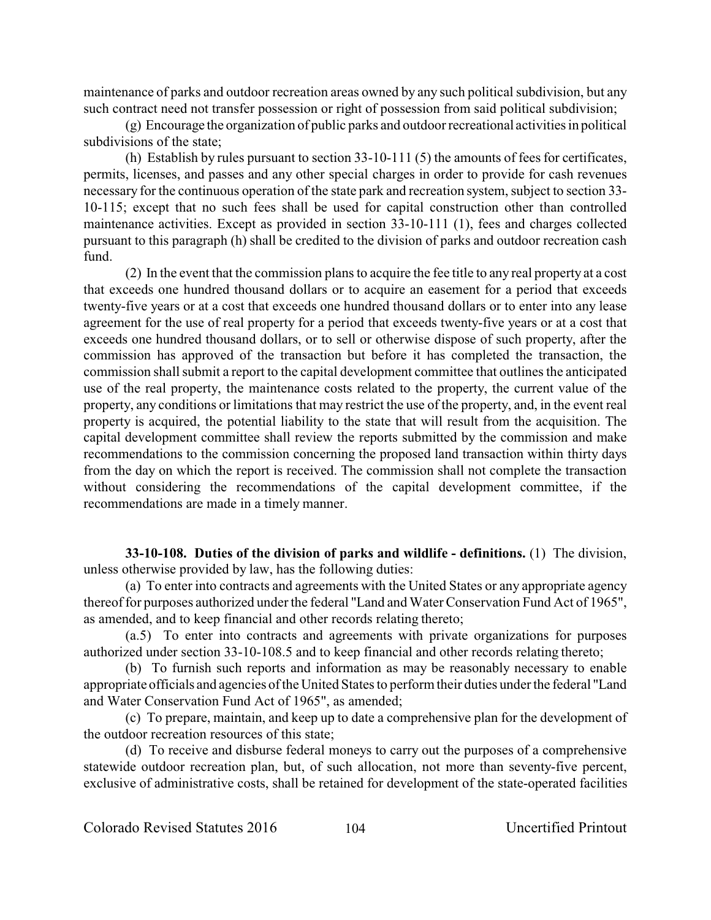maintenance of parks and outdoor recreation areas owned by any such political subdivision, but any such contract need not transfer possession or right of possession from said political subdivision;

(g) Encourage the organization of public parks and outdoor recreational activities in political subdivisions of the state;

(h) Establish by rules pursuant to section 33-10-111 (5) the amounts of fees for certificates, permits, licenses, and passes and any other special charges in order to provide for cash revenues necessary for the continuous operation of the state park and recreation system, subject to section 33-10-115; except that no such fees shall be used for capital construction other than controlled maintenance activities. Except as provided in section 33-10-111 (1), fees and charges collected pursuant to this paragraph (h) shall be credited to the division of parks and outdoor recreation cash fund.

(2) In the event that the commission plans to acquire the fee title to any real property at a cost that exceeds one hundred thousand dollars or to acquire an easement for a period that exceeds twenty-five years or at a cost that exceeds one hundred thousand dollars or to enter into any lease agreement for the use of real property for a period that exceeds twenty-five years or at a cost that exceeds one hundred thousand dollars, or to sell or otherwise dispose of such property, after the commission has approved of the transaction but before it has completed the transaction, the commission shall submit a report to the capital development committee that outlines the anticipated use of the real property, the maintenance costs related to the property, the current value of the property, any conditions or limitations that may restrict the use of the property, and, in the event real property is acquired, the potential liability to the state that will result from the acquisition. The capital development committee shall review the reports submitted by the commission and make recommendations to the commission concerning the proposed land transaction within thirty days from the day on which the report is received. The commission shall not complete the transaction without considering the recommendations of the capital development committee, if the recommendations are made in a timely manner.

**33-10-108. Duties of the division of parks and wildlife - definitions.** (1) The division, unless otherwise provided by law, has the following duties:

(a) To enter into contracts and agreements with the United States or any appropriate agency thereof for purposes authorized under the federal "Land and Water Conservation Fund Act of 1965", as amended, and to keep financial and other records relating thereto;

(a.5) To enter into contracts and agreements with private organizations for purposes authorized under section 33-10-108.5 and to keep financial and other records relating thereto;

(b) To furnish such reports and information as may be reasonably necessary to enable appropriate officials and agencies of the United States to perform their duties under the federal "Land and Water Conservation Fund Act of 1965", as amended;

(c) To prepare, maintain, and keep up to date a comprehensive plan for the development of the outdoor recreation resources of this state;

(d) To receive and disburse federal moneys to carry out the purposes of a comprehensive statewide outdoor recreation plan, but, of such allocation, not more than seventy-five percent, exclusive of administrative costs, shall be retained for development of the state-operated facilities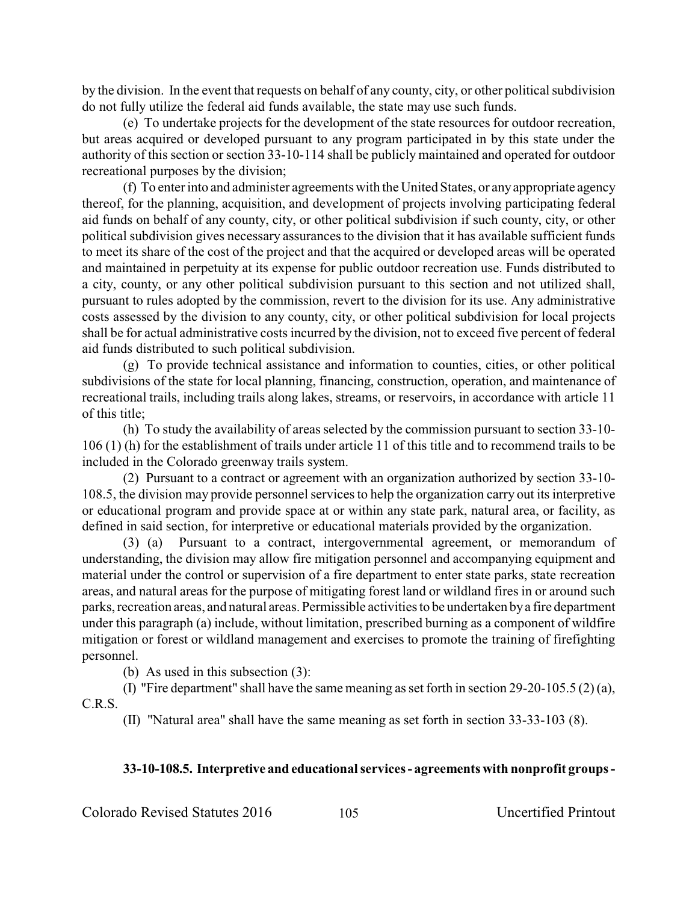by the division. In the event that requests on behalf of any county, city, or other political subdivision do not fully utilize the federal aid funds available, the state may use such funds.

(e) To undertake projects for the development of the state resources for outdoor recreation, but areas acquired or developed pursuant to any program participated in by this state under the authority of this section or section 33-10-114 shall be publicly maintained and operated for outdoor recreational purposes by the division;

(f) To enter into and administer agreements with the United States, or any appropriate agency thereof, for the planning, acquisition, and development of projects involving participating federal aid funds on behalf of any county, city, or other political subdivision if such county, city, or other political subdivision gives necessary assurances to the division that it has available sufficient funds to meet its share of the cost of the project and that the acquired or developed areas will be operated and maintained in perpetuity at its expense for public outdoor recreation use. Funds distributed to a city, county, or any other political subdivision pursuant to this section and not utilized shall, pursuant to rules adopted by the commission, revert to the division for its use. Any administrative costs assessed by the division to any county, city, or other political subdivision for local projects shall be for actual administrative costs incurred by the division, not to exceed five percent of federal aid funds distributed to such political subdivision.

(g) To provide technical assistance and information to counties, cities, or other political subdivisions of the state for local planning, financing, construction, operation, and maintenance of recreational trails, including trails along lakes, streams, or reservoirs, in accordance with article 11 of this title;

(h) To study the availability of areas selected by the commission pursuant to section 33-10-106 (1) (h) for the establishment of trails under article 11 of this title and to recommend trails to be included in the Colorado greenway trails system.

(2) Pursuant to a contract or agreement with an organization authorized by section 33-10-108.5, the division may provide personnel services to help the organization carry out its interpretive or educational program and provide space at or within any state park, natural area, or facility, as defined in said section, for interpretive or educational materials provided by the organization.

(3) (a) Pursuant to a contract, intergovernmental agreement, or memorandum of understanding, the division may allow fire mitigation personnel and accompanying equipment and material under the control or supervision of a fire department to enter state parks, state recreation areas, and natural areas for the purpose of mitigating forest land or wildland fires in or around such parks, recreation areas, and natural areas. Permissible activities to be undertaken by a fire department under this paragraph (a) include, without limitation, prescribed burning as a component of wildfire mitigation or forest or wildland management and exercises to promote the training of firefighting personnel.

(b) As used in this subsection (3):

(I) "Fire department" shall have the same meaning as set forth in section 29-20-105.5 (2) (a), C.R.S.

(II) "Natural area" shall have the same meaning as set forth in section 33-33-103 (8).

**33-10-108.5. Interpretive and educational services - agreements with nonprofit groups -**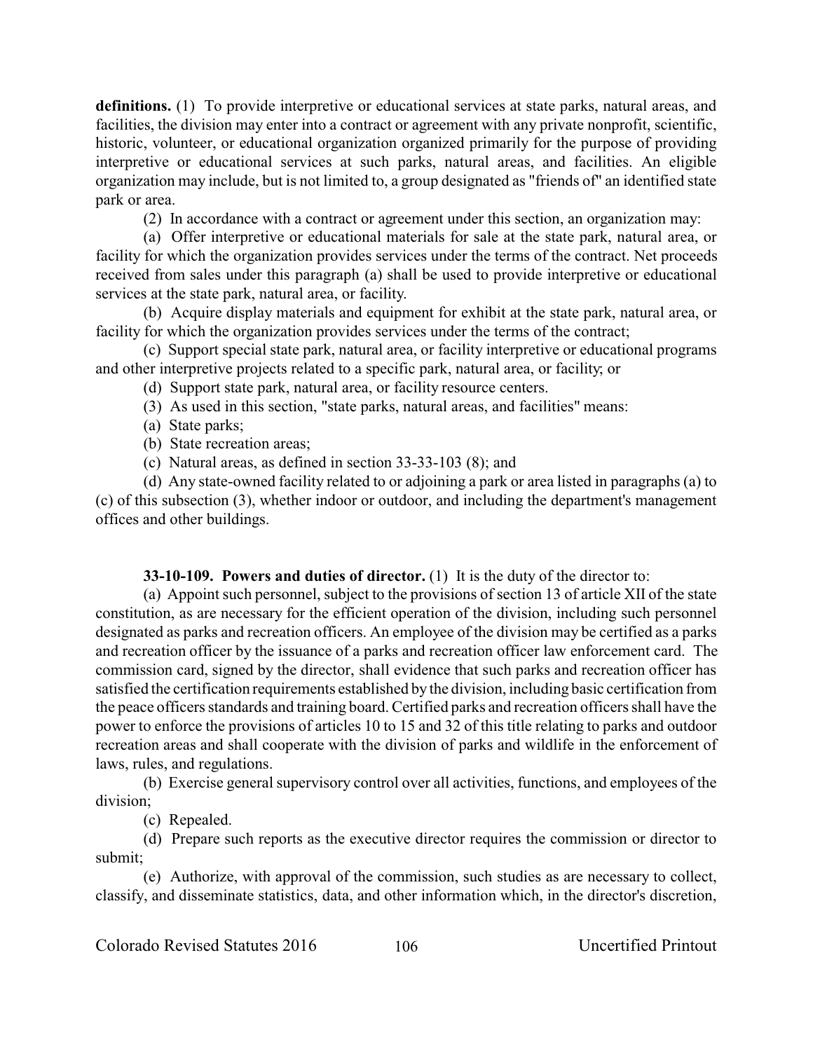**definitions.** (1) To provide interpretive or educational services at state parks, natural areas, and facilities, the division may enter into a contract or agreement with any private nonprofit, scientific, historic, volunteer, or educational organization organized primarily for the purpose of providing interpretive or educational services at such parks, natural areas, and facilities. An eligible organization may include, but is not limited to, a group designated as "friends of" an identified state park or area.

(2) In accordance with a contract or agreement under this section, an organization may:

(a) Offer interpretive or educational materials for sale at the state park, natural area, or facility for which the organization provides services under the terms of the contract. Net proceeds received from sales under this paragraph (a) shall be used to provide interpretive or educational services at the state park, natural area, or facility.

(b) Acquire display materials and equipment for exhibit at the state park, natural area, or facility for which the organization provides services under the terms of the contract;

(c) Support special state park, natural area, or facility interpretive or educational programs and other interpretive projects related to a specific park, natural area, or facility; or

(d) Support state park, natural area, or facility resource centers.

(3) As used in this section, "state parks, natural areas, and facilities" means:

(a) State parks;

(b) State recreation areas;

(c) Natural areas, as defined in section 33-33-103 (8); and

(d) Any state-owned facility related to or adjoining a park or area listed in paragraphs (a) to (c) of this subsection (3), whether indoor or outdoor, and including the department's management offices and other buildings.

**33-10-109. Powers and duties of director.** (1) It is the duty of the director to:

(a) Appoint such personnel, subject to the provisions of section 13 of article XII of the state constitution, as are necessary for the efficient operation of the division, including such personnel designated as parks and recreation officers. An employee of the division may be certified as a parks and recreation officer by the issuance of a parks and recreation officer law enforcement card. The commission card, signed by the director, shall evidence that such parks and recreation officer has satisfied the certification requirements established by the division, including basic certification from the peace officers standards and training board. Certified parks and recreation officers shall have the power to enforce the provisions of articles 10 to 15 and 32 of this title relating to parks and outdoor recreation areas and shall cooperate with the division of parks and wildlife in the enforcement of laws, rules, and regulations.

(b) Exercise general supervisory control over all activities, functions, and employees of the division;

(c) Repealed.

(d) Prepare such reports as the executive director requires the commission or director to submit;

(e) Authorize, with approval of the commission, such studies as are necessary to collect, classify, and disseminate statistics, data, and other information which, in the director's discretion,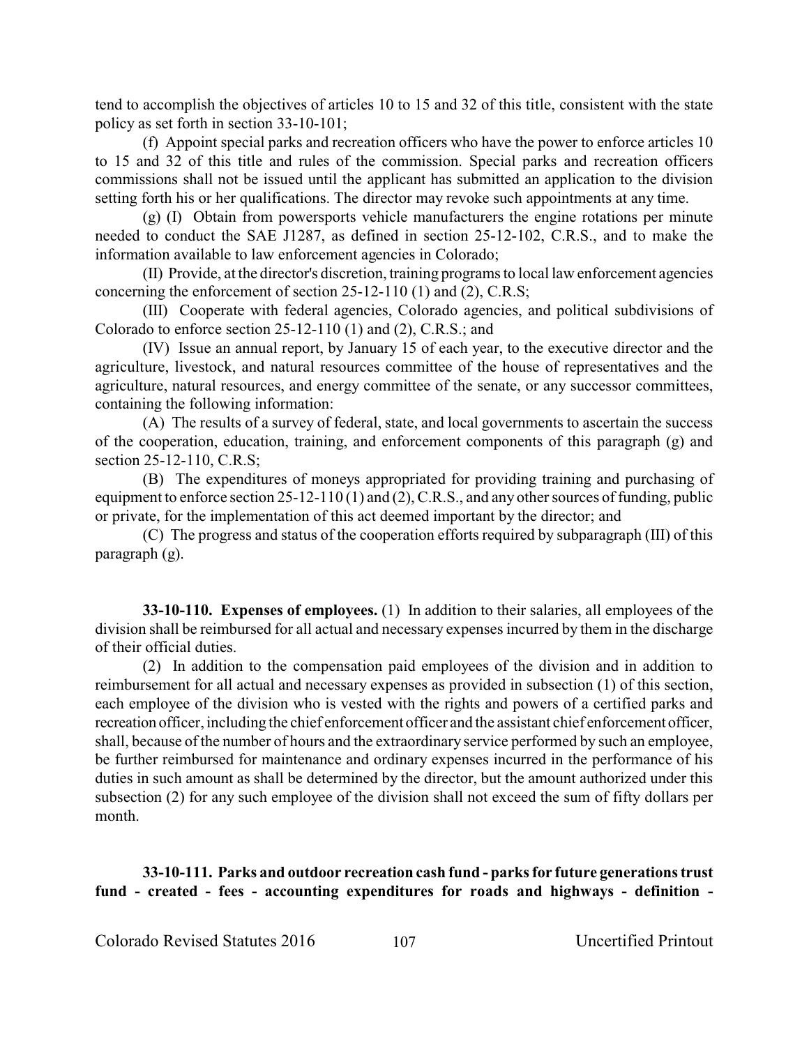tend to accomplish the objectives of articles 10 to 15 and 32 of this title, consistent with the state policy as set forth in section 33-10-101;

(f) Appoint special parks and recreation officers who have the power to enforce articles 10 to 15 and 32 of this title and rules of the commission. Special parks and recreation officers commissions shall not be issued until the applicant has submitted an application to the division setting forth his or her qualifications. The director may revoke such appointments at any time.

(g) (I) Obtain from powersports vehicle manufacturers the engine rotations per minute needed to conduct the SAE J1287, as defined in section 25-12-102, C.R.S., and to make the information available to law enforcement agencies in Colorado;

(II) Provide, at the director's discretion, training programs to local law enforcement agencies concerning the enforcement of section 25-12-110 (1) and (2), C.R.S;

(III) Cooperate with federal agencies, Colorado agencies, and political subdivisions of Colorado to enforce section 25-12-110 (1) and (2), C.R.S.; and

(IV) Issue an annual report, by January 15 of each year, to the executive director and the agriculture, livestock, and natural resources committee of the house of representatives and the agriculture, natural resources, and energy committee of the senate, or any successor committees, containing the following information:

(A) The results of a survey of federal, state, and local governments to ascertain the success of the cooperation, education, training, and enforcement components of this paragraph (g) and section 25-12-110, C.R.S;

(B) The expenditures of moneys appropriated for providing training and purchasing of equipment to enforce section 25-12-110 (1) and (2), C.R.S., and any other sources of funding, public or private, for the implementation of this act deemed important by the director; and

(C) The progress and status of the cooperation efforts required by subparagraph (III) of this paragraph (g).

**33-10-110. Expenses of employees.** (1) In addition to their salaries, all employees of the division shall be reimbursed for all actual and necessary expenses incurred by them in the discharge of their official duties.

(2) In addition to the compensation paid employees of the division and in addition to reimbursement for all actual and necessary expenses as provided in subsection (1) of this section, each employee of the division who is vested with the rights and powers of a certified parks and recreation officer, including the chief enforcement officer and the assistant chief enforcement officer, shall, because of the number of hours and the extraordinary service performed by such an employee, be further reimbursed for maintenance and ordinary expenses incurred in the performance of his duties in such amount as shall be determined by the director, but the amount authorized under this subsection (2) for any such employee of the division shall not exceed the sum of fifty dollars per month.

**33-10-111. Parks and outdoor recreation cash fund - parks for future generations trust fund - created - fees - accounting expenditures for roads and highways - definition -**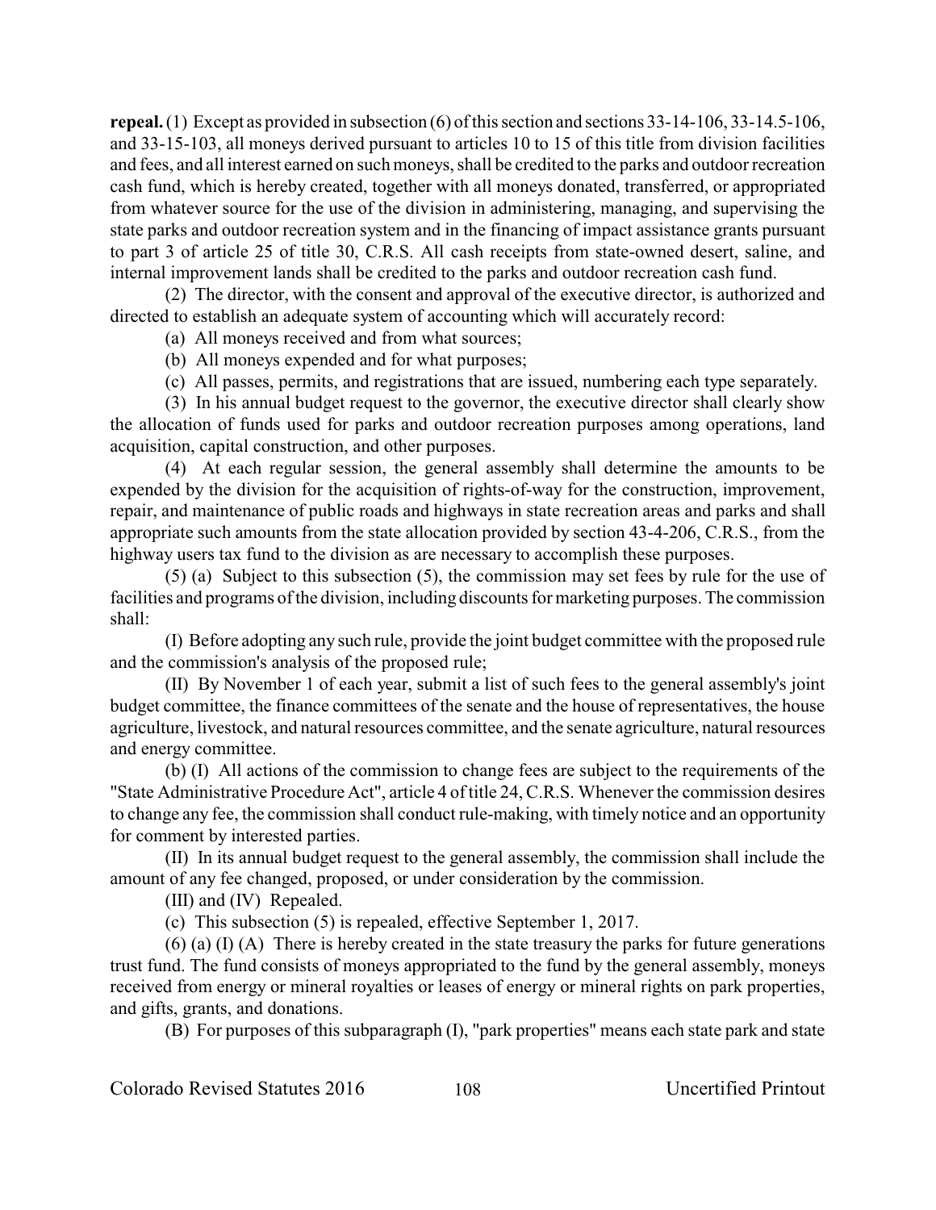**repeal.** (1) Except as provided in subsection (6) of this section and sections 33-14-106, 33-14.5-106, and 33-15-103, all moneys derived pursuant to articles 10 to 15 of this title from division facilities and fees, and all interest earned on such moneys, shall be credited to the parks and outdoor recreation cash fund, which is hereby created, together with all moneys donated, transferred, or appropriated from whatever source for the use of the division in administering, managing, and supervising the state parks and outdoor recreation system and in the financing of impact assistance grants pursuant to part 3 of article 25 of title 30, C.R.S. All cash receipts from state-owned desert, saline, and internal improvement lands shall be credited to the parks and outdoor recreation cash fund.

(2) The director, with the consent and approval of the executive director, is authorized and directed to establish an adequate system of accounting which will accurately record:

(a) All moneys received and from what sources;

(b) All moneys expended and for what purposes;

(c) All passes, permits, and registrations that are issued, numbering each type separately.

(3) In his annual budget request to the governor, the executive director shall clearly show the allocation of funds used for parks and outdoor recreation purposes among operations, land acquisition, capital construction, and other purposes.

(4) At each regular session, the general assembly shall determine the amounts to be expended by the division for the acquisition of rights-of-way for the construction, improvement, repair, and maintenance of public roads and highways in state recreation areas and parks and shall appropriate such amounts from the state allocation provided by section 43-4-206, C.R.S., from the highway users tax fund to the division as are necessary to accomplish these purposes.

(5) (a) Subject to this subsection (5), the commission may set fees by rule for the use of facilities and programs of the division, including discounts for marketing purposes. The commission shall:

(I) Before adopting any such rule, provide the joint budget committee with the proposed rule and the commission's analysis of the proposed rule;

(II) By November 1 of each year, submit a list of such fees to the general assembly's joint budget committee, the finance committees of the senate and the house of representatives, the house agriculture, livestock, and natural resources committee, and the senate agriculture, natural resources and energy committee.

(b) (I) All actions of the commission to change fees are subject to the requirements of the "State Administrative Procedure Act", article 4 of title 24, C.R.S. Whenever the commission desires to change any fee, the commission shall conduct rule-making, with timely notice and an opportunity for comment by interested parties.

(II) In its annual budget request to the general assembly, the commission shall include the amount of any fee changed, proposed, or under consideration by the commission.

(III) and (IV) Repealed.

(c) This subsection (5) is repealed, effective September 1, 2017.

(6) (a) (I) (A) There is hereby created in the state treasury the parks for future generations trust fund. The fund consists of moneys appropriated to the fund by the general assembly, moneys received from energy or mineral royalties or leases of energy or mineral rights on park properties, and gifts, grants, and donations.

(B) For purposes of this subparagraph (I), "park properties" means each state park and state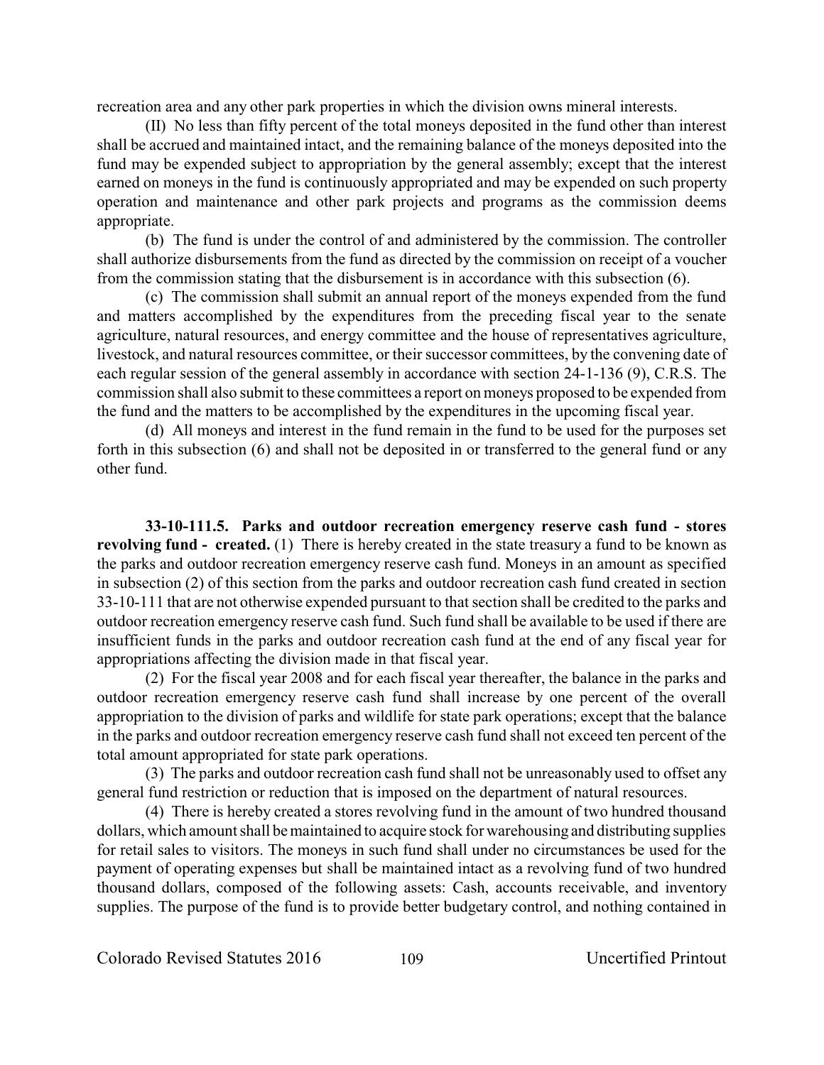recreation area and any other park properties in which the division owns mineral interests.

(II) No less than fifty percent of the total moneys deposited in the fund other than interest shall be accrued and maintained intact, and the remaining balance of the moneys deposited into the fund may be expended subject to appropriation by the general assembly; except that the interest earned on moneys in the fund is continuously appropriated and may be expended on such property operation and maintenance and other park projects and programs as the commission deems appropriate.

(b) The fund is under the control of and administered by the commission. The controller shall authorize disbursements from the fund as directed by the commission on receipt of a voucher from the commission stating that the disbursement is in accordance with this subsection (6).

(c) The commission shall submit an annual report of the moneys expended from the fund and matters accomplished by the expenditures from the preceding fiscal year to the senate agriculture, natural resources, and energy committee and the house of representatives agriculture, livestock, and natural resources committee, or their successor committees, by the convening date of each regular session of the general assembly in accordance with section 24-1-136 (9), C.R.S. The commission shall also submit to these committees a report on moneys proposed to be expended from the fund and the matters to be accomplished by the expenditures in the upcoming fiscal year.

(d) All moneys and interest in the fund remain in the fund to be used for the purposes set forth in this subsection (6) and shall not be deposited in or transferred to the general fund or any other fund.

**33-10-111.5. Parks and outdoor recreation emergency reserve cash fund - stores revolving fund - created.** (1) There is hereby created in the state treasury a fund to be known as the parks and outdoor recreation emergency reserve cash fund. Moneys in an amount as specified in subsection (2) of this section from the parks and outdoor recreation cash fund created in section 33-10-111 that are not otherwise expended pursuant to that section shall be credited to the parks and outdoor recreation emergency reserve cash fund. Such fund shall be available to be used if there are insufficient funds in the parks and outdoor recreation cash fund at the end of any fiscal year for appropriations affecting the division made in that fiscal year.

(2) For the fiscal year 2008 and for each fiscal year thereafter, the balance in the parks and outdoor recreation emergency reserve cash fund shall increase by one percent of the overall appropriation to the division of parks and wildlife for state park operations; except that the balance in the parks and outdoor recreation emergency reserve cash fund shall not exceed ten percent of the total amount appropriated for state park operations.

(3) The parks and outdoor recreation cash fund shall not be unreasonably used to offset any general fund restriction or reduction that is imposed on the department of natural resources.

(4) There is hereby created a stores revolving fund in the amount of two hundred thousand dollars, which amount shall be maintained to acquire stock for warehousing and distributing supplies for retail sales to visitors. The moneys in such fund shall under no circumstances be used for the payment of operating expenses but shall be maintained intact as a revolving fund of two hundred thousand dollars, composed of the following assets: Cash, accounts receivable, and inventory supplies. The purpose of the fund is to provide better budgetary control, and nothing contained in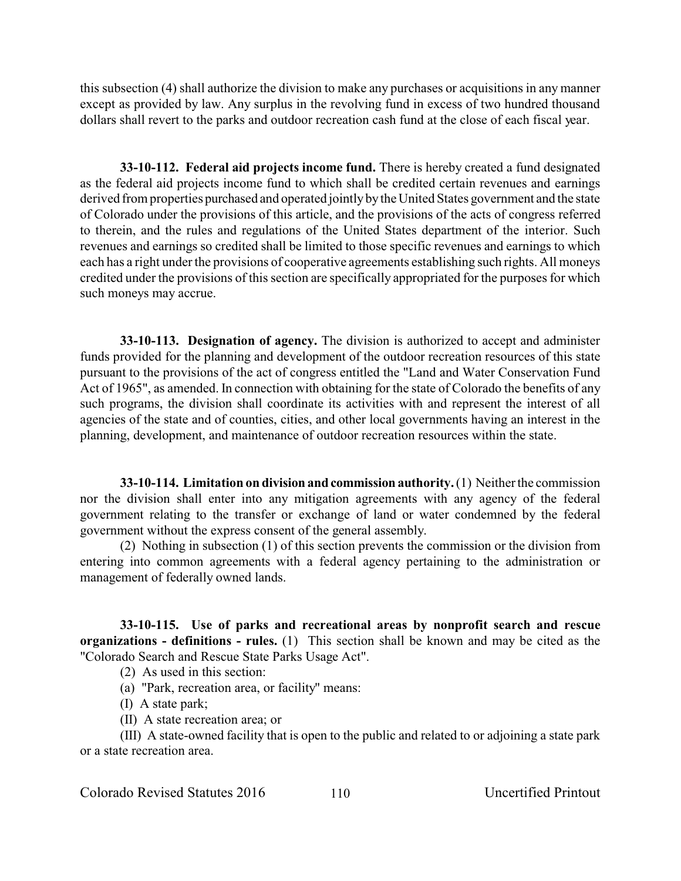this subsection (4) shall authorize the division to make any purchases or acquisitions in any manner except as provided by law. Any surplus in the revolving fund in excess of two hundred thousand dollars shall revert to the parks and outdoor recreation cash fund at the close of each fiscal year.

**33-10-112. Federal aid projects income fund.** There is hereby created a fund designated as the federal aid projects income fund to which shall be credited certain revenues and earnings derived from properties purchased and operated jointly by the United States government and the state of Colorado under the provisions of this article, and the provisions of the acts of congress referred to therein, and the rules and regulations of the United States department of the interior. Such revenues and earnings so credited shall be limited to those specific revenues and earnings to which each has a right under the provisions of cooperative agreements establishing such rights. All moneys credited under the provisions of this section are specifically appropriated for the purposes for which such moneys may accrue.

**33-10-113. Designation of agency.** The division is authorized to accept and administer funds provided for the planning and development of the outdoor recreation resources of this state pursuant to the provisions of the act of congress entitled the "Land and Water Conservation Fund Act of 1965", as amended. In connection with obtaining for the state of Colorado the benefits of any such programs, the division shall coordinate its activities with and represent the interest of all agencies of the state and of counties, cities, and other local governments having an interest in the planning, development, and maintenance of outdoor recreation resources within the state.

**33-10-114. Limitation on division and commission authority.** (1) Neither the commission nor the division shall enter into any mitigation agreements with any agency of the federal government relating to the transfer or exchange of land or water condemned by the federal government without the express consent of the general assembly.

(2) Nothing in subsection (1) of this section prevents the commission or the division from entering into common agreements with a federal agency pertaining to the administration or management of federally owned lands.

**33-10-115. Use of parks and recreational areas by nonprofit search and rescue organizations - definitions - rules.** (1) This section shall be known and may be cited as the "Colorado Search and Rescue State Parks Usage Act".

(2) As used in this section:

(a) "Park, recreation area, or facility" means:

(I) A state park;

(II) A state recreation area; or

(III) A state-owned facility that is open to the public and related to or adjoining a state park or a state recreation area.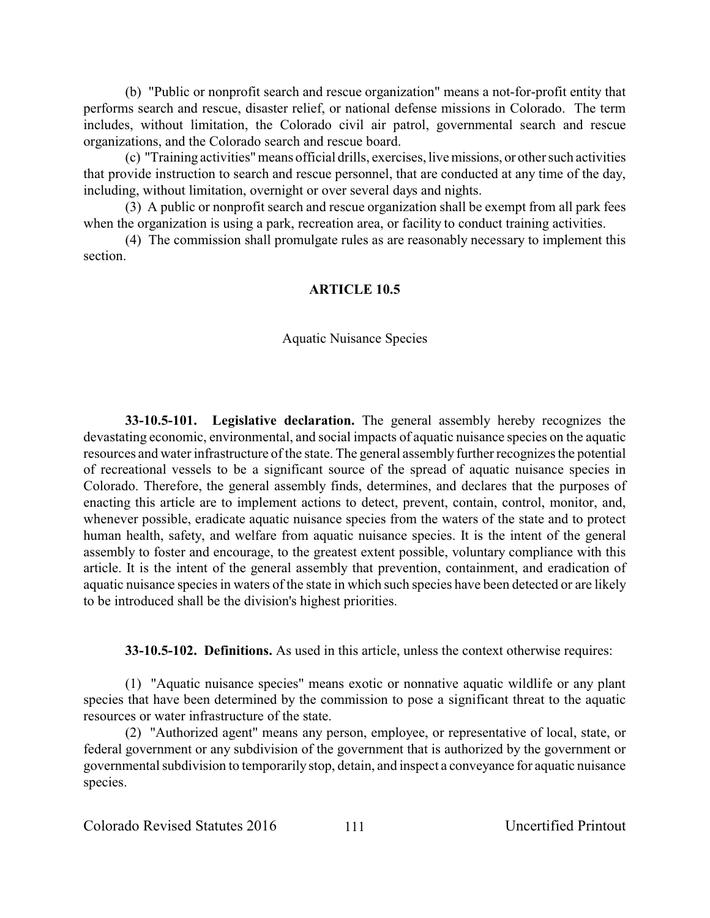(b) "Public or nonprofit search and rescue organization" means a not-for-profit entity that performs search and rescue, disaster relief, or national defense missions in Colorado. The term includes, without limitation, the Colorado civil air patrol, governmental search and rescue organizations, and the Colorado search and rescue board.

(c) "Training activities" means official drills, exercises, live missions, or other such activities that provide instruction to search and rescue personnel, that are conducted at any time of the day, including, without limitation, overnight or over several days and nights.

(3) A public or nonprofit search and rescue organization shall be exempt from all park fees when the organization is using a park, recreation area, or facility to conduct training activities.

(4) The commission shall promulgate rules as are reasonably necessary to implement this section.

## ARTICLE 10.5

### Aquatic Nuisance Species

**33-10.5-101. Legislative declaration.** The general assembly hereby recognizes the devastating economic, environmental, and social impacts of aquatic nuisance species on the aquatic resources and water infrastructure of the state. The general assembly further recognizes the potential of recreational vessels to be a significant source of the spread of aquatic nuisance species in Colorado. Therefore, the general assembly finds, determines, and declares that the purposes of enacting this article are to implement actions to detect, prevent, contain, control, monitor, and, whenever possible, eradicate aquatic nuisance species from the waters of the state and to protect human health, safety, and welfare from aquatic nuisance species. It is the intent of the general assembly to foster and encourage, to the greatest extent possible, voluntary compliance with this article. It is the intent of the general assembly that prevention, containment, and eradication of aquatic nuisance species in waters of the state in which such species have been detected or are likely to be introduced shall be the division's highest priorities.

**33-10.5-102. Definitions.** As used in this article, unless the context otherwise requires:

(1) "Aquatic nuisance species" means exotic or nonnative aquatic wildlife or any plant species that have been determined by the commission to pose a significant threat to the aquatic resources or water infrastructure of the state.

(2) "Authorized agent" means any person, employee, or representative of local, state, or federal government or any subdivision of the government that is authorized by the government or governmental subdivision to temporarily stop, detain, and inspect a conveyance for aquatic nuisance species.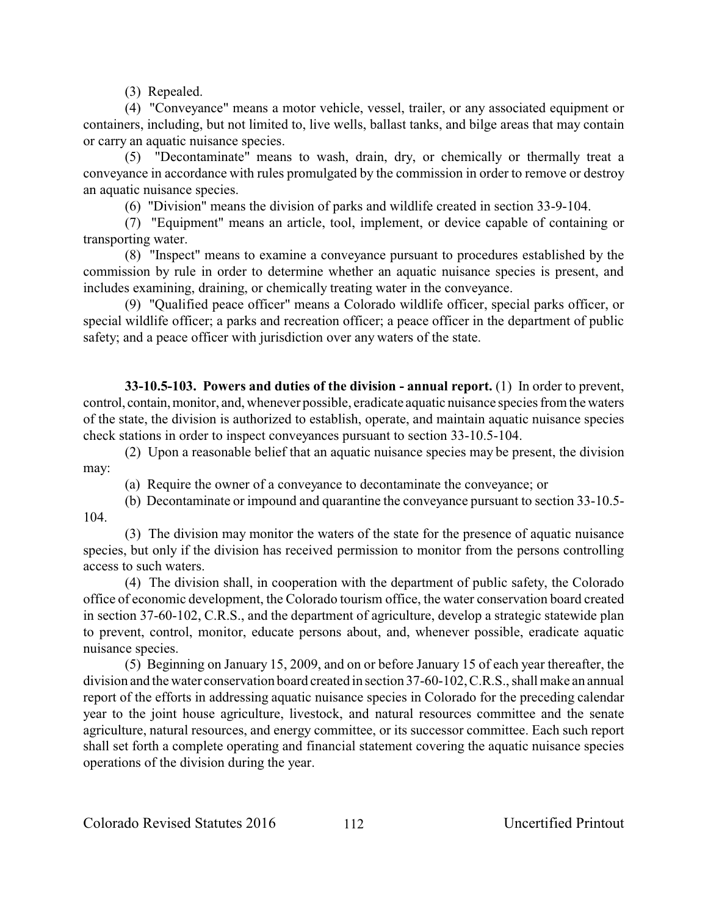(3) Repealed.

(4) "Conveyance" means a motor vehicle, vessel, trailer, or any associated equipment or containers, including, but not limited to, live wells, ballast tanks, and bilge areas that may contain or carry an aquatic nuisance species.

(5) "Decontaminate" means to wash, drain, dry, or chemically or thermally treat a conveyance in accordance with rules promulgated by the commission in order to remove or destroy an aquatic nuisance species.

(6) "Division" means the division of parks and wildlife created in section 33-9-104.

(7) "Equipment" means an article, tool, implement, or device capable of containing or transporting water.

(8) "Inspect" means to examine a conveyance pursuant to procedures established by the commission by rule in order to determine whether an aquatic nuisance species is present, and includes examining, draining, or chemically treating water in the conveyance.

(9) "Qualified peace officer" means a Colorado wildlife officer, special parks officer, or special wildlife officer; a parks and recreation officer; a peace officer in the department of public safety; and a peace officer with jurisdiction over any waters of the state.

**33-10.5-103. Powers and duties of the division - annual report.** (1) In order to prevent, control, contain, monitor, and, whenever possible, eradicate aquatic nuisance species from the waters of the state, the division is authorized to establish, operate, and maintain aquatic nuisance species check stations in order to inspect conveyances pursuant to section 33-10.5-104.

(2) Upon a reasonable belief that an aquatic nuisance species may be present, the division may:

(a) Require the owner of a conveyance to decontaminate the conveyance; or

(b) Decontaminate or impound and quarantine the conveyance pursuant to section 33-10.5-104.

(3) The division may monitor the waters of the state for the presence of aquatic nuisance species, but only if the division has received permission to monitor from the persons controlling access to such waters.

(4) The division shall, in cooperation with the department of public safety, the Colorado office of economic development, the Colorado tourism office, the water conservation board created in section 37-60-102, C.R.S., and the department of agriculture, develop a strategic statewide plan to prevent, control, monitor, educate persons about, and, whenever possible, eradicate aquatic nuisance species.

(5) Beginning on January 15, 2009, and on or before January 15 of each year thereafter, the division and the water conservation board created in section 37-60-102, C.R.S., shall make an annual report of the efforts in addressing aquatic nuisance species in Colorado for the preceding calendar year to the joint house agriculture, livestock, and natural resources committee and the senate agriculture, natural resources, and energy committee, or its successor committee. Each such report shall set forth a complete operating and financial statement covering the aquatic nuisance species operations of the division during the year.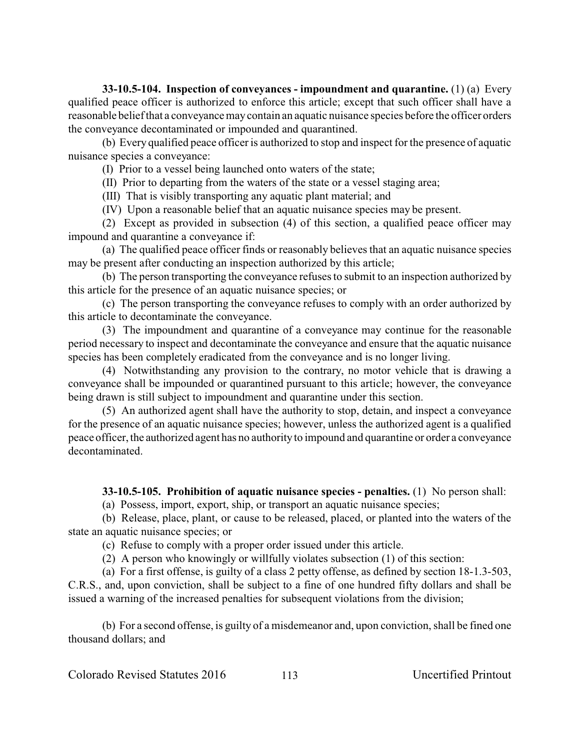**33-10.5-104. Inspection of conveyances - impoundment and quarantine.** (1) (a) Every qualified peace officer is authorized to enforce this article; except that such officer shall have a reasonable belief that a conveyance may contain an aquatic nuisance species before the officer orders the conveyance decontaminated or impounded and quarantined.

(b) Every qualified peace officer is authorized to stop and inspect for the presence of aquatic nuisance species a conveyance:

(I) Prior to a vessel being launched onto waters of the state;

(II) Prior to departing from the waters of the state or a vessel staging area;

(III) That is visibly transporting any aquatic plant material; and

(IV) Upon a reasonable belief that an aquatic nuisance species may be present.

(2) Except as provided in subsection (4) of this section, a qualified peace officer may impound and quarantine a conveyance if:

(a) The qualified peace officer finds or reasonably believes that an aquatic nuisance species may be present after conducting an inspection authorized by this article;

(b) The person transporting the conveyance refuses to submit to an inspection authorized by this article for the presence of an aquatic nuisance species; or

(c) The person transporting the conveyance refuses to comply with an order authorized by this article to decontaminate the conveyance.

(3) The impoundment and quarantine of a conveyance may continue for the reasonable period necessary to inspect and decontaminate the conveyance and ensure that the aquatic nuisance species has been completely eradicated from the conveyance and is no longer living.

(4) Notwithstanding any provision to the contrary, no motor vehicle that is drawing a conveyance shall be impounded or quarantined pursuant to this article; however, the conveyance being drawn is still subject to impoundment and quarantine under this section.

(5) An authorized agent shall have the authority to stop, detain, and inspect a conveyance for the presence of an aquatic nuisance species; however, unless the authorized agent is a qualified peace officer, the authorized agent has no authority to impound and quarantine or order a conveyance decontaminated.

**33-10.5-105. Prohibition of aquatic nuisance species - penalties.** (1) No person shall:

(a) Possess, import, export, ship, or transport an aquatic nuisance species;

(b) Release, place, plant, or cause to be released, placed, or planted into the waters of the state an aquatic nuisance species; or

(c) Refuse to comply with a proper order issued under this article.

(2) A person who knowingly or willfully violates subsection (1) of this section:

(a) For a first offense, is guilty of a class 2 petty offense, as defined by section 18-1.3-503, C.R.S., and, upon conviction, shall be subject to a fine of one hundred fifty dollars and shall be issued a warning of the increased penalties for subsequent violations from the division;

(b) For a second offense, is guilty of a misdemeanor and, upon conviction, shall be fined one thousand dollars; and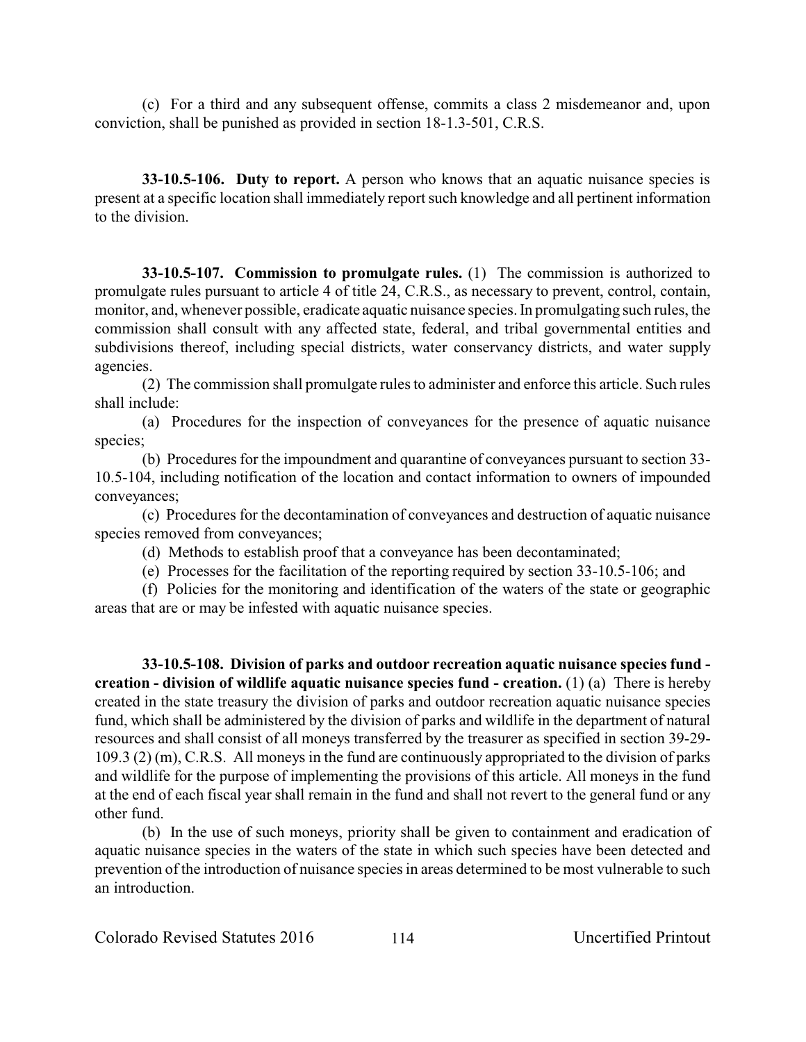(c) For a third and any subsequent offense, commits a class 2 misdemeanor and, upon conviction, shall be punished as provided in section 18-1.3-501, C.R.S.

**33-10.5-106. Duty to report.** A person who knows that an aquatic nuisance species is present at a specific location shall immediately report such knowledge and all pertinent information to the division.

**33-10.5-107. Commission to promulgate rules.** (1) The commission is authorized to promulgate rules pursuant to article 4 of title 24, C.R.S., as necessary to prevent, control, contain, monitor, and, whenever possible, eradicate aquatic nuisance species. In promulgating such rules, the commission shall consult with any affected state, federal, and tribal governmental entities and subdivisions thereof, including special districts, water conservancy districts, and water supply agencies.

(2) The commission shall promulgate rules to administer and enforce this article. Such rules shall include:

(a) Procedures for the inspection of conveyances for the presence of aquatic nuisance species;

(b) Procedures for the impoundment and quarantine of conveyances pursuant to section 33-10.5-104, including notification of the location and contact information to owners of impounded conveyances;

(c) Procedures for the decontamination of conveyances and destruction of aquatic nuisance species removed from conveyances;

(d) Methods to establish proof that a conveyance has been decontaminated;

(e) Processes for the facilitation of the reporting required by section 33-10.5-106; and

(f) Policies for the monitoring and identification of the waters of the state or geographic areas that are or may be infested with aquatic nuisance species.

**33-10.5-108. Division of parks and outdoor recreation aquatic nuisance species fund - creation - division of wildlife aquatic nuisance species fund - creation.** (1) (a) There is hereby created in the state treasury the division of parks and outdoor recreation aquatic nuisance species fund, which shall be administered by the division of parks and wildlife in the department of natural resources and shall consist of all moneys transferred by the treasurer as specified in section 39-29-109.3 (2) (m), C.R.S. All moneys in the fund are continuously appropriated to the division of parks and wildlife for the purpose of implementing the provisions of this article. All moneys in the fund at the end of each fiscal year shall remain in the fund and shall not revert to the general fund or any other fund.

(b) In the use of such moneys, priority shall be given to containment and eradication of aquatic nuisance species in the waters of the state in which such species have been detected and prevention of the introduction of nuisance species in areas determined to be most vulnerable to such an introduction.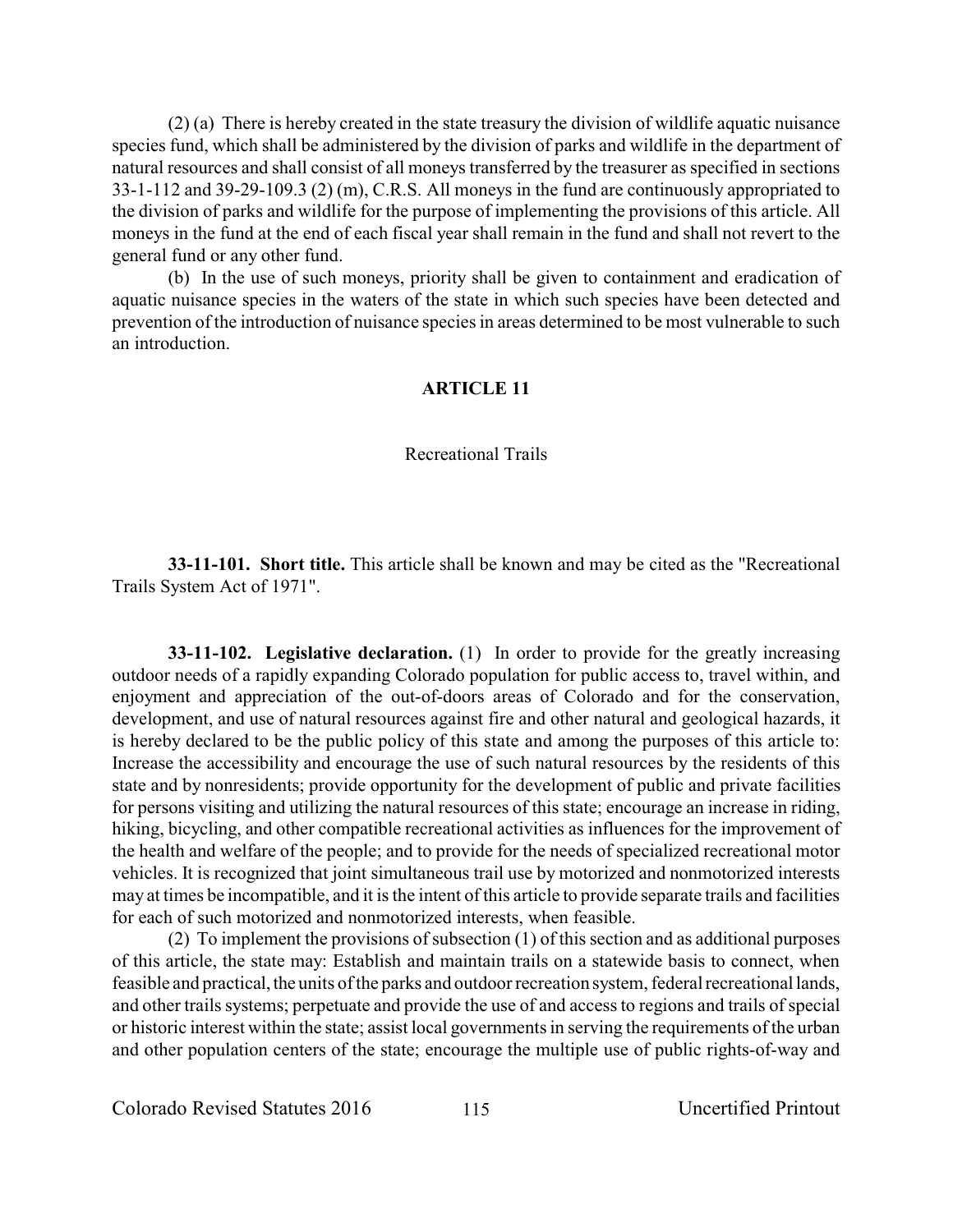(2) (a) There is hereby created in the state treasury the division of wildlife aquatic nuisance species fund, which shall be administered by the division of parks and wildlife in the department of natural resources and shall consist of all moneys transferred by the treasurer as specified in sections 33-1-112 and 39-29-109.3 (2) (m), C.R.S. All moneys in the fund are continuously appropriated to the division of parks and wildlife for the purpose of implementing the provisions of this article. All moneys in the fund at the end of each fiscal year shall remain in the fund and shall not revert to the general fund or any other fund.

(b) In the use of such moneys, priority shall be given to containment and eradication of aquatic nuisance species in the waters of the state in which such species have been detected and prevention of the introduction of nuisance species in areas determined to be most vulnerable to such an introduction.

## ARTICLE 11

### Recreational Trails

**33-11-101. Short title.** This article shall be known and may be cited as the "Recreational Trails System Act of 1971".

**33-11-102. Legislative declaration.** (1) In order to provide for the greatly increasing outdoor needs of a rapidly expanding Colorado population for public access to, travel within, and enjoyment and appreciation of the out-of-doors areas of Colorado and for the conservation, development, and use of natural resources against fire and other natural and geological hazards, it is hereby declared to be the public policy of this state and among the purposes of this article to: Increase the accessibility and encourage the use of such natural resources by the residents of this state and by nonresidents; provide opportunity for the development of public and private facilities for persons visiting and utilizing the natural resources of this state; encourage an increase in riding, hiking, bicycling, and other compatible recreational activities as influences for the improvement of the health and welfare of the people; and to provide for the needs of specialized recreational motor vehicles. It is recognized that joint simultaneous trail use by motorized and nonmotorized interests may at times be incompatible, and it is the intent of this article to provide separate trails and facilities for each of such motorized and nonmotorized interests, when feasible.

(2) To implement the provisions of subsection (1) of this section and as additional purposes of this article, the state may: Establish and maintain trails on a statewide basis to connect, when feasible and practical, the units of the parks and outdoor recreation system, federal recreational lands, and other trails systems; perpetuate and provide the use of and access to regions and trails of special or historic interest within the state; assist local governments in serving the requirements of the urban and other population centers of the state; encourage the multiple use of public rights-of-way and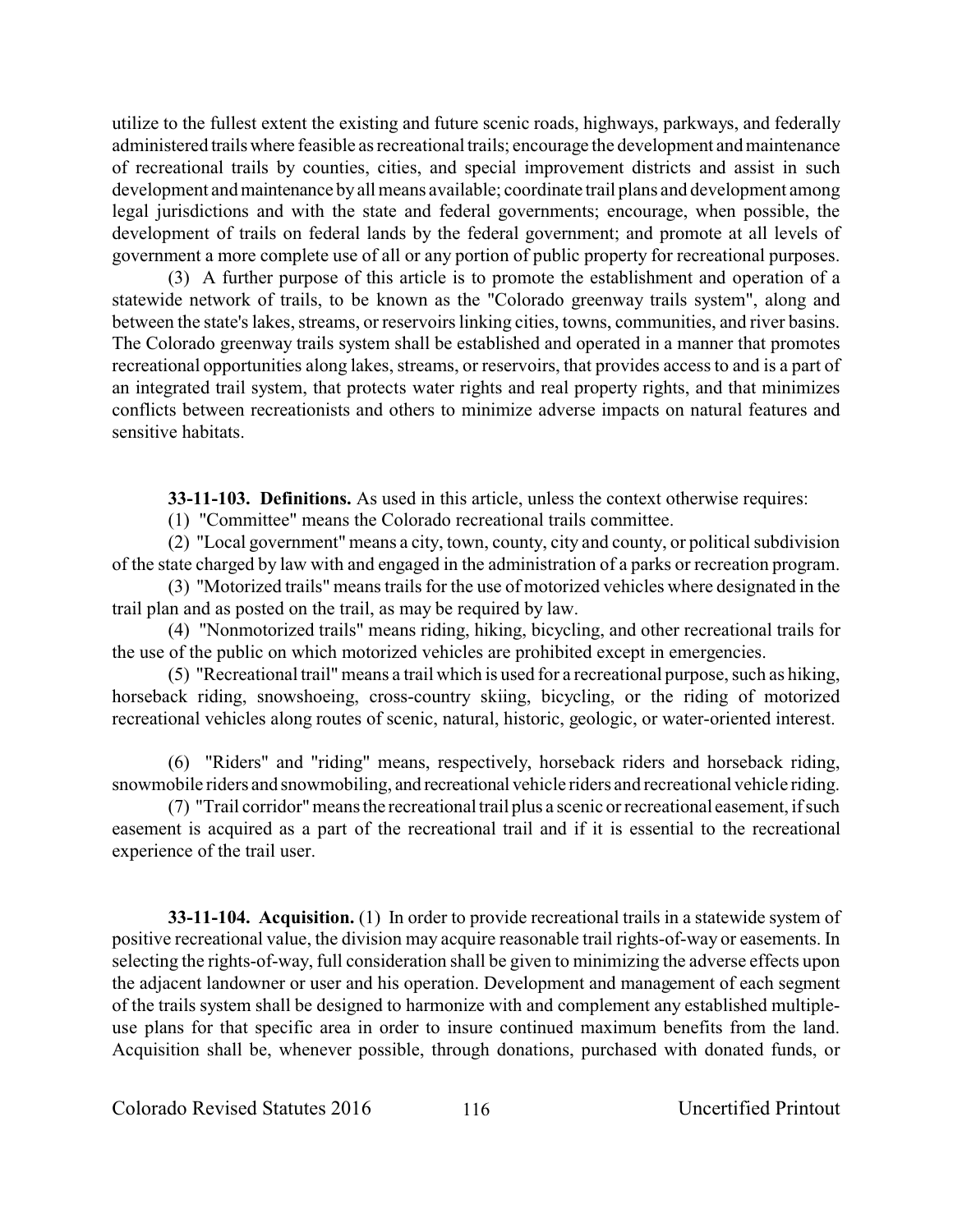utilize to the fullest extent the existing and future scenic roads, highways, parkways, and federally administered trails where feasible as recreational trails; encourage the development and maintenance of recreational trails by counties, cities, and special improvement districts and assist in such development and maintenance by all means available; coordinate trail plans and development among legal jurisdictions and with the state and federal governments; encourage, when possible, the development of trails on federal lands by the federal government; and promote at all levels of government a more complete use of all or any portion of public property for recreational purposes.

(3) A further purpose of this article is to promote the establishment and operation of a statewide network of trails, to be known as the "Colorado greenway trails system", along and between the state's lakes, streams, or reservoirs linking cities, towns, communities, and river basins. The Colorado greenway trails system shall be established and operated in a manner that promotes recreational opportunities along lakes, streams, or reservoirs, that provides access to and is a part of an integrated trail system, that protects water rights and real property rights, and that minimizes conflicts between recreationists and others to minimize adverse impacts on natural features and sensitive habitats.

**33-11-103. Definitions.** As used in this article, unless the context otherwise requires:

(1) "Committee" means the Colorado recreational trails committee.

(2) "Local government" means a city, town, county, city and county, or political subdivision of the state charged by law with and engaged in the administration of a parks or recreation program.

(3) "Motorized trails" means trails for the use of motorized vehicles where designated in the trail plan and as posted on the trail, as may be required by law.

(4) "Nonmotorized trails" means riding, hiking, bicycling, and other recreational trails for the use of the public on which motorized vehicles are prohibited except in emergencies.

(5) "Recreational trail" means a trail which is used for a recreational purpose, such as hiking, horseback riding, snowshoeing, cross-country skiing, bicycling, or the riding of motorized recreational vehicles along routes of scenic, natural, historic, geologic, or water-oriented interest.

(6) "Riders" and "riding" means, respectively, horseback riders and horseback riding, snowmobile riders and snowmobiling, and recreational vehicle riders and recreational vehicle riding.

(7) "Trail corridor" means the recreational trail plus a scenic or recreational easement, if such easement is acquired as a part of the recreational trail and if it is essential to the recreational experience of the trail user.

**33-11-104. Acquisition.** (1) In order to provide recreational trails in a statewide system of positive recreational value, the division may acquire reasonable trail rights-of-way or easements. In selecting the rights-of-way, full consideration shall be given to minimizing the adverse effects upon the adjacent landowner or user and his operation. Development and management of each segment of the trails system shall be designed to harmonize with and complement any established multiple-use plans for that specific area in order to insure continued maximum benefits from the land. Acquisition shall be, whenever possible, through donations, purchased with donated funds, or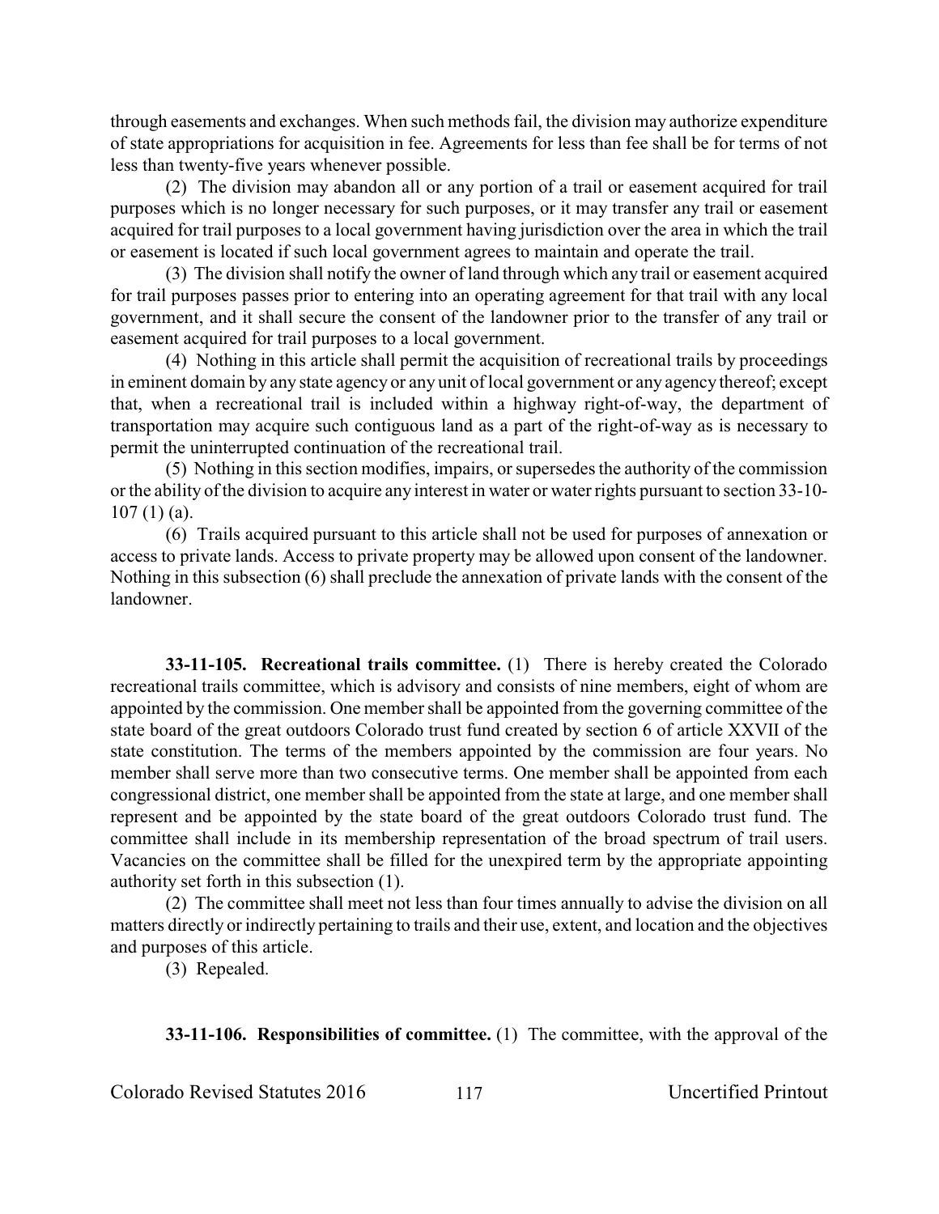through easements and exchanges. When such methods fail, the division may authorize expenditure of state appropriations for acquisition in fee. Agreements for less than fee shall be for terms of not less than twenty-five years whenever possible.

(2) The division may abandon all or any portion of a trail or easement acquired for trail purposes which is no longer necessary for such purposes, or it may transfer any trail or easement acquired for trail purposes to a local government having jurisdiction over the area in which the trail or easement is located if such local government agrees to maintain and operate the trail.

(3) The division shall notify the owner of land through which any trail or easement acquired for trail purposes passes prior to entering into an operating agreement for that trail with any local government, and it shall secure the consent of the landowner prior to the transfer of any trail or easement acquired for trail purposes to a local government.

(4) Nothing in this article shall permit the acquisition of recreational trails by proceedings in eminent domain by any state agency or any unit of local government or any agency thereof; except that, when a recreational trail is included within a highway right-of-way, the department of transportation may acquire such contiguous land as a part of the right-of-way as is necessary to permit the uninterrupted continuation of the recreational trail.

(5) Nothing in this section modifies, impairs, or supersedes the authority of the commission or the ability of the division to acquire any interest in water or water rights pursuant to section 33-10-107 (1) (a).

(6) Trails acquired pursuant to this article shall not be used for purposes of annexation or access to private lands. Access to private property may be allowed upon consent of the landowner. Nothing in this subsection (6) shall preclude the annexation of private lands with the consent of the landowner.

**33-11-105. Recreational trails committee.** (1) There is hereby created the Colorado recreational trails committee, which is advisory and consists of nine members, eight of whom are appointed by the commission. One member shall be appointed from the governing committee of the state board of the great outdoors Colorado trust fund created by section 6 of article XXVII of the state constitution. The terms of the members appointed by the commission are four years. No member shall serve more than two consecutive terms. One member shall be appointed from each congressional district, one member shall be appointed from the state at large, and one member shall represent and be appointed by the state board of the great outdoors Colorado trust fund. The committee shall include in its membership representation of the broad spectrum of trail users. Vacancies on the committee shall be filled for the unexpired term by the appropriate appointing authority set forth in this subsection (1).

(2) The committee shall meet not less than four times annually to advise the division on all matters directly or indirectly pertaining to trails and their use, extent, and location and the objectives and purposes of this article.

(3) Repealed.

**33-11-106. Responsibilities of committee.** (1) The committee, with the approval of the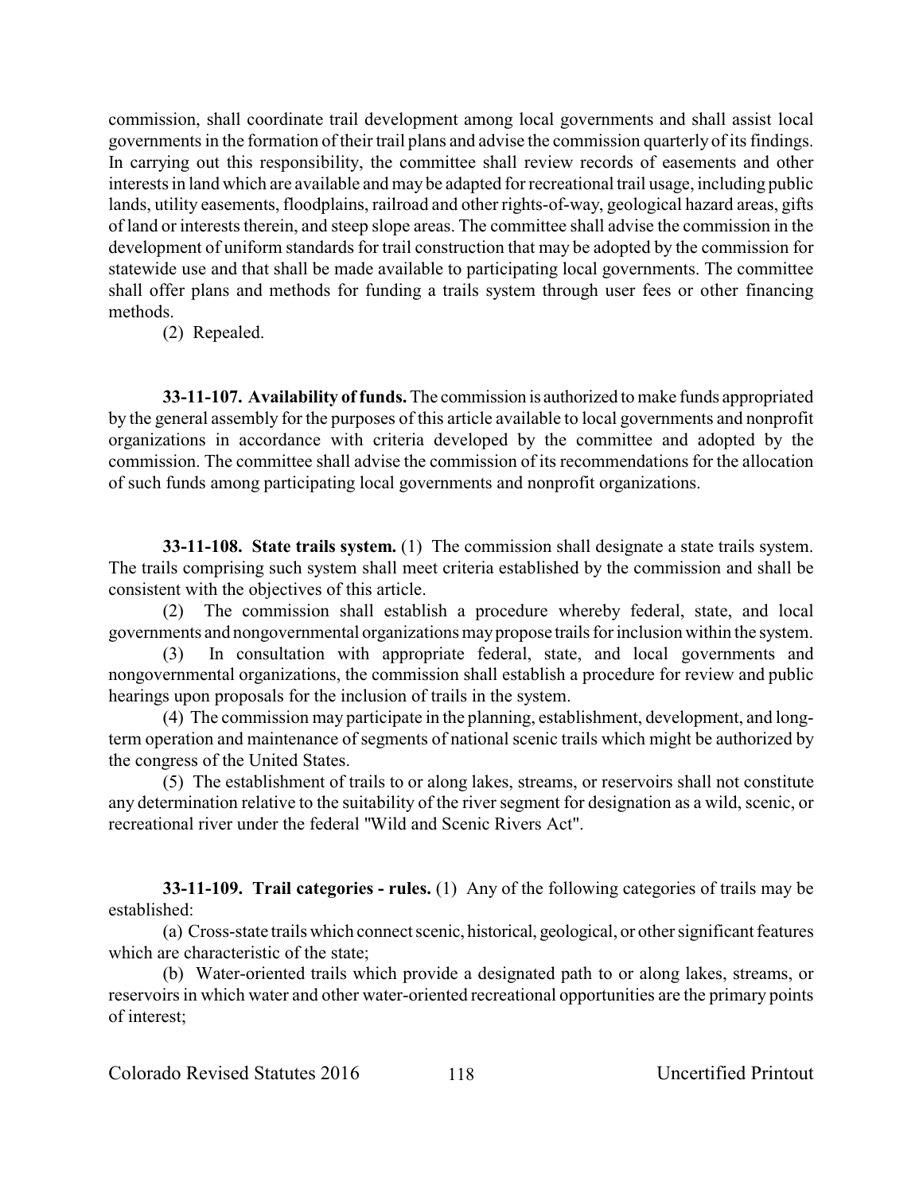commission, shall coordinate trail development among local governments and shall assist local governments in the formation of their trail plans and advise the commission quarterly of its findings. In carrying out this responsibility, the committee shall review records of easements and other interests in land which are available and may be adapted for recreational trail usage, including public lands, utility easements, floodplains, railroad and other rights-of-way, geological hazard areas, gifts of land or interests therein, and steep slope areas. The committee shall advise the commission in the development of uniform standards for trail construction that may be adopted by the commission for statewide use and that shall be made available to participating local governments. The committee shall offer plans and methods for funding a trails system through user fees or other financing methods.

(2) Repealed.

**33-11-107. Availability of funds.** The commission is authorized to make funds appropriated by the general assembly for the purposes of this article available to local governments and nonprofit organizations in accordance with criteria developed by the committee and adopted by the commission. The committee shall advise the commission of its recommendations for the allocation of such funds among participating local governments and nonprofit organizations.

**33-11-108. State trails system.** (1) The commission shall designate a state trails system. The trails comprising such system shall meet criteria established by the commission and shall be consistent with the objectives of this article.

(2) The commission shall establish a procedure whereby federal, state, and local governments and nongovernmental organizations may propose trails for inclusion within the system.

(3) In consultation with appropriate federal, state, and local governments and nongovernmental organizations, the commission shall establish a procedure for review and public hearings upon proposals for the inclusion of trails in the system.

(4) The commission may participate in the planning, establishment, development, and long-term operation and maintenance of segments of national scenic trails which might be authorized by the congress of the United States.

(5) The establishment of trails to or along lakes, streams, or reservoirs shall not constitute any determination relative to the suitability of the river segment for designation as a wild, scenic, or recreational river under the federal "Wild and Scenic Rivers Act".

**33-11-109. Trail categories - rules.** (1) Any of the following categories of trails may be established:

(a) Cross-state trails which connect scenic, historical, geological, or other significant features which are characteristic of the state;

(b) Water-oriented trails which provide a designated path to or along lakes, streams, or reservoirs in which water and other water-oriented recreational opportunities are the primary points of interest;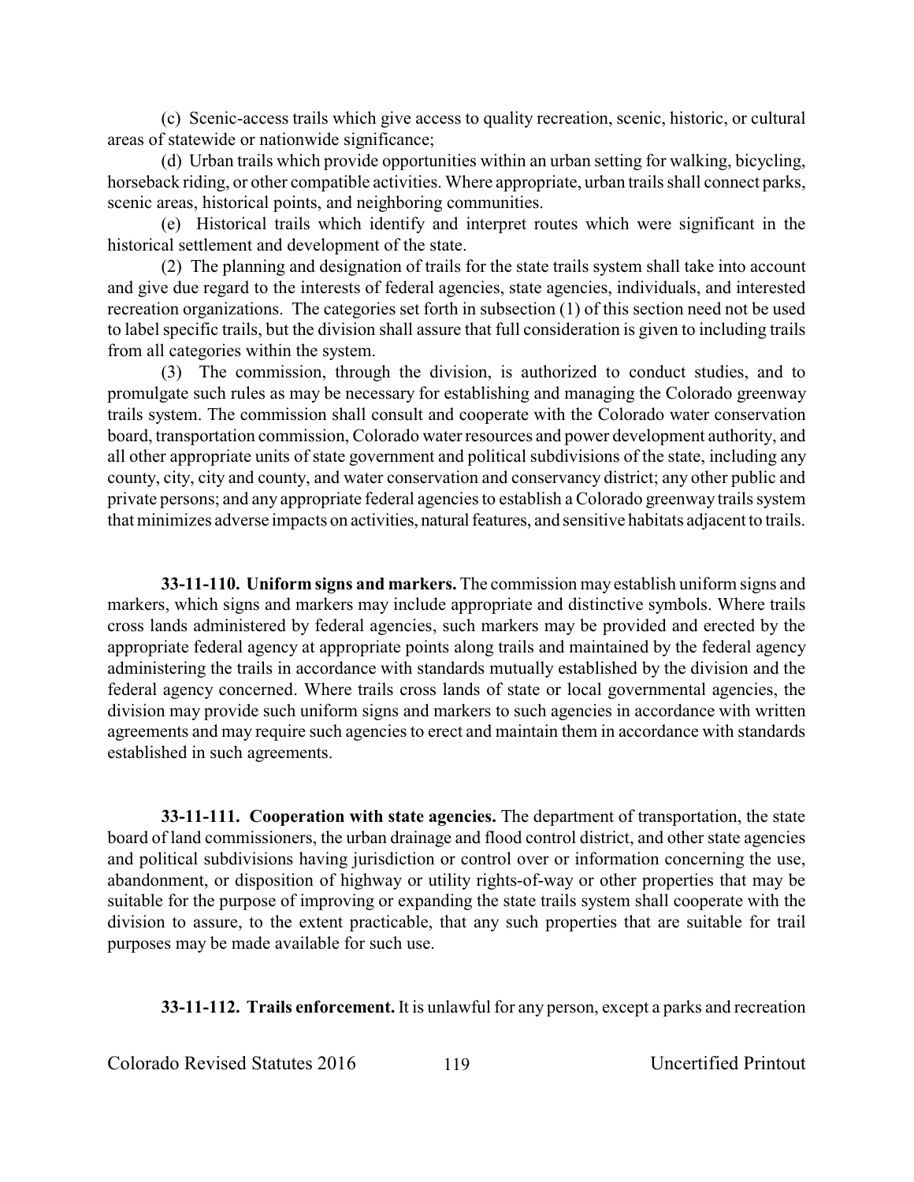(c) Scenic-access trails which give access to quality recreation, scenic, historic, or cultural areas of statewide or nationwide significance;

(d) Urban trails which provide opportunities within an urban setting for walking, bicycling, horseback riding, or other compatible activities. Where appropriate, urban trails shall connect parks, scenic areas, historical points, and neighboring communities.

(e) Historical trails which identify and interpret routes which were significant in the historical settlement and development of the state.

(2) The planning and designation of trails for the state trails system shall take into account and give due regard to the interests of federal agencies, state agencies, individuals, and interested recreation organizations. The categories set forth in subsection (1) of this section need not be used to label specific trails, but the division shall assure that full consideration is given to including trails from all categories within the system.

(3) The commission, through the division, is authorized to conduct studies, and to promulgate such rules as may be necessary for establishing and managing the Colorado greenway trails system. The commission shall consult and cooperate with the Colorado water conservation board, transportation commission, Colorado water resources and power development authority, and all other appropriate units of state government and political subdivisions of the state, including any county, city, city and county, and water conservation and conservancy district; any other public and private persons; and any appropriate federal agencies to establish a Colorado greenway trails system that minimizes adverse impacts on activities, natural features, and sensitive habitats adjacent to trails.

**33-11-110. Uniform signs and markers.** The commission may establish uniform signs and markers, which signs and markers may include appropriate and distinctive symbols. Where trails cross lands administered by federal agencies, such markers may be provided and erected by the appropriate federal agency at appropriate points along trails and maintained by the federal agency administering the trails in accordance with standards mutually established by the division and the federal agency concerned. Where trails cross lands of state or local governmental agencies, the division may provide such uniform signs and markers to such agencies in accordance with written agreements and may require such agencies to erect and maintain them in accordance with standards established in such agreements.

**33-11-111. Cooperation with state agencies.** The department of transportation, the state board of land commissioners, the urban drainage and flood control district, and other state agencies and political subdivisions having jurisdiction or control over or information concerning the use, abandonment, or disposition of highway or utility rights-of-way or other properties that may be suitable for the purpose of improving or expanding the state trails system shall cooperate with the division to assure, to the extent practicable, that any such properties that are suitable for trail purposes may be made available for such use.

**33-11-112. Trails enforcement.** It is unlawful for any person, except a parks and recreation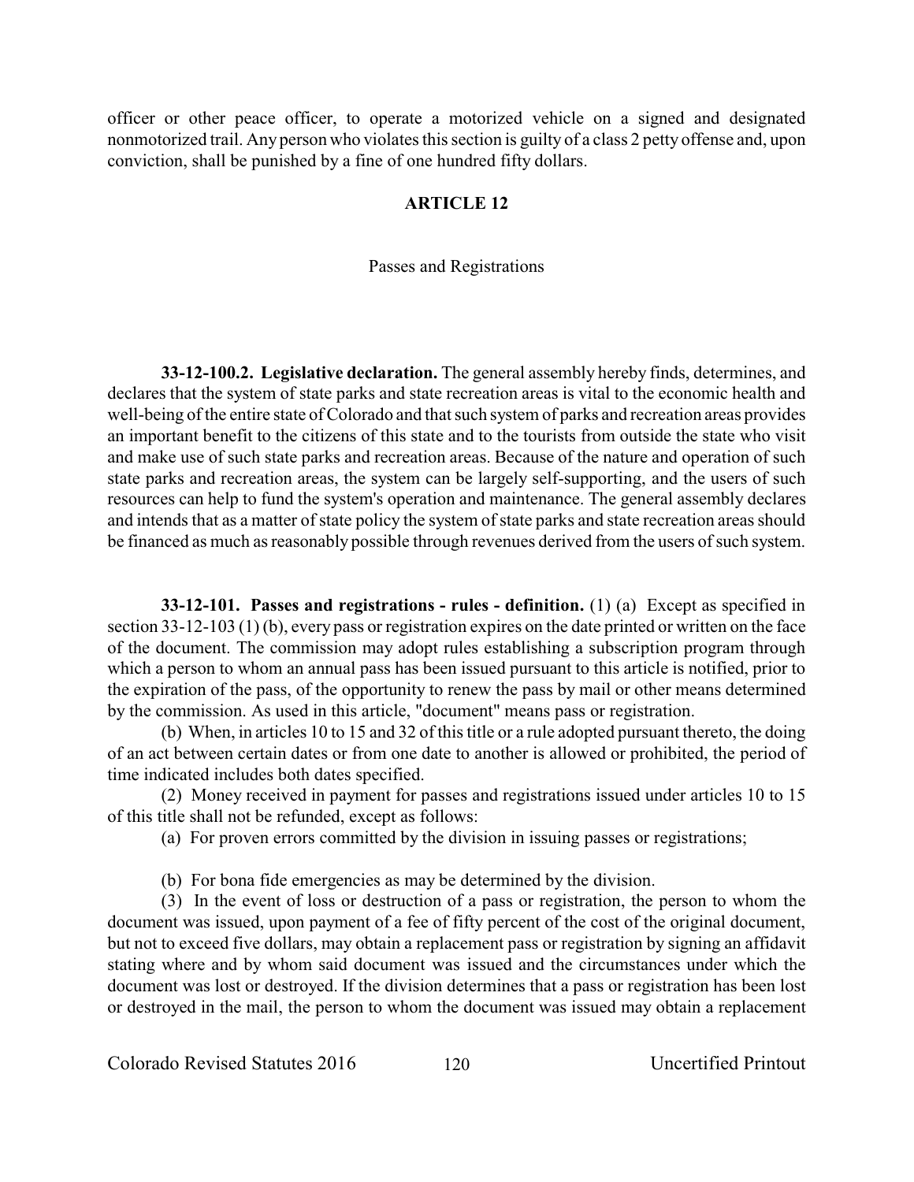officer or other peace officer, to operate a motorized vehicle on a signed and designated nonmotorized trail. Any person who violates this section is guilty of a class 2 petty offense and, upon conviction, shall be punished by a fine of one hundred fifty dollars.

## ARTICLE 12

### Passes and Registrations

**33-12-100.2. Legislative declaration.** The general assembly hereby finds, determines, and declares that the system of state parks and state recreation areas is vital to the economic health and well-being of the entire state of Colorado and that such system of parks and recreation areas provides an important benefit to the citizens of this state and to the tourists from outside the state who visit and make use of such state parks and recreation areas. Because of the nature and operation of such state parks and recreation areas, the system can be largely self-supporting, and the users of such resources can help to fund the system's operation and maintenance. The general assembly declares and intends that as a matter of state policy the system of state parks and state recreation areas should be financed as much as reasonably possible through revenues derived from the users of such system.

**33-12-101. Passes and registrations - rules - definition.** (1) (a) Except as specified in section 33-12-103 (1) (b), every pass or registration expires on the date printed or written on the face of the document. The commission may adopt rules establishing a subscription program through which a person to whom an annual pass has been issued pursuant to this article is notified, prior to the expiration of the pass, of the opportunity to renew the pass by mail or other means determined by the commission. As used in this article, "document" means pass or registration.

(b) When, in articles 10 to 15 and 32 of this title or a rule adopted pursuant thereto, the doing of an act between certain dates or from one date to another is allowed or prohibited, the period of time indicated includes both dates specified.

(2) Money received in payment for passes and registrations issued under articles 10 to 15 of this title shall not be refunded, except as follows:

(a) For proven errors committed by the division in issuing passes or registrations;

(b) For bona fide emergencies as may be determined by the division.

(3) In the event of loss or destruction of a pass or registration, the person to whom the document was issued, upon payment of a fee of fifty percent of the cost of the original document, but not to exceed five dollars, may obtain a replacement pass or registration by signing an affidavit stating where and by whom said document was issued and the circumstances under which the document was lost or destroyed. If the division determines that a pass or registration has been lost or destroyed in the mail, the person to whom the document was issued may obtain a replacement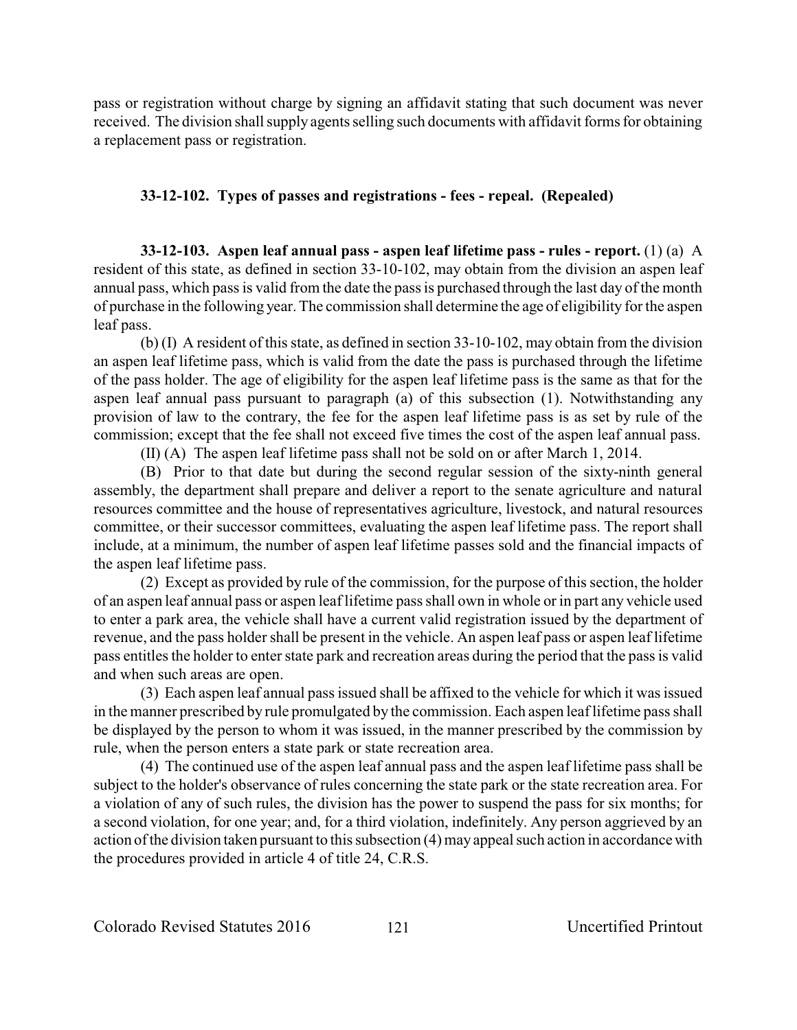pass or registration without charge by signing an affidavit stating that such document was never received. The division shall supply agents selling such documents with affidavit forms for obtaining a replacement pass or registration.

**33-12-102. Types of passes and registrations - fees - repeal. (Repealed)**

**33-12-103. Aspen leaf annual pass - aspen leaf lifetime pass - rules - report.** (1) (a) A resident of this state, as defined in section 33-10-102, may obtain from the division an aspen leaf annual pass, which pass is valid from the date the pass is purchased through the last day of the month of purchase in the following year. The commission shall determine the age of eligibility for the aspen leaf pass.

(b) (I) A resident of this state, as defined in section 33-10-102, may obtain from the division an aspen leaf lifetime pass, which is valid from the date the pass is purchased through the lifetime of the pass holder. The age of eligibility for the aspen leaf lifetime pass is the same as that for the aspen leaf annual pass pursuant to paragraph (a) of this subsection (1). Notwithstanding any provision of law to the contrary, the fee for the aspen leaf lifetime pass is as set by rule of the commission; except that the fee shall not exceed five times the cost of the aspen leaf annual pass.

(II) (A) The aspen leaf lifetime pass shall not be sold on or after March 1, 2014.

(B) Prior to that date but during the second regular session of the sixty-ninth general assembly, the department shall prepare and deliver a report to the senate agriculture and natural resources committee and the house of representatives agriculture, livestock, and natural resources committee, or their successor committees, evaluating the aspen leaf lifetime pass. The report shall include, at a minimum, the number of aspen leaf lifetime passes sold and the financial impacts of the aspen leaf lifetime pass.

(2) Except as provided by rule of the commission, for the purpose of this section, the holder of an aspen leaf annual pass or aspen leaf lifetime pass shall own in whole or in part any vehicle used to enter a park area, the vehicle shall have a current valid registration issued by the department of revenue, and the pass holder shall be present in the vehicle. An aspen leaf pass or aspen leaf lifetime pass entitles the holder to enter state park and recreation areas during the period that the pass is valid and when such areas are open.

(3) Each aspen leaf annual pass issued shall be affixed to the vehicle for which it was issued in the manner prescribed by rule promulgated by the commission. Each aspen leaf lifetime pass shall be displayed by the person to whom it was issued, in the manner prescribed by the commission by rule, when the person enters a state park or state recreation area.

(4) The continued use of the aspen leaf annual pass and the aspen leaf lifetime pass shall be subject to the holder's observance of rules concerning the state park or the state recreation area. For a violation of any of such rules, the division has the power to suspend the pass for six months; for a second violation, for one year; and, for a third violation, indefinitely. Any person aggrieved by an action of the division taken pursuant to this subsection (4) may appeal such action in accordance with the procedures provided in article 4 of title 24, C.R.S.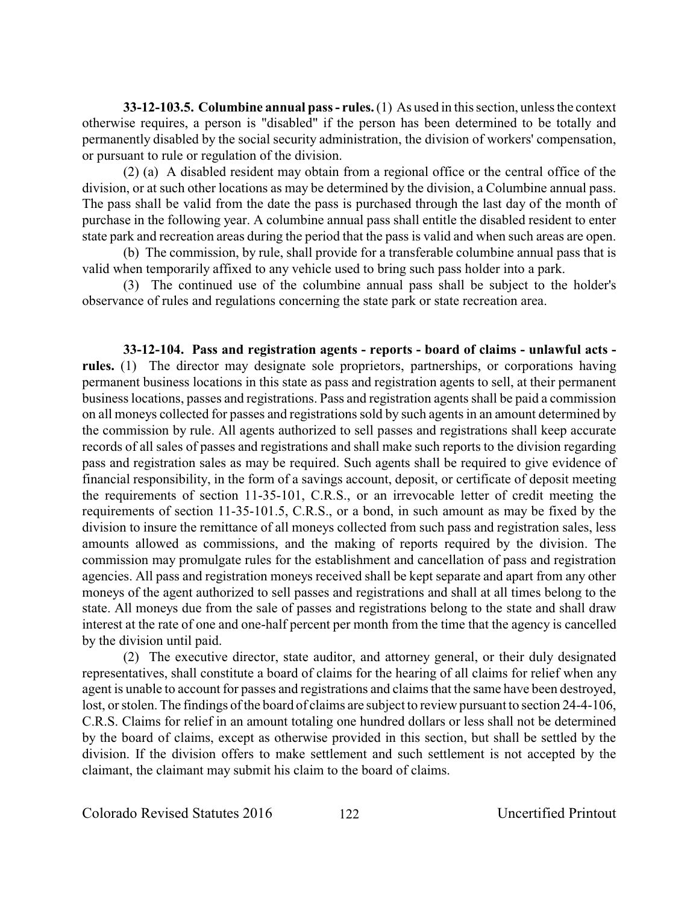**33-12-103.5. Columbine annual pass - rules.** (1) As used in this section, unless the context otherwise requires, a person is "disabled" if the person has been determined to be totally and permanently disabled by the social security administration, the division of workers' compensation, or pursuant to rule or regulation of the division.

(2) (a) A disabled resident may obtain from a regional office or the central office of the division, or at such other locations as may be determined by the division, a Columbine annual pass. The pass shall be valid from the date the pass is purchased through the last day of the month of purchase in the following year. A columbine annual pass shall entitle the disabled resident to enter state park and recreation areas during the period that the pass is valid and when such areas are open.

(b) The commission, by rule, shall provide for a transferable columbine annual pass that is valid when temporarily affixed to any vehicle used to bring such pass holder into a park.

(3) The continued use of the columbine annual pass shall be subject to the holder's observance of rules and regulations concerning the state park or state recreation area.

**33-12-104. Pass and registration agents - reports - board of claims - unlawful acts - rules.** (1) The director may designate sole proprietors, partnerships, or corporations having permanent business locations in this state as pass and registration agents to sell, at their permanent business locations, passes and registrations. Pass and registration agents shall be paid a commission on all moneys collected for passes and registrations sold by such agents in an amount determined by the commission by rule. All agents authorized to sell passes and registrations shall keep accurate records of all sales of passes and registrations and shall make such reports to the division regarding pass and registration sales as may be required. Such agents shall be required to give evidence of financial responsibility, in the form of a savings account, deposit, or certificate of deposit meeting the requirements of section 11-35-101, C.R.S., or an irrevocable letter of credit meeting the requirements of section 11-35-101.5, C.R.S., or a bond, in such amount as may be fixed by the division to insure the remittance of all moneys collected from such pass and registration sales, less amounts allowed as commissions, and the making of reports required by the division. The commission may promulgate rules for the establishment and cancellation of pass and registration agencies. All pass and registration moneys received shall be kept separate and apart from any other moneys of the agent authorized to sell passes and registrations and shall at all times belong to the state. All moneys due from the sale of passes and registrations belong to the state and shall draw interest at the rate of one and one-half percent per month from the time that the agency is cancelled by the division until paid.

(2) The executive director, state auditor, and attorney general, or their duly designated representatives, shall constitute a board of claims for the hearing of all claims for relief when any agent is unable to account for passes and registrations and claims that the same have been destroyed, lost, or stolen. The findings of the board of claims are subject to review pursuant to section 24-4-106, C.R.S. Claims for relief in an amount totaling one hundred dollars or less shall not be determined by the board of claims, except as otherwise provided in this section, but shall be settled by the division. If the division offers to make settlement and such settlement is not accepted by the claimant, the claimant may submit his claim to the board of claims.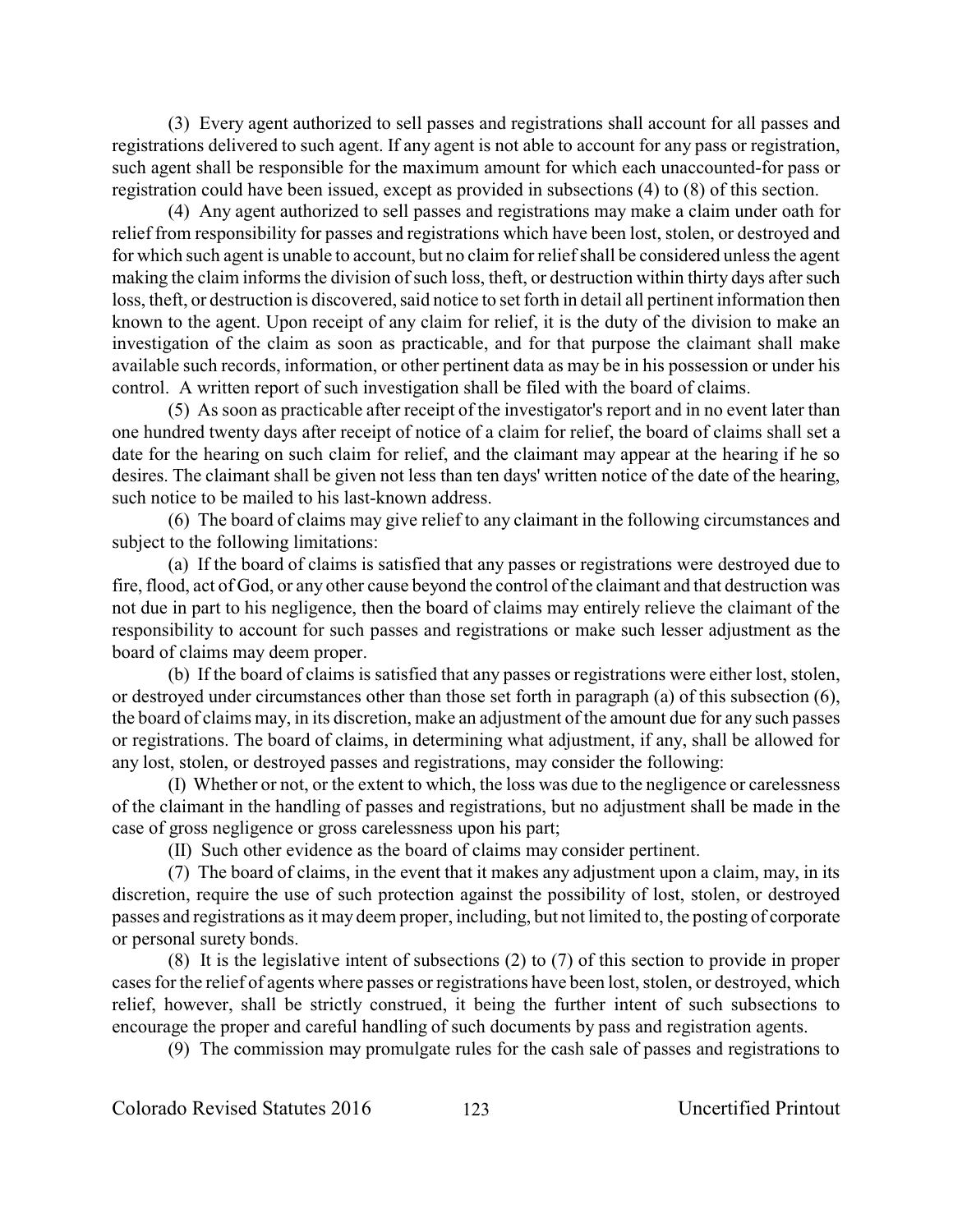(3) Every agent authorized to sell passes and registrations shall account for all passes and registrations delivered to such agent. If any agent is not able to account for any pass or registration, such agent shall be responsible for the maximum amount for which each unaccounted-for pass or registration could have been issued, except as provided in subsections (4) to (8) of this section.

(4) Any agent authorized to sell passes and registrations may make a claim under oath for relief from responsibility for passes and registrations which have been lost, stolen, or destroyed and for which such agent is unable to account, but no claim for relief shall be considered unless the agent making the claim informs the division of such loss, theft, or destruction within thirty days after such loss, theft, or destruction is discovered, said notice to set forth in detail all pertinent information then known to the agent. Upon receipt of any claim for relief, it is the duty of the division to make an investigation of the claim as soon as practicable, and for that purpose the claimant shall make available such records, information, or other pertinent data as may be in his possession or under his control. A written report of such investigation shall be filed with the board of claims.

(5) As soon as practicable after receipt of the investigator's report and in no event later than one hundred twenty days after receipt of notice of a claim for relief, the board of claims shall set a date for the hearing on such claim for relief, and the claimant may appear at the hearing if he so desires. The claimant shall be given not less than ten days' written notice of the date of the hearing, such notice to be mailed to his last-known address.

(6) The board of claims may give relief to any claimant in the following circumstances and subject to the following limitations:

(a) If the board of claims is satisfied that any passes or registrations were destroyed due to fire, flood, act of God, or any other cause beyond the control of the claimant and that destruction was not due in part to his negligence, then the board of claims may entirely relieve the claimant of the responsibility to account for such passes and registrations or make such lesser adjustment as the board of claims may deem proper.

(b) If the board of claims is satisfied that any passes or registrations were either lost, stolen, or destroyed under circumstances other than those set forth in paragraph (a) of this subsection (6), the board of claims may, in its discretion, make an adjustment of the amount due for any such passes or registrations. The board of claims, in determining what adjustment, if any, shall be allowed for any lost, stolen, or destroyed passes and registrations, may consider the following:

(I) Whether or not, or the extent to which, the loss was due to the negligence or carelessness of the claimant in the handling of passes and registrations, but no adjustment shall be made in the case of gross negligence or gross carelessness upon his part;

(II) Such other evidence as the board of claims may consider pertinent.

(7) The board of claims, in the event that it makes any adjustment upon a claim, may, in its discretion, require the use of such protection against the possibility of lost, stolen, or destroyed passes and registrations as it may deem proper, including, but not limited to, the posting of corporate or personal surety bonds.

(8) It is the legislative intent of subsections (2) to (7) of this section to provide in proper cases for the relief of agents where passes or registrations have been lost, stolen, or destroyed, which relief, however, shall be strictly construed, it being the further intent of such subsections to encourage the proper and careful handling of such documents by pass and registration agents.

(9) The commission may promulgate rules for the cash sale of passes and registrations to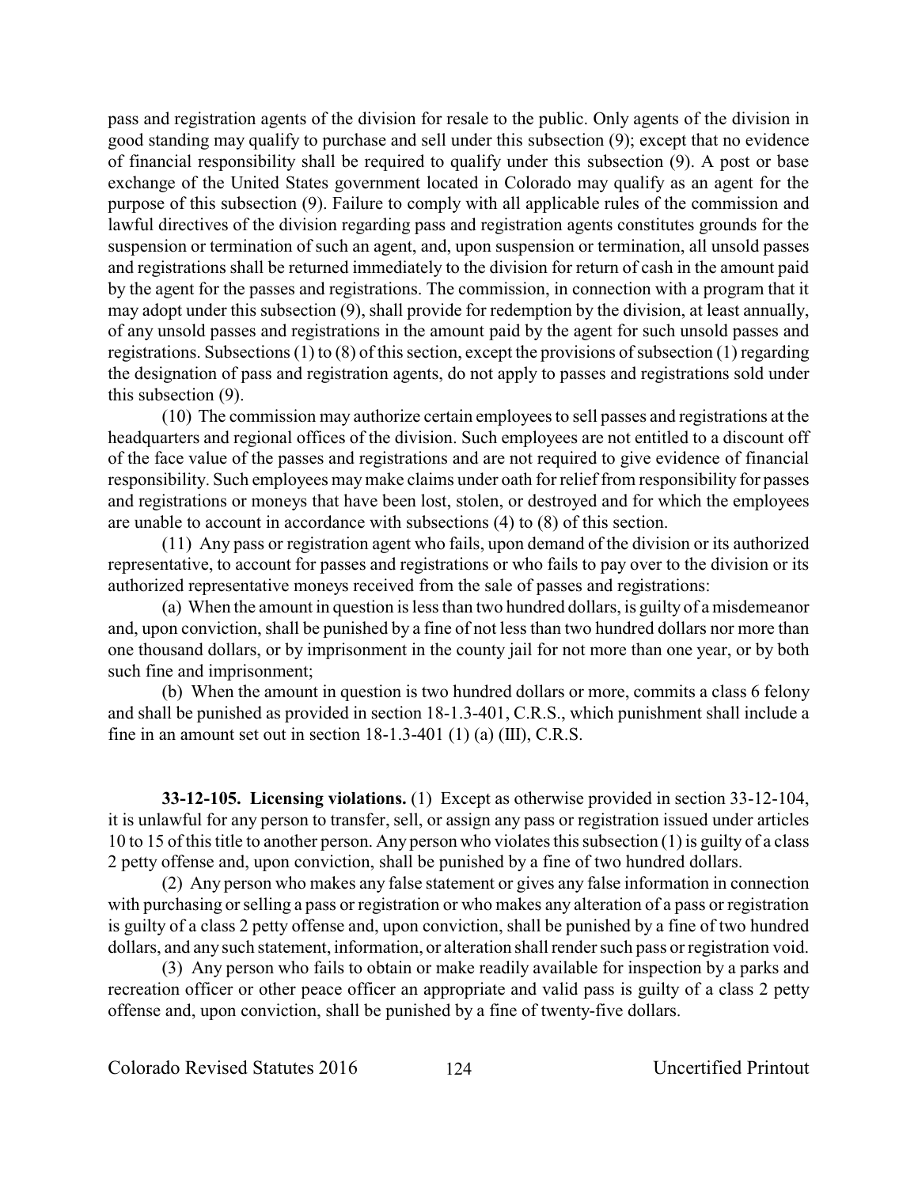pass and registration agents of the division for resale to the public. Only agents of the division in good standing may qualify to purchase and sell under this subsection (9); except that no evidence of financial responsibility shall be required to qualify under this subsection (9). A post or base exchange of the United States government located in Colorado may qualify as an agent for the purpose of this subsection (9). Failure to comply with all applicable rules of the commission and lawful directives of the division regarding pass and registration agents constitutes grounds for the suspension or termination of such an agent, and, upon suspension or termination, all unsold passes and registrations shall be returned immediately to the division for return of cash in the amount paid by the agent for the passes and registrations. The commission, in connection with a program that it may adopt under this subsection (9), shall provide for redemption by the division, at least annually, of any unsold passes and registrations in the amount paid by the agent for such unsold passes and registrations. Subsections (1) to (8) of this section, except the provisions of subsection (1) regarding the designation of pass and registration agents, do not apply to passes and registrations sold under this subsection (9).

(10) The commission may authorize certain employees to sell passes and registrations at the headquarters and regional offices of the division. Such employees are not entitled to a discount off of the face value of the passes and registrations and are not required to give evidence of financial responsibility. Such employees may make claims under oath for relief from responsibility for passes and registrations or moneys that have been lost, stolen, or destroyed and for which the employees are unable to account in accordance with subsections (4) to (8) of this section.

(11) Any pass or registration agent who fails, upon demand of the division or its authorized representative, to account for passes and registrations or who fails to pay over to the division or its authorized representative moneys received from the sale of passes and registrations:

(a) When the amount in question is less than two hundred dollars, is guilty of a misdemeanor and, upon conviction, shall be punished by a fine of not less than two hundred dollars nor more than one thousand dollars, or by imprisonment in the county jail for not more than one year, or by both such fine and imprisonment;

(b) When the amount in question is two hundred dollars or more, commits a class 6 felony and shall be punished as provided in section 18-1.3-401, C.R.S., which punishment shall include a fine in an amount set out in section 18-1.3-401 (1) (a) (III), C.R.S.

**33-12-105. Licensing violations.** (1) Except as otherwise provided in section 33-12-104, it is unlawful for any person to transfer, sell, or assign any pass or registration issued under articles 10 to 15 of this title to another person. Any person who violates this subsection (1) is guilty of a class 2 petty offense and, upon conviction, shall be punished by a fine of two hundred dollars.

(2) Any person who makes any false statement or gives any false information in connection with purchasing or selling a pass or registration or who makes any alteration of a pass or registration is guilty of a class 2 petty offense and, upon conviction, shall be punished by a fine of two hundred dollars, and any such statement, information, or alteration shall render such pass or registration void.

(3) Any person who fails to obtain or make readily available for inspection by a parks and recreation officer or other peace officer an appropriate and valid pass is guilty of a class 2 petty offense and, upon conviction, shall be punished by a fine of twenty-five dollars.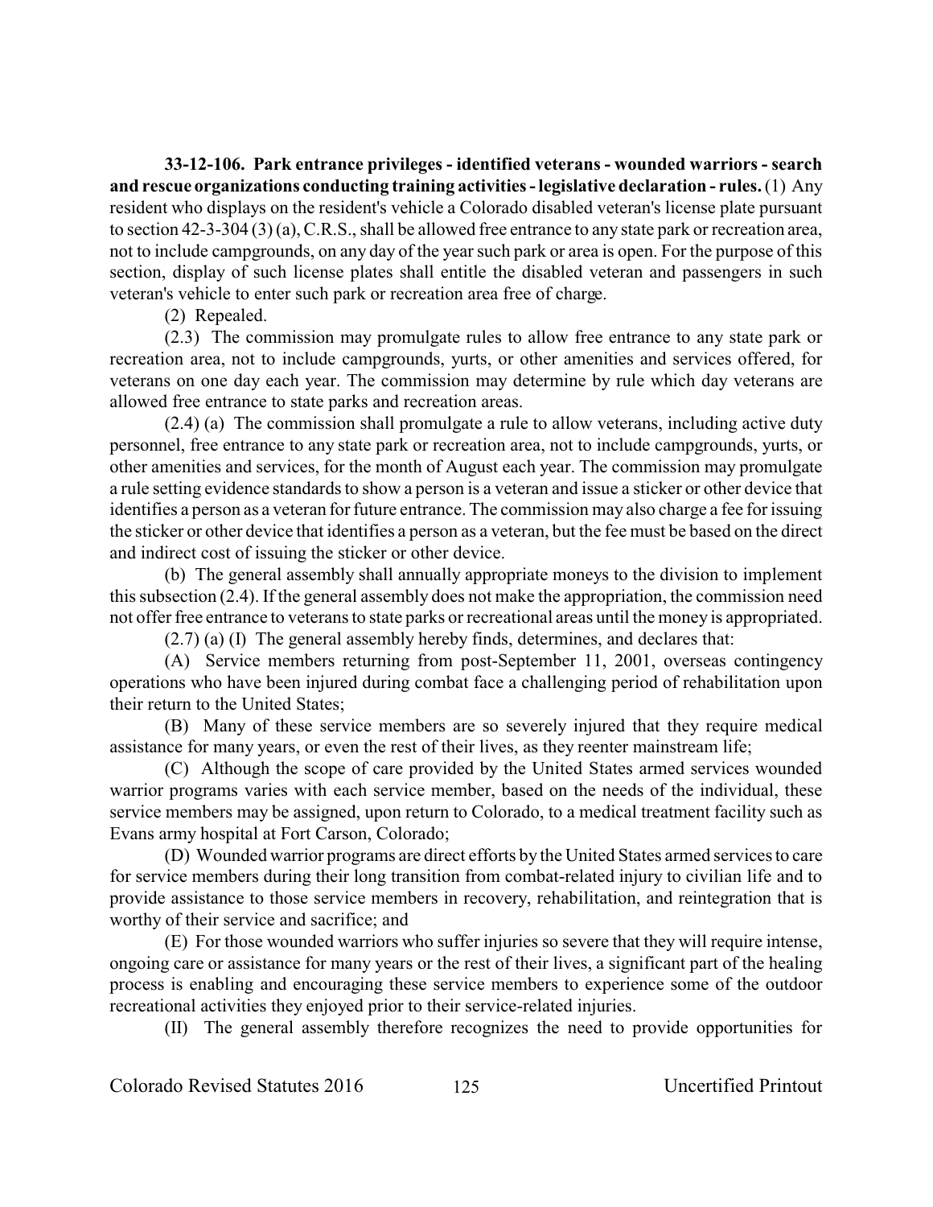**33-12-106. Park entrance privileges - identified veterans - wounded warriors - search and rescue organizations conducting training activities - legislative declaration - rules.** (1) Any resident who displays on the resident's vehicle a Colorado disabled veteran's license plate pursuant to section 42-3-304 (3) (a), C.R.S., shall be allowed free entrance to any state park or recreation area, not to include campgrounds, on any day of the year such park or area is open. For the purpose of this section, display of such license plates shall entitle the disabled veteran and passengers in such veteran's vehicle to enter such park or recreation area free of charge.

(2) Repealed.

(2.3) The commission may promulgate rules to allow free entrance to any state park or recreation area, not to include campgrounds, yurts, or other amenities and services offered, for veterans on one day each year. The commission may determine by rule which day veterans are allowed free entrance to state parks and recreation areas.

(2.4) (a) The commission shall promulgate a rule to allow veterans, including active duty personnel, free entrance to any state park or recreation area, not to include campgrounds, yurts, or other amenities and services, for the month of August each year. The commission may promulgate a rule setting evidence standards to show a person is a veteran and issue a sticker or other device that identifies a person as a veteran for future entrance. The commission may also charge a fee for issuing the sticker or other device that identifies a person as a veteran, but the fee must be based on the direct and indirect cost of issuing the sticker or other device.

(b) The general assembly shall annually appropriate moneys to the division to implement this subsection (2.4). If the general assembly does not make the appropriation, the commission need not offer free entrance to veterans to state parks or recreational areas until the money is appropriated.

(2.7) (a) (I) The general assembly hereby finds, determines, and declares that:

(A) Service members returning from post-September 11, 2001, overseas contingency operations who have been injured during combat face a challenging period of rehabilitation upon their return to the United States;

(B) Many of these service members are so severely injured that they require medical assistance for many years, or even the rest of their lives, as they reenter mainstream life;

(C) Although the scope of care provided by the United States armed services wounded warrior programs varies with each service member, based on the needs of the individual, these service members may be assigned, upon return to Colorado, to a medical treatment facility such as Evans army hospital at Fort Carson, Colorado;

(D) Wounded warrior programs are direct efforts by the United States armed services to care for service members during their long transition from combat-related injury to civilian life and to provide assistance to those service members in recovery, rehabilitation, and reintegration that is worthy of their service and sacrifice; and

(E) For those wounded warriors who suffer injuries so severe that they will require intense, ongoing care or assistance for many years or the rest of their lives, a significant part of the healing process is enabling and encouraging these service members to experience some of the outdoor recreational activities they enjoyed prior to their service-related injuries.

(II) The general assembly therefore recognizes the need to provide opportunities for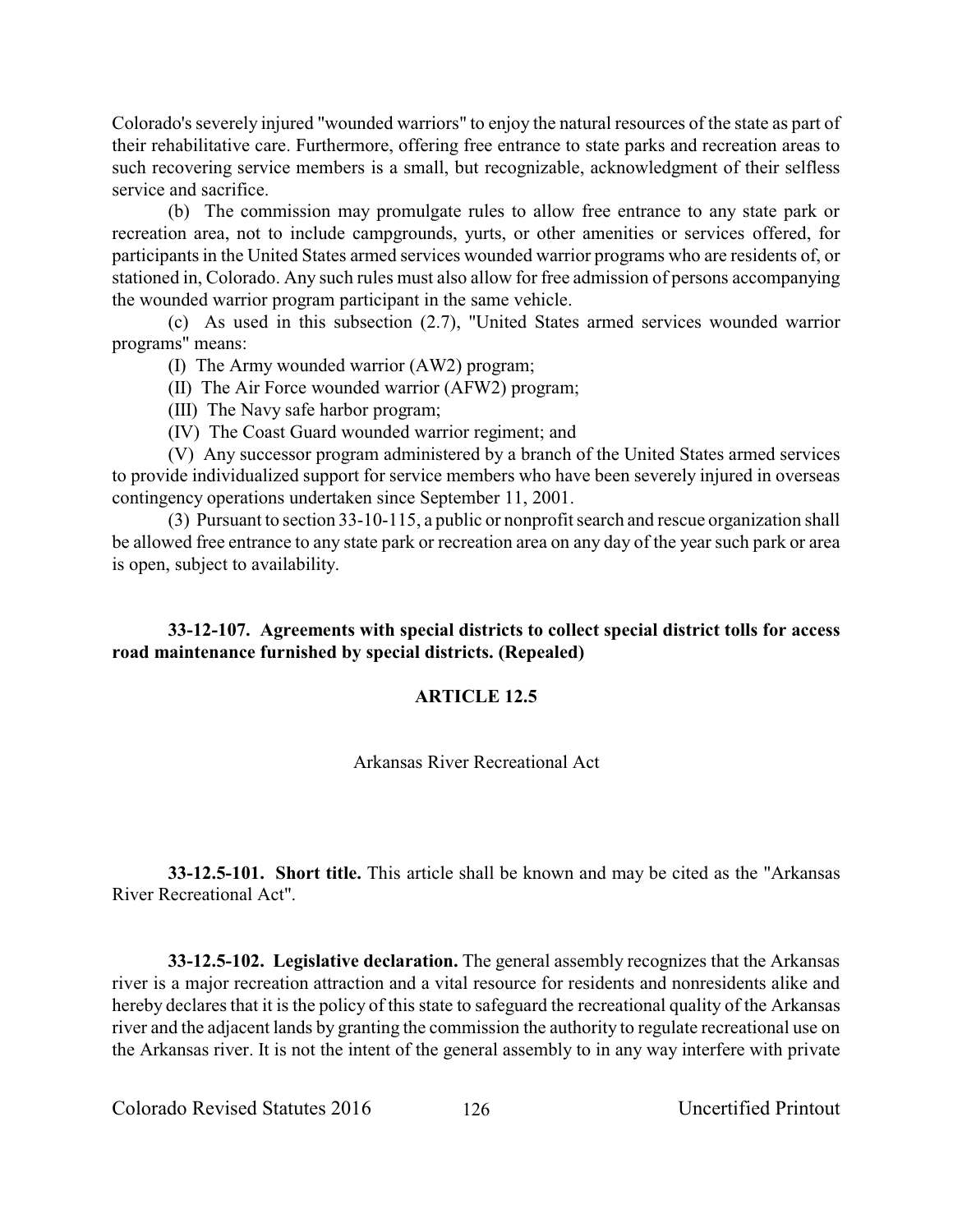Colorado's severely injured "wounded warriors" to enjoy the natural resources of the state as part of their rehabilitative care. Furthermore, offering free entrance to state parks and recreation areas to such recovering service members is a small, but recognizable, acknowledgment of their selfless service and sacrifice.

(b) The commission may promulgate rules to allow free entrance to any state park or recreation area, not to include campgrounds, yurts, or other amenities or services offered, for participants in the United States armed services wounded warrior programs who are residents of, or stationed in, Colorado. Any such rules must also allow for free admission of persons accompanying the wounded warrior program participant in the same vehicle.

(c) As used in this subsection (2.7), "United States armed services wounded warrior programs" means:

(I) The Army wounded warrior (AW2) program;

(II) The Air Force wounded warrior (AFW2) program;

(III) The Navy safe harbor program;

(IV) The Coast Guard wounded warrior regiment; and

(V) Any successor program administered by a branch of the United States armed services to provide individualized support for service members who have been severely injured in overseas contingency operations undertaken since September 11, 2001.

(3) Pursuant to section 33-10-115, a public or nonprofit search and rescue organization shall be allowed free entrance to any state park or recreation area on any day of the year such park or area is open, subject to availability.

**33-12-107. Agreements with special districts to collect special district tolls for access road maintenance furnished by special districts. (Repealed)**

## ARTICLE 12.5

Arkansas River Recreational Act

**33-12.5-101. Short title.** This article shall be known and may be cited as the "Arkansas River Recreational Act".

**33-12.5-102. Legislative declaration.** The general assembly recognizes that the Arkansas river is a major recreation attraction and a vital resource for residents and nonresidents alike and hereby declares that it is the policy of this state to safeguard the recreational quality of the Arkansas river and the adjacent lands by granting the commission the authority to regulate recreational use on the Arkansas river. It is not the intent of the general assembly to in any way interfere with private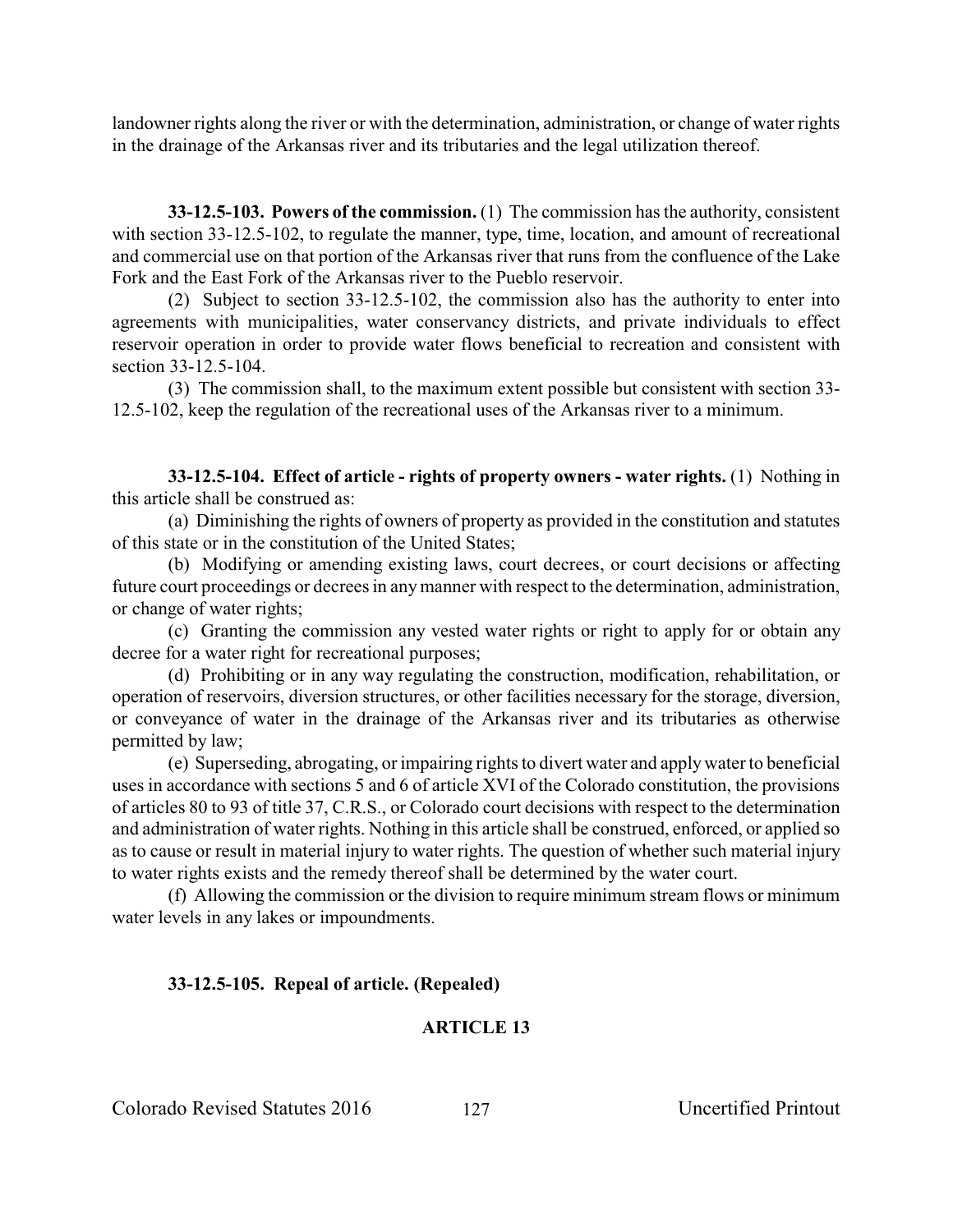landowner rights along the river or with the determination, administration, or change of water rights in the drainage of the Arkansas river and its tributaries and the legal utilization thereof.

**33-12.5-103. Powers of the commission.** (1) The commission has the authority, consistent with section 33-12.5-102, to regulate the manner, type, time, location, and amount of recreational and commercial use on that portion of the Arkansas river that runs from the confluence of the Lake Fork and the East Fork of the Arkansas river to the Pueblo reservoir.

(2) Subject to section 33-12.5-102, the commission also has the authority to enter into agreements with municipalities, water conservancy districts, and private individuals to effect reservoir operation in order to provide water flows beneficial to recreation and consistent with section 33-12.5-104.

(3) The commission shall, to the maximum extent possible but consistent with section 33-12.5-102, keep the regulation of the recreational uses of the Arkansas river to a minimum.

**33-12.5-104. Effect of article - rights of property owners - water rights.** (1) Nothing in this article shall be construed as:

(a) Diminishing the rights of owners of property as provided in the constitution and statutes of this state or in the constitution of the United States;

(b) Modifying or amending existing laws, court decrees, or court decisions or affecting future court proceedings or decrees in any manner with respect to the determination, administration, or change of water rights;

(c) Granting the commission any vested water rights or right to apply for or obtain any decree for a water right for recreational purposes;

(d) Prohibiting or in any way regulating the construction, modification, rehabilitation, or operation of reservoirs, diversion structures, or other facilities necessary for the storage, diversion, or conveyance of water in the drainage of the Arkansas river and its tributaries as otherwise permitted by law;

(e) Superseding, abrogating, or impairing rights to divert water and apply water to beneficial uses in accordance with sections 5 and 6 of article XVI of the Colorado constitution, the provisions of articles 80 to 93 of title 37, C.R.S., or Colorado court decisions with respect to the determination and administration of water rights. Nothing in this article shall be construed, enforced, or applied so as to cause or result in material injury to water rights. The question of whether such material injury to water rights exists and the remedy thereof shall be determined by the water court.

(f) Allowing the commission or the division to require minimum stream flows or minimum water levels in any lakes or impoundments.

**33-12.5-105. Repeal of article. (Repealed)**

## ARTICLE 13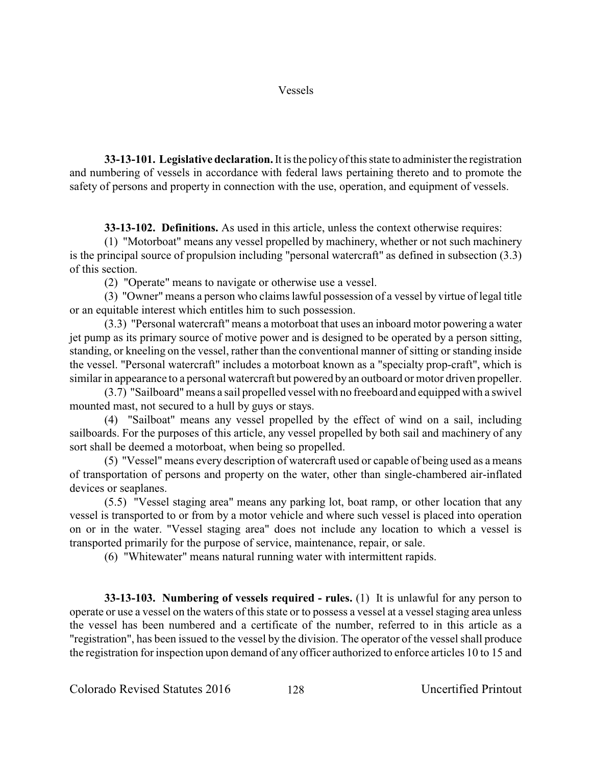Vessels

**33-13-101. Legislative declaration.** It is the policy of this state to administer the registration and numbering of vessels in accordance with federal laws pertaining thereto and to promote the safety of persons and property in connection with the use, operation, and equipment of vessels.

**33-13-102. Definitions.** As used in this article, unless the context otherwise requires:

(1) "Motorboat" means any vessel propelled by machinery, whether or not such machinery is the principal source of propulsion including "personal watercraft" as defined in subsection (3.3) of this section.

(2) "Operate" means to navigate or otherwise use a vessel.

(3) "Owner" means a person who claims lawful possession of a vessel by virtue of legal title or an equitable interest which entitles him to such possession.

(3.3) "Personal watercraft" means a motorboat that uses an inboard motor powering a water jet pump as its primary source of motive power and is designed to be operated by a person sitting, standing, or kneeling on the vessel, rather than the conventional manner of sitting or standing inside the vessel. "Personal watercraft" includes a motorboat known as a "specialty prop-craft", which is similar in appearance to a personal watercraft but powered by an outboard or motor driven propeller.

(3.7) "Sailboard" means a sail propelled vessel with no freeboard and equipped with a swivel mounted mast, not secured to a hull by guys or stays.

(4) "Sailboat" means any vessel propelled by the effect of wind on a sail, including sailboards. For the purposes of this article, any vessel propelled by both sail and machinery of any sort shall be deemed a motorboat, when being so propelled.

(5) "Vessel" means every description of watercraft used or capable of being used as a means of transportation of persons and property on the water, other than single-chambered air-inflated devices or seaplanes.

(5.5) "Vessel staging area" means any parking lot, boat ramp, or other location that any vessel is transported to or from by a motor vehicle and where such vessel is placed into operation on or in the water. "Vessel staging area" does not include any location to which a vessel is transported primarily for the purpose of service, maintenance, repair, or sale.

(6) "Whitewater" means natural running water with intermittent rapids.

**33-13-103. Numbering of vessels required - rules.** (1) It is unlawful for any person to operate or use a vessel on the waters of this state or to possess a vessel at a vessel staging area unless the vessel has been numbered and a certificate of the number, referred to in this article as a "registration", has been issued to the vessel by the division. The operator of the vessel shall produce the registration for inspection upon demand of any officer authorized to enforce articles 10 to 15 and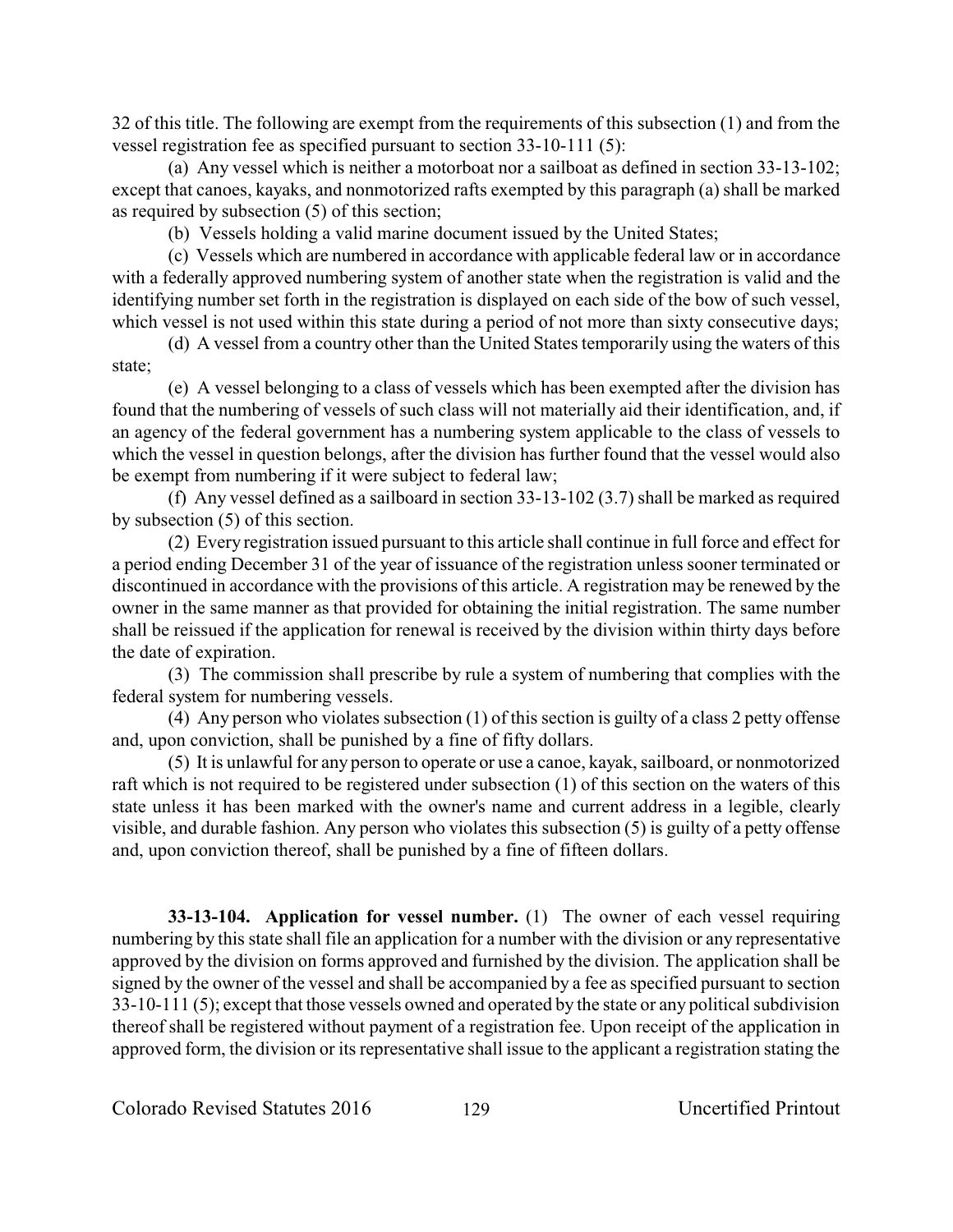32 of this title. The following are exempt from the requirements of this subsection (1) and from the vessel registration fee as specified pursuant to section 33-10-111 (5):

(a) Any vessel which is neither a motorboat nor a sailboat as defined in section 33-13-102; except that canoes, kayaks, and nonmotorized rafts exempted by this paragraph (a) shall be marked as required by subsection (5) of this section;

(b) Vessels holding a valid marine document issued by the United States;

(c) Vessels which are numbered in accordance with applicable federal law or in accordance with a federally approved numbering system of another state when the registration is valid and the identifying number set forth in the registration is displayed on each side of the bow of such vessel, which vessel is not used within this state during a period of not more than sixty consecutive days;

(d) A vessel from a country other than the United States temporarily using the waters of this state;

(e) A vessel belonging to a class of vessels which has been exempted after the division has found that the numbering of vessels of such class will not materially aid their identification, and, if an agency of the federal government has a numbering system applicable to the class of vessels to which the vessel in question belongs, after the division has further found that the vessel would also be exempt from numbering if it were subject to federal law;

(f) Any vessel defined as a sailboard in section 33-13-102 (3.7) shall be marked as required by subsection (5) of this section.

(2) Every registration issued pursuant to this article shall continue in full force and effect for a period ending December 31 of the year of issuance of the registration unless sooner terminated or discontinued in accordance with the provisions of this article. A registration may be renewed by the owner in the same manner as that provided for obtaining the initial registration. The same number shall be reissued if the application for renewal is received by the division within thirty days before the date of expiration.

(3) The commission shall prescribe by rule a system of numbering that complies with the federal system for numbering vessels.

(4) Any person who violates subsection (1) of this section is guilty of a class 2 petty offense and, upon conviction, shall be punished by a fine of fifty dollars.

(5) It is unlawful for any person to operate or use a canoe, kayak, sailboard, or nonmotorized raft which is not required to be registered under subsection (1) of this section on the waters of this state unless it has been marked with the owner's name and current address in a legible, clearly visible, and durable fashion. Any person who violates this subsection (5) is guilty of a petty offense and, upon conviction thereof, shall be punished by a fine of fifteen dollars.

**33-13-104. Application for vessel number.** (1) The owner of each vessel requiring numbering by this state shall file an application for a number with the division or any representative approved by the division on forms approved and furnished by the division. The application shall be signed by the owner of the vessel and shall be accompanied by a fee as specified pursuant to section 33-10-111 (5); except that those vessels owned and operated by the state or any political subdivision thereof shall be registered without payment of a registration fee. Upon receipt of the application in approved form, the division or its representative shall issue to the applicant a registration stating the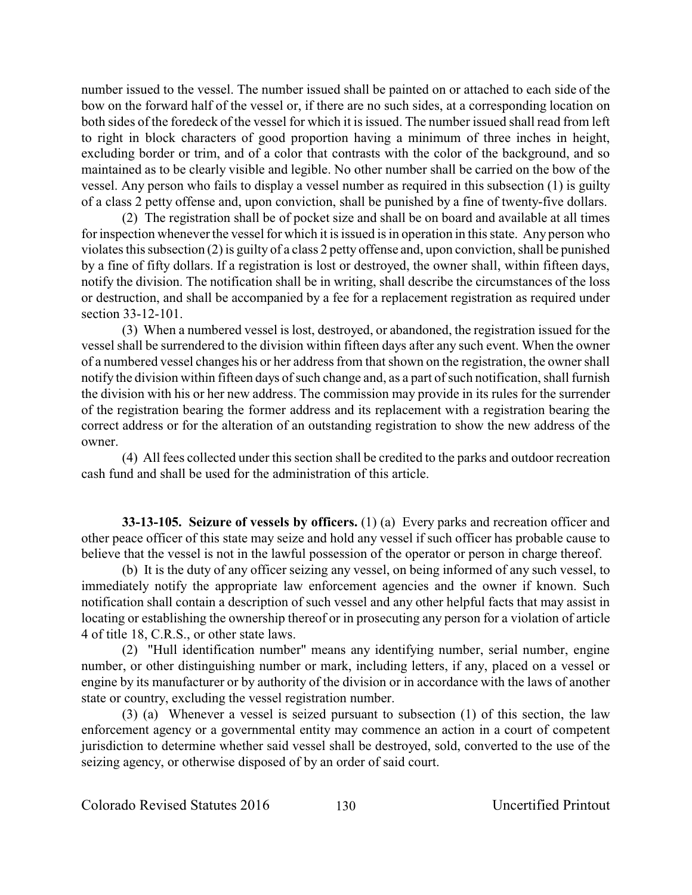number issued to the vessel. The number issued shall be painted on or attached to each side of the bow on the forward half of the vessel or, if there are no such sides, at a corresponding location on both sides of the foredeck of the vessel for which it is issued. The number issued shall read from left to right in block characters of good proportion having a minimum of three inches in height, excluding border or trim, and of a color that contrasts with the color of the background, and so maintained as to be clearly visible and legible. No other number shall be carried on the bow of the vessel. Any person who fails to display a vessel number as required in this subsection (1) is guilty of a class 2 petty offense and, upon conviction, shall be punished by a fine of twenty-five dollars.

(2) The registration shall be of pocket size and shall be on board and available at all times for inspection whenever the vessel for which it is issued is in operation in this state. Any person who violates this subsection (2) is guilty of a class 2 petty offense and, upon conviction, shall be punished by a fine of fifty dollars. If a registration is lost or destroyed, the owner shall, within fifteen days, notify the division. The notification shall be in writing, shall describe the circumstances of the loss or destruction, and shall be accompanied by a fee for a replacement registration as required under section 33-12-101.

(3) When a numbered vessel is lost, destroyed, or abandoned, the registration issued for the vessel shall be surrendered to the division within fifteen days after any such event. When the owner of a numbered vessel changes his or her address from that shown on the registration, the owner shall notify the division within fifteen days of such change and, as a part of such notification, shall furnish the division with his or her new address. The commission may provide in its rules for the surrender of the registration bearing the former address and its replacement with a registration bearing the correct address or for the alteration of an outstanding registration to show the new address of the owner.

(4) All fees collected under this section shall be credited to the parks and outdoor recreation cash fund and shall be used for the administration of this article.

**33-13-105. Seizure of vessels by officers.** (1) (a) Every parks and recreation officer and other peace officer of this state may seize and hold any vessel if such officer has probable cause to believe that the vessel is not in the lawful possession of the operator or person in charge thereof.

(b) It is the duty of any officer seizing any vessel, on being informed of any such vessel, to immediately notify the appropriate law enforcement agencies and the owner if known. Such notification shall contain a description of such vessel and any other helpful facts that may assist in locating or establishing the ownership thereof or in prosecuting any person for a violation of article 4 of title 18, C.R.S., or other state laws.

(2) "Hull identification number" means any identifying number, serial number, engine number, or other distinguishing number or mark, including letters, if any, placed on a vessel or engine by its manufacturer or by authority of the division or in accordance with the laws of another state or country, excluding the vessel registration number.

(3) (a) Whenever a vessel is seized pursuant to subsection (1) of this section, the law enforcement agency or a governmental entity may commence an action in a court of competent jurisdiction to determine whether said vessel shall be destroyed, sold, converted to the use of the seizing agency, or otherwise disposed of by an order of said court.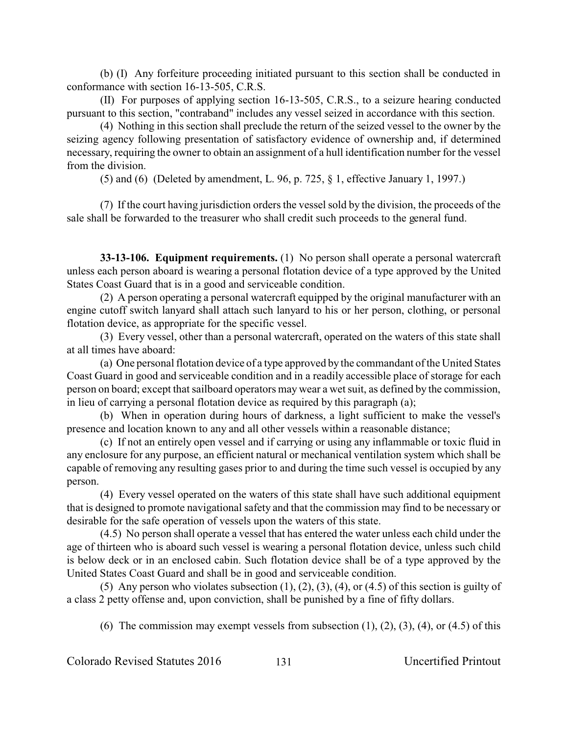(b) (I) Any forfeiture proceeding initiated pursuant to this section shall be conducted in conformance with section 16-13-505, C.R.S.

(II) For purposes of applying section 16-13-505, C.R.S., to a seizure hearing conducted pursuant to this section, "contraband" includes any vessel seized in accordance with this section.

(4) Nothing in this section shall preclude the return of the seized vessel to the owner by the seizing agency following presentation of satisfactory evidence of ownership and, if determined necessary, requiring the owner to obtain an assignment of a hull identification number for the vessel from the division.

(5) and (6) (Deleted by amendment, L. 96, p. 725, § 1, effective January 1, 1997.)

(7) If the court having jurisdiction orders the vessel sold by the division, the proceeds of the sale shall be forwarded to the treasurer who shall credit such proceeds to the general fund.

**33-13-106. Equipment requirements.** (1) No person shall operate a personal watercraft unless each person aboard is wearing a personal flotation device of a type approved by the United States Coast Guard that is in a good and serviceable condition.

(2) A person operating a personal watercraft equipped by the original manufacturer with an engine cutoff switch lanyard shall attach such lanyard to his or her person, clothing, or personal flotation device, as appropriate for the specific vessel.

(3) Every vessel, other than a personal watercraft, operated on the waters of this state shall at all times have aboard:

(a) One personal flotation device of a type approved by the commandant of the United States Coast Guard in good and serviceable condition and in a readily accessible place of storage for each person on board; except that sailboard operators may wear a wet suit, as defined by the commission, in lieu of carrying a personal flotation device as required by this paragraph (a);

(b) When in operation during hours of darkness, a light sufficient to make the vessel's presence and location known to any and all other vessels within a reasonable distance;

(c) If not an entirely open vessel and if carrying or using any inflammable or toxic fluid in any enclosure for any purpose, an efficient natural or mechanical ventilation system which shall be capable of removing any resulting gases prior to and during the time such vessel is occupied by any person.

(4) Every vessel operated on the waters of this state shall have such additional equipment that is designed to promote navigational safety and that the commission may find to be necessary or desirable for the safe operation of vessels upon the waters of this state.

(4.5) No person shall operate a vessel that has entered the water unless each child under the age of thirteen who is aboard such vessel is wearing a personal flotation device, unless such child is below deck or in an enclosed cabin. Such flotation device shall be of a type approved by the United States Coast Guard and shall be in good and serviceable condition.

(5) Any person who violates subsection (1), (2), (3), (4), or (4.5) of this section is guilty of a class 2 petty offense and, upon conviction, shall be punished by a fine of fifty dollars.

(6) The commission may exempt vessels from subsection (1), (2), (3), (4), or (4.5) of this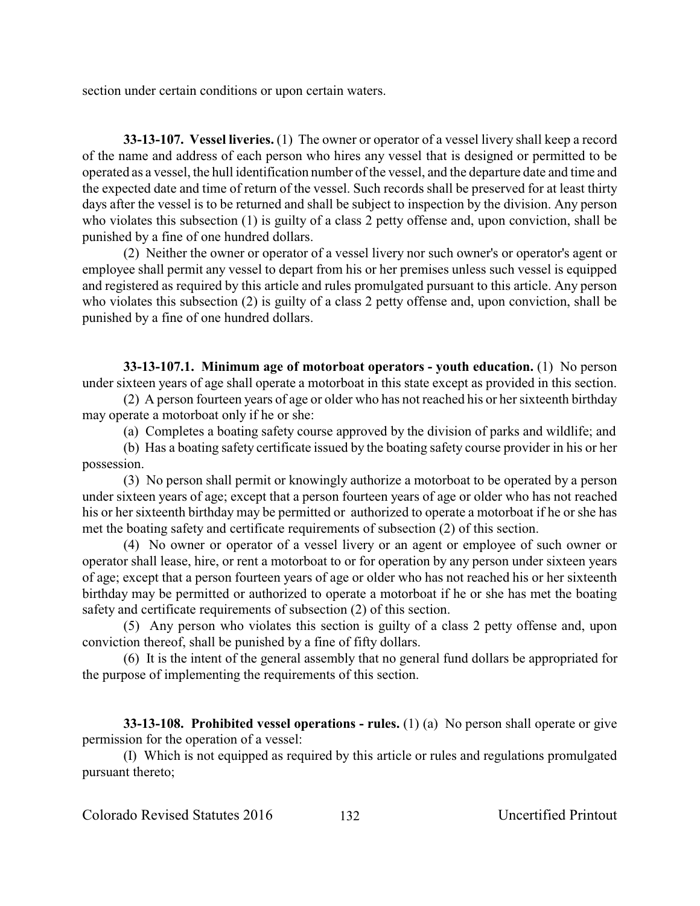section under certain conditions or upon certain waters.

**33-13-107. Vessel liveries.** (1) The owner or operator of a vessel livery shall keep a record of the name and address of each person who hires any vessel that is designed or permitted to be operated as a vessel, the hull identification number of the vessel, and the departure date and time and the expected date and time of return of the vessel. Such records shall be preserved for at least thirty days after the vessel is to be returned and shall be subject to inspection by the division. Any person who violates this subsection (1) is guilty of a class 2 petty offense and, upon conviction, shall be punished by a fine of one hundred dollars.

(2) Neither the owner or operator of a vessel livery nor such owner's or operator's agent or employee shall permit any vessel to depart from his or her premises unless such vessel is equipped and registered as required by this article and rules promulgated pursuant to this article. Any person who violates this subsection (2) is guilty of a class 2 petty offense and, upon conviction, shall be punished by a fine of one hundred dollars.

**33-13-107.1. Minimum age of motorboat operators - youth education.** (1) No person under sixteen years of age shall operate a motorboat in this state except as provided in this section.

(2) A person fourteen years of age or older who has not reached his or her sixteenth birthday may operate a motorboat only if he or she:

(a) Completes a boating safety course approved by the division of parks and wildlife; and

(b) Has a boating safety certificate issued by the boating safety course provider in his or her possession.

(3) No person shall permit or knowingly authorize a motorboat to be operated by a person under sixteen years of age; except that a person fourteen years of age or older who has not reached his or her sixteenth birthday may be permitted or authorized to operate a motorboat if he or she has met the boating safety and certificate requirements of subsection (2) of this section.

(4) No owner or operator of a vessel livery or an agent or employee of such owner or operator shall lease, hire, or rent a motorboat to or for operation by any person under sixteen years of age; except that a person fourteen years of age or older who has not reached his or her sixteenth birthday may be permitted or authorized to operate a motorboat if he or she has met the boating safety and certificate requirements of subsection (2) of this section.

(5) Any person who violates this section is guilty of a class 2 petty offense and, upon conviction thereof, shall be punished by a fine of fifty dollars.

(6) It is the intent of the general assembly that no general fund dollars be appropriated for the purpose of implementing the requirements of this section.

**33-13-108. Prohibited vessel operations - rules.** (1) (a) No person shall operate or give permission for the operation of a vessel:

(I) Which is not equipped as required by this article or rules and regulations promulgated pursuant thereto;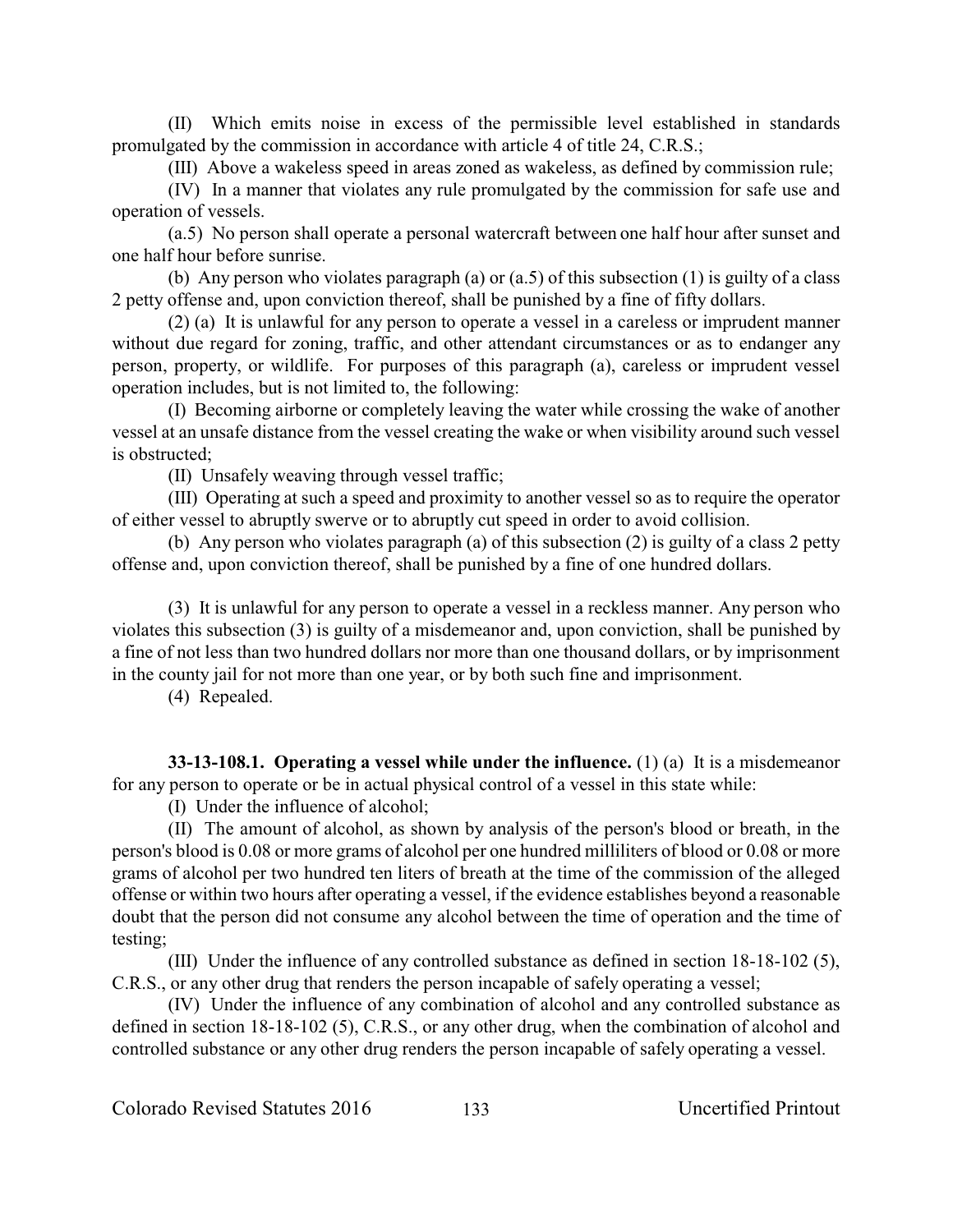(II) Which emits noise in excess of the permissible level established in standards promulgated by the commission in accordance with article 4 of title 24, C.R.S.;

(III) Above a wakeless speed in areas zoned as wakeless, as defined by commission rule;

(IV) In a manner that violates any rule promulgated by the commission for safe use and operation of vessels.

(a.5) No person shall operate a personal watercraft between one half hour after sunset and one half hour before sunrise.

(b) Any person who violates paragraph (a) or (a.5) of this subsection (1) is guilty of a class 2 petty offense and, upon conviction thereof, shall be punished by a fine of fifty dollars.

(2) (a) It is unlawful for any person to operate a vessel in a careless or imprudent manner without due regard for zoning, traffic, and other attendant circumstances or as to endanger any person, property, or wildlife. For purposes of this paragraph (a), careless or imprudent vessel operation includes, but is not limited to, the following:

(I) Becoming airborne or completely leaving the water while crossing the wake of another vessel at an unsafe distance from the vessel creating the wake or when visibility around such vessel is obstructed;

(II) Unsafely weaving through vessel traffic;

(III) Operating at such a speed and proximity to another vessel so as to require the operator of either vessel to abruptly swerve or to abruptly cut speed in order to avoid collision.

(b) Any person who violates paragraph (a) of this subsection (2) is guilty of a class 2 petty offense and, upon conviction thereof, shall be punished by a fine of one hundred dollars.

(3) It is unlawful for any person to operate a vessel in a reckless manner. Any person who violates this subsection (3) is guilty of a misdemeanor and, upon conviction, shall be punished by a fine of not less than two hundred dollars nor more than one thousand dollars, or by imprisonment in the county jail for not more than one year, or by both such fine and imprisonment.

(4) Repealed.

**33-13-108.1. Operating a vessel while under the influence.** (1) (a) It is a misdemeanor for any person to operate or be in actual physical control of a vessel in this state while:

(I) Under the influence of alcohol;

(II) The amount of alcohol, as shown by analysis of the person's blood or breath, in the person's blood is 0.08 or more grams of alcohol per one hundred milliliters of blood or 0.08 or more grams of alcohol per two hundred ten liters of breath at the time of the commission of the alleged offense or within two hours after operating a vessel, if the evidence establishes beyond a reasonable doubt that the person did not consume any alcohol between the time of operation and the time of testing;

(III) Under the influence of any controlled substance as defined in section 18-18-102 (5), C.R.S., or any other drug that renders the person incapable of safely operating a vessel;

(IV) Under the influence of any combination of alcohol and any controlled substance as defined in section 18-18-102 (5), C.R.S., or any other drug, when the combination of alcohol and controlled substance or any other drug renders the person incapable of safely operating a vessel.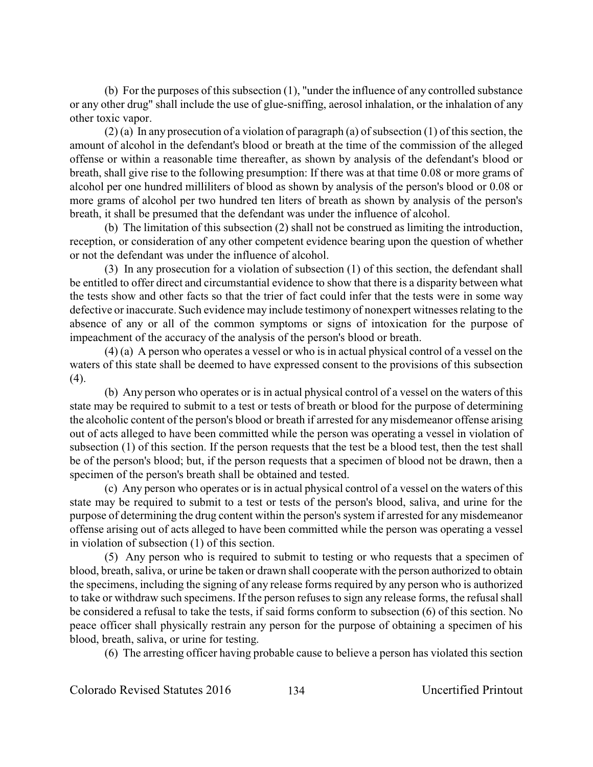(b) For the purposes of this subsection (1), "under the influence of any controlled substance or any other drug" shall include the use of glue-sniffing, aerosol inhalation, or the inhalation of any other toxic vapor.

(2) (a) In any prosecution of a violation of paragraph (a) of subsection (1) of this section, the amount of alcohol in the defendant's blood or breath at the time of the commission of the alleged offense or within a reasonable time thereafter, as shown by analysis of the defendant's blood or breath, shall give rise to the following presumption: If there was at that time 0.08 or more grams of alcohol per one hundred milliliters of blood as shown by analysis of the person's blood or 0.08 or more grams of alcohol per two hundred ten liters of breath as shown by analysis of the person's breath, it shall be presumed that the defendant was under the influence of alcohol.

(b) The limitation of this subsection (2) shall not be construed as limiting the introduction, reception, or consideration of any other competent evidence bearing upon the question of whether or not the defendant was under the influence of alcohol.

(3) In any prosecution for a violation of subsection (1) of this section, the defendant shall be entitled to offer direct and circumstantial evidence to show that there is a disparity between what the tests show and other facts so that the trier of fact could infer that the tests were in some way defective or inaccurate. Such evidence may include testimony of nonexpert witnesses relating to the absence of any or all of the common symptoms or signs of intoxication for the purpose of impeachment of the accuracy of the analysis of the person's blood or breath.

(4) (a) A person who operates a vessel or who is in actual physical control of a vessel on the waters of this state shall be deemed to have expressed consent to the provisions of this subsection (4).

(b) Any person who operates or is in actual physical control of a vessel on the waters of this state may be required to submit to a test or tests of breath or blood for the purpose of determining the alcoholic content of the person's blood or breath if arrested for any misdemeanor offense arising out of acts alleged to have been committed while the person was operating a vessel in violation of subsection (1) of this section. If the person requests that the test be a blood test, then the test shall be of the person's blood; but, if the person requests that a specimen of blood not be drawn, then a specimen of the person's breath shall be obtained and tested.

(c) Any person who operates or is in actual physical control of a vessel on the waters of this state may be required to submit to a test or tests of the person's blood, saliva, and urine for the purpose of determining the drug content within the person's system if arrested for any misdemeanor offense arising out of acts alleged to have been committed while the person was operating a vessel in violation of subsection (1) of this section.

(5) Any person who is required to submit to testing or who requests that a specimen of blood, breath, saliva, or urine be taken or drawn shall cooperate with the person authorized to obtain the specimens, including the signing of any release forms required by any person who is authorized to take or withdraw such specimens. If the person refuses to sign any release forms, the refusal shall be considered a refusal to take the tests, if said forms conform to subsection (6) of this section. No peace officer shall physically restrain any person for the purpose of obtaining a specimen of his blood, breath, saliva, or urine for testing.

(6) The arresting officer having probable cause to believe a person has violated this section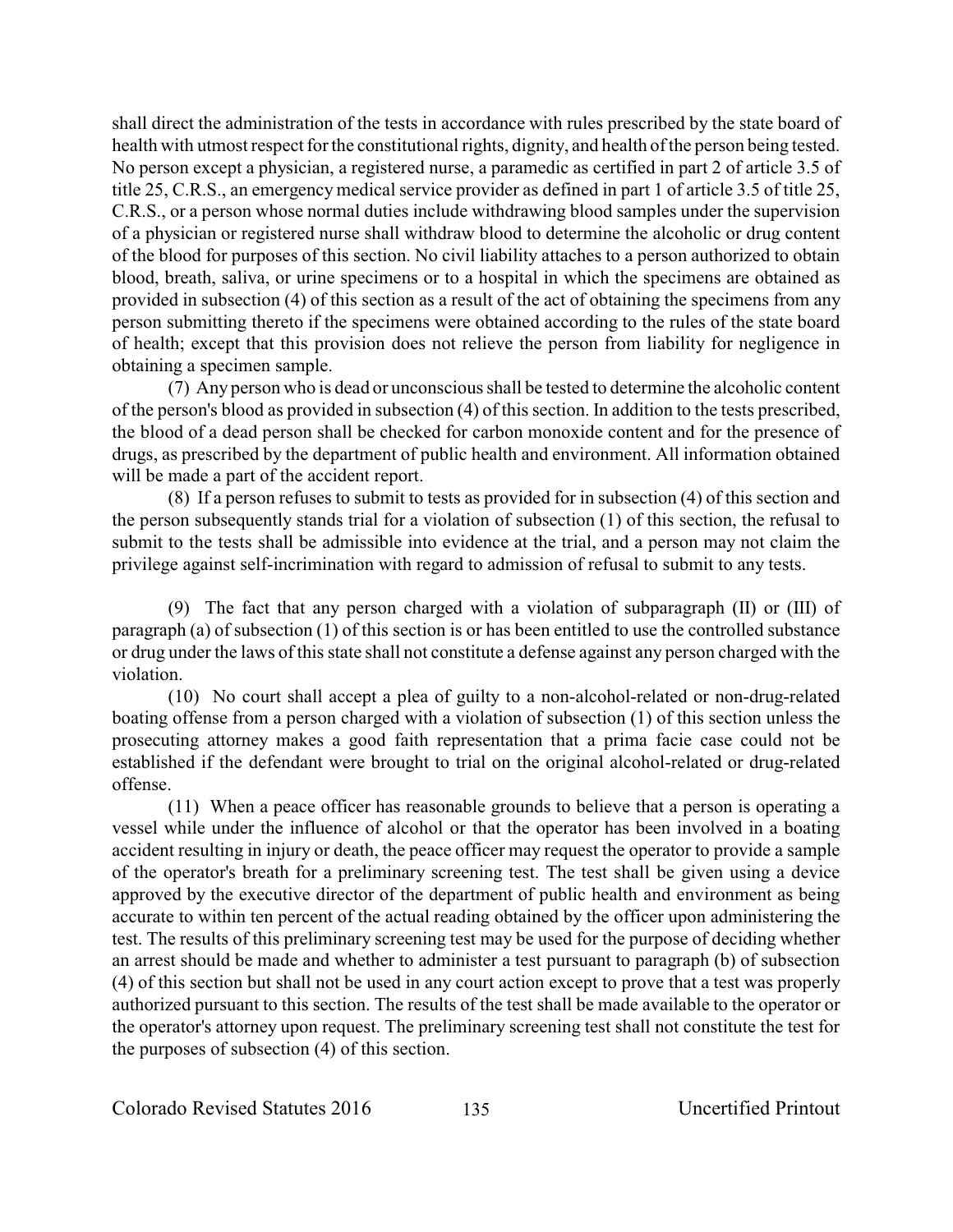shall direct the administration of the tests in accordance with rules prescribed by the state board of health with utmost respect for the constitutional rights, dignity, and health of the person being tested. No person except a physician, a registered nurse, a paramedic as certified in part 2 of article 3.5 of title 25, C.R.S., an emergency medical service provider as defined in part 1 of article 3.5 of title 25, C.R.S., or a person whose normal duties include withdrawing blood samples under the supervision of a physician or registered nurse shall withdraw blood to determine the alcoholic or drug content of the blood for purposes of this section. No civil liability attaches to a person authorized to obtain blood, breath, saliva, or urine specimens or to a hospital in which the specimens are obtained as provided in subsection (4) of this section as a result of the act of obtaining the specimens from any person submitting thereto if the specimens were obtained according to the rules of the state board of health; except that this provision does not relieve the person from liability for negligence in obtaining a specimen sample.

(7) Any person who is dead or unconscious shall be tested to determine the alcoholic content of the person's blood as provided in subsection (4) of this section. In addition to the tests prescribed, the blood of a dead person shall be checked for carbon monoxide content and for the presence of drugs, as prescribed by the department of public health and environment. All information obtained will be made a part of the accident report.

(8) If a person refuses to submit to tests as provided for in subsection (4) of this section and the person subsequently stands trial for a violation of subsection (1) of this section, the refusal to submit to the tests shall be admissible into evidence at the trial, and a person may not claim the privilege against self-incrimination with regard to admission of refusal to submit to any tests.

(9) The fact that any person charged with a violation of subparagraph (II) or (III) of paragraph (a) of subsection (1) of this section is or has been entitled to use the controlled substance or drug under the laws of this state shall not constitute a defense against any person charged with the violation.

(10) No court shall accept a plea of guilty to a non-alcohol-related or non-drug-related boating offense from a person charged with a violation of subsection (1) of this section unless the prosecuting attorney makes a good faith representation that a prima facie case could not be established if the defendant were brought to trial on the original alcohol-related or drug-related offense.

(11) When a peace officer has reasonable grounds to believe that a person is operating a vessel while under the influence of alcohol or that the operator has been involved in a boating accident resulting in injury or death, the peace officer may request the operator to provide a sample of the operator's breath for a preliminary screening test. The test shall be given using a device approved by the executive director of the department of public health and environment as being accurate to within ten percent of the actual reading obtained by the officer upon administering the test. The results of this preliminary screening test may be used for the purpose of deciding whether an arrest should be made and whether to administer a test pursuant to paragraph (b) of subsection (4) of this section but shall not be used in any court action except to prove that a test was properly authorized pursuant to this section. The results of the test shall be made available to the operator or the operator's attorney upon request. The preliminary screening test shall not constitute the test for the purposes of subsection (4) of this section.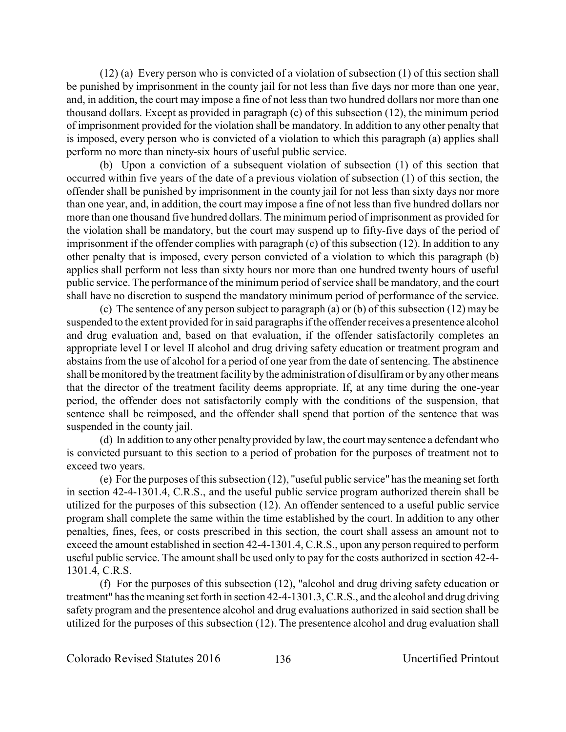(12) (a) Every person who is convicted of a violation of subsection (1) of this section shall be punished by imprisonment in the county jail for not less than five days nor more than one year, and, in addition, the court may impose a fine of not less than two hundred dollars nor more than one thousand dollars. Except as provided in paragraph (c) of this subsection (12), the minimum period of imprisonment provided for the violation shall be mandatory. In addition to any other penalty that is imposed, every person who is convicted of a violation to which this paragraph (a) applies shall perform no more than ninety-six hours of useful public service.

(b) Upon a conviction of a subsequent violation of subsection (1) of this section that occurred within five years of the date of a previous violation of subsection (1) of this section, the offender shall be punished by imprisonment in the county jail for not less than sixty days nor more than one year, and, in addition, the court may impose a fine of not less than five hundred dollars nor more than one thousand five hundred dollars. The minimum period of imprisonment as provided for the violation shall be mandatory, but the court may suspend up to fifty-five days of the period of imprisonment if the offender complies with paragraph (c) of this subsection (12). In addition to any other penalty that is imposed, every person convicted of a violation to which this paragraph (b) applies shall perform not less than sixty hours nor more than one hundred twenty hours of useful public service. The performance of the minimum period of service shall be mandatory, and the court shall have no discretion to suspend the mandatory minimum period of performance of the service.

(c) The sentence of any person subject to paragraph (a) or (b) of this subsection (12) may be suspended to the extent provided for in said paragraphs if the offender receives a presentence alcohol and drug evaluation and, based on that evaluation, if the offender satisfactorily completes an appropriate level I or level II alcohol and drug driving safety education or treatment program and abstains from the use of alcohol for a period of one year from the date of sentencing. The abstinence shall be monitored by the treatment facility by the administration of disulfiram or by any other means that the director of the treatment facility deems appropriate. If, at any time during the one-year period, the offender does not satisfactorily comply with the conditions of the suspension, that sentence shall be reimposed, and the offender shall spend that portion of the sentence that was suspended in the county jail.

(d) In addition to any other penalty provided by law, the court may sentence a defendant who is convicted pursuant to this section to a period of probation for the purposes of treatment not to exceed two years.

(e) For the purposes of this subsection (12), "useful public service" has the meaning set forth in section 42-4-1301.4, C.R.S., and the useful public service program authorized therein shall be utilized for the purposes of this subsection (12). An offender sentenced to a useful public service program shall complete the same within the time established by the court. In addition to any other penalties, fines, fees, or costs prescribed in this section, the court shall assess an amount not to exceed the amount established in section 42-4-1301.4, C.R.S., upon any person required to perform useful public service. The amount shall be used only to pay for the costs authorized in section 42-4-1301.4, C.R.S.

(f) For the purposes of this subsection (12), "alcohol and drug driving safety education or treatment" has the meaning set forth in section 42-4-1301.3, C.R.S., and the alcohol and drug driving safety program and the presentence alcohol and drug evaluations authorized in said section shall be utilized for the purposes of this subsection (12). The presentence alcohol and drug evaluation shall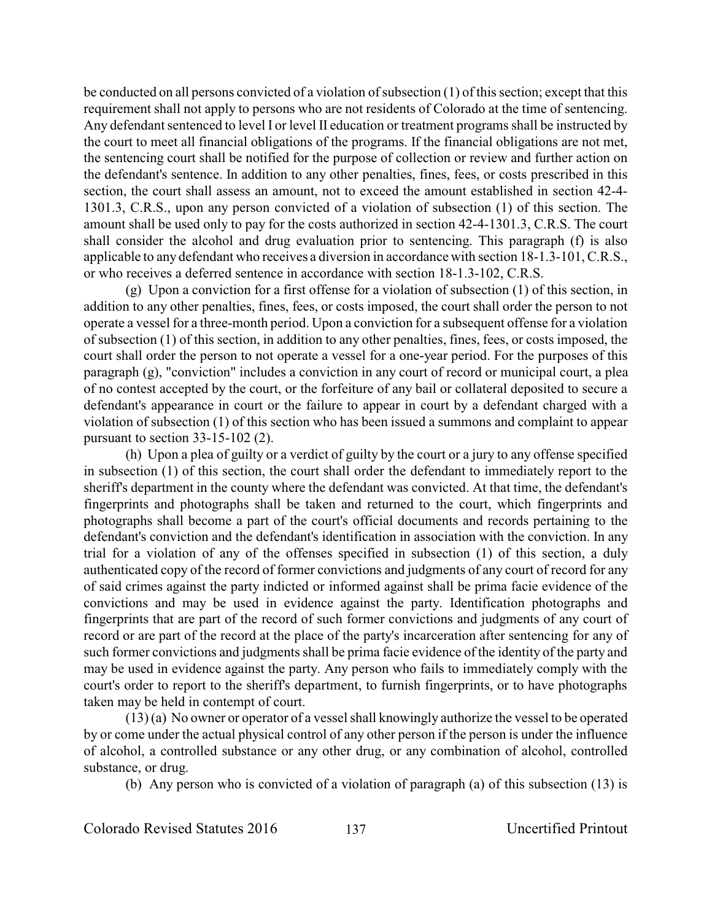be conducted on all persons convicted of a violation of subsection (1) of this section; except that this requirement shall not apply to persons who are not residents of Colorado at the time of sentencing. Any defendant sentenced to level I or level II education or treatment programs shall be instructed by the court to meet all financial obligations of the programs. If the financial obligations are not met, the sentencing court shall be notified for the purpose of collection or review and further action on the defendant's sentence. In addition to any other penalties, fines, fees, or costs prescribed in this section, the court shall assess an amount, not to exceed the amount established in section 42-4-1301.3, C.R.S., upon any person convicted of a violation of subsection (1) of this section. The amount shall be used only to pay for the costs authorized in section 42-4-1301.3, C.R.S. The court shall consider the alcohol and drug evaluation prior to sentencing. This paragraph (f) is also applicable to any defendant who receives a diversion in accordance with section 18-1.3-101, C.R.S., or who receives a deferred sentence in accordance with section 18-1.3-102, C.R.S.

(g) Upon a conviction for a first offense for a violation of subsection (1) of this section, in addition to any other penalties, fines, fees, or costs imposed, the court shall order the person to not operate a vessel for a three-month period. Upon a conviction for a subsequent offense for a violation of subsection (1) of this section, in addition to any other penalties, fines, fees, or costs imposed, the court shall order the person to not operate a vessel for a one-year period. For the purposes of this paragraph (g), "conviction" includes a conviction in any court of record or municipal court, a plea of no contest accepted by the court, or the forfeiture of any bail or collateral deposited to secure a defendant's appearance in court or the failure to appear in court by a defendant charged with a violation of subsection (1) of this section who has been issued a summons and complaint to appear pursuant to section 33-15-102 (2).

(h) Upon a plea of guilty or a verdict of guilty by the court or a jury to any offense specified in subsection (1) of this section, the court shall order the defendant to immediately report to the sheriff's department in the county where the defendant was convicted. At that time, the defendant's fingerprints and photographs shall be taken and returned to the court, which fingerprints and photographs shall become a part of the court's official documents and records pertaining to the defendant's conviction and the defendant's identification in association with the conviction. In any trial for a violation of any of the offenses specified in subsection (1) of this section, a duly authenticated copy of the record of former convictions and judgments of any court of record for any of said crimes against the party indicted or informed against shall be prima facie evidence of the convictions and may be used in evidence against the party. Identification photographs and fingerprints that are part of the record of such former convictions and judgments of any court of record or are part of the record at the place of the party's incarceration after sentencing for any of such former convictions and judgments shall be prima facie evidence of the identity of the party and may be used in evidence against the party. Any person who fails to immediately comply with the court's order to report to the sheriff's department, to furnish fingerprints, or to have photographs taken may be held in contempt of court.

(13) (a) No owner or operator of a vessel shall knowingly authorize the vessel to be operated by or come under the actual physical control of any other person if the person is under the influence of alcohol, a controlled substance or any other drug, or any combination of alcohol, controlled substance, or drug.

(b) Any person who is convicted of a violation of paragraph (a) of this subsection (13) is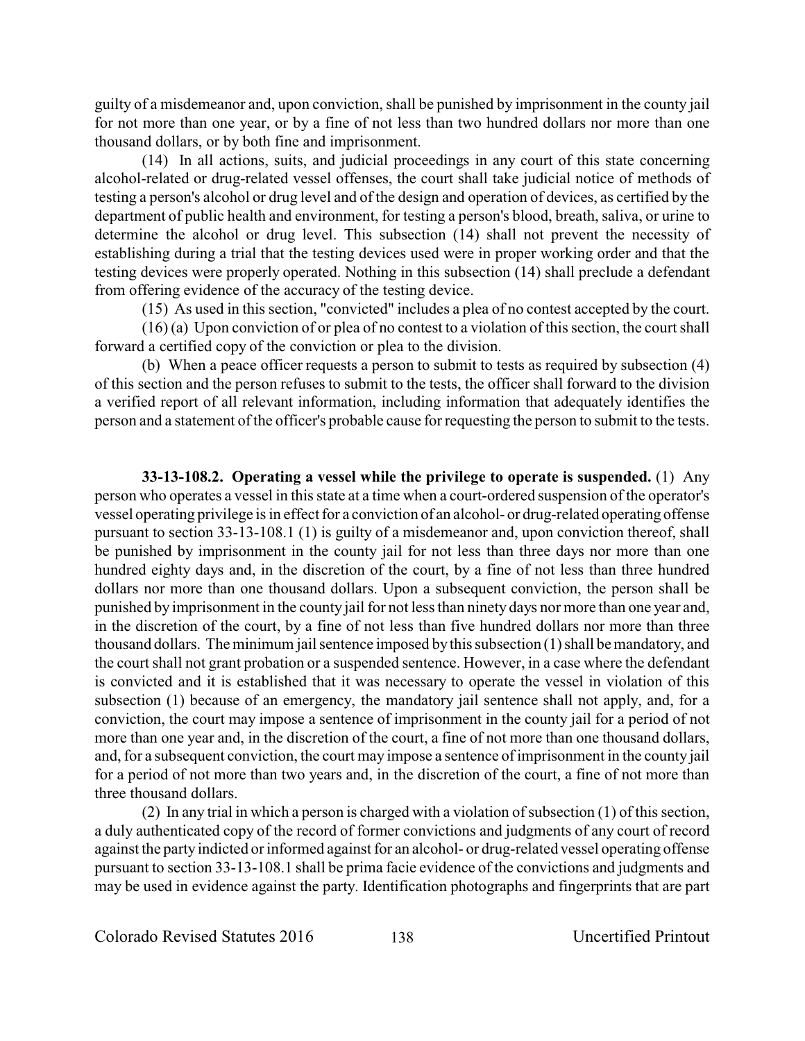guilty of a misdemeanor and, upon conviction, shall be punished by imprisonment in the county jail for not more than one year, or by a fine of not less than two hundred dollars nor more than one thousand dollars, or by both fine and imprisonment.

(14) In all actions, suits, and judicial proceedings in any court of this state concerning alcohol-related or drug-related vessel offenses, the court shall take judicial notice of methods of testing a person's alcohol or drug level and of the design and operation of devices, as certified by the department of public health and environment, for testing a person's blood, breath, saliva, or urine to determine the alcohol or drug level. This subsection (14) shall not prevent the necessity of establishing during a trial that the testing devices used were in proper working order and that the testing devices were properly operated. Nothing in this subsection (14) shall preclude a defendant from offering evidence of the accuracy of the testing device.

(15) As used in this section, "convicted" includes a plea of no contest accepted by the court.

(16) (a) Upon conviction of or plea of no contest to a violation of this section, the court shall forward a certified copy of the conviction or plea to the division.

(b) When a peace officer requests a person to submit to tests as required by subsection (4) of this section and the person refuses to submit to the tests, the officer shall forward to the division a verified report of all relevant information, including information that adequately identifies the person and a statement of the officer's probable cause for requesting the person to submit to the tests.

**33-13-108.2. Operating a vessel while the privilege to operate is suspended.** (1) Any person who operates a vessel in this state at a time when a court-ordered suspension of the operator's vessel operating privilege is in effect for a conviction of an alcohol- or drug-related operating offense pursuant to section 33-13-108.1 (1) is guilty of a misdemeanor and, upon conviction thereof, shall be punished by imprisonment in the county jail for not less than three days nor more than one hundred eighty days and, in the discretion of the court, by a fine of not less than three hundred dollars nor more than one thousand dollars. Upon a subsequent conviction, the person shall be punished by imprisonment in the county jail for not less than ninety days nor more than one year and, in the discretion of the court, by a fine of not less than five hundred dollars nor more than three thousand dollars. The minimum jail sentence imposed by this subsection (1) shall be mandatory, and the court shall not grant probation or a suspended sentence. However, in a case where the defendant is convicted and it is established that it was necessary to operate the vessel in violation of this subsection (1) because of an emergency, the mandatory jail sentence shall not apply, and, for a conviction, the court may impose a sentence of imprisonment in the county jail for a period of not more than one year and, in the discretion of the court, a fine of not more than one thousand dollars, and, for a subsequent conviction, the court may impose a sentence of imprisonment in the county jail for a period of not more than two years and, in the discretion of the court, a fine of not more than three thousand dollars.

(2) In any trial in which a person is charged with a violation of subsection (1) of this section, a duly authenticated copy of the record of former convictions and judgments of any court of record against the party indicted or informed against for an alcohol- or drug-related vessel operating offense pursuant to section 33-13-108.1 shall be prima facie evidence of the convictions and judgments and may be used in evidence against the party. Identification photographs and fingerprints that are part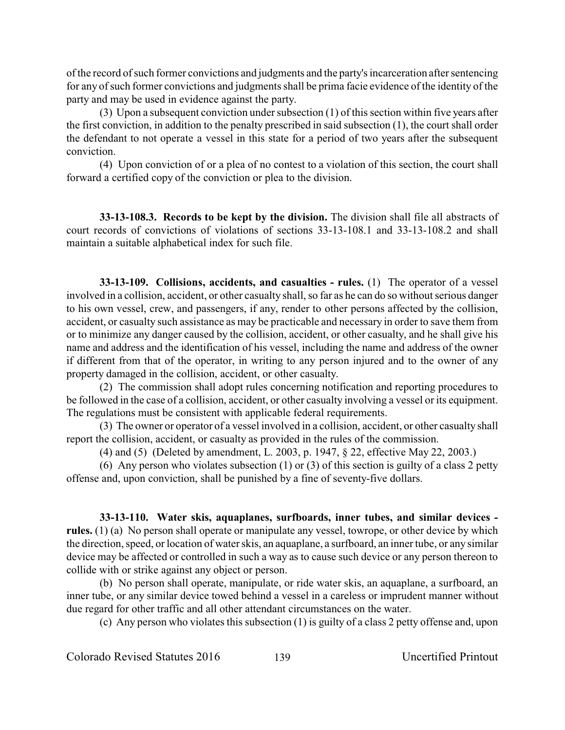of the record of such former convictions and judgments and the party's incarceration after sentencing for any of such former convictions and judgments shall be prima facie evidence of the identity of the party and may be used in evidence against the party.

(3) Upon a subsequent conviction under subsection (1) of this section within five years after the first conviction, in addition to the penalty prescribed in said subsection (1), the court shall order the defendant to not operate a vessel in this state for a period of two years after the subsequent conviction.

(4) Upon conviction of or a plea of no contest to a violation of this section, the court shall forward a certified copy of the conviction or plea to the division.

**33-13-108.3. Records to be kept by the division.** The division shall file all abstracts of court records of convictions of violations of sections 33-13-108.1 and 33-13-108.2 and shall maintain a suitable alphabetical index for such file.

**33-13-109. Collisions, accidents, and casualties - rules.** (1) The operator of a vessel involved in a collision, accident, or other casualty shall, so far as he can do so without serious danger to his own vessel, crew, and passengers, if any, render to other persons affected by the collision, accident, or casualty such assistance as may be practicable and necessary in order to save them from or to minimize any danger caused by the collision, accident, or other casualty, and he shall give his name and address and the identification of his vessel, including the name and address of the owner if different from that of the operator, in writing to any person injured and to the owner of any property damaged in the collision, accident, or other casualty.

(2) The commission shall adopt rules concerning notification and reporting procedures to be followed in the case of a collision, accident, or other casualty involving a vessel or its equipment. The regulations must be consistent with applicable federal requirements.

(3) The owner or operator of a vessel involved in a collision, accident, or other casualty shall report the collision, accident, or casualty as provided in the rules of the commission.

(4) and (5) (Deleted by amendment, L. 2003, p. 1947, § 22, effective May 22, 2003.)

(6) Any person who violates subsection (1) or (3) of this section is guilty of a class 2 petty offense and, upon conviction, shall be punished by a fine of seventy-five dollars.

**33-13-110. Water skis, aquaplanes, surfboards, inner tubes, and similar devices - rules.** (1) (a) No person shall operate or manipulate any vessel, towrope, or other device by which the direction, speed, or location of water skis, an aquaplane, a surfboard, an inner tube, or any similar device may be affected or controlled in such a way as to cause such device or any person thereon to collide with or strike against any object or person.

(b) No person shall operate, manipulate, or ride water skis, an aquaplane, a surfboard, an inner tube, or any similar device towed behind a vessel in a careless or imprudent manner without due regard for other traffic and all other attendant circumstances on the water.

(c) Any person who violates this subsection (1) is guilty of a class 2 petty offense and, upon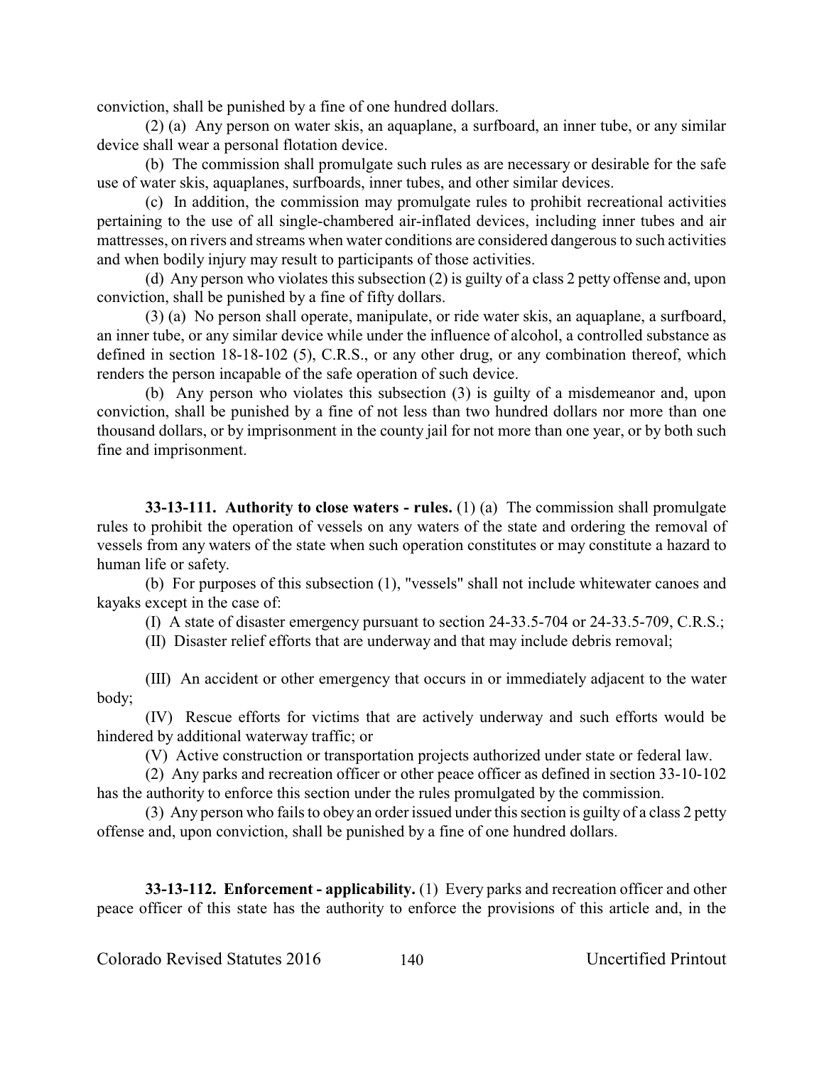conviction, shall be punished by a fine of one hundred dollars.

(2) (a) Any person on water skis, an aquaplane, a surfboard, an inner tube, or any similar device shall wear a personal flotation device.

(b) The commission shall promulgate such rules as are necessary or desirable for the safe use of water skis, aquaplanes, surfboards, inner tubes, and other similar devices.

(c) In addition, the commission may promulgate rules to prohibit recreational activities pertaining to the use of all single-chambered air-inflated devices, including inner tubes and air mattresses, on rivers and streams when water conditions are considered dangerous to such activities and when bodily injury may result to participants of those activities.

(d) Any person who violates this subsection (2) is guilty of a class 2 petty offense and, upon conviction, shall be punished by a fine of fifty dollars.

(3) (a) No person shall operate, manipulate, or ride water skis, an aquaplane, a surfboard, an inner tube, or any similar device while under the influence of alcohol, a controlled substance as defined in section 18-18-102 (5), C.R.S., or any other drug, or any combination thereof, which renders the person incapable of the safe operation of such device.

(b) Any person who violates this subsection (3) is guilty of a misdemeanor and, upon conviction, shall be punished by a fine of not less than two hundred dollars nor more than one thousand dollars, or by imprisonment in the county jail for not more than one year, or by both such fine and imprisonment.

**33-13-111. Authority to close waters - rules.** (1) (a) The commission shall promulgate rules to prohibit the operation of vessels on any waters of the state and ordering the removal of vessels from any waters of the state when such operation constitutes or may constitute a hazard to human life or safety.

(b) For purposes of this subsection (1), "vessels" shall not include whitewater canoes and kayaks except in the case of:

(I) A state of disaster emergency pursuant to section 24-33.5-704 or 24-33.5-709, C.R.S.;

(II) Disaster relief efforts that are underway and that may include debris removal;

(III) An accident or other emergency that occurs in or immediately adjacent to the water body;

(IV) Rescue efforts for victims that are actively underway and such efforts would be hindered by additional waterway traffic; or

(V) Active construction or transportation projects authorized under state or federal law.

(2) Any parks and recreation officer or other peace officer as defined in section 33-10-102 has the authority to enforce this section under the rules promulgated by the commission.

(3) Any person who fails to obey an order issued under this section is guilty of a class 2 petty offense and, upon conviction, shall be punished by a fine of one hundred dollars.

**33-13-112. Enforcement - applicability.** (1) Every parks and recreation officer and other peace officer of this state has the authority to enforce the provisions of this article and, in the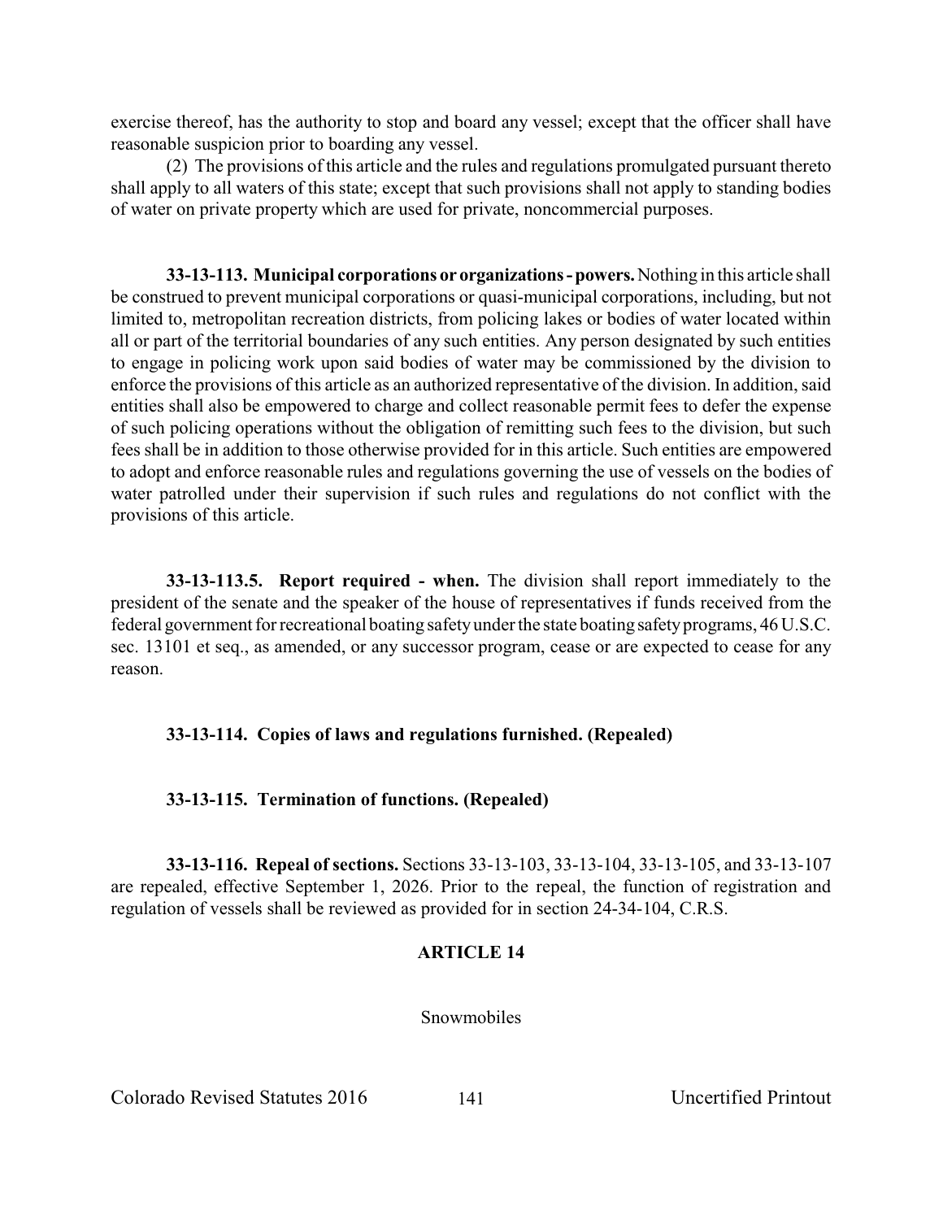exercise thereof, has the authority to stop and board any vessel; except that the officer shall have reasonable suspicion prior to boarding any vessel.

(2) The provisions of this article and the rules and regulations promulgated pursuant thereto shall apply to all waters of this state; except that such provisions shall not apply to standing bodies of water on private property which are used for private, noncommercial purposes.

**33-13-113. Municipal corporations or organizations - powers.** Nothing in this article shall be construed to prevent municipal corporations or quasi-municipal corporations, including, but not limited to, metropolitan recreation districts, from policing lakes or bodies of water located within all or part of the territorial boundaries of any such entities. Any person designated by such entities to engage in policing work upon said bodies of water may be commissioned by the division to enforce the provisions of this article as an authorized representative of the division. In addition, said entities shall also be empowered to charge and collect reasonable permit fees to defer the expense of such policing operations without the obligation of remitting such fees to the division, but such fees shall be in addition to those otherwise provided for in this article. Such entities are empowered to adopt and enforce reasonable rules and regulations governing the use of vessels on the bodies of water patrolled under their supervision if such rules and regulations do not conflict with the provisions of this article.

**33-13-113.5. Report required - when.** The division shall report immediately to the president of the senate and the speaker of the house of representatives if funds received from the federal government for recreational boating safety under the state boating safety programs, 46 U.S.C. sec. 13101 et seq., as amended, or any successor program, cease or are expected to cease for any reason.

**33-13-114. Copies of laws and regulations furnished. (Repealed)**

**33-13-115. Termination of functions. (Repealed)**

**33-13-116. Repeal of sections.** Sections 33-13-103, 33-13-104, 33-13-105, and 33-13-107 are repealed, effective September 1, 2026. Prior to the repeal, the function of registration and regulation of vessels shall be reviewed as provided for in section 24-34-104, C.R.S.

## ARTICLE 14

Snowmobiles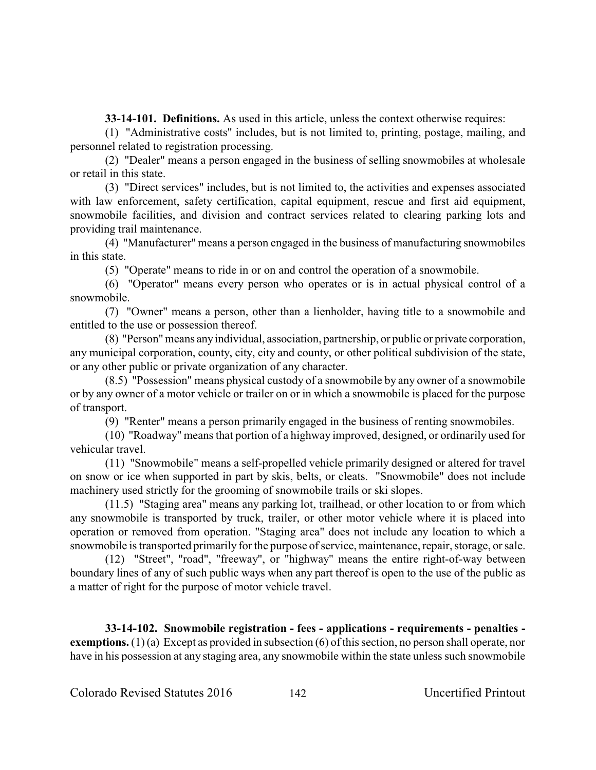**33-14-101. Definitions.** As used in this article, unless the context otherwise requires:

(1) "Administrative costs" includes, but is not limited to, printing, postage, mailing, and personnel related to registration processing.

(2) "Dealer" means a person engaged in the business of selling snowmobiles at wholesale or retail in this state.

(3) "Direct services" includes, but is not limited to, the activities and expenses associated with law enforcement, safety certification, capital equipment, rescue and first aid equipment, snowmobile facilities, and division and contract services related to clearing parking lots and providing trail maintenance.

(4) "Manufacturer" means a person engaged in the business of manufacturing snowmobiles in this state.

(5) "Operate" means to ride in or on and control the operation of a snowmobile.

(6) "Operator" means every person who operates or is in actual physical control of a snowmobile.

(7) "Owner" means a person, other than a lienholder, having title to a snowmobile and entitled to the use or possession thereof.

(8) "Person" means any individual, association, partnership, or public or private corporation, any municipal corporation, county, city, city and county, or other political subdivision of the state, or any other public or private organization of any character.

(8.5) "Possession" means physical custody of a snowmobile by any owner of a snowmobile or by any owner of a motor vehicle or trailer on or in which a snowmobile is placed for the purpose of transport.

(9) "Renter" means a person primarily engaged in the business of renting snowmobiles.

(10) "Roadway" means that portion of a highway improved, designed, or ordinarily used for vehicular travel.

(11) "Snowmobile" means a self-propelled vehicle primarily designed or altered for travel on snow or ice when supported in part by skis, belts, or cleats. "Snowmobile" does not include machinery used strictly for the grooming of snowmobile trails or ski slopes.

(11.5) "Staging area" means any parking lot, trailhead, or other location to or from which any snowmobile is transported by truck, trailer, or other motor vehicle where it is placed into operation or removed from operation. "Staging area" does not include any location to which a snowmobile is transported primarily for the purpose of service, maintenance, repair, storage, or sale.

(12) "Street", "road", "freeway", or "highway" means the entire right-of-way between boundary lines of any of such public ways when any part thereof is open to the use of the public as a matter of right for the purpose of motor vehicle travel.

**33-14-102. Snowmobile registration - fees - applications - requirements - penalties - exemptions.** (1) (a) Except as provided in subsection (6) of this section, no person shall operate, nor have in his possession at any staging area, any snowmobile within the state unless such snowmobile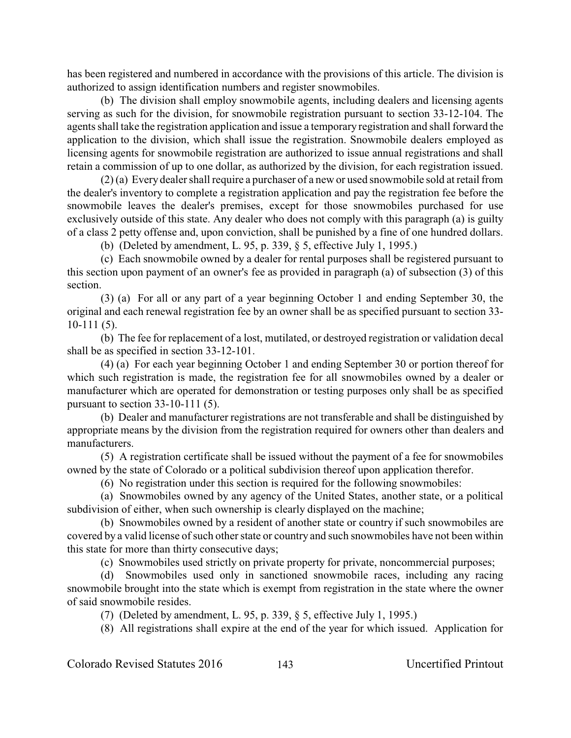has been registered and numbered in accordance with the provisions of this article. The division is authorized to assign identification numbers and register snowmobiles.

(b) The division shall employ snowmobile agents, including dealers and licensing agents serving as such for the division, for snowmobile registration pursuant to section 33-12-104. The agents shall take the registration application and issue a temporary registration and shall forward the application to the division, which shall issue the registration. Snowmobile dealers employed as licensing agents for snowmobile registration are authorized to issue annual registrations and shall retain a commission of up to one dollar, as authorized by the division, for each registration issued.

(2) (a) Every dealer shall require a purchaser of a new or used snowmobile sold at retail from the dealer's inventory to complete a registration application and pay the registration fee before the snowmobile leaves the dealer's premises, except for those snowmobiles purchased for use exclusively outside of this state. Any dealer who does not comply with this paragraph (a) is guilty of a class 2 petty offense and, upon conviction, shall be punished by a fine of one hundred dollars.

(b) (Deleted by amendment, L. 95, p. 339, § 5, effective July 1, 1995.)

(c) Each snowmobile owned by a dealer for rental purposes shall be registered pursuant to this section upon payment of an owner's fee as provided in paragraph (a) of subsection (3) of this section.

(3) (a) For all or any part of a year beginning October 1 and ending September 30, the original and each renewal registration fee by an owner shall be as specified pursuant to section 33-10-111 (5).

(b) The fee for replacement of a lost, mutilated, or destroyed registration or validation decal shall be as specified in section 33-12-101.

(4) (a) For each year beginning October 1 and ending September 30 or portion thereof for which such registration is made, the registration fee for all snowmobiles owned by a dealer or manufacturer which are operated for demonstration or testing purposes only shall be as specified pursuant to section 33-10-111 (5).

(b) Dealer and manufacturer registrations are not transferable and shall be distinguished by appropriate means by the division from the registration required for owners other than dealers and manufacturers.

(5) A registration certificate shall be issued without the payment of a fee for snowmobiles owned by the state of Colorado or a political subdivision thereof upon application therefor.

(6) No registration under this section is required for the following snowmobiles:

(a) Snowmobiles owned by any agency of the United States, another state, or a political subdivision of either, when such ownership is clearly displayed on the machine;

(b) Snowmobiles owned by a resident of another state or country if such snowmobiles are covered by a valid license of such other state or country and such snowmobiles have not been within this state for more than thirty consecutive days;

(c) Snowmobiles used strictly on private property for private, noncommercial purposes;

(d) Snowmobiles used only in sanctioned snowmobile races, including any racing snowmobile brought into the state which is exempt from registration in the state where the owner of said snowmobile resides.

(7) (Deleted by amendment, L. 95, p. 339, § 5, effective July 1, 1995.)

(8) All registrations shall expire at the end of the year for which issued. Application for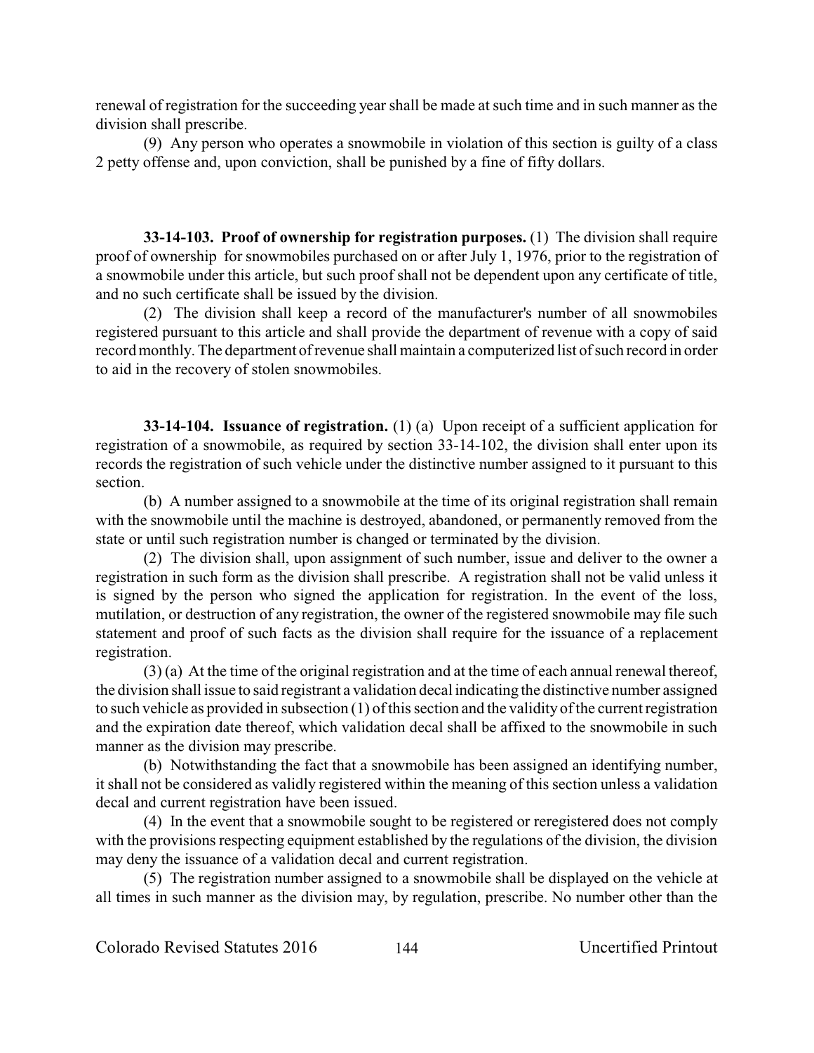renewal of registration for the succeeding year shall be made at such time and in such manner as the division shall prescribe.

(9) Any person who operates a snowmobile in violation of this section is guilty of a class 2 petty offense and, upon conviction, shall be punished by a fine of fifty dollars.

**33-14-103. Proof of ownership for registration purposes.** (1) The division shall require proof of ownership for snowmobiles purchased on or after July 1, 1976, prior to the registration of a snowmobile under this article, but such proof shall not be dependent upon any certificate of title, and no such certificate shall be issued by the division.

(2) The division shall keep a record of the manufacturer's number of all snowmobiles registered pursuant to this article and shall provide the department of revenue with a copy of said record monthly. The department of revenue shall maintain a computerized list of such record in order to aid in the recovery of stolen snowmobiles.

**33-14-104. Issuance of registration.** (1) (a) Upon receipt of a sufficient application for registration of a snowmobile, as required by section 33-14-102, the division shall enter upon its records the registration of such vehicle under the distinctive number assigned to it pursuant to this section.

(b) A number assigned to a snowmobile at the time of its original registration shall remain with the snowmobile until the machine is destroyed, abandoned, or permanently removed from the state or until such registration number is changed or terminated by the division.

(2) The division shall, upon assignment of such number, issue and deliver to the owner a registration in such form as the division shall prescribe. A registration shall not be valid unless it is signed by the person who signed the application for registration. In the event of the loss, mutilation, or destruction of any registration, the owner of the registered snowmobile may file such statement and proof of such facts as the division shall require for the issuance of a replacement registration.

(3) (a) At the time of the original registration and at the time of each annual renewal thereof, the division shall issue to said registrant a validation decal indicating the distinctive number assigned to such vehicle as provided in subsection (1) of this section and the validity of the current registration and the expiration date thereof, which validation decal shall be affixed to the snowmobile in such manner as the division may prescribe.

(b) Notwithstanding the fact that a snowmobile has been assigned an identifying number, it shall not be considered as validly registered within the meaning of this section unless a validation decal and current registration have been issued.

(4) In the event that a snowmobile sought to be registered or reregistered does not comply with the provisions respecting equipment established by the regulations of the division, the division may deny the issuance of a validation decal and current registration.

(5) The registration number assigned to a snowmobile shall be displayed on the vehicle at all times in such manner as the division may, by regulation, prescribe. No number other than the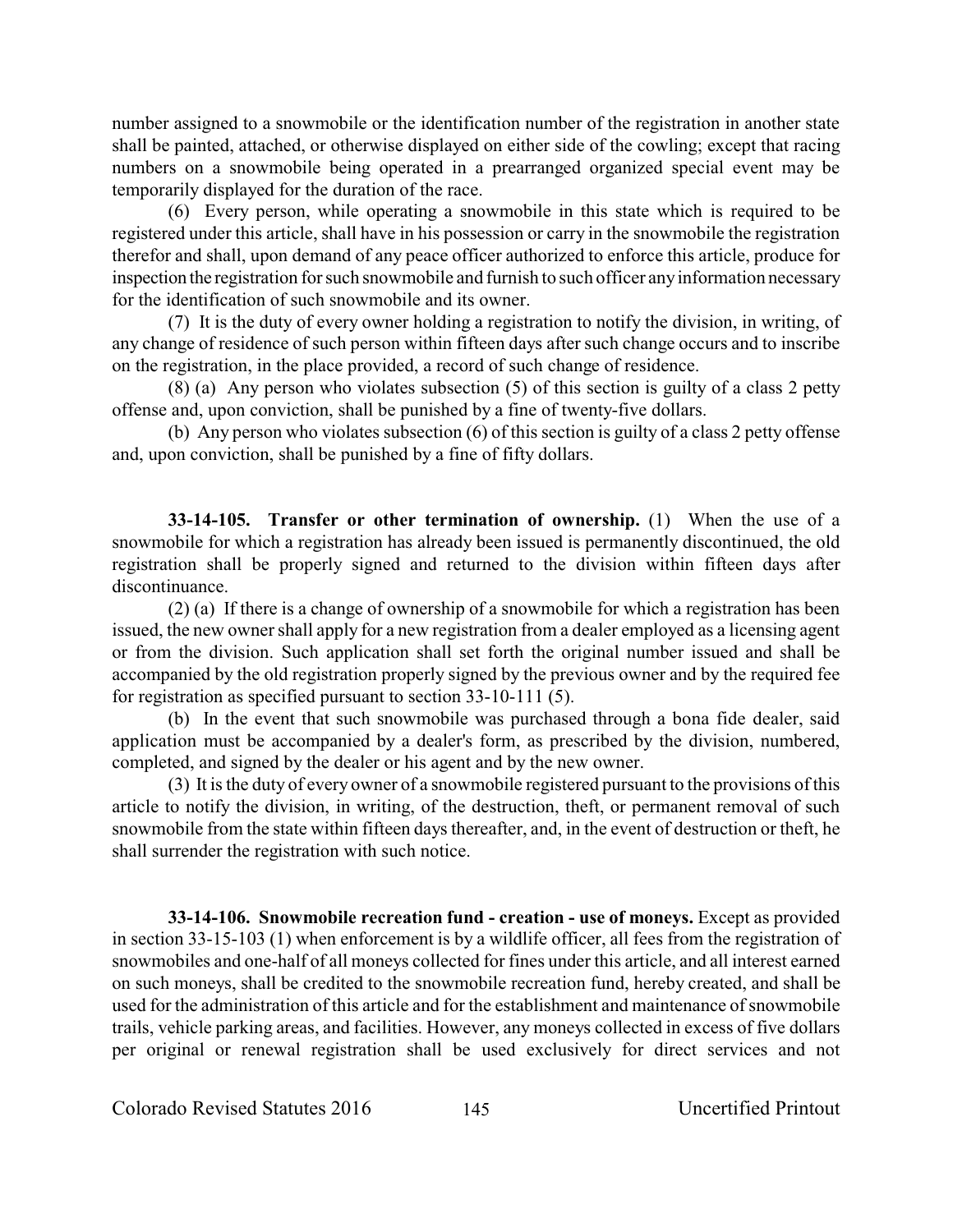number assigned to a snowmobile or the identification number of the registration in another state shall be painted, attached, or otherwise displayed on either side of the cowling; except that racing numbers on a snowmobile being operated in a prearranged organized special event may be temporarily displayed for the duration of the race.

(6) Every person, while operating a snowmobile in this state which is required to be registered under this article, shall have in his possession or carry in the snowmobile the registration therefor and shall, upon demand of any peace officer authorized to enforce this article, produce for inspection the registration for such snowmobile and furnish to such officer any information necessary for the identification of such snowmobile and its owner.

(7) It is the duty of every owner holding a registration to notify the division, in writing, of any change of residence of such person within fifteen days after such change occurs and to inscribe on the registration, in the place provided, a record of such change of residence.

(8) (a) Any person who violates subsection (5) of this section is guilty of a class 2 petty offense and, upon conviction, shall be punished by a fine of twenty-five dollars.

(b) Any person who violates subsection (6) of this section is guilty of a class 2 petty offense and, upon conviction, shall be punished by a fine of fifty dollars.

**33-14-105. Transfer or other termination of ownership.** (1) When the use of a snowmobile for which a registration has already been issued is permanently discontinued, the old registration shall be properly signed and returned to the division within fifteen days after discontinuance.

(2) (a) If there is a change of ownership of a snowmobile for which a registration has been issued, the new owner shall apply for a new registration from a dealer employed as a licensing agent or from the division. Such application shall set forth the original number issued and shall be accompanied by the old registration properly signed by the previous owner and by the required fee for registration as specified pursuant to section 33-10-111 (5).

(b) In the event that such snowmobile was purchased through a bona fide dealer, said application must be accompanied by a dealer's form, as prescribed by the division, numbered, completed, and signed by the dealer or his agent and by the new owner.

(3) It is the duty of every owner of a snowmobile registered pursuant to the provisions of this article to notify the division, in writing, of the destruction, theft, or permanent removal of such snowmobile from the state within fifteen days thereafter, and, in the event of destruction or theft, he shall surrender the registration with such notice.

**33-14-106. Snowmobile recreation fund - creation - use of moneys.** Except as provided in section 33-15-103 (1) when enforcement is by a wildlife officer, all fees from the registration of snowmobiles and one-half of all moneys collected for fines under this article, and all interest earned on such moneys, shall be credited to the snowmobile recreation fund, hereby created, and shall be used for the administration of this article and for the establishment and maintenance of snowmobile trails, vehicle parking areas, and facilities. However, any moneys collected in excess of five dollars per original or renewal registration shall be used exclusively for direct services and not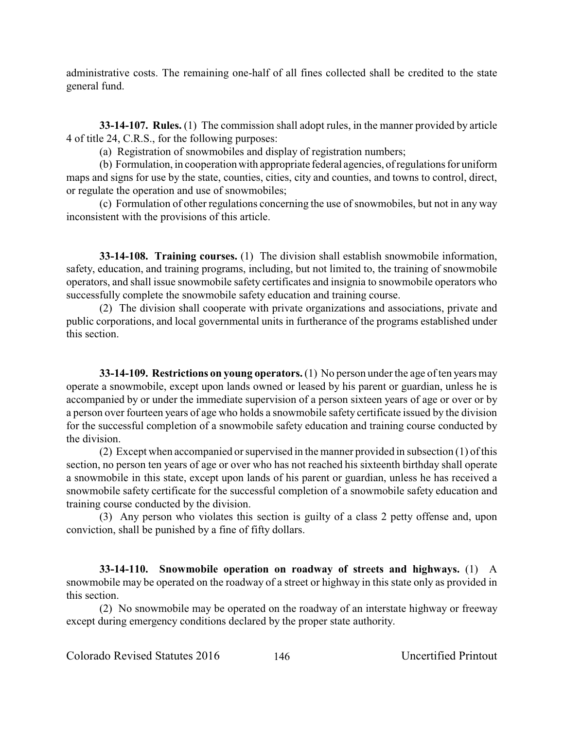administrative costs. The remaining one-half of all fines collected shall be credited to the state general fund.

**33-14-107. Rules.** (1) The commission shall adopt rules, in the manner provided by article 4 of title 24, C.R.S., for the following purposes:

(a) Registration of snowmobiles and display of registration numbers;

(b) Formulation, in cooperation with appropriate federal agencies, of regulations for uniform maps and signs for use by the state, counties, cities, city and counties, and towns to control, direct, or regulate the operation and use of snowmobiles;

(c) Formulation of other regulations concerning the use of snowmobiles, but not in any way inconsistent with the provisions of this article.

**33-14-108. Training courses.** (1) The division shall establish snowmobile information, safety, education, and training programs, including, but not limited to, the training of snowmobile operators, and shall issue snowmobile safety certificates and insignia to snowmobile operators who successfully complete the snowmobile safety education and training course.

(2) The division shall cooperate with private organizations and associations, private and public corporations, and local governmental units in furtherance of the programs established under this section.

**33-14-109. Restrictions on young operators.** (1) No person under the age of ten years may operate a snowmobile, except upon lands owned or leased by his parent or guardian, unless he is accompanied by or under the immediate supervision of a person sixteen years of age or over or by a person over fourteen years of age who holds a snowmobile safety certificate issued by the division for the successful completion of a snowmobile safety education and training course conducted by the division.

(2) Except when accompanied or supervised in the manner provided in subsection (1) of this section, no person ten years of age or over who has not reached his sixteenth birthday shall operate a snowmobile in this state, except upon lands of his parent or guardian, unless he has received a snowmobile safety certificate for the successful completion of a snowmobile safety education and training course conducted by the division.

(3) Any person who violates this section is guilty of a class 2 petty offense and, upon conviction, shall be punished by a fine of fifty dollars.

**33-14-110. Snowmobile operation on roadway of streets and highways.** (1) A snowmobile may be operated on the roadway of a street or highway in this state only as provided in this section.

(2) No snowmobile may be operated on the roadway of an interstate highway or freeway except during emergency conditions declared by the proper state authority.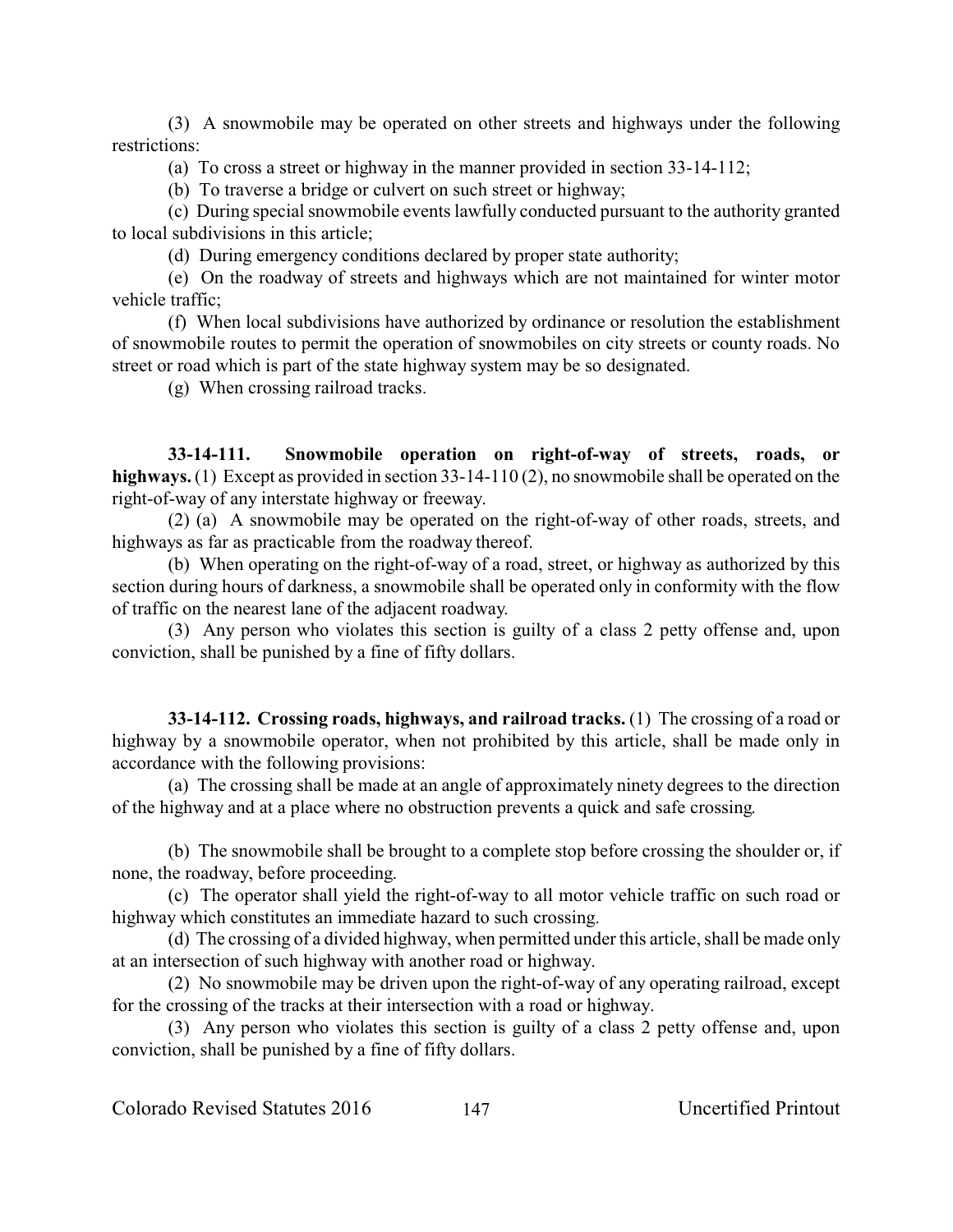(3) A snowmobile may be operated on other streets and highways under the following restrictions:

(a) To cross a street or highway in the manner provided in section 33-14-112;

(b) To traverse a bridge or culvert on such street or highway;

(c) During special snowmobile events lawfully conducted pursuant to the authority granted to local subdivisions in this article;

(d) During emergency conditions declared by proper state authority;

(e) On the roadway of streets and highways which are not maintained for winter motor vehicle traffic;

(f) When local subdivisions have authorized by ordinance or resolution the establishment of snowmobile routes to permit the operation of snowmobiles on city streets or county roads. No street or road which is part of the state highway system may be so designated.

(g) When crossing railroad tracks.

**33-14-111. Snowmobile operation on right-of-way of streets, roads, or highways.** (1) Except as provided in section 33-14-110 (2), no snowmobile shall be operated on the right-of-way of any interstate highway or freeway.

(2) (a) A snowmobile may be operated on the right-of-way of other roads, streets, and highways as far as practicable from the roadway thereof.

(b) When operating on the right-of-way of a road, street, or highway as authorized by this section during hours of darkness, a snowmobile shall be operated only in conformity with the flow of traffic on the nearest lane of the adjacent roadway.

(3) Any person who violates this section is guilty of a class 2 petty offense and, upon conviction, shall be punished by a fine of fifty dollars.

**33-14-112. Crossing roads, highways, and railroad tracks.** (1) The crossing of a road or highway by a snowmobile operator, when not prohibited by this article, shall be made only in accordance with the following provisions:

(a) The crossing shall be made at an angle of approximately ninety degrees to the direction of the highway and at a place where no obstruction prevents a quick and safe crossing.

(b) The snowmobile shall be brought to a complete stop before crossing the shoulder or, if none, the roadway, before proceeding.

(c) The operator shall yield the right-of-way to all motor vehicle traffic on such road or highway which constitutes an immediate hazard to such crossing.

(d) The crossing of a divided highway, when permitted under this article, shall be made only at an intersection of such highway with another road or highway.

(2) No snowmobile may be driven upon the right-of-way of any operating railroad, except for the crossing of the tracks at their intersection with a road or highway.

(3) Any person who violates this section is guilty of a class 2 petty offense and, upon conviction, shall be punished by a fine of fifty dollars.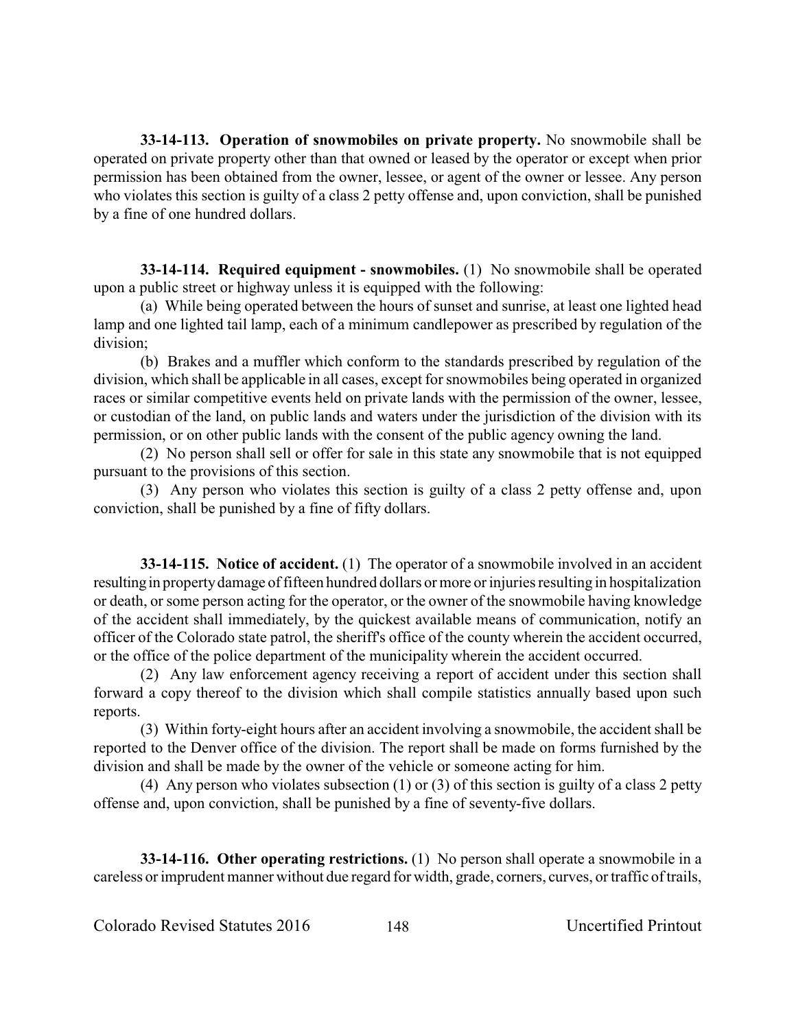**33-14-113. Operation of snowmobiles on private property.** No snowmobile shall be operated on private property other than that owned or leased by the operator or except when prior permission has been obtained from the owner, lessee, or agent of the owner or lessee. Any person who violates this section is guilty of a class 2 petty offense and, upon conviction, shall be punished by a fine of one hundred dollars.

**33-14-114. Required equipment - snowmobiles.** (1) No snowmobile shall be operated upon a public street or highway unless it is equipped with the following:

(a) While being operated between the hours of sunset and sunrise, at least one lighted head lamp and one lighted tail lamp, each of a minimum candlepower as prescribed by regulation of the division;

(b) Brakes and a muffler which conform to the standards prescribed by regulation of the division, which shall be applicable in all cases, except for snowmobiles being operated in organized races or similar competitive events held on private lands with the permission of the owner, lessee, or custodian of the land, on public lands and waters under the jurisdiction of the division with its permission, or on other public lands with the consent of the public agency owning the land.

(2) No person shall sell or offer for sale in this state any snowmobile that is not equipped pursuant to the provisions of this section.

(3) Any person who violates this section is guilty of a class 2 petty offense and, upon conviction, shall be punished by a fine of fifty dollars.

**33-14-115. Notice of accident.** (1) The operator of a snowmobile involved in an accident resulting in property damage of fifteen hundred dollars or more or injuries resulting in hospitalization or death, or some person acting for the operator, or the owner of the snowmobile having knowledge of the accident shall immediately, by the quickest available means of communication, notify an officer of the Colorado state patrol, the sheriff's office of the county wherein the accident occurred, or the office of the police department of the municipality wherein the accident occurred.

(2) Any law enforcement agency receiving a report of accident under this section shall forward a copy thereof to the division which shall compile statistics annually based upon such reports.

(3) Within forty-eight hours after an accident involving a snowmobile, the accident shall be reported to the Denver office of the division. The report shall be made on forms furnished by the division and shall be made by the owner of the vehicle or someone acting for him.

(4) Any person who violates subsection (1) or (3) of this section is guilty of a class 2 petty offense and, upon conviction, shall be punished by a fine of seventy-five dollars.

**33-14-116. Other operating restrictions.** (1) No person shall operate a snowmobile in a careless or imprudent manner without due regard for width, grade, corners, curves, or traffic of trails,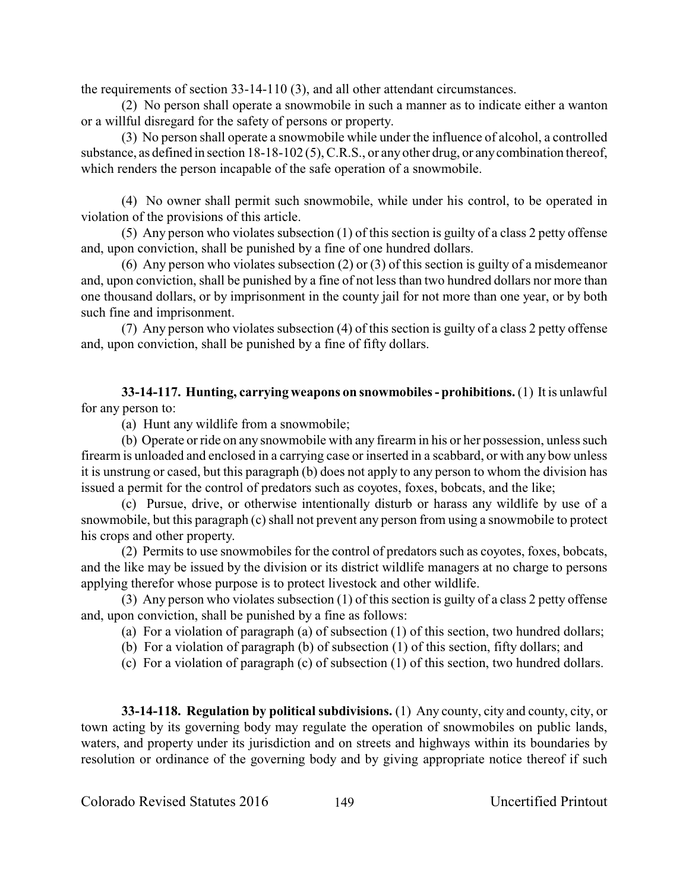the requirements of section 33-14-110 (3), and all other attendant circumstances.

(2) No person shall operate a snowmobile in such a manner as to indicate either a wanton or a willful disregard for the safety of persons or property.

(3) No person shall operate a snowmobile while under the influence of alcohol, a controlled substance, as defined in section 18-18-102 (5), C.R.S., or any other drug, or any combination thereof, which renders the person incapable of the safe operation of a snowmobile.

(4) No owner shall permit such snowmobile, while under his control, to be operated in violation of the provisions of this article.

(5) Any person who violates subsection (1) of this section is guilty of a class 2 petty offense and, upon conviction, shall be punished by a fine of one hundred dollars.

(6) Any person who violates subsection (2) or (3) of this section is guilty of a misdemeanor and, upon conviction, shall be punished by a fine of not less than two hundred dollars nor more than one thousand dollars, or by imprisonment in the county jail for not more than one year, or by both such fine and imprisonment.

(7) Any person who violates subsection (4) of this section is guilty of a class 2 petty offense and, upon conviction, shall be punished by a fine of fifty dollars.

**33-14-117. Hunting, carrying weapons on snowmobiles - prohibitions.** (1) It is unlawful for any person to:

(a) Hunt any wildlife from a snowmobile;

(b) Operate or ride on any snowmobile with any firearm in his or her possession, unless such firearm is unloaded and enclosed in a carrying case or inserted in a scabbard, or with any bow unless it is unstrung or cased, but this paragraph (b) does not apply to any person to whom the division has issued a permit for the control of predators such as coyotes, foxes, bobcats, and the like;

(c) Pursue, drive, or otherwise intentionally disturb or harass any wildlife by use of a snowmobile, but this paragraph (c) shall not prevent any person from using a snowmobile to protect his crops and other property.

(2) Permits to use snowmobiles for the control of predators such as coyotes, foxes, bobcats, and the like may be issued by the division or its district wildlife managers at no charge to persons applying therefor whose purpose is to protect livestock and other wildlife.

(3) Any person who violates subsection (1) of this section is guilty of a class 2 petty offense and, upon conviction, shall be punished by a fine as follows:

(a) For a violation of paragraph (a) of subsection (1) of this section, two hundred dollars;

(b) For a violation of paragraph (b) of subsection (1) of this section, fifty dollars; and

(c) For a violation of paragraph (c) of subsection (1) of this section, two hundred dollars.

**33-14-118. Regulation by political subdivisions.** (1) Any county, city and county, city, or town acting by its governing body may regulate the operation of snowmobiles on public lands, waters, and property under its jurisdiction and on streets and highways within its boundaries by resolution or ordinance of the governing body and by giving appropriate notice thereof if such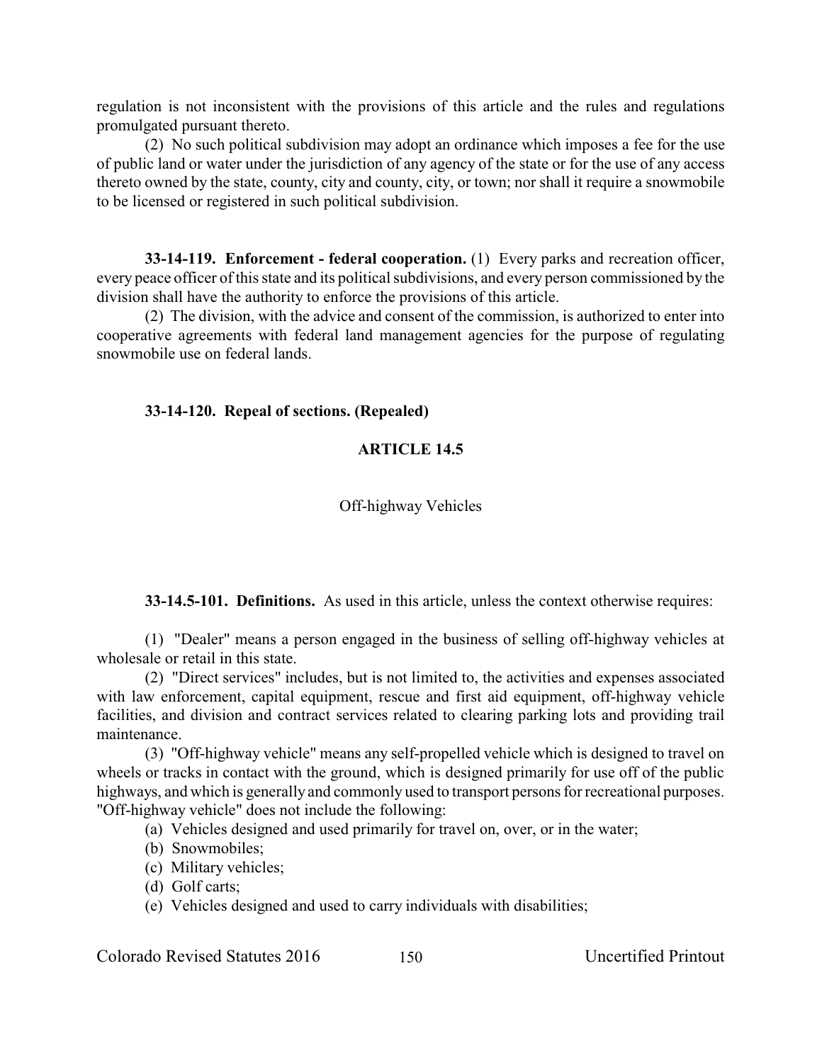regulation is not inconsistent with the provisions of this article and the rules and regulations promulgated pursuant thereto.

(2) No such political subdivision may adopt an ordinance which imposes a fee for the use of public land or water under the jurisdiction of any agency of the state or for the use of any access thereto owned by the state, county, city and county, city, or town; nor shall it require a snowmobile to be licensed or registered in such political subdivision.

**33-14-119. Enforcement - federal cooperation.** (1) Every parks and recreation officer, every peace officer of this state and its political subdivisions, and every person commissioned by the division shall have the authority to enforce the provisions of this article.

(2) The division, with the advice and consent of the commission, is authorized to enter into cooperative agreements with federal land management agencies for the purpose of regulating snowmobile use on federal lands.

**33-14-120. Repeal of sections. (Repealed)**

## ARTICLE 14.5

### Off-highway Vehicles

**33-14.5-101. Definitions.** As used in this article, unless the context otherwise requires:

(1) "Dealer" means a person engaged in the business of selling off-highway vehicles at wholesale or retail in this state.

(2) "Direct services" includes, but is not limited to, the activities and expenses associated with law enforcement, capital equipment, rescue and first aid equipment, off-highway vehicle facilities, and division and contract services related to clearing parking lots and providing trail maintenance.

(3) "Off-highway vehicle" means any self-propelled vehicle which is designed to travel on wheels or tracks in contact with the ground, which is designed primarily for use off of the public highways, and which is generally and commonly used to transport persons for recreational purposes. "Off-highway vehicle" does not include the following:

(a) Vehicles designed and used primarily for travel on, over, or in the water;

(b) Snowmobiles;

(c) Military vehicles;

(d) Golf carts;

(e) Vehicles designed and used to carry individuals with disabilities;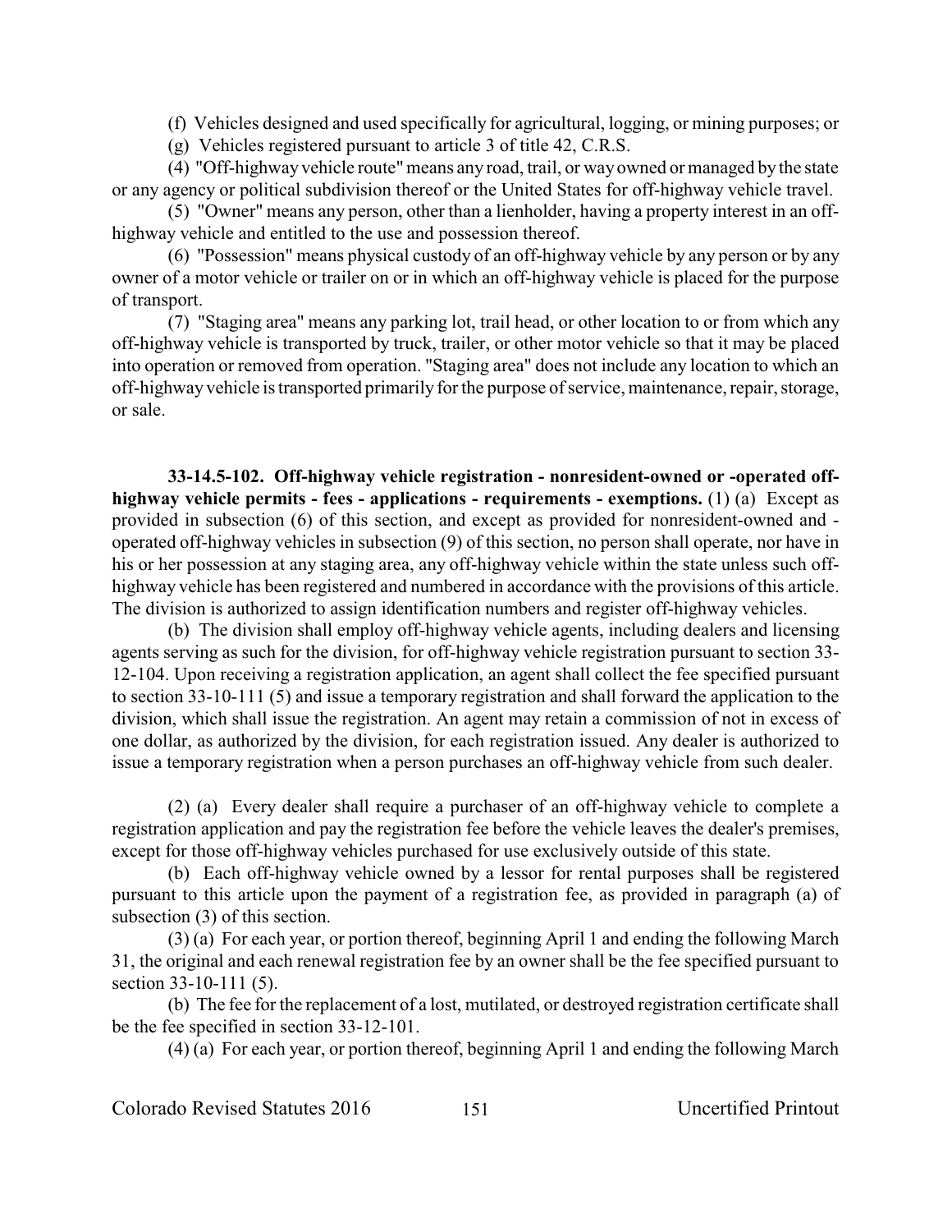(f) Vehicles designed and used specifically for agricultural, logging, or mining purposes; or

(g) Vehicles registered pursuant to article 3 of title 42, C.R.S.

(4) "Off-highway vehicle route" means any road, trail, or way owned or managed by the state or any agency or political subdivision thereof or the United States for off-highway vehicle travel.

(5) "Owner" means any person, other than a lienholder, having a property interest in an off-highway vehicle and entitled to the use and possession thereof.

(6) "Possession" means physical custody of an off-highway vehicle by any person or by any owner of a motor vehicle or trailer on or in which an off-highway vehicle is placed for the purpose of transport.

(7) "Staging area" means any parking lot, trail head, or other location to or from which any off-highway vehicle is transported by truck, trailer, or other motor vehicle so that it may be placed into operation or removed from operation. "Staging area" does not include any location to which an off-highway vehicle is transported primarily for the purpose of service, maintenance, repair, storage, or sale.

**33-14.5-102. Off-highway vehicle registration - nonresident-owned or -operated off-highway vehicle permits - fees - applications - requirements - exemptions.** (1) (a) Except as provided in subsection (6) of this section, and except as provided for nonresident-owned and -operated off-highway vehicles in subsection (9) of this section, no person shall operate, nor have in his or her possession at any staging area, any off-highway vehicle within the state unless such off-highway vehicle has been registered and numbered in accordance with the provisions of this article. The division is authorized to assign identification numbers and register off-highway vehicles.

(b) The division shall employ off-highway vehicle agents, including dealers and licensing agents serving as such for the division, for off-highway vehicle registration pursuant to section 33-12-104. Upon receiving a registration application, an agent shall collect the fee specified pursuant to section 33-10-111 (5) and issue a temporary registration and shall forward the application to the division, which shall issue the registration. An agent may retain a commission of not in excess of one dollar, as authorized by the division, for each registration issued. Any dealer is authorized to issue a temporary registration when a person purchases an off-highway vehicle from such dealer.

(2) (a) Every dealer shall require a purchaser of an off-highway vehicle to complete a registration application and pay the registration fee before the vehicle leaves the dealer's premises, except for those off-highway vehicles purchased for use exclusively outside of this state.

(b) Each off-highway vehicle owned by a lessor for rental purposes shall be registered pursuant to this article upon the payment of a registration fee, as provided in paragraph (a) of subsection (3) of this section.

(3) (a) For each year, or portion thereof, beginning April 1 and ending the following March 31, the original and each renewal registration fee by an owner shall be the fee specified pursuant to section 33-10-111 (5).

(b) The fee for the replacement of a lost, mutilated, or destroyed registration certificate shall be the fee specified in section 33-12-101.

(4) (a) For each year, or portion thereof, beginning April 1 and ending the following March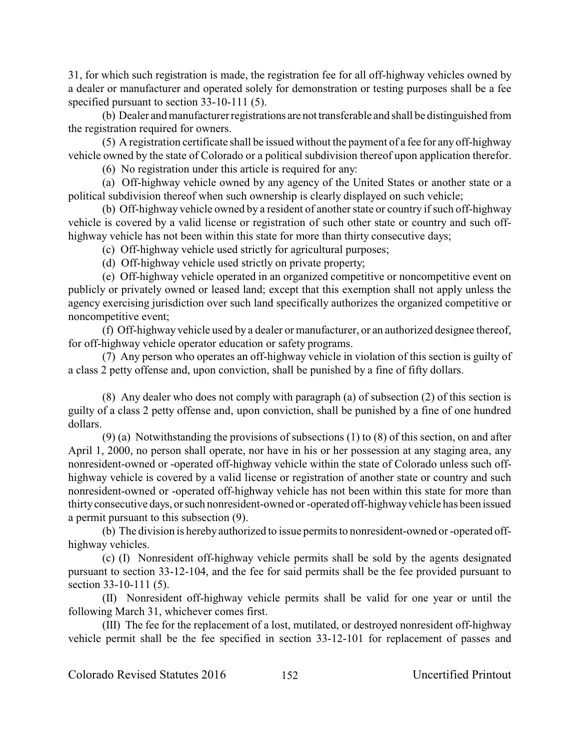31, for which such registration is made, the registration fee for all off-highway vehicles owned by a dealer or manufacturer and operated solely for demonstration or testing purposes shall be a fee specified pursuant to section 33-10-111 (5).

(b) Dealer and manufacturer registrations are not transferable and shall be distinguished from the registration required for owners.

(5) A registration certificate shall be issued without the payment of a fee for any off-highway vehicle owned by the state of Colorado or a political subdivision thereof upon application therefor.

(6) No registration under this article is required for any:

(a) Off-highway vehicle owned by any agency of the United States or another state or a political subdivision thereof when such ownership is clearly displayed on such vehicle;

(b) Off-highway vehicle owned by a resident of another state or country if such off-highway vehicle is covered by a valid license or registration of such other state or country and such off-highway vehicle has not been within this state for more than thirty consecutive days;

(c) Off-highway vehicle used strictly for agricultural purposes;

(d) Off-highway vehicle used strictly on private property;

(e) Off-highway vehicle operated in an organized competitive or noncompetitive event on publicly or privately owned or leased land; except that this exemption shall not apply unless the agency exercising jurisdiction over such land specifically authorizes the organized competitive or noncompetitive event;

(f) Off-highway vehicle used by a dealer or manufacturer, or an authorized designee thereof, for off-highway vehicle operator education or safety programs.

(7) Any person who operates an off-highway vehicle in violation of this section is guilty of a class 2 petty offense and, upon conviction, shall be punished by a fine of fifty dollars.

(8) Any dealer who does not comply with paragraph (a) of subsection (2) of this section is guilty of a class 2 petty offense and, upon conviction, shall be punished by a fine of one hundred dollars.

(9) (a) Notwithstanding the provisions of subsections (1) to (8) of this section, on and after April 1, 2000, no person shall operate, nor have in his or her possession at any staging area, any nonresident-owned or -operated off-highway vehicle within the state of Colorado unless such off-highway vehicle is covered by a valid license or registration of another state or country and such nonresident-owned or -operated off-highway vehicle has not been within this state for more than thirty consecutive days, or such nonresident-owned or -operated off-highway vehicle has been issued a permit pursuant to this subsection (9).

(b) The division is hereby authorized to issue permits to nonresident-owned or -operated off-highway vehicles.

(c) (I) Nonresident off-highway vehicle permits shall be sold by the agents designated pursuant to section 33-12-104, and the fee for said permits shall be the fee provided pursuant to section 33-10-111 (5).

(II) Nonresident off-highway vehicle permits shall be valid for one year or until the following March 31, whichever comes first.

(III) The fee for the replacement of a lost, mutilated, or destroyed nonresident off-highway vehicle permit shall be the fee specified in section 33-12-101 for replacement of passes and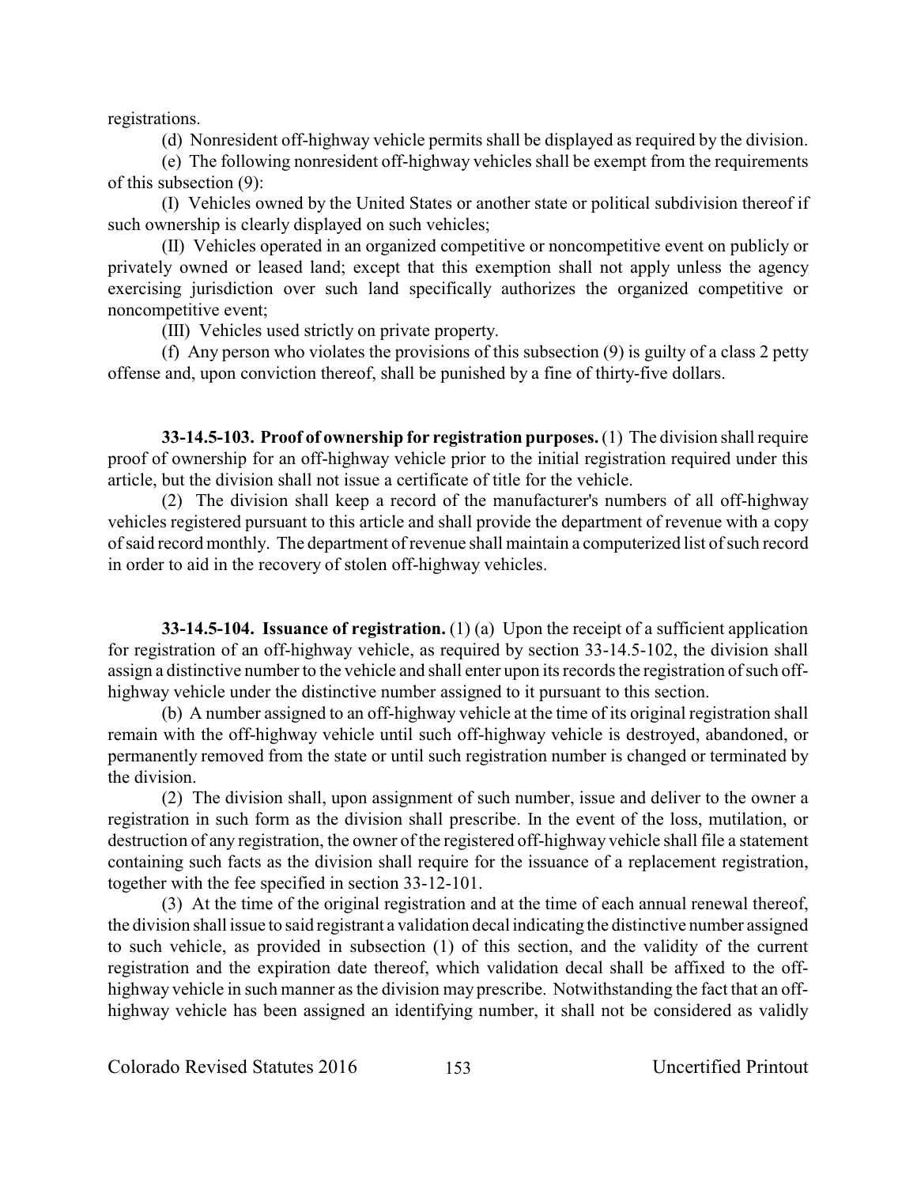registrations.

(d) Nonresident off-highway vehicle permits shall be displayed as required by the division.

(e) The following nonresident off-highway vehicles shall be exempt from the requirements of this subsection (9):

(I) Vehicles owned by the United States or another state or political subdivision thereof if such ownership is clearly displayed on such vehicles;

(II) Vehicles operated in an organized competitive or noncompetitive event on publicly or privately owned or leased land; except that this exemption shall not apply unless the agency exercising jurisdiction over such land specifically authorizes the organized competitive or noncompetitive event;

(III) Vehicles used strictly on private property.

(f) Any person who violates the provisions of this subsection (9) is guilty of a class 2 petty offense and, upon conviction thereof, shall be punished by a fine of thirty-five dollars.

**33-14.5-103. Proof of ownership for registration purposes.** (1) The division shall require proof of ownership for an off-highway vehicle prior to the initial registration required under this article, but the division shall not issue a certificate of title for the vehicle.

(2) The division shall keep a record of the manufacturer's numbers of all off-highway vehicles registered pursuant to this article and shall provide the department of revenue with a copy of said record monthly. The department of revenue shall maintain a computerized list of such record in order to aid in the recovery of stolen off-highway vehicles.

**33-14.5-104. Issuance of registration.** (1) (a) Upon the receipt of a sufficient application for registration of an off-highway vehicle, as required by section 33-14.5-102, the division shall assign a distinctive number to the vehicle and shall enter upon its records the registration of such off-highway vehicle under the distinctive number assigned to it pursuant to this section.

(b) A number assigned to an off-highway vehicle at the time of its original registration shall remain with the off-highway vehicle until such off-highway vehicle is destroyed, abandoned, or permanently removed from the state or until such registration number is changed or terminated by the division.

(2) The division shall, upon assignment of such number, issue and deliver to the owner a registration in such form as the division shall prescribe. In the event of the loss, mutilation, or destruction of any registration, the owner of the registered off-highway vehicle shall file a statement containing such facts as the division shall require for the issuance of a replacement registration, together with the fee specified in section 33-12-101.

(3) At the time of the original registration and at the time of each annual renewal thereof, the division shall issue to said registrant a validation decal indicating the distinctive number assigned to such vehicle, as provided in subsection (1) of this section, and the validity of the current registration and the expiration date thereof, which validation decal shall be affixed to the off-highway vehicle in such manner as the division may prescribe. Notwithstanding the fact that an off-highway vehicle has been assigned an identifying number, it shall not be considered as validly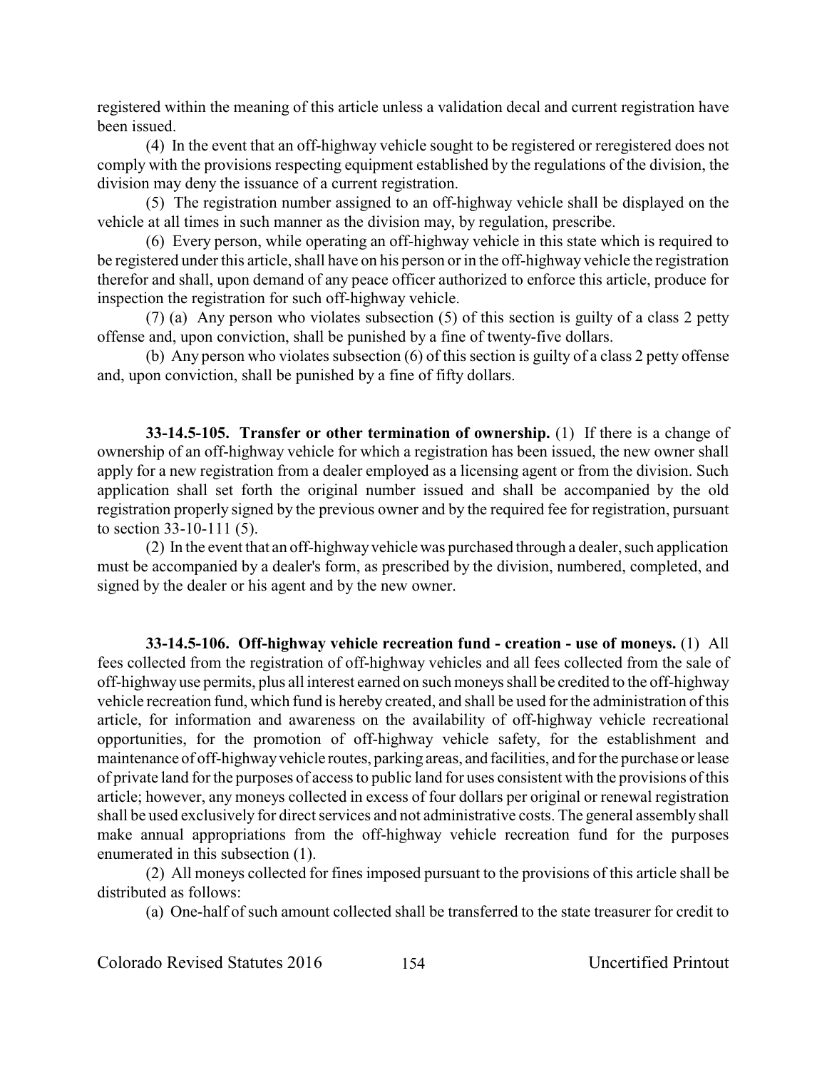registered within the meaning of this article unless a validation decal and current registration have been issued.

(4) In the event that an off-highway vehicle sought to be registered or reregistered does not comply with the provisions respecting equipment established by the regulations of the division, the division may deny the issuance of a current registration.

(5) The registration number assigned to an off-highway vehicle shall be displayed on the vehicle at all times in such manner as the division may, by regulation, prescribe.

(6) Every person, while operating an off-highway vehicle in this state which is required to be registered under this article, shall have on his person or in the off-highway vehicle the registration therefor and shall, upon demand of any peace officer authorized to enforce this article, produce for inspection the registration for such off-highway vehicle.

(7) (a) Any person who violates subsection (5) of this section is guilty of a class 2 petty offense and, upon conviction, shall be punished by a fine of twenty-five dollars.

(b) Any person who violates subsection (6) of this section is guilty of a class 2 petty offense and, upon conviction, shall be punished by a fine of fifty dollars.

**33-14.5-105. Transfer or other termination of ownership.** (1) If there is a change of ownership of an off-highway vehicle for which a registration has been issued, the new owner shall apply for a new registration from a dealer employed as a licensing agent or from the division. Such application shall set forth the original number issued and shall be accompanied by the old registration properly signed by the previous owner and by the required fee for registration, pursuant to section 33-10-111 (5).

(2) In the event that an off-highway vehicle was purchased through a dealer, such application must be accompanied by a dealer's form, as prescribed by the division, numbered, completed, and signed by the dealer or his agent and by the new owner.

**33-14.5-106. Off-highway vehicle recreation fund - creation - use of moneys.** (1) All fees collected from the registration of off-highway vehicles and all fees collected from the sale of off-highway use permits, plus all interest earned on such moneys shall be credited to the off-highway vehicle recreation fund, which fund is hereby created, and shall be used for the administration of this article, for information and awareness on the availability of off-highway vehicle recreational opportunities, for the promotion of off-highway vehicle safety, for the establishment and maintenance of off-highway vehicle routes, parking areas, and facilities, and for the purchase or lease of private land for the purposes of access to public land for uses consistent with the provisions of this article; however, any moneys collected in excess of four dollars per original or renewal registration shall be used exclusively for direct services and not administrative costs. The general assembly shall make annual appropriations from the off-highway vehicle recreation fund for the purposes enumerated in this subsection (1).

(2) All moneys collected for fines imposed pursuant to the provisions of this article shall be distributed as follows:

(a) One-half of such amount collected shall be transferred to the state treasurer for credit to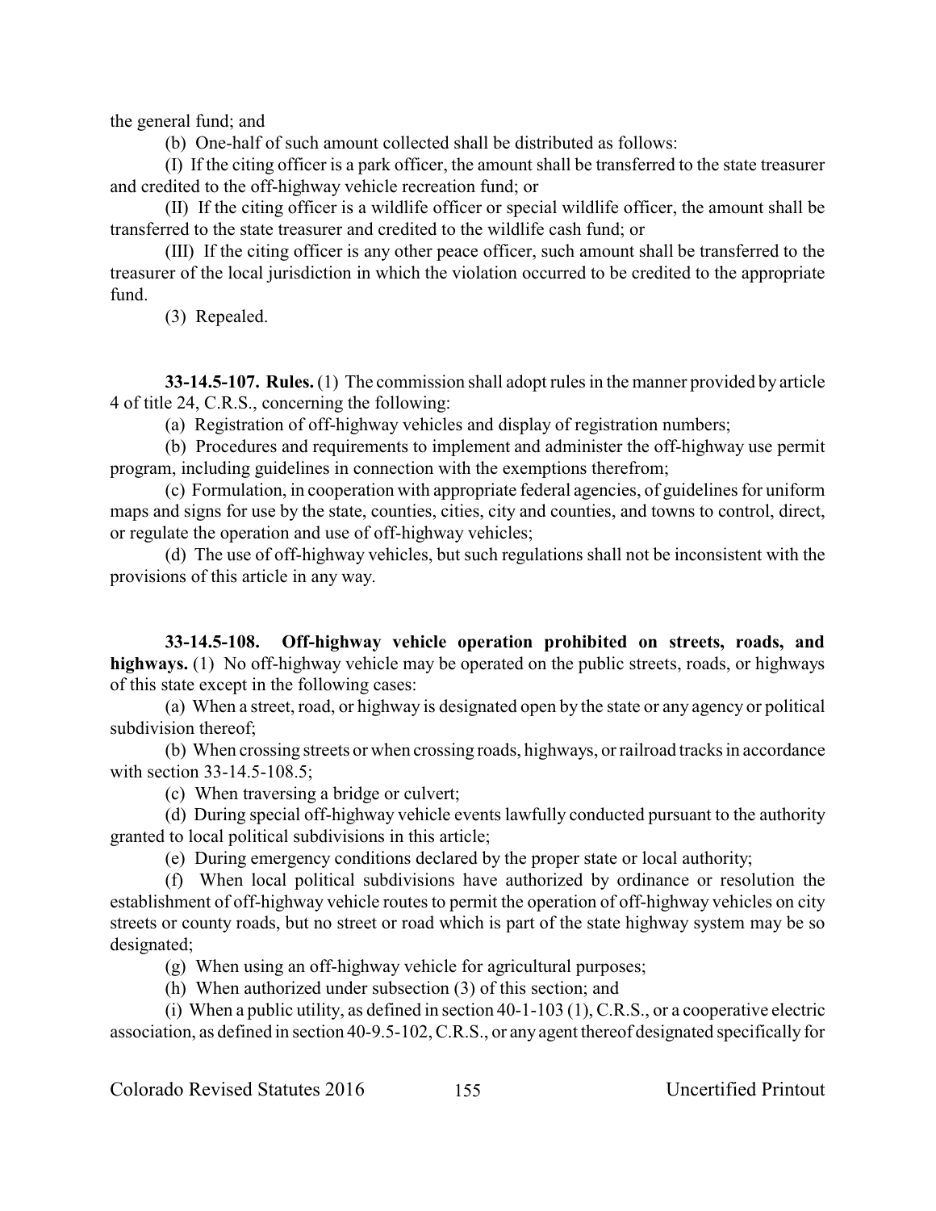the general fund; and

(b) One-half of such amount collected shall be distributed as follows:

(I) If the citing officer is a park officer, the amount shall be transferred to the state treasurer and credited to the off-highway vehicle recreation fund; or

(II) If the citing officer is a wildlife officer or special wildlife officer, the amount shall be transferred to the state treasurer and credited to the wildlife cash fund; or

(III) If the citing officer is any other peace officer, such amount shall be transferred to the treasurer of the local jurisdiction in which the violation occurred to be credited to the appropriate fund.

(3) Repealed.

**33-14.5-107. Rules.** (1) The commission shall adopt rules in the manner provided by article 4 of title 24, C.R.S., concerning the following:

(a) Registration of off-highway vehicles and display of registration numbers;

(b) Procedures and requirements to implement and administer the off-highway use permit program, including guidelines in connection with the exemptions therefrom;

(c) Formulation, in cooperation with appropriate federal agencies, of guidelines for uniform maps and signs for use by the state, counties, cities, city and counties, and towns to control, direct, or regulate the operation and use of off-highway vehicles;

(d) The use of off-highway vehicles, but such regulations shall not be inconsistent with the provisions of this article in any way.

**33-14.5-108. Off-highway vehicle operation prohibited on streets, roads, and highways.** (1) No off-highway vehicle may be operated on the public streets, roads, or highways of this state except in the following cases:

(a) When a street, road, or highway is designated open by the state or any agency or political subdivision thereof;

(b) When crossing streets or when crossing roads, highways, or railroad tracks in accordance with section 33-14.5-108.5;

(c) When traversing a bridge or culvert;

(d) During special off-highway vehicle events lawfully conducted pursuant to the authority granted to local political subdivisions in this article;

(e) During emergency conditions declared by the proper state or local authority;

(f) When local political subdivisions have authorized by ordinance or resolution the establishment of off-highway vehicle routes to permit the operation of off-highway vehicles on city streets or county roads, but no street or road which is part of the state highway system may be so designated;

(g) When using an off-highway vehicle for agricultural purposes;

(h) When authorized under subsection (3) of this section; and

(i) When a public utility, as defined in section 40-1-103 (1), C.R.S., or a cooperative electric association, as defined in section 40-9.5-102, C.R.S., or any agent thereof designated specifically for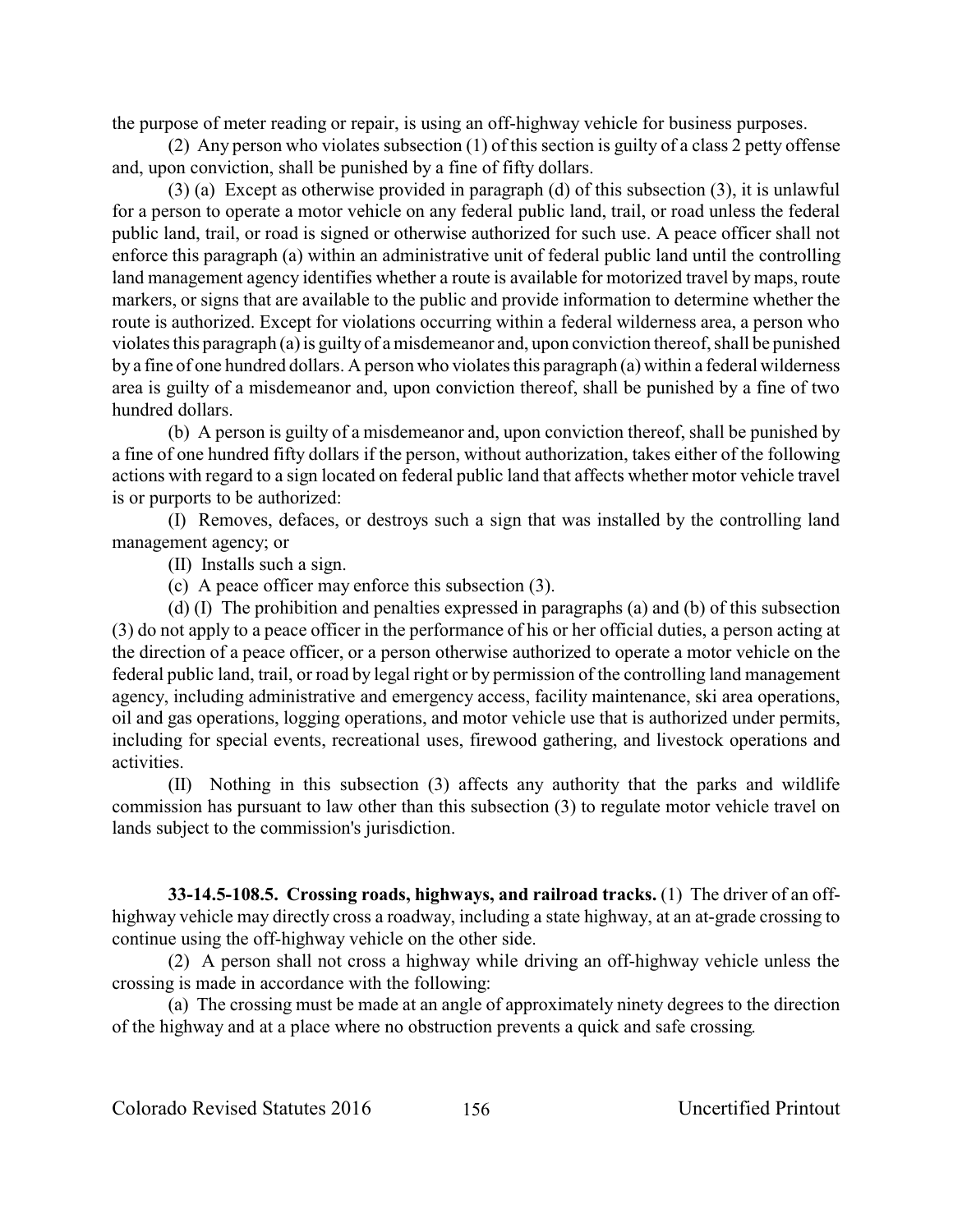the purpose of meter reading or repair, is using an off-highway vehicle for business purposes.

(2) Any person who violates subsection (1) of this section is guilty of a class 2 petty offense and, upon conviction, shall be punished by a fine of fifty dollars.

(3) (a) Except as otherwise provided in paragraph (d) of this subsection (3), it is unlawful for a person to operate a motor vehicle on any federal public land, trail, or road unless the federal public land, trail, or road is signed or otherwise authorized for such use. A peace officer shall not enforce this paragraph (a) within an administrative unit of federal public land until the controlling land management agency identifies whether a route is available for motorized travel by maps, route markers, or signs that are available to the public and provide information to determine whether the route is authorized. Except for violations occurring within a federal wilderness area, a person who violates this paragraph (a) is guilty of a misdemeanor and, upon conviction thereof, shall be punished by a fine of one hundred dollars. A person who violates this paragraph (a) within a federal wilderness area is guilty of a misdemeanor and, upon conviction thereof, shall be punished by a fine of two hundred dollars.

(b) A person is guilty of a misdemeanor and, upon conviction thereof, shall be punished by a fine of one hundred fifty dollars if the person, without authorization, takes either of the following actions with regard to a sign located on federal public land that affects whether motor vehicle travel is or purports to be authorized:

(I) Removes, defaces, or destroys such a sign that was installed by the controlling land management agency; or

(II) Installs such a sign.

(c) A peace officer may enforce this subsection (3).

(d) (I) The prohibition and penalties expressed in paragraphs (a) and (b) of this subsection (3) do not apply to a peace officer in the performance of his or her official duties, a person acting at the direction of a peace officer, or a person otherwise authorized to operate a motor vehicle on the federal public land, trail, or road by legal right or by permission of the controlling land management agency, including administrative and emergency access, facility maintenance, ski area operations, oil and gas operations, logging operations, and motor vehicle use that is authorized under permits, including for special events, recreational uses, firewood gathering, and livestock operations and activities.

(II) Nothing in this subsection (3) affects any authority that the parks and wildlife commission has pursuant to law other than this subsection (3) to regulate motor vehicle travel on lands subject to the commission's jurisdiction.

**33-14.5-108.5. Crossing roads, highways, and railroad tracks.** (1) The driver of an off-highway vehicle may directly cross a roadway, including a state highway, at an at-grade crossing to continue using the off-highway vehicle on the other side.

(2) A person shall not cross a highway while driving an off-highway vehicle unless the crossing is made in accordance with the following:

(a) The crossing must be made at an angle of approximately ninety degrees to the direction of the highway and at a place where no obstruction prevents a quick and safe crossing.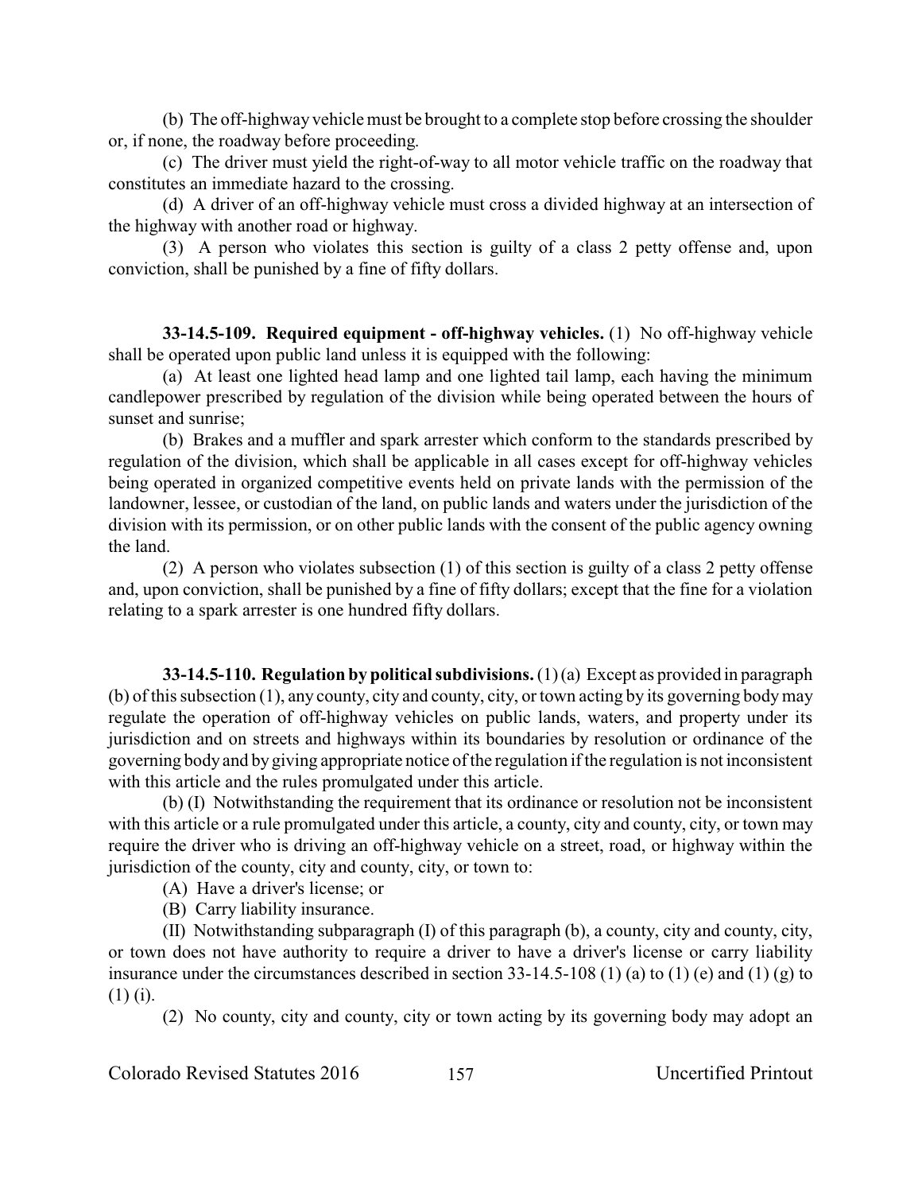(b) The off-highway vehicle must be brought to a complete stop before crossing the shoulder or, if none, the roadway before proceeding.

(c) The driver must yield the right-of-way to all motor vehicle traffic on the roadway that constitutes an immediate hazard to the crossing.

(d) A driver of an off-highway vehicle must cross a divided highway at an intersection of the highway with another road or highway.

(3) A person who violates this section is guilty of a class 2 petty offense and, upon conviction, shall be punished by a fine of fifty dollars.

**33-14.5-109. Required equipment - off-highway vehicles.** (1) No off-highway vehicle shall be operated upon public land unless it is equipped with the following:

(a) At least one lighted head lamp and one lighted tail lamp, each having the minimum candlepower prescribed by regulation of the division while being operated between the hours of sunset and sunrise;

(b) Brakes and a muffler and spark arrester which conform to the standards prescribed by regulation of the division, which shall be applicable in all cases except for off-highway vehicles being operated in organized competitive events held on private lands with the permission of the landowner, lessee, or custodian of the land, on public lands and waters under the jurisdiction of the division with its permission, or on other public lands with the consent of the public agency owning the land.

(2) A person who violates subsection (1) of this section is guilty of a class 2 petty offense and, upon conviction, shall be punished by a fine of fifty dollars; except that the fine for a violation relating to a spark arrester is one hundred fifty dollars.

**33-14.5-110. Regulation by political subdivisions.** (1) (a) Except as provided in paragraph (b) of this subsection (1), any county, city and county, city, or town acting by its governing body may regulate the operation of off-highway vehicles on public lands, waters, and property under its jurisdiction and on streets and highways within its boundaries by resolution or ordinance of the governing body and by giving appropriate notice of the regulation if the regulation is not inconsistent with this article and the rules promulgated under this article.

(b) (I) Notwithstanding the requirement that its ordinance or resolution not be inconsistent with this article or a rule promulgated under this article, a county, city and county, city, or town may require the driver who is driving an off-highway vehicle on a street, road, or highway within the jurisdiction of the county, city and county, city, or town to:

(A) Have a driver's license; or

(B) Carry liability insurance.

(II) Notwithstanding subparagraph (I) of this paragraph (b), a county, city and county, city, or town does not have authority to require a driver to have a driver's license or carry liability insurance under the circumstances described in section 33-14.5-108 (1) (a) to (1) (e) and (1) (g) to (1) (i).

(2) No county, city and county, city or town acting by its governing body may adopt an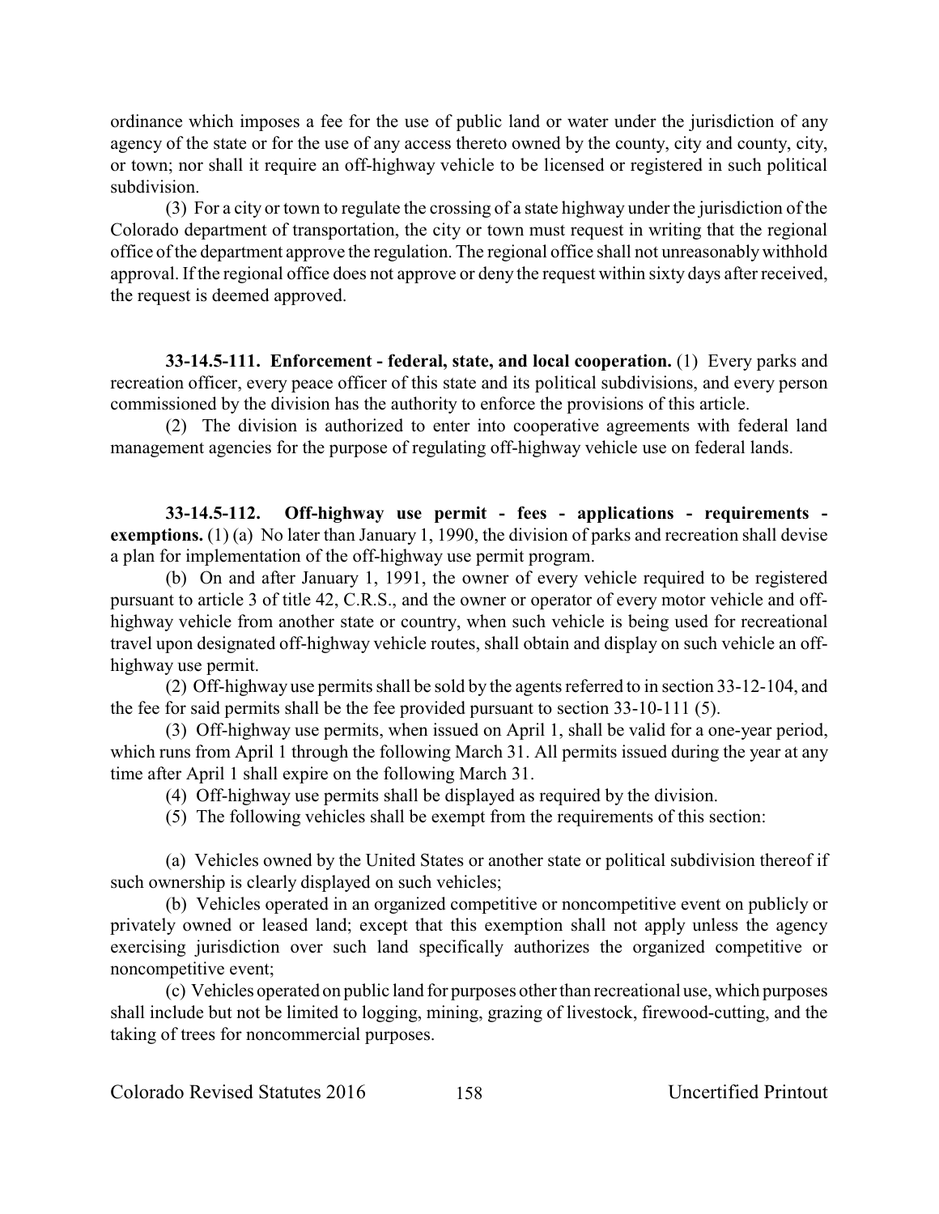ordinance which imposes a fee for the use of public land or water under the jurisdiction of any agency of the state or for the use of any access thereto owned by the county, city and county, city, or town; nor shall it require an off-highway vehicle to be licensed or registered in such political subdivision.

(3) For a city or town to regulate the crossing of a state highway under the jurisdiction of the Colorado department of transportation, the city or town must request in writing that the regional office of the department approve the regulation. The regional office shall not unreasonably withhold approval. If the regional office does not approve or deny the request within sixty days after received, the request is deemed approved.

**33-14.5-111. Enforcement - federal, state, and local cooperation.** (1) Every parks and recreation officer, every peace officer of this state and its political subdivisions, and every person commissioned by the division has the authority to enforce the provisions of this article.

(2) The division is authorized to enter into cooperative agreements with federal land management agencies for the purpose of regulating off-highway vehicle use on federal lands.

**33-14.5-112. Off-highway use permit - fees - applications - requirements - exemptions.** (1) (a) No later than January 1, 1990, the division of parks and recreation shall devise a plan for implementation of the off-highway use permit program.

(b) On and after January 1, 1991, the owner of every vehicle required to be registered pursuant to article 3 of title 42, C.R.S., and the owner or operator of every motor vehicle and off-highway vehicle from another state or country, when such vehicle is being used for recreational travel upon designated off-highway vehicle routes, shall obtain and display on such vehicle an off-highway use permit.

(2) Off-highway use permits shall be sold by the agents referred to in section 33-12-104, and the fee for said permits shall be the fee provided pursuant to section 33-10-111 (5).

(3) Off-highway use permits, when issued on April 1, shall be valid for a one-year period, which runs from April 1 through the following March 31. All permits issued during the year at any time after April 1 shall expire on the following March 31.

(4) Off-highway use permits shall be displayed as required by the division.

(5) The following vehicles shall be exempt from the requirements of this section:

(a) Vehicles owned by the United States or another state or political subdivision thereof if such ownership is clearly displayed on such vehicles;

(b) Vehicles operated in an organized competitive or noncompetitive event on publicly or privately owned or leased land; except that this exemption shall not apply unless the agency exercising jurisdiction over such land specifically authorizes the organized competitive or noncompetitive event;

(c) Vehicles operated on public land for purposes other than recreational use, which purposes shall include but not be limited to logging, mining, grazing of livestock, firewood-cutting, and the taking of trees for noncommercial purposes.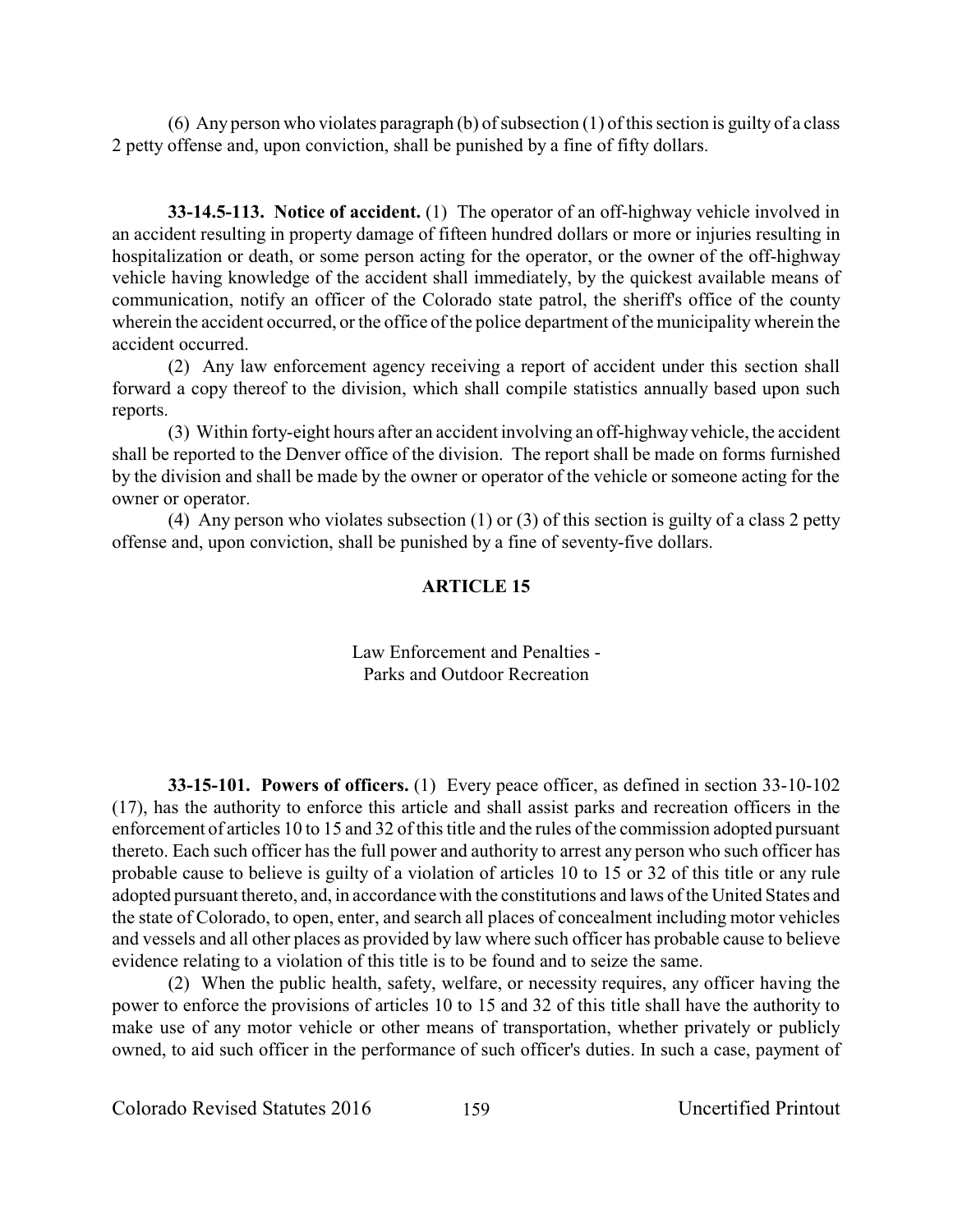(6) Any person who violates paragraph (b) of subsection (1) of this section is guilty of a class 2 petty offense and, upon conviction, shall be punished by a fine of fifty dollars.

**33-14.5-113. Notice of accident.** (1) The operator of an off-highway vehicle involved in an accident resulting in property damage of fifteen hundred dollars or more or injuries resulting in hospitalization or death, or some person acting for the operator, or the owner of the off-highway vehicle having knowledge of the accident shall immediately, by the quickest available means of communication, notify an officer of the Colorado state patrol, the sheriff's office of the county wherein the accident occurred, or the office of the police department of the municipality wherein the accident occurred.

(2) Any law enforcement agency receiving a report of accident under this section shall forward a copy thereof to the division, which shall compile statistics annually based upon such reports.

(3) Within forty-eight hours after an accident involving an off-highway vehicle, the accident shall be reported to the Denver office of the division. The report shall be made on forms furnished by the division and shall be made by the owner or operator of the vehicle or someone acting for the owner or operator.

(4) Any person who violates subsection (1) or (3) of this section is guilty of a class 2 petty offense and, upon conviction, shall be punished by a fine of seventy-five dollars.

## ARTICLE 15

### Law Enforcement and Penalties - Parks and Outdoor Recreation

**33-15-101. Powers of officers.** (1) Every peace officer, as defined in section 33-10-102 (17), has the authority to enforce this article and shall assist parks and recreation officers in the enforcement of articles 10 to 15 and 32 of this title and the rules of the commission adopted pursuant thereto. Each such officer has the full power and authority to arrest any person who such officer has probable cause to believe is guilty of a violation of articles 10 to 15 or 32 of this title or any rule adopted pursuant thereto, and, in accordance with the constitutions and laws of the United States and the state of Colorado, to open, enter, and search all places of concealment including motor vehicles and vessels and all other places as provided by law where such officer has probable cause to believe evidence relating to a violation of this title is to be found and to seize the same.

(2) When the public health, safety, welfare, or necessity requires, any officer having the power to enforce the provisions of articles 10 to 15 and 32 of this title shall have the authority to make use of any motor vehicle or other means of transportation, whether privately or publicly owned, to aid such officer in the performance of such officer's duties. In such a case, payment of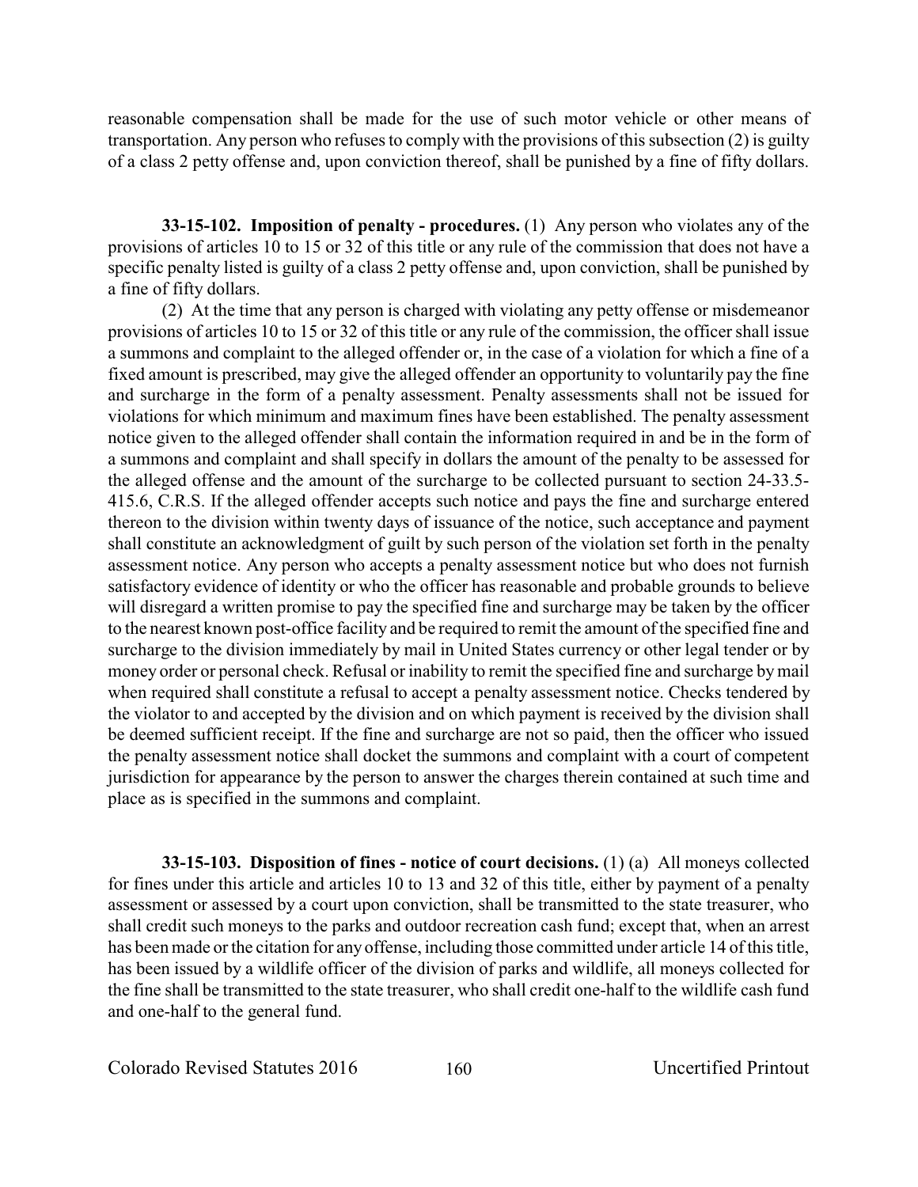reasonable compensation shall be made for the use of such motor vehicle or other means of transportation. Any person who refuses to comply with the provisions of this subsection (2) is guilty of a class 2 petty offense and, upon conviction thereof, shall be punished by a fine of fifty dollars.

**33-15-102. Imposition of penalty - procedures.** (1) Any person who violates any of the provisions of articles 10 to 15 or 32 of this title or any rule of the commission that does not have a specific penalty listed is guilty of a class 2 petty offense and, upon conviction, shall be punished by a fine of fifty dollars.

(2) At the time that any person is charged with violating any petty offense or misdemeanor provisions of articles 10 to 15 or 32 of this title or any rule of the commission, the officer shall issue a summons and complaint to the alleged offender or, in the case of a violation for which a fine of a fixed amount is prescribed, may give the alleged offender an opportunity to voluntarily pay the fine and surcharge in the form of a penalty assessment. Penalty assessments shall not be issued for violations for which minimum and maximum fines have been established. The penalty assessment notice given to the alleged offender shall contain the information required in and be in the form of a summons and complaint and shall specify in dollars the amount of the penalty to be assessed for the alleged offense and the amount of the surcharge to be collected pursuant to section 24-33.5-415.6, C.R.S. If the alleged offender accepts such notice and pays the fine and surcharge entered thereon to the division within twenty days of issuance of the notice, such acceptance and payment shall constitute an acknowledgment of guilt by such person of the violation set forth in the penalty assessment notice. Any person who accepts a penalty assessment notice but who does not furnish satisfactory evidence of identity or who the officer has reasonable and probable grounds to believe will disregard a written promise to pay the specified fine and surcharge may be taken by the officer to the nearest known post-office facility and be required to remit the amount of the specified fine and surcharge to the division immediately by mail in United States currency or other legal tender or by money order or personal check. Refusal or inability to remit the specified fine and surcharge by mail when required shall constitute a refusal to accept a penalty assessment notice. Checks tendered by the violator to and accepted by the division and on which payment is received by the division shall be deemed sufficient receipt. If the fine and surcharge are not so paid, then the officer who issued the penalty assessment notice shall docket the summons and complaint with a court of competent jurisdiction for appearance by the person to answer the charges therein contained at such time and place as is specified in the summons and complaint.

**33-15-103. Disposition of fines - notice of court decisions.** (1) (a) All moneys collected for fines under this article and articles 10 to 13 and 32 of this title, either by payment of a penalty assessment or assessed by a court upon conviction, shall be transmitted to the state treasurer, who shall credit such moneys to the parks and outdoor recreation cash fund; except that, when an arrest has been made or the citation for any offense, including those committed under article 14 of this title, has been issued by a wildlife officer of the division of parks and wildlife, all moneys collected for the fine shall be transmitted to the state treasurer, who shall credit one-half to the wildlife cash fund and one-half to the general fund.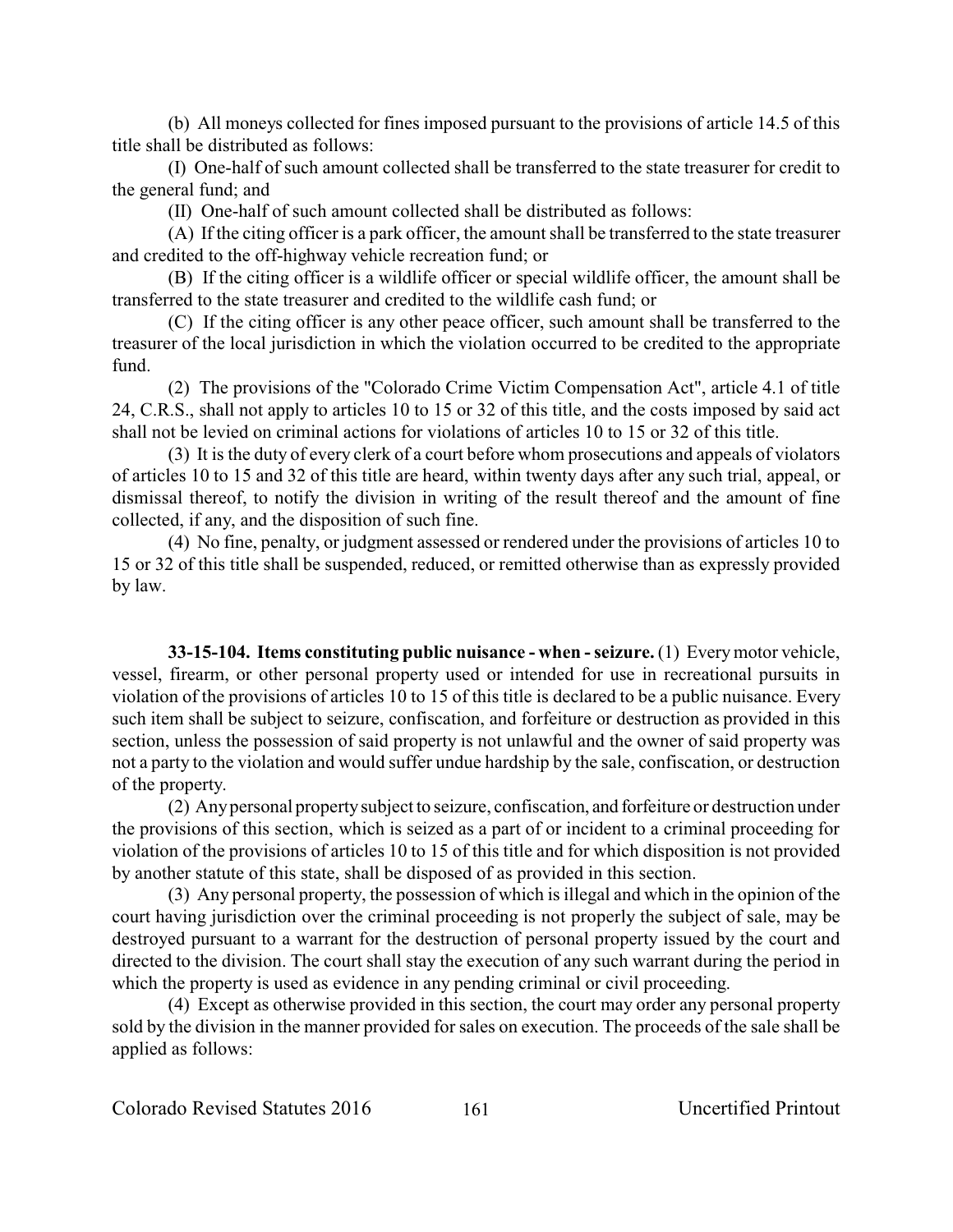(b) All moneys collected for fines imposed pursuant to the provisions of article 14.5 of this title shall be distributed as follows:

(I) One-half of such amount collected shall be transferred to the state treasurer for credit to the general fund; and

(II) One-half of such amount collected shall be distributed as follows:

(A) If the citing officer is a park officer, the amount shall be transferred to the state treasurer and credited to the off-highway vehicle recreation fund; or

(B) If the citing officer is a wildlife officer or special wildlife officer, the amount shall be transferred to the state treasurer and credited to the wildlife cash fund; or

(C) If the citing officer is any other peace officer, such amount shall be transferred to the treasurer of the local jurisdiction in which the violation occurred to be credited to the appropriate fund.

(2) The provisions of the "Colorado Crime Victim Compensation Act", article 4.1 of title 24, C.R.S., shall not apply to articles 10 to 15 or 32 of this title, and the costs imposed by said act shall not be levied on criminal actions for violations of articles 10 to 15 or 32 of this title.

(3) It is the duty of every clerk of a court before whom prosecutions and appeals of violators of articles 10 to 15 and 32 of this title are heard, within twenty days after any such trial, appeal, or dismissal thereof, to notify the division in writing of the result thereof and the amount of fine collected, if any, and the disposition of such fine.

(4) No fine, penalty, or judgment assessed or rendered under the provisions of articles 10 to 15 or 32 of this title shall be suspended, reduced, or remitted otherwise than as expressly provided by law.

**33-15-104. Items constituting public nuisance - when - seizure.** (1) Every motor vehicle, vessel, firearm, or other personal property used or intended for use in recreational pursuits in violation of the provisions of articles 10 to 15 of this title is declared to be a public nuisance. Every such item shall be subject to seizure, confiscation, and forfeiture or destruction as provided in this section, unless the possession of said property is not unlawful and the owner of said property was not a party to the violation and would suffer undue hardship by the sale, confiscation, or destruction of the property.

(2) Any personal property subject to seizure, confiscation, and forfeiture or destruction under the provisions of this section, which is seized as a part of or incident to a criminal proceeding for violation of the provisions of articles 10 to 15 of this title and for which disposition is not provided by another statute of this state, shall be disposed of as provided in this section.

(3) Any personal property, the possession of which is illegal and which in the opinion of the court having jurisdiction over the criminal proceeding is not properly the subject of sale, may be destroyed pursuant to a warrant for the destruction of personal property issued by the court and directed to the division. The court shall stay the execution of any such warrant during the period in which the property is used as evidence in any pending criminal or civil proceeding.

(4) Except as otherwise provided in this section, the court may order any personal property sold by the division in the manner provided for sales on execution. The proceeds of the sale shall be applied as follows: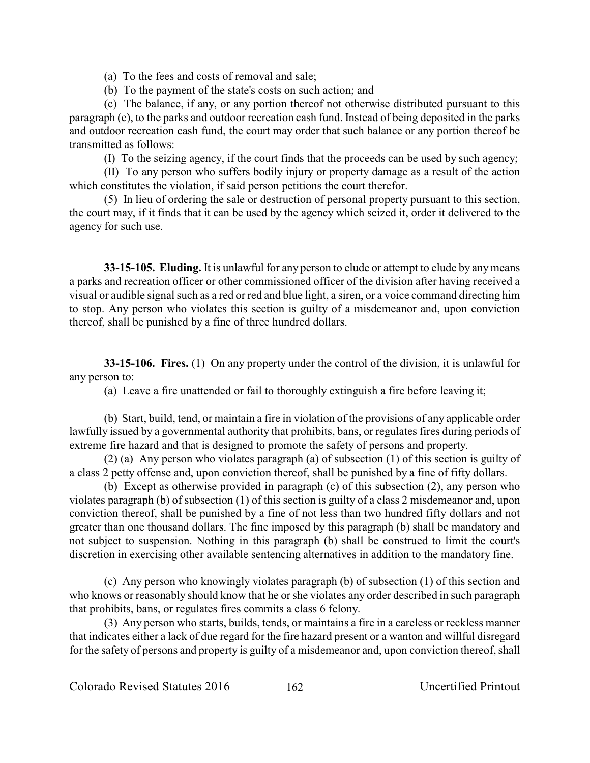(a) To the fees and costs of removal and sale;

(b) To the payment of the state's costs on such action; and

(c) The balance, if any, or any portion thereof not otherwise distributed pursuant to this paragraph (c), to the parks and outdoor recreation cash fund. Instead of being deposited in the parks and outdoor recreation cash fund, the court may order that such balance or any portion thereof be transmitted as follows:

(I) To the seizing agency, if the court finds that the proceeds can be used by such agency;

(II) To any person who suffers bodily injury or property damage as a result of the action which constitutes the violation, if said person petitions the court therefor.

(5) In lieu of ordering the sale or destruction of personal property pursuant to this section, the court may, if it finds that it can be used by the agency which seized it, order it delivered to the agency for such use.

**33-15-105. Eluding.** It is unlawful for any person to elude or attempt to elude by any means a parks and recreation officer or other commissioned officer of the division after having received a visual or audible signal such as a red or red and blue light, a siren, or a voice command directing him to stop. Any person who violates this section is guilty of a misdemeanor and, upon conviction thereof, shall be punished by a fine of three hundred dollars.

**33-15-106. Fires.** (1) On any property under the control of the division, it is unlawful for any person to:

(a) Leave a fire unattended or fail to thoroughly extinguish a fire before leaving it;

(b) Start, build, tend, or maintain a fire in violation of the provisions of any applicable order lawfully issued by a governmental authority that prohibits, bans, or regulates fires during periods of extreme fire hazard and that is designed to promote the safety of persons and property.

(2) (a) Any person who violates paragraph (a) of subsection (1) of this section is guilty of a class 2 petty offense and, upon conviction thereof, shall be punished by a fine of fifty dollars.

(b) Except as otherwise provided in paragraph (c) of this subsection (2), any person who violates paragraph (b) of subsection (1) of this section is guilty of a class 2 misdemeanor and, upon conviction thereof, shall be punished by a fine of not less than two hundred fifty dollars and not greater than one thousand dollars. The fine imposed by this paragraph (b) shall be mandatory and not subject to suspension. Nothing in this paragraph (b) shall be construed to limit the court's discretion in exercising other available sentencing alternatives in addition to the mandatory fine.

(c) Any person who knowingly violates paragraph (b) of subsection (1) of this section and who knows or reasonably should know that he or she violates any order described in such paragraph that prohibits, bans, or regulates fires commits a class 6 felony.

(3) Any person who starts, builds, tends, or maintains a fire in a careless or reckless manner that indicates either a lack of due regard for the fire hazard present or a wanton and willful disregard for the safety of persons and property is guilty of a misdemeanor and, upon conviction thereof, shall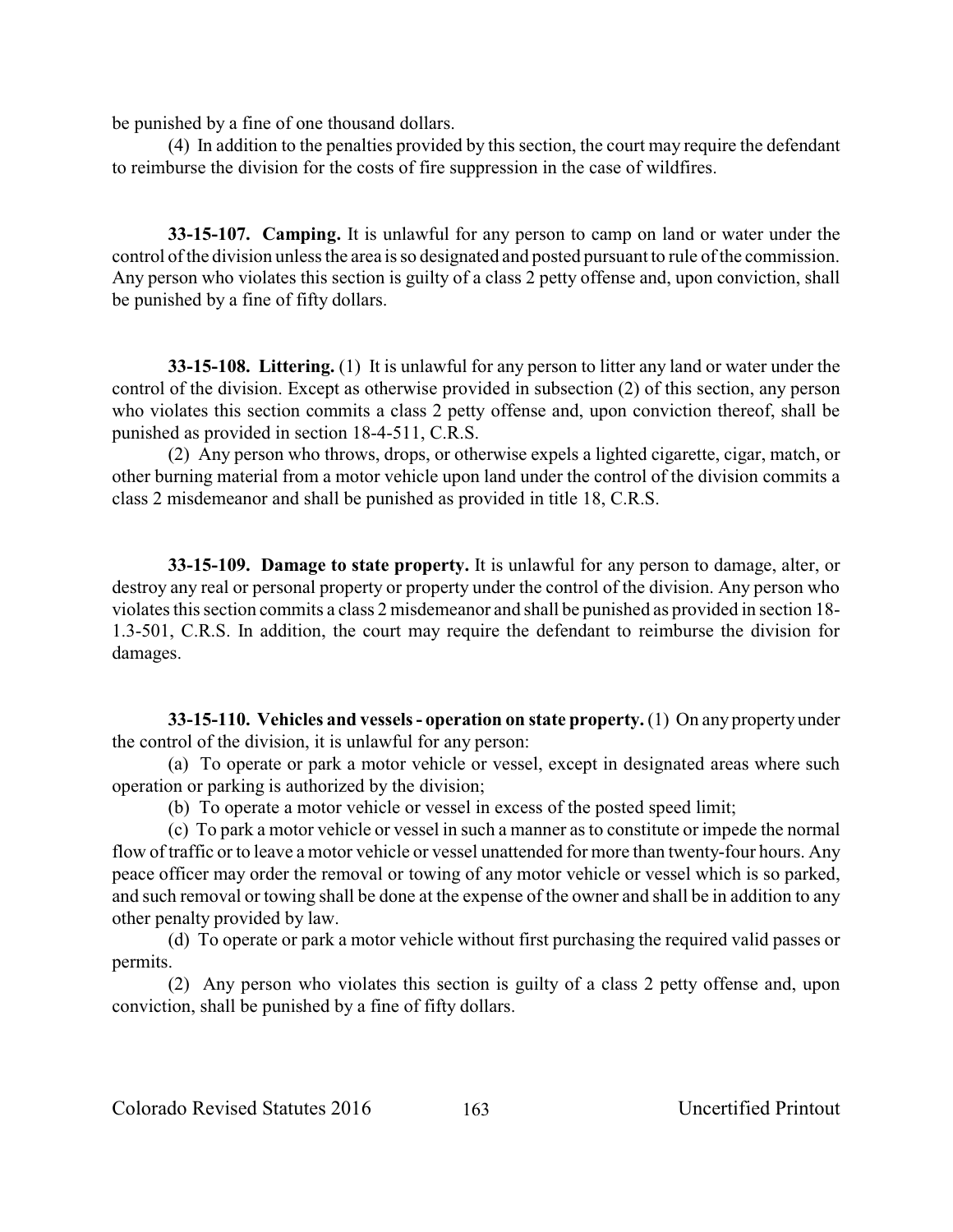be punished by a fine of one thousand dollars.

(4) In addition to the penalties provided by this section, the court may require the defendant to reimburse the division for the costs of fire suppression in the case of wildfires.

**33-15-107. Camping.** It is unlawful for any person to camp on land or water under the control of the division unless the area is so designated and posted pursuant to rule of the commission. Any person who violates this section is guilty of a class 2 petty offense and, upon conviction, shall be punished by a fine of fifty dollars.

**33-15-108. Littering.** (1) It is unlawful for any person to litter any land or water under the control of the division. Except as otherwise provided in subsection (2) of this section, any person who violates this section commits a class 2 petty offense and, upon conviction thereof, shall be punished as provided in section 18-4-511, C.R.S.

(2) Any person who throws, drops, or otherwise expels a lighted cigarette, cigar, match, or other burning material from a motor vehicle upon land under the control of the division commits a class 2 misdemeanor and shall be punished as provided in title 18, C.R.S.

**33-15-109. Damage to state property.** It is unlawful for any person to damage, alter, or destroy any real or personal property or property under the control of the division. Any person who violates this section commits a class 2 misdemeanor and shall be punished as provided in section 18-1.3-501, C.R.S. In addition, the court may require the defendant to reimburse the division for damages.

**33-15-110. Vehicles and vessels - operation on state property.** (1) On any property under the control of the division, it is unlawful for any person:

(a) To operate or park a motor vehicle or vessel, except in designated areas where such operation or parking is authorized by the division;

(b) To operate a motor vehicle or vessel in excess of the posted speed limit;

(c) To park a motor vehicle or vessel in such a manner as to constitute or impede the normal flow of traffic or to leave a motor vehicle or vessel unattended for more than twenty-four hours. Any peace officer may order the removal or towing of any motor vehicle or vessel which is so parked, and such removal or towing shall be done at the expense of the owner and shall be in addition to any other penalty provided by law.

(d) To operate or park a motor vehicle without first purchasing the required valid passes or permits.

(2) Any person who violates this section is guilty of a class 2 petty offense and, upon conviction, shall be punished by a fine of fifty dollars.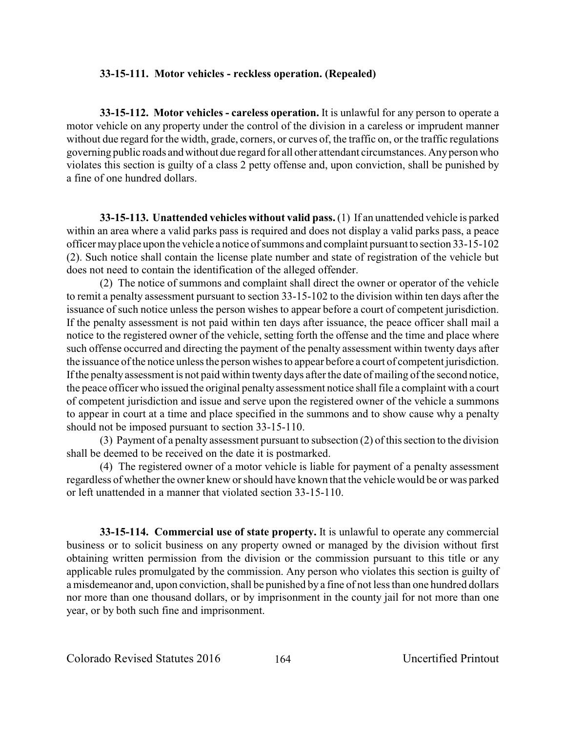**33-15-111. Motor vehicles - reckless operation. (Repealed)**

**33-15-112. Motor vehicles - careless operation.** It is unlawful for any person to operate a motor vehicle on any property under the control of the division in a careless or imprudent manner without due regard for the width, grade, corners, or curves of, the traffic on, or the traffic regulations governing public roads and without due regard for all other attendant circumstances. Any person who violates this section is guilty of a class 2 petty offense and, upon conviction, shall be punished by a fine of one hundred dollars.

**33-15-113. Unattended vehicles without valid pass.** (1) If an unattended vehicle is parked within an area where a valid parks pass is required and does not display a valid parks pass, a peace officer may place upon the vehicle a notice of summons and complaint pursuant to section 33-15-102 (2). Such notice shall contain the license plate number and state of registration of the vehicle but does not need to contain the identification of the alleged offender.

(2) The notice of summons and complaint shall direct the owner or operator of the vehicle to remit a penalty assessment pursuant to section 33-15-102 to the division within ten days after the issuance of such notice unless the person wishes to appear before a court of competent jurisdiction. If the penalty assessment is not paid within ten days after issuance, the peace officer shall mail a notice to the registered owner of the vehicle, setting forth the offense and the time and place where such offense occurred and directing the payment of the penalty assessment within twenty days after the issuance of the notice unless the person wishes to appear before a court of competent jurisdiction. If the penalty assessment is not paid within twenty days after the date of mailing of the second notice, the peace officer who issued the original penalty assessment notice shall file a complaint with a court of competent jurisdiction and issue and serve upon the registered owner of the vehicle a summons to appear in court at a time and place specified in the summons and to show cause why a penalty should not be imposed pursuant to section 33-15-110.

(3) Payment of a penalty assessment pursuant to subsection (2) of this section to the division shall be deemed to be received on the date it is postmarked.

(4) The registered owner of a motor vehicle is liable for payment of a penalty assessment regardless of whether the owner knew or should have known that the vehicle would be or was parked or left unattended in a manner that violated section 33-15-110.

**33-15-114. Commercial use of state property.** It is unlawful to operate any commercial business or to solicit business on any property owned or managed by the division without first obtaining written permission from the division or the commission pursuant to this title or any applicable rules promulgated by the commission. Any person who violates this section is guilty of a misdemeanor and, upon conviction, shall be punished by a fine of not less than one hundred dollars nor more than one thousand dollars, or by imprisonment in the county jail for not more than one year, or by both such fine and imprisonment.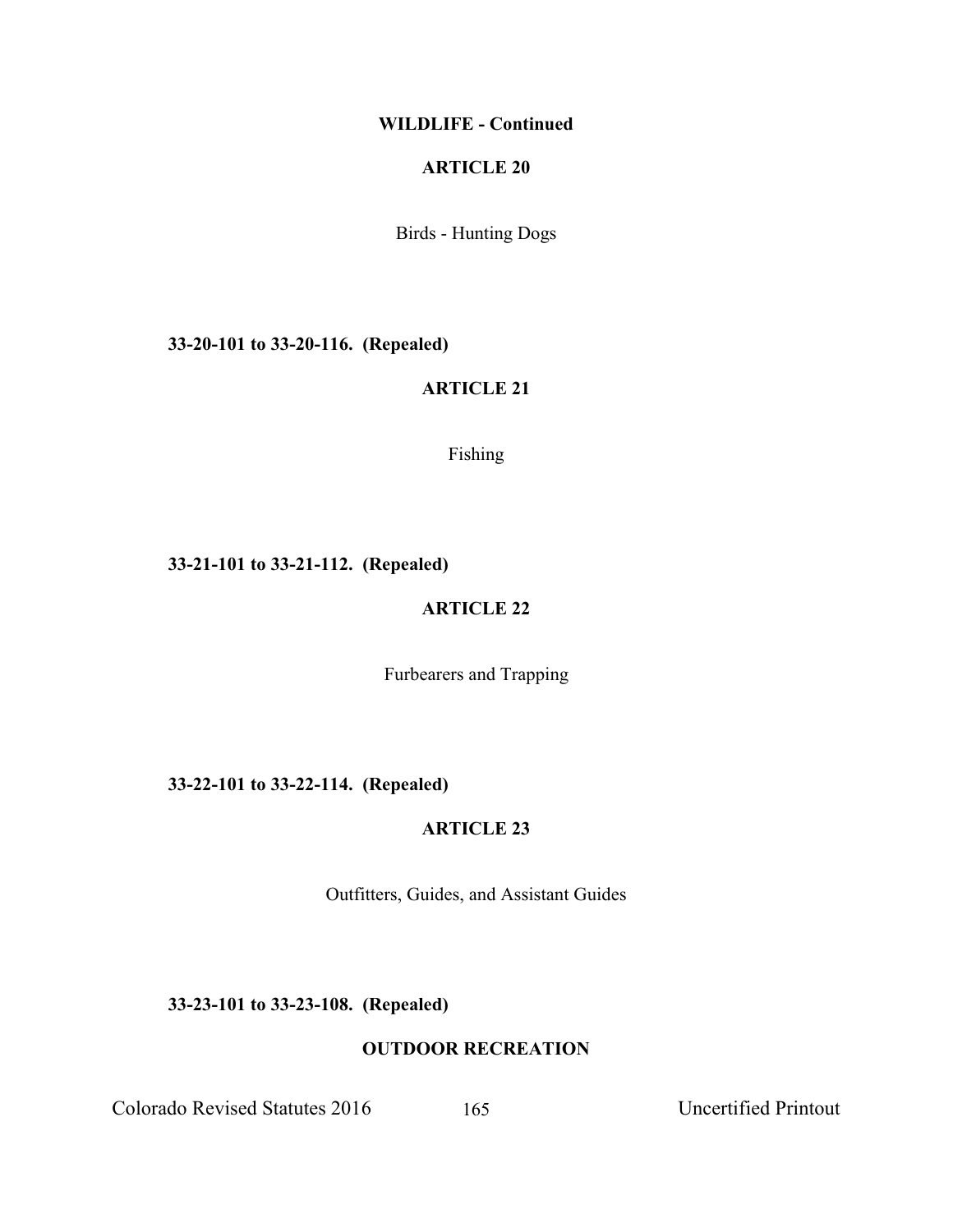**WILDLIFE - Continued**

## ARTICLE 20

Birds - Hunting Dogs

**33-20-101 to 33-20-116. (Repealed)**

## ARTICLE 21

Fishing

**33-21-101 to 33-21-112. (Repealed)**

## ARTICLE 22

Furbearers and Trapping

**33-22-101 to 33-22-114. (Repealed)**

## ARTICLE 23

Outfitters, Guides, and Assistant Guides

**33-23-101 to 33-23-108. (Repealed)**

**OUTDOOR RECREATION**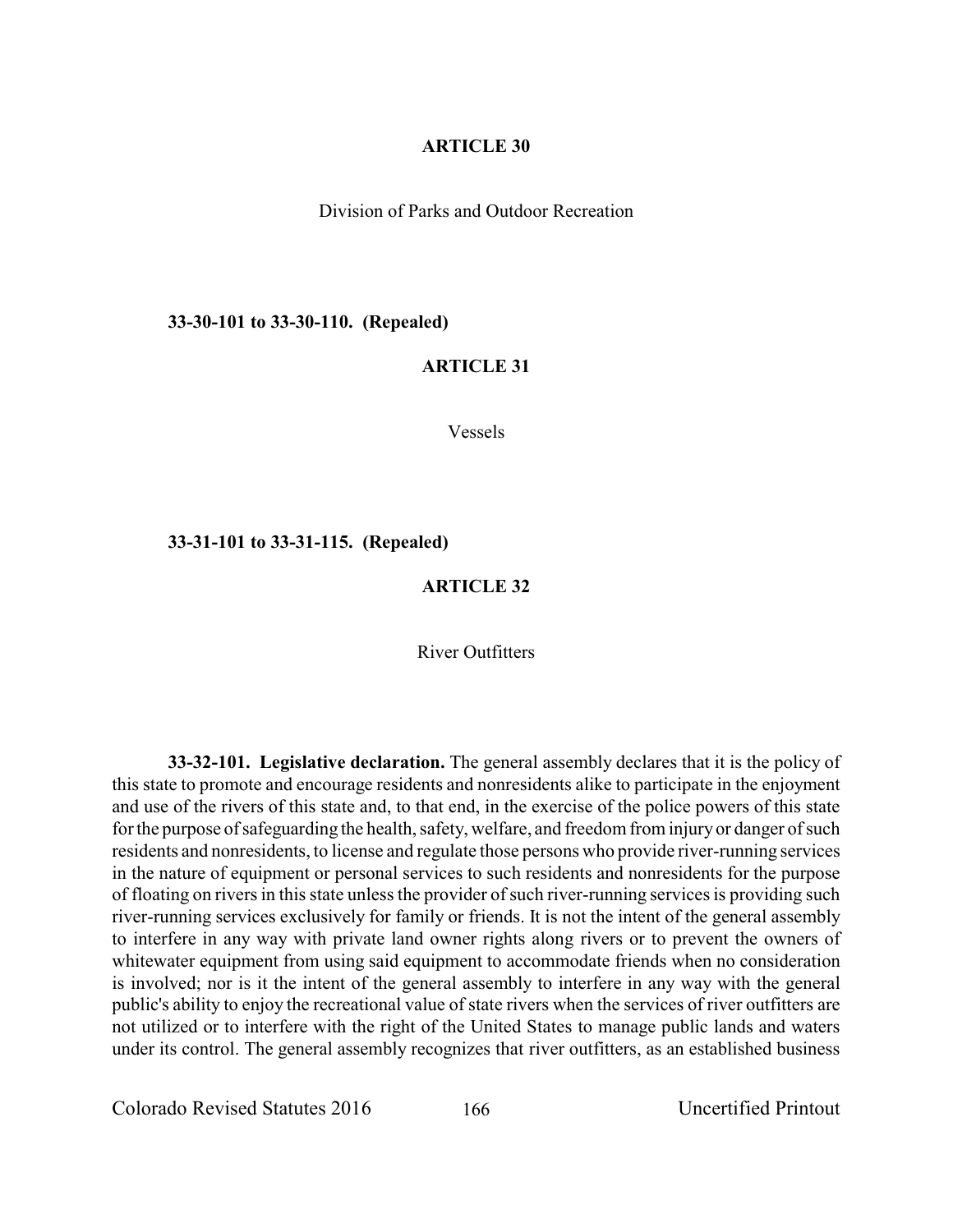## ARTICLE 30

Division of Parks and Outdoor Recreation

**33-30-101 to 33-30-110. (Repealed)**

## ARTICLE 31

Vessels

**33-31-101 to 33-31-115. (Repealed)**

## ARTICLE 32

River Outfitters

**33-32-101. Legislative declaration.** The general assembly declares that it is the policy of this state to promote and encourage residents and nonresidents alike to participate in the enjoyment and use of the rivers of this state and, to that end, in the exercise of the police powers of this state for the purpose of safeguarding the health, safety, welfare, and freedom from injury or danger of such residents and nonresidents, to license and regulate those persons who provide river-running services in the nature of equipment or personal services to such residents and nonresidents for the purpose of floating on rivers in this state unless the provider of such river-running services is providing such river-running services exclusively for family or friends. It is not the intent of the general assembly to interfere in any way with private land owner rights along rivers or to prevent the owners of whitewater equipment from using said equipment to accommodate friends when no consideration is involved; nor is it the intent of the general assembly to interfere in any way with the general public's ability to enjoy the recreational value of state rivers when the services of river outfitters are not utilized or to interfere with the right of the United States to manage public lands and waters under its control. The general assembly recognizes that river outfitters, as an established business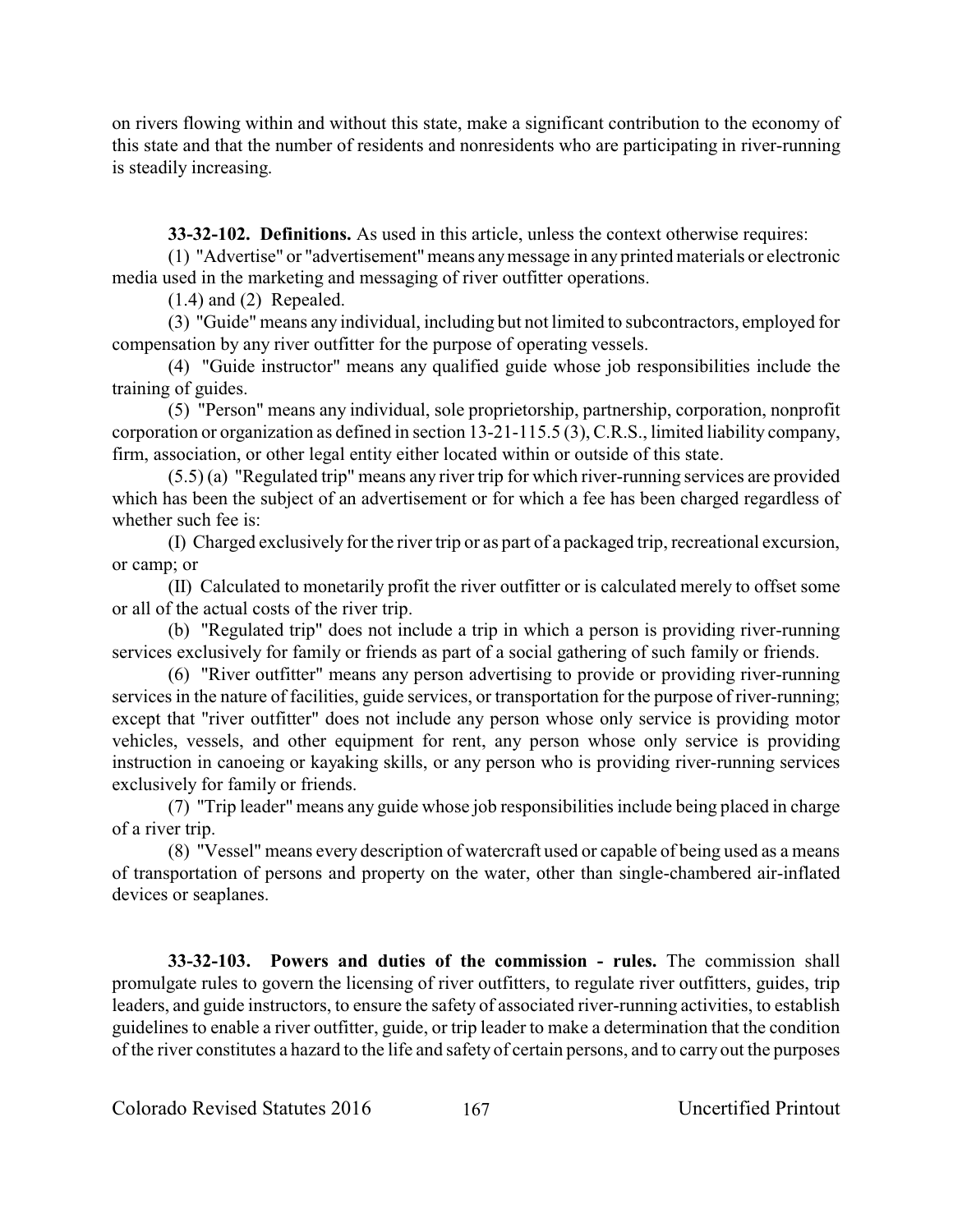on rivers flowing within and without this state, make a significant contribution to the economy of this state and that the number of residents and nonresidents who are participating in river-running is steadily increasing.

**33-32-102. Definitions.** As used in this article, unless the context otherwise requires:

(1) "Advertise" or "advertisement" means any message in any printed materials or electronic media used in the marketing and messaging of river outfitter operations.

(1.4) and (2) Repealed.

(3) "Guide" means any individual, including but not limited to subcontractors, employed for compensation by any river outfitter for the purpose of operating vessels.

(4) "Guide instructor" means any qualified guide whose job responsibilities include the training of guides.

(5) "Person" means any individual, sole proprietorship, partnership, corporation, nonprofit corporation or organization as defined in section 13-21-115.5 (3), C.R.S., limited liability company, firm, association, or other legal entity either located within or outside of this state.

(5.5) (a) "Regulated trip" means any river trip for which river-running services are provided which has been the subject of an advertisement or for which a fee has been charged regardless of whether such fee is:

(I) Charged exclusively for the river trip or as part of a packaged trip, recreational excursion, or camp; or

(II) Calculated to monetarily profit the river outfitter or is calculated merely to offset some or all of the actual costs of the river trip.

(b) "Regulated trip" does not include a trip in which a person is providing river-running services exclusively for family or friends as part of a social gathering of such family or friends.

(6) "River outfitter" means any person advertising to provide or providing river-running services in the nature of facilities, guide services, or transportation for the purpose of river-running; except that "river outfitter" does not include any person whose only service is providing motor vehicles, vessels, and other equipment for rent, any person whose only service is providing instruction in canoeing or kayaking skills, or any person who is providing river-running services exclusively for family or friends.

(7) "Trip leader" means any guide whose job responsibilities include being placed in charge of a river trip.

(8) "Vessel" means every description of watercraft used or capable of being used as a means of transportation of persons and property on the water, other than single-chambered air-inflated devices or seaplanes.

**33-32-103. Powers and duties of the commission - rules.** The commission shall promulgate rules to govern the licensing of river outfitters, to regulate river outfitters, guides, trip leaders, and guide instructors, to ensure the safety of associated river-running activities, to establish guidelines to enable a river outfitter, guide, or trip leader to make a determination that the condition of the river constitutes a hazard to the life and safety of certain persons, and to carry out the purposes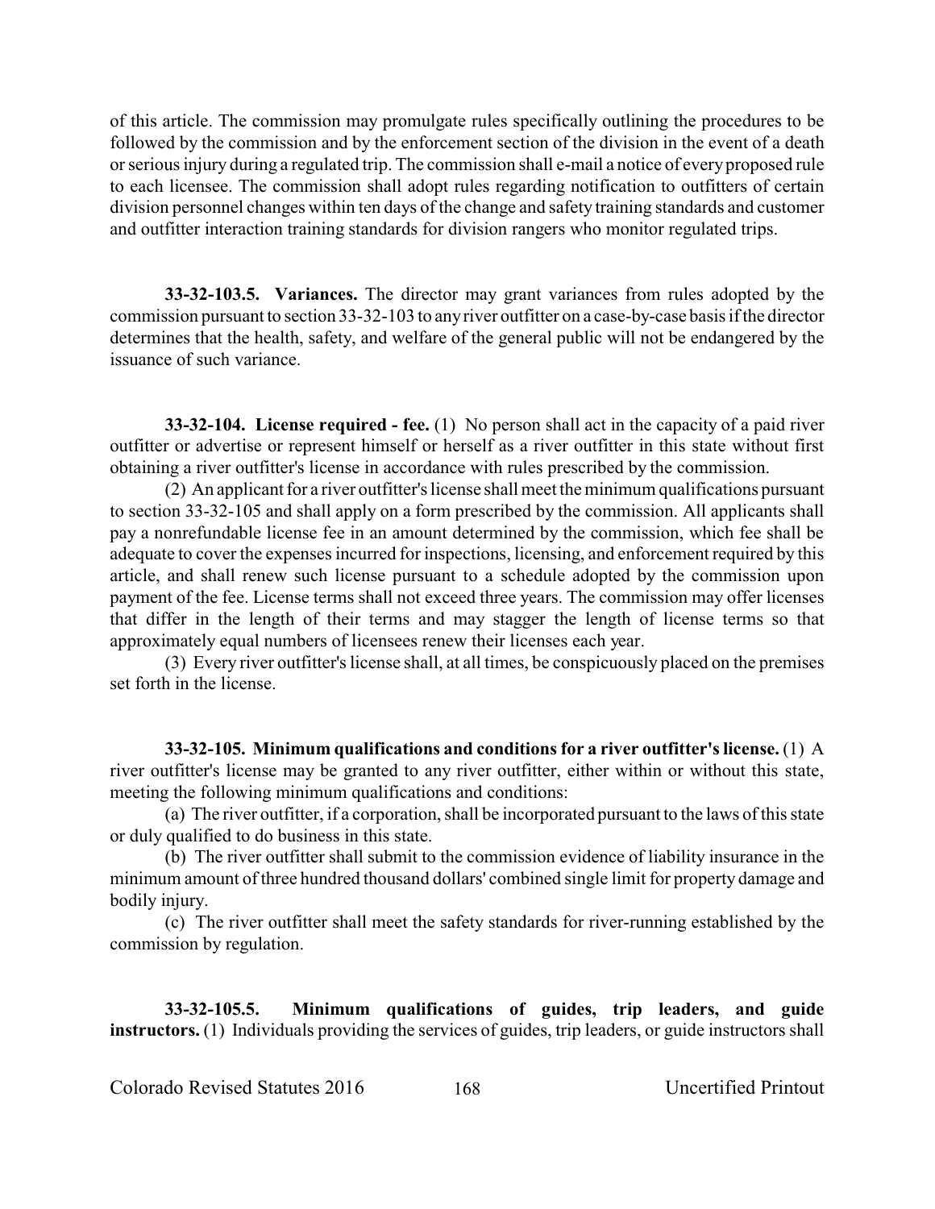of this article. The commission may promulgate rules specifically outlining the procedures to be followed by the commission and by the enforcement section of the division in the event of a death or serious injury during a regulated trip. The commission shall e-mail a notice of every proposed rule to each licensee. The commission shall adopt rules regarding notification to outfitters of certain division personnel changes within ten days of the change and safety training standards and customer and outfitter interaction training standards for division rangers who monitor regulated trips.

**33-32-103.5. Variances.** The director may grant variances from rules adopted by the commission pursuant to section 33-32-103 to any river outfitter on a case-by-case basis if the director determines that the health, safety, and welfare of the general public will not be endangered by the issuance of such variance.

**33-32-104. License required - fee.** (1) No person shall act in the capacity of a paid river outfitter or advertise or represent himself or herself as a river outfitter in this state without first obtaining a river outfitter's license in accordance with rules prescribed by the commission.

(2) An applicant for a river outfitter's license shall meet the minimum qualifications pursuant to section 33-32-105 and shall apply on a form prescribed by the commission. All applicants shall pay a nonrefundable license fee in an amount determined by the commission, which fee shall be adequate to cover the expenses incurred for inspections, licensing, and enforcement required by this article, and shall renew such license pursuant to a schedule adopted by the commission upon payment of the fee. License terms shall not exceed three years. The commission may offer licenses that differ in the length of their terms and may stagger the length of license terms so that approximately equal numbers of licensees renew their licenses each year.

(3) Every river outfitter's license shall, at all times, be conspicuously placed on the premises set forth in the license.

**33-32-105. Minimum qualifications and conditions for a river outfitter's license.** (1) A river outfitter's license may be granted to any river outfitter, either within or without this state, meeting the following minimum qualifications and conditions:

(a) The river outfitter, if a corporation, shall be incorporated pursuant to the laws of this state or duly qualified to do business in this state.

(b) The river outfitter shall submit to the commission evidence of liability insurance in the minimum amount of three hundred thousand dollars' combined single limit for property damage and bodily injury.

(c) The river outfitter shall meet the safety standards for river-running established by the commission by regulation.

**33-32-105.5. Minimum qualifications of guides, trip leaders, and guide instructors.** (1) Individuals providing the services of guides, trip leaders, or guide instructors shall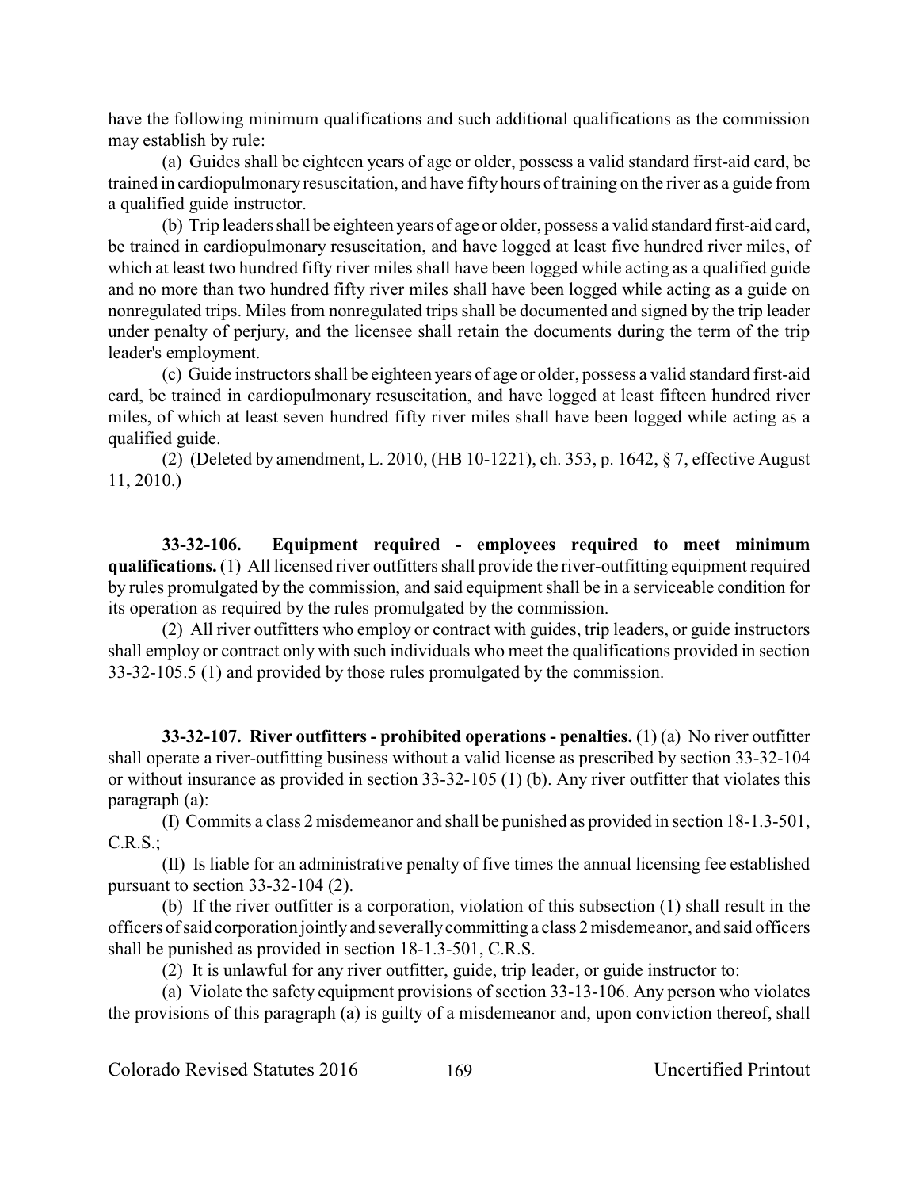have the following minimum qualifications and such additional qualifications as the commission may establish by rule:

(a) Guides shall be eighteen years of age or older, possess a valid standard first-aid card, be trained in cardiopulmonary resuscitation, and have fifty hours of training on the river as a guide from a qualified guide instructor.

(b) Trip leaders shall be eighteen years of age or older, possess a valid standard first-aid card, be trained in cardiopulmonary resuscitation, and have logged at least five hundred river miles, of which at least two hundred fifty river miles shall have been logged while acting as a qualified guide and no more than two hundred fifty river miles shall have been logged while acting as a guide on nonregulated trips. Miles from nonregulated trips shall be documented and signed by the trip leader under penalty of perjury, and the licensee shall retain the documents during the term of the trip leader's employment.

(c) Guide instructors shall be eighteen years of age or older, possess a valid standard first-aid card, be trained in cardiopulmonary resuscitation, and have logged at least fifteen hundred river miles, of which at least seven hundred fifty river miles shall have been logged while acting as a qualified guide.

(2) (Deleted by amendment, L. 2010, (HB 10-1221), ch. 353, p. 1642, § 7, effective August 11, 2010.)

**33-32-106. Equipment required - employees required to meet minimum qualifications.** (1) All licensed river outfitters shall provide the river-outfitting equipment required by rules promulgated by the commission, and said equipment shall be in a serviceable condition for its operation as required by the rules promulgated by the commission.

(2) All river outfitters who employ or contract with guides, trip leaders, or guide instructors shall employ or contract only with such individuals who meet the qualifications provided in section 33-32-105.5 (1) and provided by those rules promulgated by the commission.

**33-32-107. River outfitters - prohibited operations - penalties.** (1) (a) No river outfitter shall operate a river-outfitting business without a valid license as prescribed by section 33-32-104 or without insurance as provided in section 33-32-105 (1) (b). Any river outfitter that violates this paragraph (a):

(I) Commits a class 2 misdemeanor and shall be punished as provided in section 18-1.3-501, C.R.S.;

(II) Is liable for an administrative penalty of five times the annual licensing fee established pursuant to section 33-32-104 (2).

(b) If the river outfitter is a corporation, violation of this subsection (1) shall result in the officers of said corporation jointly and severally committing a class 2 misdemeanor, and said officers shall be punished as provided in section 18-1.3-501, C.R.S.

(2) It is unlawful for any river outfitter, guide, trip leader, or guide instructor to:

(a) Violate the safety equipment provisions of section 33-13-106. Any person who violates the provisions of this paragraph (a) is guilty of a misdemeanor and, upon conviction thereof, shall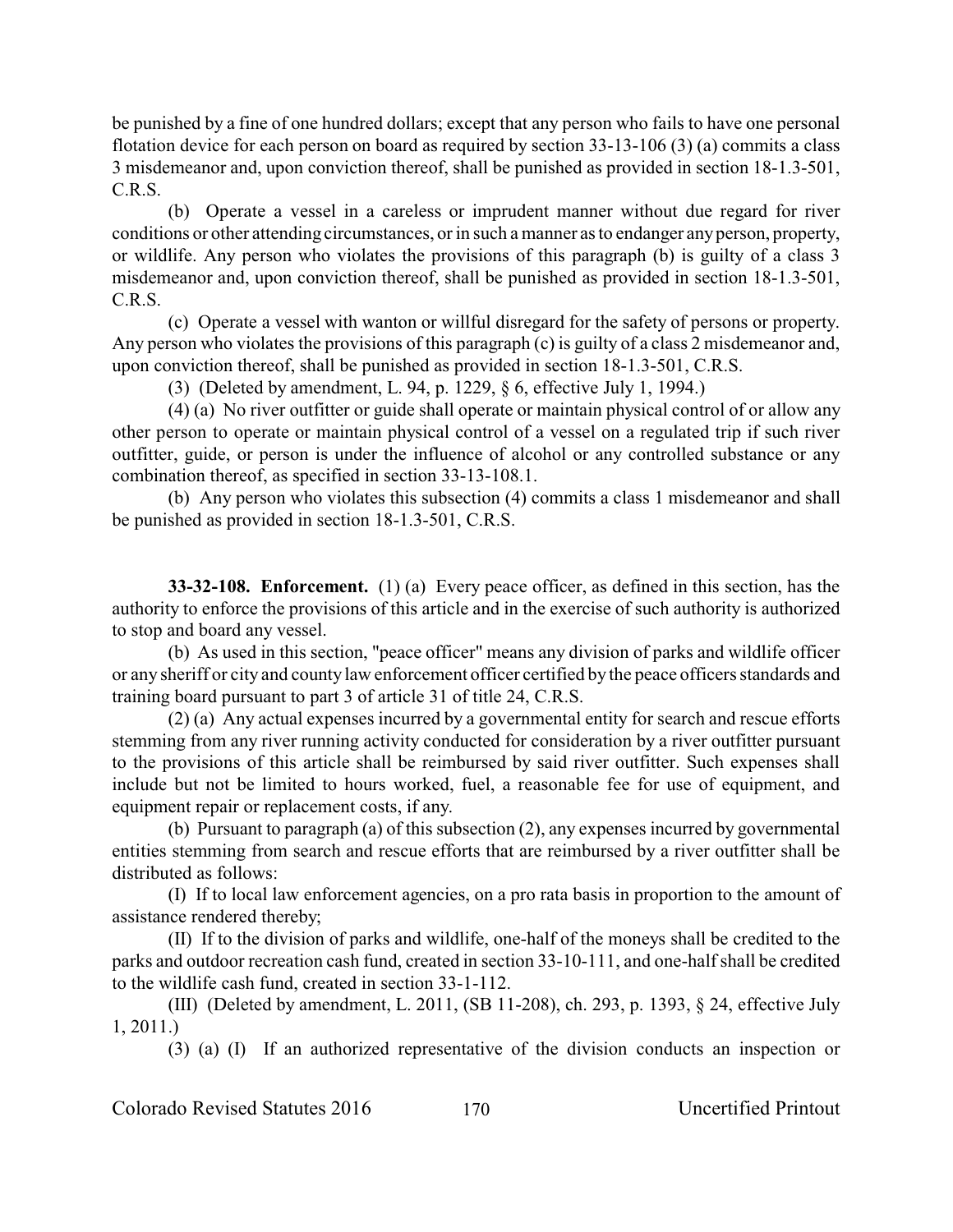be punished by a fine of one hundred dollars; except that any person who fails to have one personal flotation device for each person on board as required by section 33-13-106 (3) (a) commits a class 3 misdemeanor and, upon conviction thereof, shall be punished as provided in section 18-1.3-501, C.R.S.

(b) Operate a vessel in a careless or imprudent manner without due regard for river conditions or other attending circumstances, or in such a manner as to endanger any person, property, or wildlife. Any person who violates the provisions of this paragraph (b) is guilty of a class 3 misdemeanor and, upon conviction thereof, shall be punished as provided in section 18-1.3-501, C.R.S.

(c) Operate a vessel with wanton or willful disregard for the safety of persons or property. Any person who violates the provisions of this paragraph (c) is guilty of a class 2 misdemeanor and, upon conviction thereof, shall be punished as provided in section 18-1.3-501, C.R.S.

(3) (Deleted by amendment, L. 94, p. 1229, § 6, effective July 1, 1994.)

(4) (a) No river outfitter or guide shall operate or maintain physical control of or allow any other person to operate or maintain physical control of a vessel on a regulated trip if such river outfitter, guide, or person is under the influence of alcohol or any controlled substance or any combination thereof, as specified in section 33-13-108.1.

(b) Any person who violates this subsection (4) commits a class 1 misdemeanor and shall be punished as provided in section 18-1.3-501, C.R.S.

**33-32-108. Enforcement.** (1) (a) Every peace officer, as defined in this section, has the authority to enforce the provisions of this article and in the exercise of such authority is authorized to stop and board any vessel.

(b) As used in this section, "peace officer" means any division of parks and wildlife officer or any sheriff or city and county law enforcement officer certified by the peace officers standards and training board pursuant to part 3 of article 31 of title 24, C.R.S.

(2) (a) Any actual expenses incurred by a governmental entity for search and rescue efforts stemming from any river running activity conducted for consideration by a river outfitter pursuant to the provisions of this article shall be reimbursed by said river outfitter. Such expenses shall include but not be limited to hours worked, fuel, a reasonable fee for use of equipment, and equipment repair or replacement costs, if any.

(b) Pursuant to paragraph (a) of this subsection (2), any expenses incurred by governmental entities stemming from search and rescue efforts that are reimbursed by a river outfitter shall be distributed as follows:

(I) If to local law enforcement agencies, on a pro rata basis in proportion to the amount of assistance rendered thereby;

(II) If to the division of parks and wildlife, one-half of the moneys shall be credited to the parks and outdoor recreation cash fund, created in section 33-10-111, and one-half shall be credited to the wildlife cash fund, created in section 33-1-112.

(III) (Deleted by amendment, L. 2011, (SB 11-208), ch. 293, p. 1393, § 24, effective July 1, 2011.)

(3) (a) (I) If an authorized representative of the division conducts an inspection or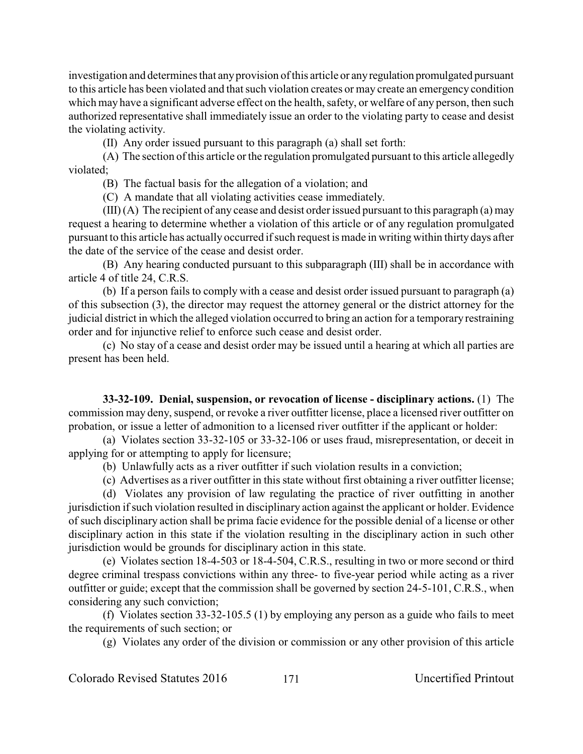investigation and determines that any provision of this article or any regulation promulgated pursuant to this article has been violated and that such violation creates or may create an emergency condition which may have a significant adverse effect on the health, safety, or welfare of any person, then such authorized representative shall immediately issue an order to the violating party to cease and desist the violating activity.

(II) Any order issued pursuant to this paragraph (a) shall set forth:

(A) The section of this article or the regulation promulgated pursuant to this article allegedly violated;

(B) The factual basis for the allegation of a violation; and

(C) A mandate that all violating activities cease immediately.

(III) (A) The recipient of any cease and desist order issued pursuant to this paragraph (a) may request a hearing to determine whether a violation of this article or of any regulation promulgated pursuant to this article has actually occurred if such request is made in writing within thirty days after the date of the service of the cease and desist order.

(B) Any hearing conducted pursuant to this subparagraph (III) shall be in accordance with article 4 of title 24, C.R.S.

(b) If a person fails to comply with a cease and desist order issued pursuant to paragraph (a) of this subsection (3), the director may request the attorney general or the district attorney for the judicial district in which the alleged violation occurred to bring an action for a temporary restraining order and for injunctive relief to enforce such cease and desist order.

(c) No stay of a cease and desist order may be issued until a hearing at which all parties are present has been held.

**33-32-109. Denial, suspension, or revocation of license - disciplinary actions.** (1) The commission may deny, suspend, or revoke a river outfitter license, place a licensed river outfitter on probation, or issue a letter of admonition to a licensed river outfitter if the applicant or holder:

(a) Violates section 33-32-105 or 33-32-106 or uses fraud, misrepresentation, or deceit in applying for or attempting to apply for licensure;

(b) Unlawfully acts as a river outfitter if such violation results in a conviction;

(c) Advertises as a river outfitter in this state without first obtaining a river outfitter license;

(d) Violates any provision of law regulating the practice of river outfitting in another jurisdiction if such violation resulted in disciplinary action against the applicant or holder. Evidence of such disciplinary action shall be prima facie evidence for the possible denial of a license or other disciplinary action in this state if the violation resulting in the disciplinary action in such other jurisdiction would be grounds for disciplinary action in this state.

(e) Violates section 18-4-503 or 18-4-504, C.R.S., resulting in two or more second or third degree criminal trespass convictions within any three- to five-year period while acting as a river outfitter or guide; except that the commission shall be governed by section 24-5-101, C.R.S., when considering any such conviction;

(f) Violates section 33-32-105.5 (1) by employing any person as a guide who fails to meet the requirements of such section; or

(g) Violates any order of the division or commission or any other provision of this article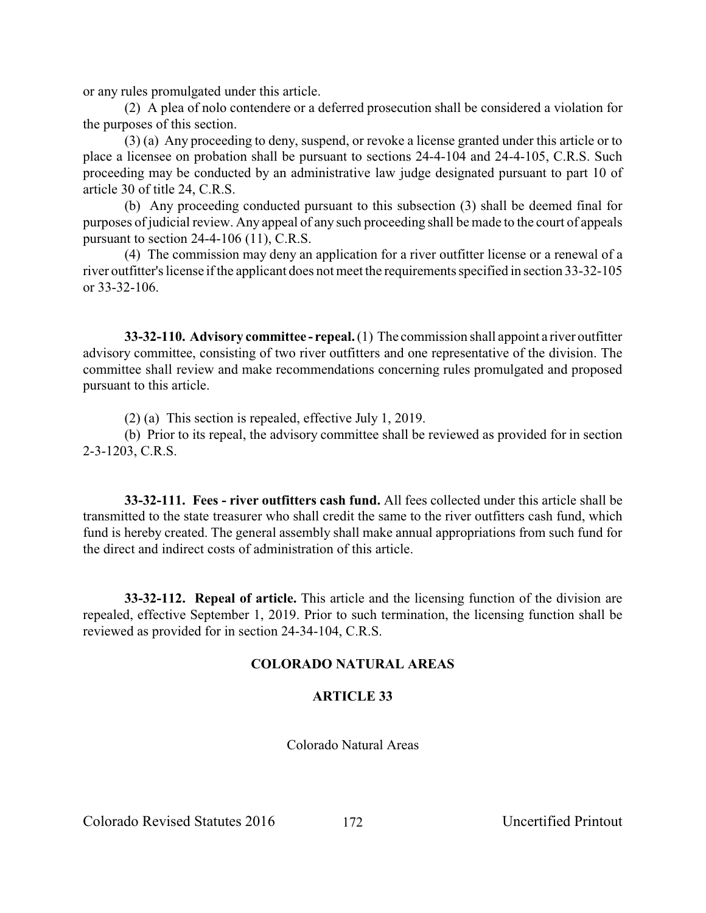or any rules promulgated under this article.

(2) A plea of nolo contendere or a deferred prosecution shall be considered a violation for the purposes of this section.

(3) (a) Any proceeding to deny, suspend, or revoke a license granted under this article or to place a licensee on probation shall be pursuant to sections 24-4-104 and 24-4-105, C.R.S. Such proceeding may be conducted by an administrative law judge designated pursuant to part 10 of article 30 of title 24, C.R.S.

(b) Any proceeding conducted pursuant to this subsection (3) shall be deemed final for purposes of judicial review. Any appeal of any such proceeding shall be made to the court of appeals pursuant to section 24-4-106 (11), C.R.S.

(4) The commission may deny an application for a river outfitter license or a renewal of a river outfitter's license if the applicant does not meet the requirements specified in section 33-32-105 or 33-32-106.

**33-32-110. Advisory committee - repeal.** (1) The commission shall appoint a river outfitter advisory committee, consisting of two river outfitters and one representative of the division. The committee shall review and make recommendations concerning rules promulgated and proposed pursuant to this article.

(2) (a) This section is repealed, effective July 1, 2019.

(b) Prior to its repeal, the advisory committee shall be reviewed as provided for in section 2-3-1203, C.R.S.

**33-32-111. Fees - river outfitters cash fund.** All fees collected under this article shall be transmitted to the state treasurer who shall credit the same to the river outfitters cash fund, which fund is hereby created. The general assembly shall make annual appropriations from such fund for the direct and indirect costs of administration of this article.

**33-32-112. Repeal of article.** This article and the licensing function of the division are repealed, effective September 1, 2019. Prior to such termination, the licensing function shall be reviewed as provided for in section 24-34-104, C.R.S.

## COLORADO NATURAL AREAS

## ARTICLE 33

Colorado Natural Areas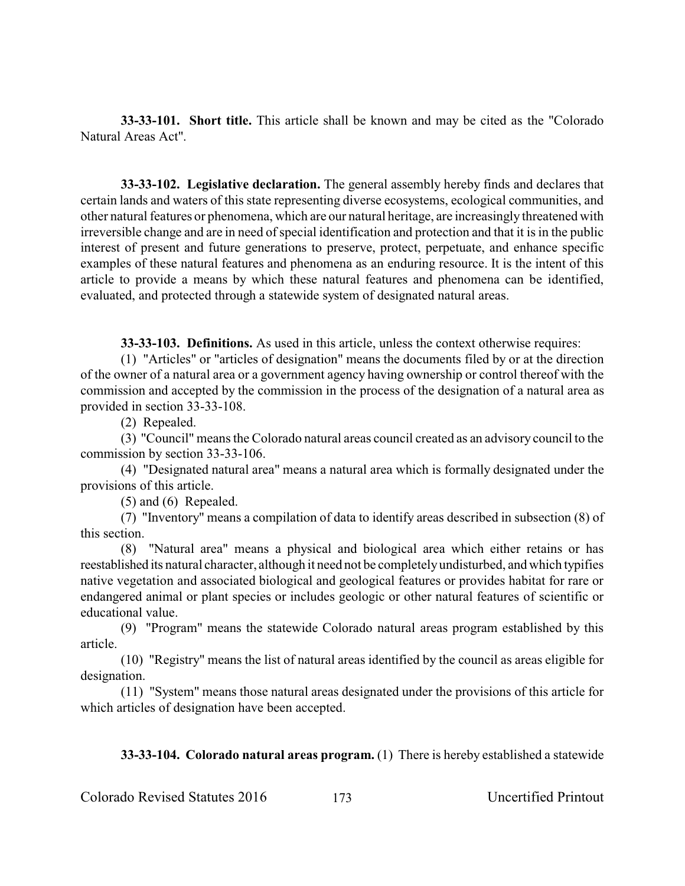**33-33-101. Short title.** This article shall be known and may be cited as the "Colorado Natural Areas Act".

**33-33-102. Legislative declaration.** The general assembly hereby finds and declares that certain lands and waters of this state representing diverse ecosystems, ecological communities, and other natural features or phenomena, which are our natural heritage, are increasingly threatened with irreversible change and are in need of special identification and protection and that it is in the public interest of present and future generations to preserve, protect, perpetuate, and enhance specific examples of these natural features and phenomena as an enduring resource. It is the intent of this article to provide a means by which these natural features and phenomena can be identified, evaluated, and protected through a statewide system of designated natural areas.

**33-33-103. Definitions.** As used in this article, unless the context otherwise requires:

(1) "Articles" or "articles of designation" means the documents filed by or at the direction of the owner of a natural area or a government agency having ownership or control thereof with the commission and accepted by the commission in the process of the designation of a natural area as provided in section 33-33-108.

(2) Repealed.

(3) "Council" means the Colorado natural areas council created as an advisory council to the commission by section 33-33-106.

(4) "Designated natural area" means a natural area which is formally designated under the provisions of this article.

(5) and (6) Repealed.

(7) "Inventory" means a compilation of data to identify areas described in subsection (8) of this section.

(8) "Natural area" means a physical and biological area which either retains or has reestablished its natural character, although it need not be completely undisturbed, and which typifies native vegetation and associated biological and geological features or provides habitat for rare or endangered animal or plant species or includes geologic or other natural features of scientific or educational value.

(9) "Program" means the statewide Colorado natural areas program established by this article.

(10) "Registry" means the list of natural areas identified by the council as areas eligible for designation.

(11) "System" means those natural areas designated under the provisions of this article for which articles of designation have been accepted.

**33-33-104. Colorado natural areas program.** (1) There is hereby established a statewide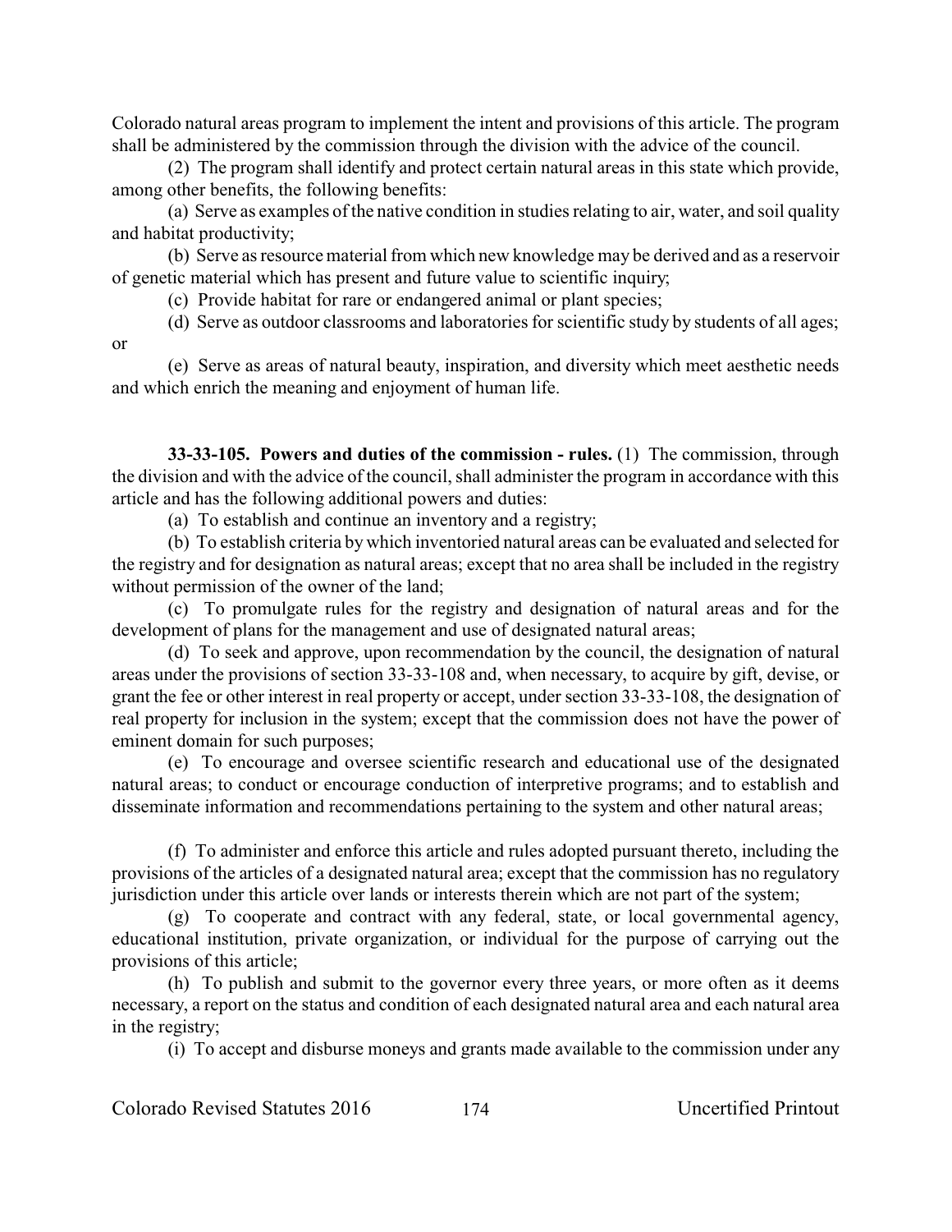Colorado natural areas program to implement the intent and provisions of this article. The program shall be administered by the commission through the division with the advice of the council.

(2) The program shall identify and protect certain natural areas in this state which provide, among other benefits, the following benefits:

(a) Serve as examples of the native condition in studies relating to air, water, and soil quality and habitat productivity;

(b) Serve as resource material from which new knowledge may be derived and as a reservoir of genetic material which has present and future value to scientific inquiry;

(c) Provide habitat for rare or endangered animal or plant species;

(d) Serve as outdoor classrooms and laboratories for scientific study by students of all ages; or

(e) Serve as areas of natural beauty, inspiration, and diversity which meet aesthetic needs and which enrich the meaning and enjoyment of human life.

**33-33-105. Powers and duties of the commission - rules.** (1) The commission, through the division and with the advice of the council, shall administer the program in accordance with this article and has the following additional powers and duties:

(a) To establish and continue an inventory and a registry;

(b) To establish criteria by which inventoried natural areas can be evaluated and selected for the registry and for designation as natural areas; except that no area shall be included in the registry without permission of the owner of the land;

(c) To promulgate rules for the registry and designation of natural areas and for the development of plans for the management and use of designated natural areas;

(d) To seek and approve, upon recommendation by the council, the designation of natural areas under the provisions of section 33-33-108 and, when necessary, to acquire by gift, devise, or grant the fee or other interest in real property or accept, under section 33-33-108, the designation of real property for inclusion in the system; except that the commission does not have the power of eminent domain for such purposes;

(e) To encourage and oversee scientific research and educational use of the designated natural areas; to conduct or encourage conduction of interpretive programs; and to establish and disseminate information and recommendations pertaining to the system and other natural areas;

(f) To administer and enforce this article and rules adopted pursuant thereto, including the provisions of the articles of a designated natural area; except that the commission has no regulatory jurisdiction under this article over lands or interests therein which are not part of the system;

(g) To cooperate and contract with any federal, state, or local governmental agency, educational institution, private organization, or individual for the purpose of carrying out the provisions of this article;

(h) To publish and submit to the governor every three years, or more often as it deems necessary, a report on the status and condition of each designated natural area and each natural area in the registry;

(i) To accept and disburse moneys and grants made available to the commission under any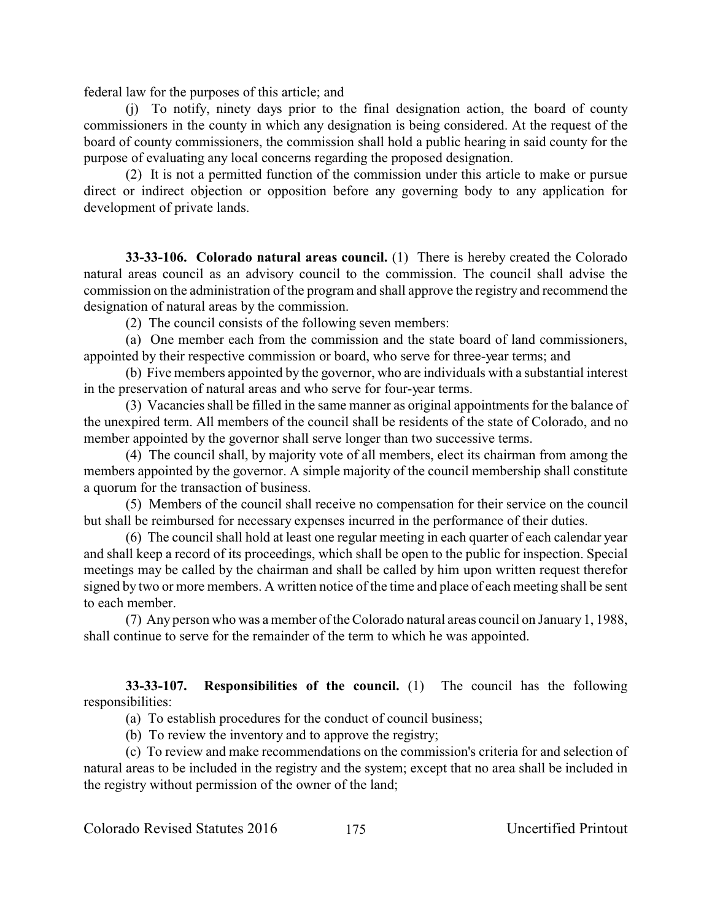federal law for the purposes of this article; and

(j) To notify, ninety days prior to the final designation action, the board of county commissioners in the county in which any designation is being considered. At the request of the board of county commissioners, the commission shall hold a public hearing in said county for the purpose of evaluating any local concerns regarding the proposed designation.

(2) It is not a permitted function of the commission under this article to make or pursue direct or indirect objection or opposition before any governing body to any application for development of private lands.

**33-33-106. Colorado natural areas council.** (1) There is hereby created the Colorado natural areas council as an advisory council to the commission. The council shall advise the commission on the administration of the program and shall approve the registry and recommend the designation of natural areas by the commission.

(2) The council consists of the following seven members:

(a) One member each from the commission and the state board of land commissioners, appointed by their respective commission or board, who serve for three-year terms; and

(b) Five members appointed by the governor, who are individuals with a substantial interest in the preservation of natural areas and who serve for four-year terms.

(3) Vacancies shall be filled in the same manner as original appointments for the balance of the unexpired term. All members of the council shall be residents of the state of Colorado, and no member appointed by the governor shall serve longer than two successive terms.

(4) The council shall, by majority vote of all members, elect its chairman from among the members appointed by the governor. A simple majority of the council membership shall constitute a quorum for the transaction of business.

(5) Members of the council shall receive no compensation for their service on the council but shall be reimbursed for necessary expenses incurred in the performance of their duties.

(6) The council shall hold at least one regular meeting in each quarter of each calendar year and shall keep a record of its proceedings, which shall be open to the public for inspection. Special meetings may be called by the chairman and shall be called by him upon written request therefor signed by two or more members. A written notice of the time and place of each meeting shall be sent to each member.

(7) Any person who was a member of the Colorado natural areas council on January 1, 1988, shall continue to serve for the remainder of the term to which he was appointed.

**33-33-107. Responsibilities of the council.** (1) The council has the following responsibilities:

(a) To establish procedures for the conduct of council business;

(b) To review the inventory and to approve the registry;

(c) To review and make recommendations on the commission's criteria for and selection of natural areas to be included in the registry and the system; except that no area shall be included in the registry without permission of the owner of the land;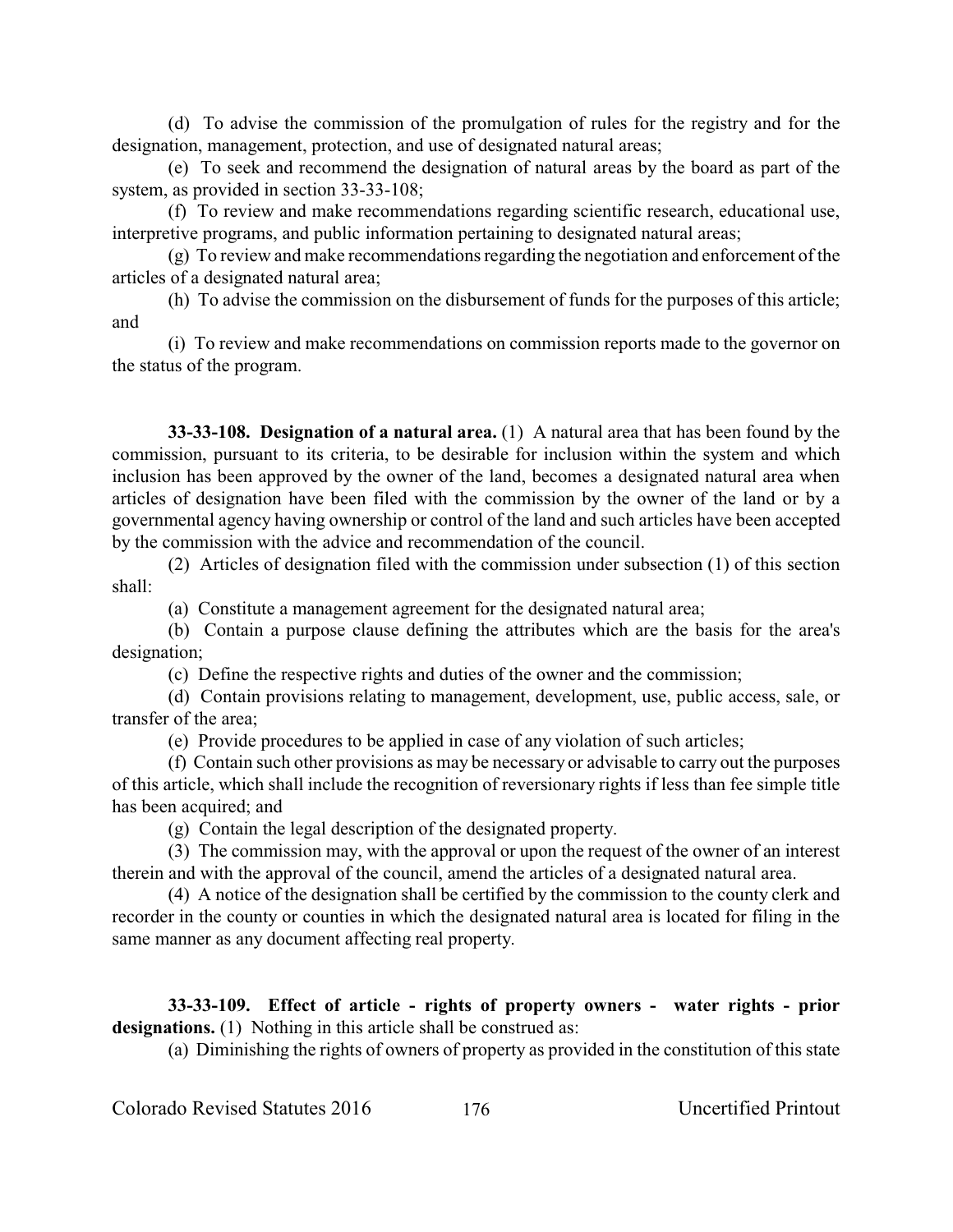(d) To advise the commission of the promulgation of rules for the registry and for the designation, management, protection, and use of designated natural areas;

(e) To seek and recommend the designation of natural areas by the board as part of the system, as provided in section 33-33-108;

(f) To review and make recommendations regarding scientific research, educational use, interpretive programs, and public information pertaining to designated natural areas;

(g) To review and make recommendations regarding the negotiation and enforcement of the articles of a designated natural area;

(h) To advise the commission on the disbursement of funds for the purposes of this article; and

(i) To review and make recommendations on commission reports made to the governor on the status of the program.

**33-33-108. Designation of a natural area.** (1) A natural area that has been found by the commission, pursuant to its criteria, to be desirable for inclusion within the system and which inclusion has been approved by the owner of the land, becomes a designated natural area when articles of designation have been filed with the commission by the owner of the land or by a governmental agency having ownership or control of the land and such articles have been accepted by the commission with the advice and recommendation of the council.

(2) Articles of designation filed with the commission under subsection (1) of this section shall:

(a) Constitute a management agreement for the designated natural area;

(b) Contain a purpose clause defining the attributes which are the basis for the area's designation;

(c) Define the respective rights and duties of the owner and the commission;

(d) Contain provisions relating to management, development, use, public access, sale, or transfer of the area;

(e) Provide procedures to be applied in case of any violation of such articles;

(f) Contain such other provisions as may be necessary or advisable to carry out the purposes of this article, which shall include the recognition of reversionary rights if less than fee simple title has been acquired; and

(g) Contain the legal description of the designated property.

(3) The commission may, with the approval or upon the request of the owner of an interest therein and with the approval of the council, amend the articles of a designated natural area.

(4) A notice of the designation shall be certified by the commission to the county clerk and recorder in the county or counties in which the designated natural area is located for filing in the same manner as any document affecting real property.

**33-33-109. Effect of article - rights of property owners - water rights - prior designations.** (1) Nothing in this article shall be construed as:

(a) Diminishing the rights of owners of property as provided in the constitution of this state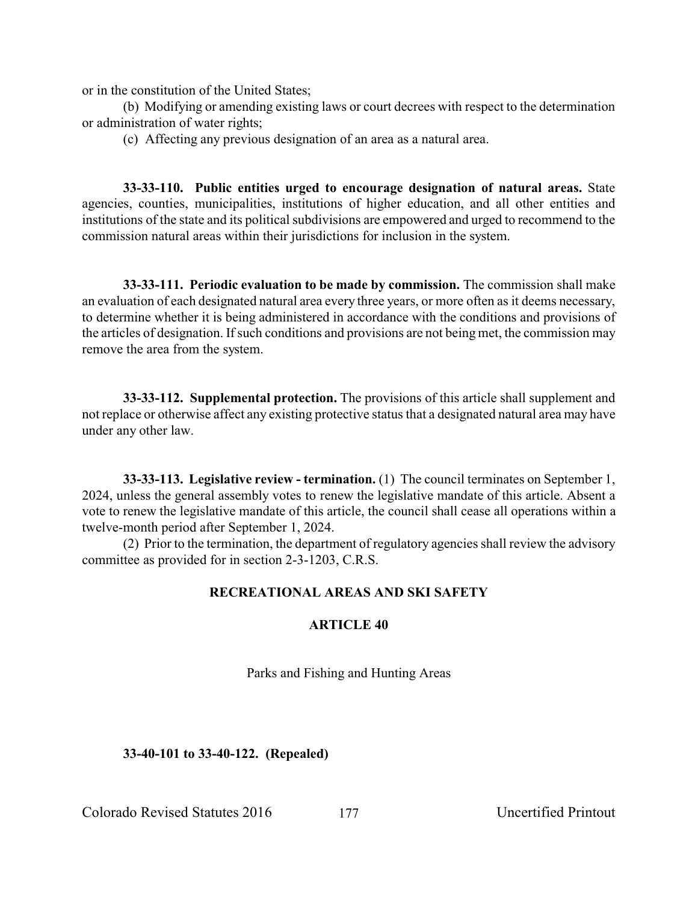or in the constitution of the United States;

(b) Modifying or amending existing laws or court decrees with respect to the determination or administration of water rights;

(c) Affecting any previous designation of an area as a natural area.

**33-33-110. Public entities urged to encourage designation of natural areas.** State agencies, counties, municipalities, institutions of higher education, and all other entities and institutions of the state and its political subdivisions are empowered and urged to recommend to the commission natural areas within their jurisdictions for inclusion in the system.

**33-33-111. Periodic evaluation to be made by commission.** The commission shall make an evaluation of each designated natural area every three years, or more often as it deems necessary, to determine whether it is being administered in accordance with the conditions and provisions of the articles of designation. If such conditions and provisions are not being met, the commission may remove the area from the system.

**33-33-112. Supplemental protection.** The provisions of this article shall supplement and not replace or otherwise affect any existing protective status that a designated natural area may have under any other law.

**33-33-113. Legislative review - termination.** (1) The council terminates on September 1, 2024, unless the general assembly votes to renew the legislative mandate of this article. Absent a vote to renew the legislative mandate of this article, the council shall cease all operations within a twelve-month period after September 1, 2024.

(2) Prior to the termination, the department of regulatory agencies shall review the advisory committee as provided for in section 2-3-1203, C.R.S.

## RECREATIONAL AREAS AND SKI SAFETY

## ARTICLE 40

Parks and Fishing and Hunting Areas

**33-40-101 to 33-40-122. (Repealed)**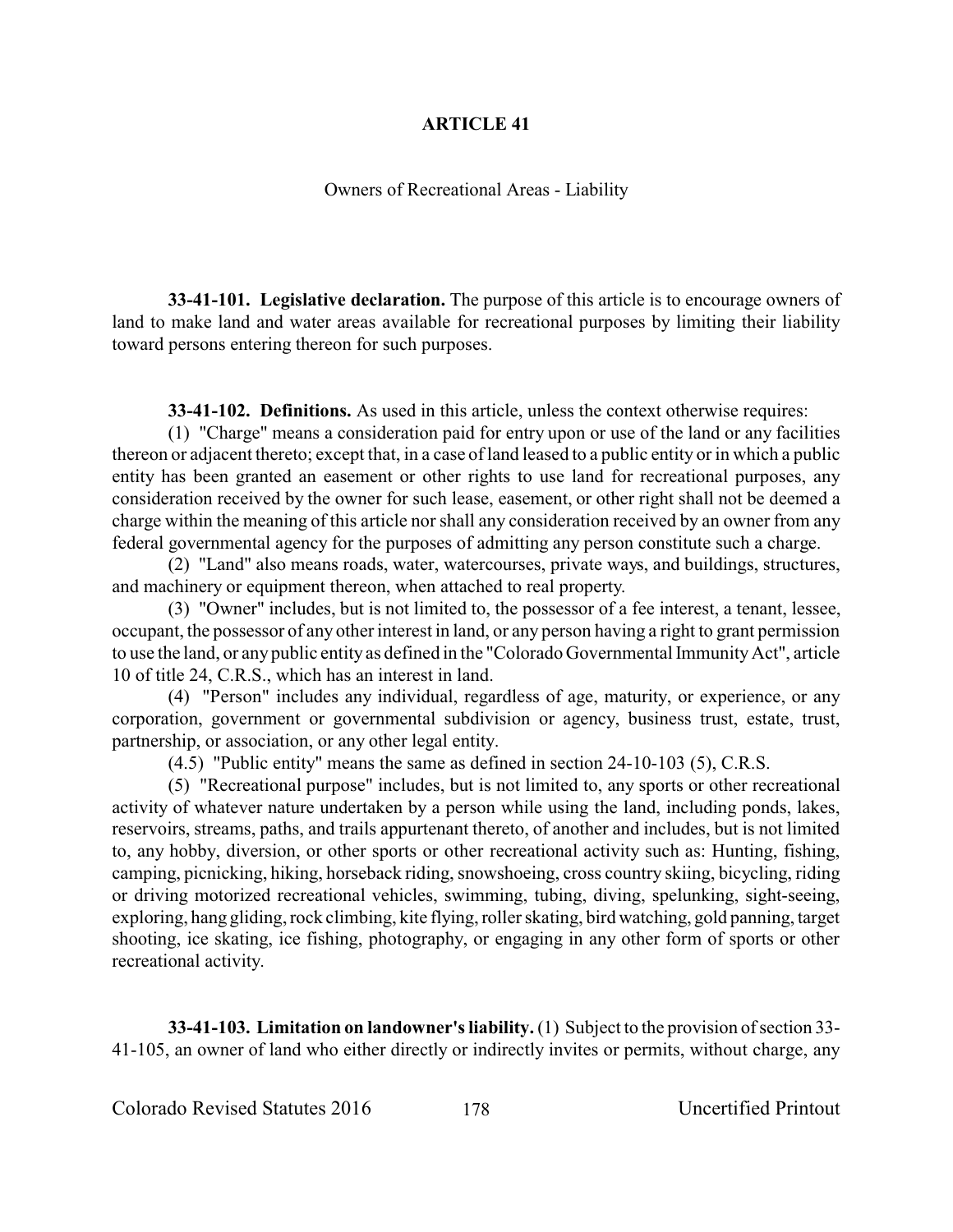# ARTICLE 41

Owners of Recreational Areas - Liability

**33-41-101. Legislative declaration.** The purpose of this article is to encourage owners of land to make land and water areas available for recreational purposes by limiting their liability toward persons entering thereon for such purposes.

**33-41-102. Definitions.** As used in this article, unless the context otherwise requires:

(1) "Charge" means a consideration paid for entry upon or use of the land or any facilities thereon or adjacent thereto; except that, in a case of land leased to a public entity or in which a public entity has been granted an easement or other rights to use land for recreational purposes, any consideration received by the owner for such lease, easement, or other right shall not be deemed a charge within the meaning of this article nor shall any consideration received by an owner from any federal governmental agency for the purposes of admitting any person constitute such a charge.

(2) "Land" also means roads, water, watercourses, private ways, and buildings, structures, and machinery or equipment thereon, when attached to real property.

(3) "Owner" includes, but is not limited to, the possessor of a fee interest, a tenant, lessee, occupant, the possessor of any other interest in land, or any person having a right to grant permission to use the land, or any public entity as defined in the "Colorado Governmental Immunity Act", article 10 of title 24, C.R.S., which has an interest in land.

(4) "Person" includes any individual, regardless of age, maturity, or experience, or any corporation, government or governmental subdivision or agency, business trust, estate, trust, partnership, or association, or any other legal entity.

(4.5) "Public entity" means the same as defined in section 24-10-103 (5), C.R.S.

(5) "Recreational purpose" includes, but is not limited to, any sports or other recreational activity of whatever nature undertaken by a person while using the land, including ponds, lakes, reservoirs, streams, paths, and trails appurtenant thereto, of another and includes, but is not limited to, any hobby, diversion, or other sports or other recreational activity such as: Hunting, fishing, camping, picnicking, hiking, horseback riding, snowshoeing, cross country skiing, bicycling, riding or driving motorized recreational vehicles, swimming, tubing, diving, spelunking, sight-seeing, exploring, hang gliding, rock climbing, kite flying, roller skating, bird watching, gold panning, target shooting, ice skating, ice fishing, photography, or engaging in any other form of sports or other recreational activity.

**33-41-103. Limitation on landowner's liability.** (1) Subject to the provision of section 33-41-105, an owner of land who either directly or indirectly invites or permits, without charge, any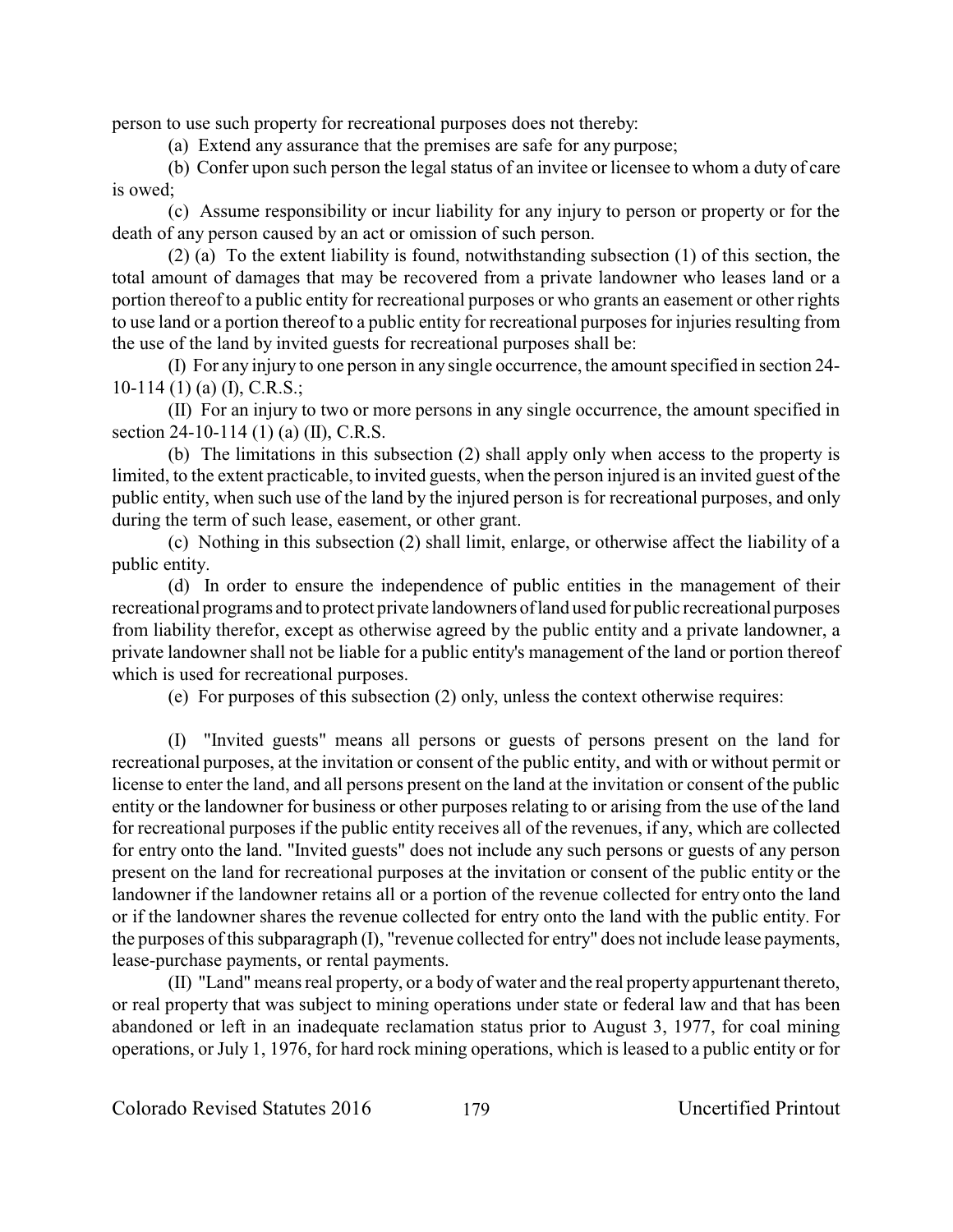person to use such property for recreational purposes does not thereby:

(a) Extend any assurance that the premises are safe for any purpose;

(b) Confer upon such person the legal status of an invitee or licensee to whom a duty of care is owed;

(c) Assume responsibility or incur liability for any injury to person or property or for the death of any person caused by an act or omission of such person.

(2) (a) To the extent liability is found, notwithstanding subsection (1) of this section, the total amount of damages that may be recovered from a private landowner who leases land or a portion thereof to a public entity for recreational purposes or who grants an easement or other rights to use land or a portion thereof to a public entity for recreational purposes for injuries resulting from the use of the land by invited guests for recreational purposes shall be:

(I) For any injury to one person in any single occurrence, the amount specified in section 24-10-114 (1) (a) (I), C.R.S.;

(II) For an injury to two or more persons in any single occurrence, the amount specified in section 24-10-114 (1) (a) (II), C.R.S.

(b) The limitations in this subsection (2) shall apply only when access to the property is limited, to the extent practicable, to invited guests, when the person injured is an invited guest of the public entity, when such use of the land by the injured person is for recreational purposes, and only during the term of such lease, easement, or other grant.

(c) Nothing in this subsection (2) shall limit, enlarge, or otherwise affect the liability of a public entity.

(d) In order to ensure the independence of public entities in the management of their recreational programs and to protect private landowners of land used for public recreational purposes from liability therefor, except as otherwise agreed by the public entity and a private landowner, a private landowner shall not be liable for a public entity's management of the land or portion thereof which is used for recreational purposes.

(e) For purposes of this subsection (2) only, unless the context otherwise requires:

(I) "Invited guests" means all persons or guests of persons present on the land for recreational purposes, at the invitation or consent of the public entity, and with or without permit or license to enter the land, and all persons present on the land at the invitation or consent of the public entity or the landowner for business or other purposes relating to or arising from the use of the land for recreational purposes if the public entity receives all of the revenues, if any, which are collected for entry onto the land. "Invited guests" does not include any such persons or guests of any person present on the land for recreational purposes at the invitation or consent of the public entity or the landowner if the landowner retains all or a portion of the revenue collected for entry onto the land or if the landowner shares the revenue collected for entry onto the land with the public entity. For the purposes of this subparagraph (I), "revenue collected for entry" does not include lease payments, lease-purchase payments, or rental payments.

(II) "Land" means real property, or a body of water and the real property appurtenant thereto, or real property that was subject to mining operations under state or federal law and that has been abandoned or left in an inadequate reclamation status prior to August 3, 1977, for coal mining operations, or July 1, 1976, for hard rock mining operations, which is leased to a public entity or for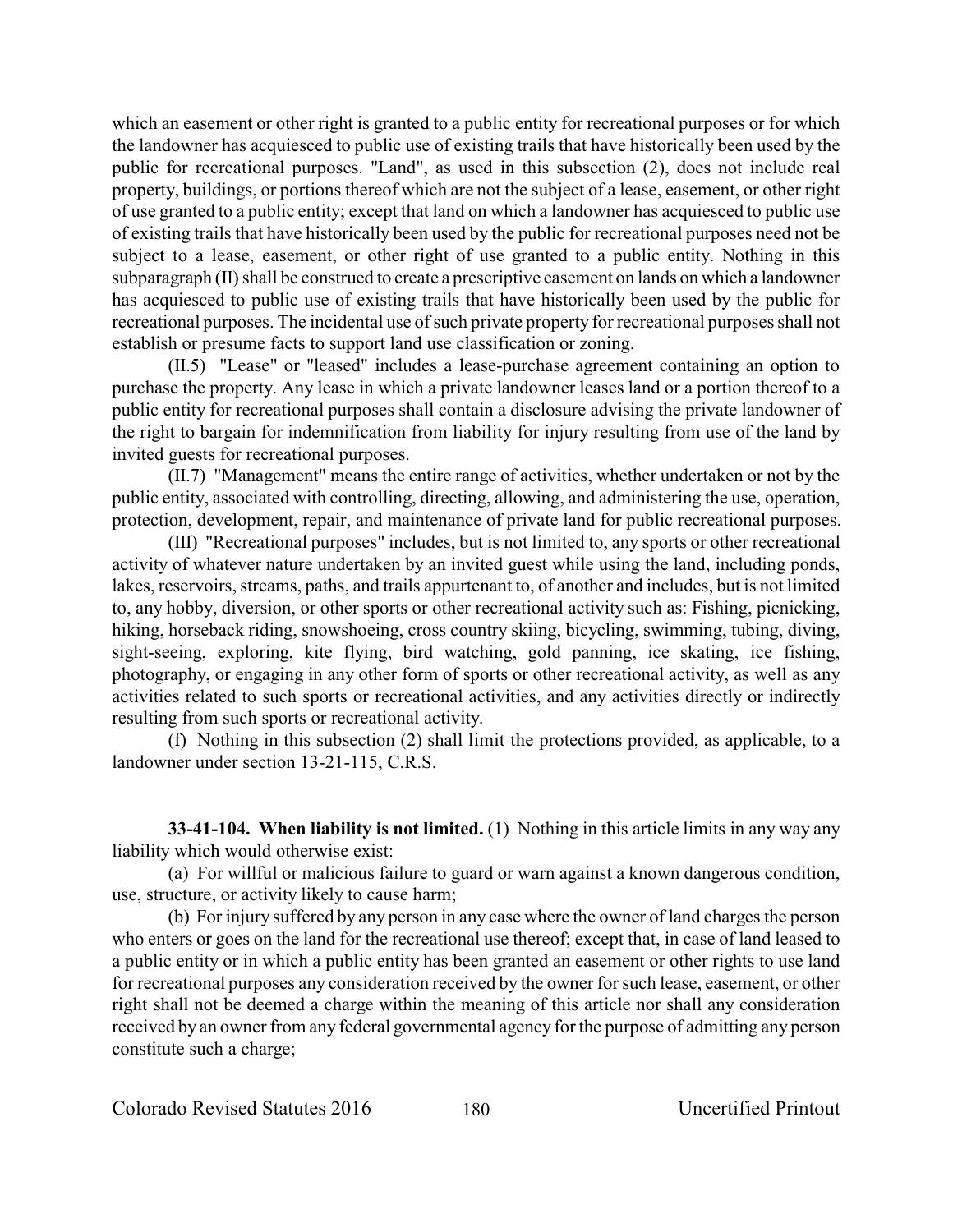which an easement or other right is granted to a public entity for recreational purposes or for which the landowner has acquiesced to public use of existing trails that have historically been used by the public for recreational purposes. "Land", as used in this subsection (2), does not include real property, buildings, or portions thereof which are not the subject of a lease, easement, or other right of use granted to a public entity; except that land on which a landowner has acquiesced to public use of existing trails that have historically been used by the public for recreational purposes need not be subject to a lease, easement, or other right of use granted to a public entity. Nothing in this subparagraph (II) shall be construed to create a prescriptive easement on lands on which a landowner has acquiesced to public use of existing trails that have historically been used by the public for recreational purposes. The incidental use of such private property for recreational purposes shall not establish or presume facts to support land use classification or zoning.

(II.5) "Lease" or "leased" includes a lease-purchase agreement containing an option to purchase the property. Any lease in which a private landowner leases land or a portion thereof to a public entity for recreational purposes shall contain a disclosure advising the private landowner of the right to bargain for indemnification from liability for injury resulting from use of the land by invited guests for recreational purposes.

(II.7) "Management" means the entire range of activities, whether undertaken or not by the public entity, associated with controlling, directing, allowing, and administering the use, operation, protection, development, repair, and maintenance of private land for public recreational purposes.

(III) "Recreational purposes" includes, but is not limited to, any sports or other recreational activity of whatever nature undertaken by an invited guest while using the land, including ponds, lakes, reservoirs, streams, paths, and trails appurtenant to, of another and includes, but is not limited to, any hobby, diversion, or other sports or other recreational activity such as: Fishing, picnicking, hiking, horseback riding, snowshoeing, cross country skiing, bicycling, swimming, tubing, diving, sight-seeing, exploring, kite flying, bird watching, gold panning, ice skating, ice fishing, photography, or engaging in any other form of sports or other recreational activity, as well as any activities related to such sports or recreational activities, and any activities directly or indirectly resulting from such sports or recreational activity.

(f) Nothing in this subsection (2) shall limit the protections provided, as applicable, to a landowner under section 13-21-115, C.R.S.

**33-41-104. When liability is not limited.** (1) Nothing in this article limits in any way any liability which would otherwise exist:

(a) For willful or malicious failure to guard or warn against a known dangerous condition, use, structure, or activity likely to cause harm;

(b) For injury suffered by any person in any case where the owner of land charges the person who enters or goes on the land for the recreational use thereof; except that, in case of land leased to a public entity or in which a public entity has been granted an easement or other rights to use land for recreational purposes any consideration received by the owner for such lease, easement, or other right shall not be deemed a charge within the meaning of this article nor shall any consideration received by an owner from any federal governmental agency for the purpose of admitting any person constitute such a charge;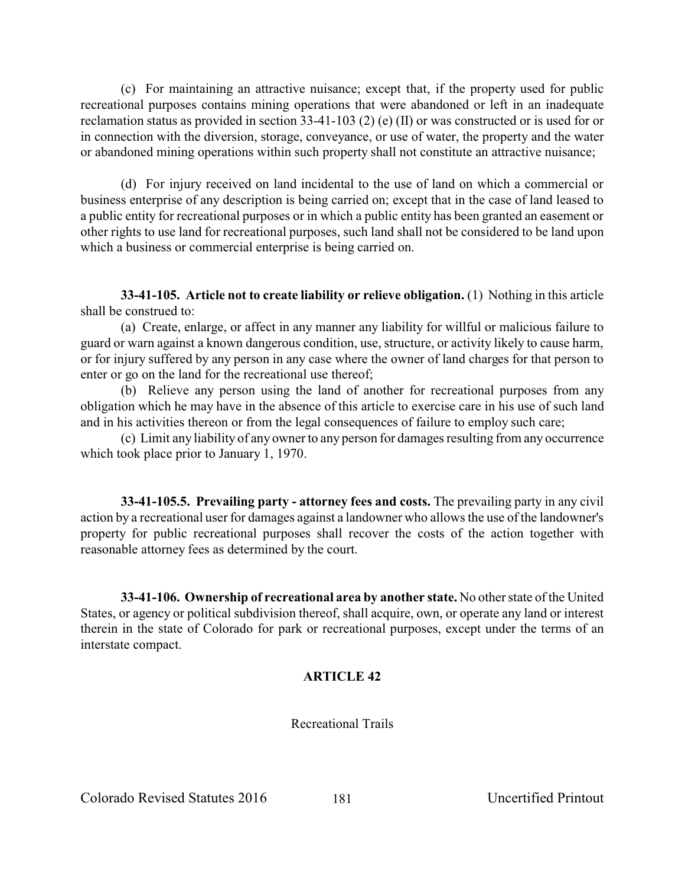(c) For maintaining an attractive nuisance; except that, if the property used for public recreational purposes contains mining operations that were abandoned or left in an inadequate reclamation status as provided in section 33-41-103 (2) (e) (II) or was constructed or is used for or in connection with the diversion, storage, conveyance, or use of water, the property and the water or abandoned mining operations within such property shall not constitute an attractive nuisance;

(d) For injury received on land incidental to the use of land on which a commercial or business enterprise of any description is being carried on; except that in the case of land leased to a public entity for recreational purposes or in which a public entity has been granted an easement or other rights to use land for recreational purposes, such land shall not be considered to be land upon which a business or commercial enterprise is being carried on.

**33-41-105. Article not to create liability or relieve obligation.** (1) Nothing in this article shall be construed to:

(a) Create, enlarge, or affect in any manner any liability for willful or malicious failure to guard or warn against a known dangerous condition, use, structure, or activity likely to cause harm, or for injury suffered by any person in any case where the owner of land charges for that person to enter or go on the land for the recreational use thereof;

(b) Relieve any person using the land of another for recreational purposes from any obligation which he may have in the absence of this article to exercise care in his use of such land and in his activities thereon or from the legal consequences of failure to employ such care;

(c) Limit any liability of any owner to any person for damages resulting from any occurrence which took place prior to January 1, 1970.

**33-41-105.5. Prevailing party - attorney fees and costs.** The prevailing party in any civil action by a recreational user for damages against a landowner who allows the use of the landowner's property for public recreational purposes shall recover the costs of the action together with reasonable attorney fees as determined by the court.

**33-41-106. Ownership of recreational area by another state.** No other state of the United States, or agency or political subdivision thereof, shall acquire, own, or operate any land or interest therein in the state of Colorado for park or recreational purposes, except under the terms of an interstate compact.

## ARTICLE 42

Recreational Trails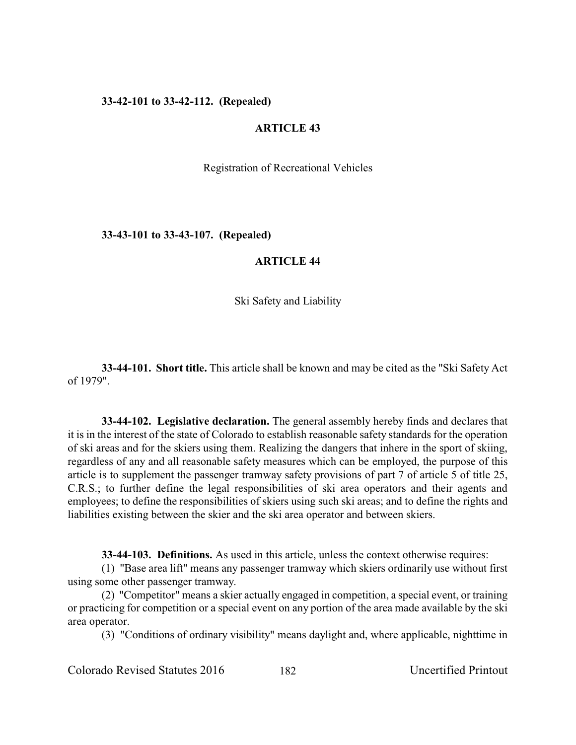**33-42-101 to 33-42-112. (Repealed)**

## ARTICLE 43

Registration of Recreational Vehicles

**33-43-101 to 33-43-107. (Repealed)**

## ARTICLE 44

Ski Safety and Liability

**33-44-101. Short title.** This article shall be known and may be cited as the "Ski Safety Act of 1979".

**33-44-102. Legislative declaration.** The general assembly hereby finds and declares that it is in the interest of the state of Colorado to establish reasonable safety standards for the operation of ski areas and for the skiers using them. Realizing the dangers that inhere in the sport of skiing, regardless of any and all reasonable safety measures which can be employed, the purpose of this article is to supplement the passenger tramway safety provisions of part 7 of article 5 of title 25, C.R.S.; to further define the legal responsibilities of ski area operators and their agents and employees; to define the responsibilities of skiers using such ski areas; and to define the rights and liabilities existing between the skier and the ski area operator and between skiers.

**33-44-103. Definitions.** As used in this article, unless the context otherwise requires:

(1) "Base area lift" means any passenger tramway which skiers ordinarily use without first using some other passenger tramway.

(2) "Competitor" means a skier actually engaged in competition, a special event, or training or practicing for competition or a special event on any portion of the area made available by the ski area operator.

(3) "Conditions of ordinary visibility" means daylight and, where applicable, nighttime in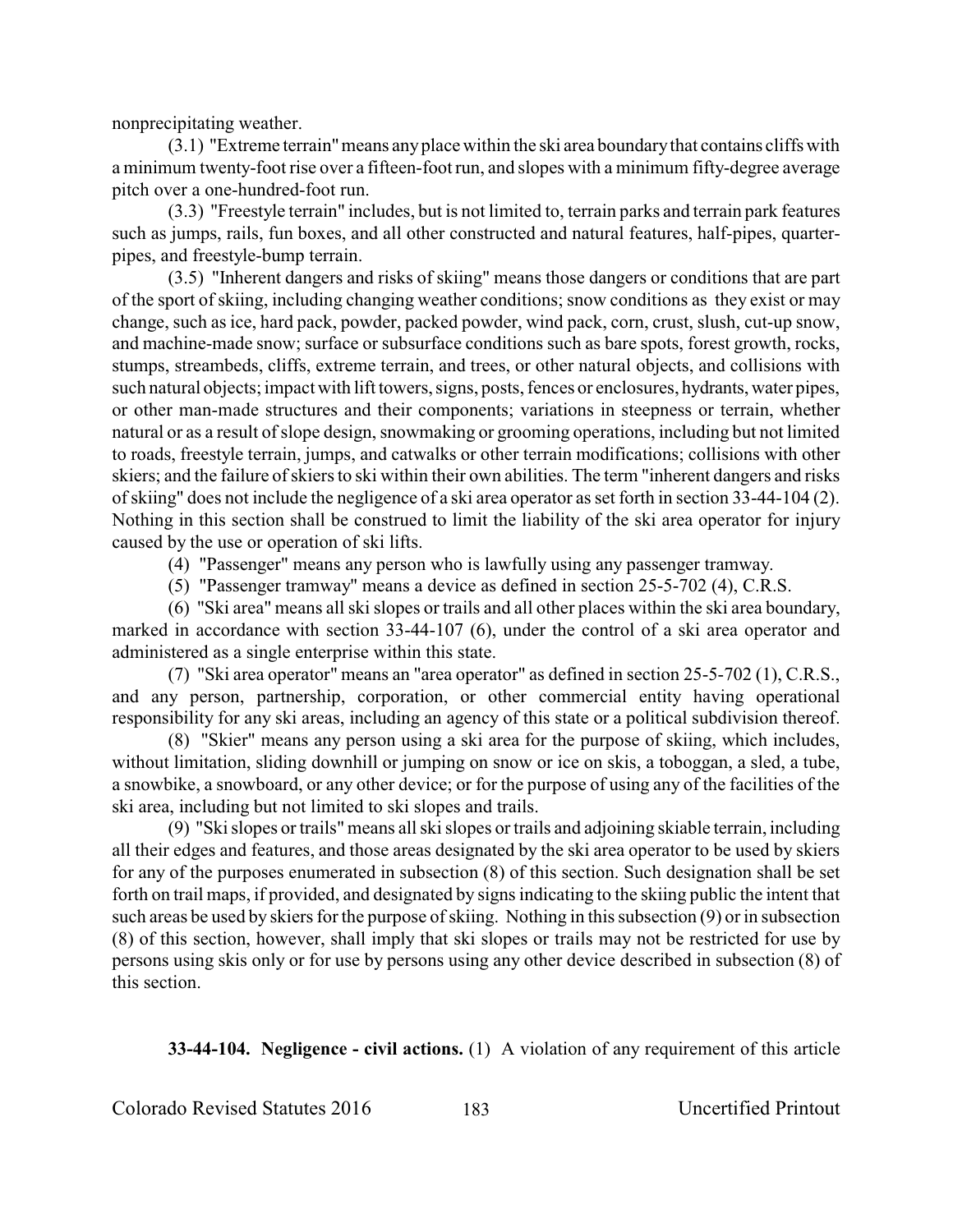nonprecipitating weather.

(3.1) "Extreme terrain" means any place within the ski area boundary that contains cliffs with a minimum twenty-foot rise over a fifteen-foot run, and slopes with a minimum fifty-degree average pitch over a one-hundred-foot run.

(3.3) "Freestyle terrain" includes, but is not limited to, terrain parks and terrain park features such as jumps, rails, fun boxes, and all other constructed and natural features, half-pipes, quarter-pipes, and freestyle-bump terrain.

(3.5) "Inherent dangers and risks of skiing" means those dangers or conditions that are part of the sport of skiing, including changing weather conditions; snow conditions as they exist or may change, such as ice, hard pack, powder, packed powder, wind pack, corn, crust, slush, cut-up snow, and machine-made snow; surface or subsurface conditions such as bare spots, forest growth, rocks, stumps, streambeds, cliffs, extreme terrain, and trees, or other natural objects, and collisions with such natural objects; impact with lift towers, signs, posts, fences or enclosures, hydrants, water pipes, or other man-made structures and their components; variations in steepness or terrain, whether natural or as a result of slope design, snowmaking or grooming operations, including but not limited to roads, freestyle terrain, jumps, and catwalks or other terrain modifications; collisions with other skiers; and the failure of skiers to ski within their own abilities. The term "inherent dangers and risks of skiing" does not include the negligence of a ski area operator as set forth in section 33-44-104 (2). Nothing in this section shall be construed to limit the liability of the ski area operator for injury caused by the use or operation of ski lifts.

(4) "Passenger" means any person who is lawfully using any passenger tramway.

(5) "Passenger tramway" means a device as defined in section 25-5-702 (4), C.R.S.

(6) "Ski area" means all ski slopes or trails and all other places within the ski area boundary, marked in accordance with section 33-44-107 (6), under the control of a ski area operator and administered as a single enterprise within this state.

(7) "Ski area operator" means an "area operator" as defined in section 25-5-702 (1), C.R.S., and any person, partnership, corporation, or other commercial entity having operational responsibility for any ski areas, including an agency of this state or a political subdivision thereof.

(8) "Skier" means any person using a ski area for the purpose of skiing, which includes, without limitation, sliding downhill or jumping on snow or ice on skis, a toboggan, a sled, a tube, a snowbike, a snowboard, or any other device; or for the purpose of using any of the facilities of the ski area, including but not limited to ski slopes and trails.

(9) "Ski slopes or trails" means all ski slopes or trails and adjoining skiable terrain, including all their edges and features, and those areas designated by the ski area operator to be used by skiers for any of the purposes enumerated in subsection (8) of this section. Such designation shall be set forth on trail maps, if provided, and designated by signs indicating to the skiing public the intent that such areas be used by skiers for the purpose of skiing. Nothing in this subsection (9) or in subsection (8) of this section, however, shall imply that ski slopes or trails may not be restricted for use by persons using skis only or for use by persons using any other device described in subsection (8) of this section.

**33-44-104. Negligence - civil actions.** (1) A violation of any requirement of this article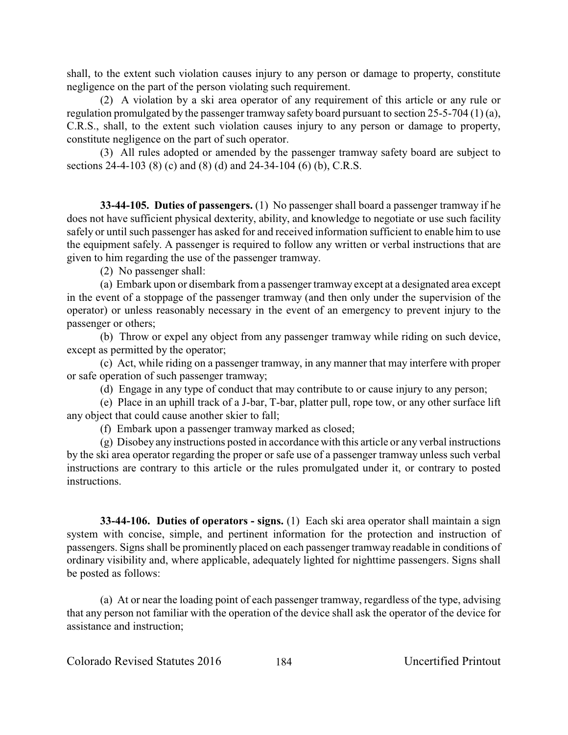shall, to the extent such violation causes injury to any person or damage to property, constitute negligence on the part of the person violating such requirement.

(2) A violation by a ski area operator of any requirement of this article or any rule or regulation promulgated by the passenger tramway safety board pursuant to section 25-5-704 (1) (a), C.R.S., shall, to the extent such violation causes injury to any person or damage to property, constitute negligence on the part of such operator.

(3) All rules adopted or amended by the passenger tramway safety board are subject to sections 24-4-103 (8) (c) and (8) (d) and 24-34-104 (6) (b), C.R.S.

**33-44-105. Duties of passengers.** (1) No passenger shall board a passenger tramway if he does not have sufficient physical dexterity, ability, and knowledge to negotiate or use such facility safely or until such passenger has asked for and received information sufficient to enable him to use the equipment safely. A passenger is required to follow any written or verbal instructions that are given to him regarding the use of the passenger tramway.

(2) No passenger shall:

(a) Embark upon or disembark from a passenger tramway except at a designated area except in the event of a stoppage of the passenger tramway (and then only under the supervision of the operator) or unless reasonably necessary in the event of an emergency to prevent injury to the passenger or others;

(b) Throw or expel any object from any passenger tramway while riding on such device, except as permitted by the operator;

(c) Act, while riding on a passenger tramway, in any manner that may interfere with proper or safe operation of such passenger tramway;

(d) Engage in any type of conduct that may contribute to or cause injury to any person;

(e) Place in an uphill track of a J-bar, T-bar, platter pull, rope tow, or any other surface lift any object that could cause another skier to fall;

(f) Embark upon a passenger tramway marked as closed;

(g) Disobey any instructions posted in accordance with this article or any verbal instructions by the ski area operator regarding the proper or safe use of a passenger tramway unless such verbal instructions are contrary to this article or the rules promulgated under it, or contrary to posted instructions.

**33-44-106. Duties of operators - signs.** (1) Each ski area operator shall maintain a sign system with concise, simple, and pertinent information for the protection and instruction of passengers. Signs shall be prominently placed on each passenger tramway readable in conditions of ordinary visibility and, where applicable, adequately lighted for nighttime passengers. Signs shall be posted as follows:

(a) At or near the loading point of each passenger tramway, regardless of the type, advising that any person not familiar with the operation of the device shall ask the operator of the device for assistance and instruction;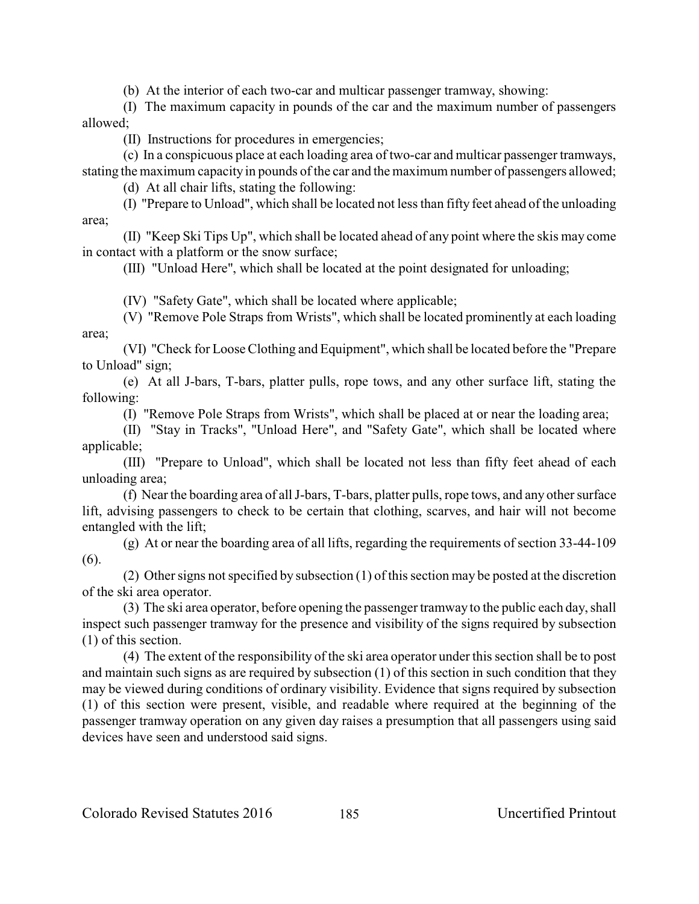(b) At the interior of each two-car and multicar passenger tramway, showing:

(I) The maximum capacity in pounds of the car and the maximum number of passengers allowed;

(II) Instructions for procedures in emergencies;

(c) In a conspicuous place at each loading area of two-car and multicar passenger tramways, stating the maximum capacity in pounds of the car and the maximum number of passengers allowed;

(d) At all chair lifts, stating the following:

(I) "Prepare to Unload", which shall be located not less than fifty feet ahead of the unloading area;

(II) "Keep Ski Tips Up", which shall be located ahead of any point where the skis may come in contact with a platform or the snow surface;

(III) "Unload Here", which shall be located at the point designated for unloading;

(IV) "Safety Gate", which shall be located where applicable;

(V) "Remove Pole Straps from Wrists", which shall be located prominently at each loading area;

(VI) "Check for Loose Clothing and Equipment", which shall be located before the "Prepare to Unload" sign;

(e) At all J-bars, T-bars, platter pulls, rope tows, and any other surface lift, stating the following:

(I) "Remove Pole Straps from Wrists", which shall be placed at or near the loading area;

(II) "Stay in Tracks", "Unload Here", and "Safety Gate", which shall be located where applicable;

(III) "Prepare to Unload", which shall be located not less than fifty feet ahead of each unloading area;

(f) Near the boarding area of all J-bars, T-bars, platter pulls, rope tows, and any other surface lift, advising passengers to check to be certain that clothing, scarves, and hair will not become entangled with the lift;

(g) At or near the boarding area of all lifts, regarding the requirements of section 33-44-109 (6).

(2) Other signs not specified by subsection (1) of this section may be posted at the discretion of the ski area operator.

(3) The ski area operator, before opening the passenger tramway to the public each day, shall inspect such passenger tramway for the presence and visibility of the signs required by subsection (1) of this section.

(4) The extent of the responsibility of the ski area operator under this section shall be to post and maintain such signs as are required by subsection (1) of this section in such condition that they may be viewed during conditions of ordinary visibility. Evidence that signs required by subsection (1) of this section were present, visible, and readable where required at the beginning of the passenger tramway operation on any given day raises a presumption that all passengers using said devices have seen and understood said signs.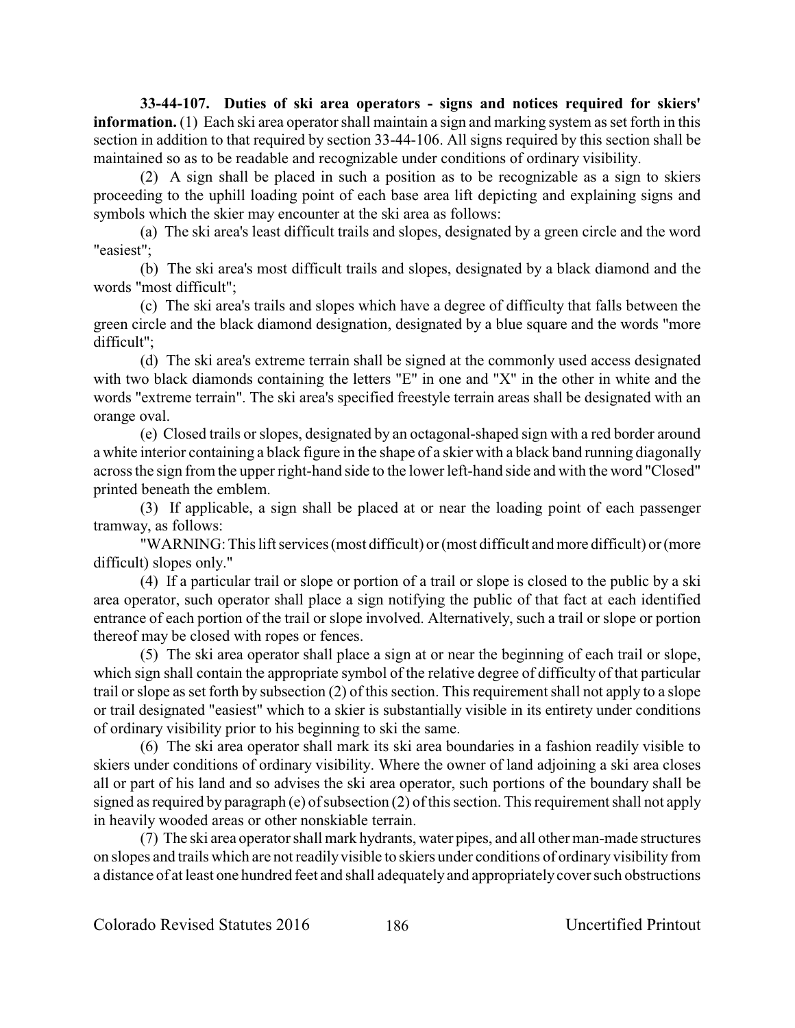**33-44-107. Duties of ski area operators - signs and notices required for skiers' information.** (1) Each ski area operator shall maintain a sign and marking system as set forth in this section in addition to that required by section 33-44-106. All signs required by this section shall be maintained so as to be readable and recognizable under conditions of ordinary visibility.

(2) A sign shall be placed in such a position as to be recognizable as a sign to skiers proceeding to the uphill loading point of each base area lift depicting and explaining signs and symbols which the skier may encounter at the ski area as follows:

(a) The ski area's least difficult trails and slopes, designated by a green circle and the word "easiest";

(b) The ski area's most difficult trails and slopes, designated by a black diamond and the words "most difficult";

(c) The ski area's trails and slopes which have a degree of difficulty that falls between the green circle and the black diamond designation, designated by a blue square and the words "more difficult";

(d) The ski area's extreme terrain shall be signed at the commonly used access designated with two black diamonds containing the letters "E" in one and "X" in the other in white and the words "extreme terrain". The ski area's specified freestyle terrain areas shall be designated with an orange oval.

(e) Closed trails or slopes, designated by an octagonal-shaped sign with a red border around a white interior containing a black figure in the shape of a skier with a black band running diagonally across the sign from the upper right-hand side to the lower left-hand side and with the word "Closed" printed beneath the emblem.

(3) If applicable, a sign shall be placed at or near the loading point of each passenger tramway, as follows:

"WARNING: This lift services (most difficult) or (most difficult and more difficult) or (more difficult) slopes only."

(4) If a particular trail or slope or portion of a trail or slope is closed to the public by a ski area operator, such operator shall place a sign notifying the public of that fact at each identified entrance of each portion of the trail or slope involved. Alternatively, such a trail or slope or portion thereof may be closed with ropes or fences.

(5) The ski area operator shall place a sign at or near the beginning of each trail or slope, which sign shall contain the appropriate symbol of the relative degree of difficulty of that particular trail or slope as set forth by subsection (2) of this section. This requirement shall not apply to a slope or trail designated "easiest" which to a skier is substantially visible in its entirety under conditions of ordinary visibility prior to his beginning to ski the same.

(6) The ski area operator shall mark its ski area boundaries in a fashion readily visible to skiers under conditions of ordinary visibility. Where the owner of land adjoining a ski area closes all or part of his land and so advises the ski area operator, such portions of the boundary shall be signed as required by paragraph (e) of subsection (2) of this section. This requirement shall not apply in heavily wooded areas or other nonskiable terrain.

(7) The ski area operator shall mark hydrants, water pipes, and all other man-made structures on slopes and trails which are not readily visible to skiers under conditions of ordinary visibility from a distance of at least one hundred feet and shall adequately and appropriately cover such obstructions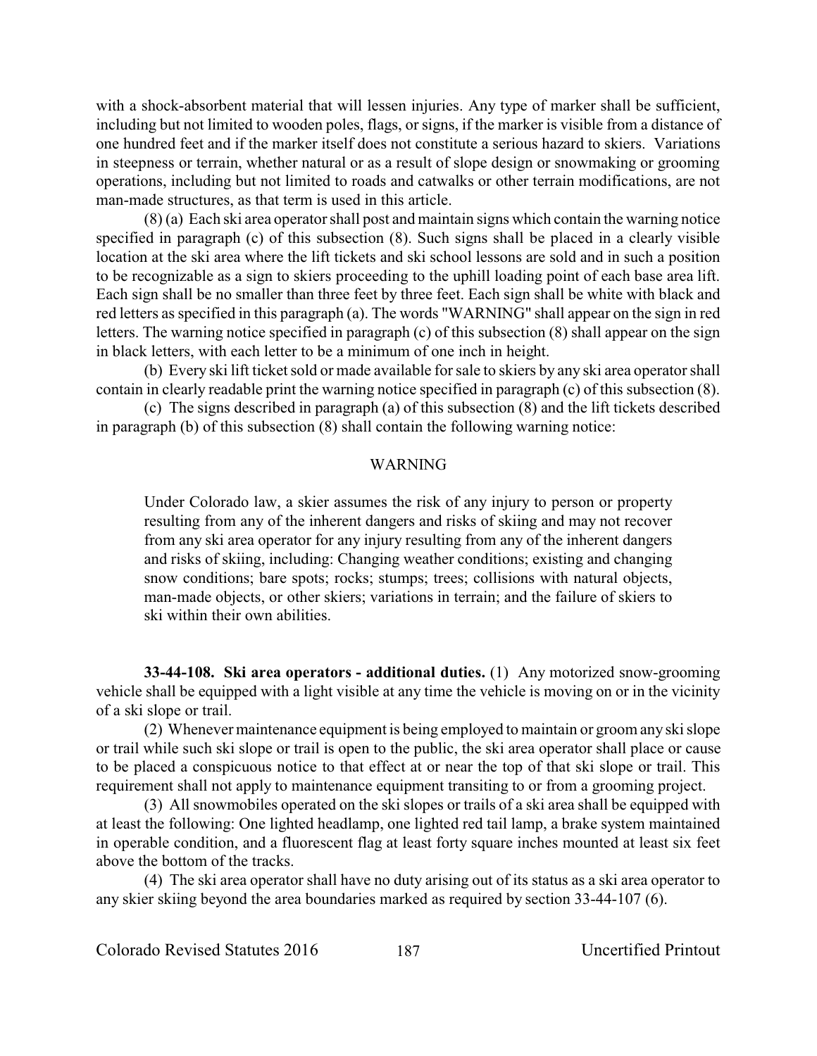with a shock-absorbent material that will lessen injuries. Any type of marker shall be sufficient, including but not limited to wooden poles, flags, or signs, if the marker is visible from a distance of one hundred feet and if the marker itself does not constitute a serious hazard to skiers. Variations in steepness or terrain, whether natural or as a result of slope design or snowmaking or grooming operations, including but not limited to roads and catwalks or other terrain modifications, are not man-made structures, as that term is used in this article.

(8) (a) Each ski area operator shall post and maintain signs which contain the warning notice specified in paragraph (c) of this subsection (8). Such signs shall be placed in a clearly visible location at the ski area where the lift tickets and ski school lessons are sold and in such a position to be recognizable as a sign to skiers proceeding to the uphill loading point of each base area lift. Each sign shall be no smaller than three feet by three feet. Each sign shall be white with black and red letters as specified in this paragraph (a). The words "WARNING" shall appear on the sign in red letters. The warning notice specified in paragraph (c) of this subsection (8) shall appear on the sign in black letters, with each letter to be a minimum of one inch in height.

(b) Every ski lift ticket sold or made available for sale to skiers by any ski area operator shall contain in clearly readable print the warning notice specified in paragraph (c) of this subsection (8).

(c) The signs described in paragraph (a) of this subsection (8) and the lift tickets described in paragraph (b) of this subsection (8) shall contain the following warning notice:

WARNING

> Under Colorado law, a skier assumes the risk of any injury to person or property resulting from any of the inherent dangers and risks of skiing and may not recover from any ski area operator for any injury resulting from any of the inherent dangers and risks of skiing, including: Changing weather conditions; existing and changing snow conditions; bare spots; rocks; stumps; trees; collisions with natural objects, man-made objects, or other skiers; variations in terrain; and the failure of skiers to ski within their own abilities.

**33-44-108. Ski area operators - additional duties.** (1) Any motorized snow-grooming vehicle shall be equipped with a light visible at any time the vehicle is moving on or in the vicinity of a ski slope or trail.

(2) Whenever maintenance equipment is being employed to maintain or groom any ski slope or trail while such ski slope or trail is open to the public, the ski area operator shall place or cause to be placed a conspicuous notice to that effect at or near the top of that ski slope or trail. This requirement shall not apply to maintenance equipment transiting to or from a grooming project.

(3) All snowmobiles operated on the ski slopes or trails of a ski area shall be equipped with at least the following: One lighted headlamp, one lighted red tail lamp, a brake system maintained in operable condition, and a fluorescent flag at least forty square inches mounted at least six feet above the bottom of the tracks.

(4) The ski area operator shall have no duty arising out of its status as a ski area operator to any skier skiing beyond the area boundaries marked as required by section 33-44-107 (6).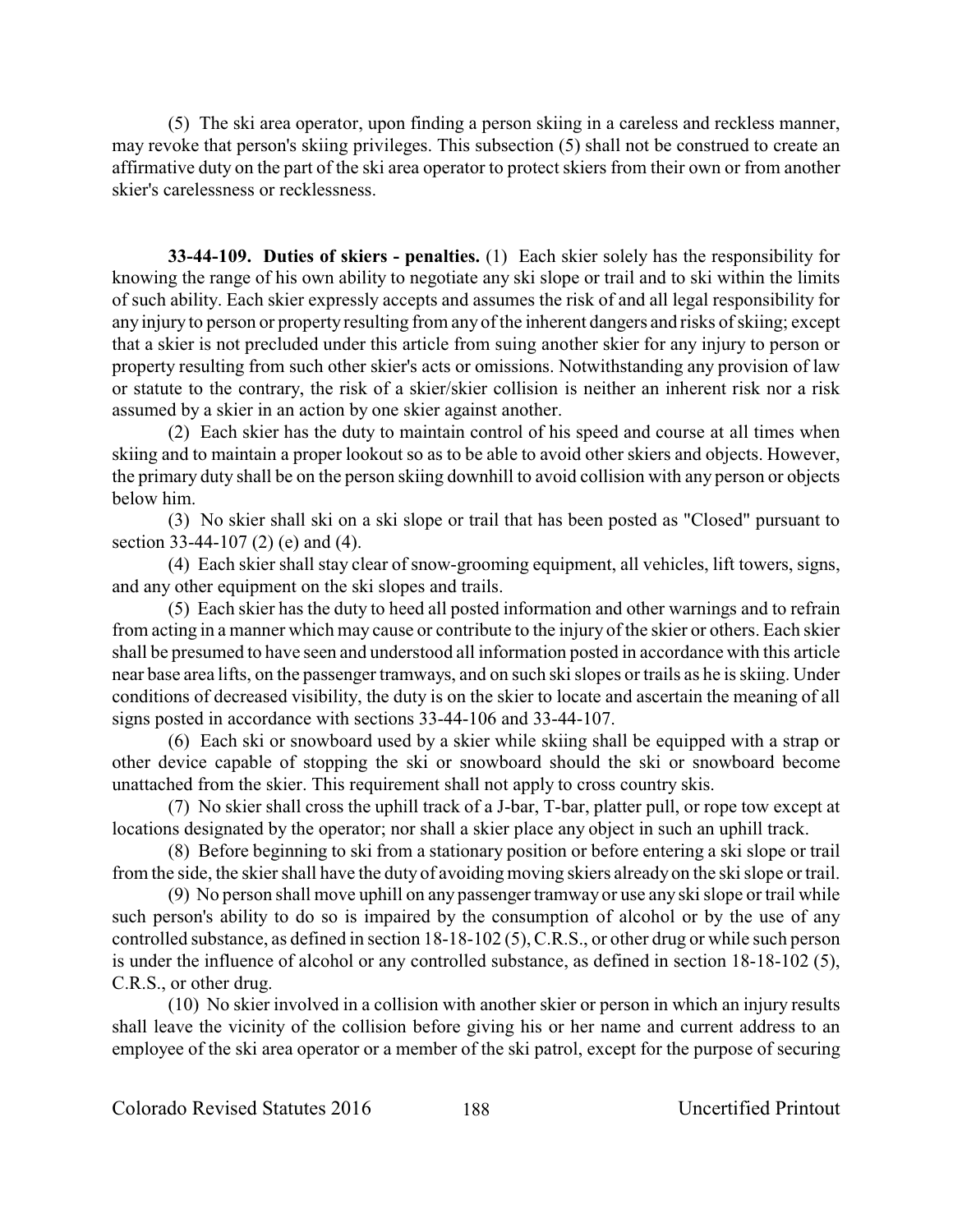(5) The ski area operator, upon finding a person skiing in a careless and reckless manner, may revoke that person's skiing privileges. This subsection (5) shall not be construed to create an affirmative duty on the part of the ski area operator to protect skiers from their own or from another skier's carelessness or recklessness.

**33-44-109. Duties of skiers - penalties.** (1) Each skier solely has the responsibility for knowing the range of his own ability to negotiate any ski slope or trail and to ski within the limits of such ability. Each skier expressly accepts and assumes the risk of and all legal responsibility for any injury to person or property resulting from any of the inherent dangers and risks of skiing; except that a skier is not precluded under this article from suing another skier for any injury to person or property resulting from such other skier's acts or omissions. Notwithstanding any provision of law or statute to the contrary, the risk of a skier/skier collision is neither an inherent risk nor a risk assumed by a skier in an action by one skier against another.

(2) Each skier has the duty to maintain control of his speed and course at all times when skiing and to maintain a proper lookout so as to be able to avoid other skiers and objects. However, the primary duty shall be on the person skiing downhill to avoid collision with any person or objects below him.

(3) No skier shall ski on a ski slope or trail that has been posted as "Closed" pursuant to section 33-44-107 (2) (e) and (4).

(4) Each skier shall stay clear of snow-grooming equipment, all vehicles, lift towers, signs, and any other equipment on the ski slopes and trails.

(5) Each skier has the duty to heed all posted information and other warnings and to refrain from acting in a manner which may cause or contribute to the injury of the skier or others. Each skier shall be presumed to have seen and understood all information posted in accordance with this article near base area lifts, on the passenger tramways, and on such ski slopes or trails as he is skiing. Under conditions of decreased visibility, the duty is on the skier to locate and ascertain the meaning of all signs posted in accordance with sections 33-44-106 and 33-44-107.

(6) Each ski or snowboard used by a skier while skiing shall be equipped with a strap or other device capable of stopping the ski or snowboard should the ski or snowboard become unattached from the skier. This requirement shall not apply to cross country skis.

(7) No skier shall cross the uphill track of a J-bar, T-bar, platter pull, or rope tow except at locations designated by the operator; nor shall a skier place any object in such an uphill track.

(8) Before beginning to ski from a stationary position or before entering a ski slope or trail from the side, the skier shall have the duty of avoiding moving skiers already on the ski slope or trail.

(9) No person shall move uphill on any passenger tramway or use any ski slope or trail while such person's ability to do so is impaired by the consumption of alcohol or by the use of any controlled substance, as defined in section 18-18-102 (5), C.R.S., or other drug or while such person is under the influence of alcohol or any controlled substance, as defined in section 18-18-102 (5), C.R.S., or other drug.

(10) No skier involved in a collision with another skier or person in which an injury results shall leave the vicinity of the collision before giving his or her name and current address to an employee of the ski area operator or a member of the ski patrol, except for the purpose of securing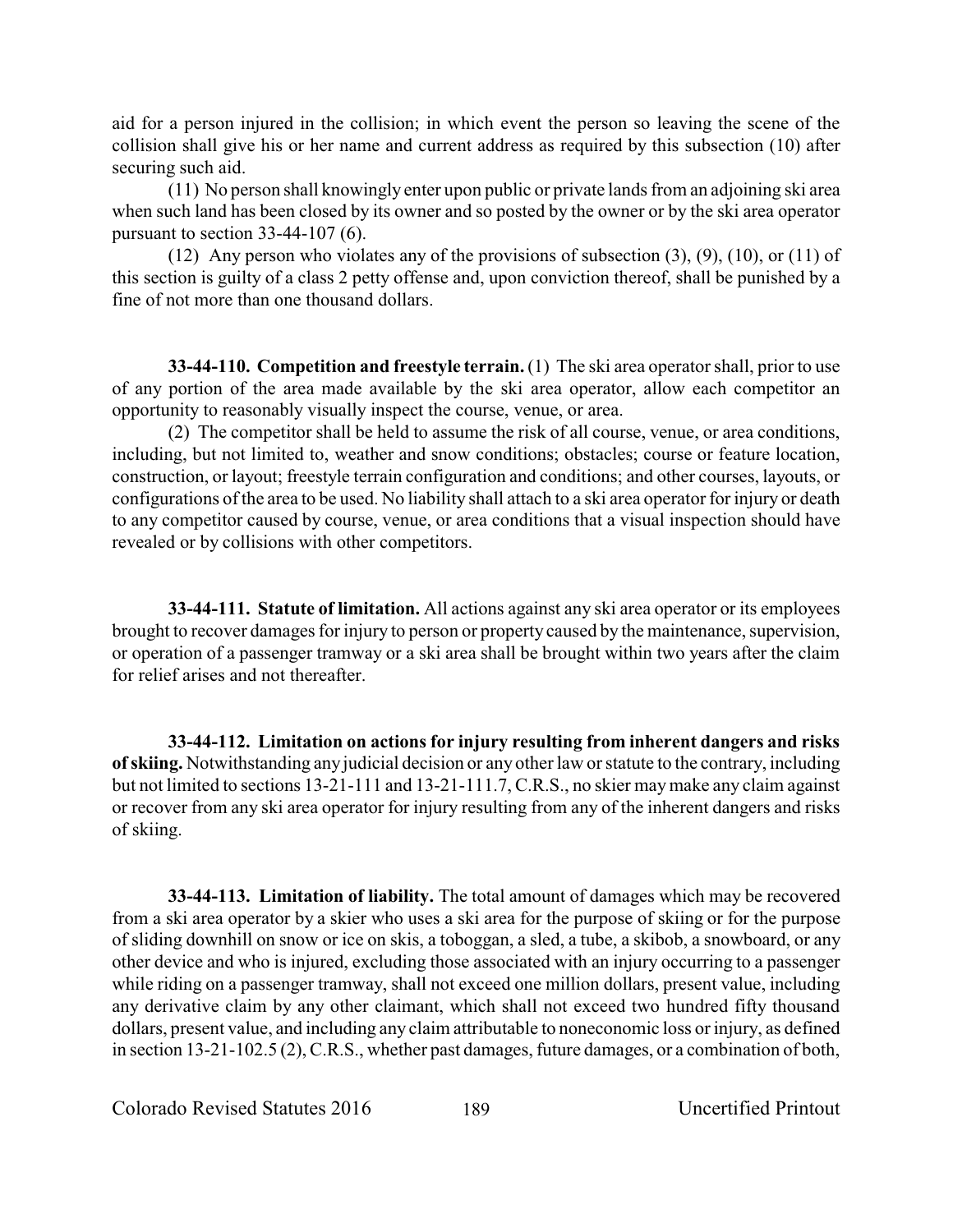aid for a person injured in the collision; in which event the person so leaving the scene of the collision shall give his or her name and current address as required by this subsection (10) after securing such aid.

(11) No person shall knowingly enter upon public or private lands from an adjoining ski area when such land has been closed by its owner and so posted by the owner or by the ski area operator pursuant to section 33-44-107 (6).

(12) Any person who violates any of the provisions of subsection (3), (9), (10), or (11) of this section is guilty of a class 2 petty offense and, upon conviction thereof, shall be punished by a fine of not more than one thousand dollars.

**33-44-110. Competition and freestyle terrain.** (1) The ski area operator shall, prior to use of any portion of the area made available by the ski area operator, allow each competitor an opportunity to reasonably visually inspect the course, venue, or area.

(2) The competitor shall be held to assume the risk of all course, venue, or area conditions, including, but not limited to, weather and snow conditions; obstacles; course or feature location, construction, or layout; freestyle terrain configuration and conditions; and other courses, layouts, or configurations of the area to be used. No liability shall attach to a ski area operator for injury or death to any competitor caused by course, venue, or area conditions that a visual inspection should have revealed or by collisions with other competitors.

**33-44-111. Statute of limitation.** All actions against any ski area operator or its employees brought to recover damages for injury to person or property caused by the maintenance, supervision, or operation of a passenger tramway or a ski area shall be brought within two years after the claim for relief arises and not thereafter.

**33-44-112. Limitation on actions for injury resulting from inherent dangers and risks of skiing.** Notwithstanding any judicial decision or any other law or statute to the contrary, including but not limited to sections 13-21-111 and 13-21-111.7, C.R.S., no skier may make any claim against or recover from any ski area operator for injury resulting from any of the inherent dangers and risks of skiing.

**33-44-113. Limitation of liability.** The total amount of damages which may be recovered from a ski area operator by a skier who uses a ski area for the purpose of skiing or for the purpose of sliding downhill on snow or ice on skis, a toboggan, a sled, a tube, a skibob, a snowboard, or any other device and who is injured, excluding those associated with an injury occurring to a passenger while riding on a passenger tramway, shall not exceed one million dollars, present value, including any derivative claim by any other claimant, which shall not exceed two hundred fifty thousand dollars, present value, and including any claim attributable to noneconomic loss or injury, as defined in section 13-21-102.5 (2), C.R.S., whether past damages, future damages, or a combination of both,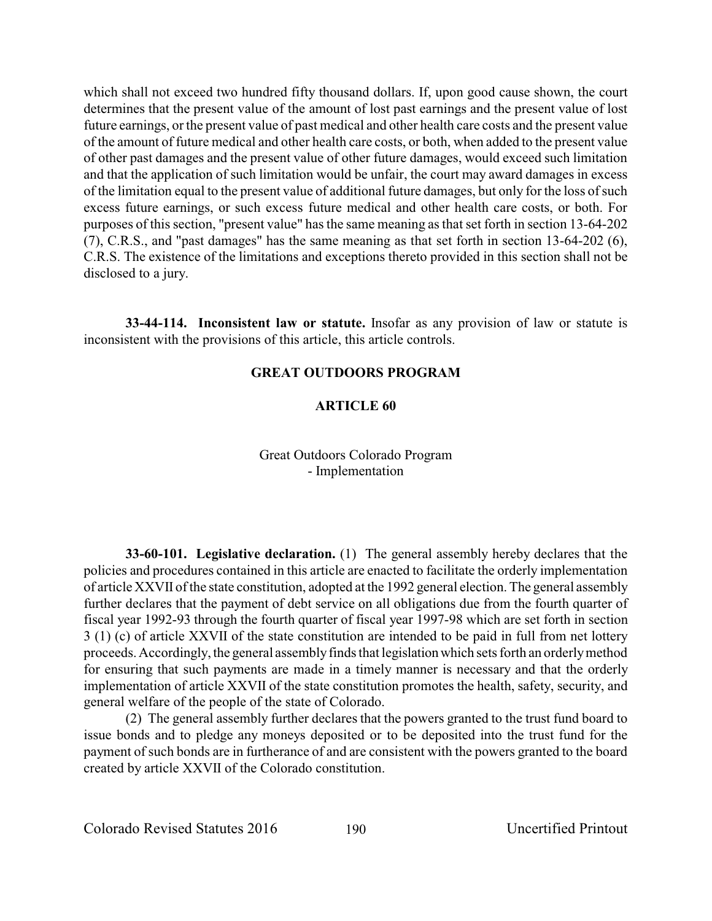which shall not exceed two hundred fifty thousand dollars. If, upon good cause shown, the court determines that the present value of the amount of lost past earnings and the present value of lost future earnings, or the present value of past medical and other health care costs and the present value of the amount of future medical and other health care costs, or both, when added to the present value of other past damages and the present value of other future damages, would exceed such limitation and that the application of such limitation would be unfair, the court may award damages in excess of the limitation equal to the present value of additional future damages, but only for the loss of such excess future earnings, or such excess future medical and other health care costs, or both. For purposes of this section, "present value" has the same meaning as that set forth in section 13-64-202 (7), C.R.S., and "past damages" has the same meaning as that set forth in section 13-64-202 (6), C.R.S. The existence of the limitations and exceptions thereto provided in this section shall not be disclosed to a jury.

**33-44-114. Inconsistent law or statute.** Insofar as any provision of law or statute is inconsistent with the provisions of this article, this article controls.

## GREAT OUTDOORS PROGRAM

## ARTICLE 60

### Great Outdoors Colorado Program - Implementation

**33-60-101. Legislative declaration.** (1) The general assembly hereby declares that the policies and procedures contained in this article are enacted to facilitate the orderly implementation of article XXVII of the state constitution, adopted at the 1992 general election. The general assembly further declares that the payment of debt service on all obligations due from the fourth quarter of fiscal year 1992-93 through the fourth quarter of fiscal year 1997-98 which are set forth in section 3 (1) (c) of article XXVII of the state constitution are intended to be paid in full from net lottery proceeds. Accordingly, the general assembly finds that legislation which sets forth an orderly method for ensuring that such payments are made in a timely manner is necessary and that the orderly implementation of article XXVII of the state constitution promotes the health, safety, security, and general welfare of the people of the state of Colorado.

(2) The general assembly further declares that the powers granted to the trust fund board to issue bonds and to pledge any moneys deposited or to be deposited into the trust fund for the payment of such bonds are in furtherance of and are consistent with the powers granted to the board created by article XXVII of the Colorado constitution.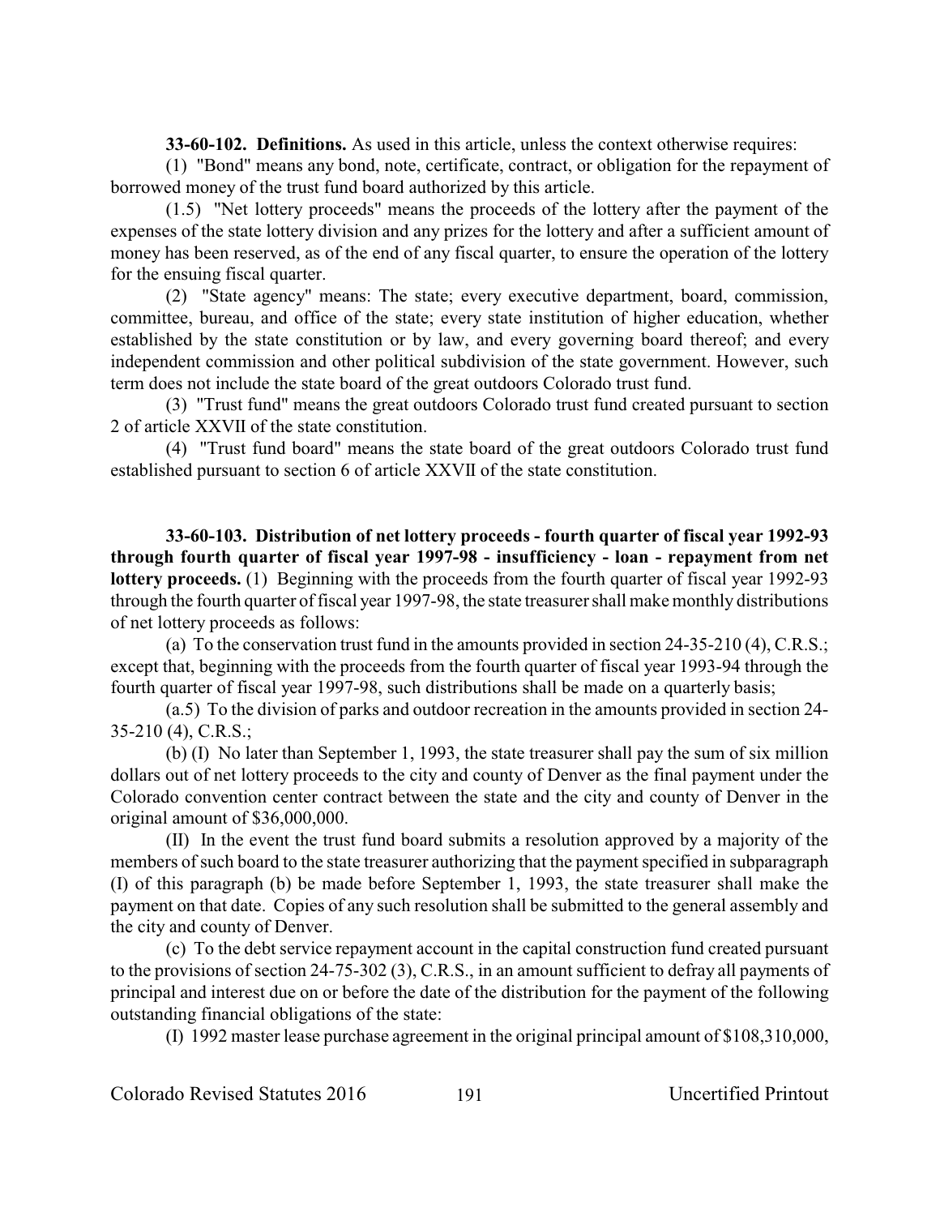**33-60-102. Definitions.** As used in this article, unless the context otherwise requires:

(1) "Bond" means any bond, note, certificate, contract, or obligation for the repayment of borrowed money of the trust fund board authorized by this article.

(1.5) "Net lottery proceeds" means the proceeds of the lottery after the payment of the expenses of the state lottery division and any prizes for the lottery and after a sufficient amount of money has been reserved, as of the end of any fiscal quarter, to ensure the operation of the lottery for the ensuing fiscal quarter.

(2) "State agency" means: The state; every executive department, board, commission, committee, bureau, and office of the state; every state institution of higher education, whether established by the state constitution or by law, and every governing board thereof; and every independent commission and other political subdivision of the state government. However, such term does not include the state board of the great outdoors Colorado trust fund.

(3) "Trust fund" means the great outdoors Colorado trust fund created pursuant to section 2 of article XXVII of the state constitution.

(4) "Trust fund board" means the state board of the great outdoors Colorado trust fund established pursuant to section 6 of article XXVII of the state constitution.

**33-60-103. Distribution of net lottery proceeds - fourth quarter of fiscal year 1992-93 through fourth quarter of fiscal year 1997-98 - insufficiency - loan - repayment from net lottery proceeds.** (1) Beginning with the proceeds from the fourth quarter of fiscal year 1992-93 through the fourth quarter of fiscal year 1997-98, the state treasurer shall make monthly distributions of net lottery proceeds as follows:

(a) To the conservation trust fund in the amounts provided in section 24-35-210 (4), C.R.S.; except that, beginning with the proceeds from the fourth quarter of fiscal year 1993-94 through the fourth quarter of fiscal year 1997-98, such distributions shall be made on a quarterly basis;

(a.5) To the division of parks and outdoor recreation in the amounts provided in section 24-35-210 (4), C.R.S.;

(b) (I) No later than September 1, 1993, the state treasurer shall pay the sum of six million dollars out of net lottery proceeds to the city and county of Denver as the final payment under the Colorado convention center contract between the state and the city and county of Denver in the original amount of $36,000,000.

(II) In the event the trust fund board submits a resolution approved by a majority of the members of such board to the state treasurer authorizing that the payment specified in subparagraph (I) of this paragraph (b) be made before September 1, 1993, the state treasurer shall make the payment on that date. Copies of any such resolution shall be submitted to the general assembly and the city and county of Denver.

(c) To the debt service repayment account in the capital construction fund created pursuant to the provisions of section 24-75-302 (3), C.R.S., in an amount sufficient to defray all payments of principal and interest due on or before the date of the distribution for the payment of the following outstanding financial obligations of the state:

(I) 1992 master lease purchase agreement in the original principal amount of $108,310,000,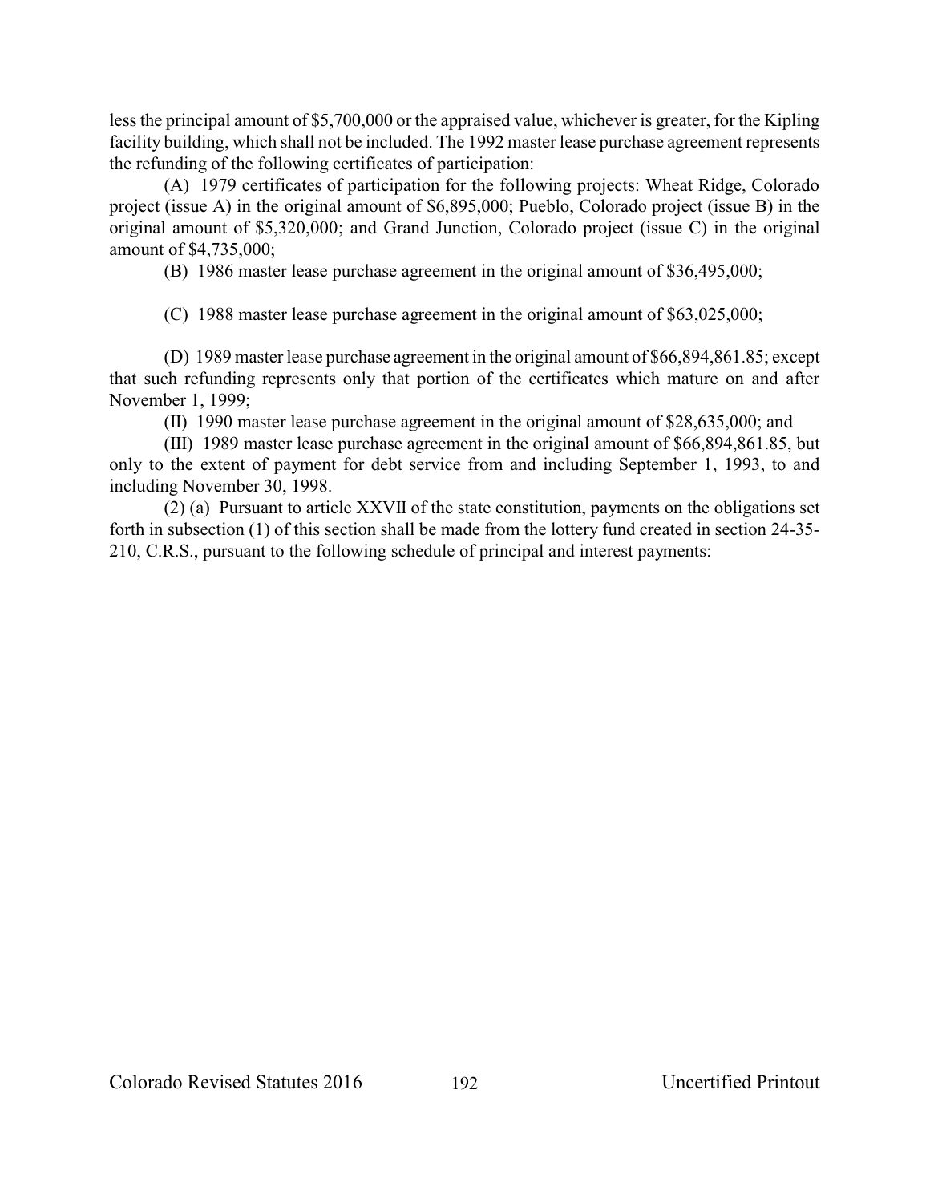less the principal amount of $5,700,000 or the appraised value, whichever is greater, for the Kipling facility building, which shall not be included. The 1992 master lease purchase agreement represents the refunding of the following certificates of participation:

(A) 1979 certificates of participation for the following projects: Wheat Ridge, Colorado project (issue A) in the original amount of $6,895,000; Pueblo, Colorado project (issue B) in the original amount of $5,320,000; and Grand Junction, Colorado project (issue C) in the original amount of $4,735,000;

(B) 1986 master lease purchase agreement in the original amount of $36,495,000;

(C) 1988 master lease purchase agreement in the original amount of $63,025,000;

(D) 1989 master lease purchase agreement in the original amount of $66,894,861.85; except that such refunding represents only that portion of the certificates which mature on and after November 1, 1999;

(II) 1990 master lease purchase agreement in the original amount of $28,635,000; and

(III) 1989 master lease purchase agreement in the original amount of $66,894,861.85, but only to the extent of payment for debt service from and including September 1, 1993, to and including November 30, 1998.

(2) (a) Pursuant to article XXVII of the state constitution, payments on the obligations set forth in subsection (1) of this section shall be made from the lottery fund created in section 24-35-210, C.R.S., pursuant to the following schedule of principal and interest payments: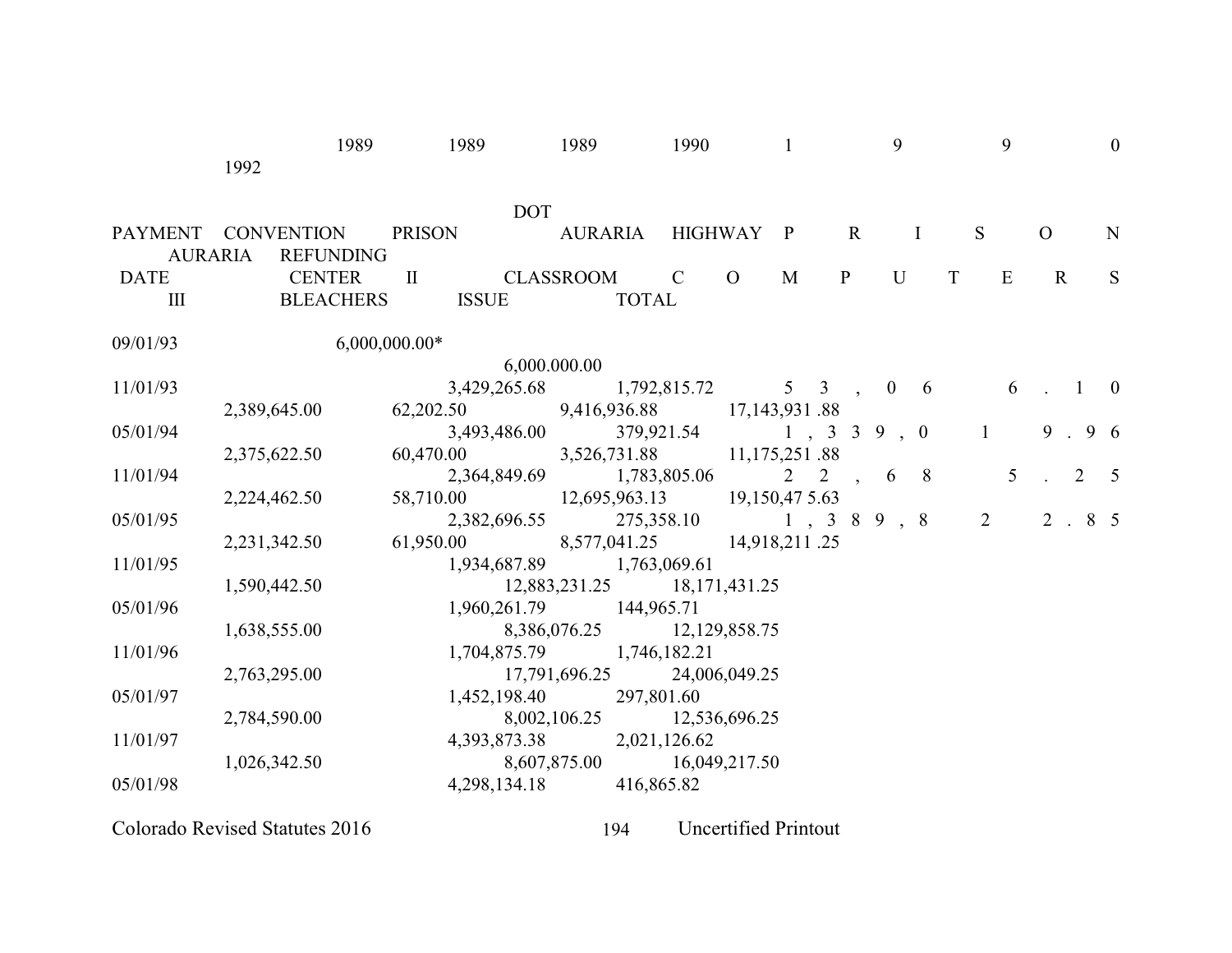| PAYMENT DATE | 1989 CONVENTION CENTER | 1989 PRISON II | 1989 AURARIA CLASSROOM | 1990 DOT HIGHWAY COMPUTERS | 1990 PRISON III | 1990 AURARIA BLEACHERS | 1992 REFUNDING ISSUE | TOTAL |
|---|---|---|---|---|---|---|---|---|
| 09/01/93 | 6,000,000.00* | | | | | | | 6,000.000.00 |
| 11/01/93 | | 3,429,265.68 | 1,792,815.72 | 53,066.10 | 2,389,645.00 | 62,202.50 | 9,416,936.88 | 17,143,931.88 |
| 05/01/94 | | 3,493,486.00 | 379,921.54 | 1,339,019.96 | 2,375,622.50 | 60,470.00 | 3,526,731.88 | 11,175,251.88 |
| 11/01/94 | | 2,364,849.69 | 1,783,805.06 | 22,685.25 | 2,224,462.50 | 58,710.00 | 12,695,963.13 | 19,150,475.63 |
| 05/01/95 | | 2,382,696.55 | 275,358.10 | 1,389,822.85 | 2,231,342.50 | 61,950.00 | 8,577,041.25 | 14,918,211.25 |
| 11/01/95 | | 1,934,687.89 | 1,763,069.61 | | 1,590,442.50 | | 12,883,231.25 | 18,171,431.25 |
| 05/01/96 | | 1,960,261.79 | 144,965.71 | | 1,638,555.00 | | 8,386,076.25 | 12,129,858.75 |
| 11/01/96 | | 1,704,875.79 | 1,746,182.21 | | 2,763,295.00 | | 17,791,696.25 | 24,006,049.25 |
| 05/01/97 | | 1,452,198.40 | 297,801.60 | | 2,784,590.00 | | 8,002,106.25 | 12,536,696.25 |
| 11/01/97 | | 4,393,873.38 | 2,021,126.62 | | 1,026,342.50 | | 8,607,875.00 | 16,049,217.50 |
| 05/01/98 | | 4,298,134.18 | 416,865.82 | | | | | |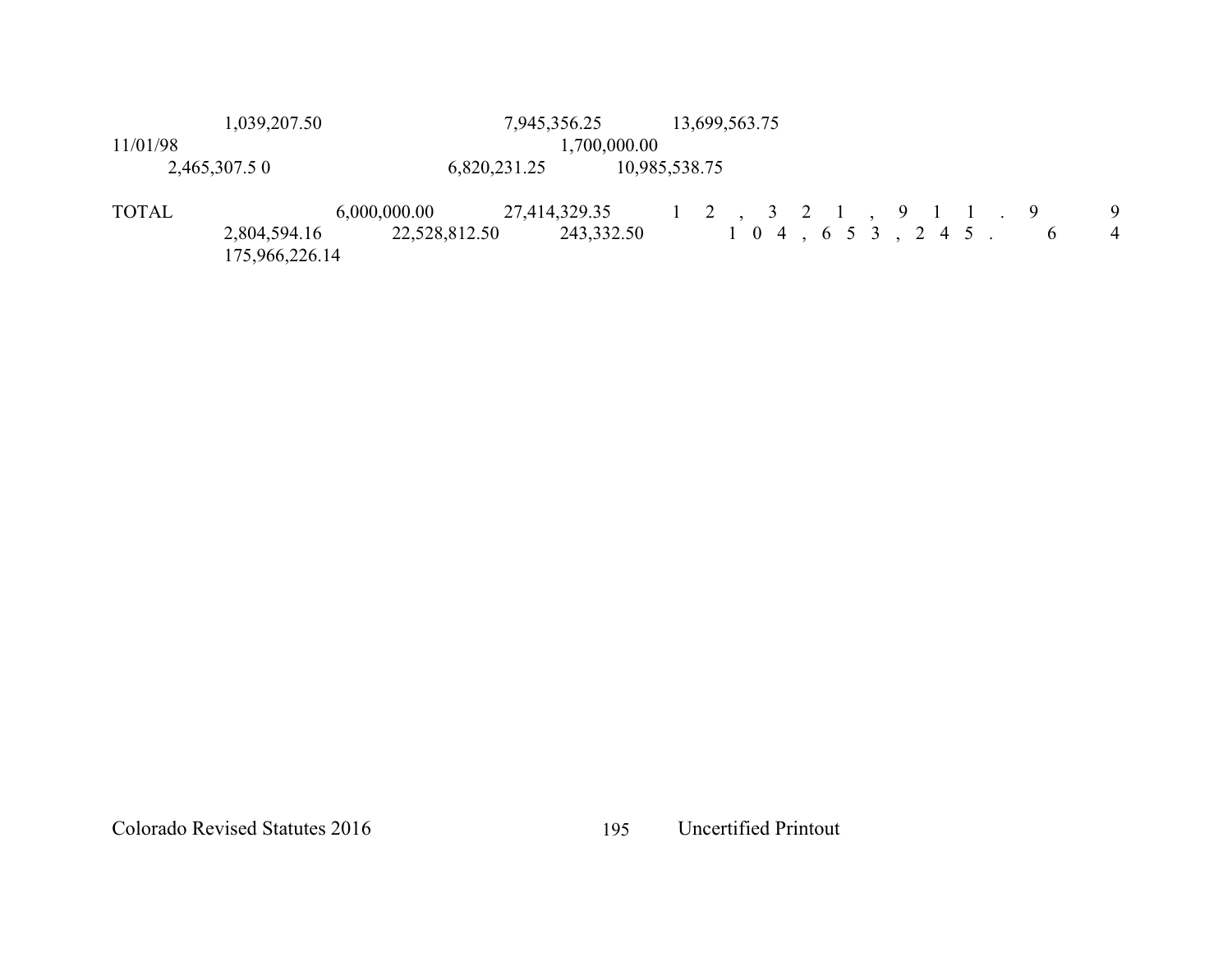1,039,207.50 7,945,356.25 13,699,563.75

11/01/98 1,700,000.00

2,465,307.5 0 6,820,231.25 10,985,538.75

TOTAL 6,000,000.00 27,414,329.35 1 2 , 3 2 1 , 9 1 1 . 9 9
2,804,594.16 22,528,812.50 243,332.50 1 0 4 , 6 5 3 , 2 4 5 . 6 4
175,966,226.14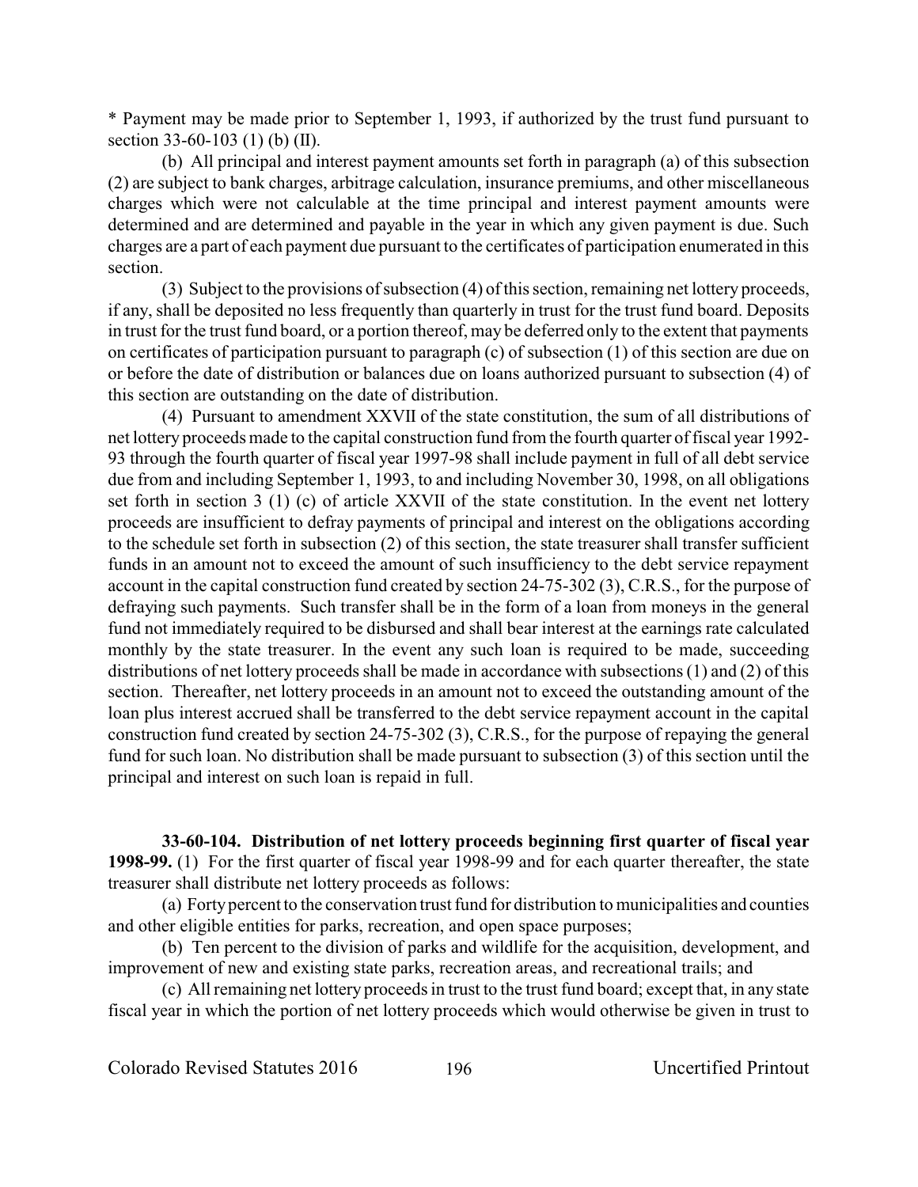* Payment may be made prior to September 1, 1993, if authorized by the trust fund pursuant to section 33-60-103 (1) (b) (II).

(b) All principal and interest payment amounts set forth in paragraph (a) of this subsection (2) are subject to bank charges, arbitrage calculation, insurance premiums, and other miscellaneous charges which were not calculable at the time principal and interest payment amounts were determined and are determined and payable in the year in which any given payment is due. Such charges are a part of each payment due pursuant to the certificates of participation enumerated in this section.

(3) Subject to the provisions of subsection (4) of this section, remaining net lottery proceeds, if any, shall be deposited no less frequently than quarterly in trust for the trust fund board. Deposits in trust for the trust fund board, or a portion thereof, may be deferred only to the extent that payments on certificates of participation pursuant to paragraph (c) of subsection (1) of this section are due on or before the date of distribution or balances due on loans authorized pursuant to subsection (4) of this section are outstanding on the date of distribution.

(4) Pursuant to amendment XXVII of the state constitution, the sum of all distributions of net lottery proceeds made to the capital construction fund from the fourth quarter of fiscal year 1992-93 through the fourth quarter of fiscal year 1997-98 shall include payment in full of all debt service due from and including September 1, 1993, to and including November 30, 1998, on all obligations set forth in section 3 (1) (c) of article XXVII of the state constitution. In the event net lottery proceeds are insufficient to defray payments of principal and interest on the obligations according to the schedule set forth in subsection (2) of this section, the state treasurer shall transfer sufficient funds in an amount not to exceed the amount of such insufficiency to the debt service repayment account in the capital construction fund created by section 24-75-302 (3), C.R.S., for the purpose of defraying such payments. Such transfer shall be in the form of a loan from moneys in the general fund not immediately required to be disbursed and shall bear interest at the earnings rate calculated monthly by the state treasurer. In the event any such loan is required to be made, succeeding distributions of net lottery proceeds shall be made in accordance with subsections (1) and (2) of this section. Thereafter, net lottery proceeds in an amount not to exceed the outstanding amount of the loan plus interest accrued shall be transferred to the debt service repayment account in the capital construction fund created by section 24-75-302 (3), C.R.S., for the purpose of repaying the general fund for such loan. No distribution shall be made pursuant to subsection (3) of this section until the principal and interest on such loan is repaid in full.

**33-60-104. Distribution of net lottery proceeds beginning first quarter of fiscal year 1998-99.** (1) For the first quarter of fiscal year 1998-99 and for each quarter thereafter, the state treasurer shall distribute net lottery proceeds as follows:

(a) Forty percent to the conservation trust fund for distribution to municipalities and counties and other eligible entities for parks, recreation, and open space purposes;

(b) Ten percent to the division of parks and wildlife for the acquisition, development, and improvement of new and existing state parks, recreation areas, and recreational trails; and

(c) All remaining net lottery proceeds in trust to the trust fund board; except that, in any state fiscal year in which the portion of net lottery proceeds which would otherwise be given in trust to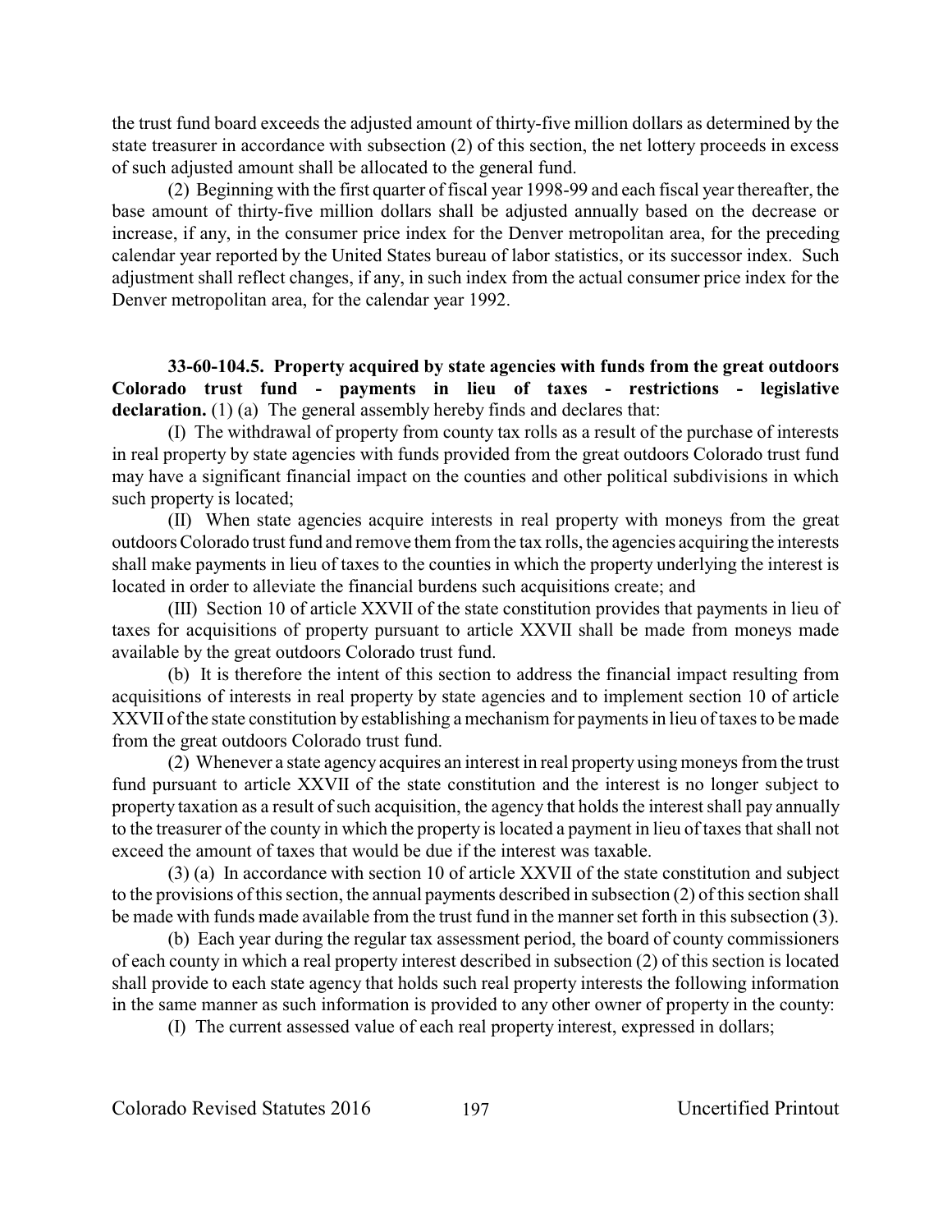the trust fund board exceeds the adjusted amount of thirty-five million dollars as determined by the state treasurer in accordance with subsection (2) of this section, the net lottery proceeds in excess of such adjusted amount shall be allocated to the general fund.

(2) Beginning with the first quarter of fiscal year 1998-99 and each fiscal year thereafter, the base amount of thirty-five million dollars shall be adjusted annually based on the decrease or increase, if any, in the consumer price index for the Denver metropolitan area, for the preceding calendar year reported by the United States bureau of labor statistics, or its successor index. Such adjustment shall reflect changes, if any, in such index from the actual consumer price index for the Denver metropolitan area, for the calendar year 1992.

**33-60-104.5. Property acquired by state agencies with funds from the great outdoors Colorado trust fund - payments in lieu of taxes - restrictions - legislative declaration.** (1) (a) The general assembly hereby finds and declares that:

(I) The withdrawal of property from county tax rolls as a result of the purchase of interests in real property by state agencies with funds provided from the great outdoors Colorado trust fund may have a significant financial impact on the counties and other political subdivisions in which such property is located;

(II) When state agencies acquire interests in real property with moneys from the great outdoors Colorado trust fund and remove them from the tax rolls, the agencies acquiring the interests shall make payments in lieu of taxes to the counties in which the property underlying the interest is located in order to alleviate the financial burdens such acquisitions create; and

(III) Section 10 of article XXVII of the state constitution provides that payments in lieu of taxes for acquisitions of property pursuant to article XXVII shall be made from moneys made available by the great outdoors Colorado trust fund.

(b) It is therefore the intent of this section to address the financial impact resulting from acquisitions of interests in real property by state agencies and to implement section 10 of article XXVII of the state constitution by establishing a mechanism for payments in lieu of taxes to be made from the great outdoors Colorado trust fund.

(2) Whenever a state agency acquires an interest in real property using moneys from the trust fund pursuant to article XXVII of the state constitution and the interest is no longer subject to property taxation as a result of such acquisition, the agency that holds the interest shall pay annually to the treasurer of the county in which the property is located a payment in lieu of taxes that shall not exceed the amount of taxes that would be due if the interest was taxable.

(3) (a) In accordance with section 10 of article XXVII of the state constitution and subject to the provisions of this section, the annual payments described in subsection (2) of this section shall be made with funds made available from the trust fund in the manner set forth in this subsection (3).

(b) Each year during the regular tax assessment period, the board of county commissioners of each county in which a real property interest described in subsection (2) of this section is located shall provide to each state agency that holds such real property interests the following information in the same manner as such information is provided to any other owner of property in the county:

(I) The current assessed value of each real property interest, expressed in dollars;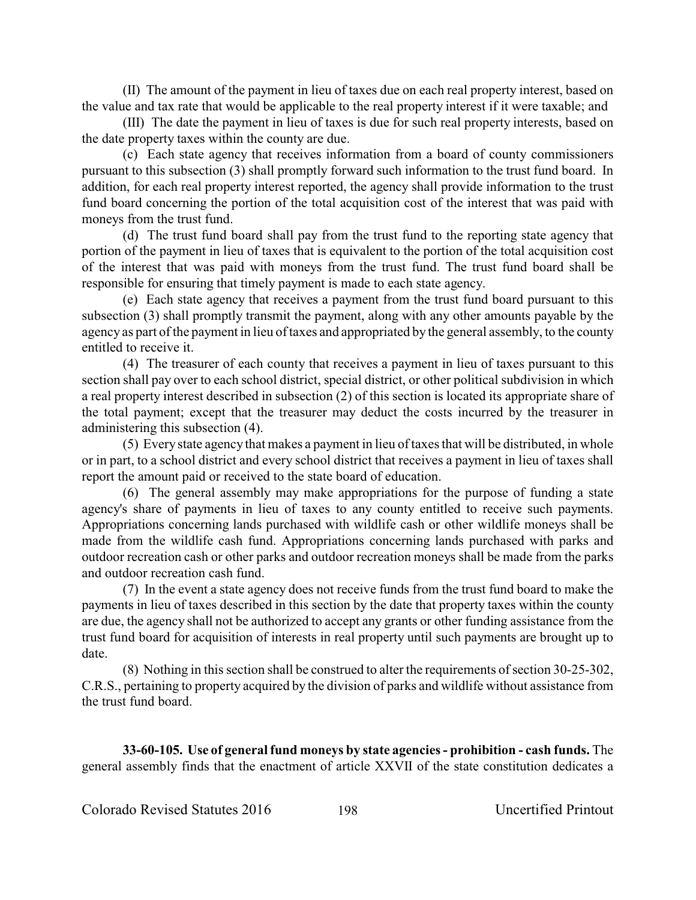(II) The amount of the payment in lieu of taxes due on each real property interest, based on the value and tax rate that would be applicable to the real property interest if it were taxable; and

(III) The date the payment in lieu of taxes is due for such real property interests, based on the date property taxes within the county are due.

(c) Each state agency that receives information from a board of county commissioners pursuant to this subsection (3) shall promptly forward such information to the trust fund board. In addition, for each real property interest reported, the agency shall provide information to the trust fund board concerning the portion of the total acquisition cost of the interest that was paid with moneys from the trust fund.

(d) The trust fund board shall pay from the trust fund to the reporting state agency that portion of the payment in lieu of taxes that is equivalent to the portion of the total acquisition cost of the interest that was paid with moneys from the trust fund. The trust fund board shall be responsible for ensuring that timely payment is made to each state agency.

(e) Each state agency that receives a payment from the trust fund board pursuant to this subsection (3) shall promptly transmit the payment, along with any other amounts payable by the agency as part of the payment in lieu of taxes and appropriated by the general assembly, to the county entitled to receive it.

(4) The treasurer of each county that receives a payment in lieu of taxes pursuant to this section shall pay over to each school district, special district, or other political subdivision in which a real property interest described in subsection (2) of this section is located its appropriate share of the total payment; except that the treasurer may deduct the costs incurred by the treasurer in administering this subsection (4).

(5) Every state agency that makes a payment in lieu of taxes that will be distributed, in whole or in part, to a school district and every school district that receives a payment in lieu of taxes shall report the amount paid or received to the state board of education.

(6) The general assembly may make appropriations for the purpose of funding a state agency's share of payments in lieu of taxes to any county entitled to receive such payments. Appropriations concerning lands purchased with wildlife cash or other wildlife moneys shall be made from the wildlife cash fund. Appropriations concerning lands purchased with parks and outdoor recreation cash or other parks and outdoor recreation moneys shall be made from the parks and outdoor recreation cash fund.

(7) In the event a state agency does not receive funds from the trust fund board to make the payments in lieu of taxes described in this section by the date that property taxes within the county are due, the agency shall not be authorized to accept any grants or other funding assistance from the trust fund board for acquisition of interests in real property until such payments are brought up to date.

(8) Nothing in this section shall be construed to alter the requirements of section 30-25-302, C.R.S., pertaining to property acquired by the division of parks and wildlife without assistance from the trust fund board.

**33-60-105. Use of general fund moneys by state agencies - prohibition - cash funds.** The general assembly finds that the enactment of article XXVII of the state constitution dedicates a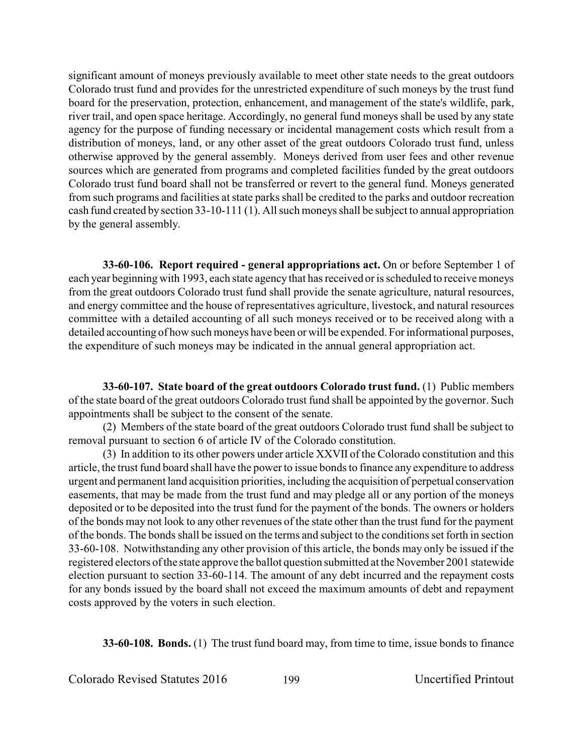significant amount of moneys previously available to meet other state needs to the great outdoors Colorado trust fund and provides for the unrestricted expenditure of such moneys by the trust fund board for the preservation, protection, enhancement, and management of the state's wildlife, park, river trail, and open space heritage. Accordingly, no general fund moneys shall be used by any state agency for the purpose of funding necessary or incidental management costs which result from a distribution of moneys, land, or any other asset of the great outdoors Colorado trust fund, unless otherwise approved by the general assembly. Moneys derived from user fees and other revenue sources which are generated from programs and completed facilities funded by the great outdoors Colorado trust fund board shall not be transferred or revert to the general fund. Moneys generated from such programs and facilities at state parks shall be credited to the parks and outdoor recreation cash fund created by section 33-10-111 (1). All such moneys shall be subject to annual appropriation by the general assembly.

**33-60-106. Report required - general appropriations act.** On or before September 1 of each year beginning with 1993, each state agency that has received or is scheduled to receive moneys from the great outdoors Colorado trust fund shall provide the senate agriculture, natural resources, and energy committee and the house of representatives agriculture, livestock, and natural resources committee with a detailed accounting of all such moneys received or to be received along with a detailed accounting of how such moneys have been or will be expended. For informational purposes, the expenditure of such moneys may be indicated in the annual general appropriation act.

**33-60-107. State board of the great outdoors Colorado trust fund.** (1) Public members of the state board of the great outdoors Colorado trust fund shall be appointed by the governor. Such appointments shall be subject to the consent of the senate.

(2) Members of the state board of the great outdoors Colorado trust fund shall be subject to removal pursuant to section 6 of article IV of the Colorado constitution.

(3) In addition to its other powers under article XXVII of the Colorado constitution and this article, the trust fund board shall have the power to issue bonds to finance any expenditure to address urgent and permanent land acquisition priorities, including the acquisition of perpetual conservation easements, that may be made from the trust fund and may pledge all or any portion of the moneys deposited or to be deposited into the trust fund for the payment of the bonds. The owners or holders of the bonds may not look to any other revenues of the state other than the trust fund for the payment of the bonds. The bonds shall be issued on the terms and subject to the conditions set forth in section 33-60-108. Notwithstanding any other provision of this article, the bonds may only be issued if the registered electors of the state approve the ballot question submitted at the November 2001 statewide election pursuant to section 33-60-114. The amount of any debt incurred and the repayment costs for any bonds issued by the board shall not exceed the maximum amounts of debt and repayment costs approved by the voters in such election.

**33-60-108. Bonds.** (1) The trust fund board may, from time to time, issue bonds to finance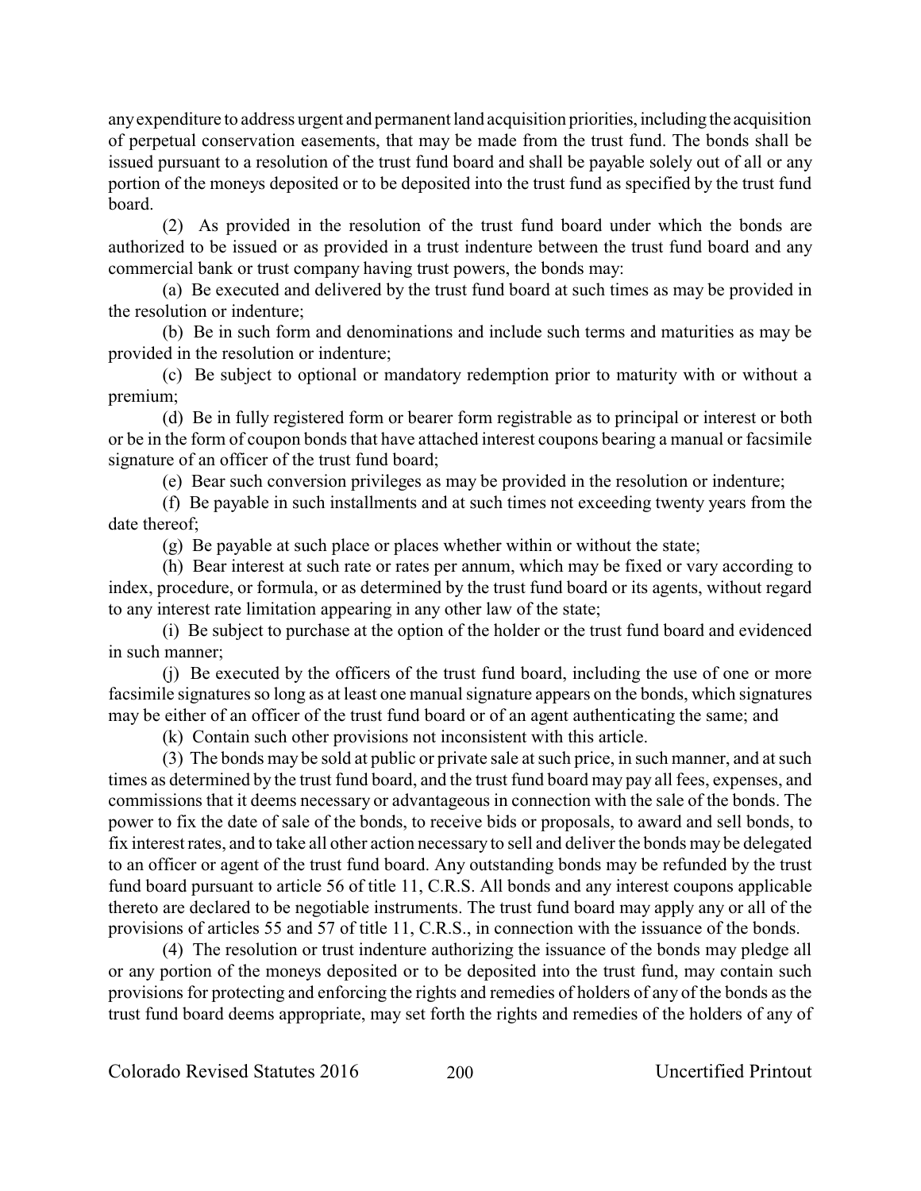any expenditure to address urgent and permanent land acquisition priorities, including the acquisition of perpetual conservation easements, that may be made from the trust fund. The bonds shall be issued pursuant to a resolution of the trust fund board and shall be payable solely out of all or any portion of the moneys deposited or to be deposited into the trust fund as specified by the trust fund board.

(2) As provided in the resolution of the trust fund board under which the bonds are authorized to be issued or as provided in a trust indenture between the trust fund board and any commercial bank or trust company having trust powers, the bonds may:

(a) Be executed and delivered by the trust fund board at such times as may be provided in the resolution or indenture;

(b) Be in such form and denominations and include such terms and maturities as may be provided in the resolution or indenture;

(c) Be subject to optional or mandatory redemption prior to maturity with or without a premium;

(d) Be in fully registered form or bearer form registrable as to principal or interest or both or be in the form of coupon bonds that have attached interest coupons bearing a manual or facsimile signature of an officer of the trust fund board;

(e) Bear such conversion privileges as may be provided in the resolution or indenture;

(f) Be payable in such installments and at such times not exceeding twenty years from the date thereof;

(g) Be payable at such place or places whether within or without the state;

(h) Bear interest at such rate or rates per annum, which may be fixed or vary according to index, procedure, or formula, or as determined by the trust fund board or its agents, without regard to any interest rate limitation appearing in any other law of the state;

(i) Be subject to purchase at the option of the holder or the trust fund board and evidenced in such manner;

(j) Be executed by the officers of the trust fund board, including the use of one or more facsimile signatures so long as at least one manual signature appears on the bonds, which signatures may be either of an officer of the trust fund board or of an agent authenticating the same; and

(k) Contain such other provisions not inconsistent with this article.

(3) The bonds may be sold at public or private sale at such price, in such manner, and at such times as determined by the trust fund board, and the trust fund board may pay all fees, expenses, and commissions that it deems necessary or advantageous in connection with the sale of the bonds. The power to fix the date of sale of the bonds, to receive bids or proposals, to award and sell bonds, to fix interest rates, and to take all other action necessary to sell and deliver the bonds may be delegated to an officer or agent of the trust fund board. Any outstanding bonds may be refunded by the trust fund board pursuant to article 56 of title 11, C.R.S. All bonds and any interest coupons applicable thereto are declared to be negotiable instruments. The trust fund board may apply any or all of the provisions of articles 55 and 57 of title 11, C.R.S., in connection with the issuance of the bonds.

(4) The resolution or trust indenture authorizing the issuance of the bonds may pledge all or any portion of the moneys deposited or to be deposited into the trust fund, may contain such provisions for protecting and enforcing the rights and remedies of holders of any of the bonds as the trust fund board deems appropriate, may set forth the rights and remedies of the holders of any of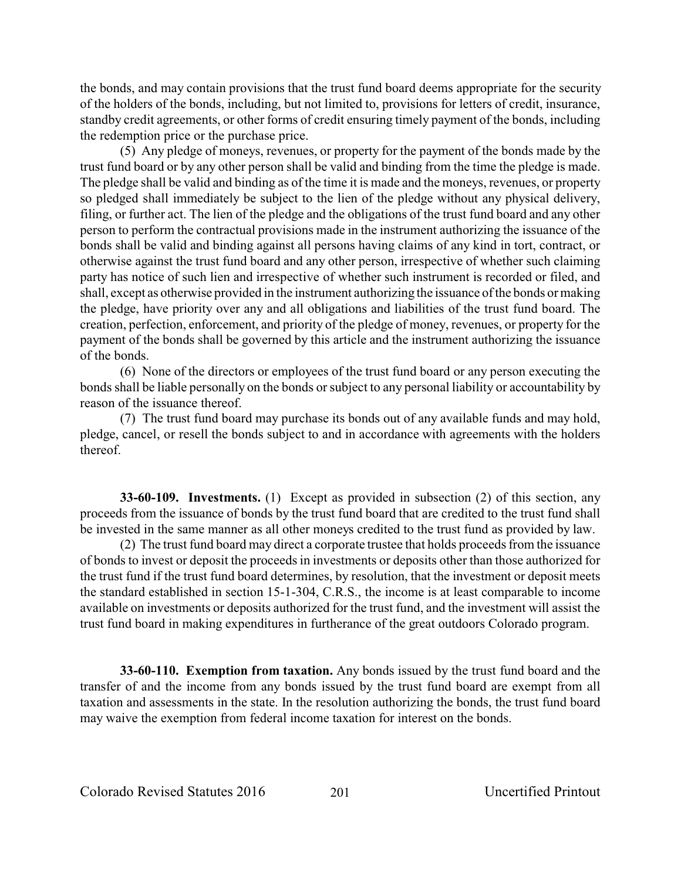the bonds, and may contain provisions that the trust fund board deems appropriate for the security of the holders of the bonds, including, but not limited to, provisions for letters of credit, insurance, standby credit agreements, or other forms of credit ensuring timely payment of the bonds, including the redemption price or the purchase price.

(5) Any pledge of moneys, revenues, or property for the payment of the bonds made by the trust fund board or by any other person shall be valid and binding from the time the pledge is made. The pledge shall be valid and binding as of the time it is made and the moneys, revenues, or property so pledged shall immediately be subject to the lien of the pledge without any physical delivery, filing, or further act. The lien of the pledge and the obligations of the trust fund board and any other person to perform the contractual provisions made in the instrument authorizing the issuance of the bonds shall be valid and binding against all persons having claims of any kind in tort, contract, or otherwise against the trust fund board and any other person, irrespective of whether such claiming party has notice of such lien and irrespective of whether such instrument is recorded or filed, and shall, except as otherwise provided in the instrument authorizing the issuance of the bonds or making the pledge, have priority over any and all obligations and liabilities of the trust fund board. The creation, perfection, enforcement, and priority of the pledge of money, revenues, or property for the payment of the bonds shall be governed by this article and the instrument authorizing the issuance of the bonds.

(6) None of the directors or employees of the trust fund board or any person executing the bonds shall be liable personally on the bonds or subject to any personal liability or accountability by reason of the issuance thereof.

(7) The trust fund board may purchase its bonds out of any available funds and may hold, pledge, cancel, or resell the bonds subject to and in accordance with agreements with the holders thereof.

**33-60-109. Investments.** (1) Except as provided in subsection (2) of this section, any proceeds from the issuance of bonds by the trust fund board that are credited to the trust fund shall be invested in the same manner as all other moneys credited to the trust fund as provided by law.

(2) The trust fund board may direct a corporate trustee that holds proceeds from the issuance of bonds to invest or deposit the proceeds in investments or deposits other than those authorized for the trust fund if the trust fund board determines, by resolution, that the investment or deposit meets the standard established in section 15-1-304, C.R.S., the income is at least comparable to income available on investments or deposits authorized for the trust fund, and the investment will assist the trust fund board in making expenditures in furtherance of the great outdoors Colorado program.

**33-60-110. Exemption from taxation.** Any bonds issued by the trust fund board and the transfer of and the income from any bonds issued by the trust fund board are exempt from all taxation and assessments in the state. In the resolution authorizing the bonds, the trust fund board may waive the exemption from federal income taxation for interest on the bonds.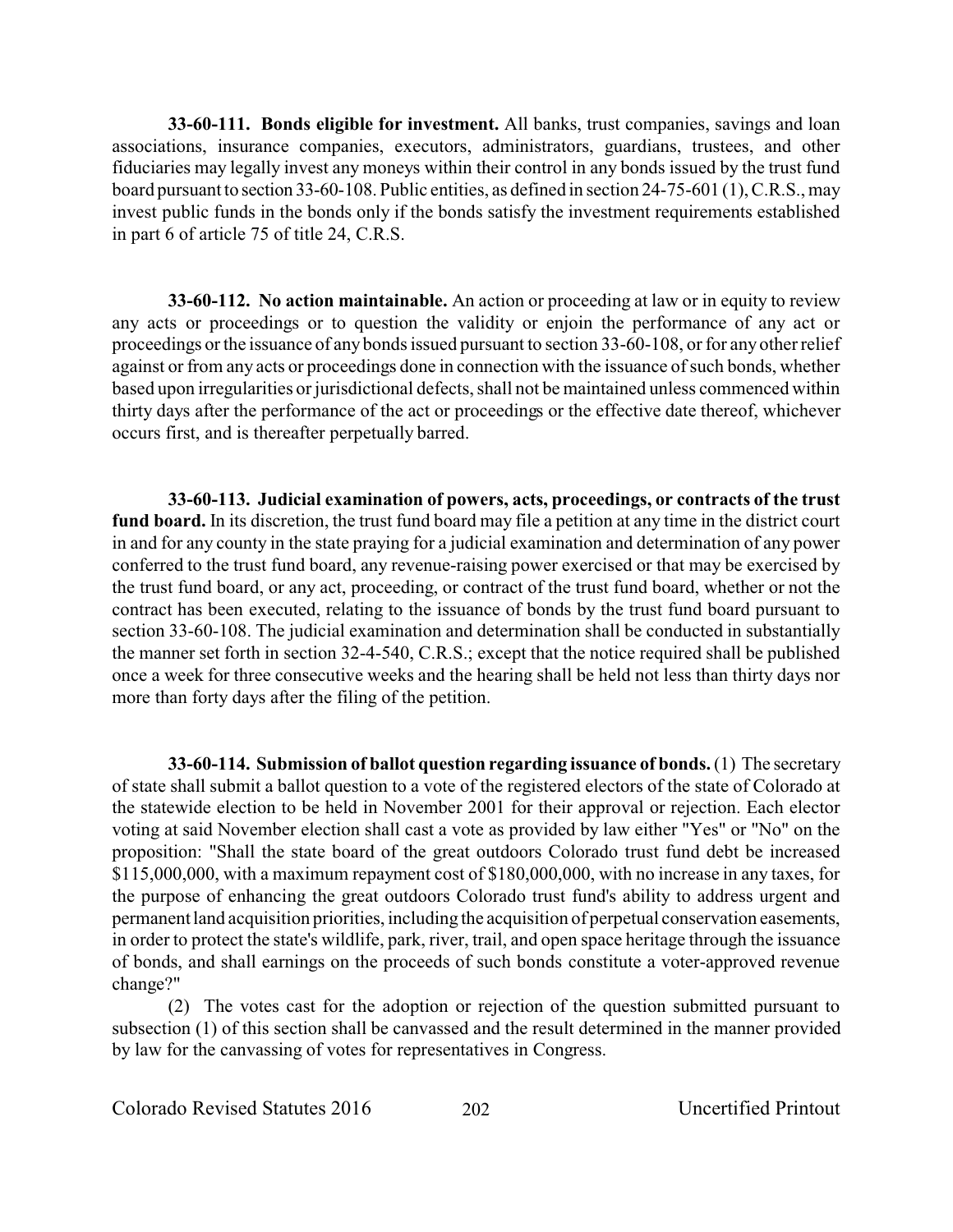**33-60-111. Bonds eligible for investment.** All banks, trust companies, savings and loan associations, insurance companies, executors, administrators, guardians, trustees, and other fiduciaries may legally invest any moneys within their control in any bonds issued by the trust fund board pursuant to section 33-60-108. Public entities, as defined in section 24-75-601 (1), C.R.S., may invest public funds in the bonds only if the bonds satisfy the investment requirements established in part 6 of article 75 of title 24, C.R.S.

**33-60-112. No action maintainable.** An action or proceeding at law or in equity to review any acts or proceedings or to question the validity or enjoin the performance of any act or proceedings or the issuance of any bonds issued pursuant to section 33-60-108, or for any other relief against or from any acts or proceedings done in connection with the issuance of such bonds, whether based upon irregularities or jurisdictional defects, shall not be maintained unless commenced within thirty days after the performance of the act or proceedings or the effective date thereof, whichever occurs first, and is thereafter perpetually barred.

**33-60-113. Judicial examination of powers, acts, proceedings, or contracts of the trust fund board.** In its discretion, the trust fund board may file a petition at any time in the district court in and for any county in the state praying for a judicial examination and determination of any power conferred to the trust fund board, any revenue-raising power exercised or that may be exercised by the trust fund board, or any act, proceeding, or contract of the trust fund board, whether or not the contract has been executed, relating to the issuance of bonds by the trust fund board pursuant to section 33-60-108. The judicial examination and determination shall be conducted in substantially the manner set forth in section 32-4-540, C.R.S.; except that the notice required shall be published once a week for three consecutive weeks and the hearing shall be held not less than thirty days nor more than forty days after the filing of the petition.

**33-60-114. Submission of ballot question regarding issuance of bonds.** (1) The secretary of state shall submit a ballot question to a vote of the registered electors of the state of Colorado at the statewide election to be held in November 2001 for their approval or rejection. Each elector voting at said November election shall cast a vote as provided by law either "Yes" or "No" on the proposition: "Shall the state board of the great outdoors Colorado trust fund debt be increased $115,000,000, with a maximum repayment cost of $180,000,000, with no increase in any taxes, for the purpose of enhancing the great outdoors Colorado trust fund's ability to address urgent and permanent land acquisition priorities, including the acquisition of perpetual conservation easements, in order to protect the state's wildlife, park, river, trail, and open space heritage through the issuance of bonds, and shall earnings on the proceeds of such bonds constitute a voter-approved revenue change?"

(2) The votes cast for the adoption or rejection of the question submitted pursuant to subsection (1) of this section shall be canvassed and the result determined in the manner provided by law for the canvassing of votes for representatives in Congress.